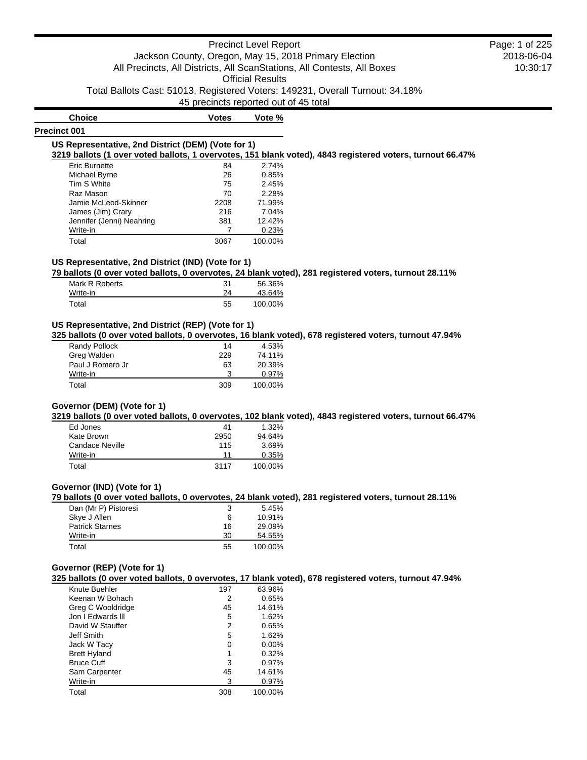# Precinct Level Report

Jackson County, Oregon, May 15, 2018 Primary Election

All Precincts, All Districts, All ScanStations, All Contests, All Boxes

Official Results

Total Ballots Cast: 51013, Registered Voters: 149231, Overall Turnout: 34.18%

45 precincts reported out of 45 total

## Precinct 001

### US Representative, 2nd District (DEM) (Vote for 1)

**3219 ballots (1 over voted ballots, 1 overvotes, 151 blank voted), 4843 registered voters, turnout 66.47%**

| Choice | Votes | Vote % |
|---|---|---|
| Eric Burnette | 84 | 2.74% |
| Michael Byrne | 26 | 0.85% |
| Tim S White | 75 | 2.45% |
| Raz Mason | 70 | 2.28% |
| Jamie McLeod-Skinner | 2208 | 71.99% |
| James (Jim) Crary | 216 | 7.04% |
| Jennifer (Jenni) Neahring | 381 | 12.42% |
| Write-in | 7 | 0.23% |
| Total | 3067 | 100.00% |

### US Representative, 2nd District (IND) (Vote for 1)

**79 ballots (0 over voted ballots, 0 overvotes, 24 blank voted), 281 registered voters, turnout 28.11%**

| Choice | Votes | Vote % |
|---|---|---|
| Mark R Roberts | 31 | 56.36% |
| Write-in | 24 | 43.64% |
| Total | 55 | 100.00% |

### US Representative, 2nd District (REP) (Vote for 1)

**325 ballots (0 over voted ballots, 0 overvotes, 16 blank voted), 678 registered voters, turnout 47.94%**

| Choice | Votes | Vote % |
|---|---|---|
| Randy Pollock | 14 | 4.53% |
| Greg Walden | 229 | 74.11% |
| Paul J Romero Jr | 63 | 20.39% |
| Write-in | 3 | 0.97% |
| Total | 309 | 100.00% |

### Governor (DEM) (Vote for 1)

**3219 ballots (0 over voted ballots, 0 overvotes, 102 blank voted), 4843 registered voters, turnout 66.47%**

| Choice | Votes | Vote % |
|---|---|---|
| Ed Jones | 41 | 1.32% |
| Kate Brown | 2950 | 94.64% |
| Candace Neville | 115 | 3.69% |
| Write-in | 11 | 0.35% |
| Total | 3117 | 100.00% |

### Governor (IND) (Vote for 1)

**79 ballots (0 over voted ballots, 0 overvotes, 24 blank voted), 281 registered voters, turnout 28.11%**

| Choice | Votes | Vote % |
|---|---|---|
| Dan (Mr P) Pistoresi | 3 | 5.45% |
| Skye J Allen | 6 | 10.91% |
| Patrick Starnes | 16 | 29.09% |
| Write-in | 30 | 54.55% |
| Total | 55 | 100.00% |

### Governor (REP) (Vote for 1)

**325 ballots (0 over voted ballots, 0 overvotes, 17 blank voted), 678 registered voters, turnout 47.94%**

| Choice | Votes | Vote % |
|---|---|---|
| Knute Buehler | 197 | 63.96% |
| Keenan W Bohach | 2 | 0.65% |
| Greg C Wooldridge | 45 | 14.61% |
| Jon I Edwards lll | 5 | 1.62% |
| David W Stauffer | 2 | 0.65% |
| Jeff Smith | 5 | 1.62% |
| Jack W Tacy | 0 | 0.00% |
| Brett Hyland | 1 | 0.32% |
| Bruce Cuff | 3 | 0.97% |
| Sam Carpenter | 45 | 14.61% |
| Write-in | 3 | 0.97% |
| Total | 308 | 100.00% |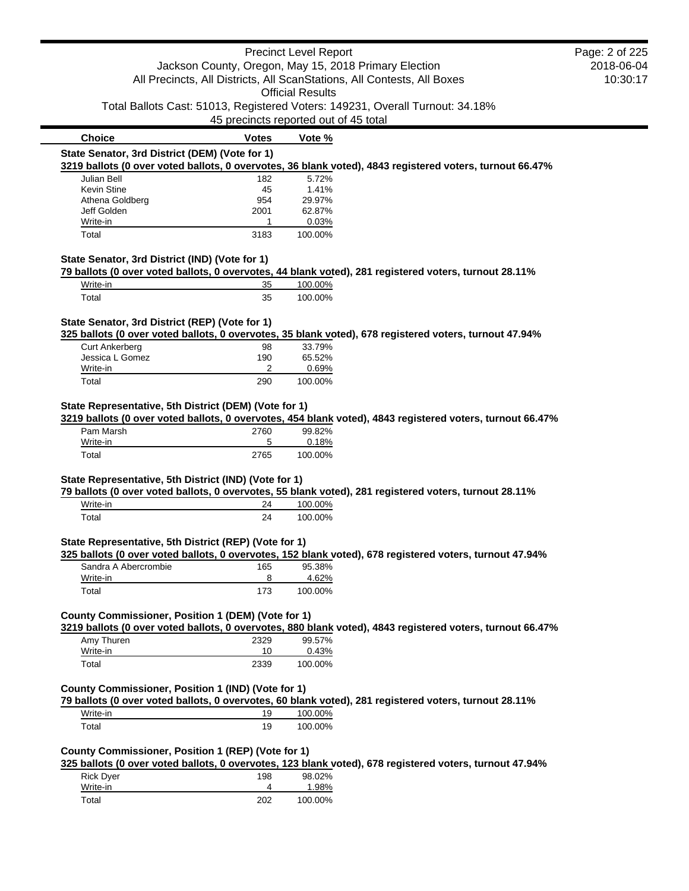| Choice | Votes | Vote % |
|---|---|---|

**State Senator, 3rd District (DEM) (Vote for 1)**

**3219 ballots (0 over voted ballots, 0 overvotes, 36 blank voted), 4843 registered voters, turnout 66.47%**

| Choice | Votes | Vote % |
|---|---|---|
| Julian Bell | 182 | 5.72% |
| Kevin Stine | 45 | 1.41% |
| Athena Goldberg | 954 | 29.97% |
| Jeff Golden | 2001 | 62.87% |
| Write-in | 1 | 0.03% |
| Total | 3183 | 100.00% |

**State Senator, 3rd District (IND) (Vote for 1)**

**79 ballots (0 over voted ballots, 0 overvotes, 44 blank voted), 281 registered voters, turnout 28.11%**

| Choice | Votes | Vote % |
|---|---|---|
| Write-in | 35 | 100.00% |
| Total | 35 | 100.00% |

**State Senator, 3rd District (REP) (Vote for 1)**

**325 ballots (0 over voted ballots, 0 overvotes, 35 blank voted), 678 registered voters, turnout 47.94%**

| Choice | Votes | Vote % |
|---|---|---|
| Curt Ankerberg | 98 | 33.79% |
| Jessica L Gomez | 190 | 65.52% |
| Write-in | 2 | 0.69% |
| Total | 290 | 100.00% |

**State Representative, 5th District (DEM) (Vote for 1)**

**3219 ballots (0 over voted ballots, 0 overvotes, 454 blank voted), 4843 registered voters, turnout 66.47%**

| Choice | Votes | Vote % |
|---|---|---|
| Pam Marsh | 2760 | 99.82% |
| Write-in | 5 | 0.18% |
| Total | 2765 | 100.00% |

**State Representative, 5th District (IND) (Vote for 1)**

**79 ballots (0 over voted ballots, 0 overvotes, 55 blank voted), 281 registered voters, turnout 28.11%**

| Choice | Votes | Vote % |
|---|---|---|
| Write-in | 24 | 100.00% |
| Total | 24 | 100.00% |

**State Representative, 5th District (REP) (Vote for 1)**

**325 ballots (0 over voted ballots, 0 overvotes, 152 blank voted), 678 registered voters, turnout 47.94%**

| Choice | Votes | Vote % |
|---|---|---|
| Sandra A Abercrombie | 165 | 95.38% |
| Write-in | 8 | 4.62% |
| Total | 173 | 100.00% |

**County Commissioner, Position 1 (DEM) (Vote for 1)**

**3219 ballots (0 over voted ballots, 0 overvotes, 880 blank voted), 4843 registered voters, turnout 66.47%**

| Choice | Votes | Vote % |
|---|---|---|
| Amy Thuren | 2329 | 99.57% |
| Write-in | 10 | 0.43% |
| Total | 2339 | 100.00% |

**County Commissioner, Position 1 (IND) (Vote for 1)**

**79 ballots (0 over voted ballots, 0 overvotes, 60 blank voted), 281 registered voters, turnout 28.11%**

| Choice | Votes | Vote % |
|---|---|---|
| Write-in | 19 | 100.00% |
| Total | 19 | 100.00% |

**County Commissioner, Position 1 (REP) (Vote for 1)**

**325 ballots (0 over voted ballots, 0 overvotes, 123 blank voted), 678 registered voters, turnout 47.94%**

| Choice | Votes | Vote % |
|---|---|---|
| Rick Dyer | 198 | 98.02% |
| Write-in | 4 | 1.98% |
| Total | 202 | 100.00% |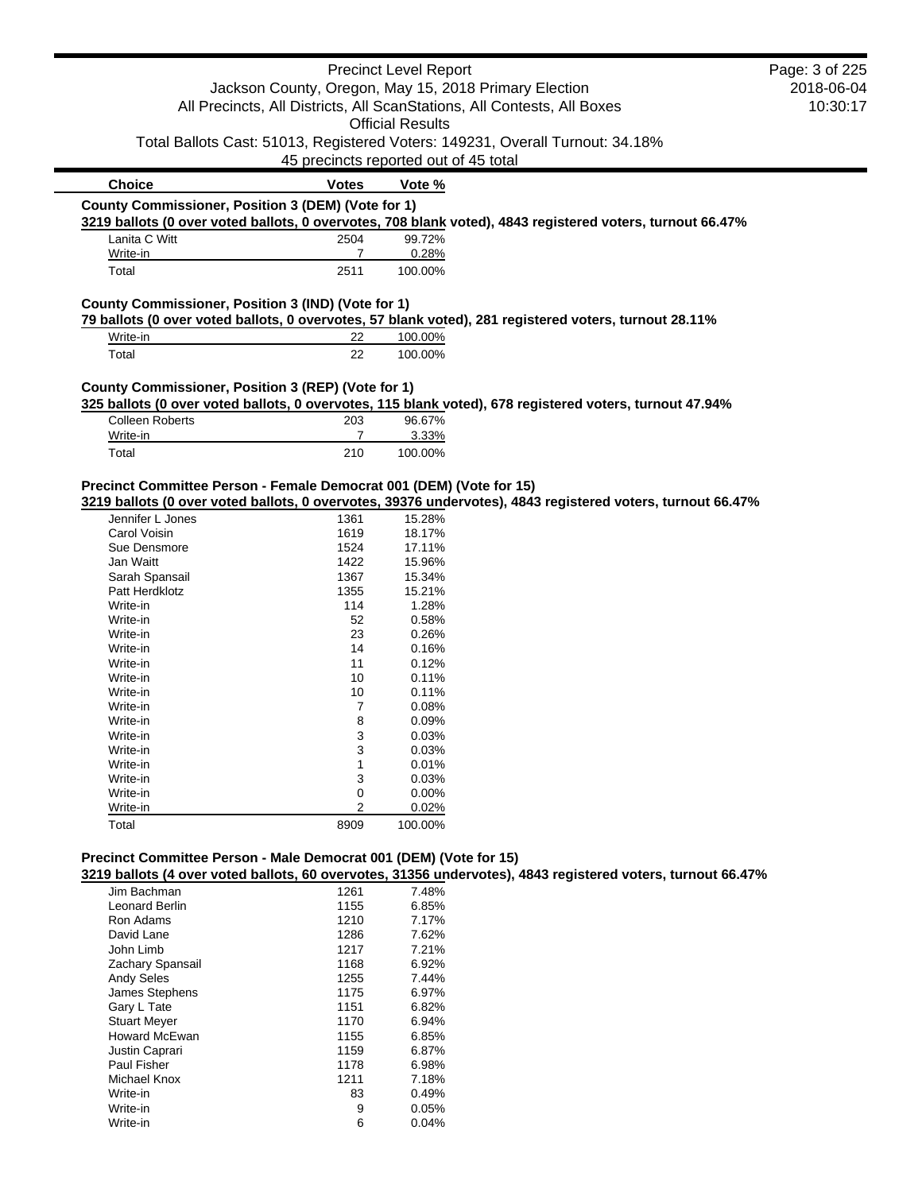| Choice | Votes | Vote % |
|---|---|---|

**County Commissioner, Position 3 (DEM) (Vote for 1)**

**3219 ballots (0 over voted ballots, 0 overvotes, 708 blank voted), 4843 registered voters, turnout 66.47%**

| Choice | Votes | Vote % |
|---|---|---|
| Lanita C Witt | 2504 | 99.72% |
| Write-in | 7 | 0.28% |
| Total | 2511 | 100.00% |

**County Commissioner, Position 3 (IND) (Vote for 1)**

**79 ballots (0 over voted ballots, 0 overvotes, 57 blank voted), 281 registered voters, turnout 28.11%**

| Choice | Votes | Vote % |
|---|---|---|
| Write-in | 22 | 100.00% |
| Total | 22 | 100.00% |

**County Commissioner, Position 3 (REP) (Vote for 1)**

**325 ballots (0 over voted ballots, 0 overvotes, 115 blank voted), 678 registered voters, turnout 47.94%**

| Choice | Votes | Vote % |
|---|---|---|
| Colleen Roberts | 203 | 96.67% |
| Write-in | 7 | 3.33% |
| Total | 210 | 100.00% |

**Precinct Committee Person - Female Democrat 001 (DEM) (Vote for 15)**

**3219 ballots (0 over voted ballots, 0 overvotes, 39376 undervotes), 4843 registered voters, turnout 66.47%**

| Choice | Votes | Vote % |
|---|---|---|
| Jennifer L Jones | 1361 | 15.28% |
| Carol Voisin | 1619 | 18.17% |
| Sue Densmore | 1524 | 17.11% |
| Jan Waitt | 1422 | 15.96% |
| Sarah Spansail | 1367 | 15.34% |
| Patt Herdklotz | 1355 | 15.21% |
| Write-in | 114 | 1.28% |
| Write-in | 52 | 0.58% |
| Write-in | 23 | 0.26% |
| Write-in | 14 | 0.16% |
| Write-in | 11 | 0.12% |
| Write-in | 10 | 0.11% |
| Write-in | 10 | 0.11% |
| Write-in | 7 | 0.08% |
| Write-in | 8 | 0.09% |
| Write-in | 3 | 0.03% |
| Write-in | 3 | 0.03% |
| Write-in | 1 | 0.01% |
| Write-in | 3 | 0.03% |
| Write-in | 0 | 0.00% |
| Write-in | 2 | 0.02% |
| Total | 8909 | 100.00% |

**Precinct Committee Person - Male Democrat 001 (DEM) (Vote for 15)**

**3219 ballots (4 over voted ballots, 60 overvotes, 31356 undervotes), 4843 registered voters, turnout 66.47%**

| Choice | Votes | Vote % |
|---|---|---|
| Jim Bachman | 1261 | 7.48% |
| Leonard Berlin | 1155 | 6.85% |
| Ron Adams | 1210 | 7.17% |
| David Lane | 1286 | 7.62% |
| John Limb | 1217 | 7.21% |
| Zachary Spansail | 1168 | 6.92% |
| Andy Seles | 1255 | 7.44% |
| James Stephens | 1175 | 6.97% |
| Gary L Tate | 1151 | 6.82% |
| Stuart Meyer | 1170 | 6.94% |
| Howard McEwan | 1155 | 6.85% |
| Justin Caprari | 1159 | 6.87% |
| Paul Fisher | 1178 | 6.98% |
| Michael Knox | 1211 | 7.18% |
| Write-in | 83 | 0.49% |
| Write-in | 9 | 0.05% |
| Write-in | 6 | 0.04% |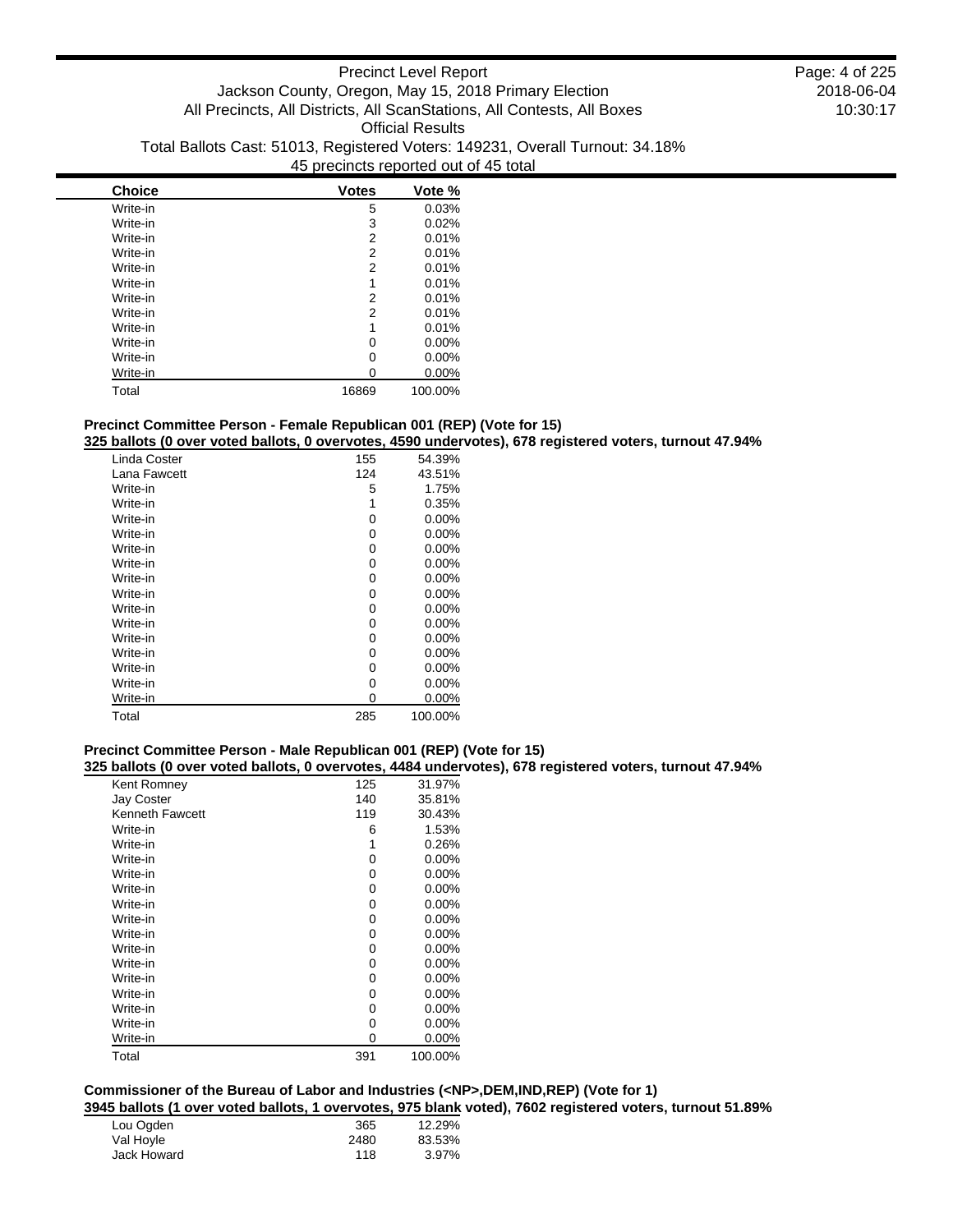| Choice | Votes | Vote % |
|---|---|---|
| Write-in | 5 | 0.03% |
| Write-in | 3 | 0.02% |
| Write-in | 2 | 0.01% |
| Write-in | 2 | 0.01% |
| Write-in | 2 | 0.01% |
| Write-in | 1 | 0.01% |
| Write-in | 2 | 0.01% |
| Write-in | 2 | 0.01% |
| Write-in | 1 | 0.01% |
| Write-in | 0 | 0.00% |
| Write-in | 0 | 0.00% |
| Write-in | 0 | 0.00% |
| Total | 16869 | 100.00% |

### Precinct Committee Person - Female Republican 001 (REP) (Vote for 15)

**325 ballots (0 over voted ballots, 0 overvotes, 4590 undervotes), 678 registered voters, turnout 47.94%**

| Choice | Votes | Vote % |
|---|---|---|
| Linda Coster | 155 | 54.39% |
| Lana Fawcett | 124 | 43.51% |
| Write-in | 5 | 1.75% |
| Write-in | 1 | 0.35% |
| Write-in | 0 | 0.00% |
| Write-in | 0 | 0.00% |
| Write-in | 0 | 0.00% |
| Write-in | 0 | 0.00% |
| Write-in | 0 | 0.00% |
| Write-in | 0 | 0.00% |
| Write-in | 0 | 0.00% |
| Write-in | 0 | 0.00% |
| Write-in | 0 | 0.00% |
| Write-in | 0 | 0.00% |
| Write-in | 0 | 0.00% |
| Write-in | 0 | 0.00% |
| Write-in | 0 | 0.00% |
| Total | 285 | 100.00% |

### Precinct Committee Person - Male Republican 001 (REP) (Vote for 15)

**325 ballots (0 over voted ballots, 0 overvotes, 4484 undervotes), 678 registered voters, turnout 47.94%**

| Choice | Votes | Vote % |
|---|---|---|
| Kent Romney | 125 | 31.97% |
| Jay Coster | 140 | 35.81% |
| Kenneth Fawcett | 119 | 30.43% |
| Write-in | 6 | 1.53% |
| Write-in | 1 | 0.26% |
| Write-in | 0 | 0.00% |
| Write-in | 0 | 0.00% |
| Write-in | 0 | 0.00% |
| Write-in | 0 | 0.00% |
| Write-in | 0 | 0.00% |
| Write-in | 0 | 0.00% |
| Write-in | 0 | 0.00% |
| Write-in | 0 | 0.00% |
| Write-in | 0 | 0.00% |
| Write-in | 0 | 0.00% |
| Write-in | 0 | 0.00% |
| Write-in | 0 | 0.00% |
| Write-in | 0 | 0.00% |
| Total | 391 | 100.00% |

### Commissioner of the Bureau of Labor and Industries (<NP>,DEM,IND,REP) (Vote for 1)

**3945 ballots (1 over voted ballots, 1 overvotes, 975 blank voted), 7602 registered voters, turnout 51.89%**

| Choice | Votes | Vote % |
|---|---|---|
| Lou Ogden | 365 | 12.29% |
| Val Hoyle | 2480 | 83.53% |
| Jack Howard | 118 | 3.97% |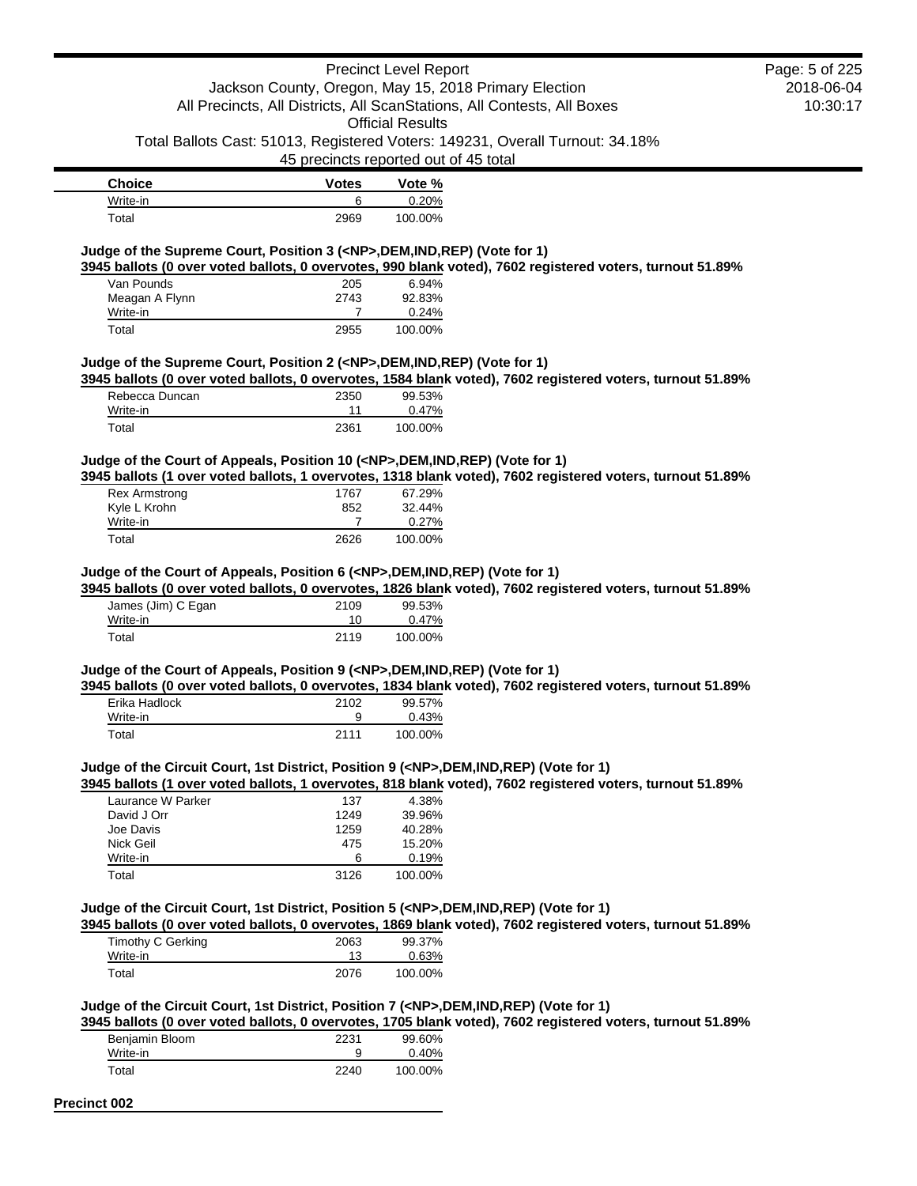| Choice | Votes | Vote % |
|---|---|---|
| Write-in | 6 | 0.20% |
| Total | 2969 | 100.00% |

**Judge of the Supreme Court, Position 3 (<NP>,DEM,IND,REP) (Vote for 1)**

**3945 ballots (0 over voted ballots, 0 overvotes, 990 blank voted), 7602 registered voters, turnout 51.89%**

| Choice | Votes | Vote % |
|---|---|---|
| Van Pounds | 205 | 6.94% |
| Meagan A Flynn | 2743 | 92.83% |
| Write-in | 7 | 0.24% |
| Total | 2955 | 100.00% |

**Judge of the Supreme Court, Position 2 (<NP>,DEM,IND,REP) (Vote for 1)**

**3945 ballots (0 over voted ballots, 0 overvotes, 1584 blank voted), 7602 registered voters, turnout 51.89%**

| Choice | Votes | Vote % |
|---|---|---|
| Rebecca Duncan | 2350 | 99.53% |
| Write-in | 11 | 0.47% |
| Total | 2361 | 100.00% |

**Judge of the Court of Appeals, Position 10 (<NP>,DEM,IND,REP) (Vote for 1)**

**3945 ballots (1 over voted ballots, 1 overvotes, 1318 blank voted), 7602 registered voters, turnout 51.89%**

| Choice | Votes | Vote % |
|---|---|---|
| Rex Armstrong | 1767 | 67.29% |
| Kyle L Krohn | 852 | 32.44% |
| Write-in | 7 | 0.27% |
| Total | 2626 | 100.00% |

**Judge of the Court of Appeals, Position 6 (<NP>,DEM,IND,REP) (Vote for 1)**

**3945 ballots (0 over voted ballots, 0 overvotes, 1826 blank voted), 7602 registered voters, turnout 51.89%**

| Choice | Votes | Vote % |
|---|---|---|
| James (Jim) C Egan | 2109 | 99.53% |
| Write-in | 10 | 0.47% |
| Total | 2119 | 100.00% |

**Judge of the Court of Appeals, Position 9 (<NP>,DEM,IND,REP) (Vote for 1)**

**3945 ballots (0 over voted ballots, 0 overvotes, 1834 blank voted), 7602 registered voters, turnout 51.89%**

| Choice | Votes | Vote % |
|---|---|---|
| Erika Hadlock | 2102 | 99.57% |
| Write-in | 9 | 0.43% |
| Total | 2111 | 100.00% |

**Judge of the Circuit Court, 1st District, Position 9 (<NP>,DEM,IND,REP) (Vote for 1)**

**3945 ballots (1 over voted ballots, 1 overvotes, 818 blank voted), 7602 registered voters, turnout 51.89%**

| Choice | Votes | Vote % |
|---|---|---|
| Laurance W Parker | 137 | 4.38% |
| David J Orr | 1249 | 39.96% |
| Joe Davis | 1259 | 40.28% |
| Nick Geil | 475 | 15.20% |
| Write-in | 6 | 0.19% |
| Total | 3126 | 100.00% |

**Judge of the Circuit Court, 1st District, Position 5 (<NP>,DEM,IND,REP) (Vote for 1)**

**3945 ballots (0 over voted ballots, 0 overvotes, 1869 blank voted), 7602 registered voters, turnout 51.89%**

| Choice | Votes | Vote % |
|---|---|---|
| Timothy C Gerking | 2063 | 99.37% |
| Write-in | 13 | 0.63% |
| Total | 2076 | 100.00% |

**Judge of the Circuit Court, 1st District, Position 7 (<NP>,DEM,IND,REP) (Vote for 1)**

**3945 ballots (0 over voted ballots, 0 overvotes, 1705 blank voted), 7602 registered voters, turnout 51.89%**

| Choice | Votes | Vote % |
|---|---|---|
| Benjamin Bloom | 2231 | 99.60% |
| Write-in | 9 | 0.40% |
| Total | 2240 | 100.00% |

## Precinct 002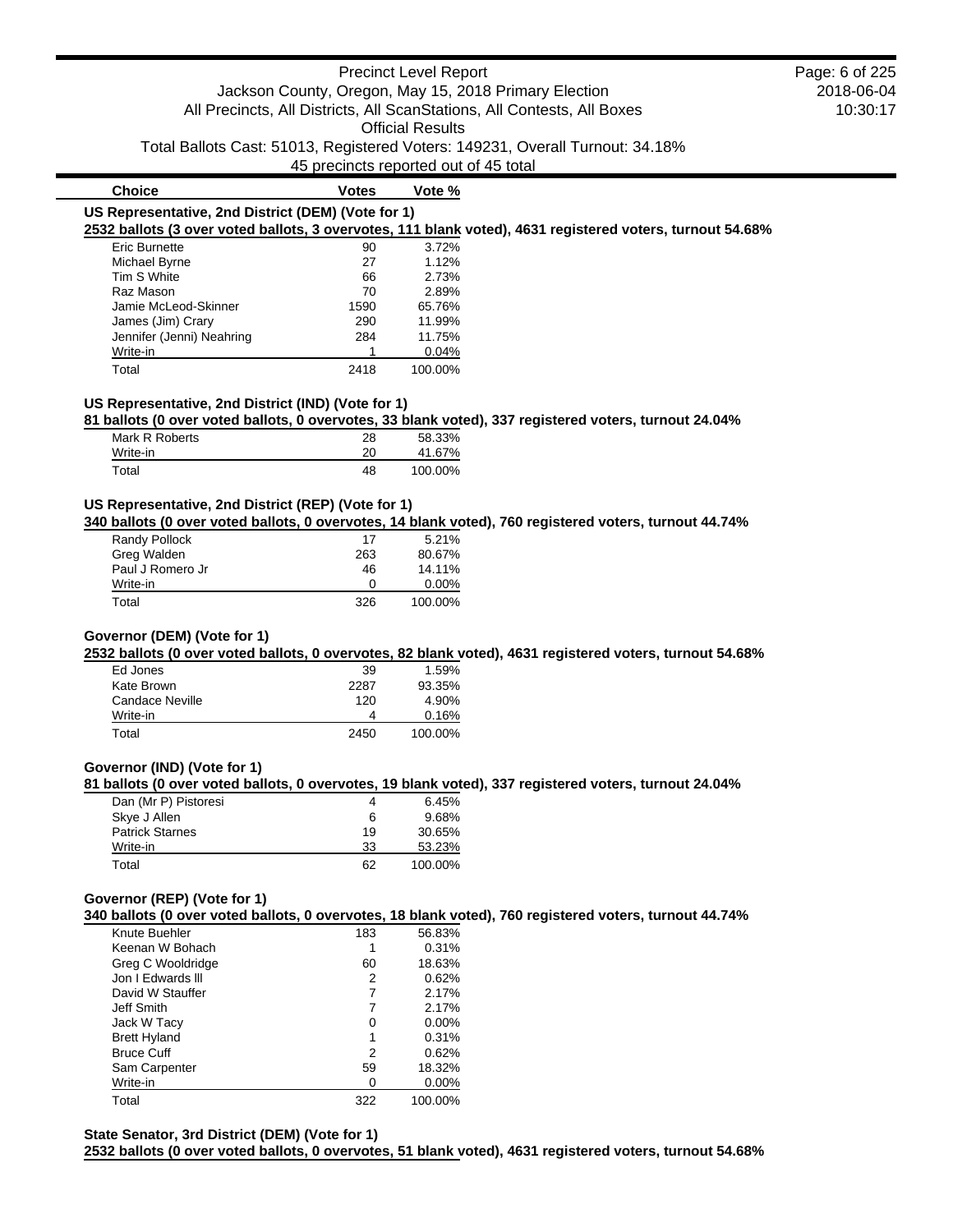| Choice | Votes | Vote % |
|---|---|---|

### US Representative, 2nd District (DEM) (Vote for 1)

**2532 ballots (3 over voted ballots, 3 overvotes, 111 blank voted), 4631 registered voters, turnout 54.68%**

| Choice | Votes | Vote % |
|---|---|---|
| Eric Burnette | 90 | 3.72% |
| Michael Byrne | 27 | 1.12% |
| Tim S White | 66 | 2.73% |
| Raz Mason | 70 | 2.89% |
| Jamie McLeod-Skinner | 1590 | 65.76% |
| James (Jim) Crary | 290 | 11.99% |
| Jennifer (Jenni) Neahring | 284 | 11.75% |
| Write-in | 1 | 0.04% |
| Total | 2418 | 100.00% |

### US Representative, 2nd District (IND) (Vote for 1)

**81 ballots (0 over voted ballots, 0 overvotes, 33 blank voted), 337 registered voters, turnout 24.04%**

| Choice | Votes | Vote % |
|---|---|---|
| Mark R Roberts | 28 | 58.33% |
| Write-in | 20 | 41.67% |
| Total | 48 | 100.00% |

### US Representative, 2nd District (REP) (Vote for 1)

**340 ballots (0 over voted ballots, 0 overvotes, 14 blank voted), 760 registered voters, turnout 44.74%**

| Choice | Votes | Vote % |
|---|---|---|
| Randy Pollock | 17 | 5.21% |
| Greg Walden | 263 | 80.67% |
| Paul J Romero Jr | 46 | 14.11% |
| Write-in | 0 | 0.00% |
| Total | 326 | 100.00% |

### Governor (DEM) (Vote for 1)

**2532 ballots (0 over voted ballots, 0 overvotes, 82 blank voted), 4631 registered voters, turnout 54.68%**

| Choice | Votes | Vote % |
|---|---|---|
| Ed Jones | 39 | 1.59% |
| Kate Brown | 2287 | 93.35% |
| Candace Neville | 120 | 4.90% |
| Write-in | 4 | 0.16% |
| Total | 2450 | 100.00% |

### Governor (IND) (Vote for 1)

**81 ballots (0 over voted ballots, 0 overvotes, 19 blank voted), 337 registered voters, turnout 24.04%**

| Choice | Votes | Vote % |
|---|---|---|
| Dan (Mr P) Pistoresi | 4 | 6.45% |
| Skye J Allen | 6 | 9.68% |
| Patrick Starnes | 19 | 30.65% |
| Write-in | 33 | 53.23% |
| Total | 62 | 100.00% |

### Governor (REP) (Vote for 1)

**340 ballots (0 over voted ballots, 0 overvotes, 18 blank voted), 760 registered voters, turnout 44.74%**

| Choice | Votes | Vote % |
|---|---|---|
| Knute Buehler | 183 | 56.83% |
| Keenan W Bohach | 1 | 0.31% |
| Greg C Wooldridge | 60 | 18.63% |
| Jon I Edwards lll | 2 | 0.62% |
| David W Stauffer | 7 | 2.17% |
| Jeff Smith | 7 | 2.17% |
| Jack W Tacy | 0 | 0.00% |
| Brett Hyland | 1 | 0.31% |
| Bruce Cuff | 2 | 0.62% |
| Sam Carpenter | 59 | 18.32% |
| Write-in | 0 | 0.00% |
| Total | 322 | 100.00% |

### State Senator, 3rd District (DEM) (Vote for 1)

**2532 ballots (0 over voted ballots, 0 overvotes, 51 blank voted), 4631 registered voters, turnout 54.68%**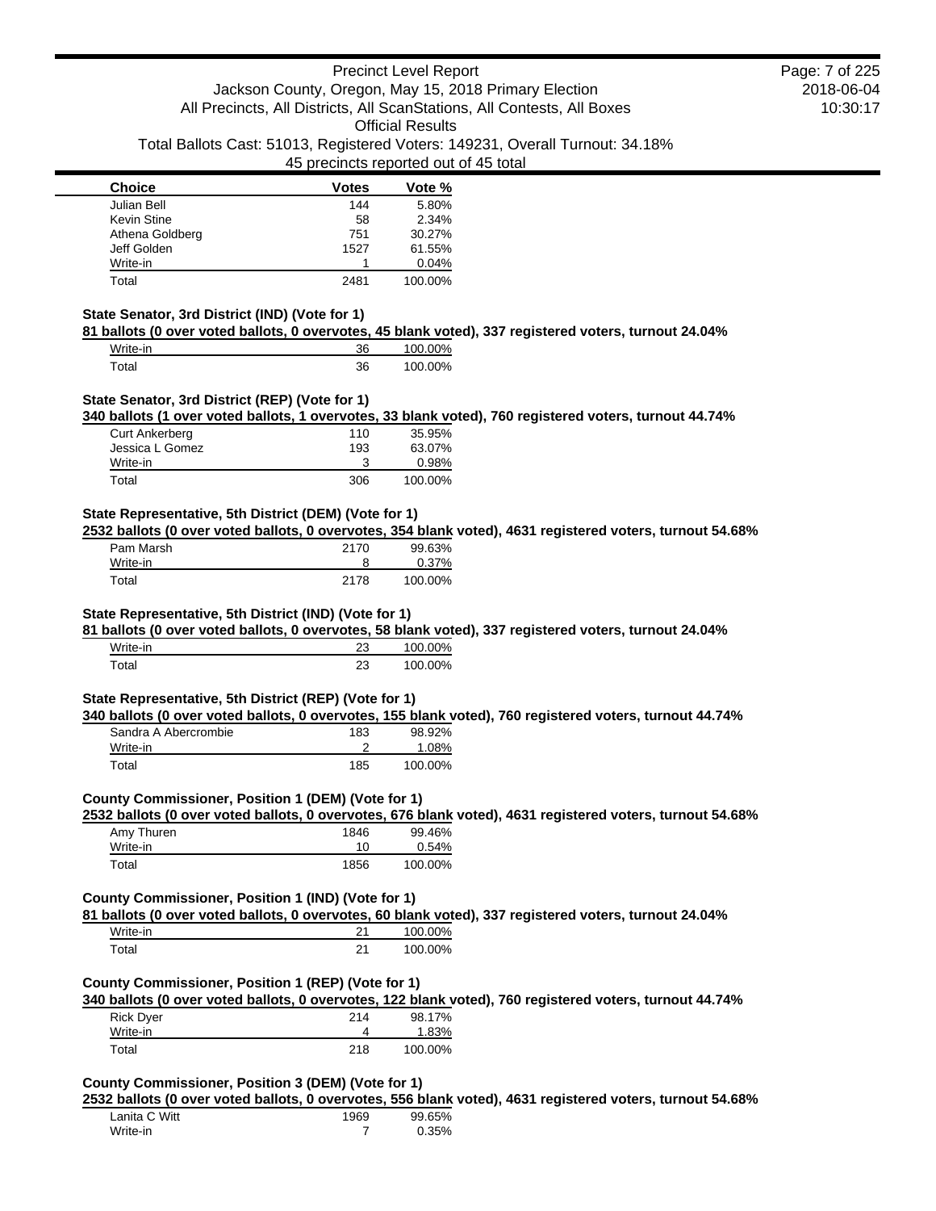| Choice | Votes | Vote % |
| --- | --- | --- |
| Julian Bell | 144 | 5.80% |
| Kevin Stine | 58 | 2.34% |
| Athena Goldberg | 751 | 30.27% |
| Jeff Golden | 1527 | 61.55% |
| Write-in | 1 | 0.04% |
| Total | 2481 | 100.00% |

**State Senator, 3rd District (IND) (Vote for 1)**

**81 ballots (0 over voted ballots, 0 overvotes, 45 blank voted), 337 registered voters, turnout 24.04%**

| Choice | Votes | Vote % |
| --- | --- | --- |
| Write-in | 36 | 100.00% |
| Total | 36 | 100.00% |

**State Senator, 3rd District (REP) (Vote for 1)**

**340 ballots (1 over voted ballots, 1 overvotes, 33 blank voted), 760 registered voters, turnout 44.74%**

| Choice | Votes | Vote % |
| --- | --- | --- |
| Curt Ankerberg | 110 | 35.95% |
| Jessica L Gomez | 193 | 63.07% |
| Write-in | 3 | 0.98% |
| Total | 306 | 100.00% |

**State Representative, 5th District (DEM) (Vote for 1)**

**2532 ballots (0 over voted ballots, 0 overvotes, 354 blank voted), 4631 registered voters, turnout 54.68%**

| Choice | Votes | Vote % |
| --- | --- | --- |
| Pam Marsh | 2170 | 99.63% |
| Write-in | 8 | 0.37% |
| Total | 2178 | 100.00% |

**State Representative, 5th District (IND) (Vote for 1)**

**81 ballots (0 over voted ballots, 0 overvotes, 58 blank voted), 337 registered voters, turnout 24.04%**

| Choice | Votes | Vote % |
| --- | --- | --- |
| Write-in | 23 | 100.00% |
| Total | 23 | 100.00% |

**State Representative, 5th District (REP) (Vote for 1)**

**340 ballots (0 over voted ballots, 0 overvotes, 155 blank voted), 760 registered voters, turnout 44.74%**

| Choice | Votes | Vote % |
| --- | --- | --- |
| Sandra A Abercrombie | 183 | 98.92% |
| Write-in | 2 | 1.08% |
| Total | 185 | 100.00% |

**County Commissioner, Position 1 (DEM) (Vote for 1)**

**2532 ballots (0 over voted ballots, 0 overvotes, 676 blank voted), 4631 registered voters, turnout 54.68%**

| Choice | Votes | Vote % |
| --- | --- | --- |
| Amy Thuren | 1846 | 99.46% |
| Write-in | 10 | 0.54% |
| Total | 1856 | 100.00% |

**County Commissioner, Position 1 (IND) (Vote for 1)**

**81 ballots (0 over voted ballots, 0 overvotes, 60 blank voted), 337 registered voters, turnout 24.04%**

| Choice | Votes | Vote % |
| --- | --- | --- |
| Write-in | 21 | 100.00% |
| Total | 21 | 100.00% |

**County Commissioner, Position 1 (REP) (Vote for 1)**

**340 ballots (0 over voted ballots, 0 overvotes, 122 blank voted), 760 registered voters, turnout 44.74%**

| Choice | Votes | Vote % |
| --- | --- | --- |
| Rick Dyer | 214 | 98.17% |
| Write-in | 4 | 1.83% |
| Total | 218 | 100.00% |

**County Commissioner, Position 3 (DEM) (Vote for 1)**

**2532 ballots (0 over voted ballots, 0 overvotes, 556 blank voted), 4631 registered voters, turnout 54.68%**

| Choice | Votes | Vote % |
| --- | --- | --- |
| Lanita C Witt | 1969 | 99.65% |
| Write-in | 7 | 0.35% |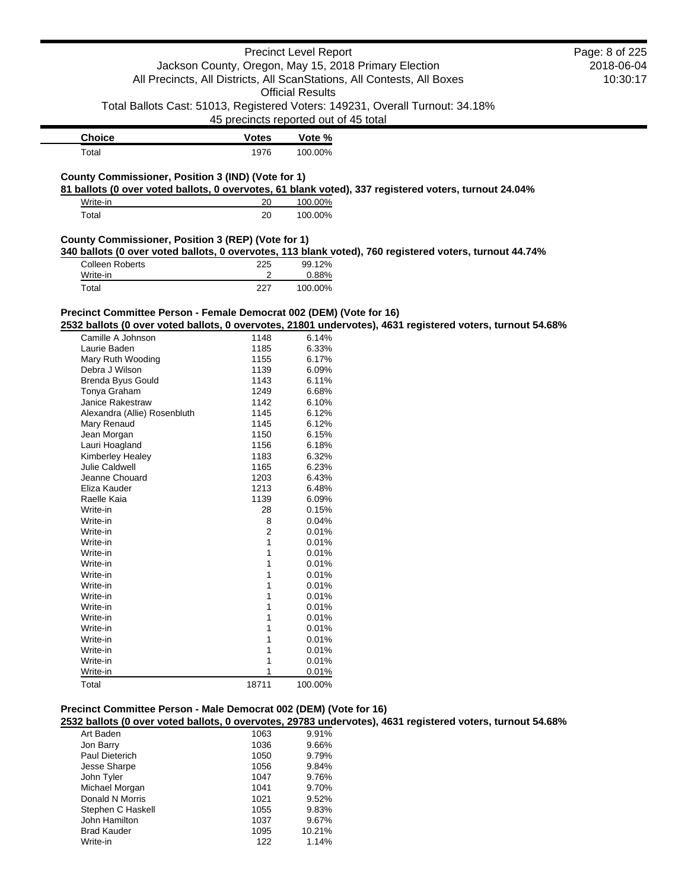| Choice | Votes | Vote % |
|---|---|---|
| Total | 1976 | 100.00% |

**County Commissioner, Position 3 (IND) (Vote for 1)**

**81 ballots (0 over voted ballots, 0 overvotes, 61 blank voted), 337 registered voters, turnout 24.04%**

| Choice | Votes | Vote % |
|---|---|---|
| Write-in | 20 | 100.00% |
| Total | 20 | 100.00% |

**County Commissioner, Position 3 (REP) (Vote for 1)**

**340 ballots (0 over voted ballots, 0 overvotes, 113 blank voted), 760 registered voters, turnout 44.74%**

| Choice | Votes | Vote % |
|---|---|---|
| Colleen Roberts | 225 | 99.12% |
| Write-in | 2 | 0.88% |
| Total | 227 | 100.00% |

**Precinct Committee Person - Female Democrat 002 (DEM) (Vote for 16)**

**2532 ballots (0 over voted ballots, 0 overvotes, 21801 undervotes), 4631 registered voters, turnout 54.68%**

| Choice | Votes | Vote % |
|---|---|---|
| Camille A Johnson | 1148 | 6.14% |
| Laurie Baden | 1185 | 6.33% |
| Mary Ruth Wooding | 1155 | 6.17% |
| Debra J Wilson | 1139 | 6.09% |
| Brenda Byus Gould | 1143 | 6.11% |
| Tonya Graham | 1249 | 6.68% |
| Janice Rakestraw | 1142 | 6.10% |
| Alexandra (Allie) Rosenbluth | 1145 | 6.12% |
| Mary Renaud | 1145 | 6.12% |
| Jean Morgan | 1150 | 6.15% |
| Lauri Hoagland | 1156 | 6.18% |
| Kimberley Healey | 1183 | 6.32% |
| Julie Caldwell | 1165 | 6.23% |
| Jeanne Chouard | 1203 | 6.43% |
| Eliza Kauder | 1213 | 6.48% |
| Raelle Kaia | 1139 | 6.09% |
| Write-in | 28 | 0.15% |
| Write-in | 8 | 0.04% |
| Write-in | 2 | 0.01% |
| Write-in | 1 | 0.01% |
| Write-in | 1 | 0.01% |
| Write-in | 1 | 0.01% |
| Write-in | 1 | 0.01% |
| Write-in | 1 | 0.01% |
| Write-in | 1 | 0.01% |
| Write-in | 1 | 0.01% |
| Write-in | 1 | 0.01% |
| Write-in | 1 | 0.01% |
| Write-in | 1 | 0.01% |
| Write-in | 1 | 0.01% |
| Write-in | 1 | 0.01% |
| Write-in | 1 | 0.01% |
| Total | 18711 | 100.00% |

**Precinct Committee Person - Male Democrat 002 (DEM) (Vote for 16)**

**2532 ballots (0 over voted ballots, 0 overvotes, 29783 undervotes), 4631 registered voters, turnout 54.68%**

| Choice | Votes | Vote % |
|---|---|---|
| Art Baden | 1063 | 9.91% |
| Jon Barry | 1036 | 9.66% |
| Paul Dieterich | 1050 | 9.79% |
| Jesse Sharpe | 1056 | 9.84% |
| John Tyler | 1047 | 9.76% |
| Michael Morgan | 1041 | 9.70% |
| Donald N Morris | 1021 | 9.52% |
| Stephen C Haskell | 1055 | 9.83% |
| John Hamilton | 1037 | 9.67% |
| Brad Kauder | 1095 | 10.21% |
| Write-in | 122 | 1.14% |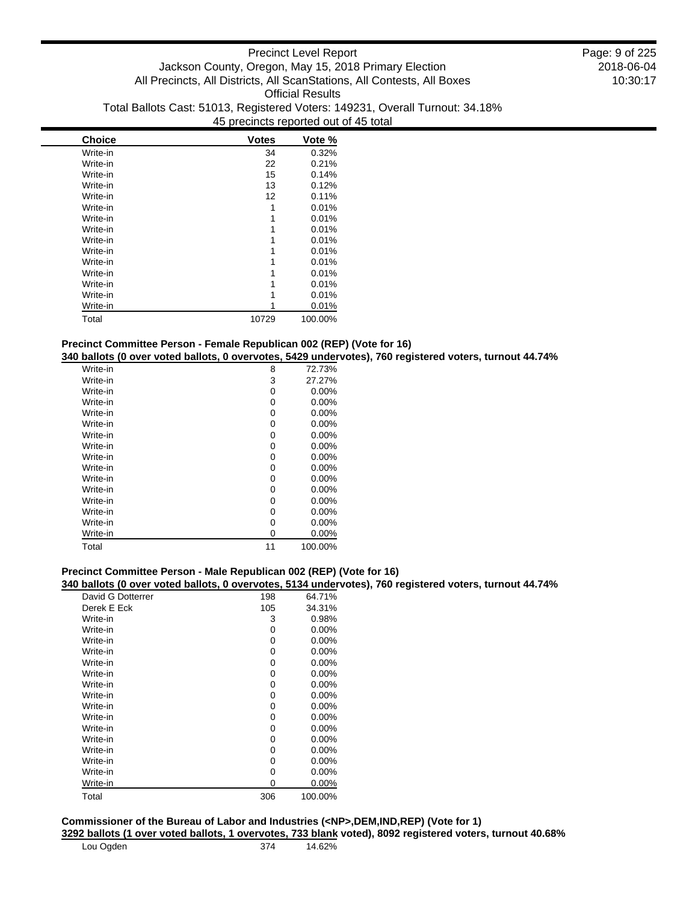| Choice | Votes | Vote % |
|---|---|---|
| Write-in | 34 | 0.32% |
| Write-in | 22 | 0.21% |
| Write-in | 15 | 0.14% |
| Write-in | 13 | 0.12% |
| Write-in | 12 | 0.11% |
| Write-in | 1 | 0.01% |
| Write-in | 1 | 0.01% |
| Write-in | 1 | 0.01% |
| Write-in | 1 | 0.01% |
| Write-in | 1 | 0.01% |
| Write-in | 1 | 0.01% |
| Write-in | 1 | 0.01% |
| Write-in | 1 | 0.01% |
| Write-in | 1 | 0.01% |
| Write-in | 1 | 0.01% |
| Total | 10729 | 100.00% |

**Precinct Committee Person - Female Republican 002 (REP) (Vote for 16)**

**340 ballots (0 over voted ballots, 0 overvotes, 5429 undervotes), 760 registered voters, turnout 44.74%**

| Choice | Votes | Vote % |
|---|---|---|
| Write-in | 8 | 72.73% |
| Write-in | 3 | 27.27% |
| Write-in | 0 | 0.00% |
| Write-in | 0 | 0.00% |
| Write-in | 0 | 0.00% |
| Write-in | 0 | 0.00% |
| Write-in | 0 | 0.00% |
| Write-in | 0 | 0.00% |
| Write-in | 0 | 0.00% |
| Write-in | 0 | 0.00% |
| Write-in | 0 | 0.00% |
| Write-in | 0 | 0.00% |
| Write-in | 0 | 0.00% |
| Write-in | 0 | 0.00% |
| Write-in | 0 | 0.00% |
| Write-in | 0 | 0.00% |
| Total | 11 | 100.00% |

**Precinct Committee Person - Male Republican 002 (REP) (Vote for 16)**

**340 ballots (0 over voted ballots, 0 overvotes, 5134 undervotes), 760 registered voters, turnout 44.74%**

| Choice | Votes | Vote % |
|---|---|---|
| David G Dotterrer | 198 | 64.71% |
| Derek E Eck | 105 | 34.31% |
| Write-in | 3 | 0.98% |
| Write-in | 0 | 0.00% |
| Write-in | 0 | 0.00% |
| Write-in | 0 | 0.00% |
| Write-in | 0 | 0.00% |
| Write-in | 0 | 0.00% |
| Write-in | 0 | 0.00% |
| Write-in | 0 | 0.00% |
| Write-in | 0 | 0.00% |
| Write-in | 0 | 0.00% |
| Write-in | 0 | 0.00% |
| Write-in | 0 | 0.00% |
| Write-in | 0 | 0.00% |
| Write-in | 0 | 0.00% |
| Write-in | 0 | 0.00% |
| Write-in | 0 | 0.00% |
| Total | 306 | 100.00% |

**Commissioner of the Bureau of Labor and Industries (<NP>,DEM,IND,REP) (Vote for 1)**

**3292 ballots (1 over voted ballots, 1 overvotes, 733 blank voted), 8092 registered voters, turnout 40.68%**

| Choice | Votes | Vote % |
|---|---|---|
| Lou Ogden | 374 | 14.62% |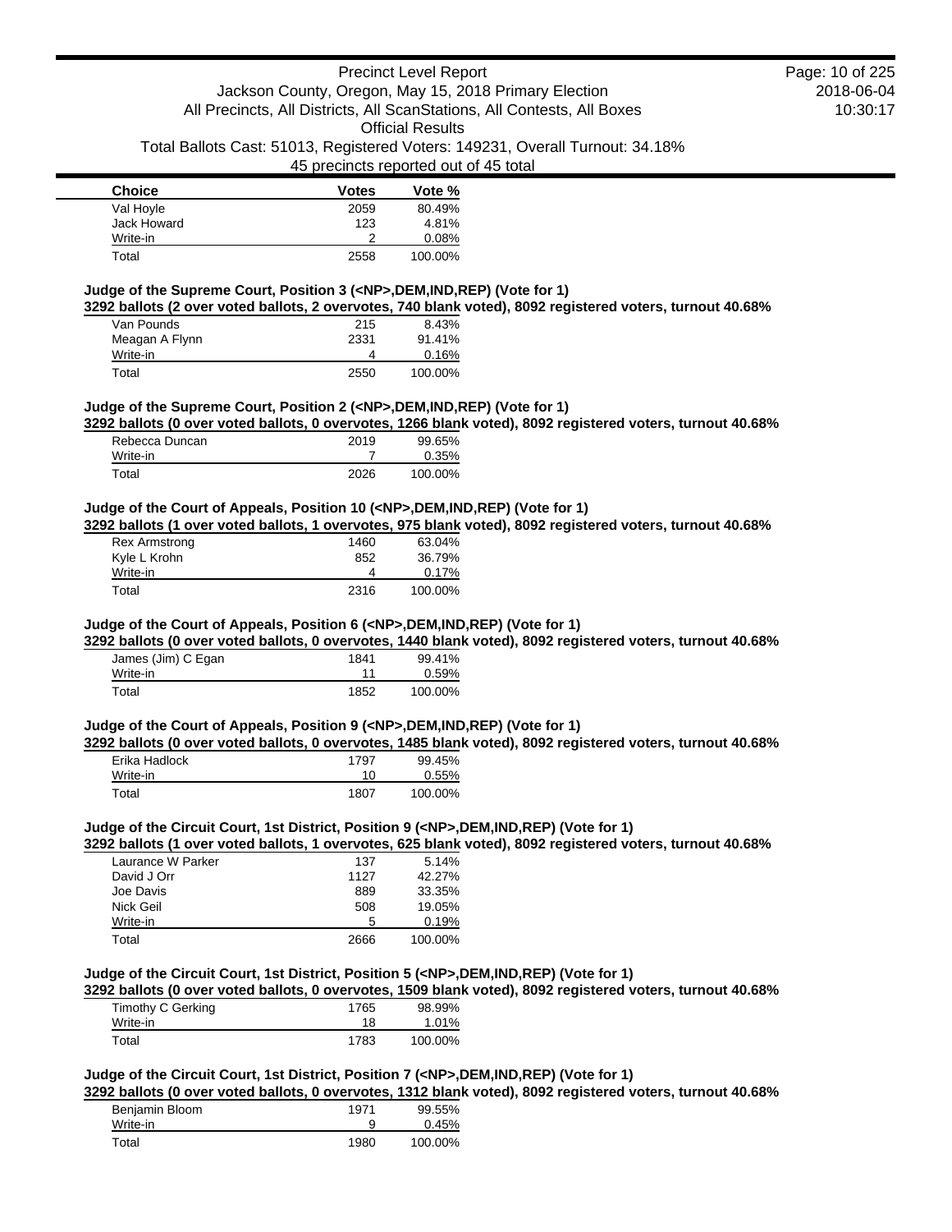| Choice | Votes | Vote % |
|---|---|---|
| Val Hoyle | 2059 | 80.49% |
| Jack Howard | 123 | 4.81% |
| Write-in | 2 | 0.08% |
| Total | 2558 | 100.00% |

**Judge of the Supreme Court, Position 3 (<NP>,DEM,IND,REP) (Vote for 1)**

**3292 ballots (2 over voted ballots, 2 overvotes, 740 blank voted), 8092 registered voters, turnout 40.68%**

| Choice | Votes | Vote % |
|---|---|---|
| Van Pounds | 215 | 8.43% |
| Meagan A Flynn | 2331 | 91.41% |
| Write-in | 4 | 0.16% |
| Total | 2550 | 100.00% |

**Judge of the Supreme Court, Position 2 (<NP>,DEM,IND,REP) (Vote for 1)**

**3292 ballots (0 over voted ballots, 0 overvotes, 1266 blank voted), 8092 registered voters, turnout 40.68%**

| Choice | Votes | Vote % |
|---|---|---|
| Rebecca Duncan | 2019 | 99.65% |
| Write-in | 7 | 0.35% |
| Total | 2026 | 100.00% |

**Judge of the Court of Appeals, Position 10 (<NP>,DEM,IND,REP) (Vote for 1)**

**3292 ballots (1 over voted ballots, 1 overvotes, 975 blank voted), 8092 registered voters, turnout 40.68%**

| Choice | Votes | Vote % |
|---|---|---|
| Rex Armstrong | 1460 | 63.04% |
| Kyle L Krohn | 852 | 36.79% |
| Write-in | 4 | 0.17% |
| Total | 2316 | 100.00% |

**Judge of the Court of Appeals, Position 6 (<NP>,DEM,IND,REP) (Vote for 1)**

**3292 ballots (0 over voted ballots, 0 overvotes, 1440 blank voted), 8092 registered voters, turnout 40.68%**

| Choice | Votes | Vote % |
|---|---|---|
| James (Jim) C Egan | 1841 | 99.41% |
| Write-in | 11 | 0.59% |
| Total | 1852 | 100.00% |

**Judge of the Court of Appeals, Position 9 (<NP>,DEM,IND,REP) (Vote for 1)**

**3292 ballots (0 over voted ballots, 0 overvotes, 1485 blank voted), 8092 registered voters, turnout 40.68%**

| Choice | Votes | Vote % |
|---|---|---|
| Erika Hadlock | 1797 | 99.45% |
| Write-in | 10 | 0.55% |
| Total | 1807 | 100.00% |

**Judge of the Circuit Court, 1st District, Position 9 (<NP>,DEM,IND,REP) (Vote for 1)**

**3292 ballots (1 over voted ballots, 1 overvotes, 625 blank voted), 8092 registered voters, turnout 40.68%**

| Choice | Votes | Vote % |
|---|---|---|
| Laurance W Parker | 137 | 5.14% |
| David J Orr | 1127 | 42.27% |
| Joe Davis | 889 | 33.35% |
| Nick Geil | 508 | 19.05% |
| Write-in | 5 | 0.19% |
| Total | 2666 | 100.00% |

**Judge of the Circuit Court, 1st District, Position 5 (<NP>,DEM,IND,REP) (Vote for 1)**

**3292 ballots (0 over voted ballots, 0 overvotes, 1509 blank voted), 8092 registered voters, turnout 40.68%**

| Choice | Votes | Vote % |
|---|---|---|
| Timothy C Gerking | 1765 | 98.99% |
| Write-in | 18 | 1.01% |
| Total | 1783 | 100.00% |

**Judge of the Circuit Court, 1st District, Position 7 (<NP>,DEM,IND,REP) (Vote for 1)**

**3292 ballots (0 over voted ballots, 0 overvotes, 1312 blank voted), 8092 registered voters, turnout 40.68%**

| Choice | Votes | Vote % |
|---|---|---|
| Benjamin Bloom | 1971 | 99.55% |
| Write-in | 9 | 0.45% |
| Total | 1980 | 100.00% |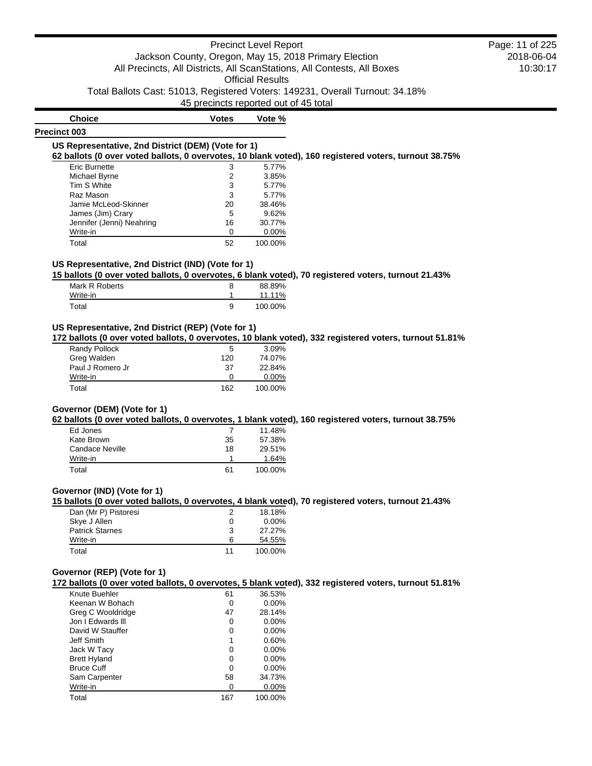## Precinct 003

| Choice | Votes | Vote % |
|---|---|---|

### US Representative, 2nd District (DEM) (Vote for 1)

**62 ballots (0 over voted ballots, 0 overvotes, 10 blank voted), 160 registered voters, turnout 38.75%**

| Choice | Votes | Vote % |
|---|---|---|
| Eric Burnette | 3 | 5.77% |
| Michael Byrne | 2 | 3.85% |
| Tim S White | 3 | 5.77% |
| Raz Mason | 3 | 5.77% |
| Jamie McLeod-Skinner | 20 | 38.46% |
| James (Jim) Crary | 5 | 9.62% |
| Jennifer (Jenni) Neahring | 16 | 30.77% |
| Write-in | 0 | 0.00% |
| Total | 52 | 100.00% |

### US Representative, 2nd District (IND) (Vote for 1)

**15 ballots (0 over voted ballots, 0 overvotes, 6 blank voted), 70 registered voters, turnout 21.43%**

| Choice | Votes | Vote % |
|---|---|---|
| Mark R Roberts | 8 | 88.89% |
| Write-in | 1 | 11.11% |
| Total | 9 | 100.00% |

### US Representative, 2nd District (REP) (Vote for 1)

**172 ballots (0 over voted ballots, 0 overvotes, 10 blank voted), 332 registered voters, turnout 51.81%**

| Choice | Votes | Vote % |
|---|---|---|
| Randy Pollock | 5 | 3.09% |
| Greg Walden | 120 | 74.07% |
| Paul J Romero Jr | 37 | 22.84% |
| Write-in | 0 | 0.00% |
| Total | 162 | 100.00% |

### Governor (DEM) (Vote for 1)

**62 ballots (0 over voted ballots, 0 overvotes, 1 blank voted), 160 registered voters, turnout 38.75%**

| Choice | Votes | Vote % |
|---|---|---|
| Ed Jones | 7 | 11.48% |
| Kate Brown | 35 | 57.38% |
| Candace Neville | 18 | 29.51% |
| Write-in | 1 | 1.64% |
| Total | 61 | 100.00% |

### Governor (IND) (Vote for 1)

**15 ballots (0 over voted ballots, 0 overvotes, 4 blank voted), 70 registered voters, turnout 21.43%**

| Choice | Votes | Vote % |
|---|---|---|
| Dan (Mr P) Pistoresi | 2 | 18.18% |
| Skye J Allen | 0 | 0.00% |
| Patrick Starnes | 3 | 27.27% |
| Write-in | 6 | 54.55% |
| Total | 11 | 100.00% |

### Governor (REP) (Vote for 1)

**172 ballots (0 over voted ballots, 0 overvotes, 5 blank voted), 332 registered voters, turnout 51.81%**

| Choice | Votes | Vote % |
|---|---|---|
| Knute Buehler | 61 | 36.53% |
| Keenan W Bohach | 0 | 0.00% |
| Greg C Wooldridge | 47 | 28.14% |
| Jon I Edwards lll | 0 | 0.00% |
| David W Stauffer | 0 | 0.00% |
| Jeff Smith | 1 | 0.60% |
| Jack W Tacy | 0 | 0.00% |
| Brett Hyland | 0 | 0.00% |
| Bruce Cuff | 0 | 0.00% |
| Sam Carpenter | 58 | 34.73% |
| Write-in | 0 | 0.00% |
| Total | 167 | 100.00% |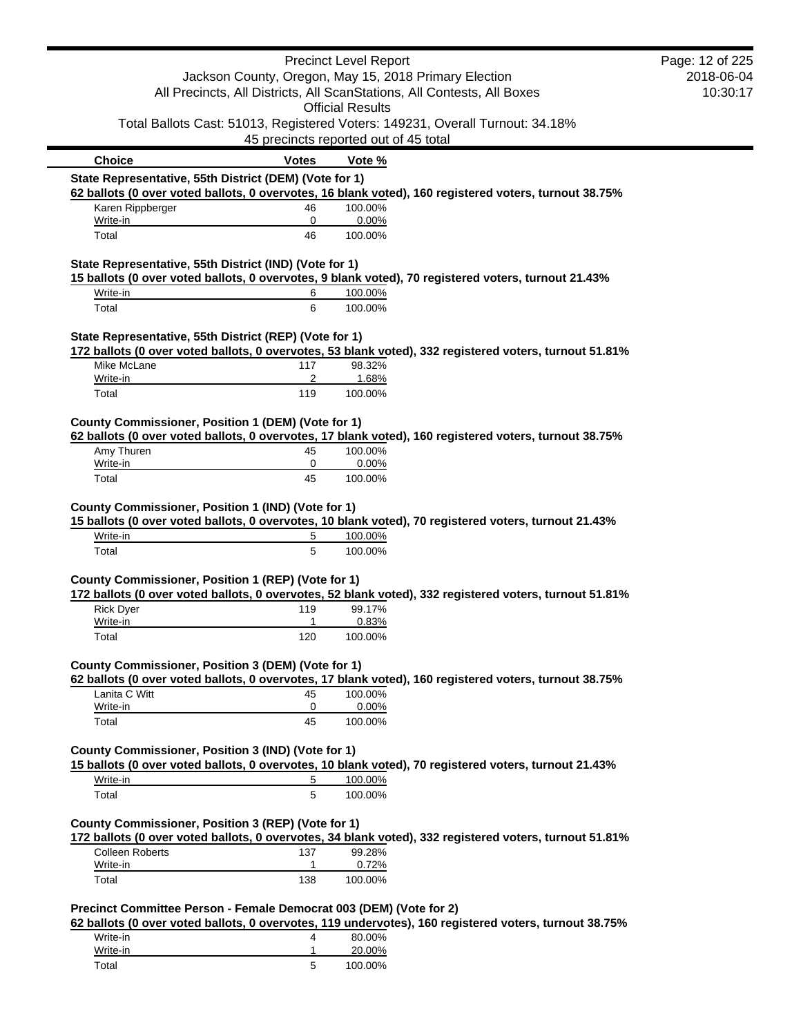| Choice | Votes | Vote % |
|---|---|---|

**State Representative, 55th District (DEM) (Vote for 1)**

**62 ballots (0 over voted ballots, 0 overvotes, 16 blank voted), 160 registered voters, turnout 38.75%**

| Choice | Votes | Vote % |
|---|---|---|
| Karen Rippberger | 46 | 100.00% |
| Write-in | 0 | 0.00% |
| Total | 46 | 100.00% |

**State Representative, 55th District (IND) (Vote for 1)**

**15 ballots (0 over voted ballots, 0 overvotes, 9 blank voted), 70 registered voters, turnout 21.43%**

| Choice | Votes | Vote % |
|---|---|---|
| Write-in | 6 | 100.00% |
| Total | 6 | 100.00% |

**State Representative, 55th District (REP) (Vote for 1)**

**172 ballots (0 over voted ballots, 0 overvotes, 53 blank voted), 332 registered voters, turnout 51.81%**

| Choice | Votes | Vote % |
|---|---|---|
| Mike McLane | 117 | 98.32% |
| Write-in | 2 | 1.68% |
| Total | 119 | 100.00% |

**County Commissioner, Position 1 (DEM) (Vote for 1)**

**62 ballots (0 over voted ballots, 0 overvotes, 17 blank voted), 160 registered voters, turnout 38.75%**

| Choice | Votes | Vote % |
|---|---|---|
| Amy Thuren | 45 | 100.00% |
| Write-in | 0 | 0.00% |
| Total | 45 | 100.00% |

**County Commissioner, Position 1 (IND) (Vote for 1)**

**15 ballots (0 over voted ballots, 0 overvotes, 10 blank voted), 70 registered voters, turnout 21.43%**

| Choice | Votes | Vote % |
|---|---|---|
| Write-in | 5 | 100.00% |
| Total | 5 | 100.00% |

**County Commissioner, Position 1 (REP) (Vote for 1)**

**172 ballots (0 over voted ballots, 0 overvotes, 52 blank voted), 332 registered voters, turnout 51.81%**

| Choice | Votes | Vote % |
|---|---|---|
| Rick Dyer | 119 | 99.17% |
| Write-in | 1 | 0.83% |
| Total | 120 | 100.00% |

**County Commissioner, Position 3 (DEM) (Vote for 1)**

**62 ballots (0 over voted ballots, 0 overvotes, 17 blank voted), 160 registered voters, turnout 38.75%**

| Choice | Votes | Vote % |
|---|---|---|
| Lanita C Witt | 45 | 100.00% |
| Write-in | 0 | 0.00% |
| Total | 45 | 100.00% |

**County Commissioner, Position 3 (IND) (Vote for 1)**

**15 ballots (0 over voted ballots, 0 overvotes, 10 blank voted), 70 registered voters, turnout 21.43%**

| Choice | Votes | Vote % |
|---|---|---|
| Write-in | 5 | 100.00% |
| Total | 5 | 100.00% |

**County Commissioner, Position 3 (REP) (Vote for 1)**

**172 ballots (0 over voted ballots, 0 overvotes, 34 blank voted), 332 registered voters, turnout 51.81%**

| Choice | Votes | Vote % |
|---|---|---|
| Colleen Roberts | 137 | 99.28% |
| Write-in | 1 | 0.72% |
| Total | 138 | 100.00% |

**Precinct Committee Person - Female Democrat 003 (DEM) (Vote for 2)**

**62 ballots (0 over voted ballots, 0 overvotes, 119 undervotes), 160 registered voters, turnout 38.75%**

| Choice | Votes | Vote % |
|---|---|---|
| Write-in | 4 | 80.00% |
| Write-in | 1 | 20.00% |
| Total | 5 | 100.00% |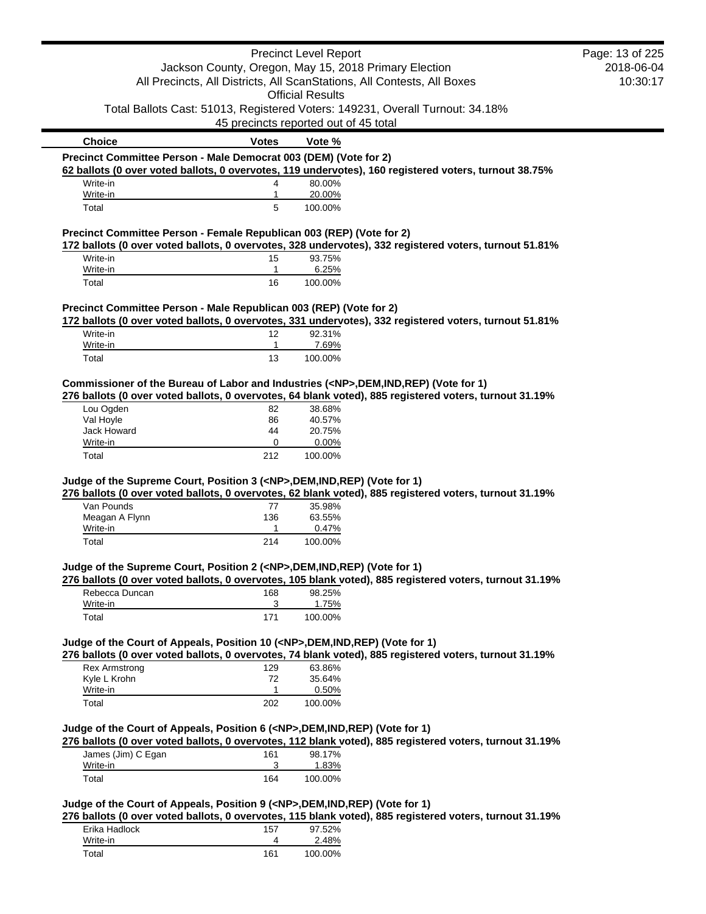| Choice | Votes | Vote % |
|---|---|---|

**Precinct Committee Person - Male Democrat 003 (DEM) (Vote for 2)**

**62 ballots (0 over voted ballots, 0 overvotes, 119 undervotes), 160 registered voters, turnout 38.75%**

| Choice | Votes | Vote % |
|---|---|---|
| Write-in | 4 | 80.00% |
| Write-in | 1 | 20.00% |
| Total | 5 | 100.00% |

**Precinct Committee Person - Female Republican 003 (REP) (Vote for 2)**

**172 ballots (0 over voted ballots, 0 overvotes, 328 undervotes), 332 registered voters, turnout 51.81%**

| Choice | Votes | Vote % |
|---|---|---|
| Write-in | 15 | 93.75% |
| Write-in | 1 | 6.25% |
| Total | 16 | 100.00% |

**Precinct Committee Person - Male Republican 003 (REP) (Vote for 2)**

**172 ballots (0 over voted ballots, 0 overvotes, 331 undervotes), 332 registered voters, turnout 51.81%**

| Choice | Votes | Vote % |
|---|---|---|
| Write-in | 12 | 92.31% |
| Write-in | 1 | 7.69% |
| Total | 13 | 100.00% |

**Commissioner of the Bureau of Labor and Industries (<NP>,DEM,IND,REP) (Vote for 1)**

**276 ballots (0 over voted ballots, 0 overvotes, 64 blank voted), 885 registered voters, turnout 31.19%**

| Choice | Votes | Vote % |
|---|---|---|
| Lou Ogden | 82 | 38.68% |
| Val Hoyle | 86 | 40.57% |
| Jack Howard | 44 | 20.75% |
| Write-in | 0 | 0.00% |
| Total | 212 | 100.00% |

**Judge of the Supreme Court, Position 3 (<NP>,DEM,IND,REP) (Vote for 1)**

**276 ballots (0 over voted ballots, 0 overvotes, 62 blank voted), 885 registered voters, turnout 31.19%**

| Choice | Votes | Vote % |
|---|---|---|
| Van Pounds | 77 | 35.98% |
| Meagan A Flynn | 136 | 63.55% |
| Write-in | 1 | 0.47% |
| Total | 214 | 100.00% |

**Judge of the Supreme Court, Position 2 (<NP>,DEM,IND,REP) (Vote for 1)**

**276 ballots (0 over voted ballots, 0 overvotes, 105 blank voted), 885 registered voters, turnout 31.19%**

| Choice | Votes | Vote % |
|---|---|---|
| Rebecca Duncan | 168 | 98.25% |
| Write-in | 3 | 1.75% |
| Total | 171 | 100.00% |

**Judge of the Court of Appeals, Position 10 (<NP>,DEM,IND,REP) (Vote for 1)**

**276 ballots (0 over voted ballots, 0 overvotes, 74 blank voted), 885 registered voters, turnout 31.19%**

| Choice | Votes | Vote % |
|---|---|---|
| Rex Armstrong | 129 | 63.86% |
| Kyle L Krohn | 72 | 35.64% |
| Write-in | 1 | 0.50% |
| Total | 202 | 100.00% |

**Judge of the Court of Appeals, Position 6 (<NP>,DEM,IND,REP) (Vote for 1)**

**276 ballots (0 over voted ballots, 0 overvotes, 112 blank voted), 885 registered voters, turnout 31.19%**

| Choice | Votes | Vote % |
|---|---|---|
| James (Jim) C Egan | 161 | 98.17% |
| Write-in | 3 | 1.83% |
| Total | 164 | 100.00% |

**Judge of the Court of Appeals, Position 9 (<NP>,DEM,IND,REP) (Vote for 1)**

**276 ballots (0 over voted ballots, 0 overvotes, 115 blank voted), 885 registered voters, turnout 31.19%**

| Choice | Votes | Vote % |
|---|---|---|
| Erika Hadlock | 157 | 97.52% |
| Write-in | 4 | 2.48% |
| Total | 161 | 100.00% |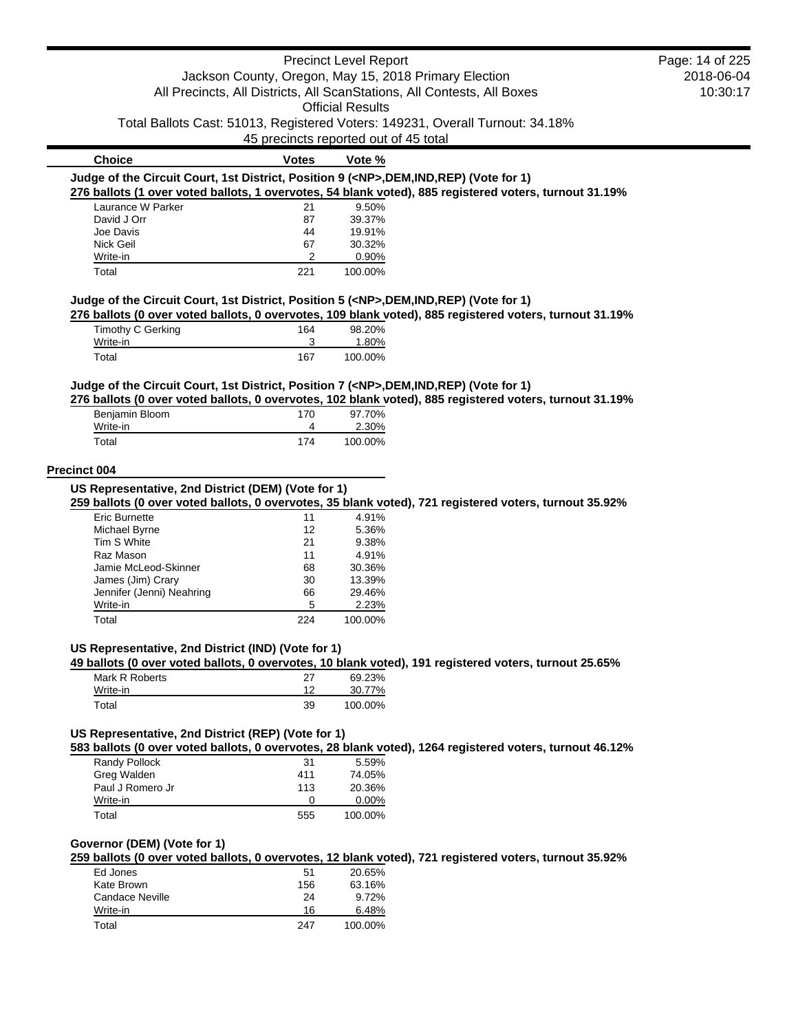| Choice | Votes | Vote % |
|---|---|---|

**Judge of the Circuit Court, 1st District, Position 9 (<NP>,DEM,IND,REP) (Vote for 1)**

**276 ballots (1 over voted ballots, 1 overvotes, 54 blank voted), 885 registered voters, turnout 31.19%**

| Choice | Votes | Vote % |
|---|---|---|
| Laurance W Parker | 21 | 9.50% |
| David J Orr | 87 | 39.37% |
| Joe Davis | 44 | 19.91% |
| Nick Geil | 67 | 30.32% |
| Write-in | 2 | 0.90% |
| Total | 221 | 100.00% |

**Judge of the Circuit Court, 1st District, Position 5 (<NP>,DEM,IND,REP) (Vote for 1)**

**276 ballots (0 over voted ballots, 0 overvotes, 109 blank voted), 885 registered voters, turnout 31.19%**

| Choice | Votes | Vote % |
|---|---|---|
| Timothy C Gerking | 164 | 98.20% |
| Write-in | 3 | 1.80% |
| Total | 167 | 100.00% |

**Judge of the Circuit Court, 1st District, Position 7 (<NP>,DEM,IND,REP) (Vote for 1)**

**276 ballots (0 over voted ballots, 0 overvotes, 102 blank voted), 885 registered voters, turnout 31.19%**

| Choice | Votes | Vote % |
|---|---|---|
| Benjamin Bloom | 170 | 97.70% |
| Write-in | 4 | 2.30% |
| Total | 174 | 100.00% |

## Precinct 004

**US Representative, 2nd District (DEM) (Vote for 1)**

**259 ballots (0 over voted ballots, 0 overvotes, 35 blank voted), 721 registered voters, turnout 35.92%**

| Choice | Votes | Vote % |
|---|---|---|
| Eric Burnette | 11 | 4.91% |
| Michael Byrne | 12 | 5.36% |
| Tim S White | 21 | 9.38% |
| Raz Mason | 11 | 4.91% |
| Jamie McLeod-Skinner | 68 | 30.36% |
| James (Jim) Crary | 30 | 13.39% |
| Jennifer (Jenni) Neahring | 66 | 29.46% |
| Write-in | 5 | 2.23% |
| Total | 224 | 100.00% |

**US Representative, 2nd District (IND) (Vote for 1)**

**49 ballots (0 over voted ballots, 0 overvotes, 10 blank voted), 191 registered voters, turnout 25.65%**

| Choice | Votes | Vote % |
|---|---|---|
| Mark R Roberts | 27 | 69.23% |
| Write-in | 12 | 30.77% |
| Total | 39 | 100.00% |

**US Representative, 2nd District (REP) (Vote for 1)**

**583 ballots (0 over voted ballots, 0 overvotes, 28 blank voted), 1264 registered voters, turnout 46.12%**

| Choice | Votes | Vote % |
|---|---|---|
| Randy Pollock | 31 | 5.59% |
| Greg Walden | 411 | 74.05% |
| Paul J Romero Jr | 113 | 20.36% |
| Write-in | 0 | 0.00% |
| Total | 555 | 100.00% |

**Governor (DEM) (Vote for 1)**

**259 ballots (0 over voted ballots, 0 overvotes, 12 blank voted), 721 registered voters, turnout 35.92%**

| Choice | Votes | Vote % |
|---|---|---|
| Ed Jones | 51 | 20.65% |
| Kate Brown | 156 | 63.16% |
| Candace Neville | 24 | 9.72% |
| Write-in | 16 | 6.48% |
| Total | 247 | 100.00% |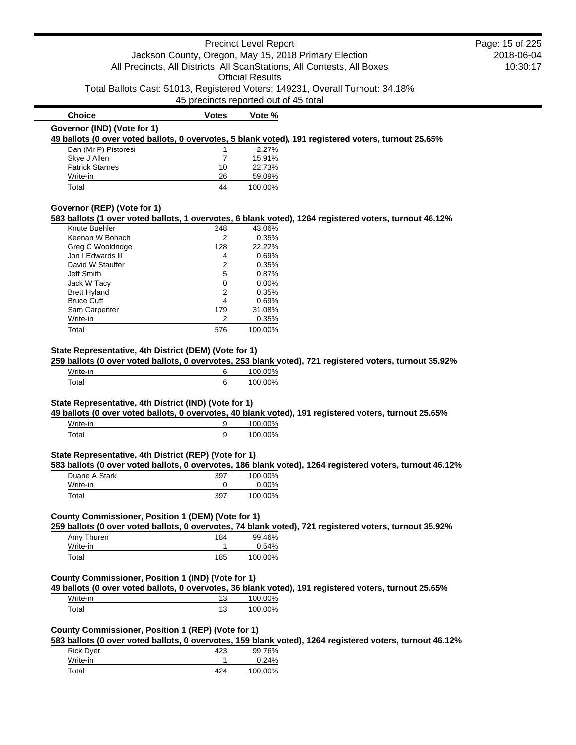| Choice | Votes | Vote % |
|---|---|---|

**Governor (IND) (Vote for 1)**

**49 ballots (0 over voted ballots, 0 overvotes, 5 blank voted), 191 registered voters, turnout 25.65%**

| Choice | Votes | Vote % |
|---|---|---|
| Dan (Mr P) Pistoresi | 1 | 2.27% |
| Skye J Allen | 7 | 15.91% |
| Patrick Starnes | 10 | 22.73% |
| Write-in | 26 | 59.09% |
| Total | 44 | 100.00% |

**Governor (REP) (Vote for 1)**

**583 ballots (1 over voted ballots, 1 overvotes, 6 blank voted), 1264 registered voters, turnout 46.12%**

| Choice | Votes | Vote % |
|---|---|---|
| Knute Buehler | 248 | 43.06% |
| Keenan W Bohach | 2 | 0.35% |
| Greg C Wooldridge | 128 | 22.22% |
| Jon I Edwards lll | 4 | 0.69% |
| David W Stauffer | 2 | 0.35% |
| Jeff Smith | 5 | 0.87% |
| Jack W Tacy | 0 | 0.00% |
| Brett Hyland | 2 | 0.35% |
| Bruce Cuff | 4 | 0.69% |
| Sam Carpenter | 179 | 31.08% |
| Write-in | 2 | 0.35% |
| Total | 576 | 100.00% |

**State Representative, 4th District (DEM) (Vote for 1)**

**259 ballots (0 over voted ballots, 0 overvotes, 253 blank voted), 721 registered voters, turnout 35.92%**

| Choice | Votes | Vote % |
|---|---|---|
| Write-in | 6 | 100.00% |
| Total | 6 | 100.00% |

**State Representative, 4th District (IND) (Vote for 1)**

**49 ballots (0 over voted ballots, 0 overvotes, 40 blank voted), 191 registered voters, turnout 25.65%**

| Choice | Votes | Vote % |
|---|---|---|
| Write-in | 9 | 100.00% |
| Total | 9 | 100.00% |

**State Representative, 4th District (REP) (Vote for 1)**

**583 ballots (0 over voted ballots, 0 overvotes, 186 blank voted), 1264 registered voters, turnout 46.12%**

| Choice | Votes | Vote % |
|---|---|---|
| Duane A Stark | 397 | 100.00% |
| Write-in | 0 | 0.00% |
| Total | 397 | 100.00% |

**County Commissioner, Position 1 (DEM) (Vote for 1)**

**259 ballots (0 over voted ballots, 0 overvotes, 74 blank voted), 721 registered voters, turnout 35.92%**

| Choice | Votes | Vote % |
|---|---|---|
| Amy Thuren | 184 | 99.46% |
| Write-in | 1 | 0.54% |
| Total | 185 | 100.00% |

**County Commissioner, Position 1 (IND) (Vote for 1)**

**49 ballots (0 over voted ballots, 0 overvotes, 36 blank voted), 191 registered voters, turnout 25.65%**

| Choice | Votes | Vote % |
|---|---|---|
| Write-in | 13 | 100.00% |
| Total | 13 | 100.00% |

**County Commissioner, Position 1 (REP) (Vote for 1)**

**583 ballots (0 over voted ballots, 0 overvotes, 159 blank voted), 1264 registered voters, turnout 46.12%**

| Choice | Votes | Vote % |
|---|---|---|
| Rick Dyer | 423 | 99.76% |
| Write-in | 1 | 0.24% |
| Total | 424 | 100.00% |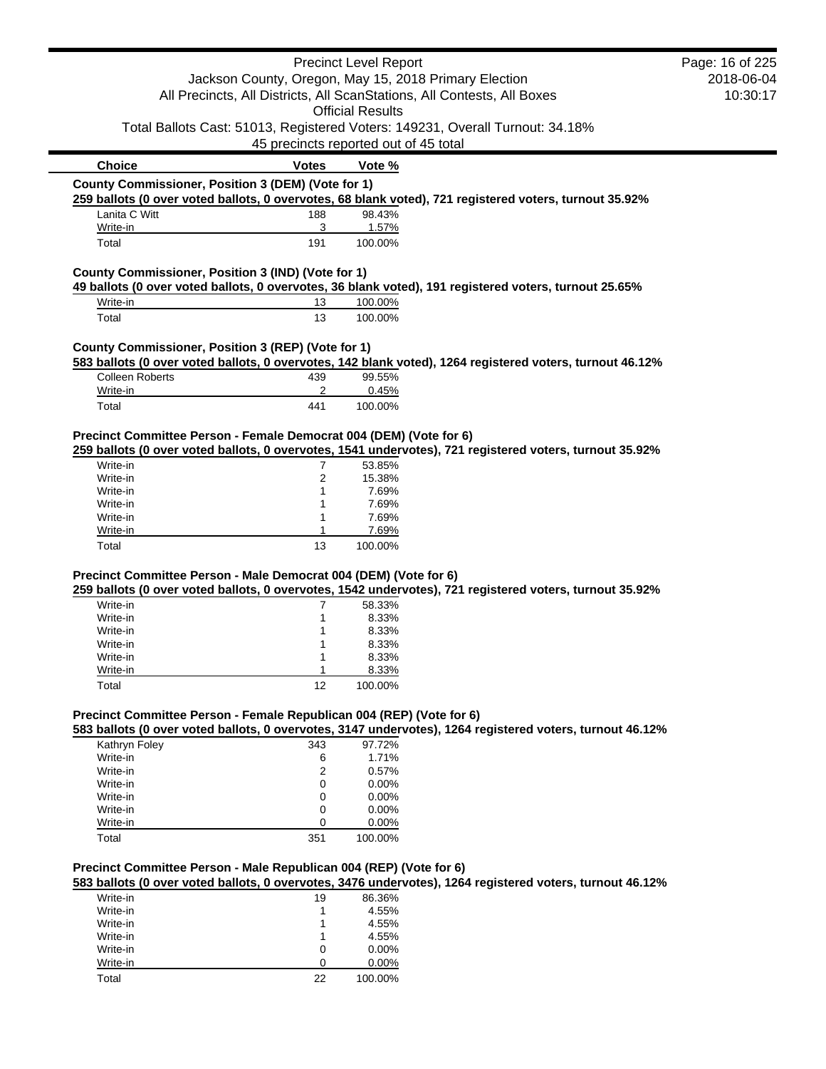| Choice | Votes | Vote % |
|---|---|---|

**County Commissioner, Position 3 (DEM) (Vote for 1)**

**259 ballots (0 over voted ballots, 0 overvotes, 68 blank voted), 721 registered voters, turnout 35.92%**

| Choice | Votes | Vote % |
|---|---|---|
| Lanita C Witt | 188 | 98.43% |
| Write-in | 3 | 1.57% |
| Total | 191 | 100.00% |

**County Commissioner, Position 3 (IND) (Vote for 1)**

**49 ballots (0 over voted ballots, 0 overvotes, 36 blank voted), 191 registered voters, turnout 25.65%**

| Choice | Votes | Vote % |
|---|---|---|
| Write-in | 13 | 100.00% |
| Total | 13 | 100.00% |

**County Commissioner, Position 3 (REP) (Vote for 1)**

**583 ballots (0 over voted ballots, 0 overvotes, 142 blank voted), 1264 registered voters, turnout 46.12%**

| Choice | Votes | Vote % |
|---|---|---|
| Colleen Roberts | 439 | 99.55% |
| Write-in | 2 | 0.45% |
| Total | 441 | 100.00% |

**Precinct Committee Person - Female Democrat 004 (DEM) (Vote for 6)**

**259 ballots (0 over voted ballots, 0 overvotes, 1541 undervotes), 721 registered voters, turnout 35.92%**

| Choice | Votes | Vote % |
|---|---|---|
| Write-in | 7 | 53.85% |
| Write-in | 2 | 15.38% |
| Write-in | 1 | 7.69% |
| Write-in | 1 | 7.69% |
| Write-in | 1 | 7.69% |
| Write-in | 1 | 7.69% |
| Total | 13 | 100.00% |

**Precinct Committee Person - Male Democrat 004 (DEM) (Vote for 6)**

**259 ballots (0 over voted ballots, 0 overvotes, 1542 undervotes), 721 registered voters, turnout 35.92%**

| Choice | Votes | Vote % |
|---|---|---|
| Write-in | 7 | 58.33% |
| Write-in | 1 | 8.33% |
| Write-in | 1 | 8.33% |
| Write-in | 1 | 8.33% |
| Write-in | 1 | 8.33% |
| Write-in | 1 | 8.33% |
| Total | 12 | 100.00% |

**Precinct Committee Person - Female Republican 004 (REP) (Vote for 6)**

**583 ballots (0 over voted ballots, 0 overvotes, 3147 undervotes), 1264 registered voters, turnout 46.12%**

| Choice | Votes | Vote % |
|---|---|---|
| Kathryn Foley | 343 | 97.72% |
| Write-in | 6 | 1.71% |
| Write-in | 2 | 0.57% |
| Write-in | 0 | 0.00% |
| Write-in | 0 | 0.00% |
| Write-in | 0 | 0.00% |
| Write-in | 0 | 0.00% |
| Total | 351 | 100.00% |

**Precinct Committee Person - Male Republican 004 (REP) (Vote for 6)**

**583 ballots (0 over voted ballots, 0 overvotes, 3476 undervotes), 1264 registered voters, turnout 46.12%**

| Choice | Votes | Vote % |
|---|---|---|
| Write-in | 19 | 86.36% |
| Write-in | 1 | 4.55% |
| Write-in | 1 | 4.55% |
| Write-in | 1 | 4.55% |
| Write-in | 0 | 0.00% |
| Write-in | 0 | 0.00% |
| Total | 22 | 100.00% |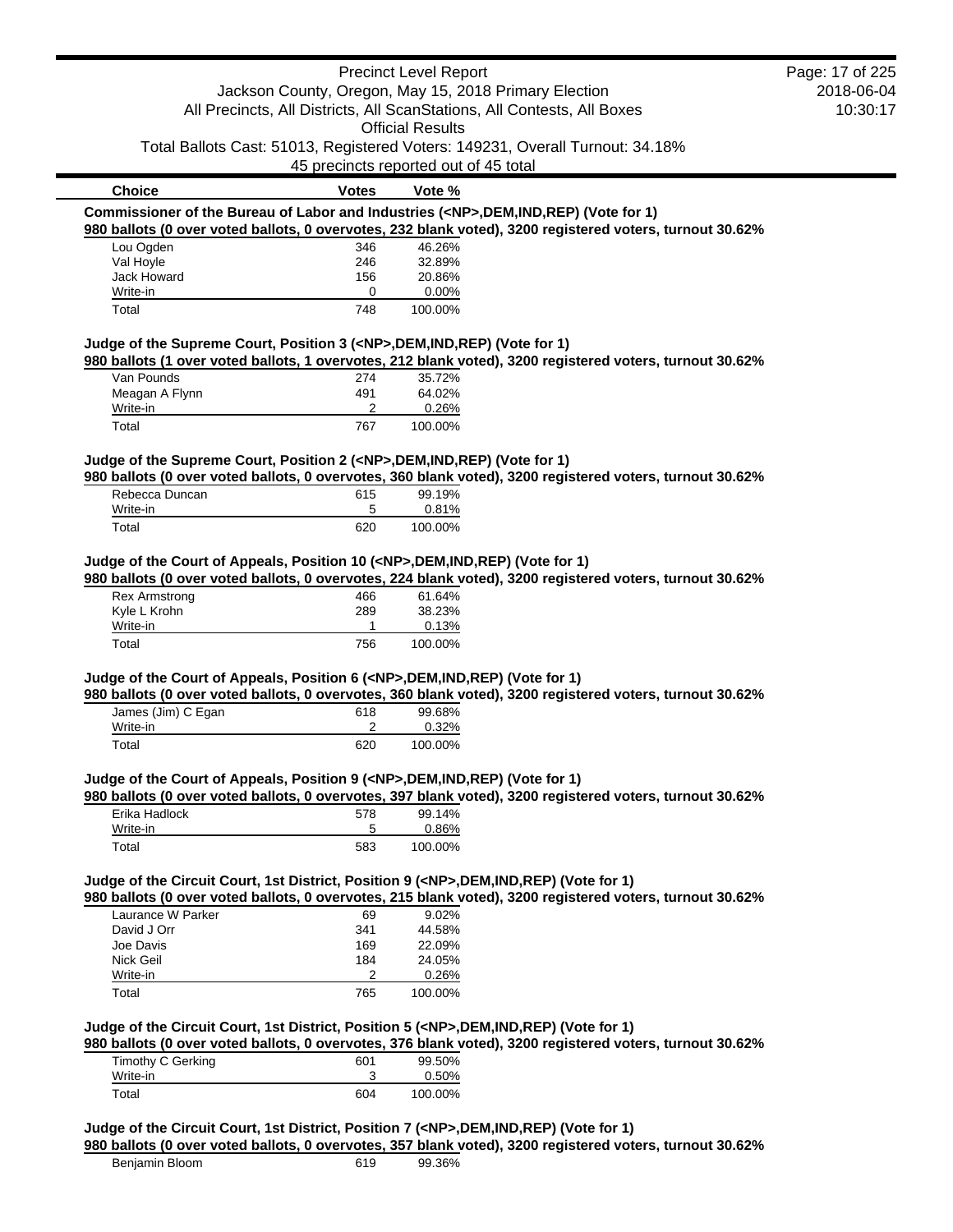| Choice | Votes | Vote % |
|---|---|---|

**Commissioner of the Bureau of Labor and Industries (<NP>,DEM,IND,REP) (Vote for 1)**

**980 ballots (0 over voted ballots, 0 overvotes, 232 blank voted), 3200 registered voters, turnout 30.62%**

| Choice | Votes | Vote % |
|---|---|---|
| Lou Ogden | 346 | 46.26% |
| Val Hoyle | 246 | 32.89% |
| Jack Howard | 156 | 20.86% |
| Write-in | 0 | 0.00% |
| Total | 748 | 100.00% |

**Judge of the Supreme Court, Position 3 (<NP>,DEM,IND,REP) (Vote for 1)**

**980 ballots (1 over voted ballots, 1 overvotes, 212 blank voted), 3200 registered voters, turnout 30.62%**

| Choice | Votes | Vote % |
|---|---|---|
| Van Pounds | 274 | 35.72% |
| Meagan A Flynn | 491 | 64.02% |
| Write-in | 2 | 0.26% |
| Total | 767 | 100.00% |

**Judge of the Supreme Court, Position 2 (<NP>,DEM,IND,REP) (Vote for 1)**

**980 ballots (0 over voted ballots, 0 overvotes, 360 blank voted), 3200 registered voters, turnout 30.62%**

| Choice | Votes | Vote % |
|---|---|---|
| Rebecca Duncan | 615 | 99.19% |
| Write-in | 5 | 0.81% |
| Total | 620 | 100.00% |

**Judge of the Court of Appeals, Position 10 (<NP>,DEM,IND,REP) (Vote for 1)**

**980 ballots (0 over voted ballots, 0 overvotes, 224 blank voted), 3200 registered voters, turnout 30.62%**

| Choice | Votes | Vote % |
|---|---|---|
| Rex Armstrong | 466 | 61.64% |
| Kyle L Krohn | 289 | 38.23% |
| Write-in | 1 | 0.13% |
| Total | 756 | 100.00% |

**Judge of the Court of Appeals, Position 6 (<NP>,DEM,IND,REP) (Vote for 1)**

**980 ballots (0 over voted ballots, 0 overvotes, 360 blank voted), 3200 registered voters, turnout 30.62%**

| Choice | Votes | Vote % |
|---|---|---|
| James (Jim) C Egan | 618 | 99.68% |
| Write-in | 2 | 0.32% |
| Total | 620 | 100.00% |

**Judge of the Court of Appeals, Position 9 (<NP>,DEM,IND,REP) (Vote for 1)**

**980 ballots (0 over voted ballots, 0 overvotes, 397 blank voted), 3200 registered voters, turnout 30.62%**

| Choice | Votes | Vote % |
|---|---|---|
| Erika Hadlock | 578 | 99.14% |
| Write-in | 5 | 0.86% |
| Total | 583 | 100.00% |

**Judge of the Circuit Court, 1st District, Position 9 (<NP>,DEM,IND,REP) (Vote for 1)**

**980 ballots (0 over voted ballots, 0 overvotes, 215 blank voted), 3200 registered voters, turnout 30.62%**

| Choice | Votes | Vote % |
|---|---|---|
| Laurance W Parker | 69 | 9.02% |
| David J Orr | 341 | 44.58% |
| Joe Davis | 169 | 22.09% |
| Nick Geil | 184 | 24.05% |
| Write-in | 2 | 0.26% |
| Total | 765 | 100.00% |

**Judge of the Circuit Court, 1st District, Position 5 (<NP>,DEM,IND,REP) (Vote for 1)**

**980 ballots (0 over voted ballots, 0 overvotes, 376 blank voted), 3200 registered voters, turnout 30.62%**

| Choice | Votes | Vote % |
|---|---|---|
| Timothy C Gerking | 601 | 99.50% |
| Write-in | 3 | 0.50% |
| Total | 604 | 100.00% |

**Judge of the Circuit Court, 1st District, Position 7 (<NP>,DEM,IND,REP) (Vote for 1)**

**980 ballots (0 over voted ballots, 0 overvotes, 357 blank voted), 3200 registered voters, turnout 30.62%**

| Choice | Votes | Vote % |
|---|---|---|
| Benjamin Bloom | 619 | 99.36% |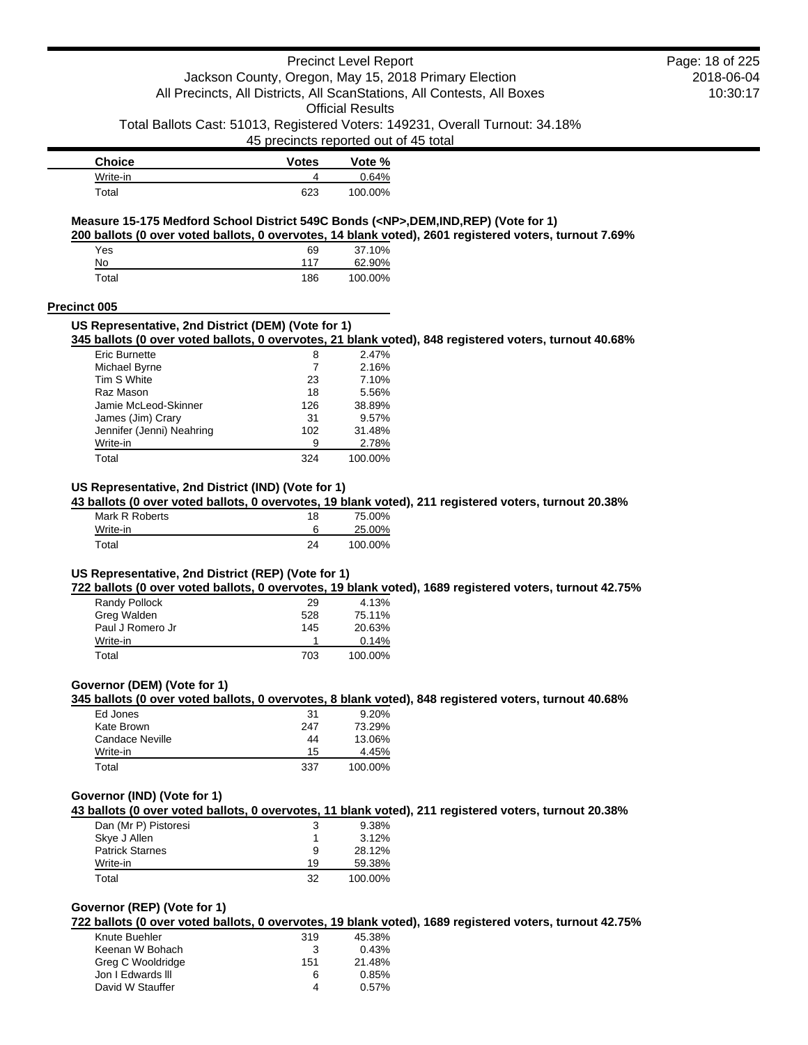| Choice | Votes | Vote % |
|---|---|---|
| Write-in | 4 | 0.64% |
| Total | 623 | 100.00% |

**Measure 15-175 Medford School District 549C Bonds (<NP>,DEM,IND,REP) (Vote for 1)**

**200 ballots (0 over voted ballots, 0 overvotes, 14 blank voted), 2601 registered voters, turnout 7.69%**

| Choice | Votes | Vote % |
|---|---|---|
| Yes | 69 | 37.10% |
| No | 117 | 62.90% |
| Total | 186 | 100.00% |

## Precinct 005

**US Representative, 2nd District (DEM) (Vote for 1)**

**345 ballots (0 over voted ballots, 0 overvotes, 21 blank voted), 848 registered voters, turnout 40.68%**

| Choice | Votes | Vote % |
|---|---|---|
| Eric Burnette | 8 | 2.47% |
| Michael Byrne | 7 | 2.16% |
| Tim S White | 23 | 7.10% |
| Raz Mason | 18 | 5.56% |
| Jamie McLeod-Skinner | 126 | 38.89% |
| James (Jim) Crary | 31 | 9.57% |
| Jennifer (Jenni) Neahring | 102 | 31.48% |
| Write-in | 9 | 2.78% |
| Total | 324 | 100.00% |

**US Representative, 2nd District (IND) (Vote for 1)**

**43 ballots (0 over voted ballots, 0 overvotes, 19 blank voted), 211 registered voters, turnout 20.38%**

| Choice | Votes | Vote % |
|---|---|---|
| Mark R Roberts | 18 | 75.00% |
| Write-in | 6 | 25.00% |
| Total | 24 | 100.00% |

**US Representative, 2nd District (REP) (Vote for 1)**

**722 ballots (0 over voted ballots, 0 overvotes, 19 blank voted), 1689 registered voters, turnout 42.75%**

| Choice | Votes | Vote % |
|---|---|---|
| Randy Pollock | 29 | 4.13% |
| Greg Walden | 528 | 75.11% |
| Paul J Romero Jr | 145 | 20.63% |
| Write-in | 1 | 0.14% |
| Total | 703 | 100.00% |

**Governor (DEM) (Vote for 1)**

**345 ballots (0 over voted ballots, 0 overvotes, 8 blank voted), 848 registered voters, turnout 40.68%**

| Choice | Votes | Vote % |
|---|---|---|
| Ed Jones | 31 | 9.20% |
| Kate Brown | 247 | 73.29% |
| Candace Neville | 44 | 13.06% |
| Write-in | 15 | 4.45% |
| Total | 337 | 100.00% |

**Governor (IND) (Vote for 1)**

**43 ballots (0 over voted ballots, 0 overvotes, 11 blank voted), 211 registered voters, turnout 20.38%**

| Choice | Votes | Vote % |
|---|---|---|
| Dan (Mr P) Pistoresi | 3 | 9.38% |
| Skye J Allen | 1 | 3.12% |
| Patrick Starnes | 9 | 28.12% |
| Write-in | 19 | 59.38% |
| Total | 32 | 100.00% |

**Governor (REP) (Vote for 1)**

**722 ballots (0 over voted ballots, 0 overvotes, 19 blank voted), 1689 registered voters, turnout 42.75%**

| Choice | Votes | Vote % |
|---|---|---|
| Knute Buehler | 319 | 45.38% |
| Keenan W Bohach | 3 | 0.43% |
| Greg C Wooldridge | 151 | 21.48% |
| Jon I Edwards lll | 6 | 0.85% |
| David W Stauffer | 4 | 0.57% |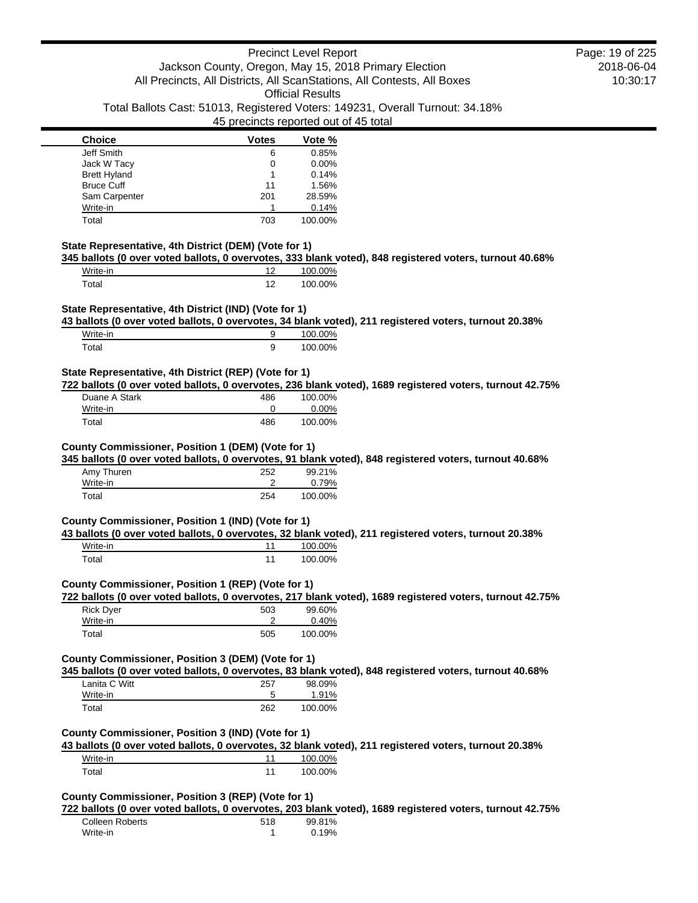| Choice | Votes | Vote % |
|---|---|---|
| Jeff Smith | 6 | 0.85% |
| Jack W Tacy | 0 | 0.00% |
| Brett Hyland | 1 | 0.14% |
| Bruce Cuff | 11 | 1.56% |
| Sam Carpenter | 201 | 28.59% |
| Write-in | 1 | 0.14% |
| Total | 703 | 100.00% |

### State Representative, 4th District (DEM) (Vote for 1)

**345 ballots (0 over voted ballots, 0 overvotes, 333 blank voted), 848 registered voters, turnout 40.68%**

| Choice | Votes | Vote % |
|---|---|---|
| Write-in | 12 | 100.00% |
| Total | 12 | 100.00% |

### State Representative, 4th District (IND) (Vote for 1)

**43 ballots (0 over voted ballots, 0 overvotes, 34 blank voted), 211 registered voters, turnout 20.38%**

| Choice | Votes | Vote % |
|---|---|---|
| Write-in | 9 | 100.00% |
| Total | 9 | 100.00% |

### State Representative, 4th District (REP) (Vote for 1)

**722 ballots (0 over voted ballots, 0 overvotes, 236 blank voted), 1689 registered voters, turnout 42.75%**

| Choice | Votes | Vote % |
|---|---|---|
| Duane A Stark | 486 | 100.00% |
| Write-in | 0 | 0.00% |
| Total | 486 | 100.00% |

### County Commissioner, Position 1 (DEM) (Vote for 1)

**345 ballots (0 over voted ballots, 0 overvotes, 91 blank voted), 848 registered voters, turnout 40.68%**

| Choice | Votes | Vote % |
|---|---|---|
| Amy Thuren | 252 | 99.21% |
| Write-in | 2 | 0.79% |
| Total | 254 | 100.00% |

### County Commissioner, Position 1 (IND) (Vote for 1)

**43 ballots (0 over voted ballots, 0 overvotes, 32 blank voted), 211 registered voters, turnout 20.38%**

| Choice | Votes | Vote % |
|---|---|---|
| Write-in | 11 | 100.00% |
| Total | 11 | 100.00% |

### County Commissioner, Position 1 (REP) (Vote for 1)

**722 ballots (0 over voted ballots, 0 overvotes, 217 blank voted), 1689 registered voters, turnout 42.75%**

| Choice | Votes | Vote % |
|---|---|---|
| Rick Dyer | 503 | 99.60% |
| Write-in | 2 | 0.40% |
| Total | 505 | 100.00% |

### County Commissioner, Position 3 (DEM) (Vote for 1)

**345 ballots (0 over voted ballots, 0 overvotes, 83 blank voted), 848 registered voters, turnout 40.68%**

| Choice | Votes | Vote % |
|---|---|---|
| Lanita C Witt | 257 | 98.09% |
| Write-in | 5 | 1.91% |
| Total | 262 | 100.00% |

### County Commissioner, Position 3 (IND) (Vote for 1)

**43 ballots (0 over voted ballots, 0 overvotes, 32 blank voted), 211 registered voters, turnout 20.38%**

| Choice | Votes | Vote % |
|---|---|---|
| Write-in | 11 | 100.00% |
| Total | 11 | 100.00% |

### County Commissioner, Position 3 (REP) (Vote for 1)

**722 ballots (0 over voted ballots, 0 overvotes, 203 blank voted), 1689 registered voters, turnout 42.75%**

| Choice | Votes | Vote % |
|---|---|---|
| Colleen Roberts | 518 | 99.81% |
| Write-in | 1 | 0.19% |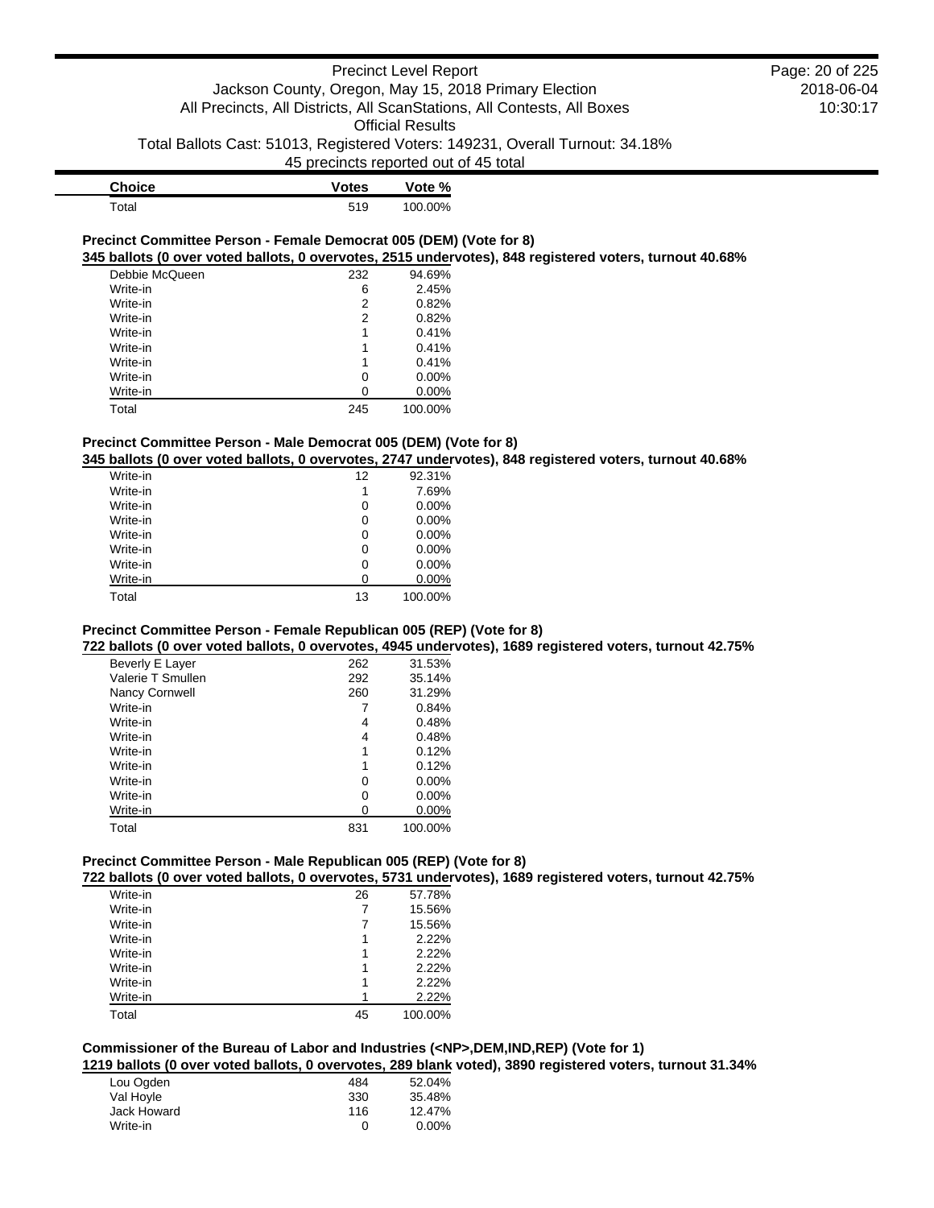| Choice | Votes | Vote % |
|---|---|---|
| Total | 519 | 100.00% |

### Precinct Committee Person - Female Democrat 005 (DEM) (Vote for 8)

**345 ballots (0 over voted ballots, 0 overvotes, 2515 undervotes), 848 registered voters, turnout 40.68%**

| Choice | Votes | Vote % |
|---|---|---|
| Debbie McQueen | 232 | 94.69% |
| Write-in | 6 | 2.45% |
| Write-in | 2 | 0.82% |
| Write-in | 2 | 0.82% |
| Write-in | 1 | 0.41% |
| Write-in | 1 | 0.41% |
| Write-in | 1 | 0.41% |
| Write-in | 0 | 0.00% |
| Write-in | 0 | 0.00% |
| Total | 245 | 100.00% |

### Precinct Committee Person - Male Democrat 005 (DEM) (Vote for 8)

**345 ballots (0 over voted ballots, 0 overvotes, 2747 undervotes), 848 registered voters, turnout 40.68%**

| Choice | Votes | Vote % |
|---|---|---|
| Write-in | 12 | 92.31% |
| Write-in | 1 | 7.69% |
| Write-in | 0 | 0.00% |
| Write-in | 0 | 0.00% |
| Write-in | 0 | 0.00% |
| Write-in | 0 | 0.00% |
| Write-in | 0 | 0.00% |
| Write-in | 0 | 0.00% |
| Total | 13 | 100.00% |

### Precinct Committee Person - Female Republican 005 (REP) (Vote for 8)

**722 ballots (0 over voted ballots, 0 overvotes, 4945 undervotes), 1689 registered voters, turnout 42.75%**

| Choice | Votes | Vote % |
|---|---|---|
| Beverly E Layer | 262 | 31.53% |
| Valerie T Smullen | 292 | 35.14% |
| Nancy Cornwell | 260 | 31.29% |
| Write-in | 7 | 0.84% |
| Write-in | 4 | 0.48% |
| Write-in | 4 | 0.48% |
| Write-in | 1 | 0.12% |
| Write-in | 1 | 0.12% |
| Write-in | 0 | 0.00% |
| Write-in | 0 | 0.00% |
| Write-in | 0 | 0.00% |
| Total | 831 | 100.00% |

### Precinct Committee Person - Male Republican 005 (REP) (Vote for 8)

**722 ballots (0 over voted ballots, 0 overvotes, 5731 undervotes), 1689 registered voters, turnout 42.75%**

| Choice | Votes | Vote % |
|---|---|---|
| Write-in | 26 | 57.78% |
| Write-in | 7 | 15.56% |
| Write-in | 7 | 15.56% |
| Write-in | 1 | 2.22% |
| Write-in | 1 | 2.22% |
| Write-in | 1 | 2.22% |
| Write-in | 1 | 2.22% |
| Write-in | 1 | 2.22% |
| Total | 45 | 100.00% |

### Commissioner of the Bureau of Labor and Industries (<NP>,DEM,IND,REP) (Vote for 1)

**1219 ballots (0 over voted ballots, 0 overvotes, 289 blank voted), 3890 registered voters, turnout 31.34%**

| Choice | Votes | Vote % |
|---|---|---|
| Lou Ogden | 484 | 52.04% |
| Val Hoyle | 330 | 35.48% |
| Jack Howard | 116 | 12.47% |
| Write-in | 0 | 0.00% |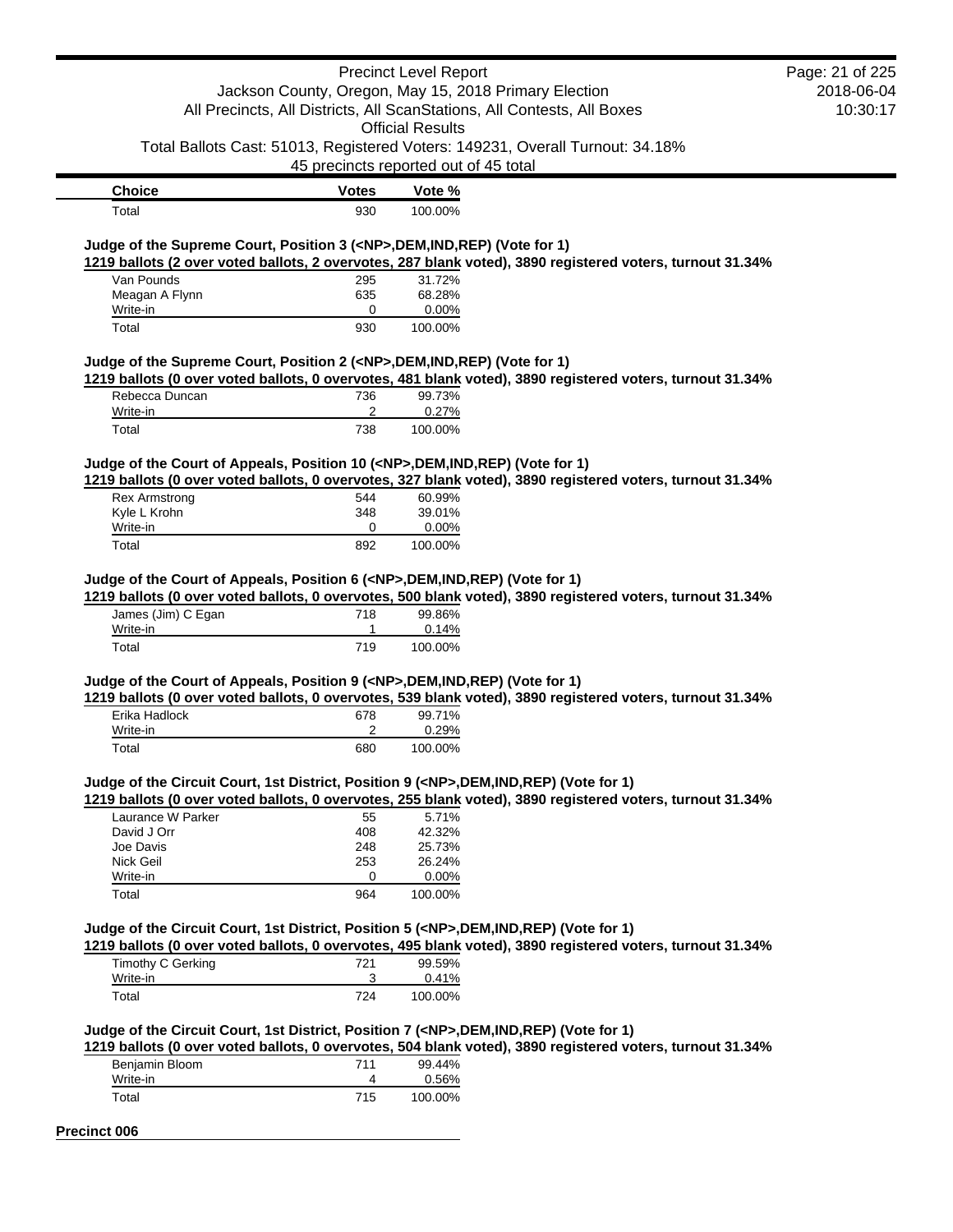| Choice | Votes | Vote % |
|---|---|---|
| Total | 930 | 100.00% |

**Judge of the Supreme Court, Position 3 (<NP>,DEM,IND,REP) (Vote for 1)**

**1219 ballots (2 over voted ballots, 2 overvotes, 287 blank voted), 3890 registered voters, turnout 31.34%**

| Choice | Votes | Vote % |
|---|---|---|
| Van Pounds | 295 | 31.72% |
| Meagan A Flynn | 635 | 68.28% |
| Write-in | 0 | 0.00% |
| Total | 930 | 100.00% |

**Judge of the Supreme Court, Position 2 (<NP>,DEM,IND,REP) (Vote for 1)**

**1219 ballots (0 over voted ballots, 0 overvotes, 481 blank voted), 3890 registered voters, turnout 31.34%**

| Choice | Votes | Vote % |
|---|---|---|
| Rebecca Duncan | 736 | 99.73% |
| Write-in | 2 | 0.27% |
| Total | 738 | 100.00% |

**Judge of the Court of Appeals, Position 10 (<NP>,DEM,IND,REP) (Vote for 1)**

**1219 ballots (0 over voted ballots, 0 overvotes, 327 blank voted), 3890 registered voters, turnout 31.34%**

| Choice | Votes | Vote % |
|---|---|---|
| Rex Armstrong | 544 | 60.99% |
| Kyle L Krohn | 348 | 39.01% |
| Write-in | 0 | 0.00% |
| Total | 892 | 100.00% |

**Judge of the Court of Appeals, Position 6 (<NP>,DEM,IND,REP) (Vote for 1)**

**1219 ballots (0 over voted ballots, 0 overvotes, 500 blank voted), 3890 registered voters, turnout 31.34%**

| Choice | Votes | Vote % |
|---|---|---|
| James (Jim) C Egan | 718 | 99.86% |
| Write-in | 1 | 0.14% |
| Total | 719 | 100.00% |

**Judge of the Court of Appeals, Position 9 (<NP>,DEM,IND,REP) (Vote for 1)**

**1219 ballots (0 over voted ballots, 0 overvotes, 539 blank voted), 3890 registered voters, turnout 31.34%**

| Choice | Votes | Vote % |
|---|---|---|
| Erika Hadlock | 678 | 99.71% |
| Write-in | 2 | 0.29% |
| Total | 680 | 100.00% |

**Judge of the Circuit Court, 1st District, Position 9 (<NP>,DEM,IND,REP) (Vote for 1)**

**1219 ballots (0 over voted ballots, 0 overvotes, 255 blank voted), 3890 registered voters, turnout 31.34%**

| Choice | Votes | Vote % |
|---|---|---|
| Laurance W Parker | 55 | 5.71% |
| David J Orr | 408 | 42.32% |
| Joe Davis | 248 | 25.73% |
| Nick Geil | 253 | 26.24% |
| Write-in | 0 | 0.00% |
| Total | 964 | 100.00% |

**Judge of the Circuit Court, 1st District, Position 5 (<NP>,DEM,IND,REP) (Vote for 1)**

**1219 ballots (0 over voted ballots, 0 overvotes, 495 blank voted), 3890 registered voters, turnout 31.34%**

| Choice | Votes | Vote % |
|---|---|---|
| Timothy C Gerking | 721 | 99.59% |
| Write-in | 3 | 0.41% |
| Total | 724 | 100.00% |

**Judge of the Circuit Court, 1st District, Position 7 (<NP>,DEM,IND,REP) (Vote for 1)**

**1219 ballots (0 over voted ballots, 0 overvotes, 504 blank voted), 3890 registered voters, turnout 31.34%**

| Choice | Votes | Vote % |
|---|---|---|
| Benjamin Bloom | 711 | 99.44% |
| Write-in | 4 | 0.56% |
| Total | 715 | 100.00% |

## Precinct 006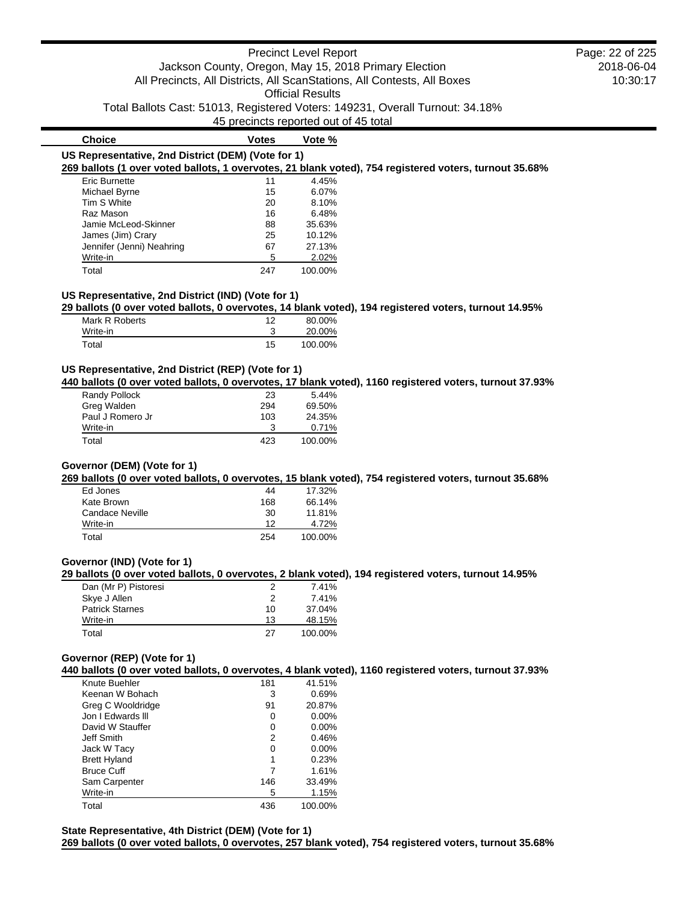| Choice | Votes | Vote % |
|---|---|---|

### US Representative, 2nd District (DEM) (Vote for 1)

**269 ballots (1 over voted ballots, 1 overvotes, 21 blank voted), 754 registered voters, turnout 35.68%**

| Choice | Votes | Vote % |
|---|---|---|
| Eric Burnette | 11 | 4.45% |
| Michael Byrne | 15 | 6.07% |
| Tim S White | 20 | 8.10% |
| Raz Mason | 16 | 6.48% |
| Jamie McLeod-Skinner | 88 | 35.63% |
| James (Jim) Crary | 25 | 10.12% |
| Jennifer (Jenni) Neahring | 67 | 27.13% |
| Write-in | 5 | 2.02% |
| Total | 247 | 100.00% |

### US Representative, 2nd District (IND) (Vote for 1)

**29 ballots (0 over voted ballots, 0 overvotes, 14 blank voted), 194 registered voters, turnout 14.95%**

| Choice | Votes | Vote % |
|---|---|---|
| Mark R Roberts | 12 | 80.00% |
| Write-in | 3 | 20.00% |
| Total | 15 | 100.00% |

### US Representative, 2nd District (REP) (Vote for 1)

**440 ballots (0 over voted ballots, 0 overvotes, 17 blank voted), 1160 registered voters, turnout 37.93%**

| Choice | Votes | Vote % |
|---|---|---|
| Randy Pollock | 23 | 5.44% |
| Greg Walden | 294 | 69.50% |
| Paul J Romero Jr | 103 | 24.35% |
| Write-in | 3 | 0.71% |
| Total | 423 | 100.00% |

### Governor (DEM) (Vote for 1)

**269 ballots (0 over voted ballots, 0 overvotes, 15 blank voted), 754 registered voters, turnout 35.68%**

| Choice | Votes | Vote % |
|---|---|---|
| Ed Jones | 44 | 17.32% |
| Kate Brown | 168 | 66.14% |
| Candace Neville | 30 | 11.81% |
| Write-in | 12 | 4.72% |
| Total | 254 | 100.00% |

### Governor (IND) (Vote for 1)

**29 ballots (0 over voted ballots, 0 overvotes, 2 blank voted), 194 registered voters, turnout 14.95%**

| Choice | Votes | Vote % |
|---|---|---|
| Dan (Mr P) Pistoresi | 2 | 7.41% |
| Skye J Allen | 2 | 7.41% |
| Patrick Starnes | 10 | 37.04% |
| Write-in | 13 | 48.15% |
| Total | 27 | 100.00% |

### Governor (REP) (Vote for 1)

**440 ballots (0 over voted ballots, 0 overvotes, 4 blank voted), 1160 registered voters, turnout 37.93%**

| Choice | Votes | Vote % |
|---|---|---|
| Knute Buehler | 181 | 41.51% |
| Keenan W Bohach | 3 | 0.69% |
| Greg C Wooldridge | 91 | 20.87% |
| Jon I Edwards lll | 0 | 0.00% |
| David W Stauffer | 0 | 0.00% |
| Jeff Smith | 2 | 0.46% |
| Jack W Tacy | 0 | 0.00% |
| Brett Hyland | 1 | 0.23% |
| Bruce Cuff | 7 | 1.61% |
| Sam Carpenter | 146 | 33.49% |
| Write-in | 5 | 1.15% |
| Total | 436 | 100.00% |

### State Representative, 4th District (DEM) (Vote for 1)

**269 ballots (0 over voted ballots, 0 overvotes, 257 blank voted), 754 registered voters, turnout 35.68%**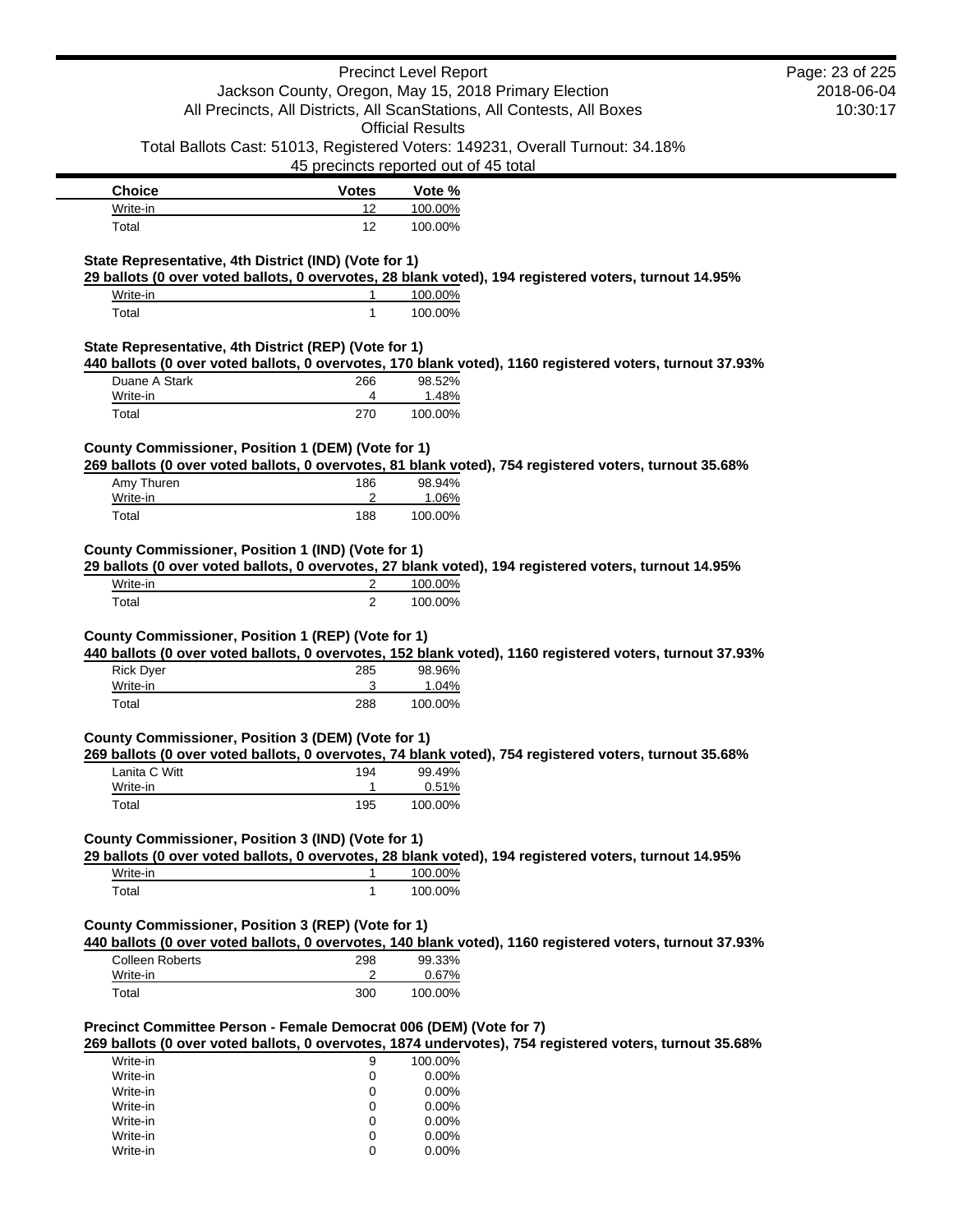| Choice | Votes | Vote % |
| --- | --- | --- |
| Write-in | 12 | 100.00% |
| Total | 12 | 100.00% |

**State Representative, 4th District (IND) (Vote for 1)**

**29 ballots (0 over voted ballots, 0 overvotes, 28 blank voted), 194 registered voters, turnout 14.95%**

| Choice | Votes | Vote % |
| --- | --- | --- |
| Write-in | 1 | 100.00% |
| Total | 1 | 100.00% |

**State Representative, 4th District (REP) (Vote for 1)**

**440 ballots (0 over voted ballots, 0 overvotes, 170 blank voted), 1160 registered voters, turnout 37.93%**

| Choice | Votes | Vote % |
| --- | --- | --- |
| Duane A Stark | 266 | 98.52% |
| Write-in | 4 | 1.48% |
| Total | 270 | 100.00% |

**County Commissioner, Position 1 (DEM) (Vote for 1)**

**269 ballots (0 over voted ballots, 0 overvotes, 81 blank voted), 754 registered voters, turnout 35.68%**

| Choice | Votes | Vote % |
| --- | --- | --- |
| Amy Thuren | 186 | 98.94% |
| Write-in | 2 | 1.06% |
| Total | 188 | 100.00% |

**County Commissioner, Position 1 (IND) (Vote for 1)**

**29 ballots (0 over voted ballots, 0 overvotes, 27 blank voted), 194 registered voters, turnout 14.95%**

| Choice | Votes | Vote % |
| --- | --- | --- |
| Write-in | 2 | 100.00% |
| Total | 2 | 100.00% |

**County Commissioner, Position 1 (REP) (Vote for 1)**

**440 ballots (0 over voted ballots, 0 overvotes, 152 blank voted), 1160 registered voters, turnout 37.93%**

| Choice | Votes | Vote % |
| --- | --- | --- |
| Rick Dyer | 285 | 98.96% |
| Write-in | 3 | 1.04% |
| Total | 288 | 100.00% |

**County Commissioner, Position 3 (DEM) (Vote for 1)**

**269 ballots (0 over voted ballots, 0 overvotes, 74 blank voted), 754 registered voters, turnout 35.68%**

| Choice | Votes | Vote % |
| --- | --- | --- |
| Lanita C Witt | 194 | 99.49% |
| Write-in | 1 | 0.51% |
| Total | 195 | 100.00% |

**County Commissioner, Position 3 (IND) (Vote for 1)**

**29 ballots (0 over voted ballots, 0 overvotes, 28 blank voted), 194 registered voters, turnout 14.95%**

| Choice | Votes | Vote % |
| --- | --- | --- |
| Write-in | 1 | 100.00% |
| Total | 1 | 100.00% |

**County Commissioner, Position 3 (REP) (Vote for 1)**

**440 ballots (0 over voted ballots, 0 overvotes, 140 blank voted), 1160 registered voters, turnout 37.93%**

| Choice | Votes | Vote % |
| --- | --- | --- |
| Colleen Roberts | 298 | 99.33% |
| Write-in | 2 | 0.67% |
| Total | 300 | 100.00% |

**Precinct Committee Person - Female Democrat 006 (DEM) (Vote for 7)**

**269 ballots (0 over voted ballots, 0 overvotes, 1874 undervotes), 754 registered voters, turnout 35.68%**

| Choice | Votes | Vote % |
| --- | --- | --- |
| Write-in | 9 | 100.00% |
| Write-in | 0 | 0.00% |
| Write-in | 0 | 0.00% |
| Write-in | 0 | 0.00% |
| Write-in | 0 | 0.00% |
| Write-in | 0 | 0.00% |
| Write-in | 0 | 0.00% |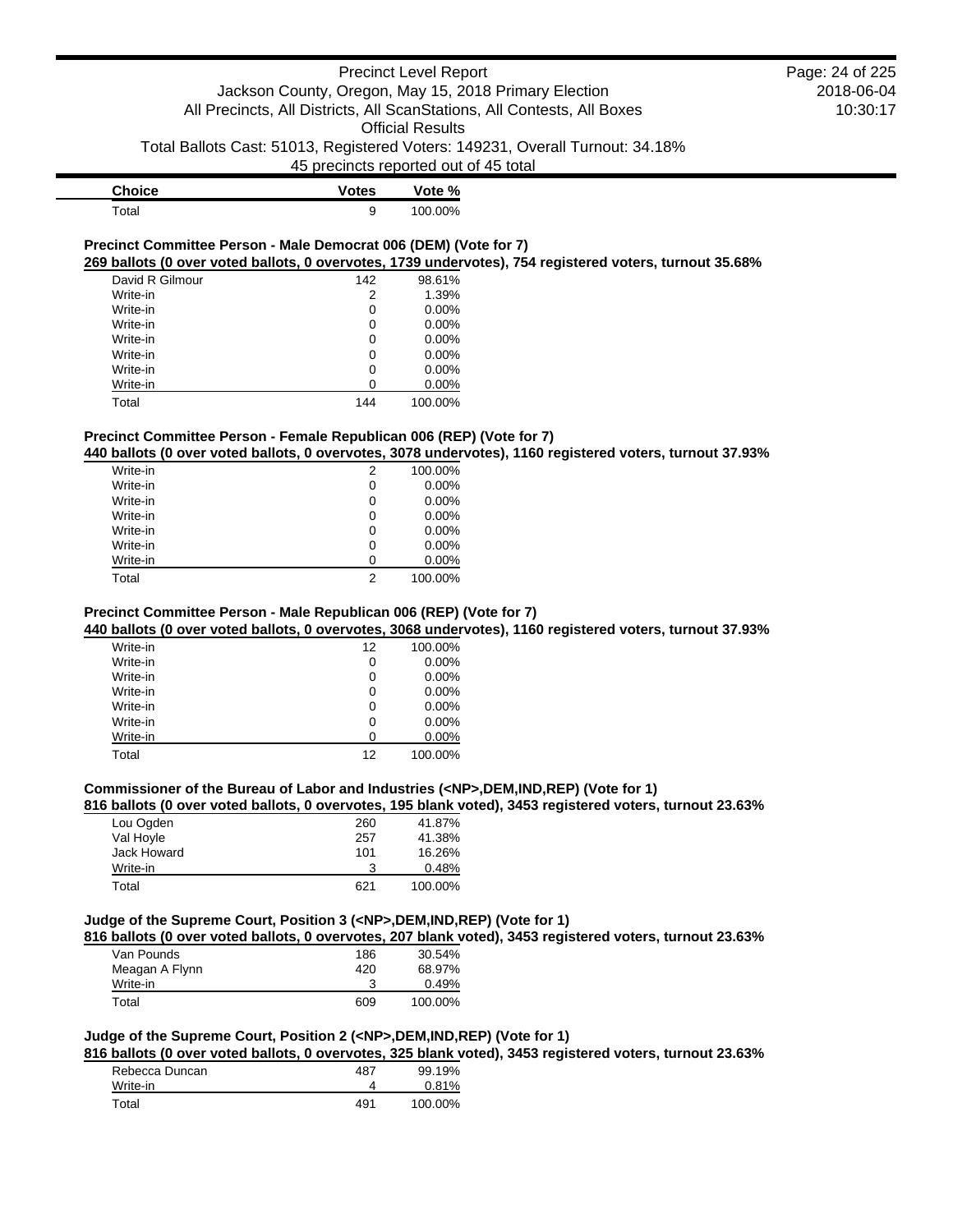| Choice | Votes | Vote % |
| --- | --- | --- |
| Total | 9 | 100.00% |

### Precinct Committee Person - Male Democrat 006 (DEM) (Vote for 7)

**269 ballots (0 over voted ballots, 0 overvotes, 1739 undervotes), 754 registered voters, turnout 35.68%**

| Choice | Votes | Vote % |
| --- | --- | --- |
| David R Gilmour | 142 | 98.61% |
| Write-in | 2 | 1.39% |
| Write-in | 0 | 0.00% |
| Write-in | 0 | 0.00% |
| Write-in | 0 | 0.00% |
| Write-in | 0 | 0.00% |
| Write-in | 0 | 0.00% |
| Write-in | 0 | 0.00% |
| Total | 144 | 100.00% |

### Precinct Committee Person - Female Republican 006 (REP) (Vote for 7)

**440 ballots (0 over voted ballots, 0 overvotes, 3078 undervotes), 1160 registered voters, turnout 37.93%**

| Choice | Votes | Vote % |
| --- | --- | --- |
| Write-in | 2 | 100.00% |
| Write-in | 0 | 0.00% |
| Write-in | 0 | 0.00% |
| Write-in | 0 | 0.00% |
| Write-in | 0 | 0.00% |
| Write-in | 0 | 0.00% |
| Write-in | 0 | 0.00% |
| Total | 2 | 100.00% |

### Precinct Committee Person - Male Republican 006 (REP) (Vote for 7)

**440 ballots (0 over voted ballots, 0 overvotes, 3068 undervotes), 1160 registered voters, turnout 37.93%**

| Choice | Votes | Vote % |
| --- | --- | --- |
| Write-in | 12 | 100.00% |
| Write-in | 0 | 0.00% |
| Write-in | 0 | 0.00% |
| Write-in | 0 | 0.00% |
| Write-in | 0 | 0.00% |
| Write-in | 0 | 0.00% |
| Write-in | 0 | 0.00% |
| Total | 12 | 100.00% |

### Commissioner of the Bureau of Labor and Industries (<NP>,DEM,IND,REP) (Vote for 1)

**816 ballots (0 over voted ballots, 0 overvotes, 195 blank voted), 3453 registered voters, turnout 23.63%**

| Choice | Votes | Vote % |
| --- | --- | --- |
| Lou Ogden | 260 | 41.87% |
| Val Hoyle | 257 | 41.38% |
| Jack Howard | 101 | 16.26% |
| Write-in | 3 | 0.48% |
| Total | 621 | 100.00% |

### Judge of the Supreme Court, Position 3 (<NP>,DEM,IND,REP) (Vote for 1)

**816 ballots (0 over voted ballots, 0 overvotes, 207 blank voted), 3453 registered voters, turnout 23.63%**

| Choice | Votes | Vote % |
| --- | --- | --- |
| Van Pounds | 186 | 30.54% |
| Meagan A Flynn | 420 | 68.97% |
| Write-in | 3 | 0.49% |
| Total | 609 | 100.00% |

### Judge of the Supreme Court, Position 2 (<NP>,DEM,IND,REP) (Vote for 1)

**816 ballots (0 over voted ballots, 0 overvotes, 325 blank voted), 3453 registered voters, turnout 23.63%**

| Choice | Votes | Vote % |
| --- | --- | --- |
| Rebecca Duncan | 487 | 99.19% |
| Write-in | 4 | 0.81% |
| Total | 491 | 100.00% |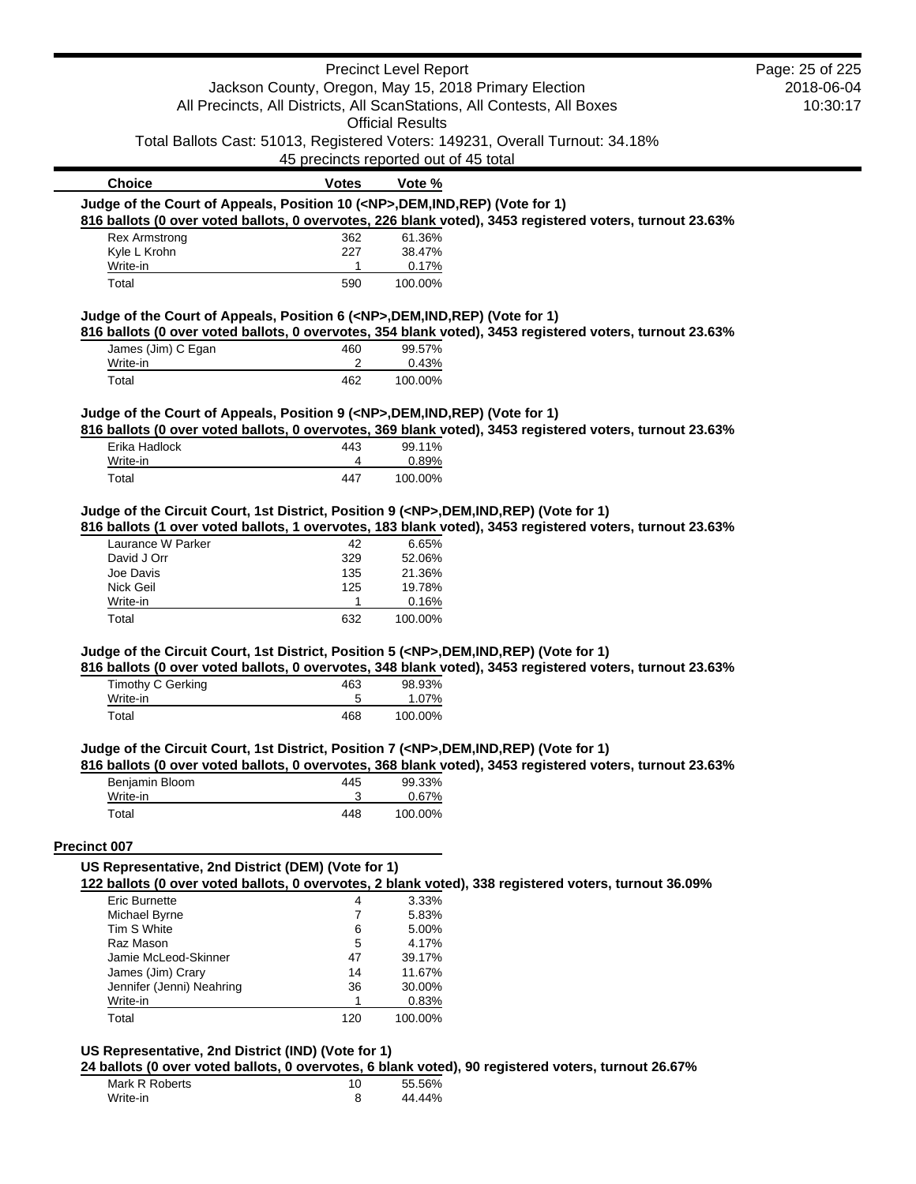| Choice | Votes | Vote % |
|---|---|---|

**Judge of the Court of Appeals, Position 10 (<NP>,DEM,IND,REP) (Vote for 1)**

**816 ballots (0 over voted ballots, 0 overvotes, 226 blank voted), 3453 registered voters, turnout 23.63%**

| Choice | Votes | Vote % |
|---|---|---|
| Rex Armstrong | 362 | 61.36% |
| Kyle L Krohn | 227 | 38.47% |
| Write-in | 1 | 0.17% |
| Total | 590 | 100.00% |

**Judge of the Court of Appeals, Position 6 (<NP>,DEM,IND,REP) (Vote for 1)**

**816 ballots (0 over voted ballots, 0 overvotes, 354 blank voted), 3453 registered voters, turnout 23.63%**

| Choice | Votes | Vote % |
|---|---|---|
| James (Jim) C Egan | 460 | 99.57% |
| Write-in | 2 | 0.43% |
| Total | 462 | 100.00% |

**Judge of the Court of Appeals, Position 9 (<NP>,DEM,IND,REP) (Vote for 1)**

**816 ballots (0 over voted ballots, 0 overvotes, 369 blank voted), 3453 registered voters, turnout 23.63%**

| Choice | Votes | Vote % |
|---|---|---|
| Erika Hadlock | 443 | 99.11% |
| Write-in | 4 | 0.89% |
| Total | 447 | 100.00% |

**Judge of the Circuit Court, 1st District, Position 9 (<NP>,DEM,IND,REP) (Vote for 1)**

**816 ballots (1 over voted ballots, 1 overvotes, 183 blank voted), 3453 registered voters, turnout 23.63%**

| Choice | Votes | Vote % |
|---|---|---|
| Laurance W Parker | 42 | 6.65% |
| David J Orr | 329 | 52.06% |
| Joe Davis | 135 | 21.36% |
| Nick Geil | 125 | 19.78% |
| Write-in | 1 | 0.16% |
| Total | 632 | 100.00% |

**Judge of the Circuit Court, 1st District, Position 5 (<NP>,DEM,IND,REP) (Vote for 1)**

**816 ballots (0 over voted ballots, 0 overvotes, 348 blank voted), 3453 registered voters, turnout 23.63%**

| Choice | Votes | Vote % |
|---|---|---|
| Timothy C Gerking | 463 | 98.93% |
| Write-in | 5 | 1.07% |
| Total | 468 | 100.00% |

**Judge of the Circuit Court, 1st District, Position 7 (<NP>,DEM,IND,REP) (Vote for 1)**

**816 ballots (0 over voted ballots, 0 overvotes, 368 blank voted), 3453 registered voters, turnout 23.63%**

| Choice | Votes | Vote % |
|---|---|---|
| Benjamin Bloom | 445 | 99.33% |
| Write-in | 3 | 0.67% |
| Total | 448 | 100.00% |

## Precinct 007

**US Representative, 2nd District (DEM) (Vote for 1)**

**122 ballots (0 over voted ballots, 0 overvotes, 2 blank voted), 338 registered voters, turnout 36.09%**

| Choice | Votes | Vote % |
|---|---|---|
| Eric Burnette | 4 | 3.33% |
| Michael Byrne | 7 | 5.83% |
| Tim S White | 6 | 5.00% |
| Raz Mason | 5 | 4.17% |
| Jamie McLeod-Skinner | 47 | 39.17% |
| James (Jim) Crary | 14 | 11.67% |
| Jennifer (Jenni) Neahring | 36 | 30.00% |
| Write-in | 1 | 0.83% |
| Total | 120 | 100.00% |

**US Representative, 2nd District (IND) (Vote for 1)**

**24 ballots (0 over voted ballots, 0 overvotes, 6 blank voted), 90 registered voters, turnout 26.67%**

| Choice | Votes | Vote % |
|---|---|---|
| Mark R Roberts | 10 | 55.56% |
| Write-in | 8 | 44.44% |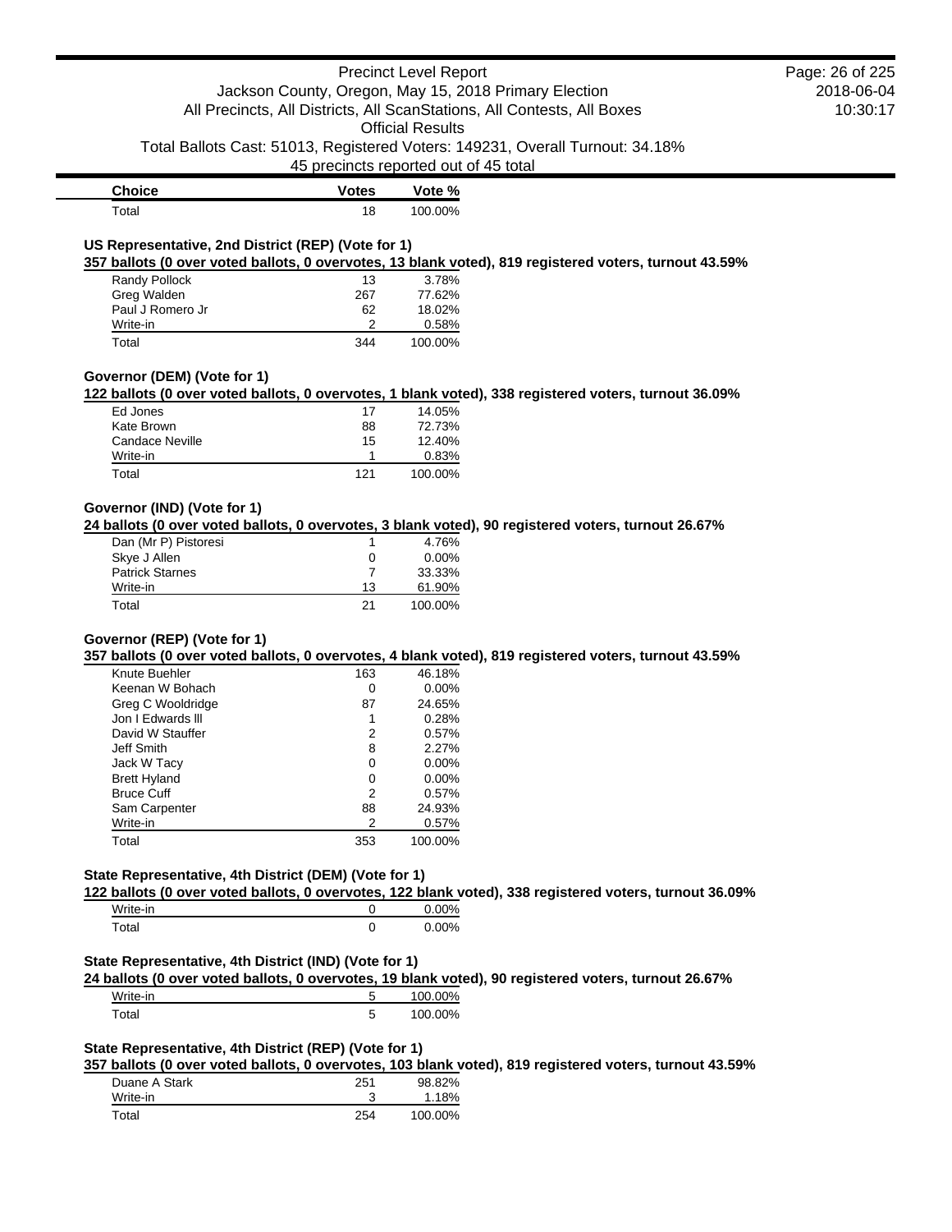| Choice | Votes | Vote % |
|---|---|---|
| Total | 18 | 100.00% |

### US Representative, 2nd District (REP) (Vote for 1)

**357 ballots (0 over voted ballots, 0 overvotes, 13 blank voted), 819 registered voters, turnout 43.59%**

| Choice | Votes | Vote % |
|---|---|---|
| Randy Pollock | 13 | 3.78% |
| Greg Walden | 267 | 77.62% |
| Paul J Romero Jr | 62 | 18.02% |
| Write-in | 2 | 0.58% |
| Total | 344 | 100.00% |

### Governor (DEM) (Vote for 1)

**122 ballots (0 over voted ballots, 0 overvotes, 1 blank voted), 338 registered voters, turnout 36.09%**

| Choice | Votes | Vote % |
|---|---|---|
| Ed Jones | 17 | 14.05% |
| Kate Brown | 88 | 72.73% |
| Candace Neville | 15 | 12.40% |
| Write-in | 1 | 0.83% |
| Total | 121 | 100.00% |

### Governor (IND) (Vote for 1)

**24 ballots (0 over voted ballots, 0 overvotes, 3 blank voted), 90 registered voters, turnout 26.67%**

| Choice | Votes | Vote % |
|---|---|---|
| Dan (Mr P) Pistoresi | 1 | 4.76% |
| Skye J Allen | 0 | 0.00% |
| Patrick Starnes | 7 | 33.33% |
| Write-in | 13 | 61.90% |
| Total | 21 | 100.00% |

### Governor (REP) (Vote for 1)

**357 ballots (0 over voted ballots, 0 overvotes, 4 blank voted), 819 registered voters, turnout 43.59%**

| Choice | Votes | Vote % |
|---|---|---|
| Knute Buehler | 163 | 46.18% |
| Keenan W Bohach | 0 | 0.00% |
| Greg C Wooldridge | 87 | 24.65% |
| Jon I Edwards lll | 1 | 0.28% |
| David W Stauffer | 2 | 0.57% |
| Jeff Smith | 8 | 2.27% |
| Jack W Tacy | 0 | 0.00% |
| Brett Hyland | 0 | 0.00% |
| Bruce Cuff | 2 | 0.57% |
| Sam Carpenter | 88 | 24.93% |
| Write-in | 2 | 0.57% |
| Total | 353 | 100.00% |

### State Representative, 4th District (DEM) (Vote for 1)

**122 ballots (0 over voted ballots, 0 overvotes, 122 blank voted), 338 registered voters, turnout 36.09%**

| Choice | Votes | Vote % |
|---|---|---|
| Write-in | 0 | 0.00% |
| Total | 0 | 0.00% |

### State Representative, 4th District (IND) (Vote for 1)

**24 ballots (0 over voted ballots, 0 overvotes, 19 blank voted), 90 registered voters, turnout 26.67%**

| Choice | Votes | Vote % |
|---|---|---|
| Write-in | 5 | 100.00% |
| Total | 5 | 100.00% |

### State Representative, 4th District (REP) (Vote for 1)

**357 ballots (0 over voted ballots, 0 overvotes, 103 blank voted), 819 registered voters, turnout 43.59%**

| Choice | Votes | Vote % |
|---|---|---|
| Duane A Stark | 251 | 98.82% |
| Write-in | 3 | 1.18% |
| Total | 254 | 100.00% |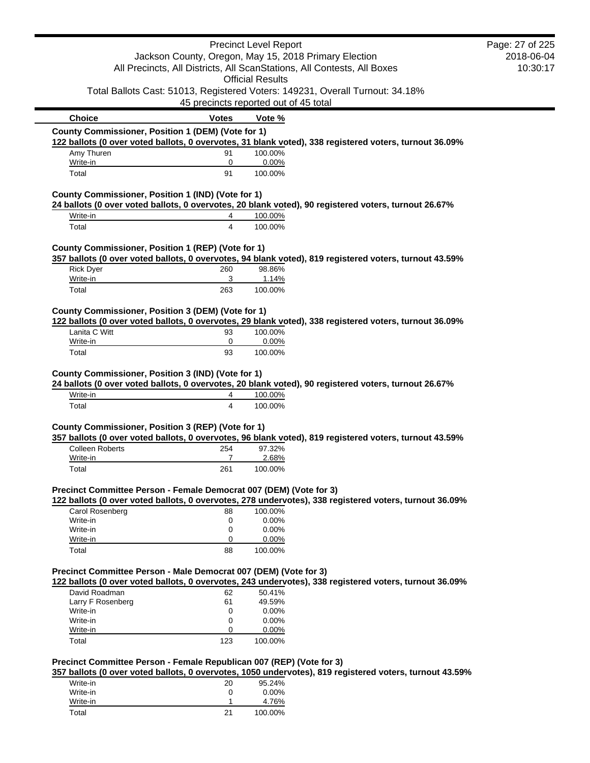| Choice | Votes | Vote % |
|---|---|---|

**County Commissioner, Position 1 (DEM) (Vote for 1)**

**122 ballots (0 over voted ballots, 0 overvotes, 31 blank voted), 338 registered voters, turnout 36.09%**

| Choice | Votes | Vote % |
|---|---|---|
| Amy Thuren | 91 | 100.00% |
| Write-in | 0 | 0.00% |
| Total | 91 | 100.00% |

**County Commissioner, Position 1 (IND) (Vote for 1)**

**24 ballots (0 over voted ballots, 0 overvotes, 20 blank voted), 90 registered voters, turnout 26.67%**

| Choice | Votes | Vote % |
|---|---|---|
| Write-in | 4 | 100.00% |
| Total | 4 | 100.00% |

**County Commissioner, Position 1 (REP) (Vote for 1)**

**357 ballots (0 over voted ballots, 0 overvotes, 94 blank voted), 819 registered voters, turnout 43.59%**

| Choice | Votes | Vote % |
|---|---|---|
| Rick Dyer | 260 | 98.86% |
| Write-in | 3 | 1.14% |
| Total | 263 | 100.00% |

**County Commissioner, Position 3 (DEM) (Vote for 1)**

**122 ballots (0 over voted ballots, 0 overvotes, 29 blank voted), 338 registered voters, turnout 36.09%**

| Choice | Votes | Vote % |
|---|---|---|
| Lanita C Witt | 93 | 100.00% |
| Write-in | 0 | 0.00% |
| Total | 93 | 100.00% |

**County Commissioner, Position 3 (IND) (Vote for 1)**

**24 ballots (0 over voted ballots, 0 overvotes, 20 blank voted), 90 registered voters, turnout 26.67%**

| Choice | Votes | Vote % |
|---|---|---|
| Write-in | 4 | 100.00% |
| Total | 4 | 100.00% |

**County Commissioner, Position 3 (REP) (Vote for 1)**

**357 ballots (0 over voted ballots, 0 overvotes, 96 blank voted), 819 registered voters, turnout 43.59%**

| Choice | Votes | Vote % |
|---|---|---|
| Colleen Roberts | 254 | 97.32% |
| Write-in | 7 | 2.68% |
| Total | 261 | 100.00% |

**Precinct Committee Person - Female Democrat 007 (DEM) (Vote for 3)**

**122 ballots (0 over voted ballots, 0 overvotes, 278 undervotes), 338 registered voters, turnout 36.09%**

| Choice | Votes | Vote % |
|---|---|---|
| Carol Rosenberg | 88 | 100.00% |
| Write-in | 0 | 0.00% |
| Write-in | 0 | 0.00% |
| Write-in | 0 | 0.00% |
| Total | 88 | 100.00% |

**Precinct Committee Person - Male Democrat 007 (DEM) (Vote for 3)**

**122 ballots (0 over voted ballots, 0 overvotes, 243 undervotes), 338 registered voters, turnout 36.09%**

| Choice | Votes | Vote % |
|---|---|---|
| David Roadman | 62 | 50.41% |
| Larry F Rosenberg | 61 | 49.59% |
| Write-in | 0 | 0.00% |
| Write-in | 0 | 0.00% |
| Write-in | 0 | 0.00% |
| Total | 123 | 100.00% |

**Precinct Committee Person - Female Republican 007 (REP) (Vote for 3)**

**357 ballots (0 over voted ballots, 0 overvotes, 1050 undervotes), 819 registered voters, turnout 43.59%**

| Choice | Votes | Vote % |
|---|---|---|
| Write-in | 20 | 95.24% |
| Write-in | 0 | 0.00% |
| Write-in | 1 | 4.76% |
| Total | 21 | 100.00% |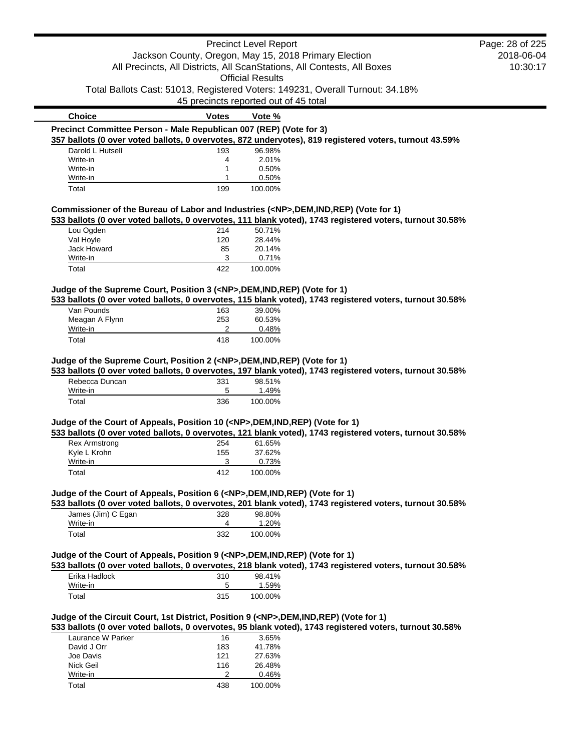| Choice | Votes | Vote % |
|---|---|---|

**Precinct Committee Person - Male Republican 007 (REP) (Vote for 3)**

**357 ballots (0 over voted ballots, 0 overvotes, 872 undervotes), 819 registered voters, turnout 43.59%**

| Choice | Votes | Vote % |
|---|---|---|
| Darold L Hutsell | 193 | 96.98% |
| Write-in | 4 | 2.01% |
| Write-in | 1 | 0.50% |
| Write-in | 1 | 0.50% |
| Total | 199 | 100.00% |

**Commissioner of the Bureau of Labor and Industries (<NP>,DEM,IND,REP) (Vote for 1)**

**533 ballots (0 over voted ballots, 0 overvotes, 111 blank voted), 1743 registered voters, turnout 30.58%**

| Choice | Votes | Vote % |
|---|---|---|
| Lou Ogden | 214 | 50.71% |
| Val Hoyle | 120 | 28.44% |
| Jack Howard | 85 | 20.14% |
| Write-in | 3 | 0.71% |
| Total | 422 | 100.00% |

**Judge of the Supreme Court, Position 3 (<NP>,DEM,IND,REP) (Vote for 1)**

**533 ballots (0 over voted ballots, 0 overvotes, 115 blank voted), 1743 registered voters, turnout 30.58%**

| Choice | Votes | Vote % |
|---|---|---|
| Van Pounds | 163 | 39.00% |
| Meagan A Flynn | 253 | 60.53% |
| Write-in | 2 | 0.48% |
| Total | 418 | 100.00% |

**Judge of the Supreme Court, Position 2 (<NP>,DEM,IND,REP) (Vote for 1)**

**533 ballots (0 over voted ballots, 0 overvotes, 197 blank voted), 1743 registered voters, turnout 30.58%**

| Choice | Votes | Vote % |
|---|---|---|
| Rebecca Duncan | 331 | 98.51% |
| Write-in | 5 | 1.49% |
| Total | 336 | 100.00% |

**Judge of the Court of Appeals, Position 10 (<NP>,DEM,IND,REP) (Vote for 1)**

**533 ballots (0 over voted ballots, 0 overvotes, 121 blank voted), 1743 registered voters, turnout 30.58%**

| Choice | Votes | Vote % |
|---|---|---|
| Rex Armstrong | 254 | 61.65% |
| Kyle L Krohn | 155 | 37.62% |
| Write-in | 3 | 0.73% |
| Total | 412 | 100.00% |

**Judge of the Court of Appeals, Position 6 (<NP>,DEM,IND,REP) (Vote for 1)**

**533 ballots (0 over voted ballots, 0 overvotes, 201 blank voted), 1743 registered voters, turnout 30.58%**

| Choice | Votes | Vote % |
|---|---|---|
| James (Jim) C Egan | 328 | 98.80% |
| Write-in | 4 | 1.20% |
| Total | 332 | 100.00% |

**Judge of the Court of Appeals, Position 9 (<NP>,DEM,IND,REP) (Vote for 1)**

**533 ballots (0 over voted ballots, 0 overvotes, 218 blank voted), 1743 registered voters, turnout 30.58%**

| Choice | Votes | Vote % |
|---|---|---|
| Erika Hadlock | 310 | 98.41% |
| Write-in | 5 | 1.59% |
| Total | 315 | 100.00% |

**Judge of the Circuit Court, 1st District, Position 9 (<NP>,DEM,IND,REP) (Vote for 1)**

**533 ballots (0 over voted ballots, 0 overvotes, 95 blank voted), 1743 registered voters, turnout 30.58%**

| Choice | Votes | Vote % |
|---|---|---|
| Laurance W Parker | 16 | 3.65% |
| David J Orr | 183 | 41.78% |
| Joe Davis | 121 | 27.63% |
| Nick Geil | 116 | 26.48% |
| Write-in | 2 | 0.46% |
| Total | 438 | 100.00% |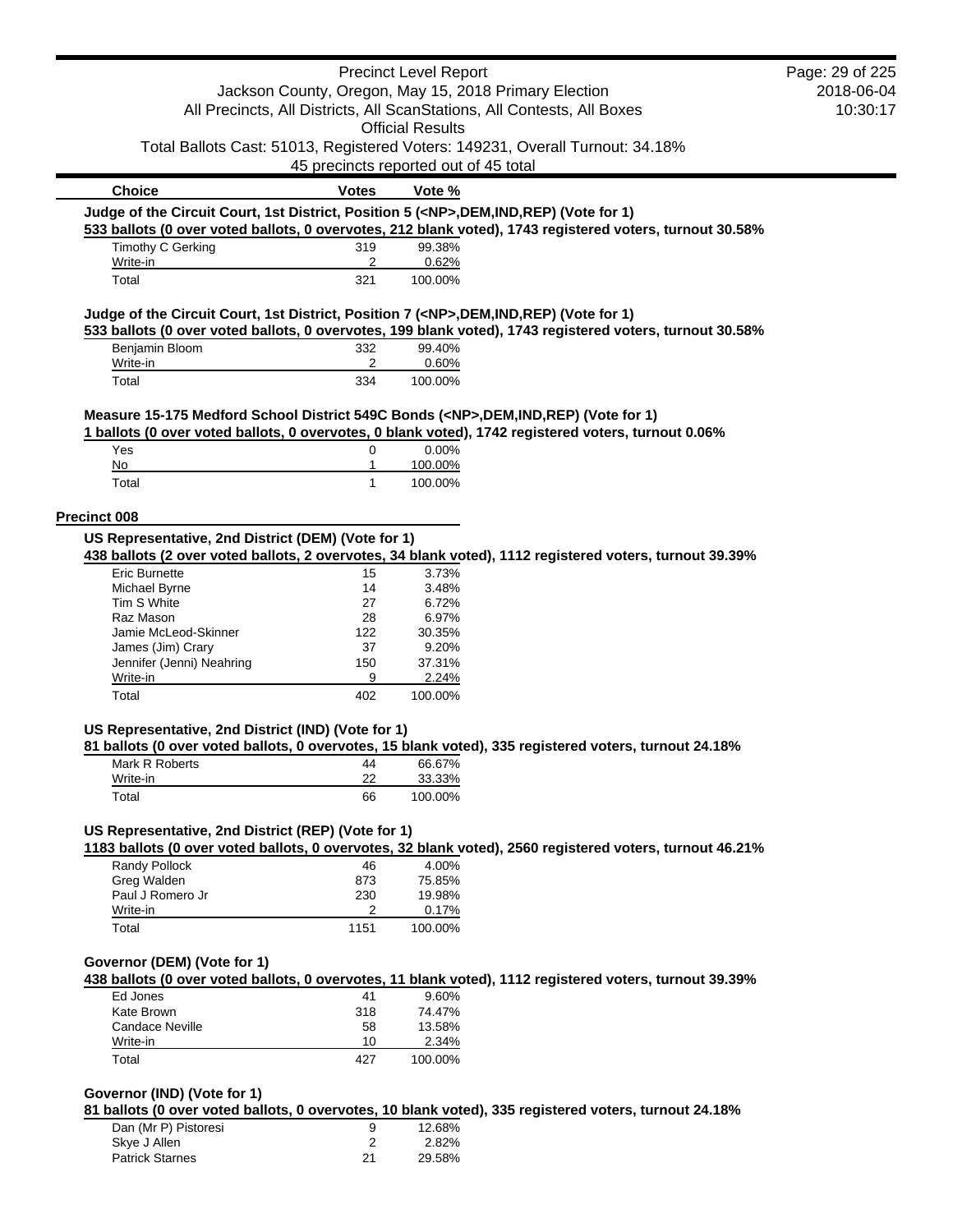| Choice | Votes | Vote % |
|---|---|---|

**Judge of the Circuit Court, 1st District, Position 5 (<NP>,DEM,IND,REP) (Vote for 1)**

**533 ballots (0 over voted ballots, 0 overvotes, 212 blank voted), 1743 registered voters, turnout 30.58%**

| Choice | Votes | Vote % |
|---|---|---|
| Timothy C Gerking | 319 | 99.38% |
| Write-in | 2 | 0.62% |
| Total | 321 | 100.00% |

**Judge of the Circuit Court, 1st District, Position 7 (<NP>,DEM,IND,REP) (Vote for 1)**

**533 ballots (0 over voted ballots, 0 overvotes, 199 blank voted), 1743 registered voters, turnout 30.58%**

| Choice | Votes | Vote % |
|---|---|---|
| Benjamin Bloom | 332 | 99.40% |
| Write-in | 2 | 0.60% |
| Total | 334 | 100.00% |

**Measure 15-175 Medford School District 549C Bonds (<NP>,DEM,IND,REP) (Vote for 1)**

**1 ballots (0 over voted ballots, 0 overvotes, 0 blank voted), 1742 registered voters, turnout 0.06%**

| Choice | Votes | Vote % |
|---|---|---|
| Yes | 0 | 0.00% |
| No | 1 | 100.00% |
| Total | 1 | 100.00% |

## Precinct 008

**US Representative, 2nd District (DEM) (Vote for 1)**

**438 ballots (2 over voted ballots, 2 overvotes, 34 blank voted), 1112 registered voters, turnout 39.39%**

| Choice | Votes | Vote % |
|---|---|---|
| Eric Burnette | 15 | 3.73% |
| Michael Byrne | 14 | 3.48% |
| Tim S White | 27 | 6.72% |
| Raz Mason | 28 | 6.97% |
| Jamie McLeod-Skinner | 122 | 30.35% |
| James (Jim) Crary | 37 | 9.20% |
| Jennifer (Jenni) Neahring | 150 | 37.31% |
| Write-in | 9 | 2.24% |
| Total | 402 | 100.00% |

**US Representative, 2nd District (IND) (Vote for 1)**

**81 ballots (0 over voted ballots, 0 overvotes, 15 blank voted), 335 registered voters, turnout 24.18%**

| Choice | Votes | Vote % |
|---|---|---|
| Mark R Roberts | 44 | 66.67% |
| Write-in | 22 | 33.33% |
| Total | 66 | 100.00% |

**US Representative, 2nd District (REP) (Vote for 1)**

**1183 ballots (0 over voted ballots, 0 overvotes, 32 blank voted), 2560 registered voters, turnout 46.21%**

| Choice | Votes | Vote % |
|---|---|---|
| Randy Pollock | 46 | 4.00% |
| Greg Walden | 873 | 75.85% |
| Paul J Romero Jr | 230 | 19.98% |
| Write-in | 2 | 0.17% |
| Total | 1151 | 100.00% |

**Governor (DEM) (Vote for 1)**

**438 ballots (0 over voted ballots, 0 overvotes, 11 blank voted), 1112 registered voters, turnout 39.39%**

| Choice | Votes | Vote % |
|---|---|---|
| Ed Jones | 41 | 9.60% |
| Kate Brown | 318 | 74.47% |
| Candace Neville | 58 | 13.58% |
| Write-in | 10 | 2.34% |
| Total | 427 | 100.00% |

**Governor (IND) (Vote for 1)**

**81 ballots (0 over voted ballots, 0 overvotes, 10 blank voted), 335 registered voters, turnout 24.18%**

| Choice | Votes | Vote % |
|---|---|---|
| Dan (Mr P) Pistoresi | 9 | 12.68% |
| Skye J Allen | 2 | 2.82% |
| Patrick Starnes | 21 | 29.58% |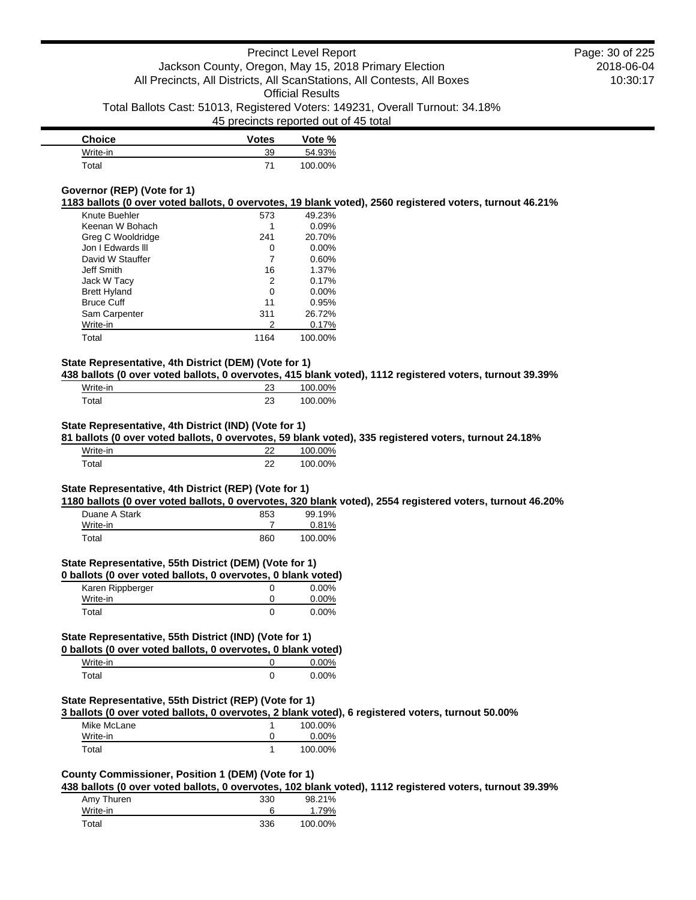| Choice | Votes | Vote % |
|---|---|---|
| Write-in | 39 | 54.93% |
| Total | 71 | 100.00% |

### Governor (REP) (Vote for 1)

**1183 ballots (0 over voted ballots, 0 overvotes, 19 blank voted), 2560 registered voters, turnout 46.21%**

| Choice | Votes | Vote % |
|---|---|---|
| Knute Buehler | 573 | 49.23% |
| Keenan W Bohach | 1 | 0.09% |
| Greg C Wooldridge | 241 | 20.70% |
| Jon I Edwards lll | 0 | 0.00% |
| David W Stauffer | 7 | 0.60% |
| Jeff Smith | 16 | 1.37% |
| Jack W Tacy | 2 | 0.17% |
| Brett Hyland | 0 | 0.00% |
| Bruce Cuff | 11 | 0.95% |
| Sam Carpenter | 311 | 26.72% |
| Write-in | 2 | 0.17% |
| Total | 1164 | 100.00% |

### State Representative, 4th District (DEM) (Vote for 1)

**438 ballots (0 over voted ballots, 0 overvotes, 415 blank voted), 1112 registered voters, turnout 39.39%**

| Choice | Votes | Vote % |
|---|---|---|
| Write-in | 23 | 100.00% |
| Total | 23 | 100.00% |

### State Representative, 4th District (IND) (Vote for 1)

**81 ballots (0 over voted ballots, 0 overvotes, 59 blank voted), 335 registered voters, turnout 24.18%**

| Choice | Votes | Vote % |
|---|---|---|
| Write-in | 22 | 100.00% |
| Total | 22 | 100.00% |

### State Representative, 4th District (REP) (Vote for 1)

**1180 ballots (0 over voted ballots, 0 overvotes, 320 blank voted), 2554 registered voters, turnout 46.20%**

| Choice | Votes | Vote % |
|---|---|---|
| Duane A Stark | 853 | 99.19% |
| Write-in | 7 | 0.81% |
| Total | 860 | 100.00% |

### State Representative, 55th District (DEM) (Vote for 1)

**0 ballots (0 over voted ballots, 0 overvotes, 0 blank voted)**

| Choice | Votes | Vote % |
|---|---|---|
| Karen Rippberger | 0 | 0.00% |
| Write-in | 0 | 0.00% |
| Total | 0 | 0.00% |

### State Representative, 55th District (IND) (Vote for 1)

**0 ballots (0 over voted ballots, 0 overvotes, 0 blank voted)**

| Choice | Votes | Vote % |
|---|---|---|
| Write-in | 0 | 0.00% |
| Total | 0 | 0.00% |

### State Representative, 55th District (REP) (Vote for 1)

**3 ballots (0 over voted ballots, 0 overvotes, 2 blank voted), 6 registered voters, turnout 50.00%**

| Choice | Votes | Vote % |
|---|---|---|
| Mike McLane | 1 | 100.00% |
| Write-in | 0 | 0.00% |
| Total | 1 | 100.00% |

### County Commissioner, Position 1 (DEM) (Vote for 1)

**438 ballots (0 over voted ballots, 0 overvotes, 102 blank voted), 1112 registered voters, turnout 39.39%**

| Choice | Votes | Vote % |
|---|---|---|
| Amy Thuren | 330 | 98.21% |
| Write-in | 6 | 1.79% |
| Total | 336 | 100.00% |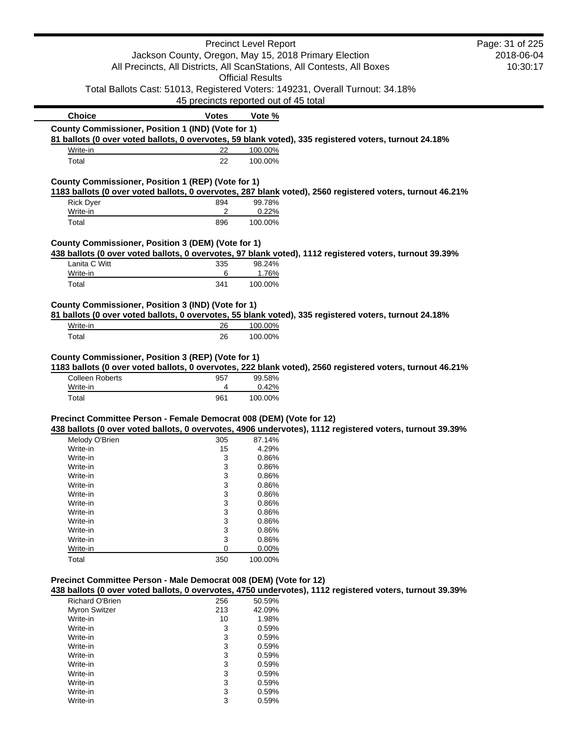| Choice | Votes | Vote % |
|---|---|---|

**County Commissioner, Position 1 (IND) (Vote for 1)**

**81 ballots (0 over voted ballots, 0 overvotes, 59 blank voted), 335 registered voters, turnout 24.18%**

| Choice | Votes | Vote % |
|---|---|---|
| Write-in | 22 | 100.00% |
| Total | 22 | 100.00% |

**County Commissioner, Position 1 (REP) (Vote for 1)**

**1183 ballots (0 over voted ballots, 0 overvotes, 287 blank voted), 2560 registered voters, turnout 46.21%**

| Choice | Votes | Vote % |
|---|---|---|
| Rick Dyer | 894 | 99.78% |
| Write-in | 2 | 0.22% |
| Total | 896 | 100.00% |

**County Commissioner, Position 3 (DEM) (Vote for 1)**

**438 ballots (0 over voted ballots, 0 overvotes, 97 blank voted), 1112 registered voters, turnout 39.39%**

| Choice | Votes | Vote % |
|---|---|---|
| Lanita C Witt | 335 | 98.24% |
| Write-in | 6 | 1.76% |
| Total | 341 | 100.00% |

**County Commissioner, Position 3 (IND) (Vote for 1)**

**81 ballots (0 over voted ballots, 0 overvotes, 55 blank voted), 335 registered voters, turnout 24.18%**

| Choice | Votes | Vote % |
|---|---|---|
| Write-in | 26 | 100.00% |
| Total | 26 | 100.00% |

**County Commissioner, Position 3 (REP) (Vote for 1)**

**1183 ballots (0 over voted ballots, 0 overvotes, 222 blank voted), 2560 registered voters, turnout 46.21%**

| Choice | Votes | Vote % |
|---|---|---|
| Colleen Roberts | 957 | 99.58% |
| Write-in | 4 | 0.42% |
| Total | 961 | 100.00% |

**Precinct Committee Person - Female Democrat 008 (DEM) (Vote for 12)**

**438 ballots (0 over voted ballots, 0 overvotes, 4906 undervotes), 1112 registered voters, turnout 39.39%**

| Choice | Votes | Vote % |
|---|---|---|
| Melody O'Brien | 305 | 87.14% |
| Write-in | 15 | 4.29% |
| Write-in | 3 | 0.86% |
| Write-in | 3 | 0.86% |
| Write-in | 3 | 0.86% |
| Write-in | 3 | 0.86% |
| Write-in | 3 | 0.86% |
| Write-in | 3 | 0.86% |
| Write-in | 3 | 0.86% |
| Write-in | 3 | 0.86% |
| Write-in | 3 | 0.86% |
| Write-in | 3 | 0.86% |
| Write-in | 0 | 0.00% |
| Total | 350 | 100.00% |

**Precinct Committee Person - Male Democrat 008 (DEM) (Vote for 12)**

**438 ballots (0 over voted ballots, 0 overvotes, 4750 undervotes), 1112 registered voters, turnout 39.39%**

| Choice | Votes | Vote % |
|---|---|---|
| Richard O'Brien | 256 | 50.59% |
| Myron Switzer | 213 | 42.09% |
| Write-in | 10 | 1.98% |
| Write-in | 3 | 0.59% |
| Write-in | 3 | 0.59% |
| Write-in | 3 | 0.59% |
| Write-in | 3 | 0.59% |
| Write-in | 3 | 0.59% |
| Write-in | 3 | 0.59% |
| Write-in | 3 | 0.59% |
| Write-in | 3 | 0.59% |
| Write-in | 3 | 0.59% |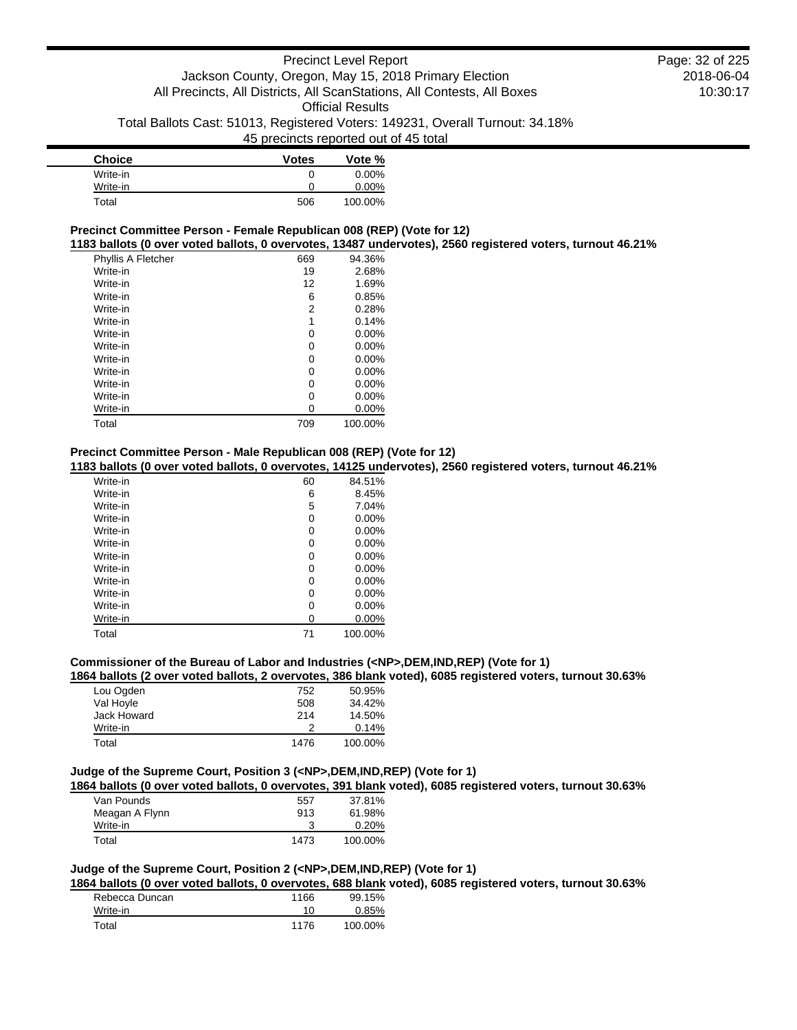| Choice | Votes | Vote % |
| --- | --- | --- |
| Write-in | 0 | 0.00% |
| Write-in | 0 | 0.00% |
| Total | 506 | 100.00% |

### Precinct Committee Person - Female Republican 008 (REP) (Vote for 12)

**1183 ballots (0 over voted ballots, 0 overvotes, 13487 undervotes), 2560 registered voters, turnout 46.21%**

| Choice | Votes | Vote % |
| --- | --- | --- |
| Phyllis A Fletcher | 669 | 94.36% |
| Write-in | 19 | 2.68% |
| Write-in | 12 | 1.69% |
| Write-in | 6 | 0.85% |
| Write-in | 2 | 0.28% |
| Write-in | 1 | 0.14% |
| Write-in | 0 | 0.00% |
| Write-in | 0 | 0.00% |
| Write-in | 0 | 0.00% |
| Write-in | 0 | 0.00% |
| Write-in | 0 | 0.00% |
| Write-in | 0 | 0.00% |
| Write-in | 0 | 0.00% |
| Total | 709 | 100.00% |

### Precinct Committee Person - Male Republican 008 (REP) (Vote for 12)

**1183 ballots (0 over voted ballots, 0 overvotes, 14125 undervotes), 2560 registered voters, turnout 46.21%**

| Choice | Votes | Vote % |
| --- | --- | --- |
| Write-in | 60 | 84.51% |
| Write-in | 6 | 8.45% |
| Write-in | 5 | 7.04% |
| Write-in | 0 | 0.00% |
| Write-in | 0 | 0.00% |
| Write-in | 0 | 0.00% |
| Write-in | 0 | 0.00% |
| Write-in | 0 | 0.00% |
| Write-in | 0 | 0.00% |
| Write-in | 0 | 0.00% |
| Write-in | 0 | 0.00% |
| Write-in | 0 | 0.00% |
| Total | 71 | 100.00% |

### Commissioner of the Bureau of Labor and Industries (<NP>,DEM,IND,REP) (Vote for 1)

**1864 ballots (2 over voted ballots, 2 overvotes, 386 blank voted), 6085 registered voters, turnout 30.63%**

| Choice | Votes | Vote % |
| --- | --- | --- |
| Lou Ogden | 752 | 50.95% |
| Val Hoyle | 508 | 34.42% |
| Jack Howard | 214 | 14.50% |
| Write-in | 2 | 0.14% |
| Total | 1476 | 100.00% |

### Judge of the Supreme Court, Position 3 (<NP>,DEM,IND,REP) (Vote for 1)

**1864 ballots (0 over voted ballots, 0 overvotes, 391 blank voted), 6085 registered voters, turnout 30.63%**

| Choice | Votes | Vote % |
| --- | --- | --- |
| Van Pounds | 557 | 37.81% |
| Meagan A Flynn | 913 | 61.98% |
| Write-in | 3 | 0.20% |
| Total | 1473 | 100.00% |

### Judge of the Supreme Court, Position 2 (<NP>,DEM,IND,REP) (Vote for 1)

**1864 ballots (0 over voted ballots, 0 overvotes, 688 blank voted), 6085 registered voters, turnout 30.63%**

| Choice | Votes | Vote % |
| --- | --- | --- |
| Rebecca Duncan | 1166 | 99.15% |
| Write-in | 10 | 0.85% |
| Total | 1176 | 100.00% |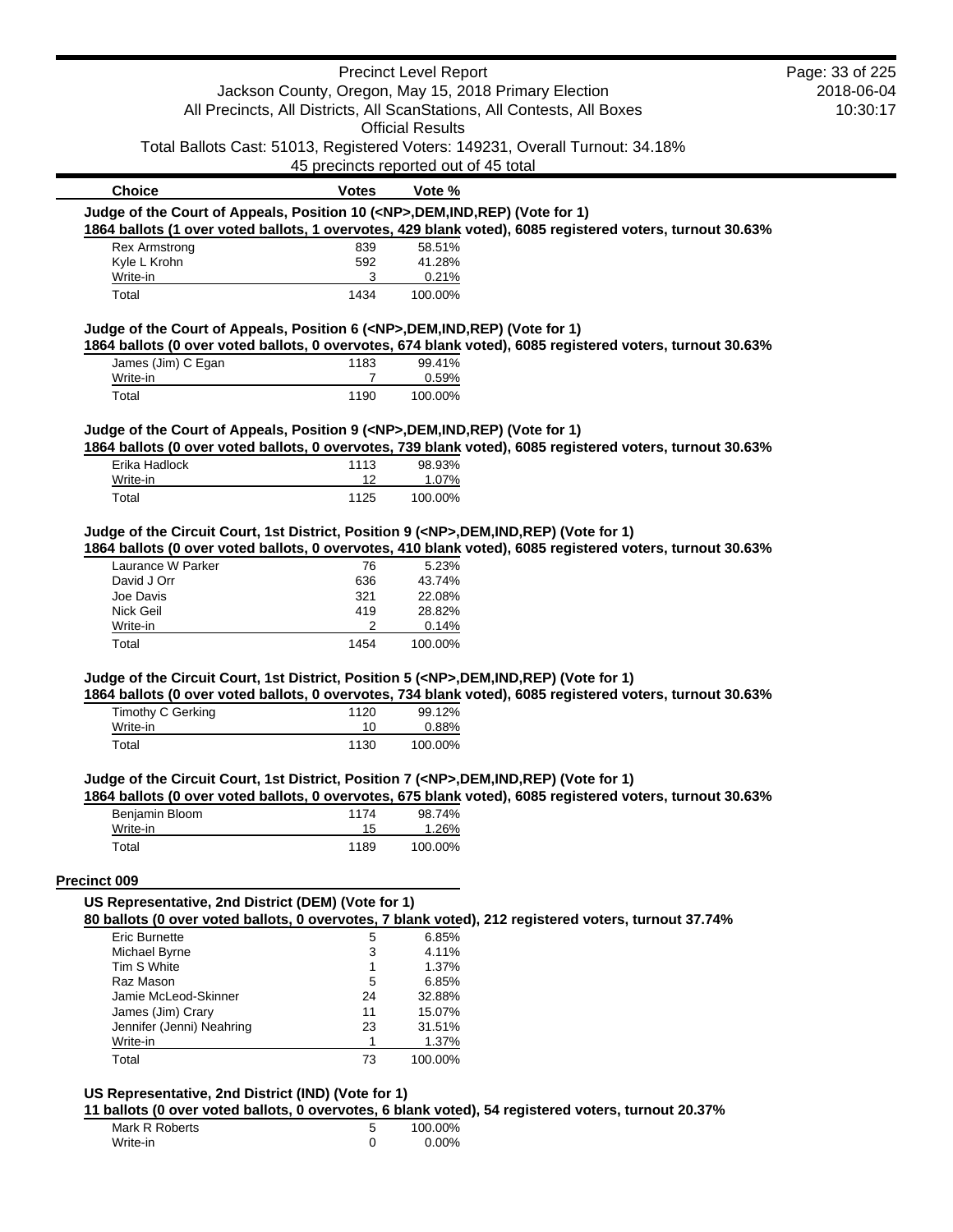| Choice | Votes | Vote % |
|---|---|---|

**Judge of the Court of Appeals, Position 10 (<NP>,DEM,IND,REP) (Vote for 1)**

**1864 ballots (1 over voted ballots, 1 overvotes, 429 blank voted), 6085 registered voters, turnout 30.63%**

| Choice | Votes | Vote % |
|---|---|---|
| Rex Armstrong | 839 | 58.51% |
| Kyle L Krohn | 592 | 41.28% |
| Write-in | 3 | 0.21% |
| Total | 1434 | 100.00% |

**Judge of the Court of Appeals, Position 6 (<NP>,DEM,IND,REP) (Vote for 1)**

**1864 ballots (0 over voted ballots, 0 overvotes, 674 blank voted), 6085 registered voters, turnout 30.63%**

| Choice | Votes | Vote % |
|---|---|---|
| James (Jim) C Egan | 1183 | 99.41% |
| Write-in | 7 | 0.59% |
| Total | 1190 | 100.00% |

**Judge of the Court of Appeals, Position 9 (<NP>,DEM,IND,REP) (Vote for 1)**

**1864 ballots (0 over voted ballots, 0 overvotes, 739 blank voted), 6085 registered voters, turnout 30.63%**

| Choice | Votes | Vote % |
|---|---|---|
| Erika Hadlock | 1113 | 98.93% |
| Write-in | 12 | 1.07% |
| Total | 1125 | 100.00% |

**Judge of the Circuit Court, 1st District, Position 9 (<NP>,DEM,IND,REP) (Vote for 1)**

**1864 ballots (0 over voted ballots, 0 overvotes, 410 blank voted), 6085 registered voters, turnout 30.63%**

| Choice | Votes | Vote % |
|---|---|---|
| Laurance W Parker | 76 | 5.23% |
| David J Orr | 636 | 43.74% |
| Joe Davis | 321 | 22.08% |
| Nick Geil | 419 | 28.82% |
| Write-in | 2 | 0.14% |
| Total | 1454 | 100.00% |

**Judge of the Circuit Court, 1st District, Position 5 (<NP>,DEM,IND,REP) (Vote for 1)**

**1864 ballots (0 over voted ballots, 0 overvotes, 734 blank voted), 6085 registered voters, turnout 30.63%**

| Choice | Votes | Vote % |
|---|---|---|
| Timothy C Gerking | 1120 | 99.12% |
| Write-in | 10 | 0.88% |
| Total | 1130 | 100.00% |

**Judge of the Circuit Court, 1st District, Position 7 (<NP>,DEM,IND,REP) (Vote for 1)**

**1864 ballots (0 over voted ballots, 0 overvotes, 675 blank voted), 6085 registered voters, turnout 30.63%**

| Choice | Votes | Vote % |
|---|---|---|
| Benjamin Bloom | 1174 | 98.74% |
| Write-in | 15 | 1.26% |
| Total | 1189 | 100.00% |

## Precinct 009

**US Representative, 2nd District (DEM) (Vote for 1)**

**80 ballots (0 over voted ballots, 0 overvotes, 7 blank voted), 212 registered voters, turnout 37.74%**

| Choice | Votes | Vote % |
|---|---|---|
| Eric Burnette | 5 | 6.85% |
| Michael Byrne | 3 | 4.11% |
| Tim S White | 1 | 1.37% |
| Raz Mason | 5 | 6.85% |
| Jamie McLeod-Skinner | 24 | 32.88% |
| James (Jim) Crary | 11 | 15.07% |
| Jennifer (Jenni) Neahring | 23 | 31.51% |
| Write-in | 1 | 1.37% |
| Total | 73 | 100.00% |

**US Representative, 2nd District (IND) (Vote for 1)**

**11 ballots (0 over voted ballots, 0 overvotes, 6 blank voted), 54 registered voters, turnout 20.37%**

| Choice | Votes | Vote % |
|---|---|---|
| Mark R Roberts | 5 | 100.00% |
| Write-in | 0 | 0.00% |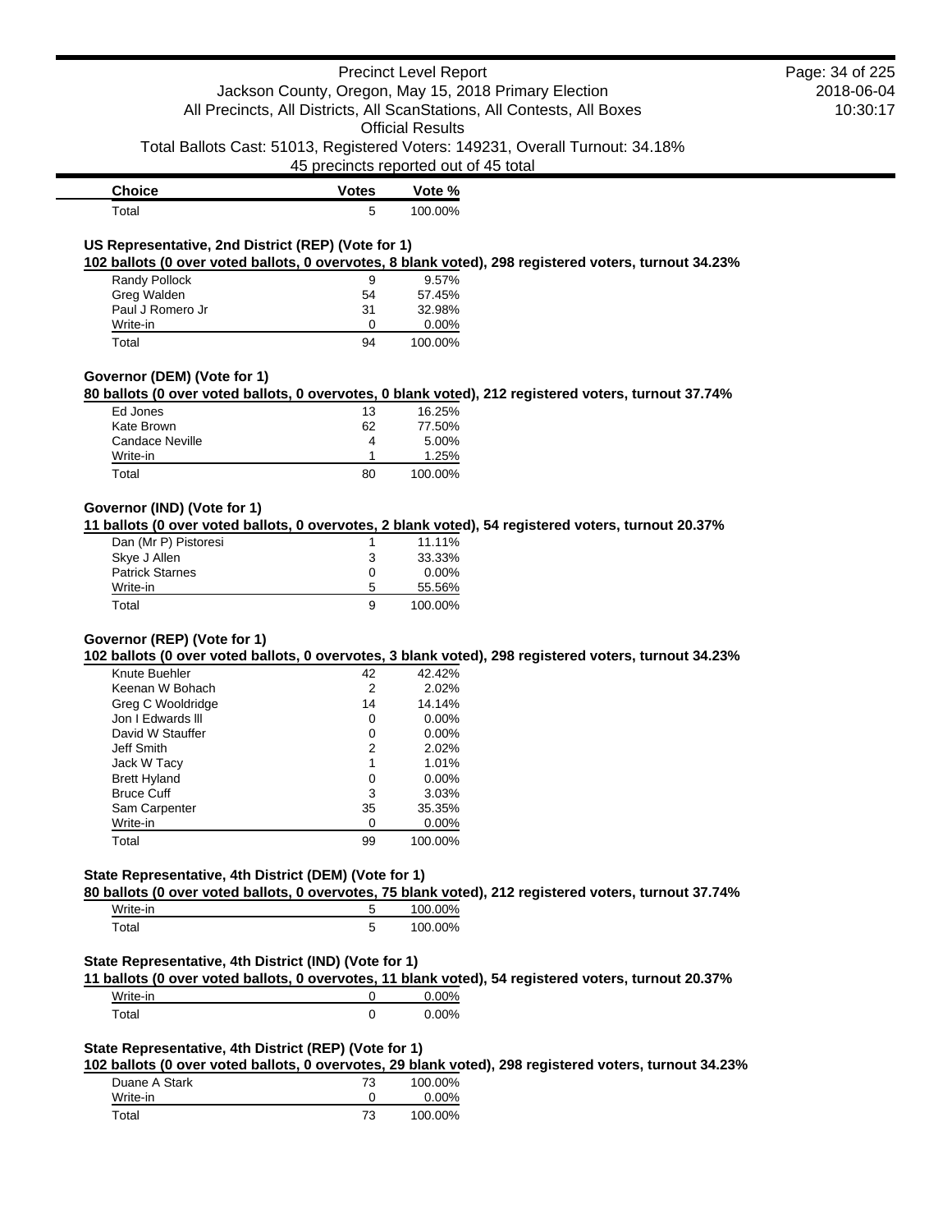| Choice | Votes | Vote % |
|---|---|---|
| Total | 5 | 100.00% |

### US Representative, 2nd District (REP) (Vote for 1)

**102 ballots (0 over voted ballots, 0 overvotes, 8 blank voted), 298 registered voters, turnout 34.23%**

| Choice | Votes | Vote % |
|---|---|---|
| Randy Pollock | 9 | 9.57% |
| Greg Walden | 54 | 57.45% |
| Paul J Romero Jr | 31 | 32.98% |
| Write-in | 0 | 0.00% |
| Total | 94 | 100.00% |

### Governor (DEM) (Vote for 1)

**80 ballots (0 over voted ballots, 0 overvotes, 0 blank voted), 212 registered voters, turnout 37.74%**

| Choice | Votes | Vote % |
|---|---|---|
| Ed Jones | 13 | 16.25% |
| Kate Brown | 62 | 77.50% |
| Candace Neville | 4 | 5.00% |
| Write-in | 1 | 1.25% |
| Total | 80 | 100.00% |

### Governor (IND) (Vote for 1)

**11 ballots (0 over voted ballots, 0 overvotes, 2 blank voted), 54 registered voters, turnout 20.37%**

| Choice | Votes | Vote % |
|---|---|---|
| Dan (Mr P) Pistoresi | 1 | 11.11% |
| Skye J Allen | 3 | 33.33% |
| Patrick Starnes | 0 | 0.00% |
| Write-in | 5 | 55.56% |
| Total | 9 | 100.00% |

### Governor (REP) (Vote for 1)

**102 ballots (0 over voted ballots, 0 overvotes, 3 blank voted), 298 registered voters, turnout 34.23%**

| Choice | Votes | Vote % |
|---|---|---|
| Knute Buehler | 42 | 42.42% |
| Keenan W Bohach | 2 | 2.02% |
| Greg C Wooldridge | 14 | 14.14% |
| Jon I Edwards lll | 0 | 0.00% |
| David W Stauffer | 0 | 0.00% |
| Jeff Smith | 2 | 2.02% |
| Jack W Tacy | 1 | 1.01% |
| Brett Hyland | 0 | 0.00% |
| Bruce Cuff | 3 | 3.03% |
| Sam Carpenter | 35 | 35.35% |
| Write-in | 0 | 0.00% |
| Total | 99 | 100.00% |

### State Representative, 4th District (DEM) (Vote for 1)

**80 ballots (0 over voted ballots, 0 overvotes, 75 blank voted), 212 registered voters, turnout 37.74%**

| Choice | Votes | Vote % |
|---|---|---|
| Write-in | 5 | 100.00% |
| Total | 5 | 100.00% |

### State Representative, 4th District (IND) (Vote for 1)

**11 ballots (0 over voted ballots, 0 overvotes, 11 blank voted), 54 registered voters, turnout 20.37%**

| Choice | Votes | Vote % |
|---|---|---|
| Write-in | 0 | 0.00% |
| Total | 0 | 0.00% |

### State Representative, 4th District (REP) (Vote for 1)

**102 ballots (0 over voted ballots, 0 overvotes, 29 blank voted), 298 registered voters, turnout 34.23%**

| Choice | Votes | Vote % |
|---|---|---|
| Duane A Stark | 73 | 100.00% |
| Write-in | 0 | 0.00% |
| Total | 73 | 100.00% |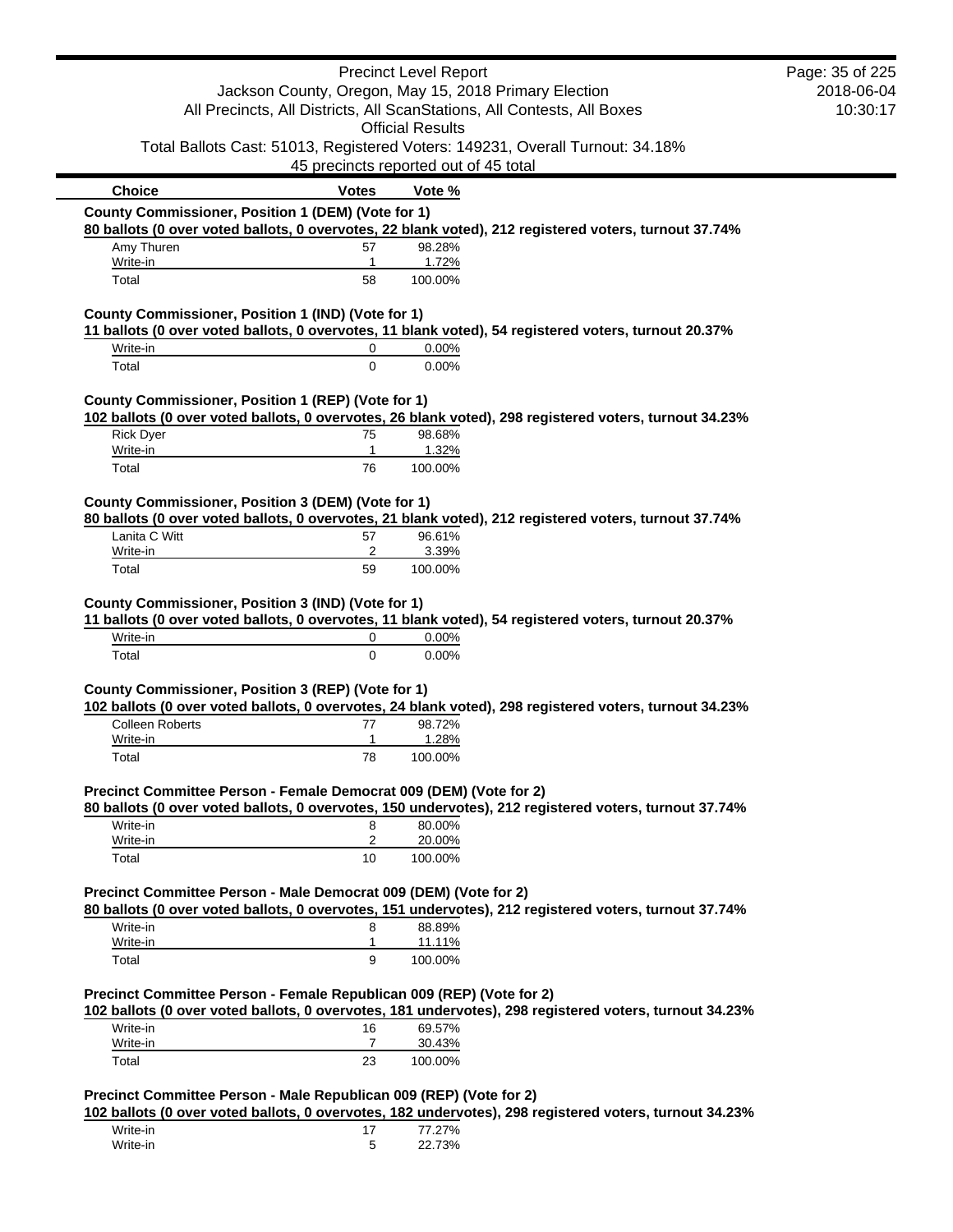| Choice | Votes | Vote % |
|---|---|---|

**County Commissioner, Position 1 (DEM) (Vote for 1)**

**80 ballots (0 over voted ballots, 0 overvotes, 22 blank voted), 212 registered voters, turnout 37.74%**

| Choice | Votes | Vote % |
|---|---|---|
| Amy Thuren | 57 | 98.28% |
| Write-in | 1 | 1.72% |
| Total | 58 | 100.00% |

**County Commissioner, Position 1 (IND) (Vote for 1)**

**11 ballots (0 over voted ballots, 0 overvotes, 11 blank voted), 54 registered voters, turnout 20.37%**

| Choice | Votes | Vote % |
|---|---|---|
| Write-in | 0 | 0.00% |
| Total | 0 | 0.00% |

**County Commissioner, Position 1 (REP) (Vote for 1)**

**102 ballots (0 over voted ballots, 0 overvotes, 26 blank voted), 298 registered voters, turnout 34.23%**

| Choice | Votes | Vote % |
|---|---|---|
| Rick Dyer | 75 | 98.68% |
| Write-in | 1 | 1.32% |
| Total | 76 | 100.00% |

**County Commissioner, Position 3 (DEM) (Vote for 1)**

**80 ballots (0 over voted ballots, 0 overvotes, 21 blank voted), 212 registered voters, turnout 37.74%**

| Choice | Votes | Vote % |
|---|---|---|
| Lanita C Witt | 57 | 96.61% |
| Write-in | 2 | 3.39% |
| Total | 59 | 100.00% |

**County Commissioner, Position 3 (IND) (Vote for 1)**

**11 ballots (0 over voted ballots, 0 overvotes, 11 blank voted), 54 registered voters, turnout 20.37%**

| Choice | Votes | Vote % |
|---|---|---|
| Write-in | 0 | 0.00% |
| Total | 0 | 0.00% |

**County Commissioner, Position 3 (REP) (Vote for 1)**

**102 ballots (0 over voted ballots, 0 overvotes, 24 blank voted), 298 registered voters, turnout 34.23%**

| Choice | Votes | Vote % |
|---|---|---|
| Colleen Roberts | 77 | 98.72% |
| Write-in | 1 | 1.28% |
| Total | 78 | 100.00% |

**Precinct Committee Person - Female Democrat 009 (DEM) (Vote for 2)**

**80 ballots (0 over voted ballots, 0 overvotes, 150 undervotes), 212 registered voters, turnout 37.74%**

| Choice | Votes | Vote % |
|---|---|---|
| Write-in | 8 | 80.00% |
| Write-in | 2 | 20.00% |
| Total | 10 | 100.00% |

**Precinct Committee Person - Male Democrat 009 (DEM) (Vote for 2)**

**80 ballots (0 over voted ballots, 0 overvotes, 151 undervotes), 212 registered voters, turnout 37.74%**

| Choice | Votes | Vote % |
|---|---|---|
| Write-in | 8 | 88.89% |
| Write-in | 1 | 11.11% |
| Total | 9 | 100.00% |

**Precinct Committee Person - Female Republican 009 (REP) (Vote for 2)**

**102 ballots (0 over voted ballots, 0 overvotes, 181 undervotes), 298 registered voters, turnout 34.23%**

| Choice | Votes | Vote % |
|---|---|---|
| Write-in | 16 | 69.57% |
| Write-in | 7 | 30.43% |
| Total | 23 | 100.00% |

**Precinct Committee Person - Male Republican 009 (REP) (Vote for 2)**

**102 ballots (0 over voted ballots, 0 overvotes, 182 undervotes), 298 registered voters, turnout 34.23%**

| Choice | Votes | Vote % |
|---|---|---|
| Write-in | 17 | 77.27% |
| Write-in | 5 | 22.73% |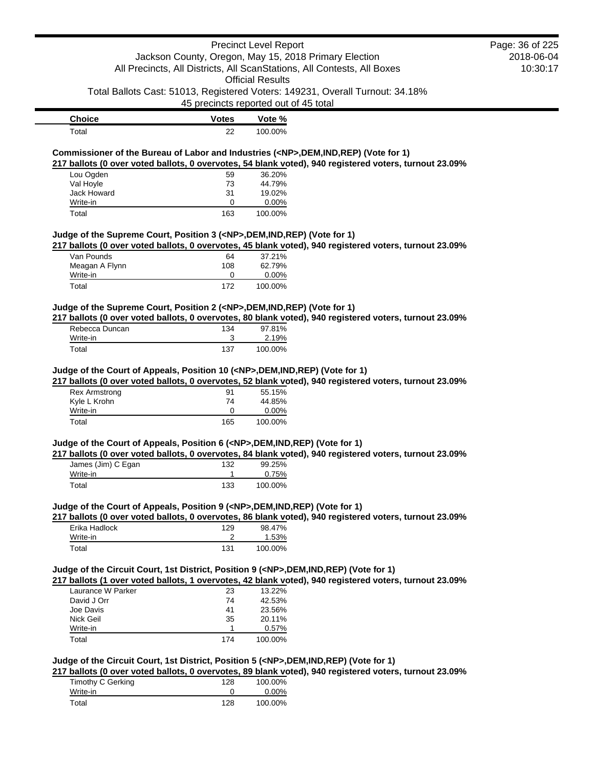| Choice | Votes | Vote % |
| --- | --- | --- |
| Total | 22 | 100.00% |

### Commissioner of the Bureau of Labor and Industries (<NP>,DEM,IND,REP) (Vote for 1)

**217 ballots (0 over voted ballots, 0 overvotes, 54 blank voted), 940 registered voters, turnout 23.09%**

| Choice | Votes | Vote % |
| --- | --- | --- |
| Lou Ogden | 59 | 36.20% |
| Val Hoyle | 73 | 44.79% |
| Jack Howard | 31 | 19.02% |
| Write-in | 0 | 0.00% |
| Total | 163 | 100.00% |

### Judge of the Supreme Court, Position 3 (<NP>,DEM,IND,REP) (Vote for 1)

**217 ballots (0 over voted ballots, 0 overvotes, 45 blank voted), 940 registered voters, turnout 23.09%**

| Choice | Votes | Vote % |
| --- | --- | --- |
| Van Pounds | 64 | 37.21% |
| Meagan A Flynn | 108 | 62.79% |
| Write-in | 0 | 0.00% |
| Total | 172 | 100.00% |

### Judge of the Supreme Court, Position 2 (<NP>,DEM,IND,REP) (Vote for 1)

**217 ballots (0 over voted ballots, 0 overvotes, 80 blank voted), 940 registered voters, turnout 23.09%**

| Choice | Votes | Vote % |
| --- | --- | --- |
| Rebecca Duncan | 134 | 97.81% |
| Write-in | 3 | 2.19% |
| Total | 137 | 100.00% |

### Judge of the Court of Appeals, Position 10 (<NP>,DEM,IND,REP) (Vote for 1)

**217 ballots (0 over voted ballots, 0 overvotes, 52 blank voted), 940 registered voters, turnout 23.09%**

| Choice | Votes | Vote % |
| --- | --- | --- |
| Rex Armstrong | 91 | 55.15% |
| Kyle L Krohn | 74 | 44.85% |
| Write-in | 0 | 0.00% |
| Total | 165 | 100.00% |

### Judge of the Court of Appeals, Position 6 (<NP>,DEM,IND,REP) (Vote for 1)

**217 ballots (0 over voted ballots, 0 overvotes, 84 blank voted), 940 registered voters, turnout 23.09%**

| Choice | Votes | Vote % |
| --- | --- | --- |
| James (Jim) C Egan | 132 | 99.25% |
| Write-in | 1 | 0.75% |
| Total | 133 | 100.00% |

### Judge of the Court of Appeals, Position 9 (<NP>,DEM,IND,REP) (Vote for 1)

**217 ballots (0 over voted ballots, 0 overvotes, 86 blank voted), 940 registered voters, turnout 23.09%**

| Choice | Votes | Vote % |
| --- | --- | --- |
| Erika Hadlock | 129 | 98.47% |
| Write-in | 2 | 1.53% |
| Total | 131 | 100.00% |

### Judge of the Circuit Court, 1st District, Position 9 (<NP>,DEM,IND,REP) (Vote for 1)

**217 ballots (1 over voted ballots, 1 overvotes, 42 blank voted), 940 registered voters, turnout 23.09%**

| Choice | Votes | Vote % |
| --- | --- | --- |
| Laurance W Parker | 23 | 13.22% |
| David J Orr | 74 | 42.53% |
| Joe Davis | 41 | 23.56% |
| Nick Geil | 35 | 20.11% |
| Write-in | 1 | 0.57% |
| Total | 174 | 100.00% |

### Judge of the Circuit Court, 1st District, Position 5 (<NP>,DEM,IND,REP) (Vote for 1)

**217 ballots (0 over voted ballots, 0 overvotes, 89 blank voted), 940 registered voters, turnout 23.09%**

| Choice | Votes | Vote % |
| --- | --- | --- |
| Timothy C Gerking | 128 | 100.00% |
| Write-in | 0 | 0.00% |
| Total | 128 | 100.00% |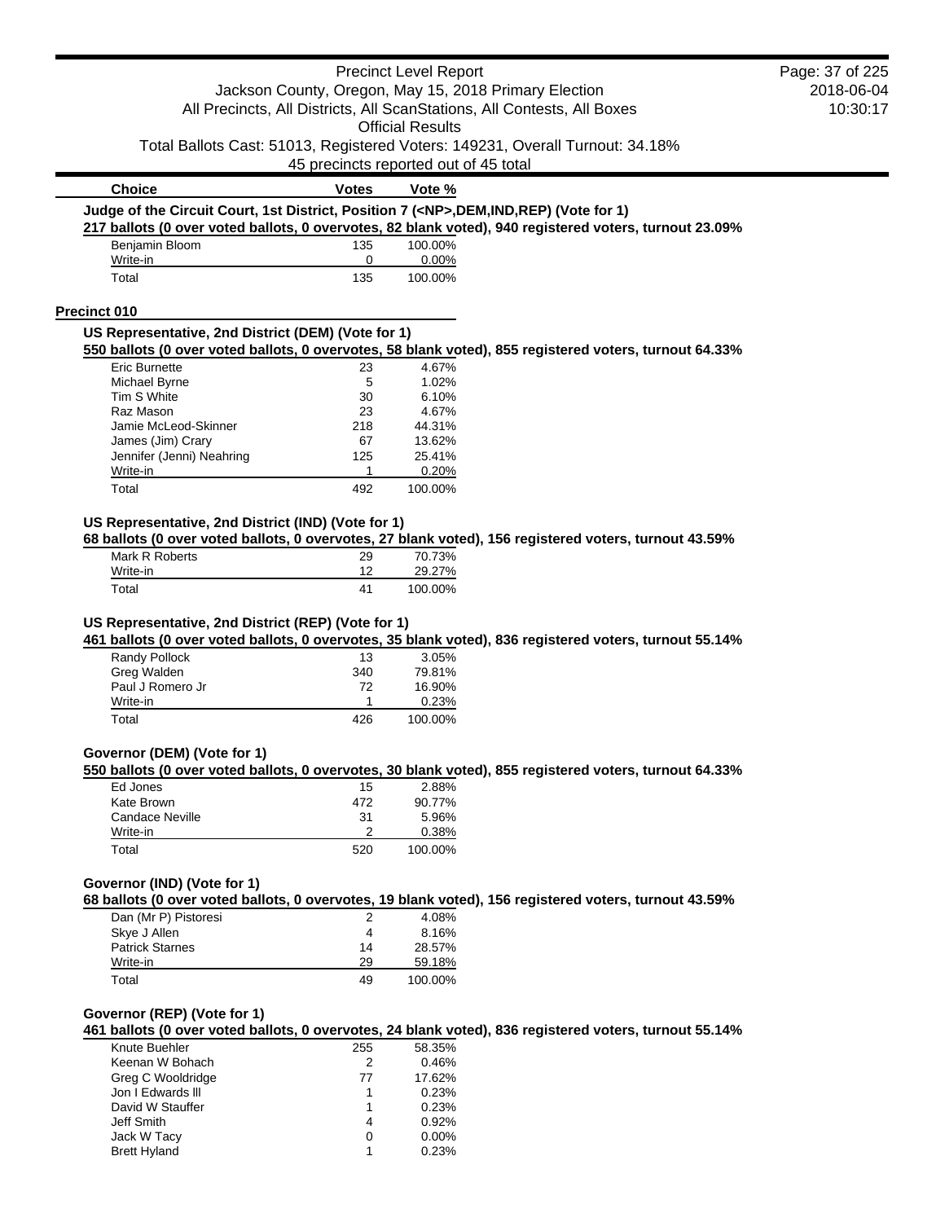| Choice | Votes | Vote % |
|---|---|---|

**Judge of the Circuit Court, 1st District, Position 7 (<NP>,DEM,IND,REP) (Vote for 1)**

**217 ballots (0 over voted ballots, 0 overvotes, 82 blank voted), 940 registered voters, turnout 23.09%**

| Choice | Votes | Vote % |
|---|---|---|
| Benjamin Bloom | 135 | 100.00% |
| Write-in | 0 | 0.00% |
| Total | 135 | 100.00% |

## Precinct 010

**US Representative, 2nd District (DEM) (Vote for 1)**

**550 ballots (0 over voted ballots, 0 overvotes, 58 blank voted), 855 registered voters, turnout 64.33%**

| Choice | Votes | Vote % |
|---|---|---|
| Eric Burnette | 23 | 4.67% |
| Michael Byrne | 5 | 1.02% |
| Tim S White | 30 | 6.10% |
| Raz Mason | 23 | 4.67% |
| Jamie McLeod-Skinner | 218 | 44.31% |
| James (Jim) Crary | 67 | 13.62% |
| Jennifer (Jenni) Neahring | 125 | 25.41% |
| Write-in | 1 | 0.20% |
| Total | 492 | 100.00% |

**US Representative, 2nd District (IND) (Vote for 1)**

**68 ballots (0 over voted ballots, 0 overvotes, 27 blank voted), 156 registered voters, turnout 43.59%**

| Choice | Votes | Vote % |
|---|---|---|
| Mark R Roberts | 29 | 70.73% |
| Write-in | 12 | 29.27% |
| Total | 41 | 100.00% |

**US Representative, 2nd District (REP) (Vote for 1)**

**461 ballots (0 over voted ballots, 0 overvotes, 35 blank voted), 836 registered voters, turnout 55.14%**

| Choice | Votes | Vote % |
|---|---|---|
| Randy Pollock | 13 | 3.05% |
| Greg Walden | 340 | 79.81% |
| Paul J Romero Jr | 72 | 16.90% |
| Write-in | 1 | 0.23% |
| Total | 426 | 100.00% |

**Governor (DEM) (Vote for 1)**

**550 ballots (0 over voted ballots, 0 overvotes, 30 blank voted), 855 registered voters, turnout 64.33%**

| Choice | Votes | Vote % |
|---|---|---|
| Ed Jones | 15 | 2.88% |
| Kate Brown | 472 | 90.77% |
| Candace Neville | 31 | 5.96% |
| Write-in | 2 | 0.38% |
| Total | 520 | 100.00% |

**Governor (IND) (Vote for 1)**

**68 ballots (0 over voted ballots, 0 overvotes, 19 blank voted), 156 registered voters, turnout 43.59%**

| Choice | Votes | Vote % |
|---|---|---|
| Dan (Mr P) Pistoresi | 2 | 4.08% |
| Skye J Allen | 4 | 8.16% |
| Patrick Starnes | 14 | 28.57% |
| Write-in | 29 | 59.18% |
| Total | 49 | 100.00% |

**Governor (REP) (Vote for 1)**

**461 ballots (0 over voted ballots, 0 overvotes, 24 blank voted), 836 registered voters, turnout 55.14%**

| Choice | Votes | Vote % |
|---|---|---|
| Knute Buehler | 255 | 58.35% |
| Keenan W Bohach | 2 | 0.46% |
| Greg C Wooldridge | 77 | 17.62% |
| Jon I Edwards III | 1 | 0.23% |
| David W Stauffer | 1 | 0.23% |
| Jeff Smith | 4 | 0.92% |
| Jack W Tacy | 0 | 0.00% |
| Brett Hyland | 1 | 0.23% |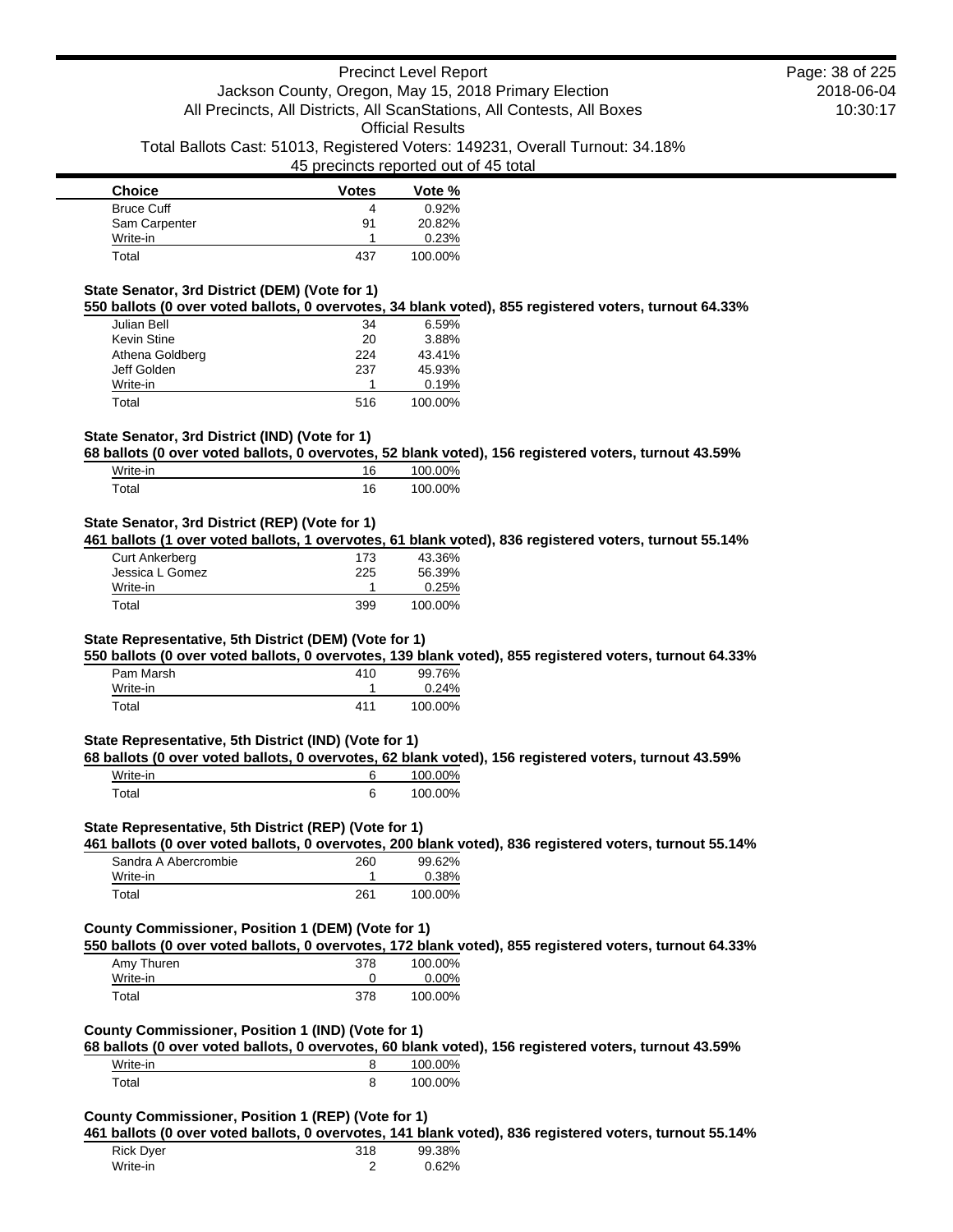| Choice | Votes | Vote % |
|---|---|---|
| Bruce Cuff | 4 | 0.92% |
| Sam Carpenter | 91 | 20.82% |
| Write-in | 1 | 0.23% |
| Total | 437 | 100.00% |

### State Senator, 3rd District (DEM) (Vote for 1)

**550 ballots (0 over voted ballots, 0 overvotes, 34 blank voted), 855 registered voters, turnout 64.33%**

| Choice | Votes | Vote % |
|---|---|---|
| Julian Bell | 34 | 6.59% |
| Kevin Stine | 20 | 3.88% |
| Athena Goldberg | 224 | 43.41% |
| Jeff Golden | 237 | 45.93% |
| Write-in | 1 | 0.19% |
| Total | 516 | 100.00% |

### State Senator, 3rd District (IND) (Vote for 1)

**68 ballots (0 over voted ballots, 0 overvotes, 52 blank voted), 156 registered voters, turnout 43.59%**

| Choice | Votes | Vote % |
|---|---|---|
| Write-in | 16 | 100.00% |
| Total | 16 | 100.00% |

### State Senator, 3rd District (REP) (Vote for 1)

**461 ballots (1 over voted ballots, 1 overvotes, 61 blank voted), 836 registered voters, turnout 55.14%**

| Choice | Votes | Vote % |
|---|---|---|
| Curt Ankerberg | 173 | 43.36% |
| Jessica L Gomez | 225 | 56.39% |
| Write-in | 1 | 0.25% |
| Total | 399 | 100.00% |

### State Representative, 5th District (DEM) (Vote for 1)

**550 ballots (0 over voted ballots, 0 overvotes, 139 blank voted), 855 registered voters, turnout 64.33%**

| Choice | Votes | Vote % |
|---|---|---|
| Pam Marsh | 410 | 99.76% |
| Write-in | 1 | 0.24% |
| Total | 411 | 100.00% |

### State Representative, 5th District (IND) (Vote for 1)

**68 ballots (0 over voted ballots, 0 overvotes, 62 blank voted), 156 registered voters, turnout 43.59%**

| Choice | Votes | Vote % |
|---|---|---|
| Write-in | 6 | 100.00% |
| Total | 6 | 100.00% |

### State Representative, 5th District (REP) (Vote for 1)

**461 ballots (0 over voted ballots, 0 overvotes, 200 blank voted), 836 registered voters, turnout 55.14%**

| Choice | Votes | Vote % |
|---|---|---|
| Sandra A Abercrombie | 260 | 99.62% |
| Write-in | 1 | 0.38% |
| Total | 261 | 100.00% |

### County Commissioner, Position 1 (DEM) (Vote for 1)

**550 ballots (0 over voted ballots, 0 overvotes, 172 blank voted), 855 registered voters, turnout 64.33%**

| Choice | Votes | Vote % |
|---|---|---|
| Amy Thuren | 378 | 100.00% |
| Write-in | 0 | 0.00% |
| Total | 378 | 100.00% |

### County Commissioner, Position 1 (IND) (Vote for 1)

**68 ballots (0 over voted ballots, 0 overvotes, 60 blank voted), 156 registered voters, turnout 43.59%**

| Choice | Votes | Vote % |
|---|---|---|
| Write-in | 8 | 100.00% |
| Total | 8 | 100.00% |

### County Commissioner, Position 1 (REP) (Vote for 1)

**461 ballots (0 over voted ballots, 0 overvotes, 141 blank voted), 836 registered voters, turnout 55.14%**

| Choice | Votes | Vote % |
|---|---|---|
| Rick Dyer | 318 | 99.38% |
| Write-in | 2 | 0.62% |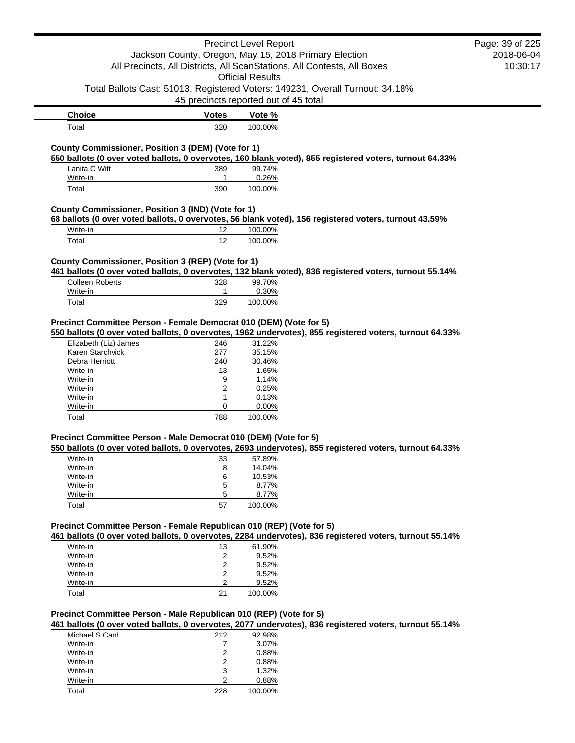| Choice | Votes | Vote % |
| --- | --- | --- |
| Total | 320 | 100.00% |

**County Commissioner, Position 3 (DEM) (Vote for 1)**

**550 ballots (0 over voted ballots, 0 overvotes, 160 blank voted), 855 registered voters, turnout 64.33%**

| Choice | Votes | Vote % |
| --- | --- | --- |
| Lanita C Witt | 389 | 99.74% |
| Write-in | 1 | 0.26% |
| Total | 390 | 100.00% |

**County Commissioner, Position 3 (IND) (Vote for 1)**

**68 ballots (0 over voted ballots, 0 overvotes, 56 blank voted), 156 registered voters, turnout 43.59%**

| Choice | Votes | Vote % |
| --- | --- | --- |
| Write-in | 12 | 100.00% |
| Total | 12 | 100.00% |

**County Commissioner, Position 3 (REP) (Vote for 1)**

**461 ballots (0 over voted ballots, 0 overvotes, 132 blank voted), 836 registered voters, turnout 55.14%**

| Choice | Votes | Vote % |
| --- | --- | --- |
| Colleen Roberts | 328 | 99.70% |
| Write-in | 1 | 0.30% |
| Total | 329 | 100.00% |

**Precinct Committee Person - Female Democrat 010 (DEM) (Vote for 5)**

**550 ballots (0 over voted ballots, 0 overvotes, 1962 undervotes), 855 registered voters, turnout 64.33%**

| Choice | Votes | Vote % |
| --- | --- | --- |
| Elizabeth (Liz) James | 246 | 31.22% |
| Karen Starchvick | 277 | 35.15% |
| Debra Herriott | 240 | 30.46% |
| Write-in | 13 | 1.65% |
| Write-in | 9 | 1.14% |
| Write-in | 2 | 0.25% |
| Write-in | 1 | 0.13% |
| Write-in | 0 | 0.00% |
| Total | 788 | 100.00% |

**Precinct Committee Person - Male Democrat 010 (DEM) (Vote for 5)**

**550 ballots (0 over voted ballots, 0 overvotes, 2693 undervotes), 855 registered voters, turnout 64.33%**

| Choice | Votes | Vote % |
| --- | --- | --- |
| Write-in | 33 | 57.89% |
| Write-in | 8 | 14.04% |
| Write-in | 6 | 10.53% |
| Write-in | 5 | 8.77% |
| Write-in | 5 | 8.77% |
| Total | 57 | 100.00% |

**Precinct Committee Person - Female Republican 010 (REP) (Vote for 5)**

**461 ballots (0 over voted ballots, 0 overvotes, 2284 undervotes), 836 registered voters, turnout 55.14%**

| Choice | Votes | Vote % |
| --- | --- | --- |
| Write-in | 13 | 61.90% |
| Write-in | 2 | 9.52% |
| Write-in | 2 | 9.52% |
| Write-in | 2 | 9.52% |
| Write-in | 2 | 9.52% |
| Total | 21 | 100.00% |

**Precinct Committee Person - Male Republican 010 (REP) (Vote for 5)**

**461 ballots (0 over voted ballots, 0 overvotes, 2077 undervotes), 836 registered voters, turnout 55.14%**

| Choice | Votes | Vote % |
| --- | --- | --- |
| Michael S Card | 212 | 92.98% |
| Write-in | 7 | 3.07% |
| Write-in | 2 | 0.88% |
| Write-in | 2 | 0.88% |
| Write-in | 3 | 1.32% |
| Write-in | 2 | 0.88% |
| Total | 228 | 100.00% |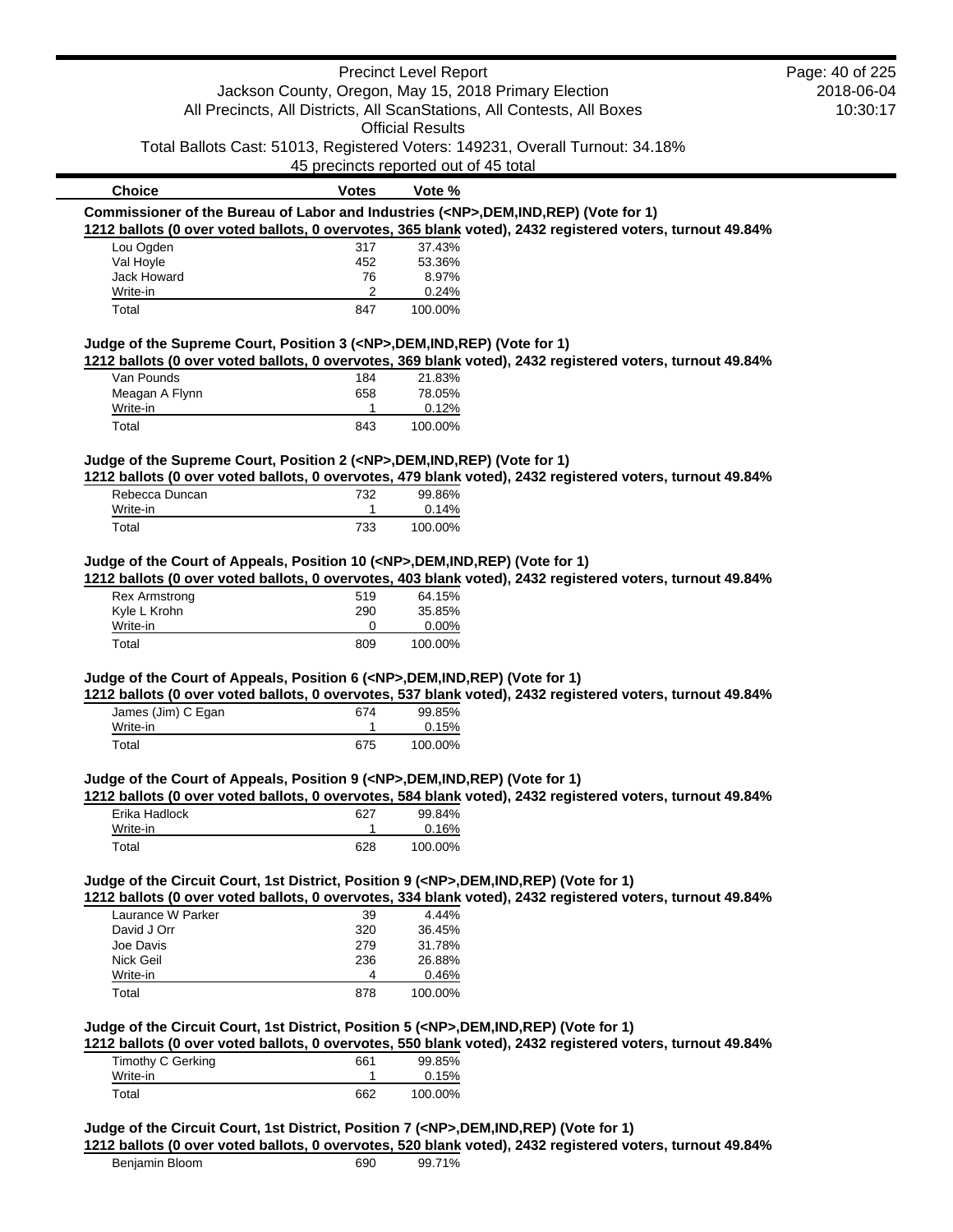| Choice | Votes | Vote % |
|---|---|---|

**Commissioner of the Bureau of Labor and Industries (<NP>,DEM,IND,REP) (Vote for 1)**

**1212 ballots (0 over voted ballots, 0 overvotes, 365 blank voted), 2432 registered voters, turnout 49.84%**

| Choice | Votes | Vote % |
|---|---|---|
| Lou Ogden | 317 | 37.43% |
| Val Hoyle | 452 | 53.36% |
| Jack Howard | 76 | 8.97% |
| Write-in | 2 | 0.24% |
| Total | 847 | 100.00% |

**Judge of the Supreme Court, Position 3 (<NP>,DEM,IND,REP) (Vote for 1)**

**1212 ballots (0 over voted ballots, 0 overvotes, 369 blank voted), 2432 registered voters, turnout 49.84%**

| Choice | Votes | Vote % |
|---|---|---|
| Van Pounds | 184 | 21.83% |
| Meagan A Flynn | 658 | 78.05% |
| Write-in | 1 | 0.12% |
| Total | 843 | 100.00% |

**Judge of the Supreme Court, Position 2 (<NP>,DEM,IND,REP) (Vote for 1)**

**1212 ballots (0 over voted ballots, 0 overvotes, 479 blank voted), 2432 registered voters, turnout 49.84%**

| Choice | Votes | Vote % |
|---|---|---|
| Rebecca Duncan | 732 | 99.86% |
| Write-in | 1 | 0.14% |
| Total | 733 | 100.00% |

**Judge of the Court of Appeals, Position 10 (<NP>,DEM,IND,REP) (Vote for 1)**

**1212 ballots (0 over voted ballots, 0 overvotes, 403 blank voted), 2432 registered voters, turnout 49.84%**

| Choice | Votes | Vote % |
|---|---|---|
| Rex Armstrong | 519 | 64.15% |
| Kyle L Krohn | 290 | 35.85% |
| Write-in | 0 | 0.00% |
| Total | 809 | 100.00% |

**Judge of the Court of Appeals, Position 6 (<NP>,DEM,IND,REP) (Vote for 1)**

**1212 ballots (0 over voted ballots, 0 overvotes, 537 blank voted), 2432 registered voters, turnout 49.84%**

| Choice | Votes | Vote % |
|---|---|---|
| James (Jim) C Egan | 674 | 99.85% |
| Write-in | 1 | 0.15% |
| Total | 675 | 100.00% |

**Judge of the Court of Appeals, Position 9 (<NP>,DEM,IND,REP) (Vote for 1)**

**1212 ballots (0 over voted ballots, 0 overvotes, 584 blank voted), 2432 registered voters, turnout 49.84%**

| Choice | Votes | Vote % |
|---|---|---|
| Erika Hadlock | 627 | 99.84% |
| Write-in | 1 | 0.16% |
| Total | 628 | 100.00% |

**Judge of the Circuit Court, 1st District, Position 9 (<NP>,DEM,IND,REP) (Vote for 1)**

**1212 ballots (0 over voted ballots, 0 overvotes, 334 blank voted), 2432 registered voters, turnout 49.84%**

| Choice | Votes | Vote % |
|---|---|---|
| Laurance W Parker | 39 | 4.44% |
| David J Orr | 320 | 36.45% |
| Joe Davis | 279 | 31.78% |
| Nick Geil | 236 | 26.88% |
| Write-in | 4 | 0.46% |
| Total | 878 | 100.00% |

**Judge of the Circuit Court, 1st District, Position 5 (<NP>,DEM,IND,REP) (Vote for 1)**

**1212 ballots (0 over voted ballots, 0 overvotes, 550 blank voted), 2432 registered voters, turnout 49.84%**

| Choice | Votes | Vote % |
|---|---|---|
| Timothy C Gerking | 661 | 99.85% |
| Write-in | 1 | 0.15% |
| Total | 662 | 100.00% |

**Judge of the Circuit Court, 1st District, Position 7 (<NP>,DEM,IND,REP) (Vote for 1)**

**1212 ballots (0 over voted ballots, 0 overvotes, 520 blank voted), 2432 registered voters, turnout 49.84%**

| Choice | Votes | Vote % |
|---|---|---|
| Benjamin Bloom | 690 | 99.71% |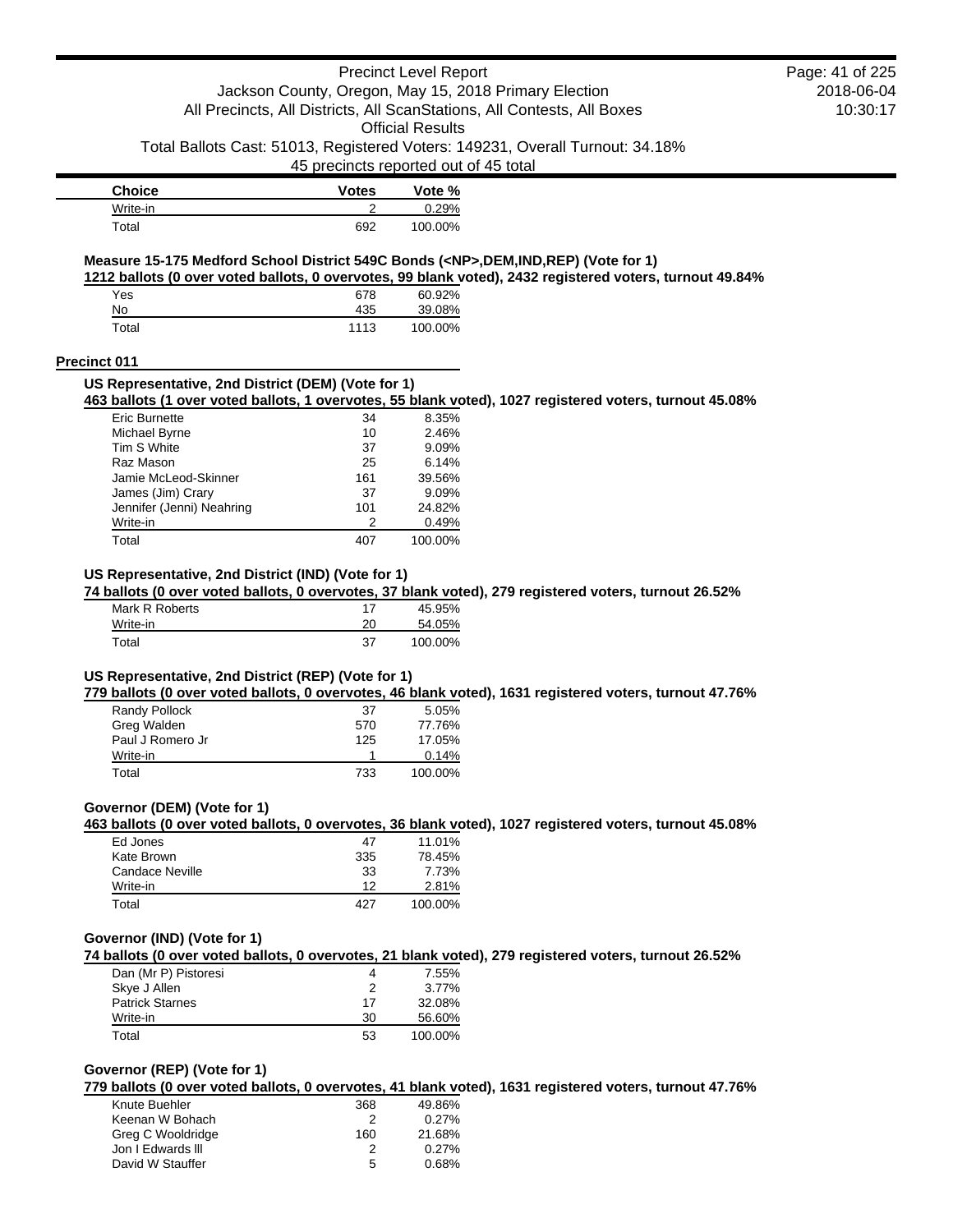| Choice | Votes | Vote % |
|---|---|---|
| Write-in | 2 | 0.29% |
| Total | 692 | 100.00% |

**Measure 15-175 Medford School District 549C Bonds (<NP>,DEM,IND,REP) (Vote for 1)**

**1212 ballots (0 over voted ballots, 0 overvotes, 99 blank voted), 2432 registered voters, turnout 49.84%**

| Choice | Votes | Vote % |
|---|---|---|
| Yes | 678 | 60.92% |
| No | 435 | 39.08% |
| Total | 1113 | 100.00% |

## Precinct 011

**US Representative, 2nd District (DEM) (Vote for 1)**

**463 ballots (1 over voted ballots, 1 overvotes, 55 blank voted), 1027 registered voters, turnout 45.08%**

| Choice | Votes | Vote % |
|---|---|---|
| Eric Burnette | 34 | 8.35% |
| Michael Byrne | 10 | 2.46% |
| Tim S White | 37 | 9.09% |
| Raz Mason | 25 | 6.14% |
| Jamie McLeod-Skinner | 161 | 39.56% |
| James (Jim) Crary | 37 | 9.09% |
| Jennifer (Jenni) Neahring | 101 | 24.82% |
| Write-in | 2 | 0.49% |
| Total | 407 | 100.00% |

**US Representative, 2nd District (IND) (Vote for 1)**

**74 ballots (0 over voted ballots, 0 overvotes, 37 blank voted), 279 registered voters, turnout 26.52%**

| Choice | Votes | Vote % |
|---|---|---|
| Mark R Roberts | 17 | 45.95% |
| Write-in | 20 | 54.05% |
| Total | 37 | 100.00% |

**US Representative, 2nd District (REP) (Vote for 1)**

**779 ballots (0 over voted ballots, 0 overvotes, 46 blank voted), 1631 registered voters, turnout 47.76%**

| Choice | Votes | Vote % |
|---|---|---|
| Randy Pollock | 37 | 5.05% |
| Greg Walden | 570 | 77.76% |
| Paul J Romero Jr | 125 | 17.05% |
| Write-in | 1 | 0.14% |
| Total | 733 | 100.00% |

**Governor (DEM) (Vote for 1)**

**463 ballots (0 over voted ballots, 0 overvotes, 36 blank voted), 1027 registered voters, turnout 45.08%**

| Choice | Votes | Vote % |
|---|---|---|
| Ed Jones | 47 | 11.01% |
| Kate Brown | 335 | 78.45% |
| Candace Neville | 33 | 7.73% |
| Write-in | 12 | 2.81% |
| Total | 427 | 100.00% |

**Governor (IND) (Vote for 1)**

**74 ballots (0 over voted ballots, 0 overvotes, 21 blank voted), 279 registered voters, turnout 26.52%**

| Choice | Votes | Vote % |
|---|---|---|
| Dan (Mr P) Pistoresi | 4 | 7.55% |
| Skye J Allen | 2 | 3.77% |
| Patrick Starnes | 17 | 32.08% |
| Write-in | 30 | 56.60% |
| Total | 53 | 100.00% |

**Governor (REP) (Vote for 1)**

**779 ballots (0 over voted ballots, 0 overvotes, 41 blank voted), 1631 registered voters, turnout 47.76%**

| Choice | Votes | Vote % |
|---|---|---|
| Knute Buehler | 368 | 49.86% |
| Keenan W Bohach | 2 | 0.27% |
| Greg C Wooldridge | 160 | 21.68% |
| Jon I Edwards III | 2 | 0.27% |
| David W Stauffer | 5 | 0.68% |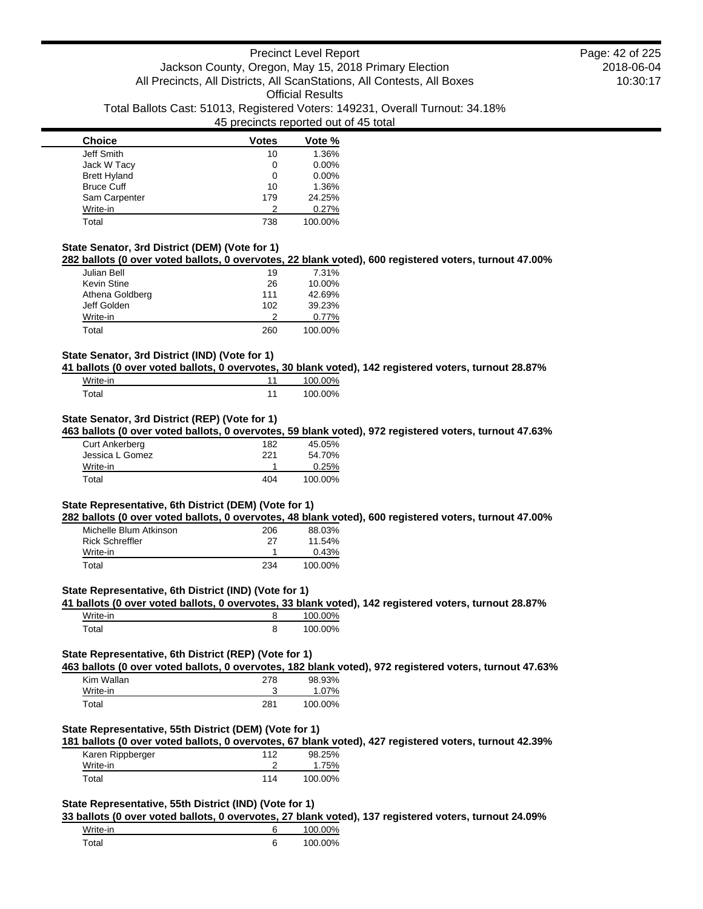| Choice | Votes | Vote % |
|---|---|---|
| Jeff Smith | 10 | 1.36% |
| Jack W Tacy | 0 | 0.00% |
| Brett Hyland | 0 | 0.00% |
| Bruce Cuff | 10 | 1.36% |
| Sam Carpenter | 179 | 24.25% |
| Write-in | 2 | 0.27% |
| Total | 738 | 100.00% |

### State Senator, 3rd District (DEM) (Vote for 1)

**282 ballots (0 over voted ballots, 0 overvotes, 22 blank voted), 600 registered voters, turnout 47.00%**

| Choice | Votes | Vote % |
|---|---|---|
| Julian Bell | 19 | 7.31% |
| Kevin Stine | 26 | 10.00% |
| Athena Goldberg | 111 | 42.69% |
| Jeff Golden | 102 | 39.23% |
| Write-in | 2 | 0.77% |
| Total | 260 | 100.00% |

### State Senator, 3rd District (IND) (Vote for 1)

**41 ballots (0 over voted ballots, 0 overvotes, 30 blank voted), 142 registered voters, turnout 28.87%**

| Choice | Votes | Vote % |
|---|---|---|
| Write-in | 11 | 100.00% |
| Total | 11 | 100.00% |

### State Senator, 3rd District (REP) (Vote for 1)

**463 ballots (0 over voted ballots, 0 overvotes, 59 blank voted), 972 registered voters, turnout 47.63%**

| Choice | Votes | Vote % |
|---|---|---|
| Curt Ankerberg | 182 | 45.05% |
| Jessica L Gomez | 221 | 54.70% |
| Write-in | 1 | 0.25% |
| Total | 404 | 100.00% |

### State Representative, 6th District (DEM) (Vote for 1)

**282 ballots (0 over voted ballots, 0 overvotes, 48 blank voted), 600 registered voters, turnout 47.00%**

| Choice | Votes | Vote % |
|---|---|---|
| Michelle Blum Atkinson | 206 | 88.03% |
| Rick Schreffler | 27 | 11.54% |
| Write-in | 1 | 0.43% |
| Total | 234 | 100.00% |

### State Representative, 6th District (IND) (Vote for 1)

**41 ballots (0 over voted ballots, 0 overvotes, 33 blank voted), 142 registered voters, turnout 28.87%**

| Choice | Votes | Vote % |
|---|---|---|
| Write-in | 8 | 100.00% |
| Total | 8 | 100.00% |

### State Representative, 6th District (REP) (Vote for 1)

**463 ballots (0 over voted ballots, 0 overvotes, 182 blank voted), 972 registered voters, turnout 47.63%**

| Choice | Votes | Vote % |
|---|---|---|
| Kim Wallan | 278 | 98.93% |
| Write-in | 3 | 1.07% |
| Total | 281 | 100.00% |

### State Representative, 55th District (DEM) (Vote for 1)

**181 ballots (0 over voted ballots, 0 overvotes, 67 blank voted), 427 registered voters, turnout 42.39%**

| Choice | Votes | Vote % |
|---|---|---|
| Karen Rippberger | 112 | 98.25% |
| Write-in | 2 | 1.75% |
| Total | 114 | 100.00% |

### State Representative, 55th District (IND) (Vote for 1)

**33 ballots (0 over voted ballots, 0 overvotes, 27 blank voted), 137 registered voters, turnout 24.09%**

| Choice | Votes | Vote % |
|---|---|---|
| Write-in | 6 | 100.00% |
| Total | 6 | 100.00% |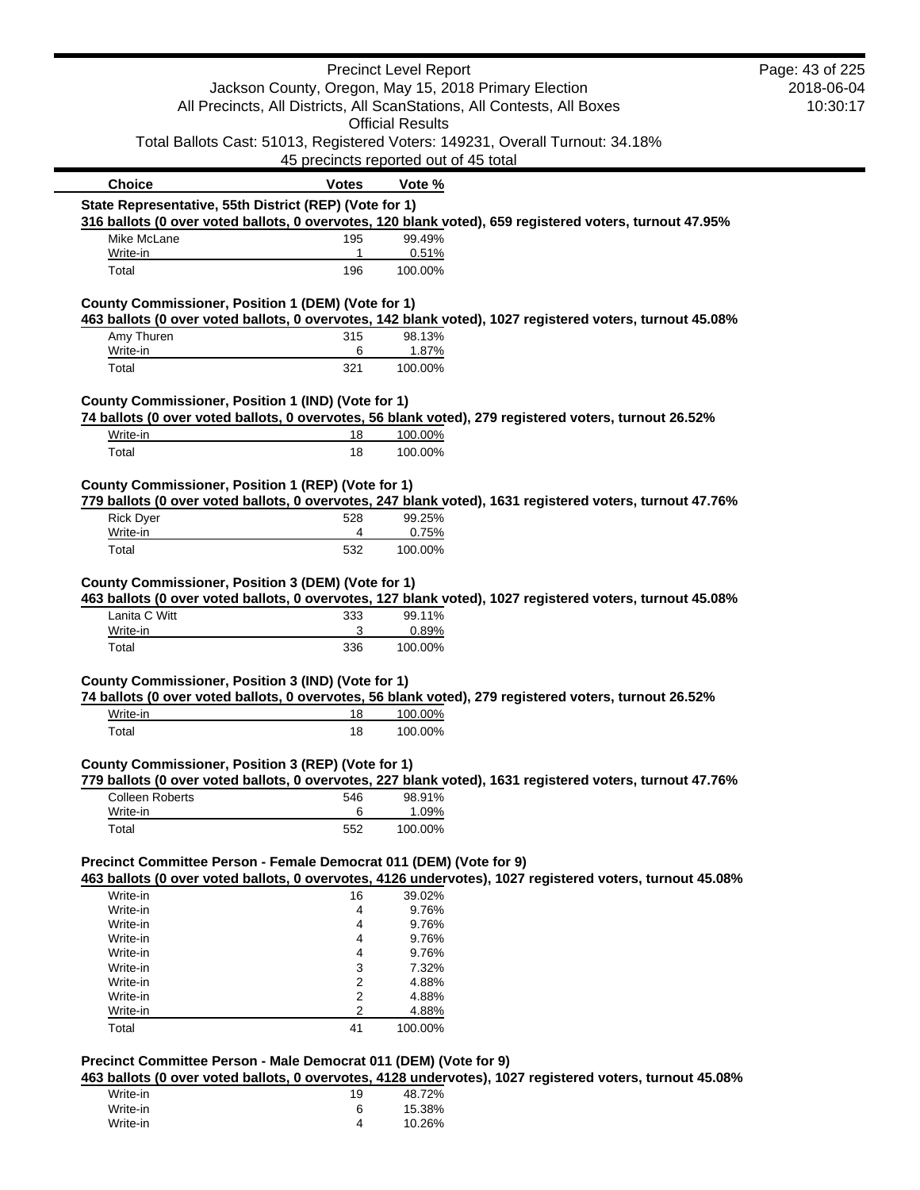| Choice | Votes | Vote % |
|---|---|---|

**State Representative, 55th District (REP) (Vote for 1)**

**316 ballots (0 over voted ballots, 0 overvotes, 120 blank voted), 659 registered voters, turnout 47.95%**

| Choice | Votes | Vote % |
|---|---|---|
| Mike McLane | 195 | 99.49% |
| Write-in | 1 | 0.51% |
| Total | 196 | 100.00% |

**County Commissioner, Position 1 (DEM) (Vote for 1)**

**463 ballots (0 over voted ballots, 0 overvotes, 142 blank voted), 1027 registered voters, turnout 45.08%**

| Choice | Votes | Vote % |
|---|---|---|
| Amy Thuren | 315 | 98.13% |
| Write-in | 6 | 1.87% |
| Total | 321 | 100.00% |

**County Commissioner, Position 1 (IND) (Vote for 1)**

**74 ballots (0 over voted ballots, 0 overvotes, 56 blank voted), 279 registered voters, turnout 26.52%**

| Choice | Votes | Vote % |
|---|---|---|
| Write-in | 18 | 100.00% |
| Total | 18 | 100.00% |

**County Commissioner, Position 1 (REP) (Vote for 1)**

**779 ballots (0 over voted ballots, 0 overvotes, 247 blank voted), 1631 registered voters, turnout 47.76%**

| Choice | Votes | Vote % |
|---|---|---|
| Rick Dyer | 528 | 99.25% |
| Write-in | 4 | 0.75% |
| Total | 532 | 100.00% |

**County Commissioner, Position 3 (DEM) (Vote for 1)**

**463 ballots (0 over voted ballots, 0 overvotes, 127 blank voted), 1027 registered voters, turnout 45.08%**

| Choice | Votes | Vote % |
|---|---|---|
| Lanita C Witt | 333 | 99.11% |
| Write-in | 3 | 0.89% |
| Total | 336 | 100.00% |

**County Commissioner, Position 3 (IND) (Vote for 1)**

**74 ballots (0 over voted ballots, 0 overvotes, 56 blank voted), 279 registered voters, turnout 26.52%**

| Choice | Votes | Vote % |
|---|---|---|
| Write-in | 18 | 100.00% |
| Total | 18 | 100.00% |

**County Commissioner, Position 3 (REP) (Vote for 1)**

**779 ballots (0 over voted ballots, 0 overvotes, 227 blank voted), 1631 registered voters, turnout 47.76%**

| Choice | Votes | Vote % |
|---|---|---|
| Colleen Roberts | 546 | 98.91% |
| Write-in | 6 | 1.09% |
| Total | 552 | 100.00% |

**Precinct Committee Person - Female Democrat 011 (DEM) (Vote for 9)**

**463 ballots (0 over voted ballots, 0 overvotes, 4126 undervotes), 1027 registered voters, turnout 45.08%**

| Choice | Votes | Vote % |
|---|---|---|
| Write-in | 16 | 39.02% |
| Write-in | 4 | 9.76% |
| Write-in | 4 | 9.76% |
| Write-in | 4 | 9.76% |
| Write-in | 4 | 9.76% |
| Write-in | 3 | 7.32% |
| Write-in | 2 | 4.88% |
| Write-in | 2 | 4.88% |
| Write-in | 2 | 4.88% |
| Total | 41 | 100.00% |

**Precinct Committee Person - Male Democrat 011 (DEM) (Vote for 9)**

**463 ballots (0 over voted ballots, 0 overvotes, 4128 undervotes), 1027 registered voters, turnout 45.08%**

| Choice | Votes | Vote % |
|---|---|---|
| Write-in | 19 | 48.72% |
| Write-in | 6 | 15.38% |
| Write-in | 4 | 10.26% |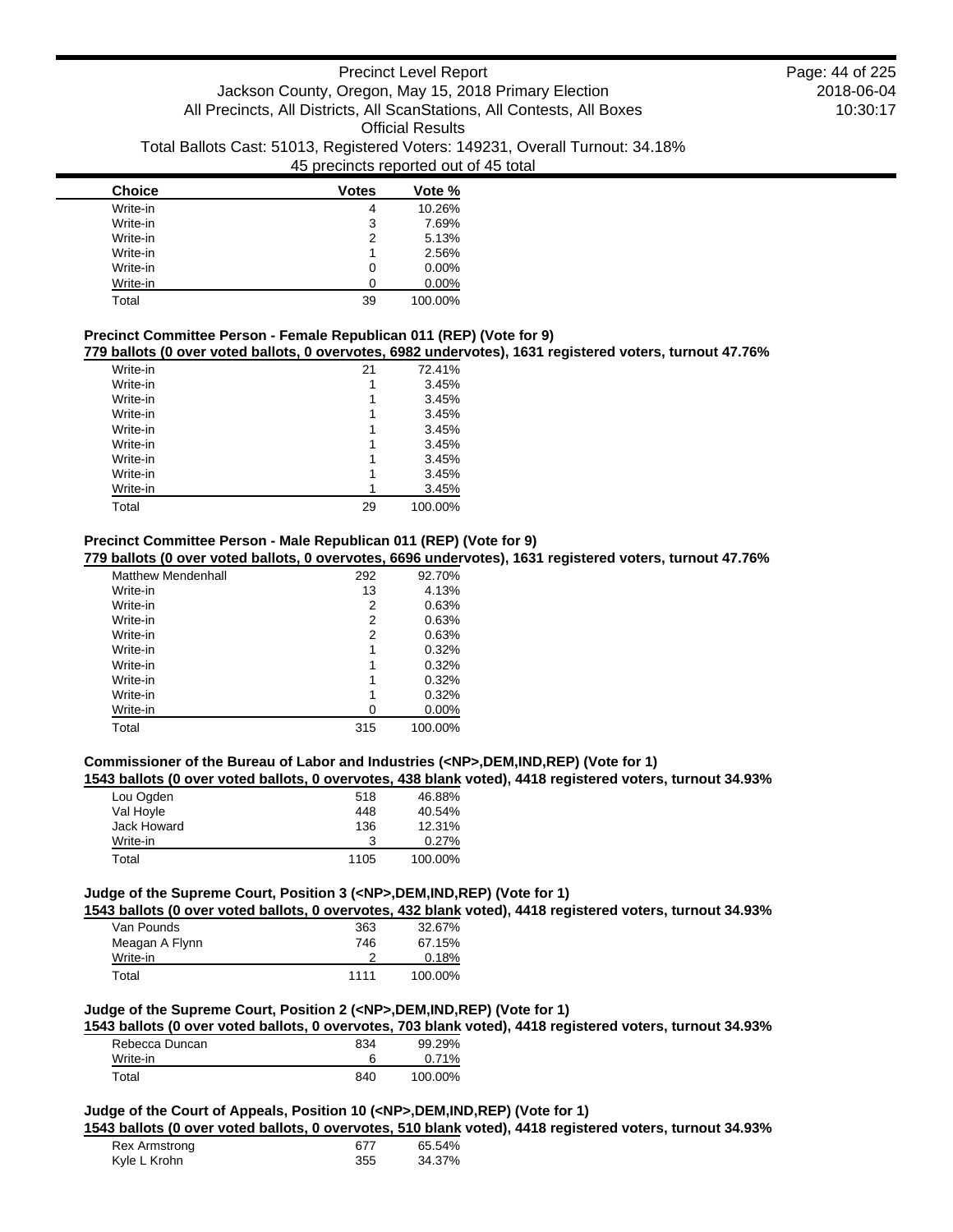| Choice | Votes | Vote % |
|---|---|---|
| Write-in | 4 | 10.26% |
| Write-in | 3 | 7.69% |
| Write-in | 2 | 5.13% |
| Write-in | 1 | 2.56% |
| Write-in | 0 | 0.00% |
| Write-in | 0 | 0.00% |
| Total | 39 | 100.00% |

### Precinct Committee Person - Female Republican 011 (REP) (Vote for 9)

**779 ballots (0 over voted ballots, 0 overvotes, 6982 undervotes), 1631 registered voters, turnout 47.76%**

| Choice | Votes | Vote % |
|---|---|---|
| Write-in | 21 | 72.41% |
| Write-in | 1 | 3.45% |
| Write-in | 1 | 3.45% |
| Write-in | 1 | 3.45% |
| Write-in | 1 | 3.45% |
| Write-in | 1 | 3.45% |
| Write-in | 1 | 3.45% |
| Write-in | 1 | 3.45% |
| Write-in | 1 | 3.45% |
| Total | 29 | 100.00% |

### Precinct Committee Person - Male Republican 011 (REP) (Vote for 9)

**779 ballots (0 over voted ballots, 0 overvotes, 6696 undervotes), 1631 registered voters, turnout 47.76%**

| Choice | Votes | Vote % |
|---|---|---|
| Matthew Mendenhall | 292 | 92.70% |
| Write-in | 13 | 4.13% |
| Write-in | 2 | 0.63% |
| Write-in | 2 | 0.63% |
| Write-in | 2 | 0.63% |
| Write-in | 1 | 0.32% |
| Write-in | 1 | 0.32% |
| Write-in | 1 | 0.32% |
| Write-in | 1 | 0.32% |
| Write-in | 0 | 0.00% |
| Total | 315 | 100.00% |

### Commissioner of the Bureau of Labor and Industries (<NP>,DEM,IND,REP) (Vote for 1)

**1543 ballots (0 over voted ballots, 0 overvotes, 438 blank voted), 4418 registered voters, turnout 34.93%**

| Choice | Votes | Vote % |
|---|---|---|
| Lou Ogden | 518 | 46.88% |
| Val Hoyle | 448 | 40.54% |
| Jack Howard | 136 | 12.31% |
| Write-in | 3 | 0.27% |
| Total | 1105 | 100.00% |

### Judge of the Supreme Court, Position 3 (<NP>,DEM,IND,REP) (Vote for 1)

**1543 ballots (0 over voted ballots, 0 overvotes, 432 blank voted), 4418 registered voters, turnout 34.93%**

| Choice | Votes | Vote % |
|---|---|---|
| Van Pounds | 363 | 32.67% |
| Meagan A Flynn | 746 | 67.15% |
| Write-in | 2 | 0.18% |
| Total | 1111 | 100.00% |

### Judge of the Supreme Court, Position 2 (<NP>,DEM,IND,REP) (Vote for 1)

**1543 ballots (0 over voted ballots, 0 overvotes, 703 blank voted), 4418 registered voters, turnout 34.93%**

| Choice | Votes | Vote % |
|---|---|---|
| Rebecca Duncan | 834 | 99.29% |
| Write-in | 6 | 0.71% |
| Total | 840 | 100.00% |

### Judge of the Court of Appeals, Position 10 (<NP>,DEM,IND,REP) (Vote for 1)

**1543 ballots (0 over voted ballots, 0 overvotes, 510 blank voted), 4418 registered voters, turnout 34.93%**

| Choice | Votes | Vote % |
|---|---|---|
| Rex Armstrong | 677 | 65.54% |
| Kyle L Krohn | 355 | 34.37% |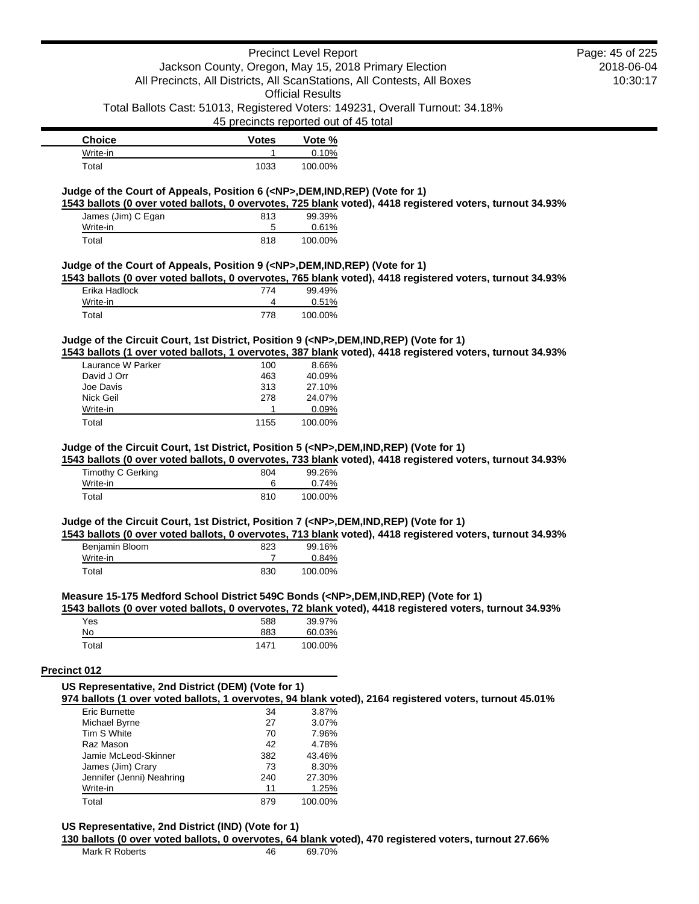| Choice | Votes | Vote % |
|---|---|---|
| Write-in | 1 | 0.10% |
| Total | 1033 | 100.00% |

**Judge of the Court of Appeals, Position 6 (<NP>,DEM,IND,REP) (Vote for 1)**

1543 ballots (0 over voted ballots, 0 overvotes, 725 blank voted), 4418 registered voters, turnout 34.93%

| Choice | Votes | Vote % |
|---|---|---|
| James (Jim) C Egan | 813 | 99.39% |
| Write-in | 5 | 0.61% |
| Total | 818 | 100.00% |

**Judge of the Court of Appeals, Position 9 (<NP>,DEM,IND,REP) (Vote for 1)**

1543 ballots (0 over voted ballots, 0 overvotes, 765 blank voted), 4418 registered voters, turnout 34.93%

| Choice | Votes | Vote % |
|---|---|---|
| Erika Hadlock | 774 | 99.49% |
| Write-in | 4 | 0.51% |
| Total | 778 | 100.00% |

**Judge of the Circuit Court, 1st District, Position 9 (<NP>,DEM,IND,REP) (Vote for 1)**

1543 ballots (1 over voted ballots, 1 overvotes, 387 blank voted), 4418 registered voters, turnout 34.93%

| Choice | Votes | Vote % |
|---|---|---|
| Laurance W Parker | 100 | 8.66% |
| David J Orr | 463 | 40.09% |
| Joe Davis | 313 | 27.10% |
| Nick Geil | 278 | 24.07% |
| Write-in | 1 | 0.09% |
| Total | 1155 | 100.00% |

**Judge of the Circuit Court, 1st District, Position 5 (<NP>,DEM,IND,REP) (Vote for 1)**

1543 ballots (0 over voted ballots, 0 overvotes, 733 blank voted), 4418 registered voters, turnout 34.93%

| Choice | Votes | Vote % |
|---|---|---|
| Timothy C Gerking | 804 | 99.26% |
| Write-in | 6 | 0.74% |
| Total | 810 | 100.00% |

**Judge of the Circuit Court, 1st District, Position 7 (<NP>,DEM,IND,REP) (Vote for 1)**

1543 ballots (0 over voted ballots, 0 overvotes, 713 blank voted), 4418 registered voters, turnout 34.93%

| Choice | Votes | Vote % |
|---|---|---|
| Benjamin Bloom | 823 | 99.16% |
| Write-in | 7 | 0.84% |
| Total | 830 | 100.00% |

**Measure 15-175 Medford School District 549C Bonds (<NP>,DEM,IND,REP) (Vote for 1)**

1543 ballots (0 over voted ballots, 0 overvotes, 72 blank voted), 4418 registered voters, turnout 34.93%

| Choice | Votes | Vote % |
|---|---|---|
| Yes | 588 | 39.97% |
| No | 883 | 60.03% |
| Total | 1471 | 100.00% |

## Precinct 012

**US Representative, 2nd District (DEM) (Vote for 1)**

974 ballots (1 over voted ballots, 1 overvotes, 94 blank voted), 2164 registered voters, turnout 45.01%

| Choice | Votes | Vote % |
|---|---|---|
| Eric Burnette | 34 | 3.87% |
| Michael Byrne | 27 | 3.07% |
| Tim S White | 70 | 7.96% |
| Raz Mason | 42 | 4.78% |
| Jamie McLeod-Skinner | 382 | 43.46% |
| James (Jim) Crary | 73 | 8.30% |
| Jennifer (Jenni) Neahring | 240 | 27.30% |
| Write-in | 11 | 1.25% |
| Total | 879 | 100.00% |

**US Representative, 2nd District (IND) (Vote for 1)**

130 ballots (0 over voted ballots, 0 overvotes, 64 blank voted), 470 registered voters, turnout 27.66%

| Choice | Votes | Vote % |
|---|---|---|
| Mark R Roberts | 46 | 69.70% |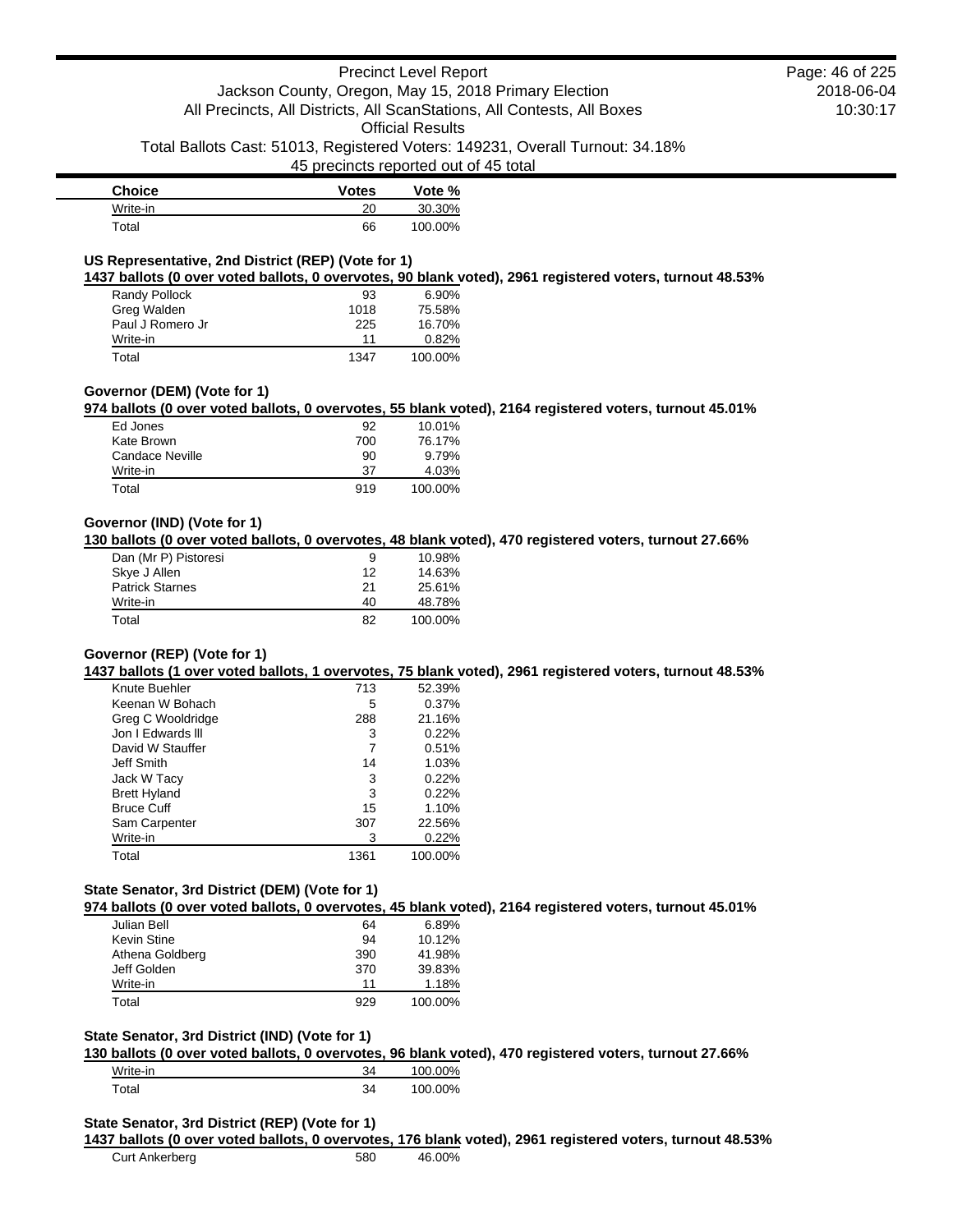| Choice | Votes | Vote % |
|---|---|---|
| Write-in | 20 | 30.30% |
| Total | 66 | 100.00% |

### US Representative, 2nd District (REP) (Vote for 1)

**1437 ballots (0 over voted ballots, 0 overvotes, 90 blank voted), 2961 registered voters, turnout 48.53%**

| Choice | Votes | Vote % |
|---|---|---|
| Randy Pollock | 93 | 6.90% |
| Greg Walden | 1018 | 75.58% |
| Paul J Romero Jr | 225 | 16.70% |
| Write-in | 11 | 0.82% |
| Total | 1347 | 100.00% |

### Governor (DEM) (Vote for 1)

**974 ballots (0 over voted ballots, 0 overvotes, 55 blank voted), 2164 registered voters, turnout 45.01%**

| Choice | Votes | Vote % |
|---|---|---|
| Ed Jones | 92 | 10.01% |
| Kate Brown | 700 | 76.17% |
| Candace Neville | 90 | 9.79% |
| Write-in | 37 | 4.03% |
| Total | 919 | 100.00% |

### Governor (IND) (Vote for 1)

**130 ballots (0 over voted ballots, 0 overvotes, 48 blank voted), 470 registered voters, turnout 27.66%**

| Choice | Votes | Vote % |
|---|---|---|
| Dan (Mr P) Pistoresi | 9 | 10.98% |
| Skye J Allen | 12 | 14.63% |
| Patrick Starnes | 21 | 25.61% |
| Write-in | 40 | 48.78% |
| Total | 82 | 100.00% |

### Governor (REP) (Vote for 1)

**1437 ballots (1 over voted ballots, 1 overvotes, 75 blank voted), 2961 registered voters, turnout 48.53%**

| Choice | Votes | Vote % |
|---|---|---|
| Knute Buehler | 713 | 52.39% |
| Keenan W Bohach | 5 | 0.37% |
| Greg C Wooldridge | 288 | 21.16% |
| Jon I Edwards lll | 3 | 0.22% |
| David W Stauffer | 7 | 0.51% |
| Jeff Smith | 14 | 1.03% |
| Jack W Tacy | 3 | 0.22% |
| Brett Hyland | 3 | 0.22% |
| Bruce Cuff | 15 | 1.10% |
| Sam Carpenter | 307 | 22.56% |
| Write-in | 3 | 0.22% |
| Total | 1361 | 100.00% |

### State Senator, 3rd District (DEM) (Vote for 1)

**974 ballots (0 over voted ballots, 0 overvotes, 45 blank voted), 2164 registered voters, turnout 45.01%**

| Choice | Votes | Vote % |
|---|---|---|
| Julian Bell | 64 | 6.89% |
| Kevin Stine | 94 | 10.12% |
| Athena Goldberg | 390 | 41.98% |
| Jeff Golden | 370 | 39.83% |
| Write-in | 11 | 1.18% |
| Total | 929 | 100.00% |

### State Senator, 3rd District (IND) (Vote for 1)

**130 ballots (0 over voted ballots, 0 overvotes, 96 blank voted), 470 registered voters, turnout 27.66%**

| Choice | Votes | Vote % |
|---|---|---|
| Write-in | 34 | 100.00% |
| Total | 34 | 100.00% |

### State Senator, 3rd District (REP) (Vote for 1)

**1437 ballots (0 over voted ballots, 0 overvotes, 176 blank voted), 2961 registered voters, turnout 48.53%**

| Choice | Votes | Vote % |
|---|---|---|
| Curt Ankerberg | 580 | 46.00% |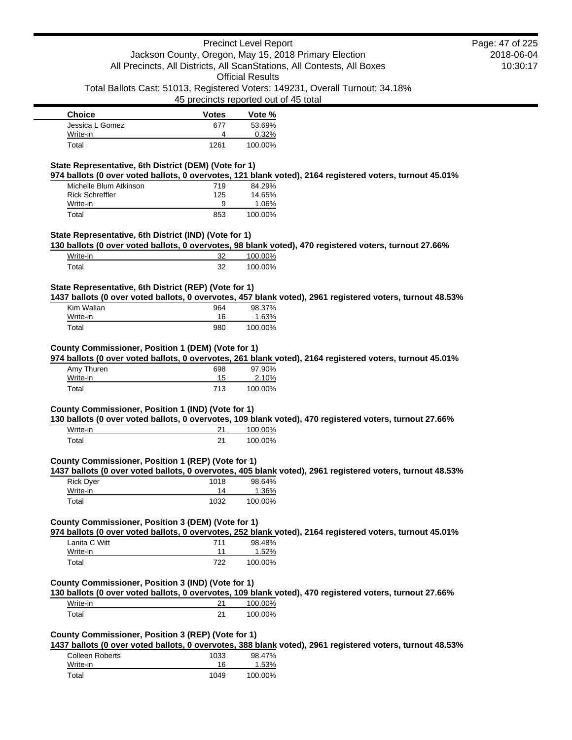| Choice | Votes | Vote % |
| --- | --- | --- |
| Jessica L Gomez | 677 | 53.69% |
| Write-in | 4 | 0.32% |
| Total | 1261 | 100.00% |

**State Representative, 6th District (DEM) (Vote for 1)**

**974 ballots (0 over voted ballots, 0 overvotes, 121 blank voted), 2164 registered voters, turnout 45.01%**

| Choice | Votes | Vote % |
| --- | --- | --- |
| Michelle Blum Atkinson | 719 | 84.29% |
| Rick Schreffler | 125 | 14.65% |
| Write-in | 9 | 1.06% |
| Total | 853 | 100.00% |

**State Representative, 6th District (IND) (Vote for 1)**

**130 ballots (0 over voted ballots, 0 overvotes, 98 blank voted), 470 registered voters, turnout 27.66%**

| Choice | Votes | Vote % |
| --- | --- | --- |
| Write-in | 32 | 100.00% |
| Total | 32 | 100.00% |

**State Representative, 6th District (REP) (Vote for 1)**

**1437 ballots (0 over voted ballots, 0 overvotes, 457 blank voted), 2961 registered voters, turnout 48.53%**

| Choice | Votes | Vote % |
| --- | --- | --- |
| Kim Wallan | 964 | 98.37% |
| Write-in | 16 | 1.63% |
| Total | 980 | 100.00% |

**County Commissioner, Position 1 (DEM) (Vote for 1)**

**974 ballots (0 over voted ballots, 0 overvotes, 261 blank voted), 2164 registered voters, turnout 45.01%**

| Choice | Votes | Vote % |
| --- | --- | --- |
| Amy Thuren | 698 | 97.90% |
| Write-in | 15 | 2.10% |
| Total | 713 | 100.00% |

**County Commissioner, Position 1 (IND) (Vote for 1)**

**130 ballots (0 over voted ballots, 0 overvotes, 109 blank voted), 470 registered voters, turnout 27.66%**

| Choice | Votes | Vote % |
| --- | --- | --- |
| Write-in | 21 | 100.00% |
| Total | 21 | 100.00% |

**County Commissioner, Position 1 (REP) (Vote for 1)**

**1437 ballots (0 over voted ballots, 0 overvotes, 405 blank voted), 2961 registered voters, turnout 48.53%**

| Choice | Votes | Vote % |
| --- | --- | --- |
| Rick Dyer | 1018 | 98.64% |
| Write-in | 14 | 1.36% |
| Total | 1032 | 100.00% |

**County Commissioner, Position 3 (DEM) (Vote for 1)**

**974 ballots (0 over voted ballots, 0 overvotes, 252 blank voted), 2164 registered voters, turnout 45.01%**

| Choice | Votes | Vote % |
| --- | --- | --- |
| Lanita C Witt | 711 | 98.48% |
| Write-in | 11 | 1.52% |
| Total | 722 | 100.00% |

**County Commissioner, Position 3 (IND) (Vote for 1)**

**130 ballots (0 over voted ballots, 0 overvotes, 109 blank voted), 470 registered voters, turnout 27.66%**

| Choice | Votes | Vote % |
| --- | --- | --- |
| Write-in | 21 | 100.00% |
| Total | 21 | 100.00% |

**County Commissioner, Position 3 (REP) (Vote for 1)**

**1437 ballots (0 over voted ballots, 0 overvotes, 388 blank voted), 2961 registered voters, turnout 48.53%**

| Choice | Votes | Vote % |
| --- | --- | --- |
| Colleen Roberts | 1033 | 98.47% |
| Write-in | 16 | 1.53% |
| Total | 1049 | 100.00% |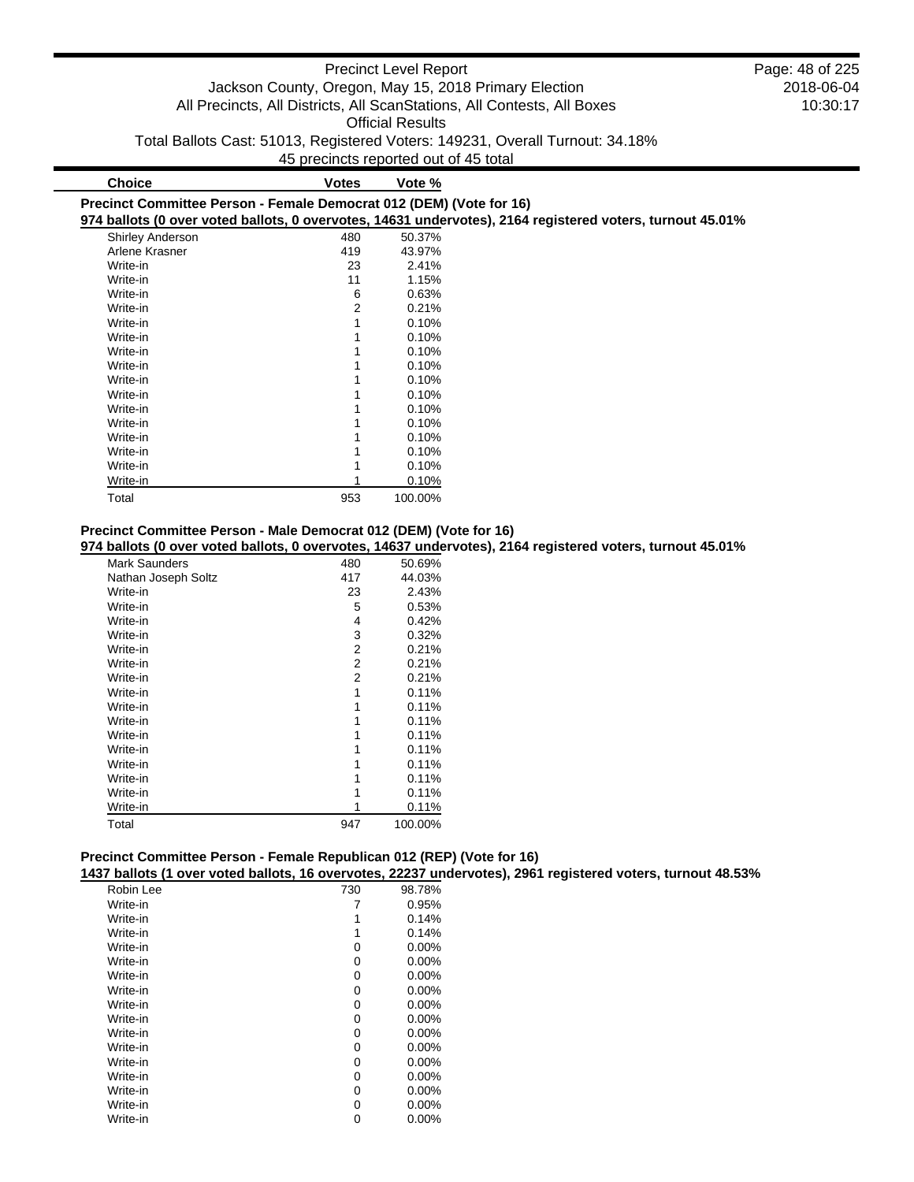| Choice | Votes | Vote % |
|---|---|---|

**Precinct Committee Person - Female Democrat 012 (DEM) (Vote for 16)**

**974 ballots (0 over voted ballots, 0 overvotes, 14631 undervotes), 2164 registered voters, turnout 45.01%**

| Choice | Votes | Vote % |
|---|---|---|
| Shirley Anderson | 480 | 50.37% |
| Arlene Krasner | 419 | 43.97% |
| Write-in | 23 | 2.41% |
| Write-in | 11 | 1.15% |
| Write-in | 6 | 0.63% |
| Write-in | 2 | 0.21% |
| Write-in | 1 | 0.10% |
| Write-in | 1 | 0.10% |
| Write-in | 1 | 0.10% |
| Write-in | 1 | 0.10% |
| Write-in | 1 | 0.10% |
| Write-in | 1 | 0.10% |
| Write-in | 1 | 0.10% |
| Write-in | 1 | 0.10% |
| Write-in | 1 | 0.10% |
| Write-in | 1 | 0.10% |
| Write-in | 1 | 0.10% |
| Write-in | 1 | 0.10% |
| Total | 953 | 100.00% |

**Precinct Committee Person - Male Democrat 012 (DEM) (Vote for 16)**

**974 ballots (0 over voted ballots, 0 overvotes, 14637 undervotes), 2164 registered voters, turnout 45.01%**

| Choice | Votes | Vote % |
|---|---|---|
| Mark Saunders | 480 | 50.69% |
| Nathan Joseph Soltz | 417 | 44.03% |
| Write-in | 23 | 2.43% |
| Write-in | 5 | 0.53% |
| Write-in | 4 | 0.42% |
| Write-in | 3 | 0.32% |
| Write-in | 2 | 0.21% |
| Write-in | 2 | 0.21% |
| Write-in | 2 | 0.21% |
| Write-in | 1 | 0.11% |
| Write-in | 1 | 0.11% |
| Write-in | 1 | 0.11% |
| Write-in | 1 | 0.11% |
| Write-in | 1 | 0.11% |
| Write-in | 1 | 0.11% |
| Write-in | 1 | 0.11% |
| Write-in | 1 | 0.11% |
| Write-in | 1 | 0.11% |
| Total | 947 | 100.00% |

**Precinct Committee Person - Female Republican 012 (REP) (Vote for 16)**

**1437 ballots (1 over voted ballots, 16 overvotes, 22237 undervotes), 2961 registered voters, turnout 48.53%**

| Choice | Votes | Vote % |
|---|---|---|
| Robin Lee | 730 | 98.78% |
| Write-in | 7 | 0.95% |
| Write-in | 1 | 0.14% |
| Write-in | 1 | 0.14% |
| Write-in | 0 | 0.00% |
| Write-in | 0 | 0.00% |
| Write-in | 0 | 0.00% |
| Write-in | 0 | 0.00% |
| Write-in | 0 | 0.00% |
| Write-in | 0 | 0.00% |
| Write-in | 0 | 0.00% |
| Write-in | 0 | 0.00% |
| Write-in | 0 | 0.00% |
| Write-in | 0 | 0.00% |
| Write-in | 0 | 0.00% |
| Write-in | 0 | 0.00% |
| Write-in | 0 | 0.00% |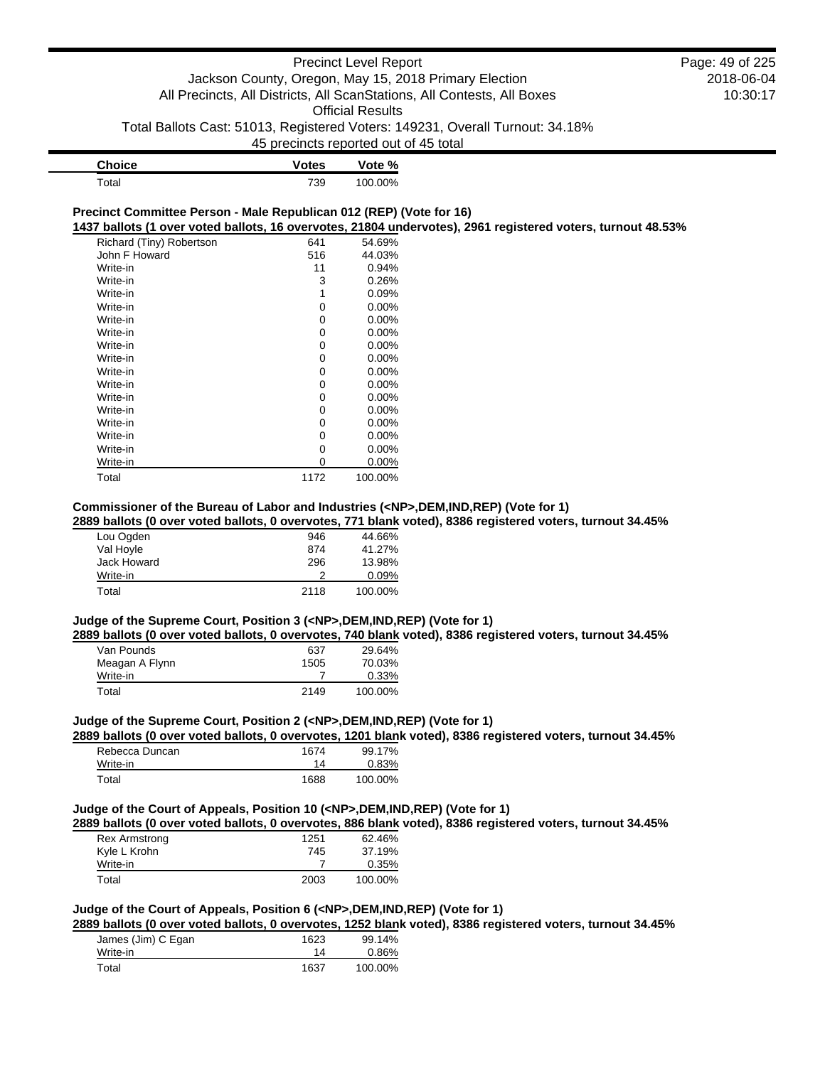| Choice | Votes | Vote % |
| --- | --- | --- |
| Total | 739 | 100.00% |

### Precinct Committee Person - Male Republican 012 (REP) (Vote for 16)

**1437 ballots (1 over voted ballots, 16 overvotes, 21804 undervotes), 2961 registered voters, turnout 48.53%**

| Choice | Votes | Vote % |
| --- | --- | --- |
| Richard (Tiny) Robertson | 641 | 54.69% |
| John F Howard | 516 | 44.03% |
| Write-in | 11 | 0.94% |
| Write-in | 3 | 0.26% |
| Write-in | 1 | 0.09% |
| Write-in | 0 | 0.00% |
| Write-in | 0 | 0.00% |
| Write-in | 0 | 0.00% |
| Write-in | 0 | 0.00% |
| Write-in | 0 | 0.00% |
| Write-in | 0 | 0.00% |
| Write-in | 0 | 0.00% |
| Write-in | 0 | 0.00% |
| Write-in | 0 | 0.00% |
| Write-in | 0 | 0.00% |
| Write-in | 0 | 0.00% |
| Write-in | 0 | 0.00% |
| Write-in | 0 | 0.00% |
| Total | 1172 | 100.00% |

### Commissioner of the Bureau of Labor and Industries (<NP>,DEM,IND,REP) (Vote for 1)

**2889 ballots (0 over voted ballots, 0 overvotes, 771 blank voted), 8386 registered voters, turnout 34.45%**

| Choice | Votes | Vote % |
| --- | --- | --- |
| Lou Ogden | 946 | 44.66% |
| Val Hoyle | 874 | 41.27% |
| Jack Howard | 296 | 13.98% |
| Write-in | 2 | 0.09% |
| Total | 2118 | 100.00% |

### Judge of the Supreme Court, Position 3 (<NP>,DEM,IND,REP) (Vote for 1)

**2889 ballots (0 over voted ballots, 0 overvotes, 740 blank voted), 8386 registered voters, turnout 34.45%**

| Choice | Votes | Vote % |
| --- | --- | --- |
| Van Pounds | 637 | 29.64% |
| Meagan A Flynn | 1505 | 70.03% |
| Write-in | 7 | 0.33% |
| Total | 2149 | 100.00% |

### Judge of the Supreme Court, Position 2 (<NP>,DEM,IND,REP) (Vote for 1)

**2889 ballots (0 over voted ballots, 0 overvotes, 1201 blank voted), 8386 registered voters, turnout 34.45%**

| Choice | Votes | Vote % |
| --- | --- | --- |
| Rebecca Duncan | 1674 | 99.17% |
| Write-in | 14 | 0.83% |
| Total | 1688 | 100.00% |

### Judge of the Court of Appeals, Position 10 (<NP>,DEM,IND,REP) (Vote for 1)

**2889 ballots (0 over voted ballots, 0 overvotes, 886 blank voted), 8386 registered voters, turnout 34.45%**

| Choice | Votes | Vote % |
| --- | --- | --- |
| Rex Armstrong | 1251 | 62.46% |
| Kyle L Krohn | 745 | 37.19% |
| Write-in | 7 | 0.35% |
| Total | 2003 | 100.00% |

### Judge of the Court of Appeals, Position 6 (<NP>,DEM,IND,REP) (Vote for 1)

**2889 ballots (0 over voted ballots, 0 overvotes, 1252 blank voted), 8386 registered voters, turnout 34.45%**

| Choice | Votes | Vote % |
| --- | --- | --- |
| James (Jim) C Egan | 1623 | 99.14% |
| Write-in | 14 | 0.86% |
| Total | 1637 | 100.00% |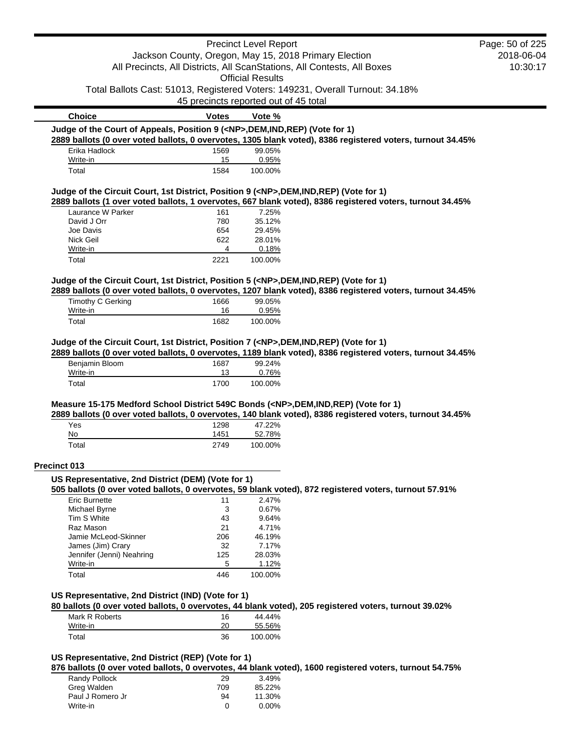| Choice | Votes | Vote % |
|---|---|---|

**Judge of the Court of Appeals, Position 9 (<NP>,DEM,IND,REP) (Vote for 1)**

**2889 ballots (0 over voted ballots, 0 overvotes, 1305 blank voted), 8386 registered voters, turnout 34.45%**

| Choice | Votes | Vote % |
|---|---|---|
| Erika Hadlock | 1569 | 99.05% |
| Write-in | 15 | 0.95% |
| Total | 1584 | 100.00% |

**Judge of the Circuit Court, 1st District, Position 9 (<NP>,DEM,IND,REP) (Vote for 1)**

**2889 ballots (1 over voted ballots, 1 overvotes, 667 blank voted), 8386 registered voters, turnout 34.45%**

| Choice | Votes | Vote % |
|---|---|---|
| Laurance W Parker | 161 | 7.25% |
| David J Orr | 780 | 35.12% |
| Joe Davis | 654 | 29.45% |
| Nick Geil | 622 | 28.01% |
| Write-in | 4 | 0.18% |
| Total | 2221 | 100.00% |

**Judge of the Circuit Court, 1st District, Position 5 (<NP>,DEM,IND,REP) (Vote for 1)**

**2889 ballots (0 over voted ballots, 0 overvotes, 1207 blank voted), 8386 registered voters, turnout 34.45%**

| Choice | Votes | Vote % |
|---|---|---|
| Timothy C Gerking | 1666 | 99.05% |
| Write-in | 16 | 0.95% |
| Total | 1682 | 100.00% |

**Judge of the Circuit Court, 1st District, Position 7 (<NP>,DEM,IND,REP) (Vote for 1)**

**2889 ballots (0 over voted ballots, 0 overvotes, 1189 blank voted), 8386 registered voters, turnout 34.45%**

| Choice | Votes | Vote % |
|---|---|---|
| Benjamin Bloom | 1687 | 99.24% |
| Write-in | 13 | 0.76% |
| Total | 1700 | 100.00% |

**Measure 15-175 Medford School District 549C Bonds (<NP>,DEM,IND,REP) (Vote for 1)**

**2889 ballots (0 over voted ballots, 0 overvotes, 140 blank voted), 8386 registered voters, turnout 34.45%**

| Choice | Votes | Vote % |
|---|---|---|
| Yes | 1298 | 47.22% |
| No | 1451 | 52.78% |
| Total | 2749 | 100.00% |

## Precinct 013

**US Representative, 2nd District (DEM) (Vote for 1)**

**505 ballots (0 over voted ballots, 0 overvotes, 59 blank voted), 872 registered voters, turnout 57.91%**

| Choice | Votes | Vote % |
|---|---|---|
| Eric Burnette | 11 | 2.47% |
| Michael Byrne | 3 | 0.67% |
| Tim S White | 43 | 9.64% |
| Raz Mason | 21 | 4.71% |
| Jamie McLeod-Skinner | 206 | 46.19% |
| James (Jim) Crary | 32 | 7.17% |
| Jennifer (Jenni) Neahring | 125 | 28.03% |
| Write-in | 5 | 1.12% |
| Total | 446 | 100.00% |

**US Representative, 2nd District (IND) (Vote for 1)**

**80 ballots (0 over voted ballots, 0 overvotes, 44 blank voted), 205 registered voters, turnout 39.02%**

| Choice | Votes | Vote % |
|---|---|---|
| Mark R Roberts | 16 | 44.44% |
| Write-in | 20 | 55.56% |
| Total | 36 | 100.00% |

**US Representative, 2nd District (REP) (Vote for 1)**

**876 ballots (0 over voted ballots, 0 overvotes, 44 blank voted), 1600 registered voters, turnout 54.75%**

| Choice | Votes | Vote % |
|---|---|---|
| Randy Pollock | 29 | 3.49% |
| Greg Walden | 709 | 85.22% |
| Paul J Romero Jr | 94 | 11.30% |
| Write-in | 0 | 0.00% |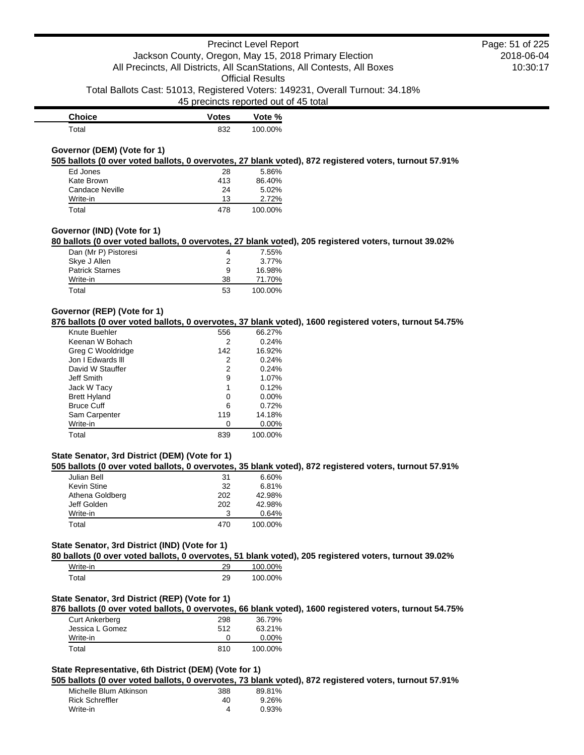| Choice | Votes | Vote % |
|---|---|---|
| Total | 832 | 100.00% |

**Governor (DEM) (Vote for 1)**

**505 ballots (0 over voted ballots, 0 overvotes, 27 blank voted), 872 registered voters, turnout 57.91%**

| Choice | Votes | Vote % |
|---|---|---|
| Ed Jones | 28 | 5.86% |
| Kate Brown | 413 | 86.40% |
| Candace Neville | 24 | 5.02% |
| Write-in | 13 | 2.72% |
| Total | 478 | 100.00% |

**Governor (IND) (Vote for 1)**

**80 ballots (0 over voted ballots, 0 overvotes, 27 blank voted), 205 registered voters, turnout 39.02%**

| Choice | Votes | Vote % |
|---|---|---|
| Dan (Mr P) Pistoresi | 4 | 7.55% |
| Skye J Allen | 2 | 3.77% |
| Patrick Starnes | 9 | 16.98% |
| Write-in | 38 | 71.70% |
| Total | 53 | 100.00% |

**Governor (REP) (Vote for 1)**

**876 ballots (0 over voted ballots, 0 overvotes, 37 blank voted), 1600 registered voters, turnout 54.75%**

| Choice | Votes | Vote % |
|---|---|---|
| Knute Buehler | 556 | 66.27% |
| Keenan W Bohach | 2 | 0.24% |
| Greg C Wooldridge | 142 | 16.92% |
| Jon I Edwards lll | 2 | 0.24% |
| David W Stauffer | 2 | 0.24% |
| Jeff Smith | 9 | 1.07% |
| Jack W Tacy | 1 | 0.12% |
| Brett Hyland | 0 | 0.00% |
| Bruce Cuff | 6 | 0.72% |
| Sam Carpenter | 119 | 14.18% |
| Write-in | 0 | 0.00% |
| Total | 839 | 100.00% |

**State Senator, 3rd District (DEM) (Vote for 1)**

**505 ballots (0 over voted ballots, 0 overvotes, 35 blank voted), 872 registered voters, turnout 57.91%**

| Choice | Votes | Vote % |
|---|---|---|
| Julian Bell | 31 | 6.60% |
| Kevin Stine | 32 | 6.81% |
| Athena Goldberg | 202 | 42.98% |
| Jeff Golden | 202 | 42.98% |
| Write-in | 3 | 0.64% |
| Total | 470 | 100.00% |

**State Senator, 3rd District (IND) (Vote for 1)**

**80 ballots (0 over voted ballots, 0 overvotes, 51 blank voted), 205 registered voters, turnout 39.02%**

| Choice | Votes | Vote % |
|---|---|---|
| Write-in | 29 | 100.00% |
| Total | 29 | 100.00% |

**State Senator, 3rd District (REP) (Vote for 1)**

**876 ballots (0 over voted ballots, 0 overvotes, 66 blank voted), 1600 registered voters, turnout 54.75%**

| Choice | Votes | Vote % |
|---|---|---|
| Curt Ankerberg | 298 | 36.79% |
| Jessica L Gomez | 512 | 63.21% |
| Write-in | 0 | 0.00% |
| Total | 810 | 100.00% |

**State Representative, 6th District (DEM) (Vote for 1)**

**505 ballots (0 over voted ballots, 0 overvotes, 73 blank voted), 872 registered voters, turnout 57.91%**

| Choice | Votes | Vote % |
|---|---|---|
| Michelle Blum Atkinson | 388 | 89.81% |
| Rick Schreffler | 40 | 9.26% |
| Write-in | 4 | 0.93% |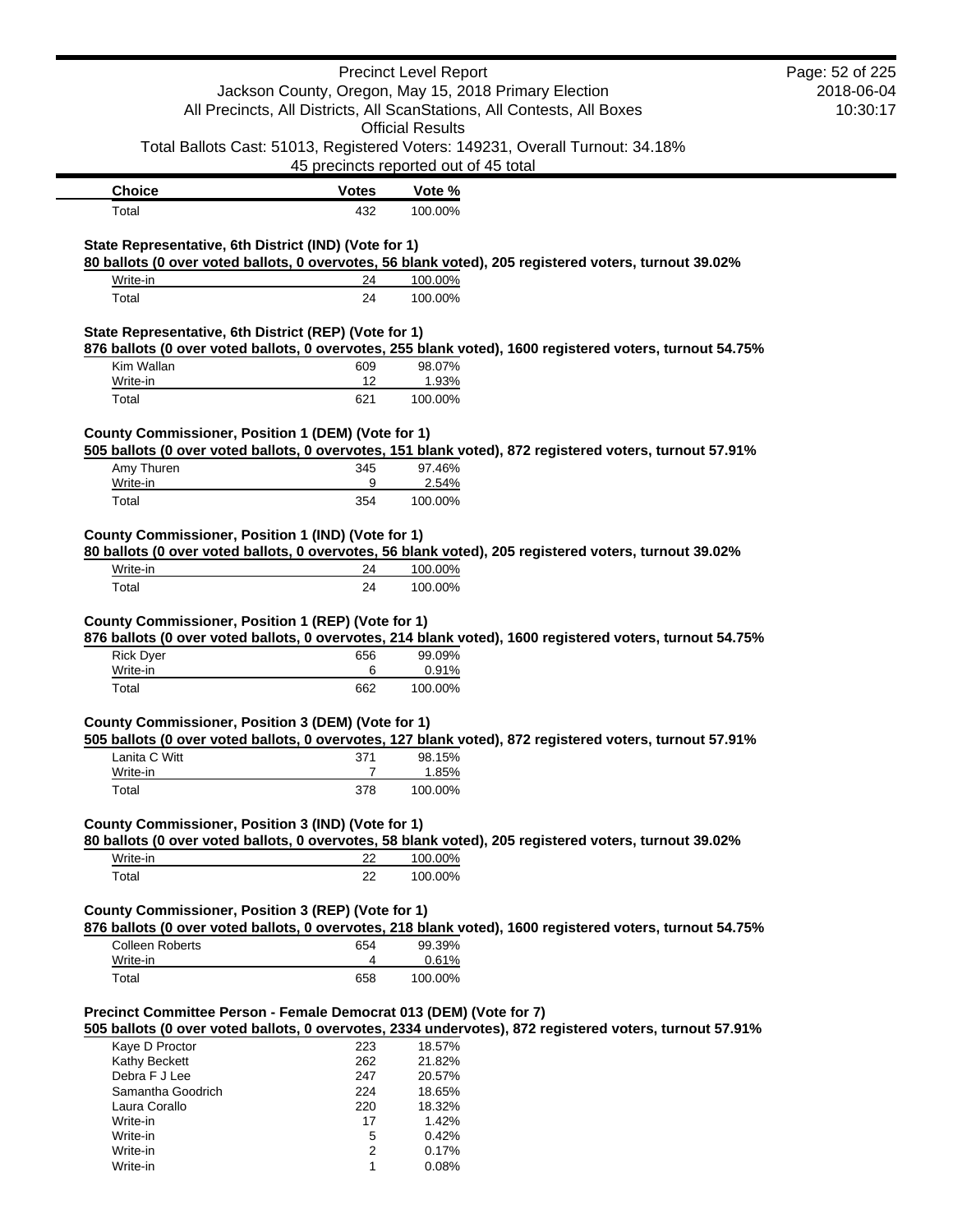| Choice | Votes | Vote % |
| --- | --- | --- |
| Total | 432 | 100.00% |

**State Representative, 6th District (IND) (Vote for 1)**

**80 ballots (0 over voted ballots, 0 overvotes, 56 blank voted), 205 registered voters, turnout 39.02%**

| Choice | Votes | Vote % |
| --- | --- | --- |
| Write-in | 24 | 100.00% |
| Total | 24 | 100.00% |

**State Representative, 6th District (REP) (Vote for 1)**

**876 ballots (0 over voted ballots, 0 overvotes, 255 blank voted), 1600 registered voters, turnout 54.75%**

| Choice | Votes | Vote % |
| --- | --- | --- |
| Kim Wallan | 609 | 98.07% |
| Write-in | 12 | 1.93% |
| Total | 621 | 100.00% |

**County Commissioner, Position 1 (DEM) (Vote for 1)**

**505 ballots (0 over voted ballots, 0 overvotes, 151 blank voted), 872 registered voters, turnout 57.91%**

| Choice | Votes | Vote % |
| --- | --- | --- |
| Amy Thuren | 345 | 97.46% |
| Write-in | 9 | 2.54% |
| Total | 354 | 100.00% |

**County Commissioner, Position 1 (IND) (Vote for 1)**

**80 ballots (0 over voted ballots, 0 overvotes, 56 blank voted), 205 registered voters, turnout 39.02%**

| Choice | Votes | Vote % |
| --- | --- | --- |
| Write-in | 24 | 100.00% |
| Total | 24 | 100.00% |

**County Commissioner, Position 1 (REP) (Vote for 1)**

**876 ballots (0 over voted ballots, 0 overvotes, 214 blank voted), 1600 registered voters, turnout 54.75%**

| Choice | Votes | Vote % |
| --- | --- | --- |
| Rick Dyer | 656 | 99.09% |
| Write-in | 6 | 0.91% |
| Total | 662 | 100.00% |

**County Commissioner, Position 3 (DEM) (Vote for 1)**

**505 ballots (0 over voted ballots, 0 overvotes, 127 blank voted), 872 registered voters, turnout 57.91%**

| Choice | Votes | Vote % |
| --- | --- | --- |
| Lanita C Witt | 371 | 98.15% |
| Write-in | 7 | 1.85% |
| Total | 378 | 100.00% |

**County Commissioner, Position 3 (IND) (Vote for 1)**

**80 ballots (0 over voted ballots, 0 overvotes, 58 blank voted), 205 registered voters, turnout 39.02%**

| Choice | Votes | Vote % |
| --- | --- | --- |
| Write-in | 22 | 100.00% |
| Total | 22 | 100.00% |

**County Commissioner, Position 3 (REP) (Vote for 1)**

**876 ballots (0 over voted ballots, 0 overvotes, 218 blank voted), 1600 registered voters, turnout 54.75%**

| Choice | Votes | Vote % |
| --- | --- | --- |
| Colleen Roberts | 654 | 99.39% |
| Write-in | 4 | 0.61% |
| Total | 658 | 100.00% |

**Precinct Committee Person - Female Democrat 013 (DEM) (Vote for 7)**

**505 ballots (0 over voted ballots, 0 overvotes, 2334 undervotes), 872 registered voters, turnout 57.91%**

| Choice | Votes | Vote % |
| --- | --- | --- |
| Kaye D Proctor | 223 | 18.57% |
| Kathy Beckett | 262 | 21.82% |
| Debra F J Lee | 247 | 20.57% |
| Samantha Goodrich | 224 | 18.65% |
| Laura Corallo | 220 | 18.32% |
| Write-in | 17 | 1.42% |
| Write-in | 5 | 0.42% |
| Write-in | 2 | 0.17% |
| Write-in | 1 | 0.08% |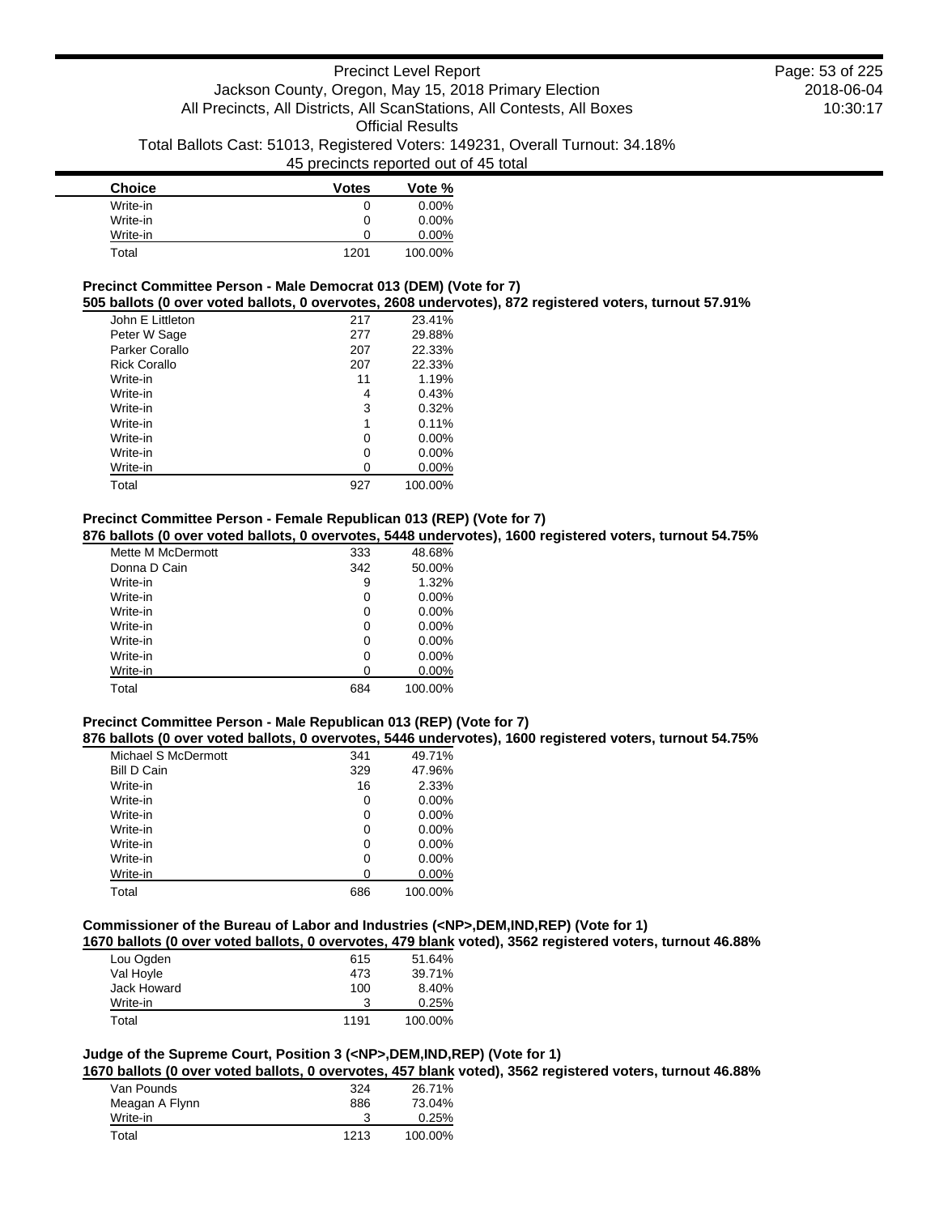| Choice | Votes | Vote % |
|---|---|---|
| Write-in | 0 | 0.00% |
| Write-in | 0 | 0.00% |
| Write-in | 0 | 0.00% |
| Total | 1201 | 100.00% |

### Precinct Committee Person - Male Democrat 013 (DEM) (Vote for 7)

**505 ballots (0 over voted ballots, 0 overvotes, 2608 undervotes), 872 registered voters, turnout 57.91%**

| Choice | Votes | Vote % |
|---|---|---|
| John E Littleton | 217 | 23.41% |
| Peter W Sage | 277 | 29.88% |
| Parker Corallo | 207 | 22.33% |
| Rick Corallo | 207 | 22.33% |
| Write-in | 11 | 1.19% |
| Write-in | 4 | 0.43% |
| Write-in | 3 | 0.32% |
| Write-in | 1 | 0.11% |
| Write-in | 0 | 0.00% |
| Write-in | 0 | 0.00% |
| Write-in | 0 | 0.00% |
| Total | 927 | 100.00% |

### Precinct Committee Person - Female Republican 013 (REP) (Vote for 7)

**876 ballots (0 over voted ballots, 0 overvotes, 5448 undervotes), 1600 registered voters, turnout 54.75%**

| Choice | Votes | Vote % |
|---|---|---|
| Mette M McDermott | 333 | 48.68% |
| Donna D Cain | 342 | 50.00% |
| Write-in | 9 | 1.32% |
| Write-in | 0 | 0.00% |
| Write-in | 0 | 0.00% |
| Write-in | 0 | 0.00% |
| Write-in | 0 | 0.00% |
| Write-in | 0 | 0.00% |
| Write-in | 0 | 0.00% |
| Total | 684 | 100.00% |

### Precinct Committee Person - Male Republican 013 (REP) (Vote for 7)

**876 ballots (0 over voted ballots, 0 overvotes, 5446 undervotes), 1600 registered voters, turnout 54.75%**

| Choice | Votes | Vote % |
|---|---|---|
| Michael S McDermott | 341 | 49.71% |
| Bill D Cain | 329 | 47.96% |
| Write-in | 16 | 2.33% |
| Write-in | 0 | 0.00% |
| Write-in | 0 | 0.00% |
| Write-in | 0 | 0.00% |
| Write-in | 0 | 0.00% |
| Write-in | 0 | 0.00% |
| Write-in | 0 | 0.00% |
| Total | 686 | 100.00% |

### Commissioner of the Bureau of Labor and Industries (<NP>,DEM,IND,REP) (Vote for 1)

**1670 ballots (0 over voted ballots, 0 overvotes, 479 blank voted), 3562 registered voters, turnout 46.88%**

| Choice | Votes | Vote % |
|---|---|---|
| Lou Ogden | 615 | 51.64% |
| Val Hoyle | 473 | 39.71% |
| Jack Howard | 100 | 8.40% |
| Write-in | 3 | 0.25% |
| Total | 1191 | 100.00% |

### Judge of the Supreme Court, Position 3 (<NP>,DEM,IND,REP) (Vote for 1)

**1670 ballots (0 over voted ballots, 0 overvotes, 457 blank voted), 3562 registered voters, turnout 46.88%**

| Choice | Votes | Vote % |
|---|---|---|
| Van Pounds | 324 | 26.71% |
| Meagan A Flynn | 886 | 73.04% |
| Write-in | 3 | 0.25% |
| Total | 1213 | 100.00% |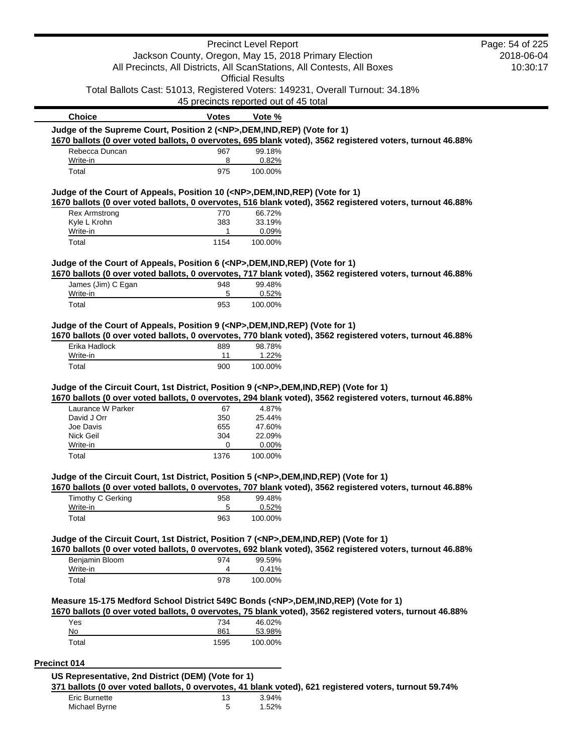| Choice | Votes | Vote % |
|---|---|---|

**Judge of the Supreme Court, Position 2 (<NP>,DEM,IND,REP) (Vote for 1)**

**1670 ballots (0 over voted ballots, 0 overvotes, 695 blank voted), 3562 registered voters, turnout 46.88%**

| Choice | Votes | Vote % |
|---|---|---|
| Rebecca Duncan | 967 | 99.18% |
| Write-in | 8 | 0.82% |
| Total | 975 | 100.00% |

**Judge of the Court of Appeals, Position 10 (<NP>,DEM,IND,REP) (Vote for 1)**

**1670 ballots (0 over voted ballots, 0 overvotes, 516 blank voted), 3562 registered voters, turnout 46.88%**

| Choice | Votes | Vote % |
|---|---|---|
| Rex Armstrong | 770 | 66.72% |
| Kyle L Krohn | 383 | 33.19% |
| Write-in | 1 | 0.09% |
| Total | 1154 | 100.00% |

**Judge of the Court of Appeals, Position 6 (<NP>,DEM,IND,REP) (Vote for 1)**

**1670 ballots (0 over voted ballots, 0 overvotes, 717 blank voted), 3562 registered voters, turnout 46.88%**

| Choice | Votes | Vote % |
|---|---|---|
| James (Jim) C Egan | 948 | 99.48% |
| Write-in | 5 | 0.52% |
| Total | 953 | 100.00% |

**Judge of the Court of Appeals, Position 9 (<NP>,DEM,IND,REP) (Vote for 1)**

**1670 ballots (0 over voted ballots, 0 overvotes, 770 blank voted), 3562 registered voters, turnout 46.88%**

| Choice | Votes | Vote % |
|---|---|---|
| Erika Hadlock | 889 | 98.78% |
| Write-in | 11 | 1.22% |
| Total | 900 | 100.00% |

**Judge of the Circuit Court, 1st District, Position 9 (<NP>,DEM,IND,REP) (Vote for 1)**

**1670 ballots (0 over voted ballots, 0 overvotes, 294 blank voted), 3562 registered voters, turnout 46.88%**

| Choice | Votes | Vote % |
|---|---|---|
| Laurance W Parker | 67 | 4.87% |
| David J Orr | 350 | 25.44% |
| Joe Davis | 655 | 47.60% |
| Nick Geil | 304 | 22.09% |
| Write-in | 0 | 0.00% |
| Total | 1376 | 100.00% |

**Judge of the Circuit Court, 1st District, Position 5 (<NP>,DEM,IND,REP) (Vote for 1)**

**1670 ballots (0 over voted ballots, 0 overvotes, 707 blank voted), 3562 registered voters, turnout 46.88%**

| Choice | Votes | Vote % |
|---|---|---|
| Timothy C Gerking | 958 | 99.48% |
| Write-in | 5 | 0.52% |
| Total | 963 | 100.00% |

**Judge of the Circuit Court, 1st District, Position 7 (<NP>,DEM,IND,REP) (Vote for 1)**

**1670 ballots (0 over voted ballots, 0 overvotes, 692 blank voted), 3562 registered voters, turnout 46.88%**

| Choice | Votes | Vote % |
|---|---|---|
| Benjamin Bloom | 974 | 99.59% |
| Write-in | 4 | 0.41% |
| Total | 978 | 100.00% |

**Measure 15-175 Medford School District 549C Bonds (<NP>,DEM,IND,REP) (Vote for 1)**

**1670 ballots (0 over voted ballots, 0 overvotes, 75 blank voted), 3562 registered voters, turnout 46.88%**

| Choice | Votes | Vote % |
|---|---|---|
| Yes | 734 | 46.02% |
| No | 861 | 53.98% |
| Total | 1595 | 100.00% |

## Precinct 014

**US Representative, 2nd District (DEM) (Vote for 1)**

**371 ballots (0 over voted ballots, 0 overvotes, 41 blank voted), 621 registered voters, turnout 59.74%**

| Choice | Votes | Vote % |
|---|---|---|
| Eric Burnette | 13 | 3.94% |
| Michael Byrne | 5 | 1.52% |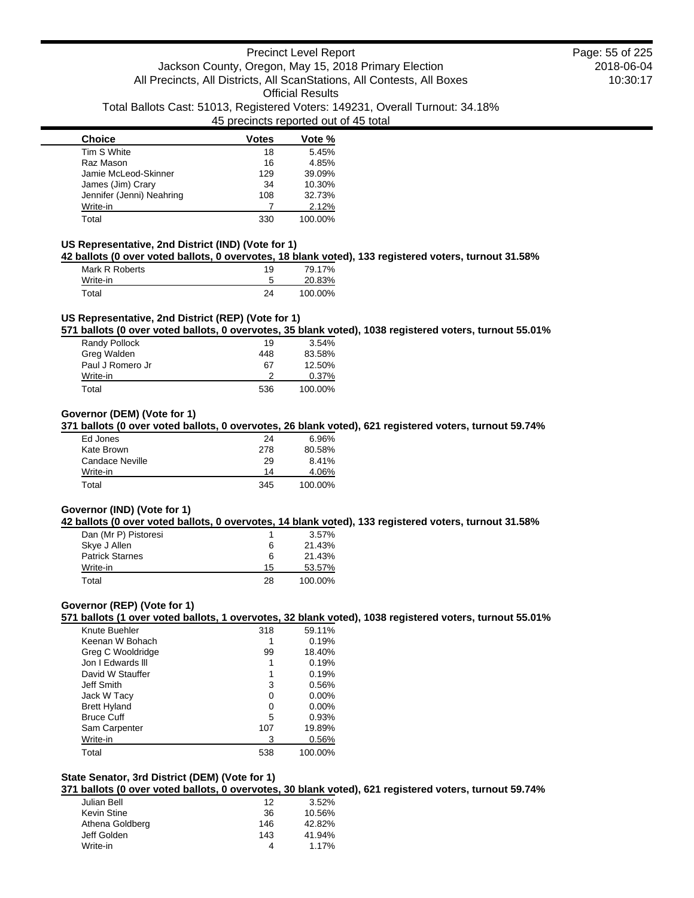| Choice | Votes | Vote % |
|---|---|---|
| Tim S White | 18 | 5.45% |
| Raz Mason | 16 | 4.85% |
| Jamie McLeod-Skinner | 129 | 39.09% |
| James (Jim) Crary | 34 | 10.30% |
| Jennifer (Jenni) Neahring | 108 | 32.73% |
| Write-in | 7 | 2.12% |
| Total | 330 | 100.00% |

### US Representative, 2nd District (IND) (Vote for 1)

**42 ballots (0 over voted ballots, 0 overvotes, 18 blank voted), 133 registered voters, turnout 31.58%**

| Choice | Votes | Vote % |
|---|---|---|
| Mark R Roberts | 19 | 79.17% |
| Write-in | 5 | 20.83% |
| Total | 24 | 100.00% |

### US Representative, 2nd District (REP) (Vote for 1)

**571 ballots (0 over voted ballots, 0 overvotes, 35 blank voted), 1038 registered voters, turnout 55.01%**

| Choice | Votes | Vote % |
|---|---|---|
| Randy Pollock | 19 | 3.54% |
| Greg Walden | 448 | 83.58% |
| Paul J Romero Jr | 67 | 12.50% |
| Write-in | 2 | 0.37% |
| Total | 536 | 100.00% |

### Governor (DEM) (Vote for 1)

**371 ballots (0 over voted ballots, 0 overvotes, 26 blank voted), 621 registered voters, turnout 59.74%**

| Choice | Votes | Vote % |
|---|---|---|
| Ed Jones | 24 | 6.96% |
| Kate Brown | 278 | 80.58% |
| Candace Neville | 29 | 8.41% |
| Write-in | 14 | 4.06% |
| Total | 345 | 100.00% |

### Governor (IND) (Vote for 1)

**42 ballots (0 over voted ballots, 0 overvotes, 14 blank voted), 133 registered voters, turnout 31.58%**

| Choice | Votes | Vote % |
|---|---|---|
| Dan (Mr P) Pistoresi | 1 | 3.57% |
| Skye J Allen | 6 | 21.43% |
| Patrick Starnes | 6 | 21.43% |
| Write-in | 15 | 53.57% |
| Total | 28 | 100.00% |

### Governor (REP) (Vote for 1)

**571 ballots (1 over voted ballots, 1 overvotes, 32 blank voted), 1038 registered voters, turnout 55.01%**

| Choice | Votes | Vote % |
|---|---|---|
| Knute Buehler | 318 | 59.11% |
| Keenan W Bohach | 1 | 0.19% |
| Greg C Wooldridge | 99 | 18.40% |
| Jon I Edwards III | 1 | 0.19% |
| David W Stauffer | 1 | 0.19% |
| Jeff Smith | 3 | 0.56% |
| Jack W Tacy | 0 | 0.00% |
| Brett Hyland | 0 | 0.00% |
| Bruce Cuff | 5 | 0.93% |
| Sam Carpenter | 107 | 19.89% |
| Write-in | 3 | 0.56% |
| Total | 538 | 100.00% |

### State Senator, 3rd District (DEM) (Vote for 1)

**371 ballots (0 over voted ballots, 0 overvotes, 30 blank voted), 621 registered voters, turnout 59.74%**

| Choice | Votes | Vote % |
|---|---|---|
| Julian Bell | 12 | 3.52% |
| Kevin Stine | 36 | 10.56% |
| Athena Goldberg | 146 | 42.82% |
| Jeff Golden | 143 | 41.94% |
| Write-in | 4 | 1.17% |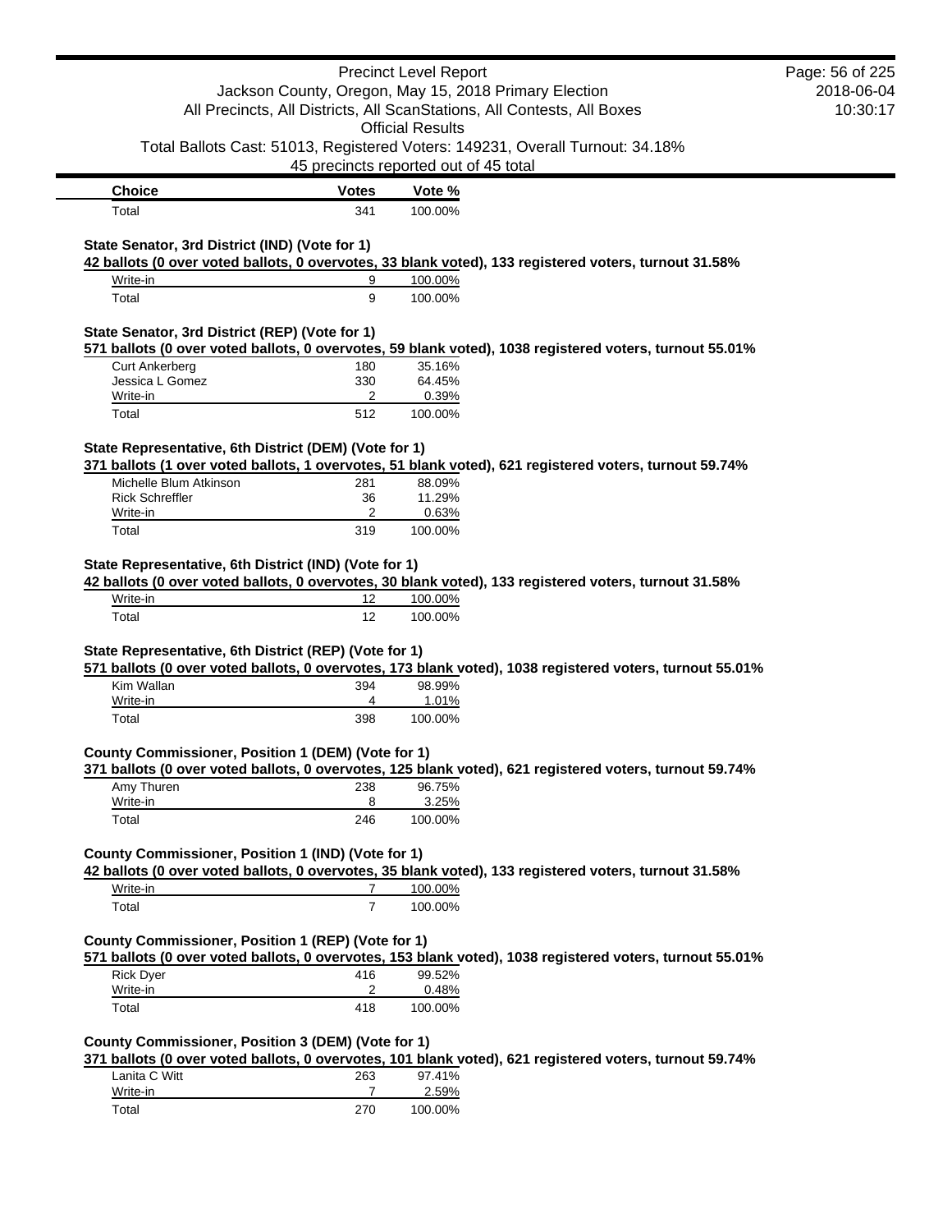| Choice | Votes | Vote % |
| --- | --- | --- |
| Total | 341 | 100.00% |

**State Senator, 3rd District (IND) (Vote for 1)**

**42 ballots (0 over voted ballots, 0 overvotes, 33 blank voted), 133 registered voters, turnout 31.58%**

| Choice | Votes | Vote % |
| --- | --- | --- |
| Write-in | 9 | 100.00% |
| Total | 9 | 100.00% |

**State Senator, 3rd District (REP) (Vote for 1)**

**571 ballots (0 over voted ballots, 0 overvotes, 59 blank voted), 1038 registered voters, turnout 55.01%**

| Choice | Votes | Vote % |
| --- | --- | --- |
| Curt Ankerberg | 180 | 35.16% |
| Jessica L Gomez | 330 | 64.45% |
| Write-in | 2 | 0.39% |
| Total | 512 | 100.00% |

**State Representative, 6th District (DEM) (Vote for 1)**

**371 ballots (1 over voted ballots, 1 overvotes, 51 blank voted), 621 registered voters, turnout 59.74%**

| Choice | Votes | Vote % |
| --- | --- | --- |
| Michelle Blum Atkinson | 281 | 88.09% |
| Rick Schreffler | 36 | 11.29% |
| Write-in | 2 | 0.63% |
| Total | 319 | 100.00% |

**State Representative, 6th District (IND) (Vote for 1)**

**42 ballots (0 over voted ballots, 0 overvotes, 30 blank voted), 133 registered voters, turnout 31.58%**

| Choice | Votes | Vote % |
| --- | --- | --- |
| Write-in | 12 | 100.00% |
| Total | 12 | 100.00% |

**State Representative, 6th District (REP) (Vote for 1)**

**571 ballots (0 over voted ballots, 0 overvotes, 173 blank voted), 1038 registered voters, turnout 55.01%**

| Choice | Votes | Vote % |
| --- | --- | --- |
| Kim Wallan | 394 | 98.99% |
| Write-in | 4 | 1.01% |
| Total | 398 | 100.00% |

**County Commissioner, Position 1 (DEM) (Vote for 1)**

**371 ballots (0 over voted ballots, 0 overvotes, 125 blank voted), 621 registered voters, turnout 59.74%**

| Choice | Votes | Vote % |
| --- | --- | --- |
| Amy Thuren | 238 | 96.75% |
| Write-in | 8 | 3.25% |
| Total | 246 | 100.00% |

**County Commissioner, Position 1 (IND) (Vote for 1)**

**42 ballots (0 over voted ballots, 0 overvotes, 35 blank voted), 133 registered voters, turnout 31.58%**

| Choice | Votes | Vote % |
| --- | --- | --- |
| Write-in | 7 | 100.00% |
| Total | 7 | 100.00% |

**County Commissioner, Position 1 (REP) (Vote for 1)**

**571 ballots (0 over voted ballots, 0 overvotes, 153 blank voted), 1038 registered voters, turnout 55.01%**

| Choice | Votes | Vote % |
| --- | --- | --- |
| Rick Dyer | 416 | 99.52% |
| Write-in | 2 | 0.48% |
| Total | 418 | 100.00% |

**County Commissioner, Position 3 (DEM) (Vote for 1)**

**371 ballots (0 over voted ballots, 0 overvotes, 101 blank voted), 621 registered voters, turnout 59.74%**

| Choice | Votes | Vote % |
| --- | --- | --- |
| Lanita C Witt | 263 | 97.41% |
| Write-in | 7 | 2.59% |
| Total | 270 | 100.00% |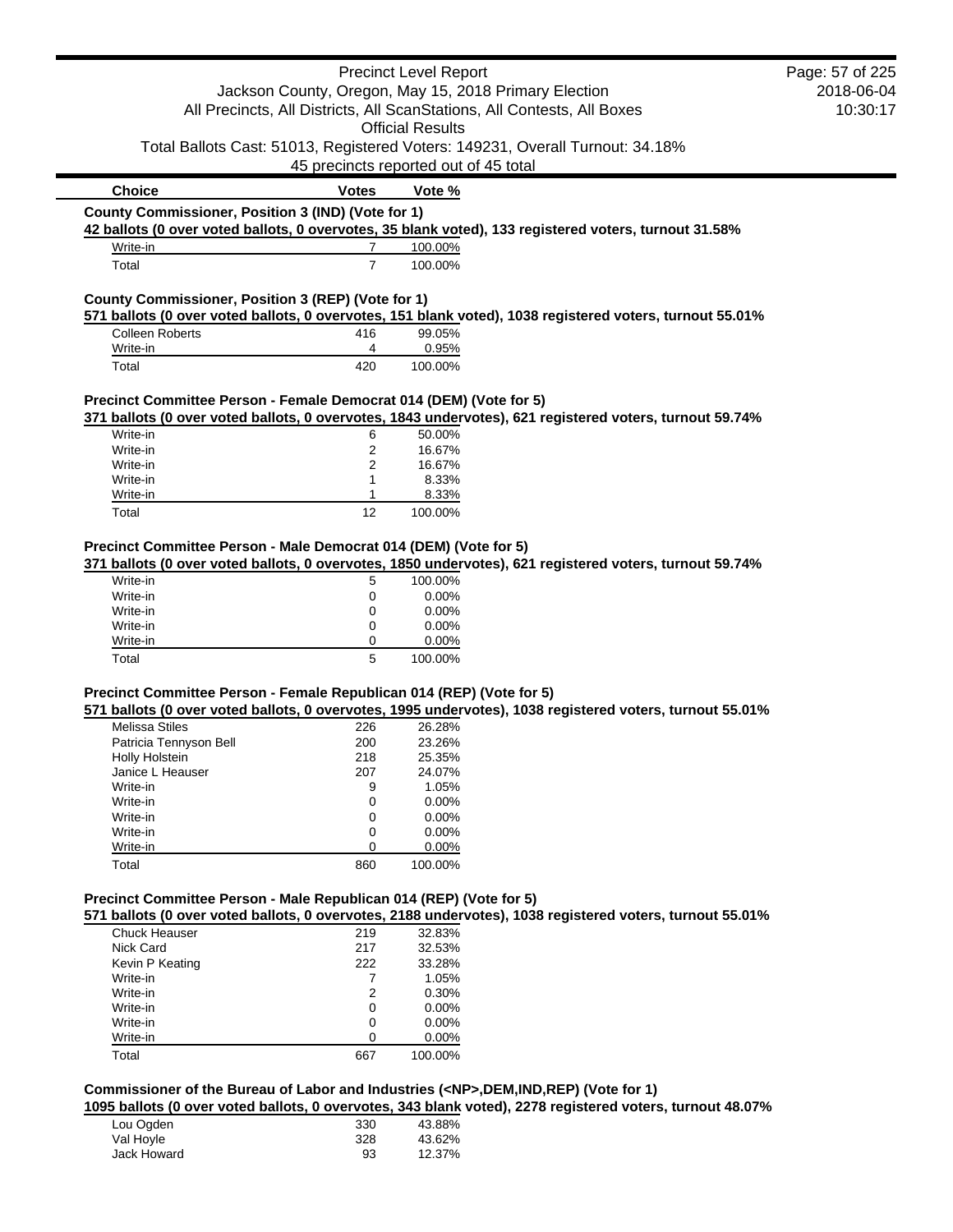| Choice | Votes | Vote % |
|---|---|---|

**County Commissioner, Position 3 (IND) (Vote for 1)**

**42 ballots (0 over voted ballots, 0 overvotes, 35 blank voted), 133 registered voters, turnout 31.58%**

| Choice | Votes | Vote % |
|---|---|---|
| Write-in | 7 | 100.00% |
| Total | 7 | 100.00% |

**County Commissioner, Position 3 (REP) (Vote for 1)**

**571 ballots (0 over voted ballots, 0 overvotes, 151 blank voted), 1038 registered voters, turnout 55.01%**

| Choice | Votes | Vote % |
|---|---|---|
| Colleen Roberts | 416 | 99.05% |
| Write-in | 4 | 0.95% |
| Total | 420 | 100.00% |

**Precinct Committee Person - Female Democrat 014 (DEM) (Vote for 5)**

**371 ballots (0 over voted ballots, 0 overvotes, 1843 undervotes), 621 registered voters, turnout 59.74%**

| Choice | Votes | Vote % |
|---|---|---|
| Write-in | 6 | 50.00% |
| Write-in | 2 | 16.67% |
| Write-in | 2 | 16.67% |
| Write-in | 1 | 8.33% |
| Write-in | 1 | 8.33% |
| Total | 12 | 100.00% |

**Precinct Committee Person - Male Democrat 014 (DEM) (Vote for 5)**

**371 ballots (0 over voted ballots, 0 overvotes, 1850 undervotes), 621 registered voters, turnout 59.74%**

| Choice | Votes | Vote % |
|---|---|---|
| Write-in | 5 | 100.00% |
| Write-in | 0 | 0.00% |
| Write-in | 0 | 0.00% |
| Write-in | 0 | 0.00% |
| Write-in | 0 | 0.00% |
| Total | 5 | 100.00% |

**Precinct Committee Person - Female Republican 014 (REP) (Vote for 5)**

**571 ballots (0 over voted ballots, 0 overvotes, 1995 undervotes), 1038 registered voters, turnout 55.01%**

| Choice | Votes | Vote % |
|---|---|---|
| Melissa Stiles | 226 | 26.28% |
| Patricia Tennyson Bell | 200 | 23.26% |
| Holly Holstein | 218 | 25.35% |
| Janice L Heauser | 207 | 24.07% |
| Write-in | 9 | 1.05% |
| Write-in | 0 | 0.00% |
| Write-in | 0 | 0.00% |
| Write-in | 0 | 0.00% |
| Write-in | 0 | 0.00% |
| Total | 860 | 100.00% |

**Precinct Committee Person - Male Republican 014 (REP) (Vote for 5)**

**571 ballots (0 over voted ballots, 0 overvotes, 2188 undervotes), 1038 registered voters, turnout 55.01%**

| Choice | Votes | Vote % |
|---|---|---|
| Chuck Heauser | 219 | 32.83% |
| Nick Card | 217 | 32.53% |
| Kevin P Keating | 222 | 33.28% |
| Write-in | 7 | 1.05% |
| Write-in | 2 | 0.30% |
| Write-in | 0 | 0.00% |
| Write-in | 0 | 0.00% |
| Write-in | 0 | 0.00% |
| Total | 667 | 100.00% |

**Commissioner of the Bureau of Labor and Industries (<NP>,DEM,IND,REP) (Vote for 1)**

**1095 ballots (0 over voted ballots, 0 overvotes, 343 blank voted), 2278 registered voters, turnout 48.07%**

| Choice | Votes | Vote % |
|---|---|---|
| Lou Ogden | 330 | 43.88% |
| Val Hoyle | 328 | 43.62% |
| Jack Howard | 93 | 12.37% |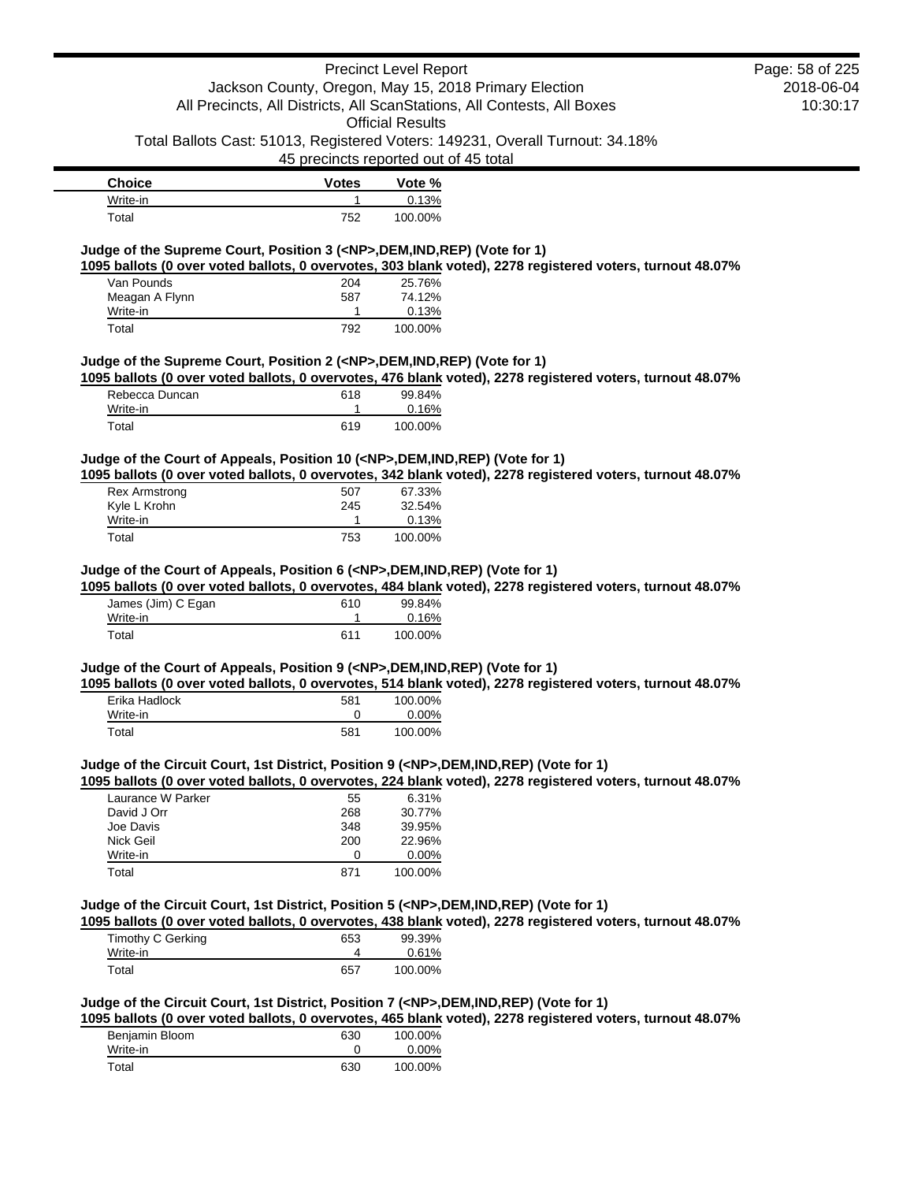| Choice | Votes | Vote % |
|---|---|---|
| Write-in | 1 | 0.13% |
| Total | 752 | 100.00% |

**Judge of the Supreme Court, Position 3 (<NP>,DEM,IND,REP) (Vote for 1)**

**1095 ballots (0 over voted ballots, 0 overvotes, 303 blank voted), 2278 registered voters, turnout 48.07%**

| Choice | Votes | Vote % |
|---|---|---|
| Van Pounds | 204 | 25.76% |
| Meagan A Flynn | 587 | 74.12% |
| Write-in | 1 | 0.13% |
| Total | 792 | 100.00% |

**Judge of the Supreme Court, Position 2 (<NP>,DEM,IND,REP) (Vote for 1)**

**1095 ballots (0 over voted ballots, 0 overvotes, 476 blank voted), 2278 registered voters, turnout 48.07%**

| Choice | Votes | Vote % |
|---|---|---|
| Rebecca Duncan | 618 | 99.84% |
| Write-in | 1 | 0.16% |
| Total | 619 | 100.00% |

**Judge of the Court of Appeals, Position 10 (<NP>,DEM,IND,REP) (Vote for 1)**

**1095 ballots (0 over voted ballots, 0 overvotes, 342 blank voted), 2278 registered voters, turnout 48.07%**

| Choice | Votes | Vote % |
|---|---|---|
| Rex Armstrong | 507 | 67.33% |
| Kyle L Krohn | 245 | 32.54% |
| Write-in | 1 | 0.13% |
| Total | 753 | 100.00% |

**Judge of the Court of Appeals, Position 6 (<NP>,DEM,IND,REP) (Vote for 1)**

**1095 ballots (0 over voted ballots, 0 overvotes, 484 blank voted), 2278 registered voters, turnout 48.07%**

| Choice | Votes | Vote % |
|---|---|---|
| James (Jim) C Egan | 610 | 99.84% |
| Write-in | 1 | 0.16% |
| Total | 611 | 100.00% |

**Judge of the Court of Appeals, Position 9 (<NP>,DEM,IND,REP) (Vote for 1)**

**1095 ballots (0 over voted ballots, 0 overvotes, 514 blank voted), 2278 registered voters, turnout 48.07%**

| Choice | Votes | Vote % |
|---|---|---|
| Erika Hadlock | 581 | 100.00% |
| Write-in | 0 | 0.00% |
| Total | 581 | 100.00% |

**Judge of the Circuit Court, 1st District, Position 9 (<NP>,DEM,IND,REP) (Vote for 1)**

**1095 ballots (0 over voted ballots, 0 overvotes, 224 blank voted), 2278 registered voters, turnout 48.07%**

| Choice | Votes | Vote % |
|---|---|---|
| Laurance W Parker | 55 | 6.31% |
| David J Orr | 268 | 30.77% |
| Joe Davis | 348 | 39.95% |
| Nick Geil | 200 | 22.96% |
| Write-in | 0 | 0.00% |
| Total | 871 | 100.00% |

**Judge of the Circuit Court, 1st District, Position 5 (<NP>,DEM,IND,REP) (Vote for 1)**

**1095 ballots (0 over voted ballots, 0 overvotes, 438 blank voted), 2278 registered voters, turnout 48.07%**

| Choice | Votes | Vote % |
|---|---|---|
| Timothy C Gerking | 653 | 99.39% |
| Write-in | 4 | 0.61% |
| Total | 657 | 100.00% |

**Judge of the Circuit Court, 1st District, Position 7 (<NP>,DEM,IND,REP) (Vote for 1)**

**1095 ballots (0 over voted ballots, 0 overvotes, 465 blank voted), 2278 registered voters, turnout 48.07%**

| Choice | Votes | Vote % |
|---|---|---|
| Benjamin Bloom | 630 | 100.00% |
| Write-in | 0 | 0.00% |
| Total | 630 | 100.00% |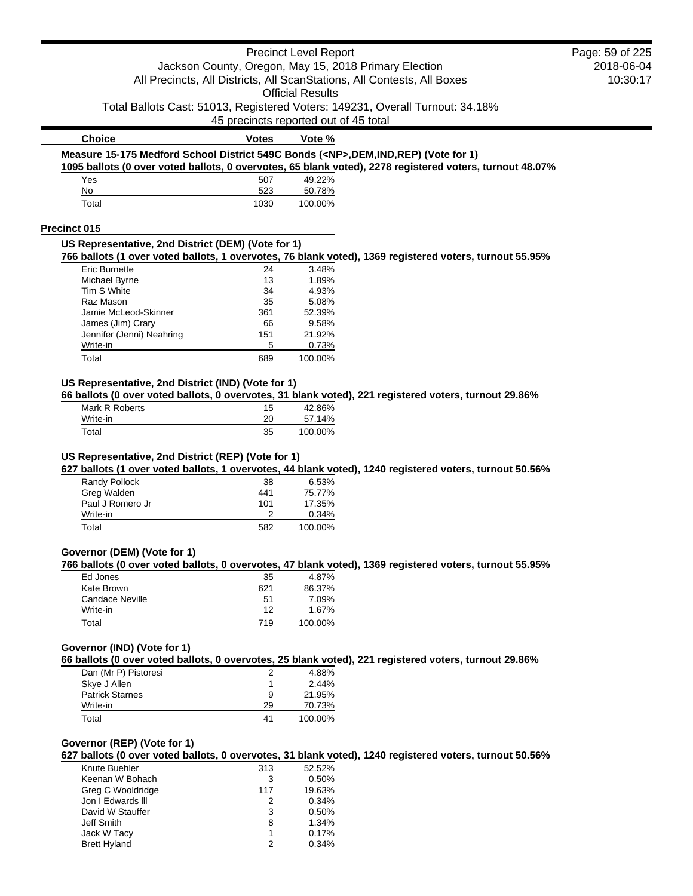| Choice | Votes | Vote % |
|---|---|---|

**Measure 15-175 Medford School District 549C Bonds (<NP>,DEM,IND,REP) (Vote for 1)**

1095 ballots (0 over voted ballots, 0 overvotes, 65 blank voted), 2278 registered voters, turnout 48.07%

| Choice | Votes | Vote % |
|---|---|---|
| Yes | 507 | 49.22% |
| No | 523 | 50.78% |
| Total | 1030 | 100.00% |

## Precinct 015

**US Representative, 2nd District (DEM) (Vote for 1)**

766 ballots (1 over voted ballots, 1 overvotes, 76 blank voted), 1369 registered voters, turnout 55.95%

| Choice | Votes | Vote % |
|---|---|---|
| Eric Burnette | 24 | 3.48% |
| Michael Byrne | 13 | 1.89% |
| Tim S White | 34 | 4.93% |
| Raz Mason | 35 | 5.08% |
| Jamie McLeod-Skinner | 361 | 52.39% |
| James (Jim) Crary | 66 | 9.58% |
| Jennifer (Jenni) Neahring | 151 | 21.92% |
| Write-in | 5 | 0.73% |
| Total | 689 | 100.00% |

**US Representative, 2nd District (IND) (Vote for 1)**

66 ballots (0 over voted ballots, 0 overvotes, 31 blank voted), 221 registered voters, turnout 29.86%

| Choice | Votes | Vote % |
|---|---|---|
| Mark R Roberts | 15 | 42.86% |
| Write-in | 20 | 57.14% |
| Total | 35 | 100.00% |

**US Representative, 2nd District (REP) (Vote for 1)**

627 ballots (1 over voted ballots, 1 overvotes, 44 blank voted), 1240 registered voters, turnout 50.56%

| Choice | Votes | Vote % |
|---|---|---|
| Randy Pollock | 38 | 6.53% |
| Greg Walden | 441 | 75.77% |
| Paul J Romero Jr | 101 | 17.35% |
| Write-in | 2 | 0.34% |
| Total | 582 | 100.00% |

**Governor (DEM) (Vote for 1)**

766 ballots (0 over voted ballots, 0 overvotes, 47 blank voted), 1369 registered voters, turnout 55.95%

| Choice | Votes | Vote % |
|---|---|---|
| Ed Jones | 35 | 4.87% |
| Kate Brown | 621 | 86.37% |
| Candace Neville | 51 | 7.09% |
| Write-in | 12 | 1.67% |
| Total | 719 | 100.00% |

**Governor (IND) (Vote for 1)**

66 ballots (0 over voted ballots, 0 overvotes, 25 blank voted), 221 registered voters, turnout 29.86%

| Choice | Votes | Vote % |
|---|---|---|
| Dan (Mr P) Pistoresi | 2 | 4.88% |
| Skye J Allen | 1 | 2.44% |
| Patrick Starnes | 9 | 21.95% |
| Write-in | 29 | 70.73% |
| Total | 41 | 100.00% |

**Governor (REP) (Vote for 1)**

627 ballots (0 over voted ballots, 0 overvotes, 31 blank voted), 1240 registered voters, turnout 50.56%

| Choice | Votes | Vote % |
|---|---|---|
| Knute Buehler | 313 | 52.52% |
| Keenan W Bohach | 3 | 0.50% |
| Greg C Wooldridge | 117 | 19.63% |
| Jon I Edwards lll | 2 | 0.34% |
| David W Stauffer | 3 | 0.50% |
| Jeff Smith | 8 | 1.34% |
| Jack W Tacy | 1 | 0.17% |
| Brett Hyland | 2 | 0.34% |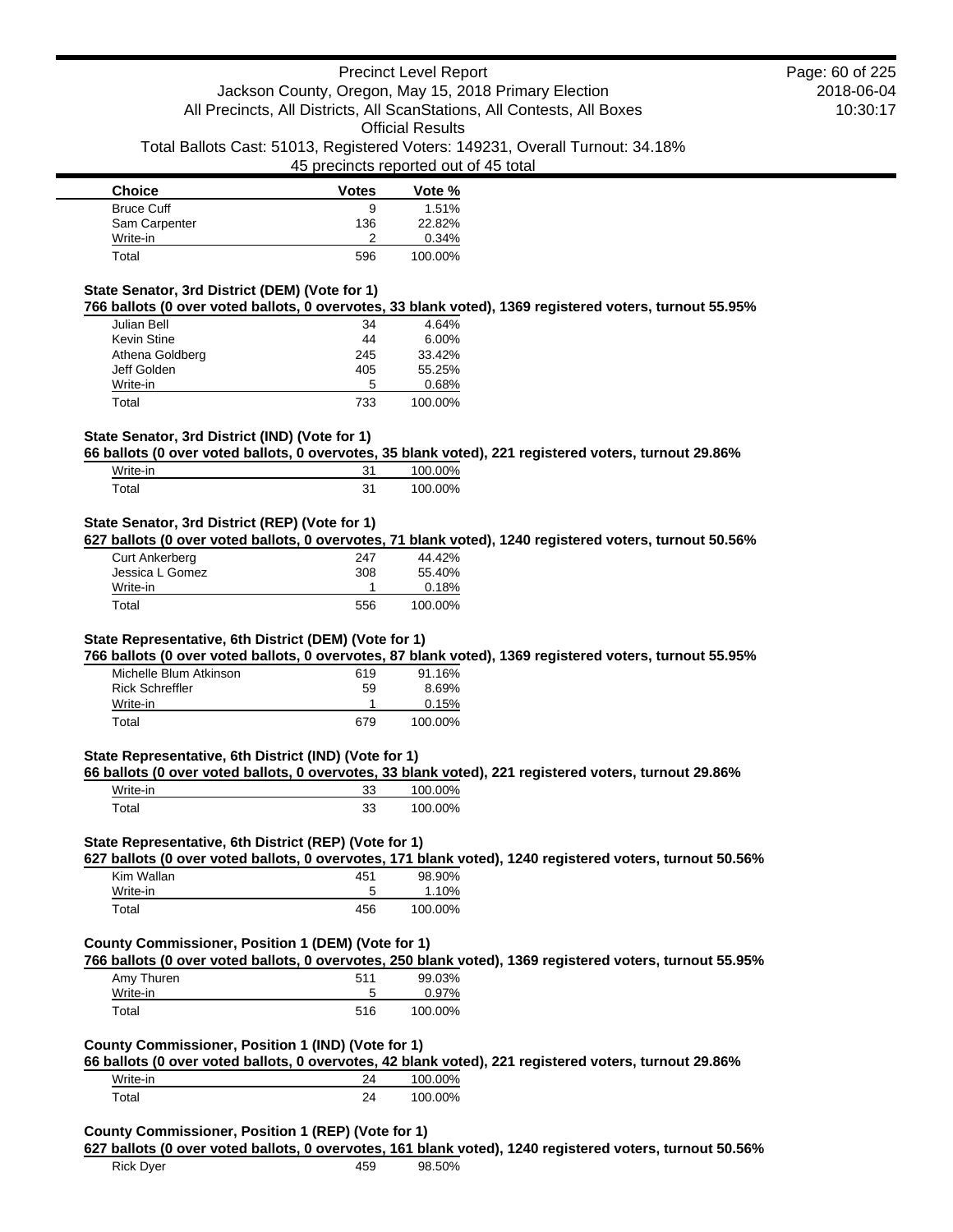| Choice | Votes | Vote % |
|---|---|---|
| Bruce Cuff | 9 | 1.51% |
| Sam Carpenter | 136 | 22.82% |
| Write-in | 2 | 0.34% |
| Total | 596 | 100.00% |

### State Senator, 3rd District (DEM) (Vote for 1)

**766 ballots (0 over voted ballots, 0 overvotes, 33 blank voted), 1369 registered voters, turnout 55.95%**

| Choice | Votes | Vote % |
|---|---|---|
| Julian Bell | 34 | 4.64% |
| Kevin Stine | 44 | 6.00% |
| Athena Goldberg | 245 | 33.42% |
| Jeff Golden | 405 | 55.25% |
| Write-in | 5 | 0.68% |
| Total | 733 | 100.00% |

### State Senator, 3rd District (IND) (Vote for 1)

**66 ballots (0 over voted ballots, 0 overvotes, 35 blank voted), 221 registered voters, turnout 29.86%**

| Choice | Votes | Vote % |
|---|---|---|
| Write-in | 31 | 100.00% |
| Total | 31 | 100.00% |

### State Senator, 3rd District (REP) (Vote for 1)

**627 ballots (0 over voted ballots, 0 overvotes, 71 blank voted), 1240 registered voters, turnout 50.56%**

| Choice | Votes | Vote % |
|---|---|---|
| Curt Ankerberg | 247 | 44.42% |
| Jessica L Gomez | 308 | 55.40% |
| Write-in | 1 | 0.18% |
| Total | 556 | 100.00% |

### State Representative, 6th District (DEM) (Vote for 1)

**766 ballots (0 over voted ballots, 0 overvotes, 87 blank voted), 1369 registered voters, turnout 55.95%**

| Choice | Votes | Vote % |
|---|---|---|
| Michelle Blum Atkinson | 619 | 91.16% |
| Rick Schreffler | 59 | 8.69% |
| Write-in | 1 | 0.15% |
| Total | 679 | 100.00% |

### State Representative, 6th District (IND) (Vote for 1)

**66 ballots (0 over voted ballots, 0 overvotes, 33 blank voted), 221 registered voters, turnout 29.86%**

| Choice | Votes | Vote % |
|---|---|---|
| Write-in | 33 | 100.00% |
| Total | 33 | 100.00% |

### State Representative, 6th District (REP) (Vote for 1)

**627 ballots (0 over voted ballots, 0 overvotes, 171 blank voted), 1240 registered voters, turnout 50.56%**

| Choice | Votes | Vote % |
|---|---|---|
| Kim Wallan | 451 | 98.90% |
| Write-in | 5 | 1.10% |
| Total | 456 | 100.00% |

### County Commissioner, Position 1 (DEM) (Vote for 1)

**766 ballots (0 over voted ballots, 0 overvotes, 250 blank voted), 1369 registered voters, turnout 55.95%**

| Choice | Votes | Vote % |
|---|---|---|
| Amy Thuren | 511 | 99.03% |
| Write-in | 5 | 0.97% |
| Total | 516 | 100.00% |

### County Commissioner, Position 1 (IND) (Vote for 1)

**66 ballots (0 over voted ballots, 0 overvotes, 42 blank voted), 221 registered voters, turnout 29.86%**

| Choice | Votes | Vote % |
|---|---|---|
| Write-in | 24 | 100.00% |
| Total | 24 | 100.00% |

### County Commissioner, Position 1 (REP) (Vote for 1)

**627 ballots (0 over voted ballots, 0 overvotes, 161 blank voted), 1240 registered voters, turnout 50.56%**

| Choice | Votes | Vote % |
|---|---|---|
| Rick Dyer | 459 | 98.50% |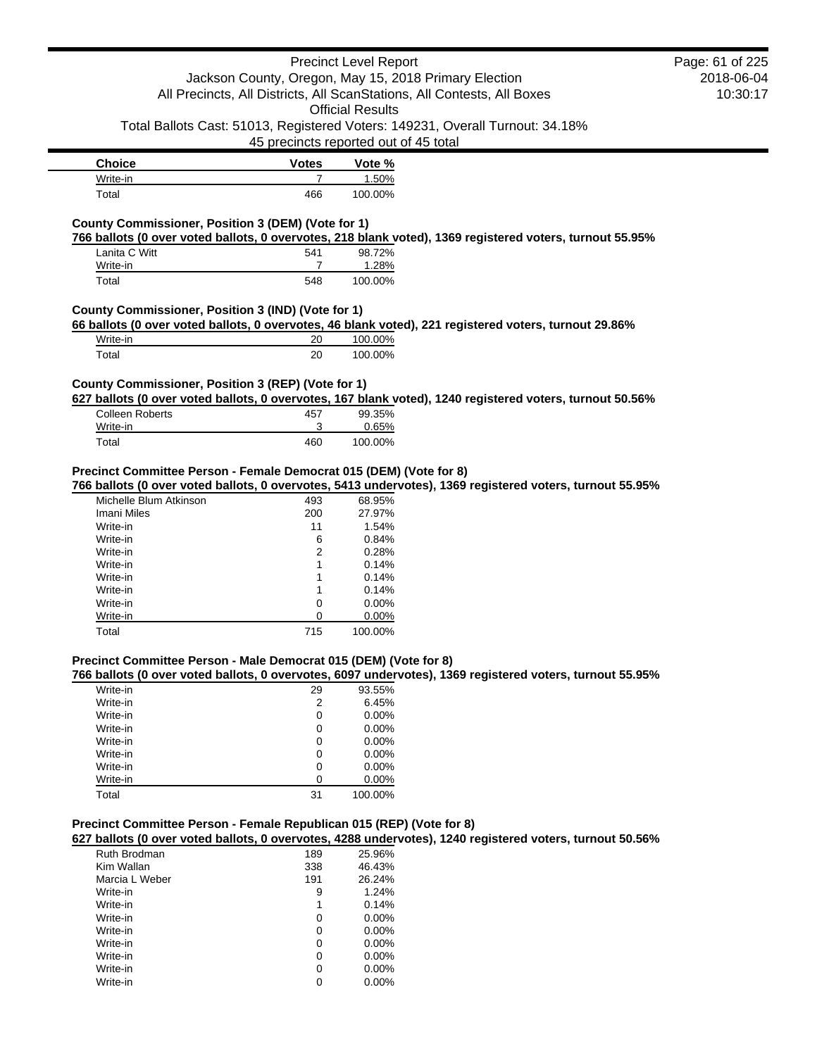| Choice | Votes | Vote % |
|---|---|---|
| Write-in | 7 | 1.50% |
| Total | 466 | 100.00% |

**County Commissioner, Position 3 (DEM) (Vote for 1)**

**766 ballots (0 over voted ballots, 0 overvotes, 218 blank voted), 1369 registered voters, turnout 55.95%**

| Choice | Votes | Vote % |
|---|---|---|
| Lanita C Witt | 541 | 98.72% |
| Write-in | 7 | 1.28% |
| Total | 548 | 100.00% |

**County Commissioner, Position 3 (IND) (Vote for 1)**

**66 ballots (0 over voted ballots, 0 overvotes, 46 blank voted), 221 registered voters, turnout 29.86%**

| Choice | Votes | Vote % |
|---|---|---|
| Write-in | 20 | 100.00% |
| Total | 20 | 100.00% |

**County Commissioner, Position 3 (REP) (Vote for 1)**

**627 ballots (0 over voted ballots, 0 overvotes, 167 blank voted), 1240 registered voters, turnout 50.56%**

| Choice | Votes | Vote % |
|---|---|---|
| Colleen Roberts | 457 | 99.35% |
| Write-in | 3 | 0.65% |
| Total | 460 | 100.00% |

**Precinct Committee Person - Female Democrat 015 (DEM) (Vote for 8)**

**766 ballots (0 over voted ballots, 0 overvotes, 5413 undervotes), 1369 registered voters, turnout 55.95%**

| Choice | Votes | Vote % |
|---|---|---|
| Michelle Blum Atkinson | 493 | 68.95% |
| Imani Miles | 200 | 27.97% |
| Write-in | 11 | 1.54% |
| Write-in | 6 | 0.84% |
| Write-in | 2 | 0.28% |
| Write-in | 1 | 0.14% |
| Write-in | 1 | 0.14% |
| Write-in | 1 | 0.14% |
| Write-in | 0 | 0.00% |
| Write-in | 0 | 0.00% |
| Total | 715 | 100.00% |

**Precinct Committee Person - Male Democrat 015 (DEM) (Vote for 8)**

**766 ballots (0 over voted ballots, 0 overvotes, 6097 undervotes), 1369 registered voters, turnout 55.95%**

| Choice | Votes | Vote % |
|---|---|---|
| Write-in | 29 | 93.55% |
| Write-in | 2 | 6.45% |
| Write-in | 0 | 0.00% |
| Write-in | 0 | 0.00% |
| Write-in | 0 | 0.00% |
| Write-in | 0 | 0.00% |
| Write-in | 0 | 0.00% |
| Write-in | 0 | 0.00% |
| Total | 31 | 100.00% |

**Precinct Committee Person - Female Republican 015 (REP) (Vote for 8)**

**627 ballots (0 over voted ballots, 0 overvotes, 4288 undervotes), 1240 registered voters, turnout 50.56%**

| Choice | Votes | Vote % |
|---|---|---|
| Ruth Brodman | 189 | 25.96% |
| Kim Wallan | 338 | 46.43% |
| Marcia L Weber | 191 | 26.24% |
| Write-in | 9 | 1.24% |
| Write-in | 1 | 0.14% |
| Write-in | 0 | 0.00% |
| Write-in | 0 | 0.00% |
| Write-in | 0 | 0.00% |
| Write-in | 0 | 0.00% |
| Write-in | 0 | 0.00% |
| Write-in | 0 | 0.00% |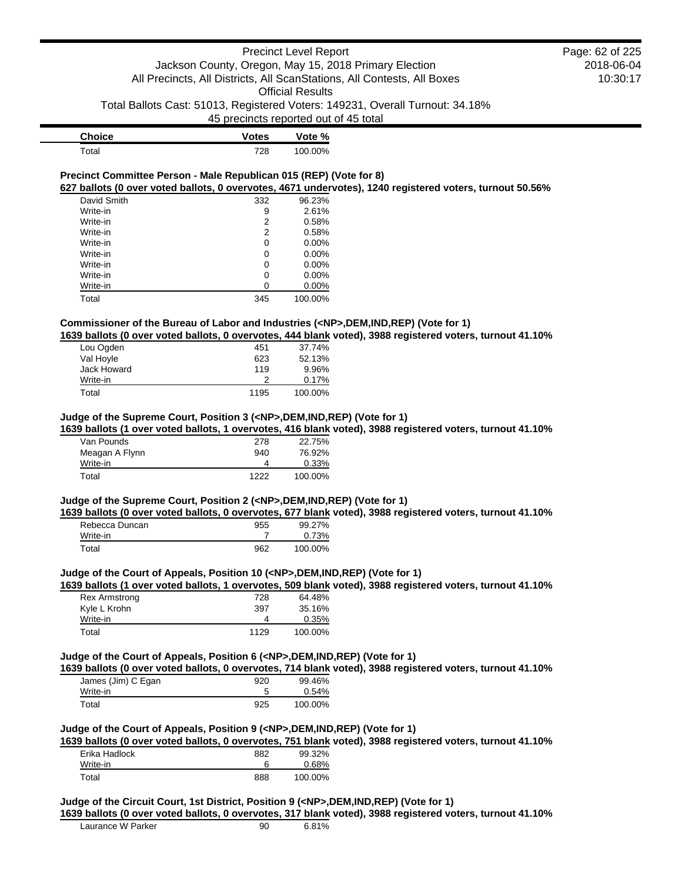| Choice | Votes | Vote % |
|---|---|---|
| Total | 728 | 100.00% |

**Precinct Committee Person - Male Republican 015 (REP) (Vote for 8)**

**627 ballots (0 over voted ballots, 0 overvotes, 4671 undervotes), 1240 registered voters, turnout 50.56%**

| Choice | Votes | Vote % |
|---|---|---|
| David Smith | 332 | 96.23% |
| Write-in | 9 | 2.61% |
| Write-in | 2 | 0.58% |
| Write-in | 2 | 0.58% |
| Write-in | 0 | 0.00% |
| Write-in | 0 | 0.00% |
| Write-in | 0 | 0.00% |
| Write-in | 0 | 0.00% |
| Write-in | 0 | 0.00% |
| Total | 345 | 100.00% |

**Commissioner of the Bureau of Labor and Industries (<NP>,DEM,IND,REP) (Vote for 1)**

**1639 ballots (0 over voted ballots, 0 overvotes, 444 blank voted), 3988 registered voters, turnout 41.10%**

| Choice | Votes | Vote % |
|---|---|---|
| Lou Ogden | 451 | 37.74% |
| Val Hoyle | 623 | 52.13% |
| Jack Howard | 119 | 9.96% |
| Write-in | 2 | 0.17% |
| Total | 1195 | 100.00% |

**Judge of the Supreme Court, Position 3 (<NP>,DEM,IND,REP) (Vote for 1)**

**1639 ballots (1 over voted ballots, 1 overvotes, 416 blank voted), 3988 registered voters, turnout 41.10%**

| Choice | Votes | Vote % |
|---|---|---|
| Van Pounds | 278 | 22.75% |
| Meagan A Flynn | 940 | 76.92% |
| Write-in | 4 | 0.33% |
| Total | 1222 | 100.00% |

**Judge of the Supreme Court, Position 2 (<NP>,DEM,IND,REP) (Vote for 1)**

**1639 ballots (0 over voted ballots, 0 overvotes, 677 blank voted), 3988 registered voters, turnout 41.10%**

| Choice | Votes | Vote % |
|---|---|---|
| Rebecca Duncan | 955 | 99.27% |
| Write-in | 7 | 0.73% |
| Total | 962 | 100.00% |

**Judge of the Court of Appeals, Position 10 (<NP>,DEM,IND,REP) (Vote for 1)**

**1639 ballots (1 over voted ballots, 1 overvotes, 509 blank voted), 3988 registered voters, turnout 41.10%**

| Choice | Votes | Vote % |
|---|---|---|
| Rex Armstrong | 728 | 64.48% |
| Kyle L Krohn | 397 | 35.16% |
| Write-in | 4 | 0.35% |
| Total | 1129 | 100.00% |

**Judge of the Court of Appeals, Position 6 (<NP>,DEM,IND,REP) (Vote for 1)**

**1639 ballots (0 over voted ballots, 0 overvotes, 714 blank voted), 3988 registered voters, turnout 41.10%**

| Choice | Votes | Vote % |
|---|---|---|
| James (Jim) C Egan | 920 | 99.46% |
| Write-in | 5 | 0.54% |
| Total | 925 | 100.00% |

**Judge of the Court of Appeals, Position 9 (<NP>,DEM,IND,REP) (Vote for 1)**

**1639 ballots (0 over voted ballots, 0 overvotes, 751 blank voted), 3988 registered voters, turnout 41.10%**

| Choice | Votes | Vote % |
|---|---|---|
| Erika Hadlock | 882 | 99.32% |
| Write-in | 6 | 0.68% |
| Total | 888 | 100.00% |

**Judge of the Circuit Court, 1st District, Position 9 (<NP>,DEM,IND,REP) (Vote for 1)**

**1639 ballots (0 over voted ballots, 0 overvotes, 317 blank voted), 3988 registered voters, turnout 41.10%**

| Choice | Votes | Vote % |
|---|---|---|
| Laurance W Parker | 90 | 6.81% |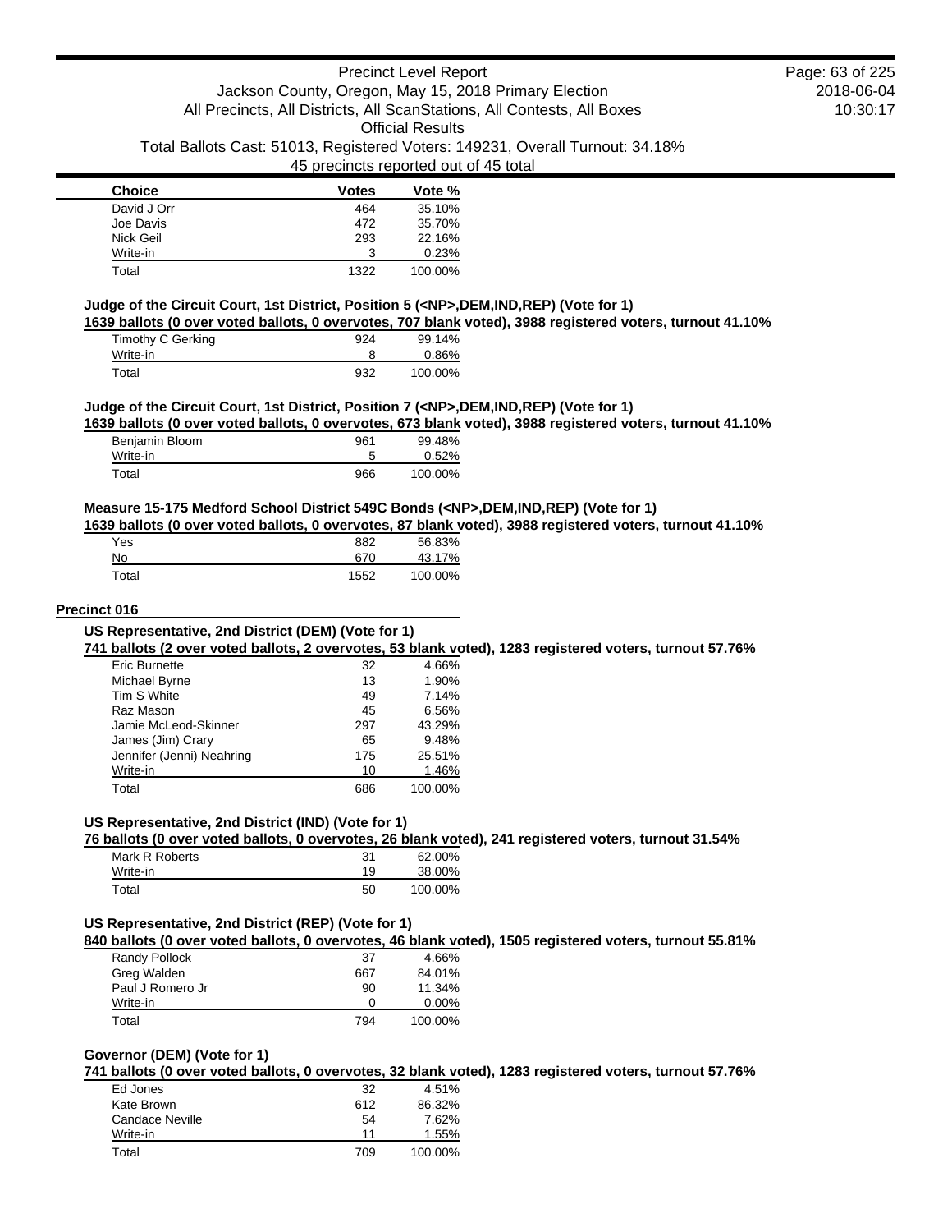| Choice | Votes | Vote % |
|---|---|---|
| David J Orr | 464 | 35.10% |
| Joe Davis | 472 | 35.70% |
| Nick Geil | 293 | 22.16% |
| Write-in | 3 | 0.23% |
| Total | 1322 | 100.00% |

### Judge of the Circuit Court, 1st District, Position 5 (<NP>,DEM,IND,REP) (Vote for 1)

**1639 ballots (0 over voted ballots, 0 overvotes, 707 blank voted), 3988 registered voters, turnout 41.10%**

| Choice | Votes | Vote % |
|---|---|---|
| Timothy C Gerking | 924 | 99.14% |
| Write-in | 8 | 0.86% |
| Total | 932 | 100.00% |

### Judge of the Circuit Court, 1st District, Position 7 (<NP>,DEM,IND,REP) (Vote for 1)

**1639 ballots (0 over voted ballots, 0 overvotes, 673 blank voted), 3988 registered voters, turnout 41.10%**

| Choice | Votes | Vote % |
|---|---|---|
| Benjamin Bloom | 961 | 99.48% |
| Write-in | 5 | 0.52% |
| Total | 966 | 100.00% |

### Measure 15-175 Medford School District 549C Bonds (<NP>,DEM,IND,REP) (Vote for 1)

**1639 ballots (0 over voted ballots, 0 overvotes, 87 blank voted), 3988 registered voters, turnout 41.10%**

| Choice | Votes | Vote % |
|---|---|---|
| Yes | 882 | 56.83% |
| No | 670 | 43.17% |
| Total | 1552 | 100.00% |

## Precinct 016

### US Representative, 2nd District (DEM) (Vote for 1)

**741 ballots (2 over voted ballots, 2 overvotes, 53 blank voted), 1283 registered voters, turnout 57.76%**

| Choice | Votes | Vote % |
|---|---|---|
| Eric Burnette | 32 | 4.66% |
| Michael Byrne | 13 | 1.90% |
| Tim S White | 49 | 7.14% |
| Raz Mason | 45 | 6.56% |
| Jamie McLeod-Skinner | 297 | 43.29% |
| James (Jim) Crary | 65 | 9.48% |
| Jennifer (Jenni) Neahring | 175 | 25.51% |
| Write-in | 10 | 1.46% |
| Total | 686 | 100.00% |

### US Representative, 2nd District (IND) (Vote for 1)

**76 ballots (0 over voted ballots, 0 overvotes, 26 blank voted), 241 registered voters, turnout 31.54%**

| Choice | Votes | Vote % |
|---|---|---|
| Mark R Roberts | 31 | 62.00% |
| Write-in | 19 | 38.00% |
| Total | 50 | 100.00% |

### US Representative, 2nd District (REP) (Vote for 1)

**840 ballots (0 over voted ballots, 0 overvotes, 46 blank voted), 1505 registered voters, turnout 55.81%**

| Choice | Votes | Vote % |
|---|---|---|
| Randy Pollock | 37 | 4.66% |
| Greg Walden | 667 | 84.01% |
| Paul J Romero Jr | 90 | 11.34% |
| Write-in | 0 | 0.00% |
| Total | 794 | 100.00% |

### Governor (DEM) (Vote for 1)

**741 ballots (0 over voted ballots, 0 overvotes, 32 blank voted), 1283 registered voters, turnout 57.76%**

| Choice | Votes | Vote % |
|---|---|---|
| Ed Jones | 32 | 4.51% |
| Kate Brown | 612 | 86.32% |
| Candace Neville | 54 | 7.62% |
| Write-in | 11 | 1.55% |
| Total | 709 | 100.00% |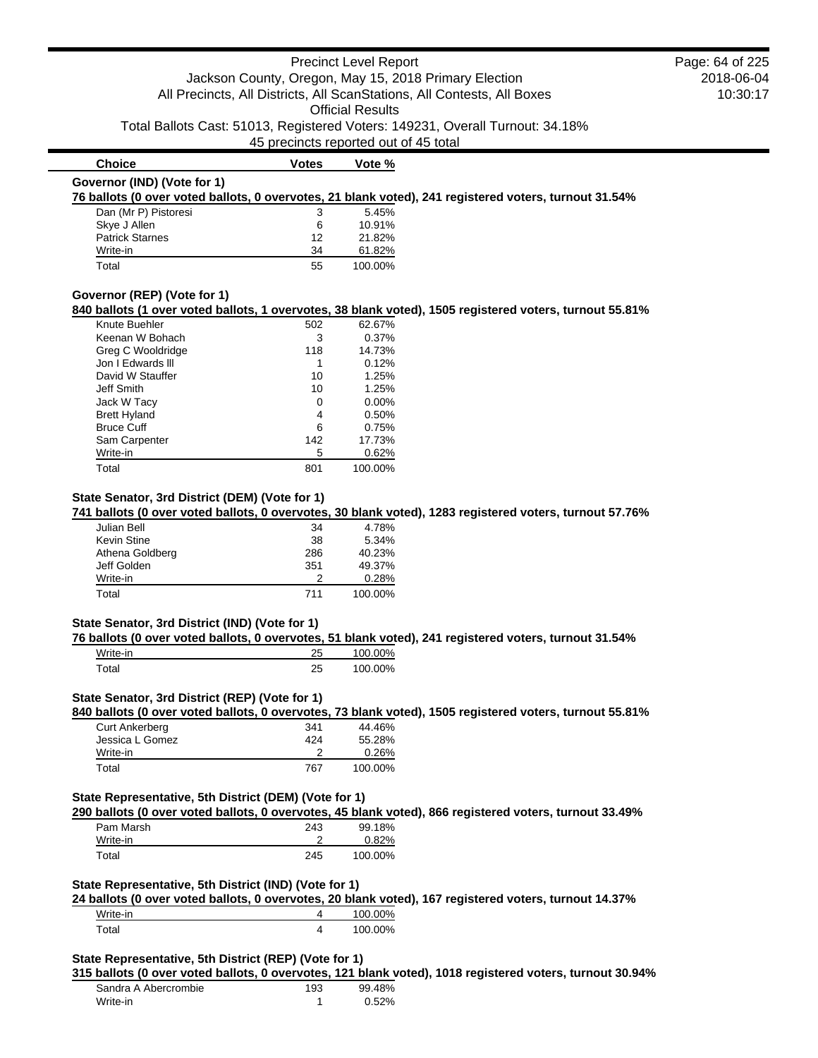Precinct Level Report

Jackson County, Oregon, May 15, 2018 Primary Election

All Precincts, All Districts, All ScanStations, All Contests, All Boxes

Official Results

Total Ballots Cast: 51013, Registered Voters: 149231, Overall Turnout: 34.18%

45 precincts reported out of 45 total

| Choice | Votes | Vote % |
|---|---|---|

### Governor (IND) (Vote for 1)

**76 ballots (0 over voted ballots, 0 overvotes, 21 blank voted), 241 registered voters, turnout 31.54%**

| Choice | Votes | Vote % |
|---|---|---|
| Dan (Mr P) Pistoresi | 3 | 5.45% |
| Skye J Allen | 6 | 10.91% |
| Patrick Starnes | 12 | 21.82% |
| Write-in | 34 | 61.82% |
| Total | 55 | 100.00% |

### Governor (REP) (Vote for 1)

**840 ballots (1 over voted ballots, 1 overvotes, 38 blank voted), 1505 registered voters, turnout 55.81%**

| Choice | Votes | Vote % |
|---|---|---|
| Knute Buehler | 502 | 62.67% |
| Keenan W Bohach | 3 | 0.37% |
| Greg C Wooldridge | 118 | 14.73% |
| Jon I Edwards lll | 1 | 0.12% |
| David W Stauffer | 10 | 1.25% |
| Jeff Smith | 10 | 1.25% |
| Jack W Tacy | 0 | 0.00% |
| Brett Hyland | 4 | 0.50% |
| Bruce Cuff | 6 | 0.75% |
| Sam Carpenter | 142 | 17.73% |
| Write-in | 5 | 0.62% |
| Total | 801 | 100.00% |

### State Senator, 3rd District (DEM) (Vote for 1)

**741 ballots (0 over voted ballots, 0 overvotes, 30 blank voted), 1283 registered voters, turnout 57.76%**

| Choice | Votes | Vote % |
|---|---|---|
| Julian Bell | 34 | 4.78% |
| Kevin Stine | 38 | 5.34% |
| Athena Goldberg | 286 | 40.23% |
| Jeff Golden | 351 | 49.37% |
| Write-in | 2 | 0.28% |
| Total | 711 | 100.00% |

### State Senator, 3rd District (IND) (Vote for 1)

**76 ballots (0 over voted ballots, 0 overvotes, 51 blank voted), 241 registered voters, turnout 31.54%**

| Choice | Votes | Vote % |
|---|---|---|
| Write-in | 25 | 100.00% |
| Total | 25 | 100.00% |

### State Senator, 3rd District (REP) (Vote for 1)

**840 ballots (0 over voted ballots, 0 overvotes, 73 blank voted), 1505 registered voters, turnout 55.81%**

| Choice | Votes | Vote % |
|---|---|---|
| Curt Ankerberg | 341 | 44.46% |
| Jessica L Gomez | 424 | 55.28% |
| Write-in | 2 | 0.26% |
| Total | 767 | 100.00% |

### State Representative, 5th District (DEM) (Vote for 1)

**290 ballots (0 over voted ballots, 0 overvotes, 45 blank voted), 866 registered voters, turnout 33.49%**

| Choice | Votes | Vote % |
|---|---|---|
| Pam Marsh | 243 | 99.18% |
| Write-in | 2 | 0.82% |
| Total | 245 | 100.00% |

### State Representative, 5th District (IND) (Vote for 1)

**24 ballots (0 over voted ballots, 0 overvotes, 20 blank voted), 167 registered voters, turnout 14.37%**

| Choice | Votes | Vote % |
|---|---|---|
| Write-in | 4 | 100.00% |
| Total | 4 | 100.00% |

### State Representative, 5th District (REP) (Vote for 1)

**315 ballots (0 over voted ballots, 0 overvotes, 121 blank voted), 1018 registered voters, turnout 30.94%**

| Choice | Votes | Vote % |
|---|---|---|
| Sandra A Abercrombie | 193 | 99.48% |
| Write-in | 1 | 0.52% |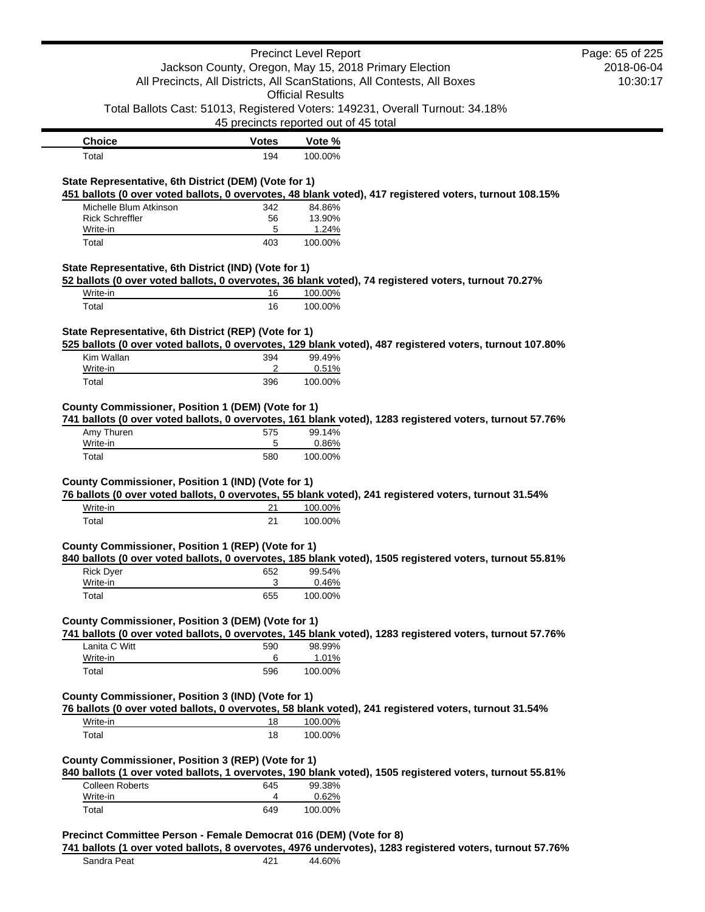| Choice | Votes | Vote % |
| --- | --- | --- |
| Total | 194 | 100.00% |

**State Representative, 6th District (DEM) (Vote for 1)**

**451 ballots (0 over voted ballots, 0 overvotes, 48 blank voted), 417 registered voters, turnout 108.15%**

| Choice | Votes | Vote % |
| --- | --- | --- |
| Michelle Blum Atkinson | 342 | 84.86% |
| Rick Schreffler | 56 | 13.90% |
| Write-in | 5 | 1.24% |
| Total | 403 | 100.00% |

**State Representative, 6th District (IND) (Vote for 1)**

**52 ballots (0 over voted ballots, 0 overvotes, 36 blank voted), 74 registered voters, turnout 70.27%**

| Choice | Votes | Vote % |
| --- | --- | --- |
| Write-in | 16 | 100.00% |
| Total | 16 | 100.00% |

**State Representative, 6th District (REP) (Vote for 1)**

**525 ballots (0 over voted ballots, 0 overvotes, 129 blank voted), 487 registered voters, turnout 107.80%**

| Choice | Votes | Vote % |
| --- | --- | --- |
| Kim Wallan | 394 | 99.49% |
| Write-in | 2 | 0.51% |
| Total | 396 | 100.00% |

**County Commissioner, Position 1 (DEM) (Vote for 1)**

**741 ballots (0 over voted ballots, 0 overvotes, 161 blank voted), 1283 registered voters, turnout 57.76%**

| Choice | Votes | Vote % |
| --- | --- | --- |
| Amy Thuren | 575 | 99.14% |
| Write-in | 5 | 0.86% |
| Total | 580 | 100.00% |

**County Commissioner, Position 1 (IND) (Vote for 1)**

**76 ballots (0 over voted ballots, 0 overvotes, 55 blank voted), 241 registered voters, turnout 31.54%**

| Choice | Votes | Vote % |
| --- | --- | --- |
| Write-in | 21 | 100.00% |
| Total | 21 | 100.00% |

**County Commissioner, Position 1 (REP) (Vote for 1)**

**840 ballots (0 over voted ballots, 0 overvotes, 185 blank voted), 1505 registered voters, turnout 55.81%**

| Choice | Votes | Vote % |
| --- | --- | --- |
| Rick Dyer | 652 | 99.54% |
| Write-in | 3 | 0.46% |
| Total | 655 | 100.00% |

**County Commissioner, Position 3 (DEM) (Vote for 1)**

**741 ballots (0 over voted ballots, 0 overvotes, 145 blank voted), 1283 registered voters, turnout 57.76%**

| Choice | Votes | Vote % |
| --- | --- | --- |
| Lanita C Witt | 590 | 98.99% |
| Write-in | 6 | 1.01% |
| Total | 596 | 100.00% |

**County Commissioner, Position 3 (IND) (Vote for 1)**

**76 ballots (0 over voted ballots, 0 overvotes, 58 blank voted), 241 registered voters, turnout 31.54%**

| Choice | Votes | Vote % |
| --- | --- | --- |
| Write-in | 18 | 100.00% |
| Total | 18 | 100.00% |

**County Commissioner, Position 3 (REP) (Vote for 1)**

**840 ballots (1 over voted ballots, 1 overvotes, 190 blank voted), 1505 registered voters, turnout 55.81%**

| Choice | Votes | Vote % |
| --- | --- | --- |
| Colleen Roberts | 645 | 99.38% |
| Write-in | 4 | 0.62% |
| Total | 649 | 100.00% |

**Precinct Committee Person - Female Democrat 016 (DEM) (Vote for 8)**

**741 ballots (1 over voted ballots, 8 overvotes, 4976 undervotes), 1283 registered voters, turnout 57.76%**

| Choice | Votes | Vote % |
| --- | --- | --- |
| Sandra Peat | 421 | 44.60% |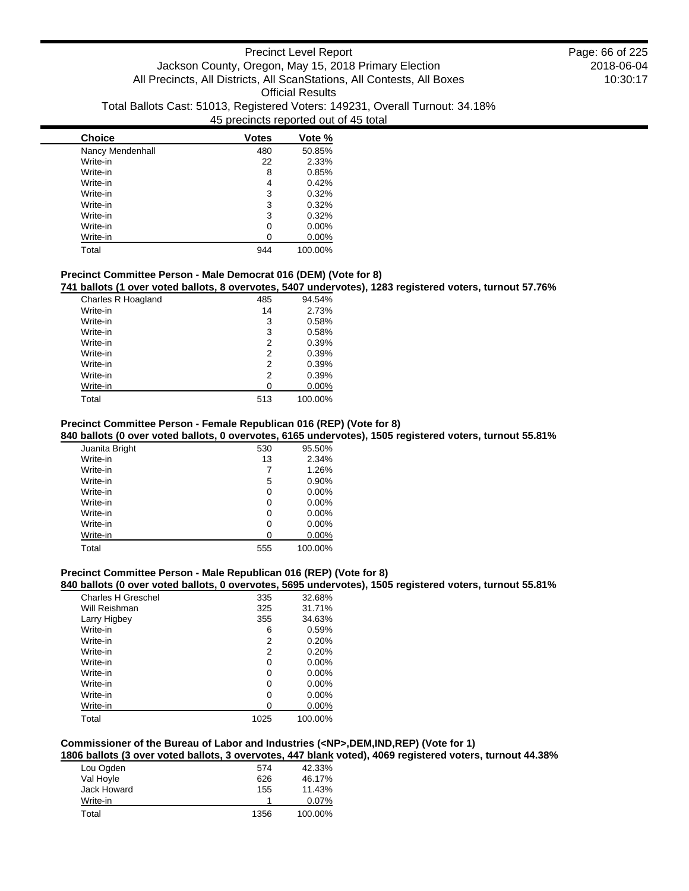| Choice | Votes | Vote % |
|---|---|---|
| Nancy Mendenhall | 480 | 50.85% |
| Write-in | 22 | 2.33% |
| Write-in | 8 | 0.85% |
| Write-in | 4 | 0.42% |
| Write-in | 3 | 0.32% |
| Write-in | 3 | 0.32% |
| Write-in | 3 | 0.32% |
| Write-in | 0 | 0.00% |
| Write-in | 0 | 0.00% |
| Total | 944 | 100.00% |

### Precinct Committee Person - Male Democrat 016 (DEM) (Vote for 8)

**741 ballots (1 over voted ballots, 8 overvotes, 5407 undervotes), 1283 registered voters, turnout 57.76%**

| Choice | Votes | Vote % |
|---|---|---|
| Charles R Hoagland | 485 | 94.54% |
| Write-in | 14 | 2.73% |
| Write-in | 3 | 0.58% |
| Write-in | 3 | 0.58% |
| Write-in | 2 | 0.39% |
| Write-in | 2 | 0.39% |
| Write-in | 2 | 0.39% |
| Write-in | 2 | 0.39% |
| Write-in | 0 | 0.00% |
| Total | 513 | 100.00% |

### Precinct Committee Person - Female Republican 016 (REP) (Vote for 8)

**840 ballots (0 over voted ballots, 0 overvotes, 6165 undervotes), 1505 registered voters, turnout 55.81%**

| Choice | Votes | Vote % |
|---|---|---|
| Juanita Bright | 530 | 95.50% |
| Write-in | 13 | 2.34% |
| Write-in | 7 | 1.26% |
| Write-in | 5 | 0.90% |
| Write-in | 0 | 0.00% |
| Write-in | 0 | 0.00% |
| Write-in | 0 | 0.00% |
| Write-in | 0 | 0.00% |
| Write-in | 0 | 0.00% |
| Total | 555 | 100.00% |

### Precinct Committee Person - Male Republican 016 (REP) (Vote for 8)

**840 ballots (0 over voted ballots, 0 overvotes, 5695 undervotes), 1505 registered voters, turnout 55.81%**

| Choice | Votes | Vote % |
|---|---|---|
| Charles H Greschel | 335 | 32.68% |
| Will Reishman | 325 | 31.71% |
| Larry Higbey | 355 | 34.63% |
| Write-in | 6 | 0.59% |
| Write-in | 2 | 0.20% |
| Write-in | 2 | 0.20% |
| Write-in | 0 | 0.00% |
| Write-in | 0 | 0.00% |
| Write-in | 0 | 0.00% |
| Write-in | 0 | 0.00% |
| Write-in | 0 | 0.00% |
| Total | 1025 | 100.00% |

### Commissioner of the Bureau of Labor and Industries (<NP>,DEM,IND,REP) (Vote for 1)

**1806 ballots (3 over voted ballots, 3 overvotes, 447 blank voted), 4069 registered voters, turnout 44.38%**

| Choice | Votes | Vote % |
|---|---|---|
| Lou Ogden | 574 | 42.33% |
| Val Hoyle | 626 | 46.17% |
| Jack Howard | 155 | 11.43% |
| Write-in | 1 | 0.07% |
| Total | 1356 | 100.00% |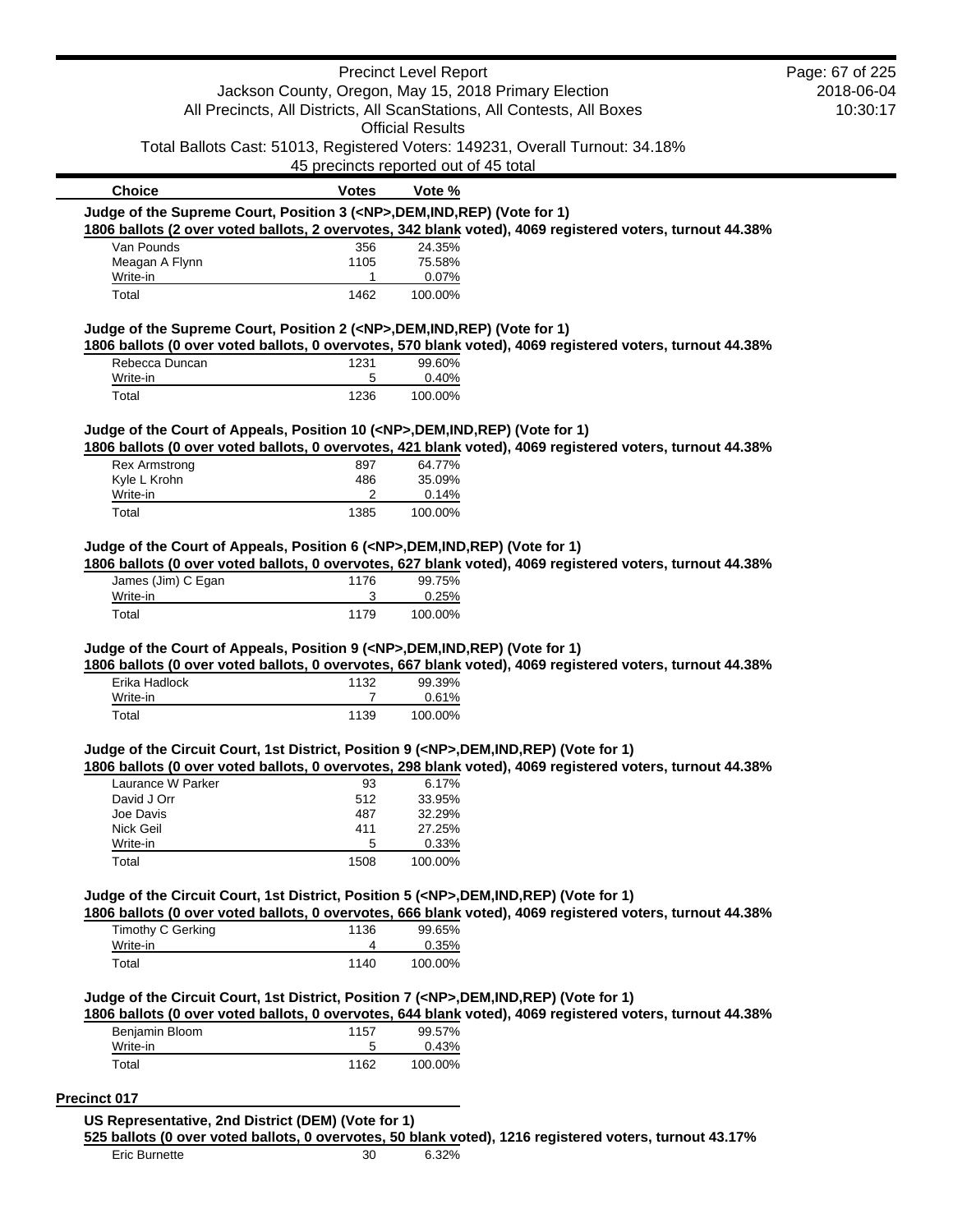| Choice | Votes | Vote % |
|---|---|---|

**Judge of the Supreme Court, Position 3 (<NP>,DEM,IND,REP) (Vote for 1)**

**1806 ballots (2 over voted ballots, 2 overvotes, 342 blank voted), 4069 registered voters, turnout 44.38%**

| Choice | Votes | Vote % |
|---|---|---|
| Van Pounds | 356 | 24.35% |
| Meagan A Flynn | 1105 | 75.58% |
| Write-in | 1 | 0.07% |
| Total | 1462 | 100.00% |

**Judge of the Supreme Court, Position 2 (<NP>,DEM,IND,REP) (Vote for 1)**

**1806 ballots (0 over voted ballots, 0 overvotes, 570 blank voted), 4069 registered voters, turnout 44.38%**

| Choice | Votes | Vote % |
|---|---|---|
| Rebecca Duncan | 1231 | 99.60% |
| Write-in | 5 | 0.40% |
| Total | 1236 | 100.00% |

**Judge of the Court of Appeals, Position 10 (<NP>,DEM,IND,REP) (Vote for 1)**

**1806 ballots (0 over voted ballots, 0 overvotes, 421 blank voted), 4069 registered voters, turnout 44.38%**

| Choice | Votes | Vote % |
|---|---|---|
| Rex Armstrong | 897 | 64.77% |
| Kyle L Krohn | 486 | 35.09% |
| Write-in | 2 | 0.14% |
| Total | 1385 | 100.00% |

**Judge of the Court of Appeals, Position 6 (<NP>,DEM,IND,REP) (Vote for 1)**

**1806 ballots (0 over voted ballots, 0 overvotes, 627 blank voted), 4069 registered voters, turnout 44.38%**

| Choice | Votes | Vote % |
|---|---|---|
| James (Jim) C Egan | 1176 | 99.75% |
| Write-in | 3 | 0.25% |
| Total | 1179 | 100.00% |

**Judge of the Court of Appeals, Position 9 (<NP>,DEM,IND,REP) (Vote for 1)**

**1806 ballots (0 over voted ballots, 0 overvotes, 667 blank voted), 4069 registered voters, turnout 44.38%**

| Choice | Votes | Vote % |
|---|---|---|
| Erika Hadlock | 1132 | 99.39% |
| Write-in | 7 | 0.61% |
| Total | 1139 | 100.00% |

**Judge of the Circuit Court, 1st District, Position 9 (<NP>,DEM,IND,REP) (Vote for 1)**

**1806 ballots (0 over voted ballots, 0 overvotes, 298 blank voted), 4069 registered voters, turnout 44.38%**

| Choice | Votes | Vote % |
|---|---|---|
| Laurance W Parker | 93 | 6.17% |
| David J Orr | 512 | 33.95% |
| Joe Davis | 487 | 32.29% |
| Nick Geil | 411 | 27.25% |
| Write-in | 5 | 0.33% |
| Total | 1508 | 100.00% |

**Judge of the Circuit Court, 1st District, Position 5 (<NP>,DEM,IND,REP) (Vote for 1)**

**1806 ballots (0 over voted ballots, 0 overvotes, 666 blank voted), 4069 registered voters, turnout 44.38%**

| Choice | Votes | Vote % |
|---|---|---|
| Timothy C Gerking | 1136 | 99.65% |
| Write-in | 4 | 0.35% |
| Total | 1140 | 100.00% |

**Judge of the Circuit Court, 1st District, Position 7 (<NP>,DEM,IND,REP) (Vote for 1)**

**1806 ballots (0 over voted ballots, 0 overvotes, 644 blank voted), 4069 registered voters, turnout 44.38%**

| Choice | Votes | Vote % |
|---|---|---|
| Benjamin Bloom | 1157 | 99.57% |
| Write-in | 5 | 0.43% |
| Total | 1162 | 100.00% |

## Precinct 017

**US Representative, 2nd District (DEM) (Vote for 1)**

**525 ballots (0 over voted ballots, 0 overvotes, 50 blank voted), 1216 registered voters, turnout 43.17%**

| Choice | Votes | Vote % |
|---|---|---|
| Eric Burnette | 30 | 6.32% |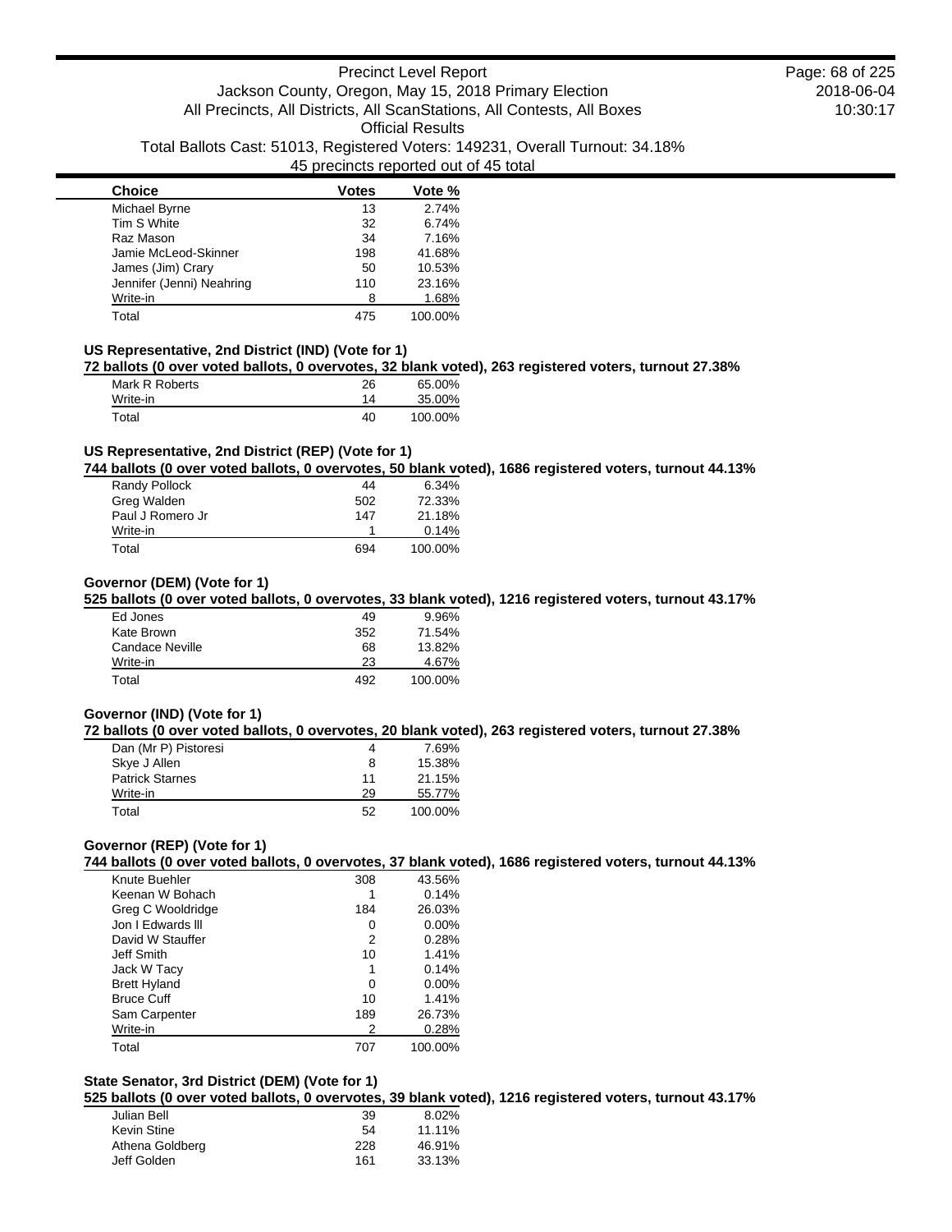| Choice | Votes | Vote % |
|---|---|---|
| Michael Byrne | 13 | 2.74% |
| Tim S White | 32 | 6.74% |
| Raz Mason | 34 | 7.16% |
| Jamie McLeod-Skinner | 198 | 41.68% |
| James (Jim) Crary | 50 | 10.53% |
| Jennifer (Jenni) Neahring | 110 | 23.16% |
| Write-in | 8 | 1.68% |
| Total | 475 | 100.00% |

### US Representative, 2nd District (IND) (Vote for 1)

**72 ballots (0 over voted ballots, 0 overvotes, 32 blank voted), 263 registered voters, turnout 27.38%**

| Choice | Votes | Vote % |
|---|---|---|
| Mark R Roberts | 26 | 65.00% |
| Write-in | 14 | 35.00% |
| Total | 40 | 100.00% |

### US Representative, 2nd District (REP) (Vote for 1)

**744 ballots (0 over voted ballots, 0 overvotes, 50 blank voted), 1686 registered voters, turnout 44.13%**

| Choice | Votes | Vote % |
|---|---|---|
| Randy Pollock | 44 | 6.34% |
| Greg Walden | 502 | 72.33% |
| Paul J Romero Jr | 147 | 21.18% |
| Write-in | 1 | 0.14% |
| Total | 694 | 100.00% |

### Governor (DEM) (Vote for 1)

**525 ballots (0 over voted ballots, 0 overvotes, 33 blank voted), 1216 registered voters, turnout 43.17%**

| Choice | Votes | Vote % |
|---|---|---|
| Ed Jones | 49 | 9.96% |
| Kate Brown | 352 | 71.54% |
| Candace Neville | 68 | 13.82% |
| Write-in | 23 | 4.67% |
| Total | 492 | 100.00% |

### Governor (IND) (Vote for 1)

**72 ballots (0 over voted ballots, 0 overvotes, 20 blank voted), 263 registered voters, turnout 27.38%**

| Choice | Votes | Vote % |
|---|---|---|
| Dan (Mr P) Pistoresi | 4 | 7.69% |
| Skye J Allen | 8 | 15.38% |
| Patrick Starnes | 11 | 21.15% |
| Write-in | 29 | 55.77% |
| Total | 52 | 100.00% |

### Governor (REP) (Vote for 1)

**744 ballots (0 over voted ballots, 0 overvotes, 37 blank voted), 1686 registered voters, turnout 44.13%**

| Choice | Votes | Vote % |
|---|---|---|
| Knute Buehler | 308 | 43.56% |
| Keenan W Bohach | 1 | 0.14% |
| Greg C Wooldridge | 184 | 26.03% |
| Jon I Edwards lll | 0 | 0.00% |
| David W Stauffer | 2 | 0.28% |
| Jeff Smith | 10 | 1.41% |
| Jack W Tacy | 1 | 0.14% |
| Brett Hyland | 0 | 0.00% |
| Bruce Cuff | 10 | 1.41% |
| Sam Carpenter | 189 | 26.73% |
| Write-in | 2 | 0.28% |
| Total | 707 | 100.00% |

### State Senator, 3rd District (DEM) (Vote for 1)

**525 ballots (0 over voted ballots, 0 overvotes, 39 blank voted), 1216 registered voters, turnout 43.17%**

| Choice | Votes | Vote % |
|---|---|---|
| Julian Bell | 39 | 8.02% |
| Kevin Stine | 54 | 11.11% |
| Athena Goldberg | 228 | 46.91% |
| Jeff Golden | 161 | 33.13% |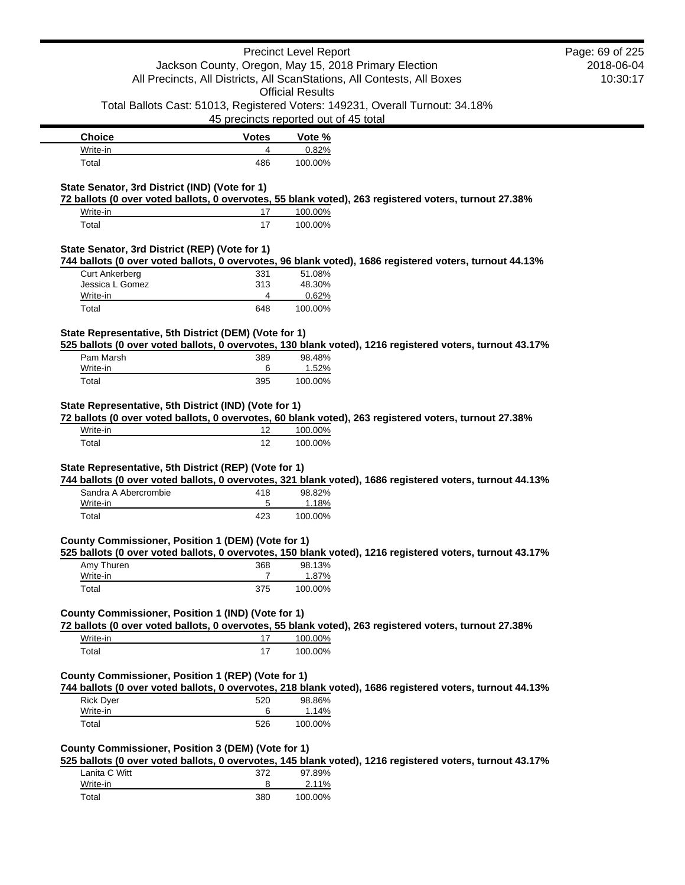| Choice | Votes | Vote % |
| --- | --- | --- |
| Write-in | 4 | 0.82% |
| Total | 486 | 100.00% |

**State Senator, 3rd District (IND) (Vote for 1)**

**72 ballots (0 over voted ballots, 0 overvotes, 55 blank voted), 263 registered voters, turnout 27.38%**

| Choice | Votes | Vote % |
| --- | --- | --- |
| Write-in | 17 | 100.00% |
| Total | 17 | 100.00% |

**State Senator, 3rd District (REP) (Vote for 1)**

**744 ballots (0 over voted ballots, 0 overvotes, 96 blank voted), 1686 registered voters, turnout 44.13%**

| Choice | Votes | Vote % |
| --- | --- | --- |
| Curt Ankerberg | 331 | 51.08% |
| Jessica L Gomez | 313 | 48.30% |
| Write-in | 4 | 0.62% |
| Total | 648 | 100.00% |

**State Representative, 5th District (DEM) (Vote for 1)**

**525 ballots (0 over voted ballots, 0 overvotes, 130 blank voted), 1216 registered voters, turnout 43.17%**

| Choice | Votes | Vote % |
| --- | --- | --- |
| Pam Marsh | 389 | 98.48% |
| Write-in | 6 | 1.52% |
| Total | 395 | 100.00% |

**State Representative, 5th District (IND) (Vote for 1)**

**72 ballots (0 over voted ballots, 0 overvotes, 60 blank voted), 263 registered voters, turnout 27.38%**

| Choice | Votes | Vote % |
| --- | --- | --- |
| Write-in | 12 | 100.00% |
| Total | 12 | 100.00% |

**State Representative, 5th District (REP) (Vote for 1)**

**744 ballots (0 over voted ballots, 0 overvotes, 321 blank voted), 1686 registered voters, turnout 44.13%**

| Choice | Votes | Vote % |
| --- | --- | --- |
| Sandra A Abercrombie | 418 | 98.82% |
| Write-in | 5 | 1.18% |
| Total | 423 | 100.00% |

**County Commissioner, Position 1 (DEM) (Vote for 1)**

**525 ballots (0 over voted ballots, 0 overvotes, 150 blank voted), 1216 registered voters, turnout 43.17%**

| Choice | Votes | Vote % |
| --- | --- | --- |
| Amy Thuren | 368 | 98.13% |
| Write-in | 7 | 1.87% |
| Total | 375 | 100.00% |

**County Commissioner, Position 1 (IND) (Vote for 1)**

**72 ballots (0 over voted ballots, 0 overvotes, 55 blank voted), 263 registered voters, turnout 27.38%**

| Choice | Votes | Vote % |
| --- | --- | --- |
| Write-in | 17 | 100.00% |
| Total | 17 | 100.00% |

**County Commissioner, Position 1 (REP) (Vote for 1)**

**744 ballots (0 over voted ballots, 0 overvotes, 218 blank voted), 1686 registered voters, turnout 44.13%**

| Choice | Votes | Vote % |
| --- | --- | --- |
| Rick Dyer | 520 | 98.86% |
| Write-in | 6 | 1.14% |
| Total | 526 | 100.00% |

**County Commissioner, Position 3 (DEM) (Vote for 1)**

**525 ballots (0 over voted ballots, 0 overvotes, 145 blank voted), 1216 registered voters, turnout 43.17%**

| Choice | Votes | Vote % |
| --- | --- | --- |
| Lanita C Witt | 372 | 97.89% |
| Write-in | 8 | 2.11% |
| Total | 380 | 100.00% |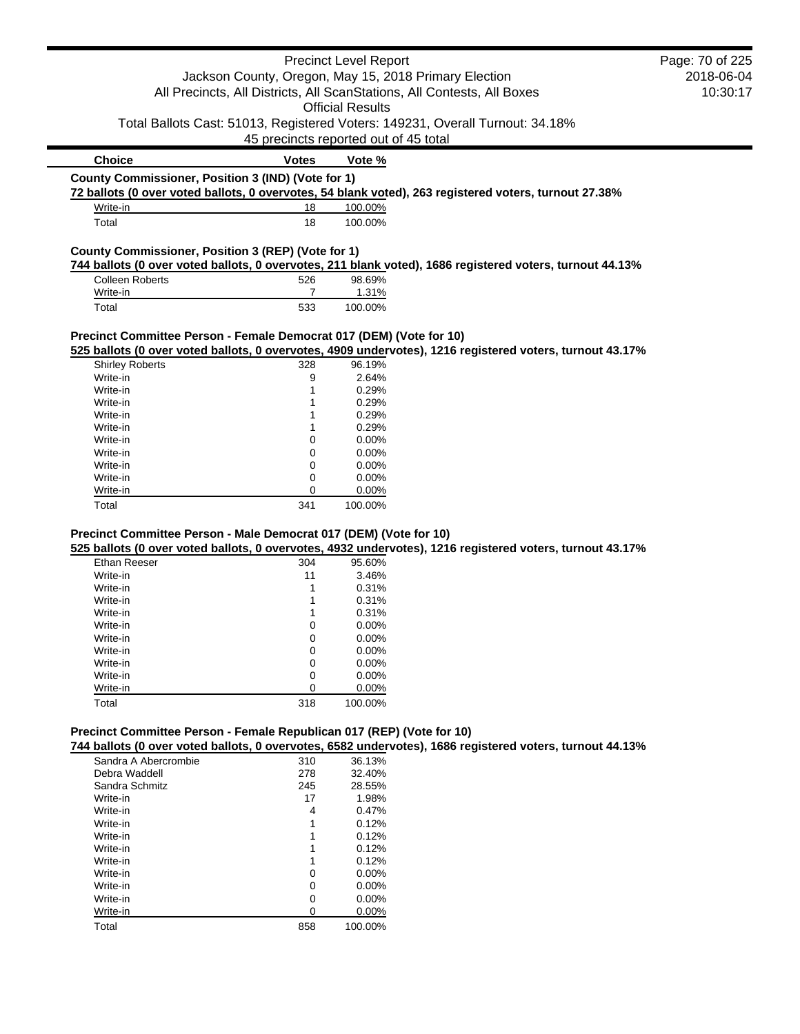### County Commissioner, Position 3 (IND) (Vote for 1)

**72 ballots (0 over voted ballots, 0 overvotes, 54 blank voted), 263 registered voters, turnout 27.38%**

| Choice | Votes | Vote % |
|---|---|---|
| Write-in | 18 | 100.00% |
| Total | 18 | 100.00% |

### County Commissioner, Position 3 (REP) (Vote for 1)

**744 ballots (0 over voted ballots, 0 overvotes, 211 blank voted), 1686 registered voters, turnout 44.13%**

| Choice | Votes | Vote % |
|---|---|---|
| Colleen Roberts | 526 | 98.69% |
| Write-in | 7 | 1.31% |
| Total | 533 | 100.00% |

### Precinct Committee Person - Female Democrat 017 (DEM) (Vote for 10)

**525 ballots (0 over voted ballots, 0 overvotes, 4909 undervotes), 1216 registered voters, turnout 43.17%**

| Choice | Votes | Vote % |
|---|---|---|
| Shirley Roberts | 328 | 96.19% |
| Write-in | 9 | 2.64% |
| Write-in | 1 | 0.29% |
| Write-in | 1 | 0.29% |
| Write-in | 1 | 0.29% |
| Write-in | 1 | 0.29% |
| Write-in | 0 | 0.00% |
| Write-in | 0 | 0.00% |
| Write-in | 0 | 0.00% |
| Write-in | 0 | 0.00% |
| Write-in | 0 | 0.00% |
| Total | 341 | 100.00% |

### Precinct Committee Person - Male Democrat 017 (DEM) (Vote for 10)

**525 ballots (0 over voted ballots, 0 overvotes, 4932 undervotes), 1216 registered voters, turnout 43.17%**

| Choice | Votes | Vote % |
|---|---|---|
| Ethan Reeser | 304 | 95.60% |
| Write-in | 11 | 3.46% |
| Write-in | 1 | 0.31% |
| Write-in | 1 | 0.31% |
| Write-in | 1 | 0.31% |
| Write-in | 0 | 0.00% |
| Write-in | 0 | 0.00% |
| Write-in | 0 | 0.00% |
| Write-in | 0 | 0.00% |
| Write-in | 0 | 0.00% |
| Write-in | 0 | 0.00% |
| Total | 318 | 100.00% |

### Precinct Committee Person - Female Republican 017 (REP) (Vote for 10)

**744 ballots (0 over voted ballots, 0 overvotes, 6582 undervotes), 1686 registered voters, turnout 44.13%**

| Choice | Votes | Vote % |
|---|---|---|
| Sandra A Abercrombie | 310 | 36.13% |
| Debra Waddell | 278 | 32.40% |
| Sandra Schmitz | 245 | 28.55% |
| Write-in | 17 | 1.98% |
| Write-in | 4 | 0.47% |
| Write-in | 1 | 0.12% |
| Write-in | 1 | 0.12% |
| Write-in | 1 | 0.12% |
| Write-in | 1 | 0.12% |
| Write-in | 0 | 0.00% |
| Write-in | 0 | 0.00% |
| Write-in | 0 | 0.00% |
| Write-in | 0 | 0.00% |
| Total | 858 | 100.00% |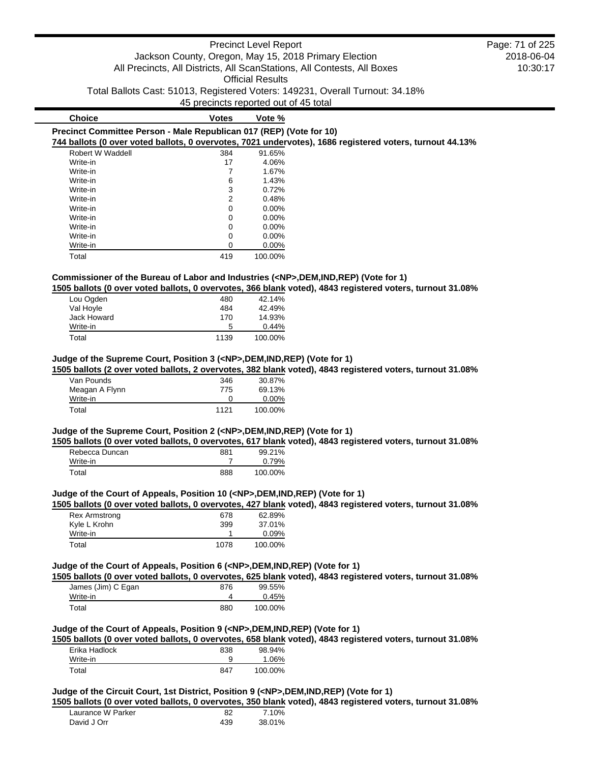| Choice | Votes | Vote % |
|---|---|---|

**Precinct Committee Person - Male Republican 017 (REP) (Vote for 10)**

744 ballots (0 over voted ballots, 0 overvotes, 7021 undervotes), 1686 registered voters, turnout 44.13%

| Choice | Votes | Vote % |
|---|---|---|
| Robert W Waddell | 384 | 91.65% |
| Write-in | 17 | 4.06% |
| Write-in | 7 | 1.67% |
| Write-in | 6 | 1.43% |
| Write-in | 3 | 0.72% |
| Write-in | 2 | 0.48% |
| Write-in | 0 | 0.00% |
| Write-in | 0 | 0.00% |
| Write-in | 0 | 0.00% |
| Write-in | 0 | 0.00% |
| Write-in | 0 | 0.00% |
| Total | 419 | 100.00% |

**Commissioner of the Bureau of Labor and Industries (<NP>,DEM,IND,REP) (Vote for 1)**

1505 ballots (0 over voted ballots, 0 overvotes, 366 blank voted), 4843 registered voters, turnout 31.08%

| Choice | Votes | Vote % |
|---|---|---|
| Lou Ogden | 480 | 42.14% |
| Val Hoyle | 484 | 42.49% |
| Jack Howard | 170 | 14.93% |
| Write-in | 5 | 0.44% |
| Total | 1139 | 100.00% |

**Judge of the Supreme Court, Position 3 (<NP>,DEM,IND,REP) (Vote for 1)**

1505 ballots (2 over voted ballots, 2 overvotes, 382 blank voted), 4843 registered voters, turnout 31.08%

| Choice | Votes | Vote % |
|---|---|---|
| Van Pounds | 346 | 30.87% |
| Meagan A Flynn | 775 | 69.13% |
| Write-in | 0 | 0.00% |
| Total | 1121 | 100.00% |

**Judge of the Supreme Court, Position 2 (<NP>,DEM,IND,REP) (Vote for 1)**

1505 ballots (0 over voted ballots, 0 overvotes, 617 blank voted), 4843 registered voters, turnout 31.08%

| Choice | Votes | Vote % |
|---|---|---|
| Rebecca Duncan | 881 | 99.21% |
| Write-in | 7 | 0.79% |
| Total | 888 | 100.00% |

**Judge of the Court of Appeals, Position 10 (<NP>,DEM,IND,REP) (Vote for 1)**

1505 ballots (0 over voted ballots, 0 overvotes, 427 blank voted), 4843 registered voters, turnout 31.08%

| Choice | Votes | Vote % |
|---|---|---|
| Rex Armstrong | 678 | 62.89% |
| Kyle L Krohn | 399 | 37.01% |
| Write-in | 1 | 0.09% |
| Total | 1078 | 100.00% |

**Judge of the Court of Appeals, Position 6 (<NP>,DEM,IND,REP) (Vote for 1)**

1505 ballots (0 over voted ballots, 0 overvotes, 625 blank voted), 4843 registered voters, turnout 31.08%

| Choice | Votes | Vote % |
|---|---|---|
| James (Jim) C Egan | 876 | 99.55% |
| Write-in | 4 | 0.45% |
| Total | 880 | 100.00% |

**Judge of the Court of Appeals, Position 9 (<NP>,DEM,IND,REP) (Vote for 1)**

1505 ballots (0 over voted ballots, 0 overvotes, 658 blank voted), 4843 registered voters, turnout 31.08%

| Choice | Votes | Vote % |
|---|---|---|
| Erika Hadlock | 838 | 98.94% |
| Write-in | 9 | 1.06% |
| Total | 847 | 100.00% |

**Judge of the Circuit Court, 1st District, Position 9 (<NP>,DEM,IND,REP) (Vote for 1)**

1505 ballots (0 over voted ballots, 0 overvotes, 350 blank voted), 4843 registered voters, turnout 31.08%

| Choice | Votes | Vote % |
|---|---|---|
| Laurance W Parker | 82 | 7.10% |
| David J Orr | 439 | 38.01% |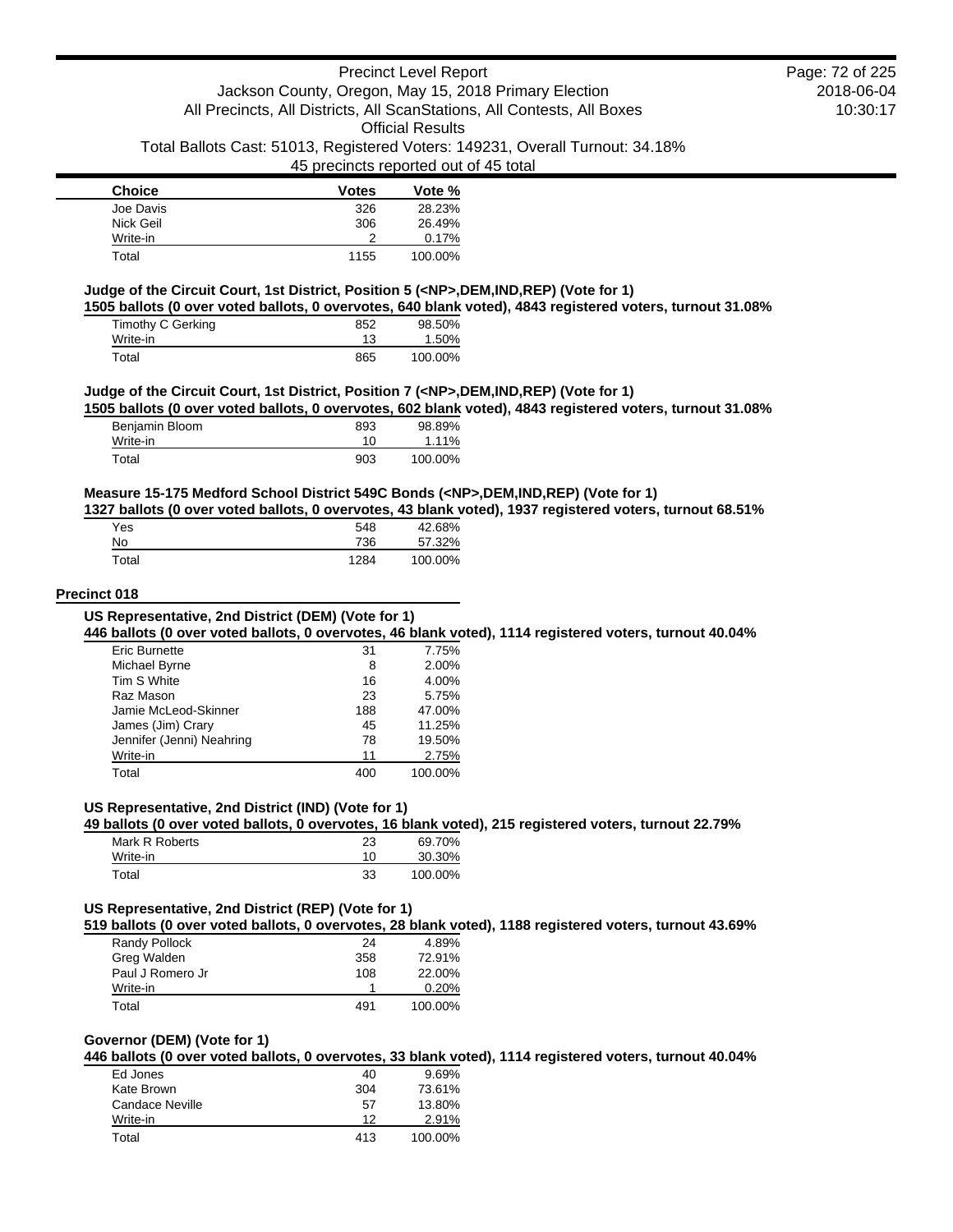| Choice | Votes | Vote % |
|---|---|---|
| Joe Davis | 326 | 28.23% |
| Nick Geil | 306 | 26.49% |
| Write-in | 2 | 0.17% |
| Total | 1155 | 100.00% |

**Judge of the Circuit Court, 1st District, Position 5 (<NP>,DEM,IND,REP) (Vote for 1)**

**1505 ballots (0 over voted ballots, 0 overvotes, 640 blank voted), 4843 registered voters, turnout 31.08%**

| Choice | Votes | Vote % |
|---|---|---|
| Timothy C Gerking | 852 | 98.50% |
| Write-in | 13 | 1.50% |
| Total | 865 | 100.00% |

**Judge of the Circuit Court, 1st District, Position 7 (<NP>,DEM,IND,REP) (Vote for 1)**

**1505 ballots (0 over voted ballots, 0 overvotes, 602 blank voted), 4843 registered voters, turnout 31.08%**

| Choice | Votes | Vote % |
|---|---|---|
| Benjamin Bloom | 893 | 98.89% |
| Write-in | 10 | 1.11% |
| Total | 903 | 100.00% |

**Measure 15-175 Medford School District 549C Bonds (<NP>,DEM,IND,REP) (Vote for 1)**

**1327 ballots (0 over voted ballots, 0 overvotes, 43 blank voted), 1937 registered voters, turnout 68.51%**

| Choice | Votes | Vote % |
|---|---|---|
| Yes | 548 | 42.68% |
| No | 736 | 57.32% |
| Total | 1284 | 100.00% |

## Precinct 018

**US Representative, 2nd District (DEM) (Vote for 1)**

**446 ballots (0 over voted ballots, 0 overvotes, 46 blank voted), 1114 registered voters, turnout 40.04%**

| Choice | Votes | Vote % |
|---|---|---|
| Eric Burnette | 31 | 7.75% |
| Michael Byrne | 8 | 2.00% |
| Tim S White | 16 | 4.00% |
| Raz Mason | 23 | 5.75% |
| Jamie McLeod-Skinner | 188 | 47.00% |
| James (Jim) Crary | 45 | 11.25% |
| Jennifer (Jenni) Neahring | 78 | 19.50% |
| Write-in | 11 | 2.75% |
| Total | 400 | 100.00% |

**US Representative, 2nd District (IND) (Vote for 1)**

**49 ballots (0 over voted ballots, 0 overvotes, 16 blank voted), 215 registered voters, turnout 22.79%**

| Choice | Votes | Vote % |
|---|---|---|
| Mark R Roberts | 23 | 69.70% |
| Write-in | 10 | 30.30% |
| Total | 33 | 100.00% |

**US Representative, 2nd District (REP) (Vote for 1)**

**519 ballots (0 over voted ballots, 0 overvotes, 28 blank voted), 1188 registered voters, turnout 43.69%**

| Choice | Votes | Vote % |
|---|---|---|
| Randy Pollock | 24 | 4.89% |
| Greg Walden | 358 | 72.91% |
| Paul J Romero Jr | 108 | 22.00% |
| Write-in | 1 | 0.20% |
| Total | 491 | 100.00% |

**Governor (DEM) (Vote for 1)**

**446 ballots (0 over voted ballots, 0 overvotes, 33 blank voted), 1114 registered voters, turnout 40.04%**

| Choice | Votes | Vote % |
|---|---|---|
| Ed Jones | 40 | 9.69% |
| Kate Brown | 304 | 73.61% |
| Candace Neville | 57 | 13.80% |
| Write-in | 12 | 2.91% |
| Total | 413 | 100.00% |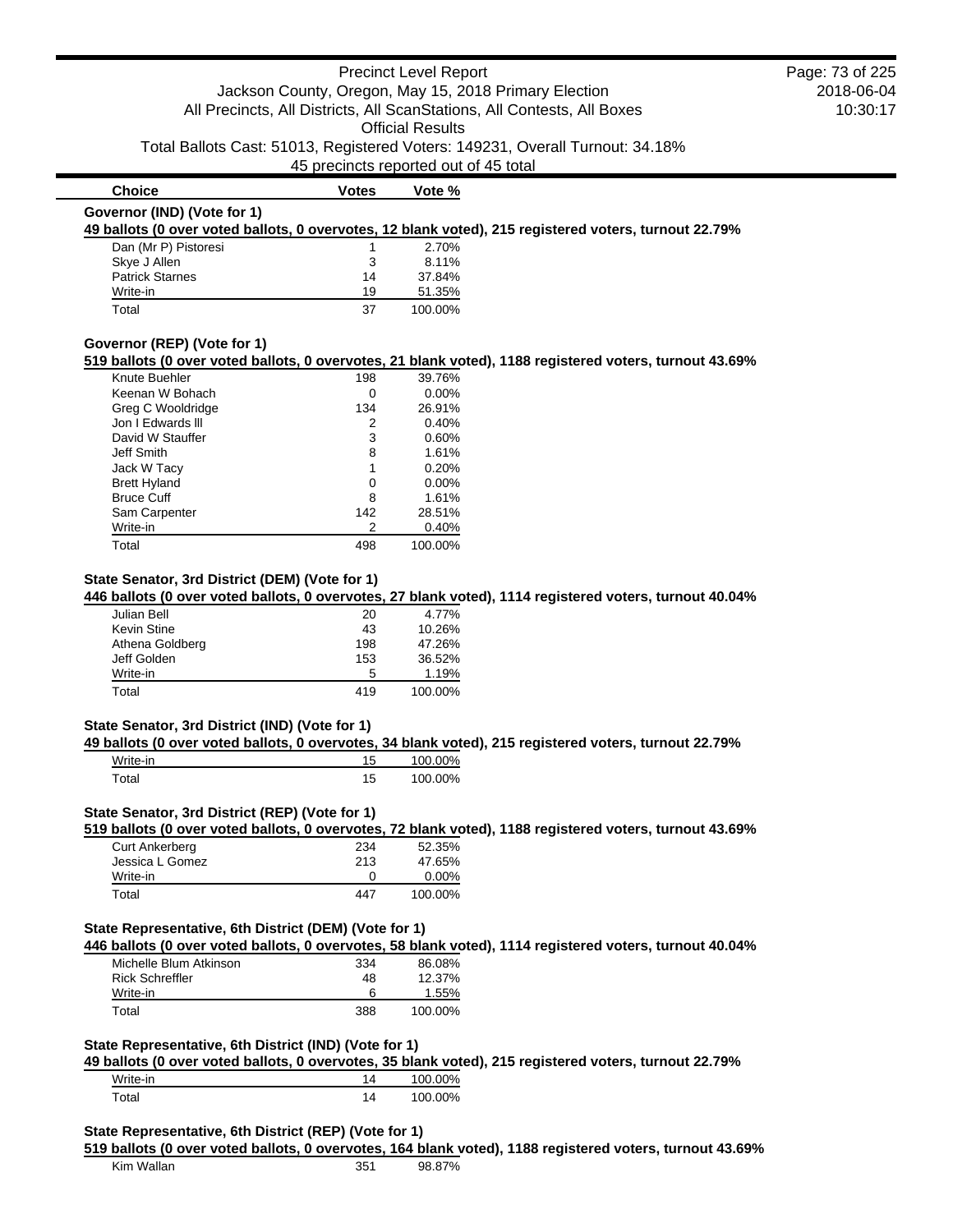| Choice | Votes | Vote % |
|---|---|---|

**Governor (IND) (Vote for 1)**

**49 ballots (0 over voted ballots, 0 overvotes, 12 blank voted), 215 registered voters, turnout 22.79%**

| Choice | Votes | Vote % |
|---|---|---|
| Dan (Mr P) Pistoresi | 1 | 2.70% |
| Skye J Allen | 3 | 8.11% |
| Patrick Starnes | 14 | 37.84% |
| Write-in | 19 | 51.35% |
| Total | 37 | 100.00% |

**Governor (REP) (Vote for 1)**

**519 ballots (0 over voted ballots, 0 overvotes, 21 blank voted), 1188 registered voters, turnout 43.69%**

| Choice | Votes | Vote % |
|---|---|---|
| Knute Buehler | 198 | 39.76% |
| Keenan W Bohach | 0 | 0.00% |
| Greg C Wooldridge | 134 | 26.91% |
| Jon I Edwards lll | 2 | 0.40% |
| David W Stauffer | 3 | 0.60% |
| Jeff Smith | 8 | 1.61% |
| Jack W Tacy | 1 | 0.20% |
| Brett Hyland | 0 | 0.00% |
| Bruce Cuff | 8 | 1.61% |
| Sam Carpenter | 142 | 28.51% |
| Write-in | 2 | 0.40% |
| Total | 498 | 100.00% |

**State Senator, 3rd District (DEM) (Vote for 1)**

**446 ballots (0 over voted ballots, 0 overvotes, 27 blank voted), 1114 registered voters, turnout 40.04%**

| Choice | Votes | Vote % |
|---|---|---|
| Julian Bell | 20 | 4.77% |
| Kevin Stine | 43 | 10.26% |
| Athena Goldberg | 198 | 47.26% |
| Jeff Golden | 153 | 36.52% |
| Write-in | 5 | 1.19% |
| Total | 419 | 100.00% |

**State Senator, 3rd District (IND) (Vote for 1)**

**49 ballots (0 over voted ballots, 0 overvotes, 34 blank voted), 215 registered voters, turnout 22.79%**

| Choice | Votes | Vote % |
|---|---|---|
| Write-in | 15 | 100.00% |
| Total | 15 | 100.00% |

**State Senator, 3rd District (REP) (Vote for 1)**

**519 ballots (0 over voted ballots, 0 overvotes, 72 blank voted), 1188 registered voters, turnout 43.69%**

| Choice | Votes | Vote % |
|---|---|---|
| Curt Ankerberg | 234 | 52.35% |
| Jessica L Gomez | 213 | 47.65% |
| Write-in | 0 | 0.00% |
| Total | 447 | 100.00% |

**State Representative, 6th District (DEM) (Vote for 1)**

**446 ballots (0 over voted ballots, 0 overvotes, 58 blank voted), 1114 registered voters, turnout 40.04%**

| Choice | Votes | Vote % |
|---|---|---|
| Michelle Blum Atkinson | 334 | 86.08% |
| Rick Schreffler | 48 | 12.37% |
| Write-in | 6 | 1.55% |
| Total | 388 | 100.00% |

**State Representative, 6th District (IND) (Vote for 1)**

**49 ballots (0 over voted ballots, 0 overvotes, 35 blank voted), 215 registered voters, turnout 22.79%**

| Choice | Votes | Vote % |
|---|---|---|
| Write-in | 14 | 100.00% |
| Total | 14 | 100.00% |

**State Representative, 6th District (REP) (Vote for 1)**

**519 ballots (0 over voted ballots, 0 overvotes, 164 blank voted), 1188 registered voters, turnout 43.69%**

| Choice | Votes | Vote % |
|---|---|---|
| Kim Wallan | 351 | 98.87% |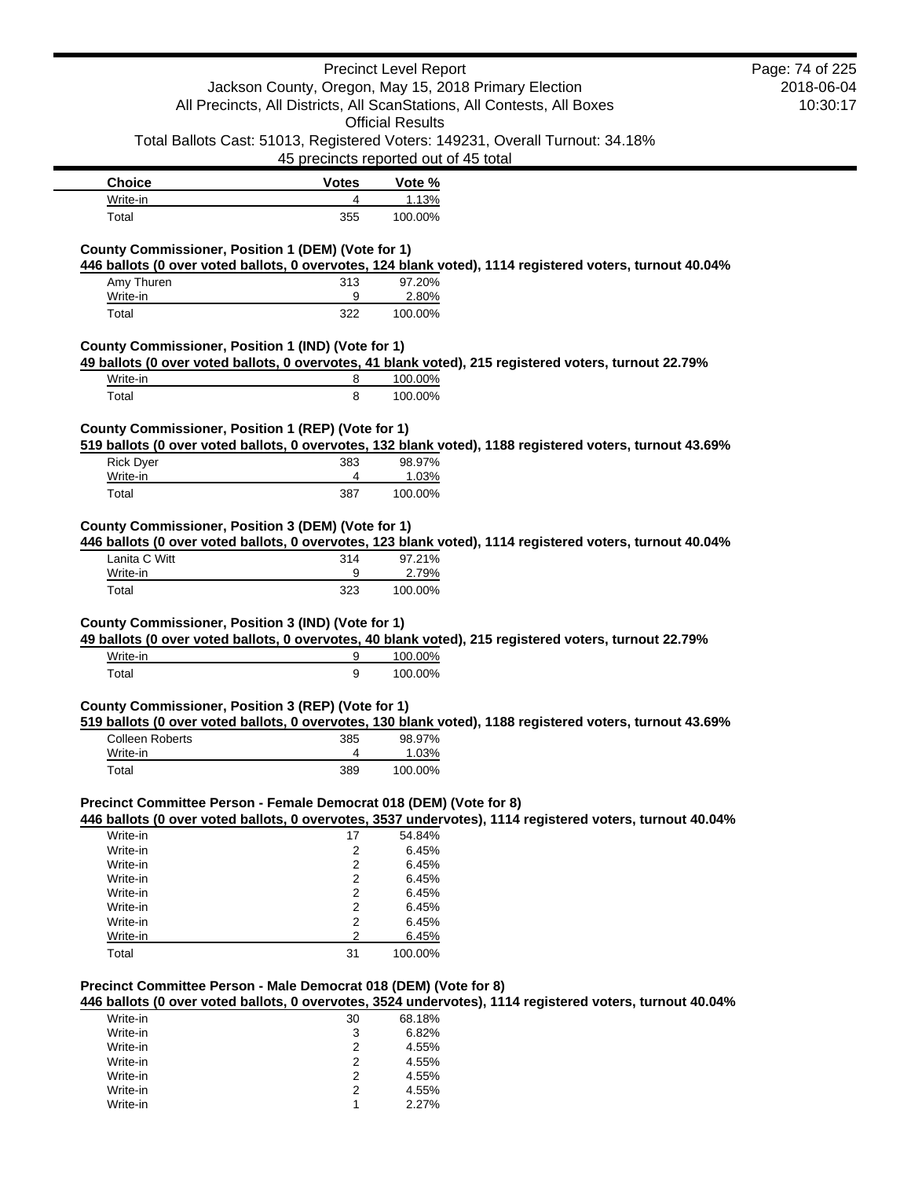| Choice | Votes | Vote % |
|---|---|---|
| Write-in | 4 | 1.13% |
| Total | 355 | 100.00% |

**County Commissioner, Position 1 (DEM) (Vote for 1)**

**446 ballots (0 over voted ballots, 0 overvotes, 124 blank voted), 1114 registered voters, turnout 40.04%**

| Choice | Votes | Vote % |
|---|---|---|
| Amy Thuren | 313 | 97.20% |
| Write-in | 9 | 2.80% |
| Total | 322 | 100.00% |

**County Commissioner, Position 1 (IND) (Vote for 1)**

**49 ballots (0 over voted ballots, 0 overvotes, 41 blank voted), 215 registered voters, turnout 22.79%**

| Choice | Votes | Vote % |
|---|---|---|
| Write-in | 8 | 100.00% |
| Total | 8 | 100.00% |

**County Commissioner, Position 1 (REP) (Vote for 1)**

**519 ballots (0 over voted ballots, 0 overvotes, 132 blank voted), 1188 registered voters, turnout 43.69%**

| Choice | Votes | Vote % |
|---|---|---|
| Rick Dyer | 383 | 98.97% |
| Write-in | 4 | 1.03% |
| Total | 387 | 100.00% |

**County Commissioner, Position 3 (DEM) (Vote for 1)**

**446 ballots (0 over voted ballots, 0 overvotes, 123 blank voted), 1114 registered voters, turnout 40.04%**

| Choice | Votes | Vote % |
|---|---|---|
| Lanita C Witt | 314 | 97.21% |
| Write-in | 9 | 2.79% |
| Total | 323 | 100.00% |

**County Commissioner, Position 3 (IND) (Vote for 1)**

**49 ballots (0 over voted ballots, 0 overvotes, 40 blank voted), 215 registered voters, turnout 22.79%**

| Choice | Votes | Vote % |
|---|---|---|
| Write-in | 9 | 100.00% |
| Total | 9 | 100.00% |

**County Commissioner, Position 3 (REP) (Vote for 1)**

**519 ballots (0 over voted ballots, 0 overvotes, 130 blank voted), 1188 registered voters, turnout 43.69%**

| Choice | Votes | Vote % |
|---|---|---|
| Colleen Roberts | 385 | 98.97% |
| Write-in | 4 | 1.03% |
| Total | 389 | 100.00% |

**Precinct Committee Person - Female Democrat 018 (DEM) (Vote for 8)**

**446 ballots (0 over voted ballots, 0 overvotes, 3537 undervotes), 1114 registered voters, turnout 40.04%**

| Choice | Votes | Vote % |
|---|---|---|
| Write-in | 17 | 54.84% |
| Write-in | 2 | 6.45% |
| Write-in | 2 | 6.45% |
| Write-in | 2 | 6.45% |
| Write-in | 2 | 6.45% |
| Write-in | 2 | 6.45% |
| Write-in | 2 | 6.45% |
| Write-in | 2 | 6.45% |
| Total | 31 | 100.00% |

**Precinct Committee Person - Male Democrat 018 (DEM) (Vote for 8)**

**446 ballots (0 over voted ballots, 0 overvotes, 3524 undervotes), 1114 registered voters, turnout 40.04%**

| Choice | Votes | Vote % |
|---|---|---|
| Write-in | 30 | 68.18% |
| Write-in | 3 | 6.82% |
| Write-in | 2 | 4.55% |
| Write-in | 2 | 4.55% |
| Write-in | 2 | 4.55% |
| Write-in | 2 | 4.55% |
| Write-in | 1 | 2.27% |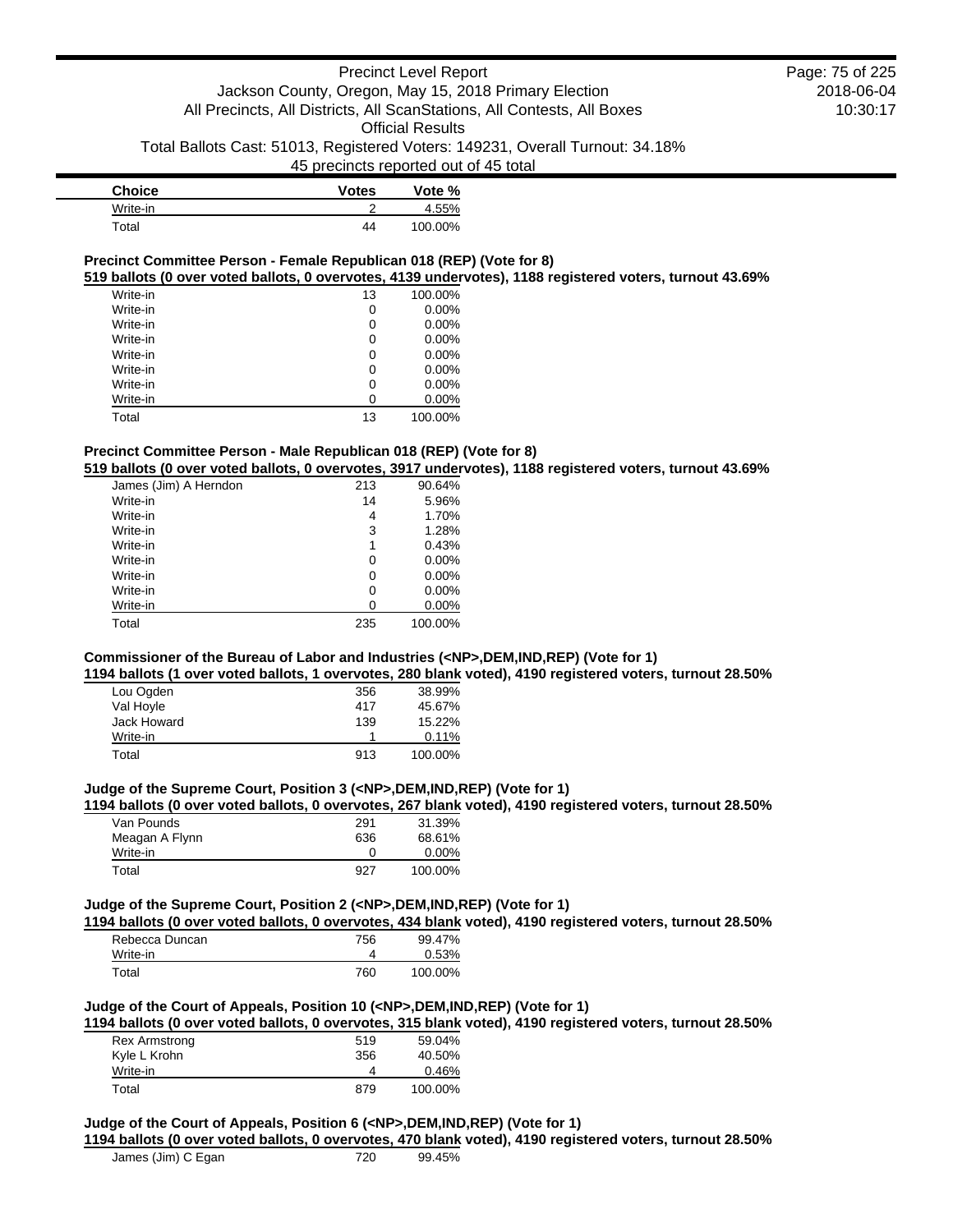| Choice | Votes | Vote % |
|---|---|---|
| Write-in | 2 | 4.55% |
| Total | 44 | 100.00% |

### Precinct Committee Person - Female Republican 018 (REP) (Vote for 8)

**519 ballots (0 over voted ballots, 0 overvotes, 4139 undervotes), 1188 registered voters, turnout 43.69%**

| Choice | Votes | Vote % |
|---|---|---|
| Write-in | 13 | 100.00% |
| Write-in | 0 | 0.00% |
| Write-in | 0 | 0.00% |
| Write-in | 0 | 0.00% |
| Write-in | 0 | 0.00% |
| Write-in | 0 | 0.00% |
| Write-in | 0 | 0.00% |
| Write-in | 0 | 0.00% |
| Total | 13 | 100.00% |

### Precinct Committee Person - Male Republican 018 (REP) (Vote for 8)

**519 ballots (0 over voted ballots, 0 overvotes, 3917 undervotes), 1188 registered voters, turnout 43.69%**

| Choice | Votes | Vote % |
|---|---|---|
| James (Jim) A Herndon | 213 | 90.64% |
| Write-in | 14 | 5.96% |
| Write-in | 4 | 1.70% |
| Write-in | 3 | 1.28% |
| Write-in | 1 | 0.43% |
| Write-in | 0 | 0.00% |
| Write-in | 0 | 0.00% |
| Write-in | 0 | 0.00% |
| Write-in | 0 | 0.00% |
| Total | 235 | 100.00% |

### Commissioner of the Bureau of Labor and Industries (<NP>,DEM,IND,REP) (Vote for 1)

**1194 ballots (1 over voted ballots, 1 overvotes, 280 blank voted), 4190 registered voters, turnout 28.50%**

| Choice | Votes | Vote % |
|---|---|---|
| Lou Ogden | 356 | 38.99% |
| Val Hoyle | 417 | 45.67% |
| Jack Howard | 139 | 15.22% |
| Write-in | 1 | 0.11% |
| Total | 913 | 100.00% |

### Judge of the Supreme Court, Position 3 (<NP>,DEM,IND,REP) (Vote for 1)

**1194 ballots (0 over voted ballots, 0 overvotes, 267 blank voted), 4190 registered voters, turnout 28.50%**

| Choice | Votes | Vote % |
|---|---|---|
| Van Pounds | 291 | 31.39% |
| Meagan A Flynn | 636 | 68.61% |
| Write-in | 0 | 0.00% |
| Total | 927 | 100.00% |

### Judge of the Supreme Court, Position 2 (<NP>,DEM,IND,REP) (Vote for 1)

**1194 ballots (0 over voted ballots, 0 overvotes, 434 blank voted), 4190 registered voters, turnout 28.50%**

| Choice | Votes | Vote % |
|---|---|---|
| Rebecca Duncan | 756 | 99.47% |
| Write-in | 4 | 0.53% |
| Total | 760 | 100.00% |

### Judge of the Court of Appeals, Position 10 (<NP>,DEM,IND,REP) (Vote for 1)

**1194 ballots (0 over voted ballots, 0 overvotes, 315 blank voted), 4190 registered voters, turnout 28.50%**

| Choice | Votes | Vote % |
|---|---|---|
| Rex Armstrong | 519 | 59.04% |
| Kyle L Krohn | 356 | 40.50% |
| Write-in | 4 | 0.46% |
| Total | 879 | 100.00% |

### Judge of the Court of Appeals, Position 6 (<NP>,DEM,IND,REP) (Vote for 1)

**1194 ballots (0 over voted ballots, 0 overvotes, 470 blank voted), 4190 registered voters, turnout 28.50%**

| Choice | Votes | Vote % |
|---|---|---|
| James (Jim) C Egan | 720 | 99.45% |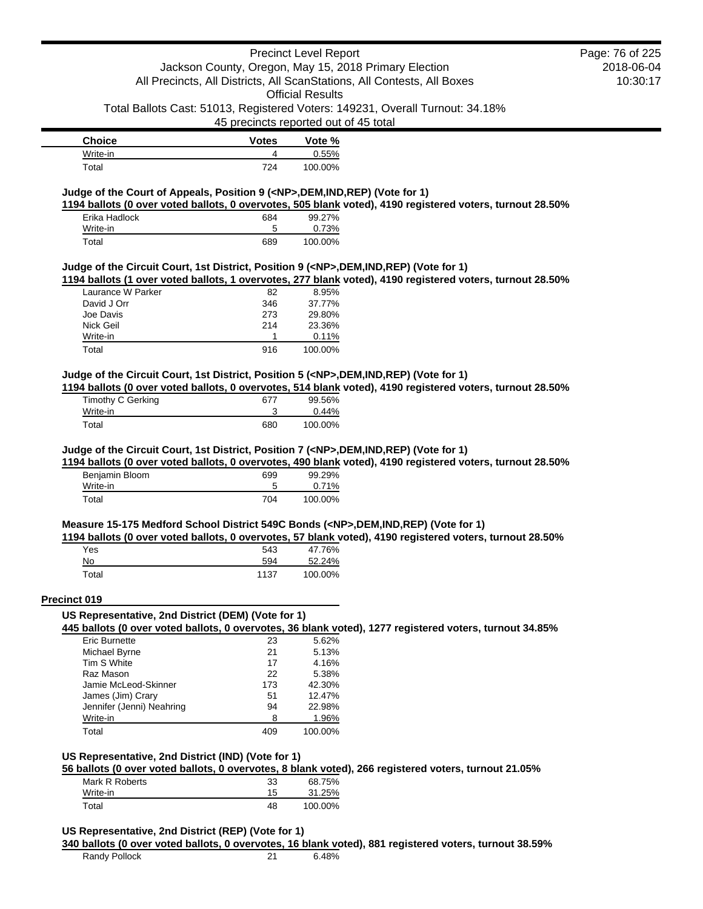| Choice | Votes | Vote % |
| --- | --- | --- |
| Write-in | 4 | 0.55% |
| Total | 724 | 100.00% |

**Judge of the Court of Appeals, Position 9 (<NP>,DEM,IND,REP) (Vote for 1)**

**1194 ballots (0 over voted ballots, 0 overvotes, 505 blank voted), 4190 registered voters, turnout 28.50%**

| Choice | Votes | Vote % |
| --- | --- | --- |
| Erika Hadlock | 684 | 99.27% |
| Write-in | 5 | 0.73% |
| Total | 689 | 100.00% |

**Judge of the Circuit Court, 1st District, Position 9 (<NP>,DEM,IND,REP) (Vote for 1)**

**1194 ballots (1 over voted ballots, 1 overvotes, 277 blank voted), 4190 registered voters, turnout 28.50%**

| Choice | Votes | Vote % |
| --- | --- | --- |
| Laurance W Parker | 82 | 8.95% |
| David J Orr | 346 | 37.77% |
| Joe Davis | 273 | 29.80% |
| Nick Geil | 214 | 23.36% |
| Write-in | 1 | 0.11% |
| Total | 916 | 100.00% |

**Judge of the Circuit Court, 1st District, Position 5 (<NP>,DEM,IND,REP) (Vote for 1)**

**1194 ballots (0 over voted ballots, 0 overvotes, 514 blank voted), 4190 registered voters, turnout 28.50%**

| Choice | Votes | Vote % |
| --- | --- | --- |
| Timothy C Gerking | 677 | 99.56% |
| Write-in | 3 | 0.44% |
| Total | 680 | 100.00% |

**Judge of the Circuit Court, 1st District, Position 7 (<NP>,DEM,IND,REP) (Vote for 1)**

**1194 ballots (0 over voted ballots, 0 overvotes, 490 blank voted), 4190 registered voters, turnout 28.50%**

| Choice | Votes | Vote % |
| --- | --- | --- |
| Benjamin Bloom | 699 | 99.29% |
| Write-in | 5 | 0.71% |
| Total | 704 | 100.00% |

**Measure 15-175 Medford School District 549C Bonds (<NP>,DEM,IND,REP) (Vote for 1)**

**1194 ballots (0 over voted ballots, 0 overvotes, 57 blank voted), 4190 registered voters, turnout 28.50%**

| Choice | Votes | Vote % |
| --- | --- | --- |
| Yes | 543 | 47.76% |
| No | 594 | 52.24% |
| Total | 1137 | 100.00% |

## Precinct 019

**US Representative, 2nd District (DEM) (Vote for 1)**

**445 ballots (0 over voted ballots, 0 overvotes, 36 blank voted), 1277 registered voters, turnout 34.85%**

| Choice | Votes | Vote % |
| --- | --- | --- |
| Eric Burnette | 23 | 5.62% |
| Michael Byrne | 21 | 5.13% |
| Tim S White | 17 | 4.16% |
| Raz Mason | 22 | 5.38% |
| Jamie McLeod-Skinner | 173 | 42.30% |
| James (Jim) Crary | 51 | 12.47% |
| Jennifer (Jenni) Neahring | 94 | 22.98% |
| Write-in | 8 | 1.96% |
| Total | 409 | 100.00% |

**US Representative, 2nd District (IND) (Vote for 1)**

**56 ballots (0 over voted ballots, 0 overvotes, 8 blank voted), 266 registered voters, turnout 21.05%**

| Choice | Votes | Vote % |
| --- | --- | --- |
| Mark R Roberts | 33 | 68.75% |
| Write-in | 15 | 31.25% |
| Total | 48 | 100.00% |

**US Representative, 2nd District (REP) (Vote for 1)**

**340 ballots (0 over voted ballots, 0 overvotes, 16 blank voted), 881 registered voters, turnout 38.59%**

| Choice | Votes | Vote % |
| --- | --- | --- |
| Randy Pollock | 21 | 6.48% |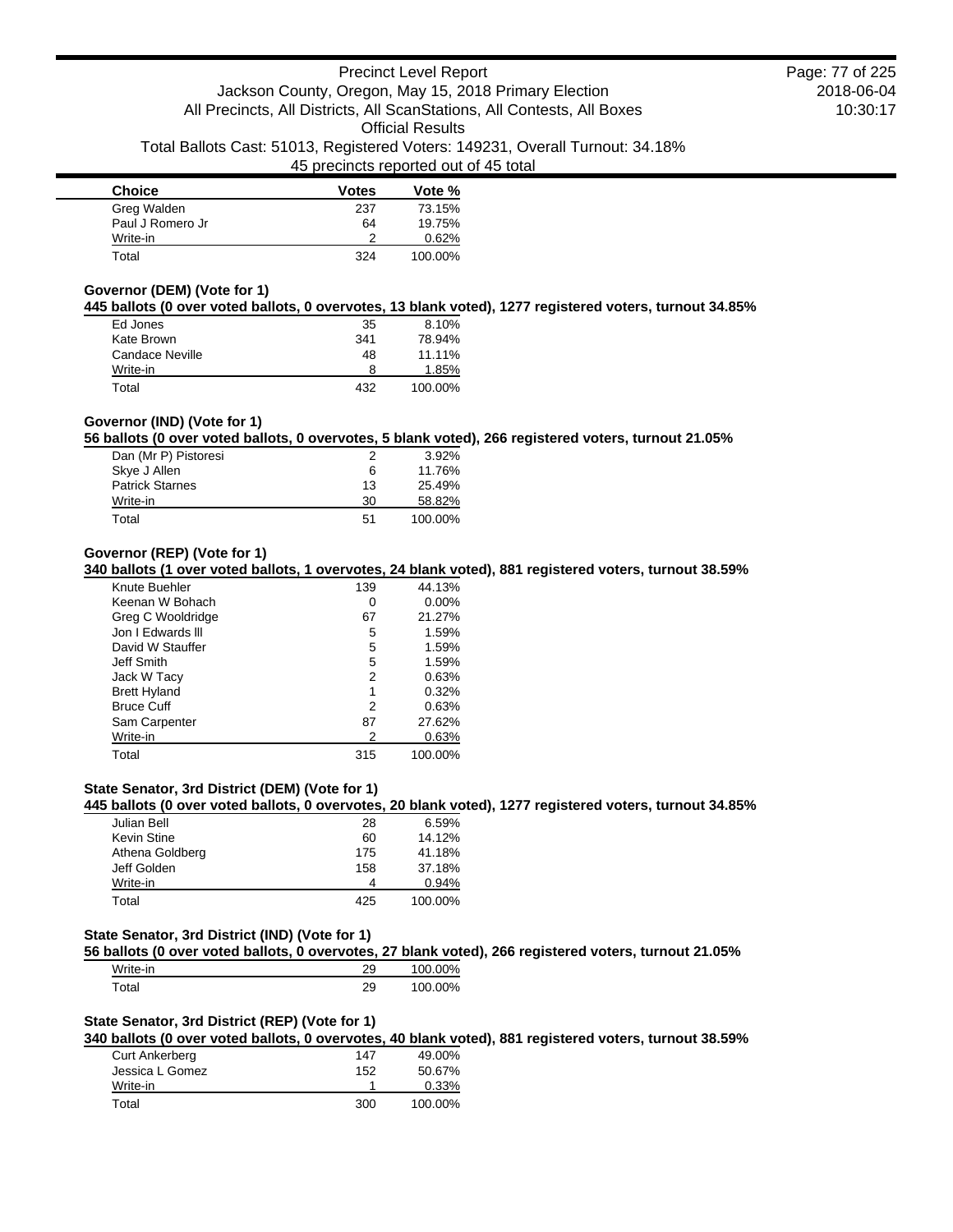| Choice | Votes | Vote % |
|---|---|---|
| Greg Walden | 237 | 73.15% |
| Paul J Romero Jr | 64 | 19.75% |
| Write-in | 2 | 0.62% |
| Total | 324 | 100.00% |

### Governor (DEM) (Vote for 1)

**445 ballots (0 over voted ballots, 0 overvotes, 13 blank voted), 1277 registered voters, turnout 34.85%**

| Choice | Votes | Vote % |
|---|---|---|
| Ed Jones | 35 | 8.10% |
| Kate Brown | 341 | 78.94% |
| Candace Neville | 48 | 11.11% |
| Write-in | 8 | 1.85% |
| Total | 432 | 100.00% |

### Governor (IND) (Vote for 1)

**56 ballots (0 over voted ballots, 0 overvotes, 5 blank voted), 266 registered voters, turnout 21.05%**

| Choice | Votes | Vote % |
|---|---|---|
| Dan (Mr P) Pistoresi | 2 | 3.92% |
| Skye J Allen | 6 | 11.76% |
| Patrick Starnes | 13 | 25.49% |
| Write-in | 30 | 58.82% |
| Total | 51 | 100.00% |

### Governor (REP) (Vote for 1)

**340 ballots (1 over voted ballots, 1 overvotes, 24 blank voted), 881 registered voters, turnout 38.59%**

| Choice | Votes | Vote % |
|---|---|---|
| Knute Buehler | 139 | 44.13% |
| Keenan W Bohach | 0 | 0.00% |
| Greg C Wooldridge | 67 | 21.27% |
| Jon I Edwards lll | 5 | 1.59% |
| David W Stauffer | 5 | 1.59% |
| Jeff Smith | 5 | 1.59% |
| Jack W Tacy | 2 | 0.63% |
| Brett Hyland | 1 | 0.32% |
| Bruce Cuff | 2 | 0.63% |
| Sam Carpenter | 87 | 27.62% |
| Write-in | 2 | 0.63% |
| Total | 315 | 100.00% |

### State Senator, 3rd District (DEM) (Vote for 1)

**445 ballots (0 over voted ballots, 0 overvotes, 20 blank voted), 1277 registered voters, turnout 34.85%**

| Choice | Votes | Vote % |
|---|---|---|
| Julian Bell | 28 | 6.59% |
| Kevin Stine | 60 | 14.12% |
| Athena Goldberg | 175 | 41.18% |
| Jeff Golden | 158 | 37.18% |
| Write-in | 4 | 0.94% |
| Total | 425 | 100.00% |

### State Senator, 3rd District (IND) (Vote for 1)

**56 ballots (0 over voted ballots, 0 overvotes, 27 blank voted), 266 registered voters, turnout 21.05%**

| Choice | Votes | Vote % |
|---|---|---|
| Write-in | 29 | 100.00% |
| Total | 29 | 100.00% |

### State Senator, 3rd District (REP) (Vote for 1)

**340 ballots (0 over voted ballots, 0 overvotes, 40 blank voted), 881 registered voters, turnout 38.59%**

| Choice | Votes | Vote % |
|---|---|---|
| Curt Ankerberg | 147 | 49.00% |
| Jessica L Gomez | 152 | 50.67% |
| Write-in | 1 | 0.33% |
| Total | 300 | 100.00% |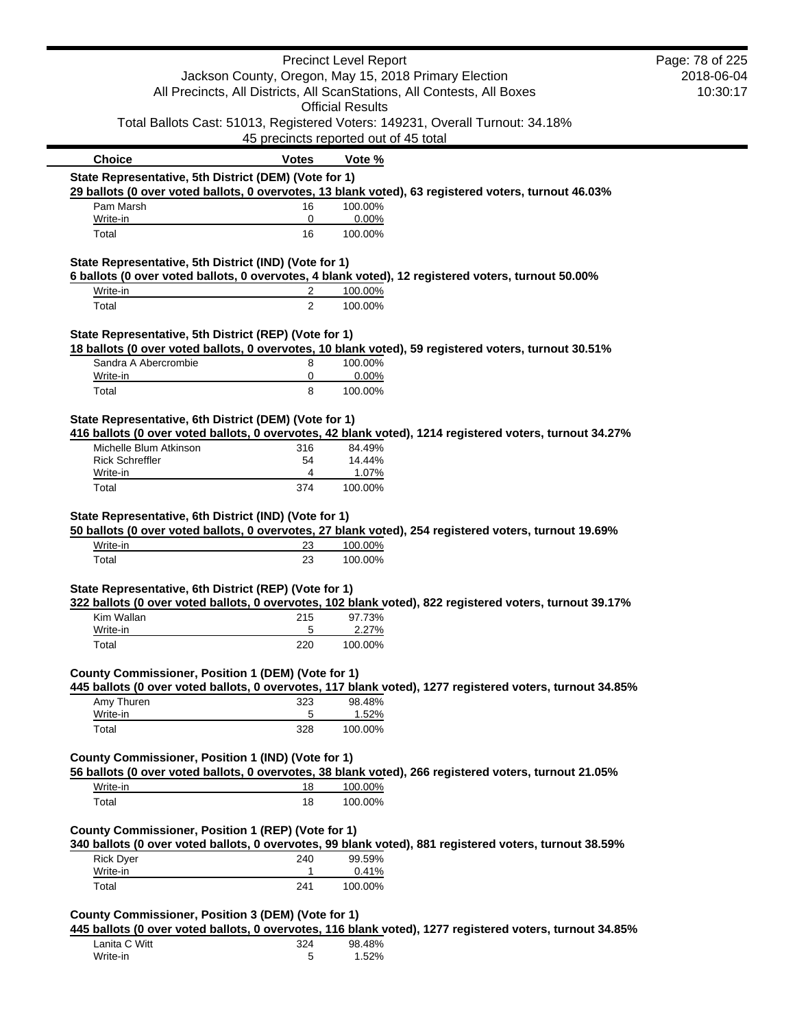**State Representative, 5th District (DEM) (Vote for 1)**

**29 ballots (0 over voted ballots, 0 overvotes, 13 blank voted), 63 registered voters, turnout 46.03%**

| Choice | Votes | Vote % |
|---|---|---|
| Pam Marsh | 16 | 100.00% |
| Write-in | 0 | 0.00% |
| Total | 16 | 100.00% |

**State Representative, 5th District (IND) (Vote for 1)**

**6 ballots (0 over voted ballots, 0 overvotes, 4 blank voted), 12 registered voters, turnout 50.00%**

| Choice | Votes | Vote % |
|---|---|---|
| Write-in | 2 | 100.00% |
| Total | 2 | 100.00% |

**State Representative, 5th District (REP) (Vote for 1)**

**18 ballots (0 over voted ballots, 0 overvotes, 10 blank voted), 59 registered voters, turnout 30.51%**

| Choice | Votes | Vote % |
|---|---|---|
| Sandra A Abercrombie | 8 | 100.00% |
| Write-in | 0 | 0.00% |
| Total | 8 | 100.00% |

**State Representative, 6th District (DEM) (Vote for 1)**

**416 ballots (0 over voted ballots, 0 overvotes, 42 blank voted), 1214 registered voters, turnout 34.27%**

| Choice | Votes | Vote % |
|---|---|---|
| Michelle Blum Atkinson | 316 | 84.49% |
| Rick Schreffler | 54 | 14.44% |
| Write-in | 4 | 1.07% |
| Total | 374 | 100.00% |

**State Representative, 6th District (IND) (Vote for 1)**

**50 ballots (0 over voted ballots, 0 overvotes, 27 blank voted), 254 registered voters, turnout 19.69%**

| Choice | Votes | Vote % |
|---|---|---|
| Write-in | 23 | 100.00% |
| Total | 23 | 100.00% |

**State Representative, 6th District (REP) (Vote for 1)**

**322 ballots (0 over voted ballots, 0 overvotes, 102 blank voted), 822 registered voters, turnout 39.17%**

| Choice | Votes | Vote % |
|---|---|---|
| Kim Wallan | 215 | 97.73% |
| Write-in | 5 | 2.27% |
| Total | 220 | 100.00% |

**County Commissioner, Position 1 (DEM) (Vote for 1)**

**445 ballots (0 over voted ballots, 0 overvotes, 117 blank voted), 1277 registered voters, turnout 34.85%**

| Choice | Votes | Vote % |
|---|---|---|
| Amy Thuren | 323 | 98.48% |
| Write-in | 5 | 1.52% |
| Total | 328 | 100.00% |

**County Commissioner, Position 1 (IND) (Vote for 1)**

**56 ballots (0 over voted ballots, 0 overvotes, 38 blank voted), 266 registered voters, turnout 21.05%**

| Choice | Votes | Vote % |
|---|---|---|
| Write-in | 18 | 100.00% |
| Total | 18 | 100.00% |

**County Commissioner, Position 1 (REP) (Vote for 1)**

**340 ballots (0 over voted ballots, 0 overvotes, 99 blank voted), 881 registered voters, turnout 38.59%**

| Choice | Votes | Vote % |
|---|---|---|
| Rick Dyer | 240 | 99.59% |
| Write-in | 1 | 0.41% |
| Total | 241 | 100.00% |

**County Commissioner, Position 3 (DEM) (Vote for 1)**

**445 ballots (0 over voted ballots, 0 overvotes, 116 blank voted), 1277 registered voters, turnout 34.85%**

| Choice | Votes | Vote % |
|---|---|---|
| Lanita C Witt | 324 | 98.48% |
| Write-in | 5 | 1.52% |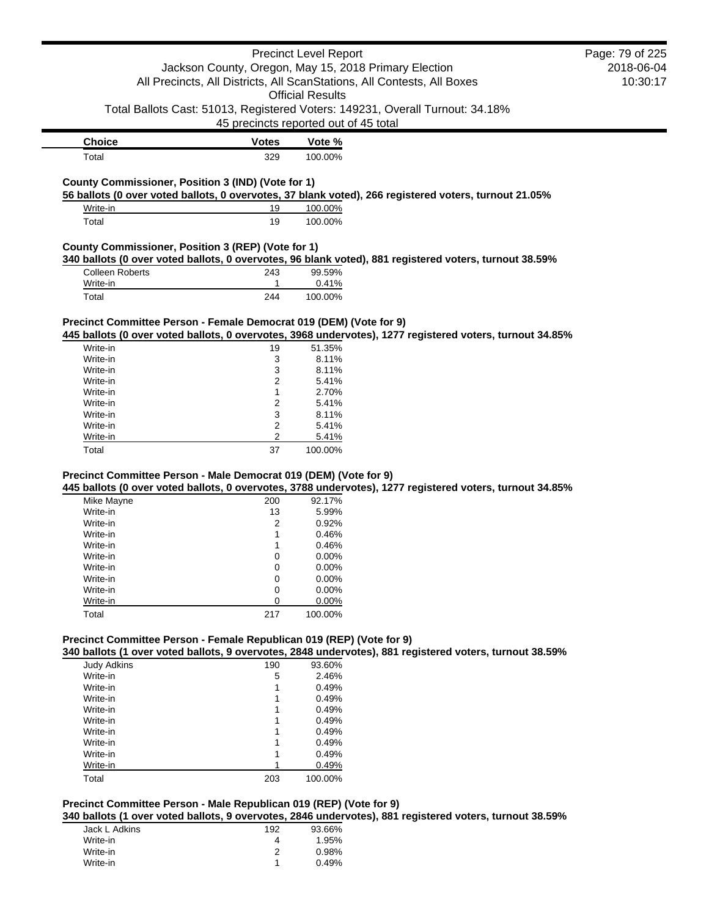| Choice | Votes | Vote % |
|---|---|---|
| Total | 329 | 100.00% |

**County Commissioner, Position 3 (IND) (Vote for 1)**

**56 ballots (0 over voted ballots, 0 overvotes, 37 blank voted), 266 registered voters, turnout 21.05%**

| Choice | Votes | Vote % |
|---|---|---|
| Write-in | 19 | 100.00% |
| Total | 19 | 100.00% |

**County Commissioner, Position 3 (REP) (Vote for 1)**

**340 ballots (0 over voted ballots, 0 overvotes, 96 blank voted), 881 registered voters, turnout 38.59%**

| Choice | Votes | Vote % |
|---|---|---|
| Colleen Roberts | 243 | 99.59% |
| Write-in | 1 | 0.41% |
| Total | 244 | 100.00% |

**Precinct Committee Person - Female Democrat 019 (DEM) (Vote for 9)**

**445 ballots (0 over voted ballots, 0 overvotes, 3968 undervotes), 1277 registered voters, turnout 34.85%**

| Choice | Votes | Vote % |
|---|---|---|
| Write-in | 19 | 51.35% |
| Write-in | 3 | 8.11% |
| Write-in | 3 | 8.11% |
| Write-in | 2 | 5.41% |
| Write-in | 1 | 2.70% |
| Write-in | 2 | 5.41% |
| Write-in | 3 | 8.11% |
| Write-in | 2 | 5.41% |
| Write-in | 2 | 5.41% |
| Total | 37 | 100.00% |

**Precinct Committee Person - Male Democrat 019 (DEM) (Vote for 9)**

**445 ballots (0 over voted ballots, 0 overvotes, 3788 undervotes), 1277 registered voters, turnout 34.85%**

| Choice | Votes | Vote % |
|---|---|---|
| Mike Mayne | 200 | 92.17% |
| Write-in | 13 | 5.99% |
| Write-in | 2 | 0.92% |
| Write-in | 1 | 0.46% |
| Write-in | 1 | 0.46% |
| Write-in | 0 | 0.00% |
| Write-in | 0 | 0.00% |
| Write-in | 0 | 0.00% |
| Write-in | 0 | 0.00% |
| Write-in | 0 | 0.00% |
| Total | 217 | 100.00% |

**Precinct Committee Person - Female Republican 019 (REP) (Vote for 9)**

**340 ballots (1 over voted ballots, 9 overvotes, 2848 undervotes), 881 registered voters, turnout 38.59%**

| Choice | Votes | Vote % |
|---|---|---|
| Judy Adkins | 190 | 93.60% |
| Write-in | 5 | 2.46% |
| Write-in | 1 | 0.49% |
| Write-in | 1 | 0.49% |
| Write-in | 1 | 0.49% |
| Write-in | 1 | 0.49% |
| Write-in | 1 | 0.49% |
| Write-in | 1 | 0.49% |
| Write-in | 1 | 0.49% |
| Write-in | 1 | 0.49% |
| Total | 203 | 100.00% |

**Precinct Committee Person - Male Republican 019 (REP) (Vote for 9)**

**340 ballots (1 over voted ballots, 9 overvotes, 2846 undervotes), 881 registered voters, turnout 38.59%**

| Choice | Votes | Vote % |
|---|---|---|
| Jack L Adkins | 192 | 93.66% |
| Write-in | 4 | 1.95% |
| Write-in | 2 | 0.98% |
| Write-in | 1 | 0.49% |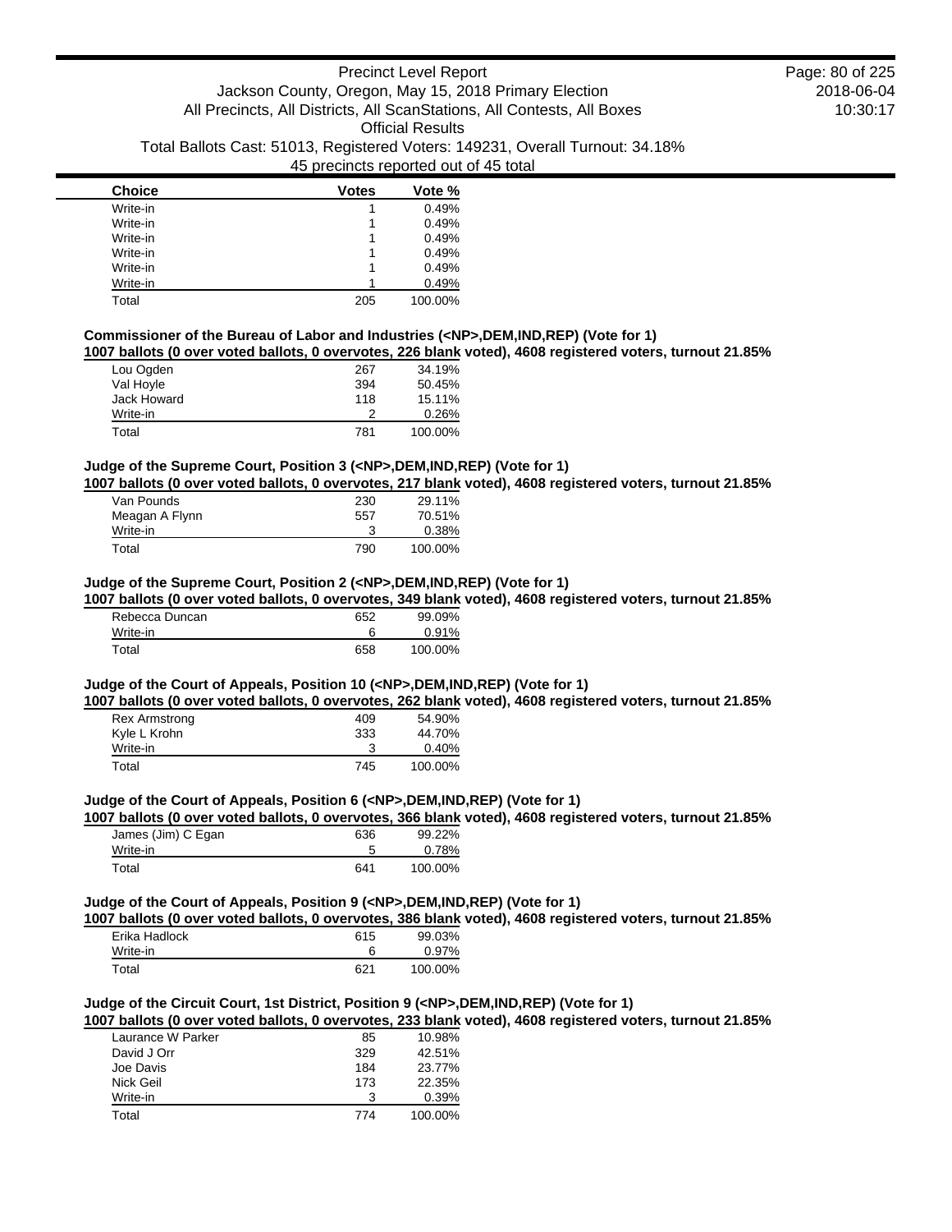| Choice | Votes | Vote % |
|---|---|---|
| Write-in | 1 | 0.49% |
| Write-in | 1 | 0.49% |
| Write-in | 1 | 0.49% |
| Write-in | 1 | 0.49% |
| Write-in | 1 | 0.49% |
| Write-in | 1 | 0.49% |
| Total | 205 | 100.00% |

### Commissioner of the Bureau of Labor and Industries (<NP>,DEM,IND,REP) (Vote for 1)

**1007 ballots (0 over voted ballots, 0 overvotes, 226 blank voted), 4608 registered voters, turnout 21.85%**

| Choice | Votes | Vote % |
|---|---|---|
| Lou Ogden | 267 | 34.19% |
| Val Hoyle | 394 | 50.45% |
| Jack Howard | 118 | 15.11% |
| Write-in | 2 | 0.26% |
| Total | 781 | 100.00% |

### Judge of the Supreme Court, Position 3 (<NP>,DEM,IND,REP) (Vote for 1)

**1007 ballots (0 over voted ballots, 0 overvotes, 217 blank voted), 4608 registered voters, turnout 21.85%**

| Choice | Votes | Vote % |
|---|---|---|
| Van Pounds | 230 | 29.11% |
| Meagan A Flynn | 557 | 70.51% |
| Write-in | 3 | 0.38% |
| Total | 790 | 100.00% |

### Judge of the Supreme Court, Position 2 (<NP>,DEM,IND,REP) (Vote for 1)

**1007 ballots (0 over voted ballots, 0 overvotes, 349 blank voted), 4608 registered voters, turnout 21.85%**

| Choice | Votes | Vote % |
|---|---|---|
| Rebecca Duncan | 652 | 99.09% |
| Write-in | 6 | 0.91% |
| Total | 658 | 100.00% |

### Judge of the Court of Appeals, Position 10 (<NP>,DEM,IND,REP) (Vote for 1)

**1007 ballots (0 over voted ballots, 0 overvotes, 262 blank voted), 4608 registered voters, turnout 21.85%**

| Choice | Votes | Vote % |
|---|---|---|
| Rex Armstrong | 409 | 54.90% |
| Kyle L Krohn | 333 | 44.70% |
| Write-in | 3 | 0.40% |
| Total | 745 | 100.00% |

### Judge of the Court of Appeals, Position 6 (<NP>,DEM,IND,REP) (Vote for 1)

**1007 ballots (0 over voted ballots, 0 overvotes, 366 blank voted), 4608 registered voters, turnout 21.85%**

| Choice | Votes | Vote % |
|---|---|---|
| James (Jim) C Egan | 636 | 99.22% |
| Write-in | 5 | 0.78% |
| Total | 641 | 100.00% |

### Judge of the Court of Appeals, Position 9 (<NP>,DEM,IND,REP) (Vote for 1)

**1007 ballots (0 over voted ballots, 0 overvotes, 386 blank voted), 4608 registered voters, turnout 21.85%**

| Choice | Votes | Vote % |
|---|---|---|
| Erika Hadlock | 615 | 99.03% |
| Write-in | 6 | 0.97% |
| Total | 621 | 100.00% |

### Judge of the Circuit Court, 1st District, Position 9 (<NP>,DEM,IND,REP) (Vote for 1)

**1007 ballots (0 over voted ballots, 0 overvotes, 233 blank voted), 4608 registered voters, turnout 21.85%**

| Choice | Votes | Vote % |
|---|---|---|
| Laurance W Parker | 85 | 10.98% |
| David J Orr | 329 | 42.51% |
| Joe Davis | 184 | 23.77% |
| Nick Geil | 173 | 22.35% |
| Write-in | 3 | 0.39% |
| Total | 774 | 100.00% |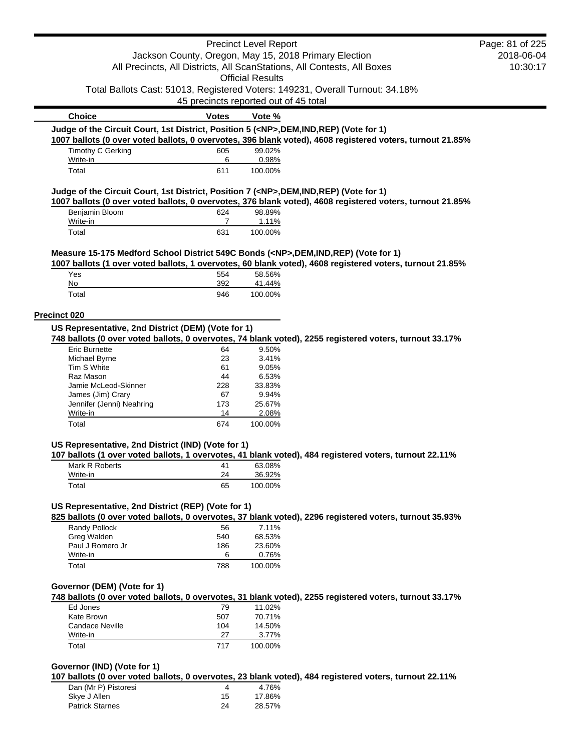| Choice | Votes | Vote % |
|---|---|---|

**Judge of the Circuit Court, 1st District, Position 5 (<NP>,DEM,IND,REP) (Vote for 1)**

**1007 ballots (0 over voted ballots, 0 overvotes, 396 blank voted), 4608 registered voters, turnout 21.85%**

| Choice | Votes | Vote % |
|---|---|---|
| Timothy C Gerking | 605 | 99.02% |
| Write-in | 6 | 0.98% |
| Total | 611 | 100.00% |

**Judge of the Circuit Court, 1st District, Position 7 (<NP>,DEM,IND,REP) (Vote for 1)**

**1007 ballots (0 over voted ballots, 0 overvotes, 376 blank voted), 4608 registered voters, turnout 21.85%**

| Choice | Votes | Vote % |
|---|---|---|
| Benjamin Bloom | 624 | 98.89% |
| Write-in | 7 | 1.11% |
| Total | 631 | 100.00% |

**Measure 15-175 Medford School District 549C Bonds (<NP>,DEM,IND,REP) (Vote for 1)**

**1007 ballots (1 over voted ballots, 1 overvotes, 60 blank voted), 4608 registered voters, turnout 21.85%**

| Choice | Votes | Vote % |
|---|---|---|
| Yes | 554 | 58.56% |
| No | 392 | 41.44% |
| Total | 946 | 100.00% |

## Precinct 020

**US Representative, 2nd District (DEM) (Vote for 1)**

**748 ballots (0 over voted ballots, 0 overvotes, 74 blank voted), 2255 registered voters, turnout 33.17%**

| Choice | Votes | Vote % |
|---|---|---|
| Eric Burnette | 64 | 9.50% |
| Michael Byrne | 23 | 3.41% |
| Tim S White | 61 | 9.05% |
| Raz Mason | 44 | 6.53% |
| Jamie McLeod-Skinner | 228 | 33.83% |
| James (Jim) Crary | 67 | 9.94% |
| Jennifer (Jenni) Neahring | 173 | 25.67% |
| Write-in | 14 | 2.08% |
| Total | 674 | 100.00% |

**US Representative, 2nd District (IND) (Vote for 1)**

**107 ballots (1 over voted ballots, 1 overvotes, 41 blank voted), 484 registered voters, turnout 22.11%**

| Choice | Votes | Vote % |
|---|---|---|
| Mark R Roberts | 41 | 63.08% |
| Write-in | 24 | 36.92% |
| Total | 65 | 100.00% |

**US Representative, 2nd District (REP) (Vote for 1)**

**825 ballots (0 over voted ballots, 0 overvotes, 37 blank voted), 2296 registered voters, turnout 35.93%**

| Choice | Votes | Vote % |
|---|---|---|
| Randy Pollock | 56 | 7.11% |
| Greg Walden | 540 | 68.53% |
| Paul J Romero Jr | 186 | 23.60% |
| Write-in | 6 | 0.76% |
| Total | 788 | 100.00% |

**Governor (DEM) (Vote for 1)**

**748 ballots (0 over voted ballots, 0 overvotes, 31 blank voted), 2255 registered voters, turnout 33.17%**

| Choice | Votes | Vote % |
|---|---|---|
| Ed Jones | 79 | 11.02% |
| Kate Brown | 507 | 70.71% |
| Candace Neville | 104 | 14.50% |
| Write-in | 27 | 3.77% |
| Total | 717 | 100.00% |

**Governor (IND) (Vote for 1)**

**107 ballots (0 over voted ballots, 0 overvotes, 23 blank voted), 484 registered voters, turnout 22.11%**

| Choice | Votes | Vote % |
|---|---|---|
| Dan (Mr P) Pistoresi | 4 | 4.76% |
| Skye J Allen | 15 | 17.86% |
| Patrick Starnes | 24 | 28.57% |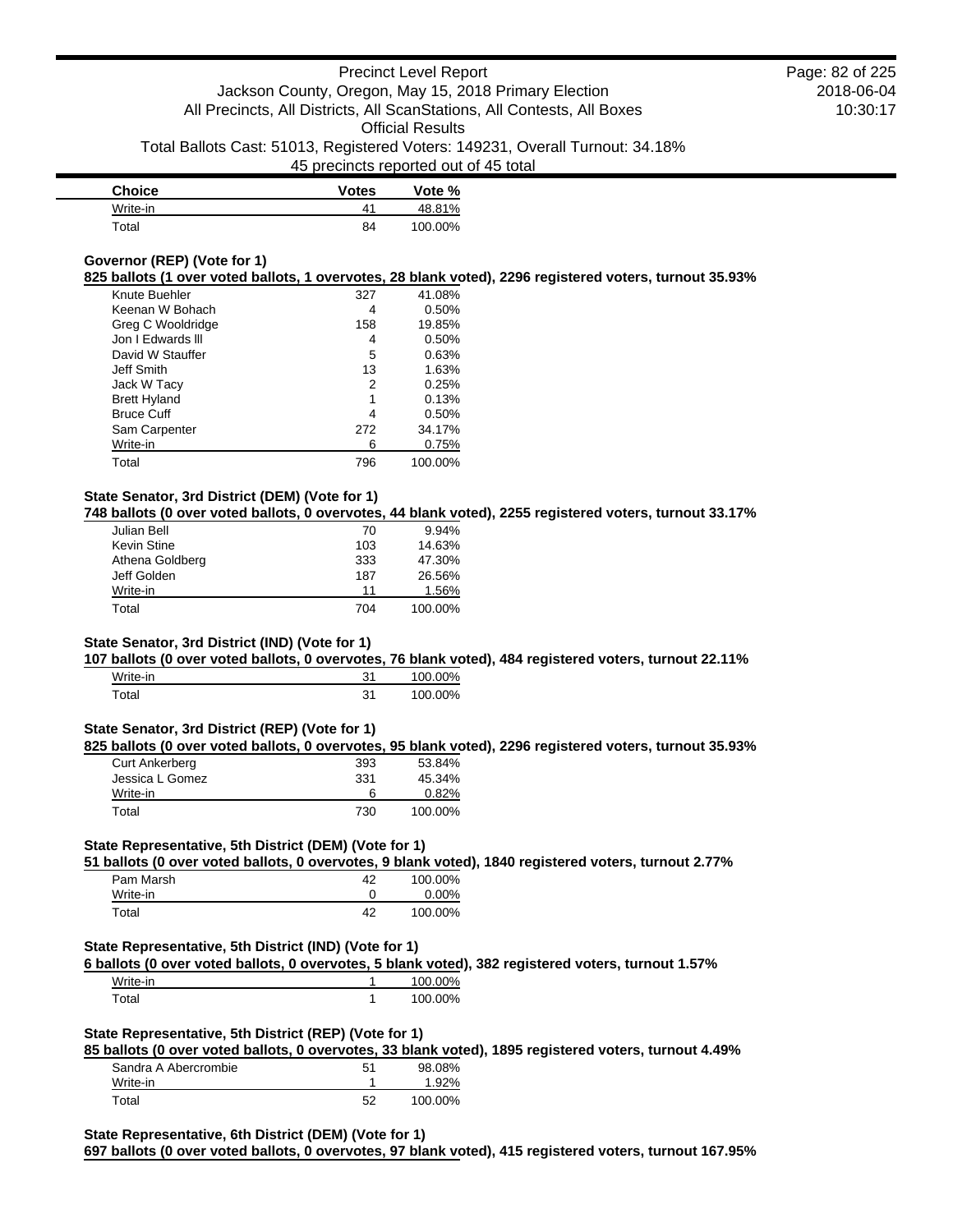| Choice | Votes | Vote % |
| --- | --- | --- |
| Write-in | 41 | 48.81% |
| Total | 84 | 100.00% |

**Governor (REP) (Vote for 1)**

**825 ballots (1 over voted ballots, 1 overvotes, 28 blank voted), 2296 registered voters, turnout 35.93%**

| Choice | Votes | Vote % |
| --- | --- | --- |
| Knute Buehler | 327 | 41.08% |
| Keenan W Bohach | 4 | 0.50% |
| Greg C Wooldridge | 158 | 19.85% |
| Jon I Edwards lll | 4 | 0.50% |
| David W Stauffer | 5 | 0.63% |
| Jeff Smith | 13 | 1.63% |
| Jack W Tacy | 2 | 0.25% |
| Brett Hyland | 1 | 0.13% |
| Bruce Cuff | 4 | 0.50% |
| Sam Carpenter | 272 | 34.17% |
| Write-in | 6 | 0.75% |
| Total | 796 | 100.00% |

**State Senator, 3rd District (DEM) (Vote for 1)**

**748 ballots (0 over voted ballots, 0 overvotes, 44 blank voted), 2255 registered voters, turnout 33.17%**

| Choice | Votes | Vote % |
| --- | --- | --- |
| Julian Bell | 70 | 9.94% |
| Kevin Stine | 103 | 14.63% |
| Athena Goldberg | 333 | 47.30% |
| Jeff Golden | 187 | 26.56% |
| Write-in | 11 | 1.56% |
| Total | 704 | 100.00% |

**State Senator, 3rd District (IND) (Vote for 1)**

**107 ballots (0 over voted ballots, 0 overvotes, 76 blank voted), 484 registered voters, turnout 22.11%**

| Choice | Votes | Vote % |
| --- | --- | --- |
| Write-in | 31 | 100.00% |
| Total | 31 | 100.00% |

**State Senator, 3rd District (REP) (Vote for 1)**

**825 ballots (0 over voted ballots, 0 overvotes, 95 blank voted), 2296 registered voters, turnout 35.93%**

| Choice | Votes | Vote % |
| --- | --- | --- |
| Curt Ankerberg | 393 | 53.84% |
| Jessica L Gomez | 331 | 45.34% |
| Write-in | 6 | 0.82% |
| Total | 730 | 100.00% |

**State Representative, 5th District (DEM) (Vote for 1)**

**51 ballots (0 over voted ballots, 0 overvotes, 9 blank voted), 1840 registered voters, turnout 2.77%**

| Choice | Votes | Vote % |
| --- | --- | --- |
| Pam Marsh | 42 | 100.00% |
| Write-in | 0 | 0.00% |
| Total | 42 | 100.00% |

**State Representative, 5th District (IND) (Vote for 1)**

**6 ballots (0 over voted ballots, 0 overvotes, 5 blank voted), 382 registered voters, turnout 1.57%**

| Choice | Votes | Vote % |
| --- | --- | --- |
| Write-in | 1 | 100.00% |
| Total | 1 | 100.00% |

**State Representative, 5th District (REP) (Vote for 1)**

**85 ballots (0 over voted ballots, 0 overvotes, 33 blank voted), 1895 registered voters, turnout 4.49%**

| Choice | Votes | Vote % |
| --- | --- | --- |
| Sandra A Abercrombie | 51 | 98.08% |
| Write-in | 1 | 1.92% |
| Total | 52 | 100.00% |

**State Representative, 6th District (DEM) (Vote for 1)**

**697 ballots (0 over voted ballots, 0 overvotes, 97 blank voted), 415 registered voters, turnout 167.95%**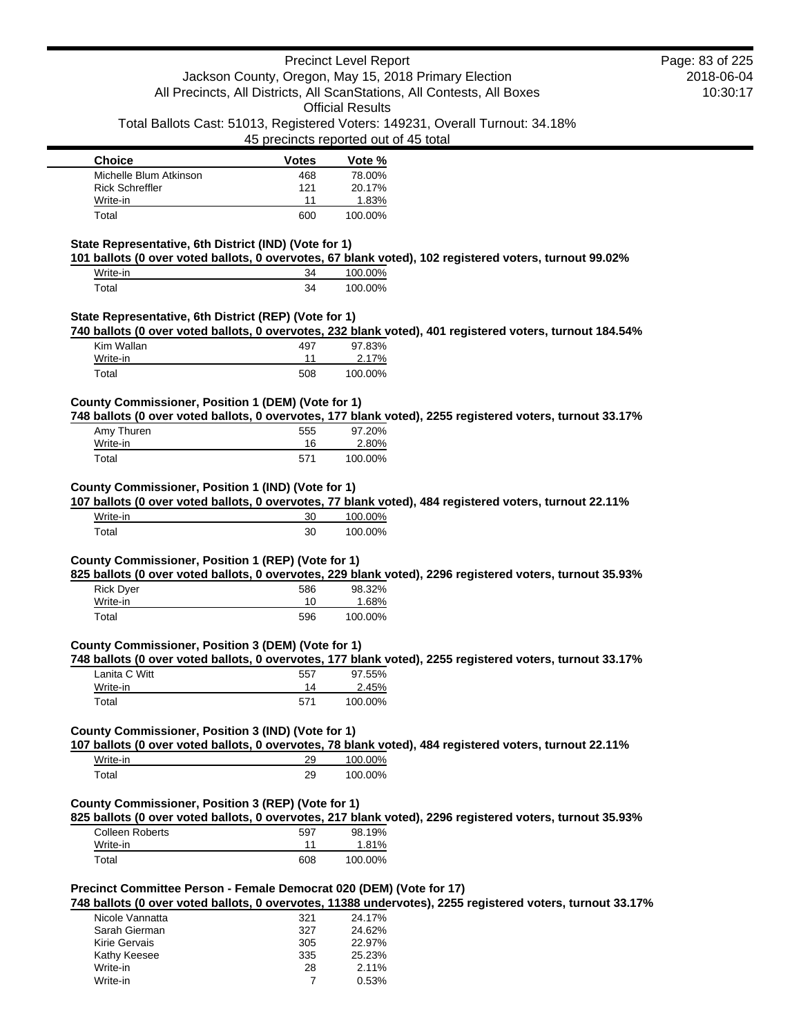| Choice | Votes | Vote % |
|---|---|---|
| Michelle Blum Atkinson | 468 | 78.00% |
| Rick Schreffler | 121 | 20.17% |
| Write-in | 11 | 1.83% |
| Total | 600 | 100.00% |

**State Representative, 6th District (IND) (Vote for 1)**

**101 ballots (0 over voted ballots, 0 overvotes, 67 blank voted), 102 registered voters, turnout 99.02%**

| Choice | Votes | Vote % |
|---|---|---|
| Write-in | 34 | 100.00% |
| Total | 34 | 100.00% |

**State Representative, 6th District (REP) (Vote for 1)**

**740 ballots (0 over voted ballots, 0 overvotes, 232 blank voted), 401 registered voters, turnout 184.54%**

| Choice | Votes | Vote % |
|---|---|---|
| Kim Wallan | 497 | 97.83% |
| Write-in | 11 | 2.17% |
| Total | 508 | 100.00% |

**County Commissioner, Position 1 (DEM) (Vote for 1)**

**748 ballots (0 over voted ballots, 0 overvotes, 177 blank voted), 2255 registered voters, turnout 33.17%**

| Choice | Votes | Vote % |
|---|---|---|
| Amy Thuren | 555 | 97.20% |
| Write-in | 16 | 2.80% |
| Total | 571 | 100.00% |

**County Commissioner, Position 1 (IND) (Vote for 1)**

**107 ballots (0 over voted ballots, 0 overvotes, 77 blank voted), 484 registered voters, turnout 22.11%**

| Choice | Votes | Vote % |
|---|---|---|
| Write-in | 30 | 100.00% |
| Total | 30 | 100.00% |

**County Commissioner, Position 1 (REP) (Vote for 1)**

**825 ballots (0 over voted ballots, 0 overvotes, 229 blank voted), 2296 registered voters, turnout 35.93%**

| Choice | Votes | Vote % |
|---|---|---|
| Rick Dyer | 586 | 98.32% |
| Write-in | 10 | 1.68% |
| Total | 596 | 100.00% |

**County Commissioner, Position 3 (DEM) (Vote for 1)**

**748 ballots (0 over voted ballots, 0 overvotes, 177 blank voted), 2255 registered voters, turnout 33.17%**

| Choice | Votes | Vote % |
|---|---|---|
| Lanita C Witt | 557 | 97.55% |
| Write-in | 14 | 2.45% |
| Total | 571 | 100.00% |

**County Commissioner, Position 3 (IND) (Vote for 1)**

**107 ballots (0 over voted ballots, 0 overvotes, 78 blank voted), 484 registered voters, turnout 22.11%**

| Choice | Votes | Vote % |
|---|---|---|
| Write-in | 29 | 100.00% |
| Total | 29 | 100.00% |

**County Commissioner, Position 3 (REP) (Vote for 1)**

**825 ballots (0 over voted ballots, 0 overvotes, 217 blank voted), 2296 registered voters, turnout 35.93%**

| Choice | Votes | Vote % |
|---|---|---|
| Colleen Roberts | 597 | 98.19% |
| Write-in | 11 | 1.81% |
| Total | 608 | 100.00% |

**Precinct Committee Person - Female Democrat 020 (DEM) (Vote for 17)**

**748 ballots (0 over voted ballots, 0 overvotes, 11388 undervotes), 2255 registered voters, turnout 33.17%**

| Choice | Votes | Vote % |
|---|---|---|
| Nicole Vannatta | 321 | 24.17% |
| Sarah Gierman | 327 | 24.62% |
| Kirie Gervais | 305 | 22.97% |
| Kathy Keesee | 335 | 25.23% |
| Write-in | 28 | 2.11% |
| Write-in | 7 | 0.53% |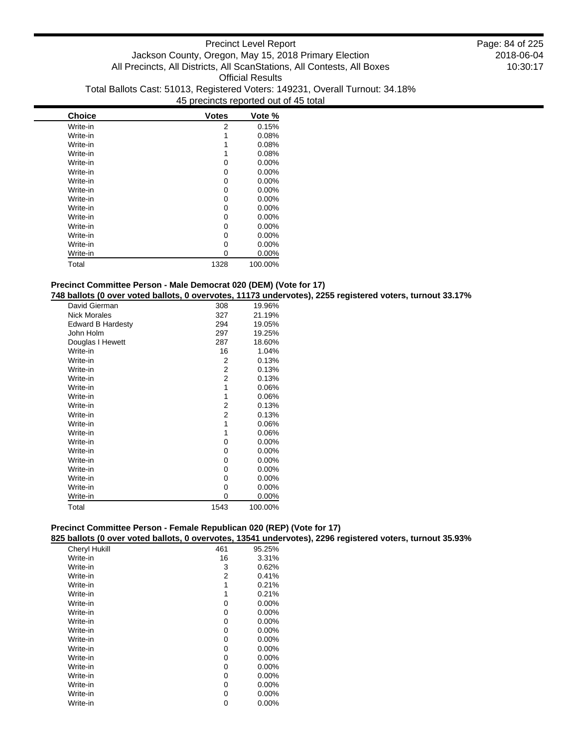| Choice | Votes | Vote % |
|---|---|---|
| Write-in | 2 | 0.15% |
| Write-in | 1 | 0.08% |
| Write-in | 1 | 0.08% |
| Write-in | 1 | 0.08% |
| Write-in | 0 | 0.00% |
| Write-in | 0 | 0.00% |
| Write-in | 0 | 0.00% |
| Write-in | 0 | 0.00% |
| Write-in | 0 | 0.00% |
| Write-in | 0 | 0.00% |
| Write-in | 0 | 0.00% |
| Write-in | 0 | 0.00% |
| Write-in | 0 | 0.00% |
| Write-in | 0 | 0.00% |
| Write-in | 0 | 0.00% |
| Total | 1328 | 100.00% |

### Precinct Committee Person - Male Democrat 020 (DEM) (Vote for 17)

**748 ballots (0 over voted ballots, 0 overvotes, 11173 undervotes), 2255 registered voters, turnout 33.17%**

| Choice | Votes | Vote % |
|---|---|---|
| David Gierman | 308 | 19.96% |
| Nick Morales | 327 | 21.19% |
| Edward B Hardesty | 294 | 19.05% |
| John Holm | 297 | 19.25% |
| Douglas I Hewett | 287 | 18.60% |
| Write-in | 16 | 1.04% |
| Write-in | 2 | 0.13% |
| Write-in | 2 | 0.13% |
| Write-in | 2 | 0.13% |
| Write-in | 1 | 0.06% |
| Write-in | 1 | 0.06% |
| Write-in | 2 | 0.13% |
| Write-in | 2 | 0.13% |
| Write-in | 1 | 0.06% |
| Write-in | 1 | 0.06% |
| Write-in | 0 | 0.00% |
| Write-in | 0 | 0.00% |
| Write-in | 0 | 0.00% |
| Write-in | 0 | 0.00% |
| Write-in | 0 | 0.00% |
| Write-in | 0 | 0.00% |
| Write-in | 0 | 0.00% |
| Total | 1543 | 100.00% |

### Precinct Committee Person - Female Republican 020 (REP) (Vote for 17)

**825 ballots (0 over voted ballots, 0 overvotes, 13541 undervotes), 2296 registered voters, turnout 35.93%**

| Choice | Votes | Vote % |
|---|---|---|
| Cheryl Hukill | 461 | 95.25% |
| Write-in | 16 | 3.31% |
| Write-in | 3 | 0.62% |
| Write-in | 2 | 0.41% |
| Write-in | 1 | 0.21% |
| Write-in | 1 | 0.21% |
| Write-in | 0 | 0.00% |
| Write-in | 0 | 0.00% |
| Write-in | 0 | 0.00% |
| Write-in | 0 | 0.00% |
| Write-in | 0 | 0.00% |
| Write-in | 0 | 0.00% |
| Write-in | 0 | 0.00% |
| Write-in | 0 | 0.00% |
| Write-in | 0 | 0.00% |
| Write-in | 0 | 0.00% |
| Write-in | 0 | 0.00% |
| Write-in | 0 | 0.00% |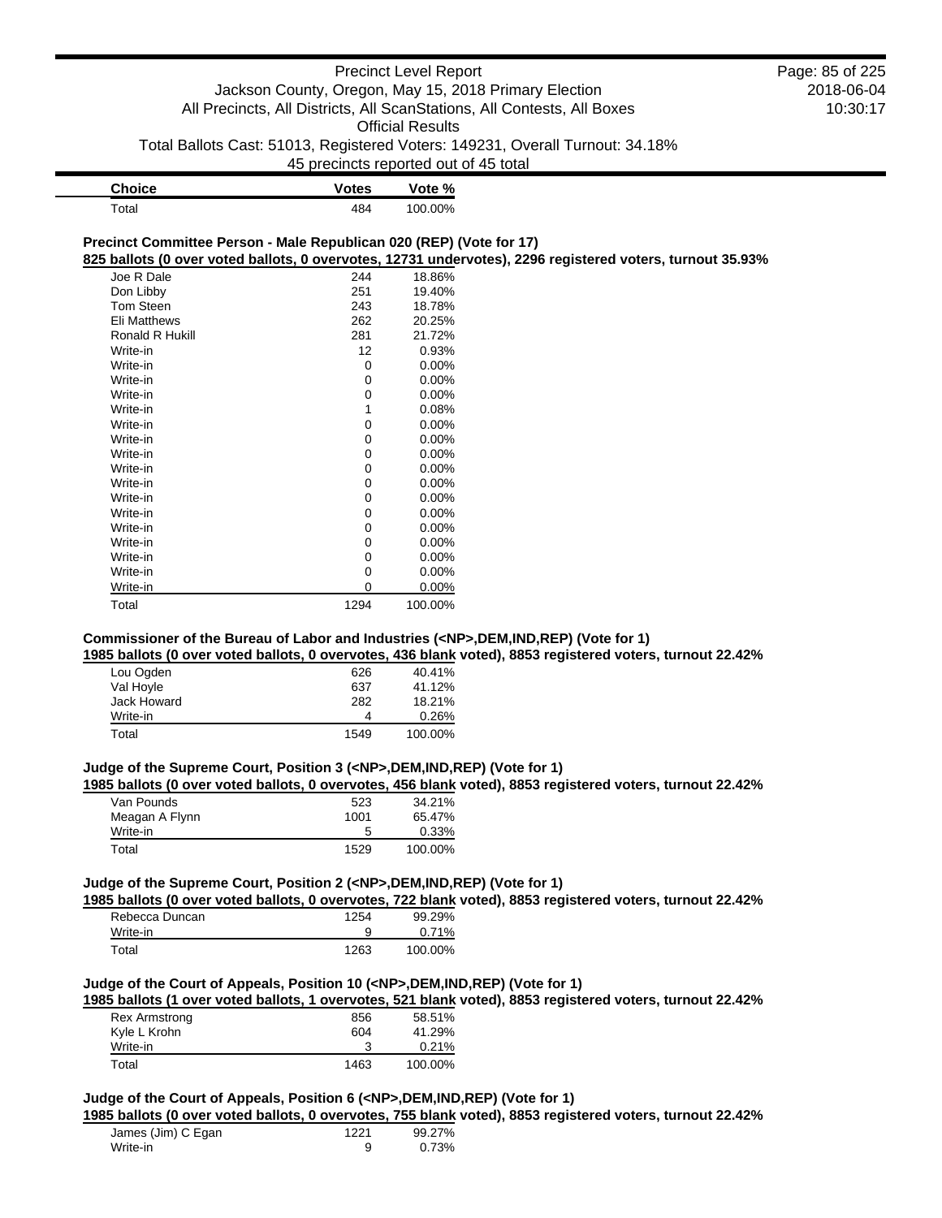| Choice | Votes | Vote % |
|---|---|---|
| Total | 484 | 100.00% |

**Precinct Committee Person - Male Republican 020 (REP) (Vote for 17)**

825 ballots (0 over voted ballots, 0 overvotes, 12731 undervotes), 2296 registered voters, turnout 35.93%

| Choice | Votes | Vote % |
|---|---|---|
| Joe R Dale | 244 | 18.86% |
| Don Libby | 251 | 19.40% |
| Tom Steen | 243 | 18.78% |
| Eli Matthews | 262 | 20.25% |
| Ronald R Hukill | 281 | 21.72% |
| Write-in | 12 | 0.93% |
| Write-in | 0 | 0.00% |
| Write-in | 0 | 0.00% |
| Write-in | 0 | 0.00% |
| Write-in | 1 | 0.08% |
| Write-in | 0 | 0.00% |
| Write-in | 0 | 0.00% |
| Write-in | 0 | 0.00% |
| Write-in | 0 | 0.00% |
| Write-in | 0 | 0.00% |
| Write-in | 0 | 0.00% |
| Write-in | 0 | 0.00% |
| Write-in | 0 | 0.00% |
| Write-in | 0 | 0.00% |
| Write-in | 0 | 0.00% |
| Write-in | 0 | 0.00% |
| Write-in | 0 | 0.00% |
| Total | 1294 | 100.00% |

**Commissioner of the Bureau of Labor and Industries (<NP>,DEM,IND,REP) (Vote for 1)**

1985 ballots (0 over voted ballots, 0 overvotes, 436 blank voted), 8853 registered voters, turnout 22.42%

| Choice | Votes | Vote % |
|---|---|---|
| Lou Ogden | 626 | 40.41% |
| Val Hoyle | 637 | 41.12% |
| Jack Howard | 282 | 18.21% |
| Write-in | 4 | 0.26% |
| Total | 1549 | 100.00% |

**Judge of the Supreme Court, Position 3 (<NP>,DEM,IND,REP) (Vote for 1)**

1985 ballots (0 over voted ballots, 0 overvotes, 456 blank voted), 8853 registered voters, turnout 22.42%

| Choice | Votes | Vote % |
|---|---|---|
| Van Pounds | 523 | 34.21% |
| Meagan A Flynn | 1001 | 65.47% |
| Write-in | 5 | 0.33% |
| Total | 1529 | 100.00% |

**Judge of the Supreme Court, Position 2 (<NP>,DEM,IND,REP) (Vote for 1)**

1985 ballots (0 over voted ballots, 0 overvotes, 722 blank voted), 8853 registered voters, turnout 22.42%

| Choice | Votes | Vote % |
|---|---|---|
| Rebecca Duncan | 1254 | 99.29% |
| Write-in | 9 | 0.71% |
| Total | 1263 | 100.00% |

**Judge of the Court of Appeals, Position 10 (<NP>,DEM,IND,REP) (Vote for 1)**

1985 ballots (1 over voted ballots, 1 overvotes, 521 blank voted), 8853 registered voters, turnout 22.42%

| Choice | Votes | Vote % |
|---|---|---|
| Rex Armstrong | 856 | 58.51% |
| Kyle L Krohn | 604 | 41.29% |
| Write-in | 3 | 0.21% |
| Total | 1463 | 100.00% |

**Judge of the Court of Appeals, Position 6 (<NP>,DEM,IND,REP) (Vote for 1)**

1985 ballots (0 over voted ballots, 0 overvotes, 755 blank voted), 8853 registered voters, turnout 22.42%

| Choice | Votes | Vote % |
|---|---|---|
| James (Jim) C Egan | 1221 | 99.27% |
| Write-in | 9 | 0.73% |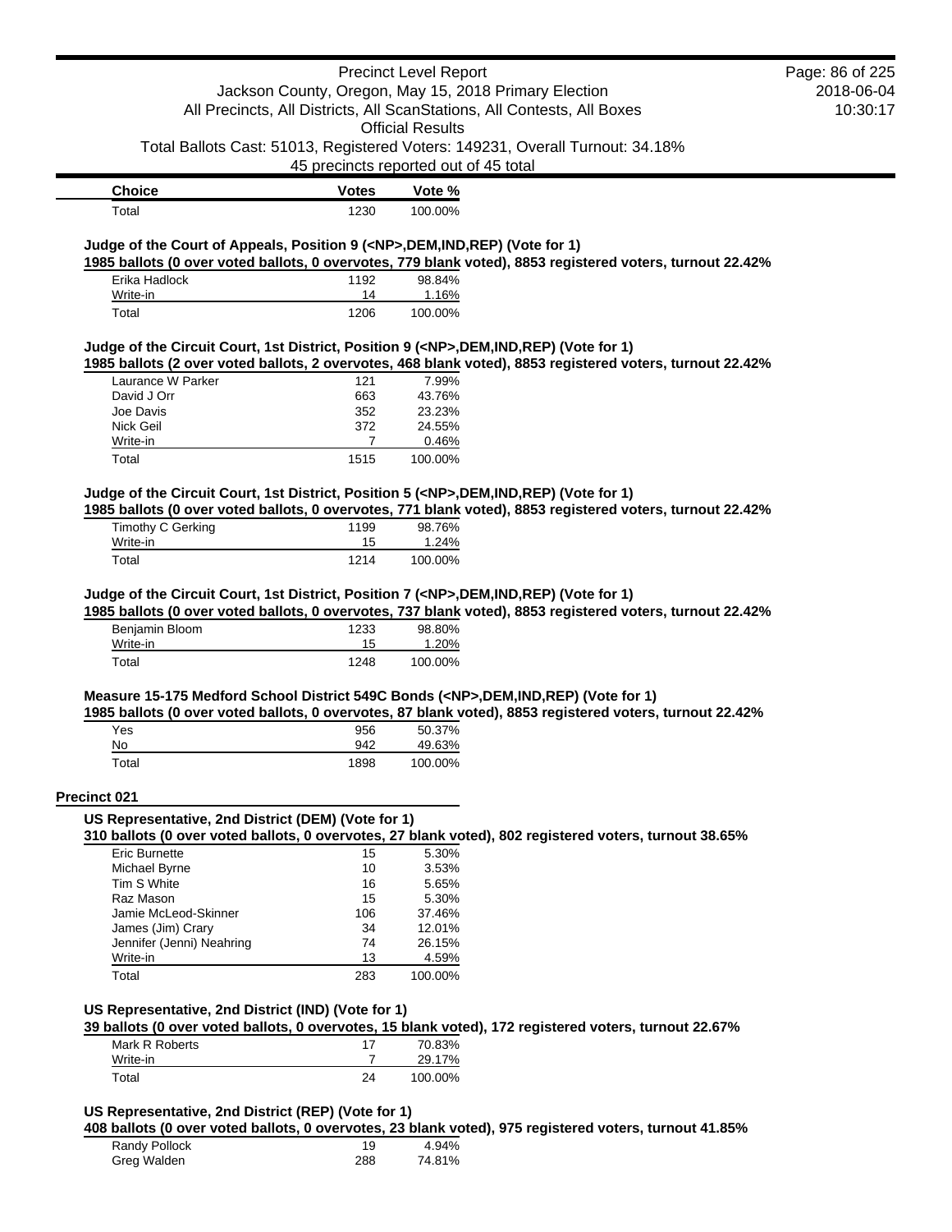| Choice | Votes | Vote % |
|---|---|---|
| Total | 1230 | 100.00% |

**Judge of the Court of Appeals, Position 9 (<NP>,DEM,IND,REP) (Vote for 1)**

**1985 ballots (0 over voted ballots, 0 overvotes, 779 blank voted), 8853 registered voters, turnout 22.42%**

| Choice | Votes | Vote % |
|---|---|---|
| Erika Hadlock | 1192 | 98.84% |
| Write-in | 14 | 1.16% |
| Total | 1206 | 100.00% |

**Judge of the Circuit Court, 1st District, Position 9 (<NP>,DEM,IND,REP) (Vote for 1)**

**1985 ballots (2 over voted ballots, 2 overvotes, 468 blank voted), 8853 registered voters, turnout 22.42%**

| Choice | Votes | Vote % |
|---|---|---|
| Laurance W Parker | 121 | 7.99% |
| David J Orr | 663 | 43.76% |
| Joe Davis | 352 | 23.23% |
| Nick Geil | 372 | 24.55% |
| Write-in | 7 | 0.46% |
| Total | 1515 | 100.00% |

**Judge of the Circuit Court, 1st District, Position 5 (<NP>,DEM,IND,REP) (Vote for 1)**

**1985 ballots (0 over voted ballots, 0 overvotes, 771 blank voted), 8853 registered voters, turnout 22.42%**

| Choice | Votes | Vote % |
|---|---|---|
| Timothy C Gerking | 1199 | 98.76% |
| Write-in | 15 | 1.24% |
| Total | 1214 | 100.00% |

**Judge of the Circuit Court, 1st District, Position 7 (<NP>,DEM,IND,REP) (Vote for 1)**

**1985 ballots (0 over voted ballots, 0 overvotes, 737 blank voted), 8853 registered voters, turnout 22.42%**

| Choice | Votes | Vote % |
|---|---|---|
| Benjamin Bloom | 1233 | 98.80% |
| Write-in | 15 | 1.20% |
| Total | 1248 | 100.00% |

**Measure 15-175 Medford School District 549C Bonds (<NP>,DEM,IND,REP) (Vote for 1)**

**1985 ballots (0 over voted ballots, 0 overvotes, 87 blank voted), 8853 registered voters, turnout 22.42%**

| Choice | Votes | Vote % |
|---|---|---|
| Yes | 956 | 50.37% |
| No | 942 | 49.63% |
| Total | 1898 | 100.00% |

## Precinct 021

**US Representative, 2nd District (DEM) (Vote for 1)**

**310 ballots (0 over voted ballots, 0 overvotes, 27 blank voted), 802 registered voters, turnout 38.65%**

| Choice | Votes | Vote % |
|---|---|---|
| Eric Burnette | 15 | 5.30% |
| Michael Byrne | 10 | 3.53% |
| Tim S White | 16 | 5.65% |
| Raz Mason | 15 | 5.30% |
| Jamie McLeod-Skinner | 106 | 37.46% |
| James (Jim) Crary | 34 | 12.01% |
| Jennifer (Jenni) Neahring | 74 | 26.15% |
| Write-in | 13 | 4.59% |
| Total | 283 | 100.00% |

**US Representative, 2nd District (IND) (Vote for 1)**

**39 ballots (0 over voted ballots, 0 overvotes, 15 blank voted), 172 registered voters, turnout 22.67%**

| Choice | Votes | Vote % |
|---|---|---|
| Mark R Roberts | 17 | 70.83% |
| Write-in | 7 | 29.17% |
| Total | 24 | 100.00% |

**US Representative, 2nd District (REP) (Vote for 1)**

**408 ballots (0 over voted ballots, 0 overvotes, 23 blank voted), 975 registered voters, turnout 41.85%**

| Choice | Votes | Vote % |
|---|---|---|
| Randy Pollock | 19 | 4.94% |
| Greg Walden | 288 | 74.81% |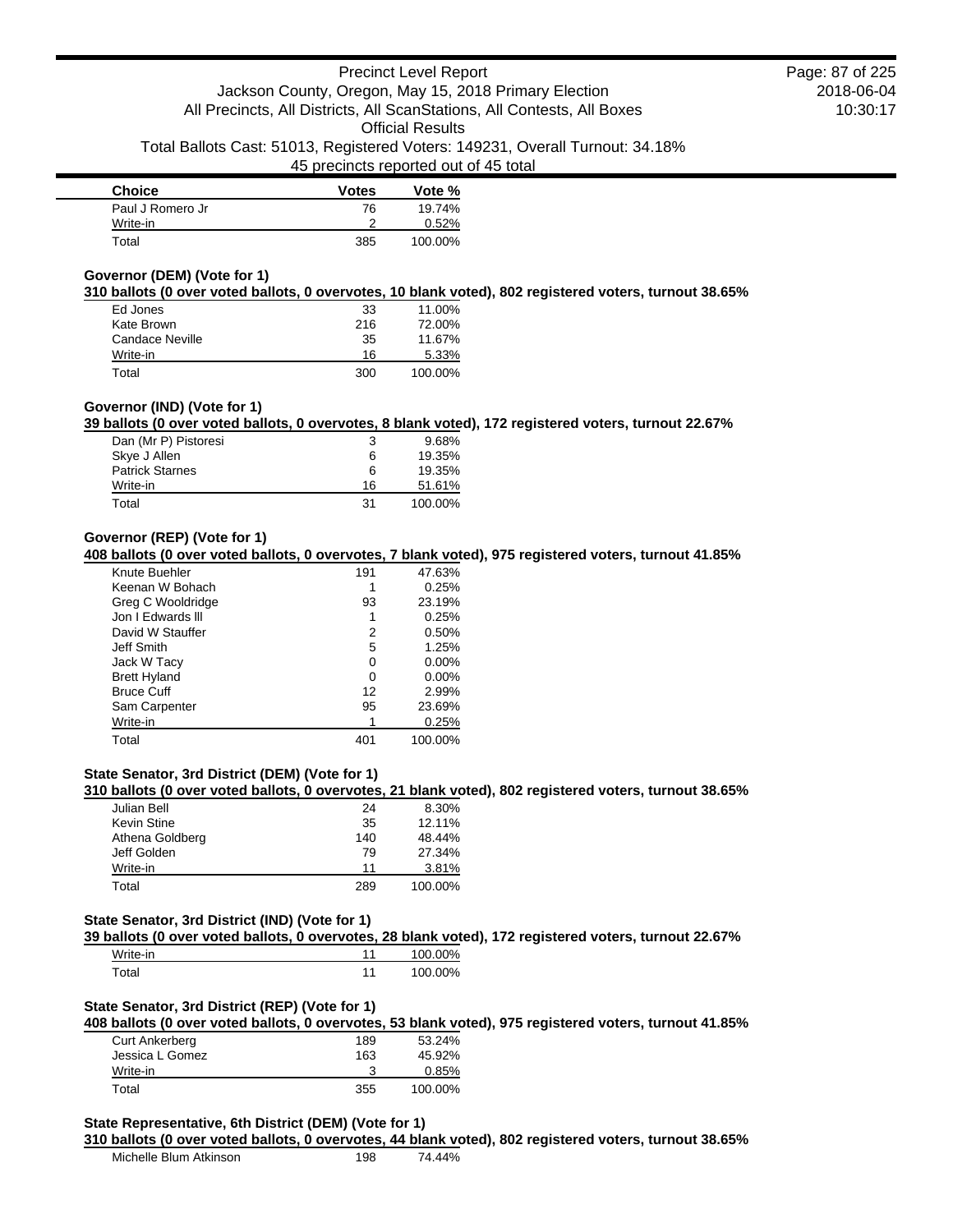| Choice | Votes | Vote % |
|---|---|---|
| Paul J Romero Jr | 76 | 19.74% |
| Write-in | 2 | 0.52% |
| Total | 385 | 100.00% |

**Governor (DEM) (Vote for 1)**

**310 ballots (0 over voted ballots, 0 overvotes, 10 blank voted), 802 registered voters, turnout 38.65%**

| Choice | Votes | Vote % |
|---|---|---|
| Ed Jones | 33 | 11.00% |
| Kate Brown | 216 | 72.00% |
| Candace Neville | 35 | 11.67% |
| Write-in | 16 | 5.33% |
| Total | 300 | 100.00% |

**Governor (IND) (Vote for 1)**

**39 ballots (0 over voted ballots, 0 overvotes, 8 blank voted), 172 registered voters, turnout 22.67%**

| Choice | Votes | Vote % |
|---|---|---|
| Dan (Mr P) Pistoresi | 3 | 9.68% |
| Skye J Allen | 6 | 19.35% |
| Patrick Starnes | 6 | 19.35% |
| Write-in | 16 | 51.61% |
| Total | 31 | 100.00% |

**Governor (REP) (Vote for 1)**

**408 ballots (0 over voted ballots, 0 overvotes, 7 blank voted), 975 registered voters, turnout 41.85%**

| Choice | Votes | Vote % |
|---|---|---|
| Knute Buehler | 191 | 47.63% |
| Keenan W Bohach | 1 | 0.25% |
| Greg C Wooldridge | 93 | 23.19% |
| Jon I Edwards lll | 1 | 0.25% |
| David W Stauffer | 2 | 0.50% |
| Jeff Smith | 5 | 1.25% |
| Jack W Tacy | 0 | 0.00% |
| Brett Hyland | 0 | 0.00% |
| Bruce Cuff | 12 | 2.99% |
| Sam Carpenter | 95 | 23.69% |
| Write-in | 1 | 0.25% |
| Total | 401 | 100.00% |

**State Senator, 3rd District (DEM) (Vote for 1)**

**310 ballots (0 over voted ballots, 0 overvotes, 21 blank voted), 802 registered voters, turnout 38.65%**

| Choice | Votes | Vote % |
|---|---|---|
| Julian Bell | 24 | 8.30% |
| Kevin Stine | 35 | 12.11% |
| Athena Goldberg | 140 | 48.44% |
| Jeff Golden | 79 | 27.34% |
| Write-in | 11 | 3.81% |
| Total | 289 | 100.00% |

**State Senator, 3rd District (IND) (Vote for 1)**

**39 ballots (0 over voted ballots, 0 overvotes, 28 blank voted), 172 registered voters, turnout 22.67%**

| Choice | Votes | Vote % |
|---|---|---|
| Write-in | 11 | 100.00% |
| Total | 11 | 100.00% |

**State Senator, 3rd District (REP) (Vote for 1)**

**408 ballots (0 over voted ballots, 0 overvotes, 53 blank voted), 975 registered voters, turnout 41.85%**

| Choice | Votes | Vote % |
|---|---|---|
| Curt Ankerberg | 189 | 53.24% |
| Jessica L Gomez | 163 | 45.92% |
| Write-in | 3 | 0.85% |
| Total | 355 | 100.00% |

**State Representative, 6th District (DEM) (Vote for 1)**

**310 ballots (0 over voted ballots, 0 overvotes, 44 blank voted), 802 registered voters, turnout 38.65%**

| Choice | Votes | Vote % |
|---|---|---|
| Michelle Blum Atkinson | 198 | 74.44% |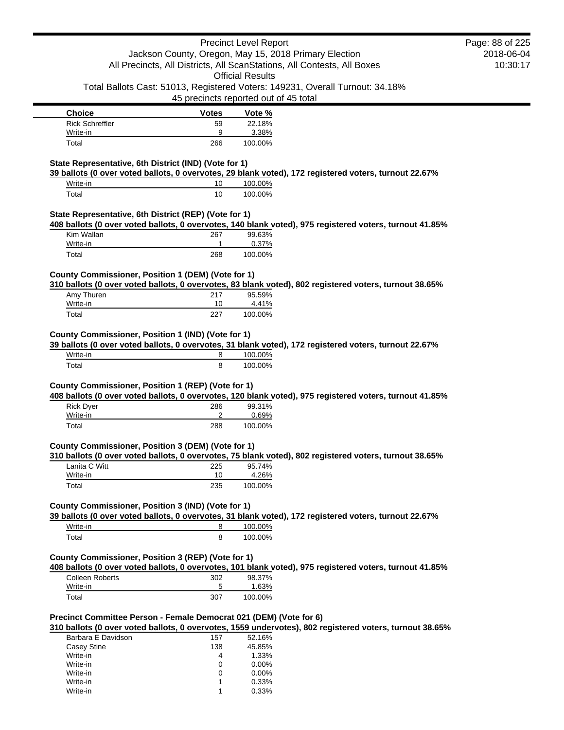| Choice | Votes | Vote % |
| --- | --- | --- |
| Rick Schreffler | 59 | 22.18% |
| Write-in | 9 | 3.38% |
| Total | 266 | 100.00% |

**State Representative, 6th District (IND) (Vote for 1)**

**39 ballots (0 over voted ballots, 0 overvotes, 29 blank voted), 172 registered voters, turnout 22.67%**

| Choice | Votes | Vote % |
| --- | --- | --- |
| Write-in | 10 | 100.00% |
| Total | 10 | 100.00% |

**State Representative, 6th District (REP) (Vote for 1)**

**408 ballots (0 over voted ballots, 0 overvotes, 140 blank voted), 975 registered voters, turnout 41.85%**

| Choice | Votes | Vote % |
| --- | --- | --- |
| Kim Wallan | 267 | 99.63% |
| Write-in | 1 | 0.37% |
| Total | 268 | 100.00% |

**County Commissioner, Position 1 (DEM) (Vote for 1)**

**310 ballots (0 over voted ballots, 0 overvotes, 83 blank voted), 802 registered voters, turnout 38.65%**

| Choice | Votes | Vote % |
| --- | --- | --- |
| Amy Thuren | 217 | 95.59% |
| Write-in | 10 | 4.41% |
| Total | 227 | 100.00% |

**County Commissioner, Position 1 (IND) (Vote for 1)**

**39 ballots (0 over voted ballots, 0 overvotes, 31 blank voted), 172 registered voters, turnout 22.67%**

| Choice | Votes | Vote % |
| --- | --- | --- |
| Write-in | 8 | 100.00% |
| Total | 8 | 100.00% |

**County Commissioner, Position 1 (REP) (Vote for 1)**

**408 ballots (0 over voted ballots, 0 overvotes, 120 blank voted), 975 registered voters, turnout 41.85%**

| Choice | Votes | Vote % |
| --- | --- | --- |
| Rick Dyer | 286 | 99.31% |
| Write-in | 2 | 0.69% |
| Total | 288 | 100.00% |

**County Commissioner, Position 3 (DEM) (Vote for 1)**

**310 ballots (0 over voted ballots, 0 overvotes, 75 blank voted), 802 registered voters, turnout 38.65%**

| Choice | Votes | Vote % |
| --- | --- | --- |
| Lanita C Witt | 225 | 95.74% |
| Write-in | 10 | 4.26% |
| Total | 235 | 100.00% |

**County Commissioner, Position 3 (IND) (Vote for 1)**

**39 ballots (0 over voted ballots, 0 overvotes, 31 blank voted), 172 registered voters, turnout 22.67%**

| Choice | Votes | Vote % |
| --- | --- | --- |
| Write-in | 8 | 100.00% |
| Total | 8 | 100.00% |

**County Commissioner, Position 3 (REP) (Vote for 1)**

**408 ballots (0 over voted ballots, 0 overvotes, 101 blank voted), 975 registered voters, turnout 41.85%**

| Choice | Votes | Vote % |
| --- | --- | --- |
| Colleen Roberts | 302 | 98.37% |
| Write-in | 5 | 1.63% |
| Total | 307 | 100.00% |

**Precinct Committee Person - Female Democrat 021 (DEM) (Vote for 6)**

**310 ballots (0 over voted ballots, 0 overvotes, 1559 undervotes), 802 registered voters, turnout 38.65%**

| Choice | Votes | Vote % |
| --- | --- | --- |
| Barbara E Davidson | 157 | 52.16% |
| Casey Stine | 138 | 45.85% |
| Write-in | 4 | 1.33% |
| Write-in | 0 | 0.00% |
| Write-in | 0 | 0.00% |
| Write-in | 1 | 0.33% |
| Write-in | 1 | 0.33% |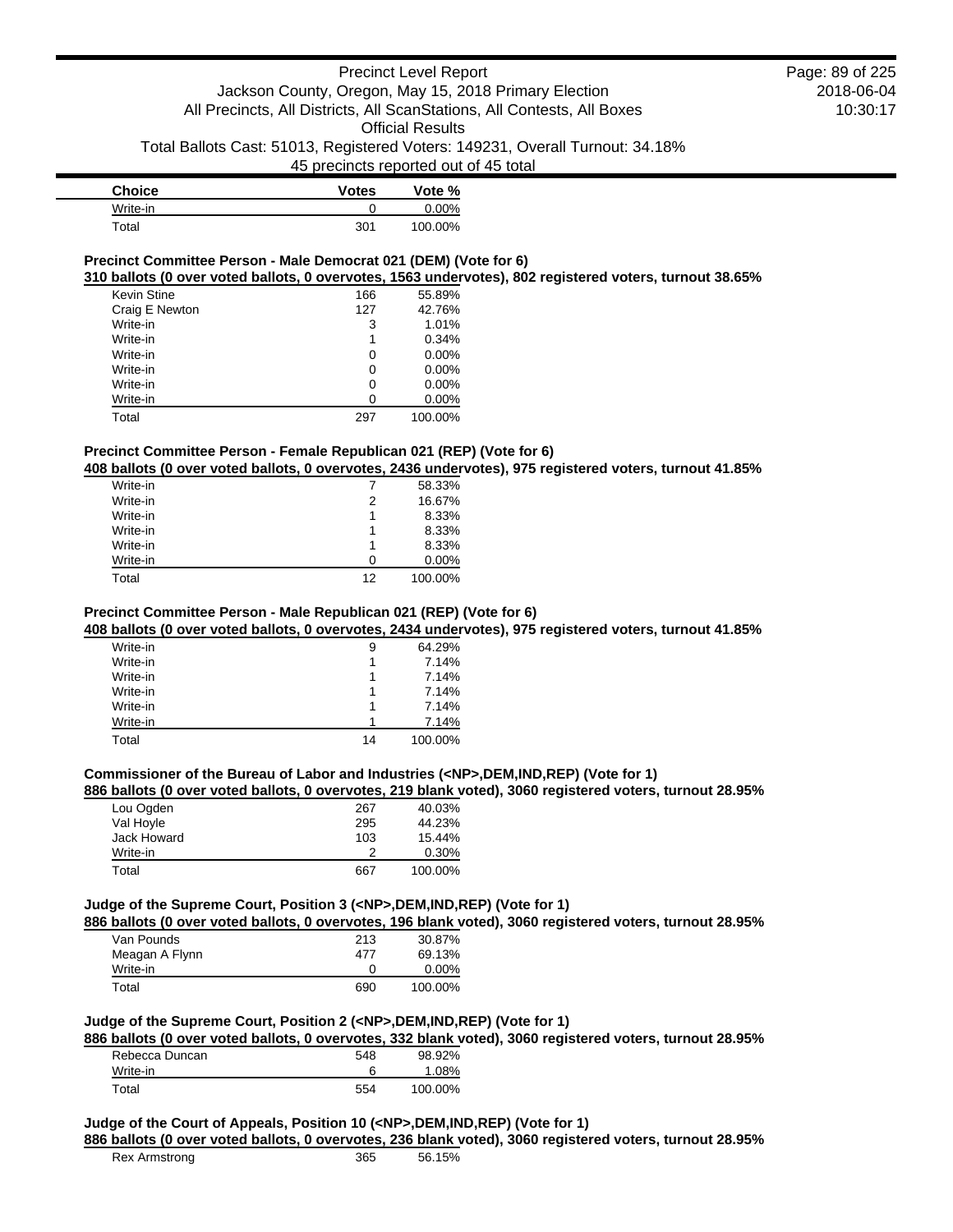| Choice | Votes | Vote % |
|---|---|---|
| Write-in | 0 | 0.00% |
| Total | 301 | 100.00% |

**Precinct Committee Person - Male Democrat 021 (DEM) (Vote for 6)**

**310 ballots (0 over voted ballots, 0 overvotes, 1563 undervotes), 802 registered voters, turnout 38.65%**

| Choice | Votes | Vote % |
|---|---|---|
| Kevin Stine | 166 | 55.89% |
| Craig E Newton | 127 | 42.76% |
| Write-in | 3 | 1.01% |
| Write-in | 1 | 0.34% |
| Write-in | 0 | 0.00% |
| Write-in | 0 | 0.00% |
| Write-in | 0 | 0.00% |
| Write-in | 0 | 0.00% |
| Total | 297 | 100.00% |

**Precinct Committee Person - Female Republican 021 (REP) (Vote for 6)**

**408 ballots (0 over voted ballots, 0 overvotes, 2436 undervotes), 975 registered voters, turnout 41.85%**

| Choice | Votes | Vote % |
|---|---|---|
| Write-in | 7 | 58.33% |
| Write-in | 2 | 16.67% |
| Write-in | 1 | 8.33% |
| Write-in | 1 | 8.33% |
| Write-in | 1 | 8.33% |
| Write-in | 0 | 0.00% |
| Total | 12 | 100.00% |

**Precinct Committee Person - Male Republican 021 (REP) (Vote for 6)**

**408 ballots (0 over voted ballots, 0 overvotes, 2434 undervotes), 975 registered voters, turnout 41.85%**

| Choice | Votes | Vote % |
|---|---|---|
| Write-in | 9 | 64.29% |
| Write-in | 1 | 7.14% |
| Write-in | 1 | 7.14% |
| Write-in | 1 | 7.14% |
| Write-in | 1 | 7.14% |
| Write-in | 1 | 7.14% |
| Total | 14 | 100.00% |

**Commissioner of the Bureau of Labor and Industries (<NP>,DEM,IND,REP) (Vote for 1)**

**886 ballots (0 over voted ballots, 0 overvotes, 219 blank voted), 3060 registered voters, turnout 28.95%**

| Choice | Votes | Vote % |
|---|---|---|
| Lou Ogden | 267 | 40.03% |
| Val Hoyle | 295 | 44.23% |
| Jack Howard | 103 | 15.44% |
| Write-in | 2 | 0.30% |
| Total | 667 | 100.00% |

**Judge of the Supreme Court, Position 3 (<NP>,DEM,IND,REP) (Vote for 1)**

**886 ballots (0 over voted ballots, 0 overvotes, 196 blank voted), 3060 registered voters, turnout 28.95%**

| Choice | Votes | Vote % |
|---|---|---|
| Van Pounds | 213 | 30.87% |
| Meagan A Flynn | 477 | 69.13% |
| Write-in | 0 | 0.00% |
| Total | 690 | 100.00% |

**Judge of the Supreme Court, Position 2 (<NP>,DEM,IND,REP) (Vote for 1)**

**886 ballots (0 over voted ballots, 0 overvotes, 332 blank voted), 3060 registered voters, turnout 28.95%**

| Choice | Votes | Vote % |
|---|---|---|
| Rebecca Duncan | 548 | 98.92% |
| Write-in | 6 | 1.08% |
| Total | 554 | 100.00% |

**Judge of the Court of Appeals, Position 10 (<NP>,DEM,IND,REP) (Vote for 1)**

**886 ballots (0 over voted ballots, 0 overvotes, 236 blank voted), 3060 registered voters, turnout 28.95%**

| Choice | Votes | Vote % |
|---|---|---|
| Rex Armstrong | 365 | 56.15% |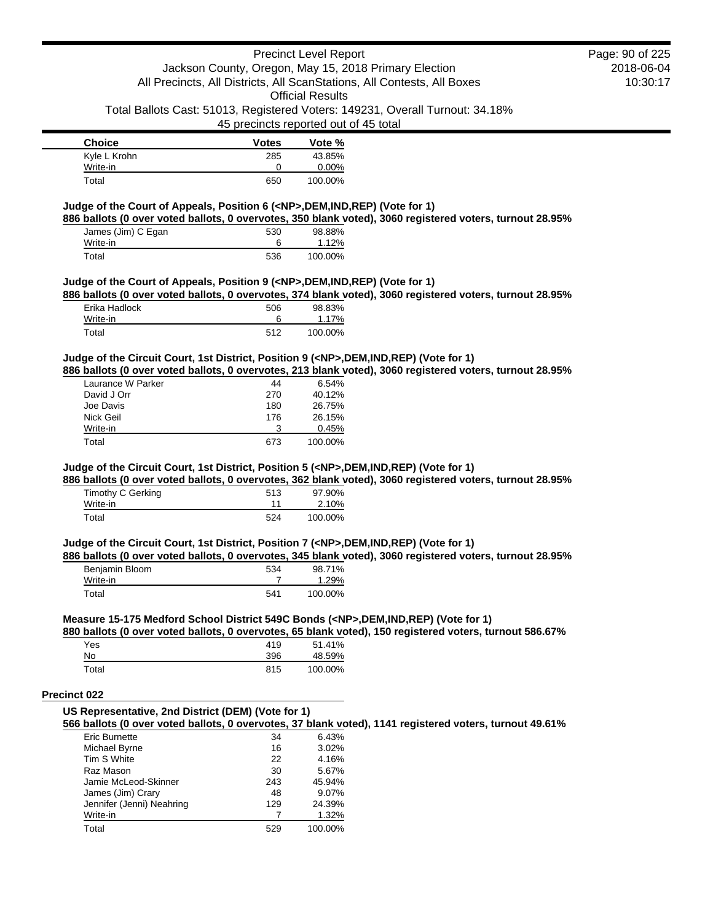| Choice | Votes | Vote % |
|---|---|---|
| Kyle L Krohn | 285 | 43.85% |
| Write-in | 0 | 0.00% |
| Total | 650 | 100.00% |

**Judge of the Court of Appeals, Position 6 (<NP>,DEM,IND,REP) (Vote for 1)**

**886 ballots (0 over voted ballots, 0 overvotes, 350 blank voted), 3060 registered voters, turnout 28.95%**

| Choice | Votes | Vote % |
|---|---|---|
| James (Jim) C Egan | 530 | 98.88% |
| Write-in | 6 | 1.12% |
| Total | 536 | 100.00% |

**Judge of the Court of Appeals, Position 9 (<NP>,DEM,IND,REP) (Vote for 1)**

**886 ballots (0 over voted ballots, 0 overvotes, 374 blank voted), 3060 registered voters, turnout 28.95%**

| Choice | Votes | Vote % |
|---|---|---|
| Erika Hadlock | 506 | 98.83% |
| Write-in | 6 | 1.17% |
| Total | 512 | 100.00% |

**Judge of the Circuit Court, 1st District, Position 9 (<NP>,DEM,IND,REP) (Vote for 1)**

**886 ballots (0 over voted ballots, 0 overvotes, 213 blank voted), 3060 registered voters, turnout 28.95%**

| Choice | Votes | Vote % |
|---|---|---|
| Laurance W Parker | 44 | 6.54% |
| David J Orr | 270 | 40.12% |
| Joe Davis | 180 | 26.75% |
| Nick Geil | 176 | 26.15% |
| Write-in | 3 | 0.45% |
| Total | 673 | 100.00% |

**Judge of the Circuit Court, 1st District, Position 5 (<NP>,DEM,IND,REP) (Vote for 1)**

**886 ballots (0 over voted ballots, 0 overvotes, 362 blank voted), 3060 registered voters, turnout 28.95%**

| Choice | Votes | Vote % |
|---|---|---|
| Timothy C Gerking | 513 | 97.90% |
| Write-in | 11 | 2.10% |
| Total | 524 | 100.00% |

**Judge of the Circuit Court, 1st District, Position 7 (<NP>,DEM,IND,REP) (Vote for 1)**

**886 ballots (0 over voted ballots, 0 overvotes, 345 blank voted), 3060 registered voters, turnout 28.95%**

| Choice | Votes | Vote % |
|---|---|---|
| Benjamin Bloom | 534 | 98.71% |
| Write-in | 7 | 1.29% |
| Total | 541 | 100.00% |

**Measure 15-175 Medford School District 549C Bonds (<NP>,DEM,IND,REP) (Vote for 1)**

**880 ballots (0 over voted ballots, 0 overvotes, 65 blank voted), 150 registered voters, turnout 586.67%**

| Choice | Votes | Vote % |
|---|---|---|
| Yes | 419 | 51.41% |
| No | 396 | 48.59% |
| Total | 815 | 100.00% |

## Precinct 022

**US Representative, 2nd District (DEM) (Vote for 1)**

**566 ballots (0 over voted ballots, 0 overvotes, 37 blank voted), 1141 registered voters, turnout 49.61%**

| Choice | Votes | Vote % |
|---|---|---|
| Eric Burnette | 34 | 6.43% |
| Michael Byrne | 16 | 3.02% |
| Tim S White | 22 | 4.16% |
| Raz Mason | 30 | 5.67% |
| Jamie McLeod-Skinner | 243 | 45.94% |
| James (Jim) Crary | 48 | 9.07% |
| Jennifer (Jenni) Neahring | 129 | 24.39% |
| Write-in | 7 | 1.32% |
| Total | 529 | 100.00% |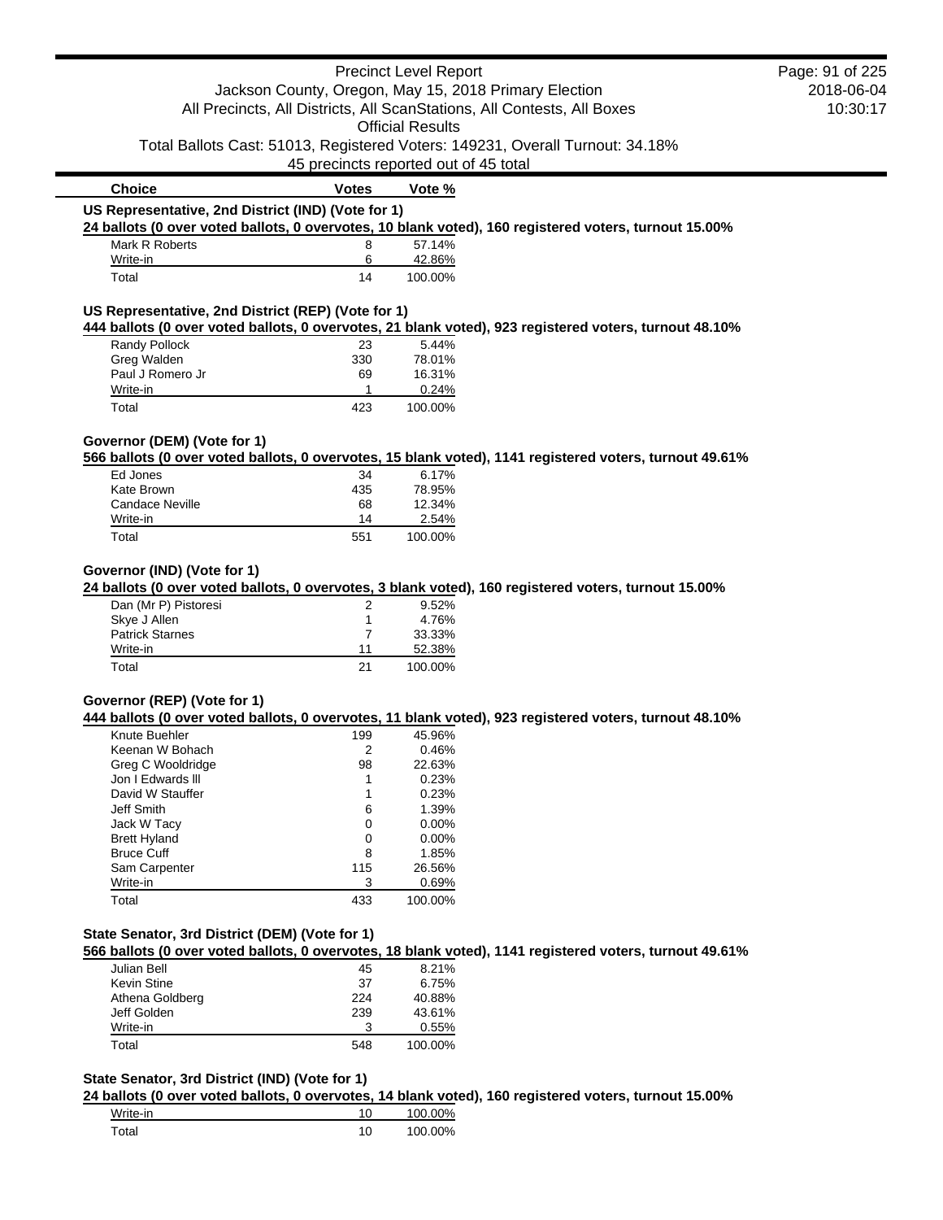Precinct Level Report

Jackson County, Oregon, May 15, 2018 Primary Election

All Precincts, All Districts, All ScanStations, All Contests, All Boxes

Official Results

Total Ballots Cast: 51013, Registered Voters: 149231, Overall Turnout: 34.18%

45 precincts reported out of 45 total

| Choice | Votes | Vote % |
|---|---|---|

### US Representative, 2nd District (IND) (Vote for 1)

**24 ballots (0 over voted ballots, 0 overvotes, 10 blank voted), 160 registered voters, turnout 15.00%**

| Choice | Votes | Vote % |
|---|---|---|
| Mark R Roberts | 8 | 57.14% |
| Write-in | 6 | 42.86% |
| Total | 14 | 100.00% |

### US Representative, 2nd District (REP) (Vote for 1)

**444 ballots (0 over voted ballots, 0 overvotes, 21 blank voted), 923 registered voters, turnout 48.10%**

| Choice | Votes | Vote % |
|---|---|---|
| Randy Pollock | 23 | 5.44% |
| Greg Walden | 330 | 78.01% |
| Paul J Romero Jr | 69 | 16.31% |
| Write-in | 1 | 0.24% |
| Total | 423 | 100.00% |

### Governor (DEM) (Vote for 1)

**566 ballots (0 over voted ballots, 0 overvotes, 15 blank voted), 1141 registered voters, turnout 49.61%**

| Choice | Votes | Vote % |
|---|---|---|
| Ed Jones | 34 | 6.17% |
| Kate Brown | 435 | 78.95% |
| Candace Neville | 68 | 12.34% |
| Write-in | 14 | 2.54% |
| Total | 551 | 100.00% |

### Governor (IND) (Vote for 1)

**24 ballots (0 over voted ballots, 0 overvotes, 3 blank voted), 160 registered voters, turnout 15.00%**

| Choice | Votes | Vote % |
|---|---|---|
| Dan (Mr P) Pistoresi | 2 | 9.52% |
| Skye J Allen | 1 | 4.76% |
| Patrick Starnes | 7 | 33.33% |
| Write-in | 11 | 52.38% |
| Total | 21 | 100.00% |

### Governor (REP) (Vote for 1)

**444 ballots (0 over voted ballots, 0 overvotes, 11 blank voted), 923 registered voters, turnout 48.10%**

| Choice | Votes | Vote % |
|---|---|---|
| Knute Buehler | 199 | 45.96% |
| Keenan W Bohach | 2 | 0.46% |
| Greg C Wooldridge | 98 | 22.63% |
| Jon I Edwards lll | 1 | 0.23% |
| David W Stauffer | 1 | 0.23% |
| Jeff Smith | 6 | 1.39% |
| Jack W Tacy | 0 | 0.00% |
| Brett Hyland | 0 | 0.00% |
| Bruce Cuff | 8 | 1.85% |
| Sam Carpenter | 115 | 26.56% |
| Write-in | 3 | 0.69% |
| Total | 433 | 100.00% |

### State Senator, 3rd District (DEM) (Vote for 1)

**566 ballots (0 over voted ballots, 0 overvotes, 18 blank voted), 1141 registered voters, turnout 49.61%**

| Choice | Votes | Vote % |
|---|---|---|
| Julian Bell | 45 | 8.21% |
| Kevin Stine | 37 | 6.75% |
| Athena Goldberg | 224 | 40.88% |
| Jeff Golden | 239 | 43.61% |
| Write-in | 3 | 0.55% |
| Total | 548 | 100.00% |

### State Senator, 3rd District (IND) (Vote for 1)

**24 ballots (0 over voted ballots, 0 overvotes, 14 blank voted), 160 registered voters, turnout 15.00%**

| Choice | Votes | Vote % |
|---|---|---|
| Write-in | 10 | 100.00% |
| Total | 10 | 100.00% |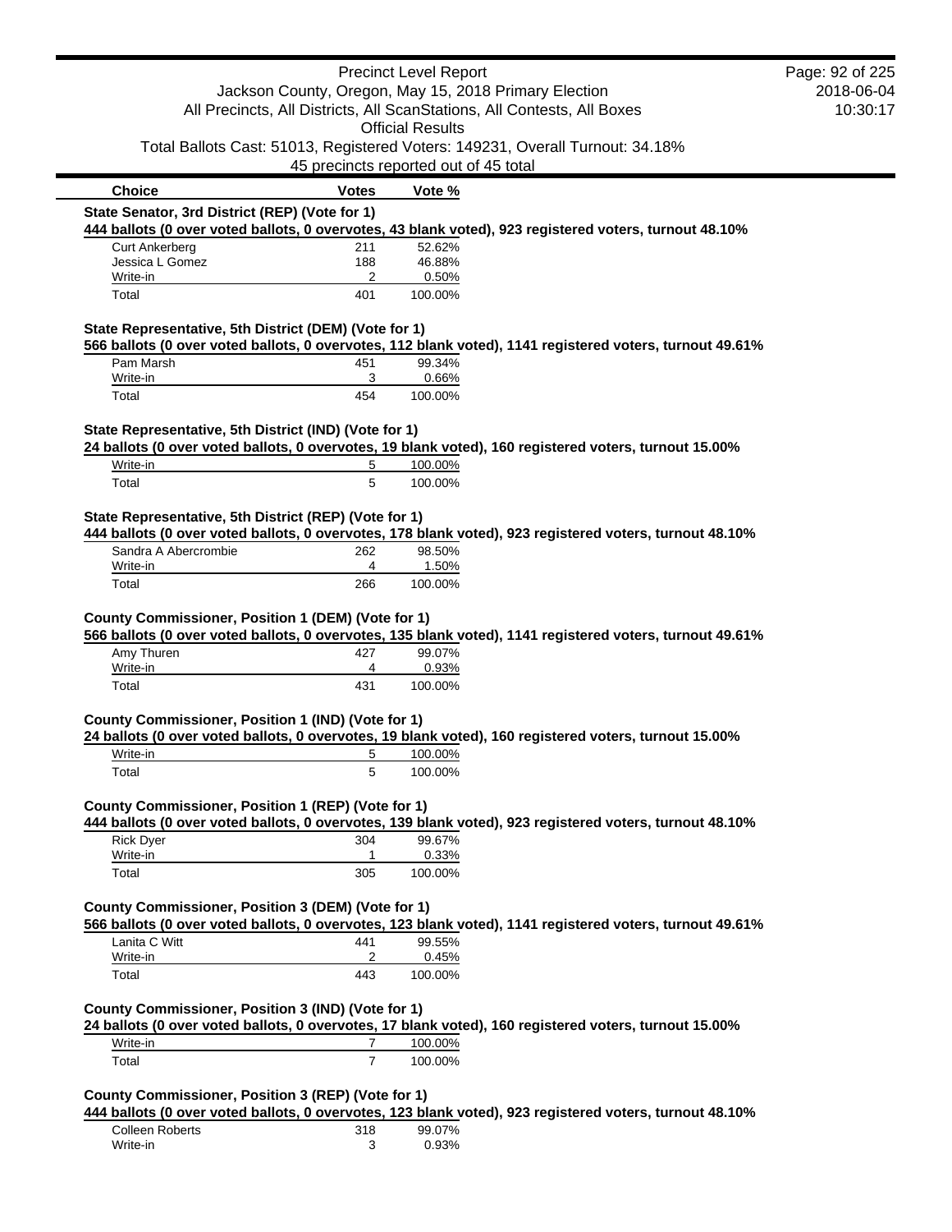| Choice | Votes | Vote % |
| --- | --- | --- |

**State Senator, 3rd District (REP) (Vote for 1)**

**444 ballots (0 over voted ballots, 0 overvotes, 43 blank voted), 923 registered voters, turnout 48.10%**

| Choice | Votes | Vote % |
| --- | --- | --- |
| Curt Ankerberg | 211 | 52.62% |
| Jessica L Gomez | 188 | 46.88% |
| Write-in | 2 | 0.50% |
| Total | 401 | 100.00% |

**State Representative, 5th District (DEM) (Vote for 1)**

**566 ballots (0 over voted ballots, 0 overvotes, 112 blank voted), 1141 registered voters, turnout 49.61%**

| Choice | Votes | Vote % |
| --- | --- | --- |
| Pam Marsh | 451 | 99.34% |
| Write-in | 3 | 0.66% |
| Total | 454 | 100.00% |

**State Representative, 5th District (IND) (Vote for 1)**

**24 ballots (0 over voted ballots, 0 overvotes, 19 blank voted), 160 registered voters, turnout 15.00%**

| Choice | Votes | Vote % |
| --- | --- | --- |
| Write-in | 5 | 100.00% |
| Total | 5 | 100.00% |

**State Representative, 5th District (REP) (Vote for 1)**

**444 ballots (0 over voted ballots, 0 overvotes, 178 blank voted), 923 registered voters, turnout 48.10%**

| Choice | Votes | Vote % |
| --- | --- | --- |
| Sandra A Abercrombie | 262 | 98.50% |
| Write-in | 4 | 1.50% |
| Total | 266 | 100.00% |

**County Commissioner, Position 1 (DEM) (Vote for 1)**

**566 ballots (0 over voted ballots, 0 overvotes, 135 blank voted), 1141 registered voters, turnout 49.61%**

| Choice | Votes | Vote % |
| --- | --- | --- |
| Amy Thuren | 427 | 99.07% |
| Write-in | 4 | 0.93% |
| Total | 431 | 100.00% |

**County Commissioner, Position 1 (IND) (Vote for 1)**

**24 ballots (0 over voted ballots, 0 overvotes, 19 blank voted), 160 registered voters, turnout 15.00%**

| Choice | Votes | Vote % |
| --- | --- | --- |
| Write-in | 5 | 100.00% |
| Total | 5 | 100.00% |

**County Commissioner, Position 1 (REP) (Vote for 1)**

**444 ballots (0 over voted ballots, 0 overvotes, 139 blank voted), 923 registered voters, turnout 48.10%**

| Choice | Votes | Vote % |
| --- | --- | --- |
| Rick Dyer | 304 | 99.67% |
| Write-in | 1 | 0.33% |
| Total | 305 | 100.00% |

**County Commissioner, Position 3 (DEM) (Vote for 1)**

**566 ballots (0 over voted ballots, 0 overvotes, 123 blank voted), 1141 registered voters, turnout 49.61%**

| Choice | Votes | Vote % |
| --- | --- | --- |
| Lanita C Witt | 441 | 99.55% |
| Write-in | 2 | 0.45% |
| Total | 443 | 100.00% |

**County Commissioner, Position 3 (IND) (Vote for 1)**

**24 ballots (0 over voted ballots, 0 overvotes, 17 blank voted), 160 registered voters, turnout 15.00%**

| Choice | Votes | Vote % |
| --- | --- | --- |
| Write-in | 7 | 100.00% |
| Total | 7 | 100.00% |

**County Commissioner, Position 3 (REP) (Vote for 1)**

**444 ballots (0 over voted ballots, 0 overvotes, 123 blank voted), 923 registered voters, turnout 48.10%**

| Choice | Votes | Vote % |
| --- | --- | --- |
| Colleen Roberts | 318 | 99.07% |
| Write-in | 3 | 0.93% |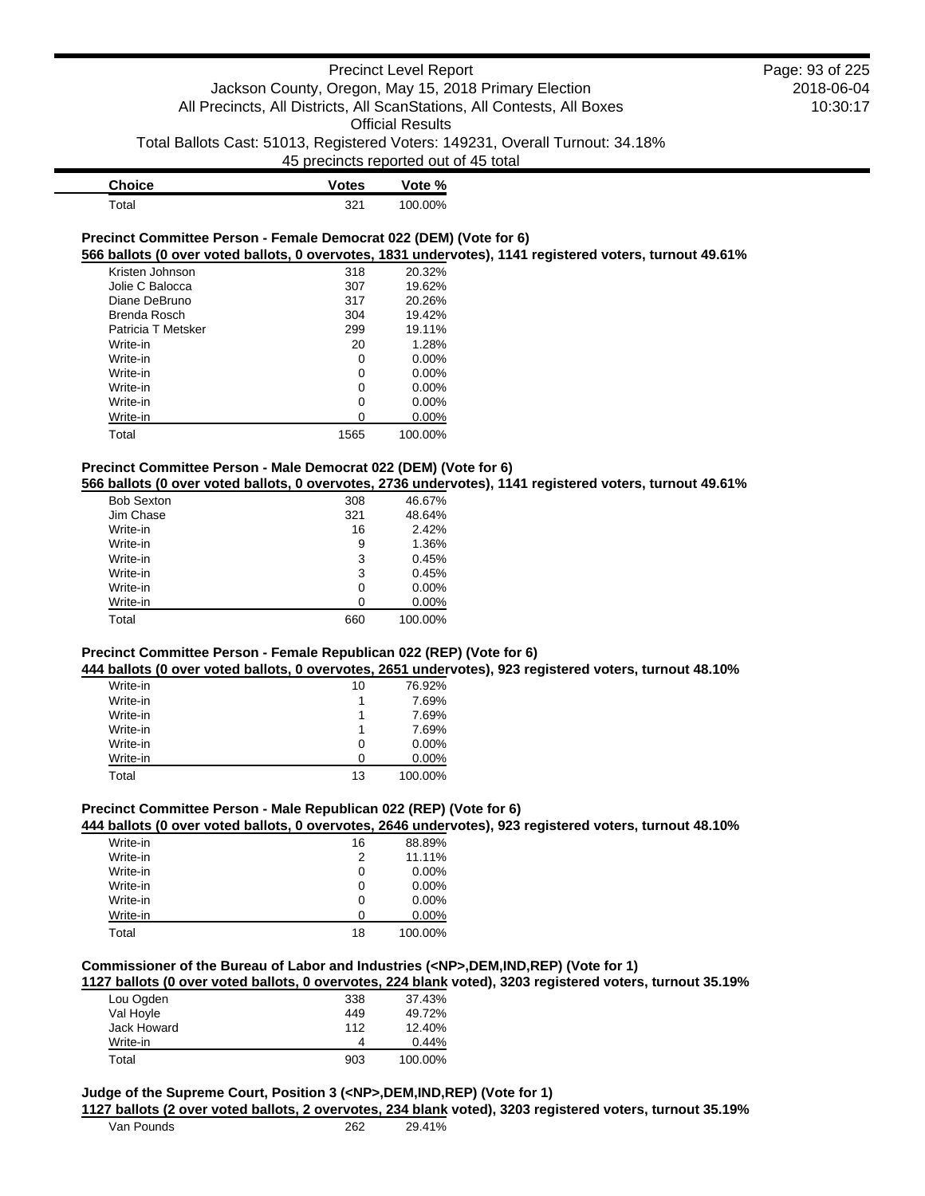| Choice | Votes | Vote % |
|---|---|---|
| Total | 321 | 100.00% |

**Precinct Committee Person - Female Democrat 022 (DEM) (Vote for 6)**

**566 ballots (0 over voted ballots, 0 overvotes, 1831 undervotes), 1141 registered voters, turnout 49.61%**

| Choice | Votes | Vote % |
|---|---|---|
| Kristen Johnson | 318 | 20.32% |
| Jolie C Balocca | 307 | 19.62% |
| Diane DeBruno | 317 | 20.26% |
| Brenda Rosch | 304 | 19.42% |
| Patricia T Metsker | 299 | 19.11% |
| Write-in | 20 | 1.28% |
| Write-in | 0 | 0.00% |
| Write-in | 0 | 0.00% |
| Write-in | 0 | 0.00% |
| Write-in | 0 | 0.00% |
| Write-in | 0 | 0.00% |
| Total | 1565 | 100.00% |

**Precinct Committee Person - Male Democrat 022 (DEM) (Vote for 6)**

**566 ballots (0 over voted ballots, 0 overvotes, 2736 undervotes), 1141 registered voters, turnout 49.61%**

| Choice | Votes | Vote % |
|---|---|---|
| Bob Sexton | 308 | 46.67% |
| Jim Chase | 321 | 48.64% |
| Write-in | 16 | 2.42% |
| Write-in | 9 | 1.36% |
| Write-in | 3 | 0.45% |
| Write-in | 3 | 0.45% |
| Write-in | 0 | 0.00% |
| Write-in | 0 | 0.00% |
| Total | 660 | 100.00% |

**Precinct Committee Person - Female Republican 022 (REP) (Vote for 6)**

**444 ballots (0 over voted ballots, 0 overvotes, 2651 undervotes), 923 registered voters, turnout 48.10%**

| Choice | Votes | Vote % |
|---|---|---|
| Write-in | 10 | 76.92% |
| Write-in | 1 | 7.69% |
| Write-in | 1 | 7.69% |
| Write-in | 1 | 7.69% |
| Write-in | 0 | 0.00% |
| Write-in | 0 | 0.00% |
| Total | 13 | 100.00% |

**Precinct Committee Person - Male Republican 022 (REP) (Vote for 6)**

**444 ballots (0 over voted ballots, 0 overvotes, 2646 undervotes), 923 registered voters, turnout 48.10%**

| Choice | Votes | Vote % |
|---|---|---|
| Write-in | 16 | 88.89% |
| Write-in | 2 | 11.11% |
| Write-in | 0 | 0.00% |
| Write-in | 0 | 0.00% |
| Write-in | 0 | 0.00% |
| Write-in | 0 | 0.00% |
| Total | 18 | 100.00% |

**Commissioner of the Bureau of Labor and Industries (<NP>,DEM,IND,REP) (Vote for 1)**

**1127 ballots (0 over voted ballots, 0 overvotes, 224 blank voted), 3203 registered voters, turnout 35.19%**

| Choice | Votes | Vote % |
|---|---|---|
| Lou Ogden | 338 | 37.43% |
| Val Hoyle | 449 | 49.72% |
| Jack Howard | 112 | 12.40% |
| Write-in | 4 | 0.44% |
| Total | 903 | 100.00% |

**Judge of the Supreme Court, Position 3 (<NP>,DEM,IND,REP) (Vote for 1)**

**1127 ballots (2 over voted ballots, 2 overvotes, 234 blank voted), 3203 registered voters, turnout 35.19%**

| Choice | Votes | Vote % |
|---|---|---|
| Van Pounds | 262 | 29.41% |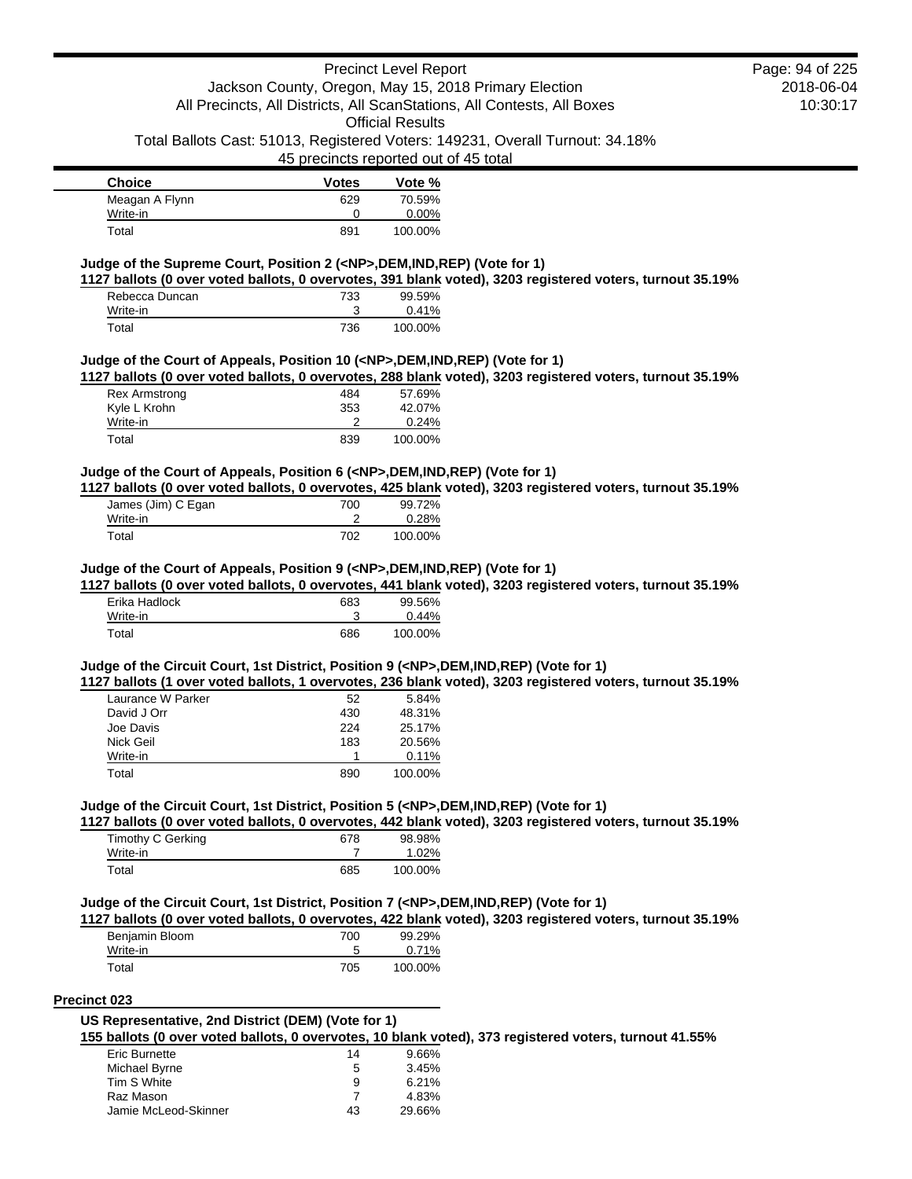| Choice | Votes | Vote % |
|---|---|---|
| Meagan A Flynn | 629 | 70.59% |
| Write-in | 0 | 0.00% |
| Total | 891 | 100.00% |

**Judge of the Supreme Court, Position 2 (<NP>,DEM,IND,REP) (Vote for 1)**

**1127 ballots (0 over voted ballots, 0 overvotes, 391 blank voted), 3203 registered voters, turnout 35.19%**

| Choice | Votes | Vote % |
|---|---|---|
| Rebecca Duncan | 733 | 99.59% |
| Write-in | 3 | 0.41% |
| Total | 736 | 100.00% |

**Judge of the Court of Appeals, Position 10 (<NP>,DEM,IND,REP) (Vote for 1)**

**1127 ballots (0 over voted ballots, 0 overvotes, 288 blank voted), 3203 registered voters, turnout 35.19%**

| Choice | Votes | Vote % |
|---|---|---|
| Rex Armstrong | 484 | 57.69% |
| Kyle L Krohn | 353 | 42.07% |
| Write-in | 2 | 0.24% |
| Total | 839 | 100.00% |

**Judge of the Court of Appeals, Position 6 (<NP>,DEM,IND,REP) (Vote for 1)**

**1127 ballots (0 over voted ballots, 0 overvotes, 425 blank voted), 3203 registered voters, turnout 35.19%**

| Choice | Votes | Vote % |
|---|---|---|
| James (Jim) C Egan | 700 | 99.72% |
| Write-in | 2 | 0.28% |
| Total | 702 | 100.00% |

**Judge of the Court of Appeals, Position 9 (<NP>,DEM,IND,REP) (Vote for 1)**

**1127 ballots (0 over voted ballots, 0 overvotes, 441 blank voted), 3203 registered voters, turnout 35.19%**

| Choice | Votes | Vote % |
|---|---|---|
| Erika Hadlock | 683 | 99.56% |
| Write-in | 3 | 0.44% |
| Total | 686 | 100.00% |

**Judge of the Circuit Court, 1st District, Position 9 (<NP>,DEM,IND,REP) (Vote for 1)**

**1127 ballots (1 over voted ballots, 1 overvotes, 236 blank voted), 3203 registered voters, turnout 35.19%**

| Choice | Votes | Vote % |
|---|---|---|
| Laurance W Parker | 52 | 5.84% |
| David J Orr | 430 | 48.31% |
| Joe Davis | 224 | 25.17% |
| Nick Geil | 183 | 20.56% |
| Write-in | 1 | 0.11% |
| Total | 890 | 100.00% |

**Judge of the Circuit Court, 1st District, Position 5 (<NP>,DEM,IND,REP) (Vote for 1)**

**1127 ballots (0 over voted ballots, 0 overvotes, 442 blank voted), 3203 registered voters, turnout 35.19%**

| Choice | Votes | Vote % |
|---|---|---|
| Timothy C Gerking | 678 | 98.98% |
| Write-in | 7 | 1.02% |
| Total | 685 | 100.00% |

**Judge of the Circuit Court, 1st District, Position 7 (<NP>,DEM,IND,REP) (Vote for 1)**

**1127 ballots (0 over voted ballots, 0 overvotes, 422 blank voted), 3203 registered voters, turnout 35.19%**

| Choice | Votes | Vote % |
|---|---|---|
| Benjamin Bloom | 700 | 99.29% |
| Write-in | 5 | 0.71% |
| Total | 705 | 100.00% |

## Precinct 023

**US Representative, 2nd District (DEM) (Vote for 1)**

**155 ballots (0 over voted ballots, 0 overvotes, 10 blank voted), 373 registered voters, turnout 41.55%**

| Choice | Votes | Vote % |
|---|---|---|
| Eric Burnette | 14 | 9.66% |
| Michael Byrne | 5 | 3.45% |
| Tim S White | 9 | 6.21% |
| Raz Mason | 7 | 4.83% |
| Jamie McLeod-Skinner | 43 | 29.66% |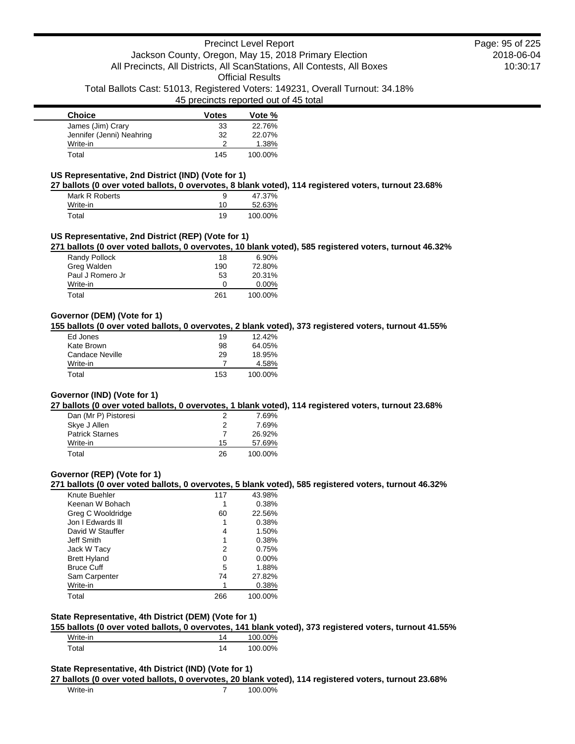| Choice | Votes | Vote % |
| --- | --- | --- |
| James (Jim) Crary | 33 | 22.76% |
| Jennifer (Jenni) Neahring | 32 | 22.07% |
| Write-in | 2 | 1.38% |
| Total | 145 | 100.00% |

### US Representative, 2nd District (IND) (Vote for 1)

**27 ballots (0 over voted ballots, 0 overvotes, 8 blank voted), 114 registered voters, turnout 23.68%**

| Choice | Votes | Vote % |
| --- | --- | --- |
| Mark R Roberts | 9 | 47.37% |
| Write-in | 10 | 52.63% |
| Total | 19 | 100.00% |

### US Representative, 2nd District (REP) (Vote for 1)

**271 ballots (0 over voted ballots, 0 overvotes, 10 blank voted), 585 registered voters, turnout 46.32%**

| Choice | Votes | Vote % |
| --- | --- | --- |
| Randy Pollock | 18 | 6.90% |
| Greg Walden | 190 | 72.80% |
| Paul J Romero Jr | 53 | 20.31% |
| Write-in | 0 | 0.00% |
| Total | 261 | 100.00% |

### Governor (DEM) (Vote for 1)

**155 ballots (0 over voted ballots, 0 overvotes, 2 blank voted), 373 registered voters, turnout 41.55%**

| Choice | Votes | Vote % |
| --- | --- | --- |
| Ed Jones | 19 | 12.42% |
| Kate Brown | 98 | 64.05% |
| Candace Neville | 29 | 18.95% |
| Write-in | 7 | 4.58% |
| Total | 153 | 100.00% |

### Governor (IND) (Vote for 1)

**27 ballots (0 over voted ballots, 0 overvotes, 1 blank voted), 114 registered voters, turnout 23.68%**

| Choice | Votes | Vote % |
| --- | --- | --- |
| Dan (Mr P) Pistoresi | 2 | 7.69% |
| Skye J Allen | 2 | 7.69% |
| Patrick Starnes | 7 | 26.92% |
| Write-in | 15 | 57.69% |
| Total | 26 | 100.00% |

### Governor (REP) (Vote for 1)

**271 ballots (0 over voted ballots, 0 overvotes, 5 blank voted), 585 registered voters, turnout 46.32%**

| Choice | Votes | Vote % |
| --- | --- | --- |
| Knute Buehler | 117 | 43.98% |
| Keenan W Bohach | 1 | 0.38% |
| Greg C Wooldridge | 60 | 22.56% |
| Jon I Edwards lll | 1 | 0.38% |
| David W Stauffer | 4 | 1.50% |
| Jeff Smith | 1 | 0.38% |
| Jack W Tacy | 2 | 0.75% |
| Brett Hyland | 0 | 0.00% |
| Bruce Cuff | 5 | 1.88% |
| Sam Carpenter | 74 | 27.82% |
| Write-in | 1 | 0.38% |
| Total | 266 | 100.00% |

### State Representative, 4th District (DEM) (Vote for 1)

**155 ballots (0 over voted ballots, 0 overvotes, 141 blank voted), 373 registered voters, turnout 41.55%**

| Choice | Votes | Vote % |
| --- | --- | --- |
| Write-in | 14 | 100.00% |
| Total | 14 | 100.00% |

### State Representative, 4th District (IND) (Vote for 1)

**27 ballots (0 over voted ballots, 0 overvotes, 20 blank voted), 114 registered voters, turnout 23.68%**

| Choice | Votes | Vote % |
| --- | --- | --- |
| Write-in | 7 | 100.00% |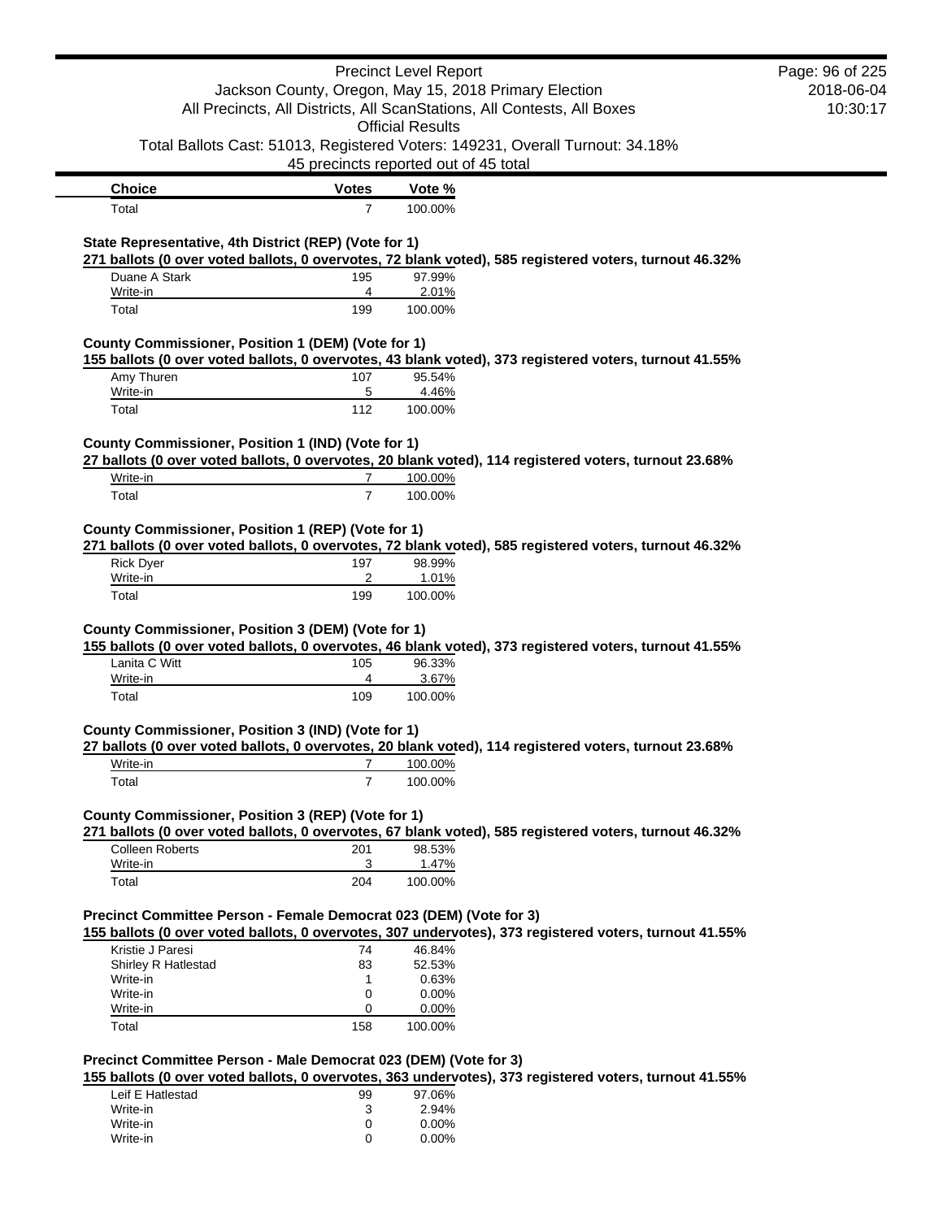| Choice | Votes | Vote % |
|---|---|---|
| Total | 7 | 100.00% |

**State Representative, 4th District (REP) (Vote for 1)**

**271 ballots (0 over voted ballots, 0 overvotes, 72 blank voted), 585 registered voters, turnout 46.32%**

| Choice | Votes | Vote % |
|---|---|---|
| Duane A Stark | 195 | 97.99% |
| Write-in | 4 | 2.01% |
| Total | 199 | 100.00% |

**County Commissioner, Position 1 (DEM) (Vote for 1)**

**155 ballots (0 over voted ballots, 0 overvotes, 43 blank voted), 373 registered voters, turnout 41.55%**

| Choice | Votes | Vote % |
|---|---|---|
| Amy Thuren | 107 | 95.54% |
| Write-in | 5 | 4.46% |
| Total | 112 | 100.00% |

**County Commissioner, Position 1 (IND) (Vote for 1)**

**27 ballots (0 over voted ballots, 0 overvotes, 20 blank voted), 114 registered voters, turnout 23.68%**

| Choice | Votes | Vote % |
|---|---|---|
| Write-in | 7 | 100.00% |
| Total | 7 | 100.00% |

**County Commissioner, Position 1 (REP) (Vote for 1)**

**271 ballots (0 over voted ballots, 0 overvotes, 72 blank voted), 585 registered voters, turnout 46.32%**

| Choice | Votes | Vote % |
|---|---|---|
| Rick Dyer | 197 | 98.99% |
| Write-in | 2 | 1.01% |
| Total | 199 | 100.00% |

**County Commissioner, Position 3 (DEM) (Vote for 1)**

**155 ballots (0 over voted ballots, 0 overvotes, 46 blank voted), 373 registered voters, turnout 41.55%**

| Choice | Votes | Vote % |
|---|---|---|
| Lanita C Witt | 105 | 96.33% |
| Write-in | 4 | 3.67% |
| Total | 109 | 100.00% |

**County Commissioner, Position 3 (IND) (Vote for 1)**

**27 ballots (0 over voted ballots, 0 overvotes, 20 blank voted), 114 registered voters, turnout 23.68%**

| Choice | Votes | Vote % |
|---|---|---|
| Write-in | 7 | 100.00% |
| Total | 7 | 100.00% |

**County Commissioner, Position 3 (REP) (Vote for 1)**

**271 ballots (0 over voted ballots, 0 overvotes, 67 blank voted), 585 registered voters, turnout 46.32%**

| Choice | Votes | Vote % |
|---|---|---|
| Colleen Roberts | 201 | 98.53% |
| Write-in | 3 | 1.47% |
| Total | 204 | 100.00% |

**Precinct Committee Person - Female Democrat 023 (DEM) (Vote for 3)**

**155 ballots (0 over voted ballots, 0 overvotes, 307 undervotes), 373 registered voters, turnout 41.55%**

| Choice | Votes | Vote % |
|---|---|---|
| Kristie J Paresi | 74 | 46.84% |
| Shirley R Hatlestad | 83 | 52.53% |
| Write-in | 1 | 0.63% |
| Write-in | 0 | 0.00% |
| Write-in | 0 | 0.00% |
| Total | 158 | 100.00% |

**Precinct Committee Person - Male Democrat 023 (DEM) (Vote for 3)**

**155 ballots (0 over voted ballots, 0 overvotes, 363 undervotes), 373 registered voters, turnout 41.55%**

| Choice | Votes | Vote % |
|---|---|---|
| Leif E Hatlestad | 99 | 97.06% |
| Write-in | 3 | 2.94% |
| Write-in | 0 | 0.00% |
| Write-in | 0 | 0.00% |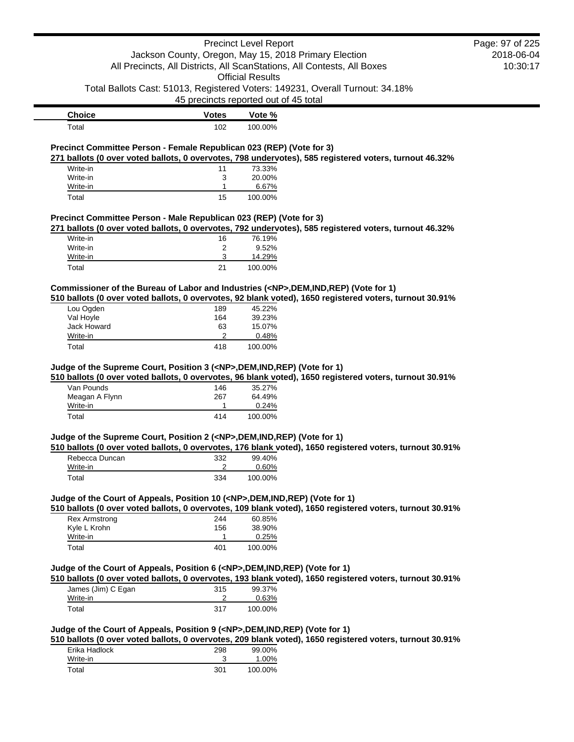| Choice | Votes | Vote % |
| --- | --- | --- |
| Total | 102 | 100.00% |

**Precinct Committee Person - Female Republican 023 (REP) (Vote for 3)**

**271 ballots (0 over voted ballots, 0 overvotes, 798 undervotes), 585 registered voters, turnout 46.32%**

| Choice | Votes | Vote % |
| --- | --- | --- |
| Write-in | 11 | 73.33% |
| Write-in | 3 | 20.00% |
| Write-in | 1 | 6.67% |
| Total | 15 | 100.00% |

**Precinct Committee Person - Male Republican 023 (REP) (Vote for 3)**

**271 ballots (0 over voted ballots, 0 overvotes, 792 undervotes), 585 registered voters, turnout 46.32%**

| Choice | Votes | Vote % |
| --- | --- | --- |
| Write-in | 16 | 76.19% |
| Write-in | 2 | 9.52% |
| Write-in | 3 | 14.29% |
| Total | 21 | 100.00% |

**Commissioner of the Bureau of Labor and Industries (<NP>,DEM,IND,REP) (Vote for 1)**

**510 ballots (0 over voted ballots, 0 overvotes, 92 blank voted), 1650 registered voters, turnout 30.91%**

| Choice | Votes | Vote % |
| --- | --- | --- |
| Lou Ogden | 189 | 45.22% |
| Val Hoyle | 164 | 39.23% |
| Jack Howard | 63 | 15.07% |
| Write-in | 2 | 0.48% |
| Total | 418 | 100.00% |

**Judge of the Supreme Court, Position 3 (<NP>,DEM,IND,REP) (Vote for 1)**

**510 ballots (0 over voted ballots, 0 overvotes, 96 blank voted), 1650 registered voters, turnout 30.91%**

| Choice | Votes | Vote % |
| --- | --- | --- |
| Van Pounds | 146 | 35.27% |
| Meagan A Flynn | 267 | 64.49% |
| Write-in | 1 | 0.24% |
| Total | 414 | 100.00% |

**Judge of the Supreme Court, Position 2 (<NP>,DEM,IND,REP) (Vote for 1)**

**510 ballots (0 over voted ballots, 0 overvotes, 176 blank voted), 1650 registered voters, turnout 30.91%**

| Choice | Votes | Vote % |
| --- | --- | --- |
| Rebecca Duncan | 332 | 99.40% |
| Write-in | 2 | 0.60% |
| Total | 334 | 100.00% |

**Judge of the Court of Appeals, Position 10 (<NP>,DEM,IND,REP) (Vote for 1)**

**510 ballots (0 over voted ballots, 0 overvotes, 109 blank voted), 1650 registered voters, turnout 30.91%**

| Choice | Votes | Vote % |
| --- | --- | --- |
| Rex Armstrong | 244 | 60.85% |
| Kyle L Krohn | 156 | 38.90% |
| Write-in | 1 | 0.25% |
| Total | 401 | 100.00% |

**Judge of the Court of Appeals, Position 6 (<NP>,DEM,IND,REP) (Vote for 1)**

**510 ballots (0 over voted ballots, 0 overvotes, 193 blank voted), 1650 registered voters, turnout 30.91%**

| Choice | Votes | Vote % |
| --- | --- | --- |
| James (Jim) C Egan | 315 | 99.37% |
| Write-in | 2 | 0.63% |
| Total | 317 | 100.00% |

**Judge of the Court of Appeals, Position 9 (<NP>,DEM,IND,REP) (Vote for 1)**

**510 ballots (0 over voted ballots, 0 overvotes, 209 blank voted), 1650 registered voters, turnout 30.91%**

| Choice | Votes | Vote % |
| --- | --- | --- |
| Erika Hadlock | 298 | 99.00% |
| Write-in | 3 | 1.00% |
| Total | 301 | 100.00% |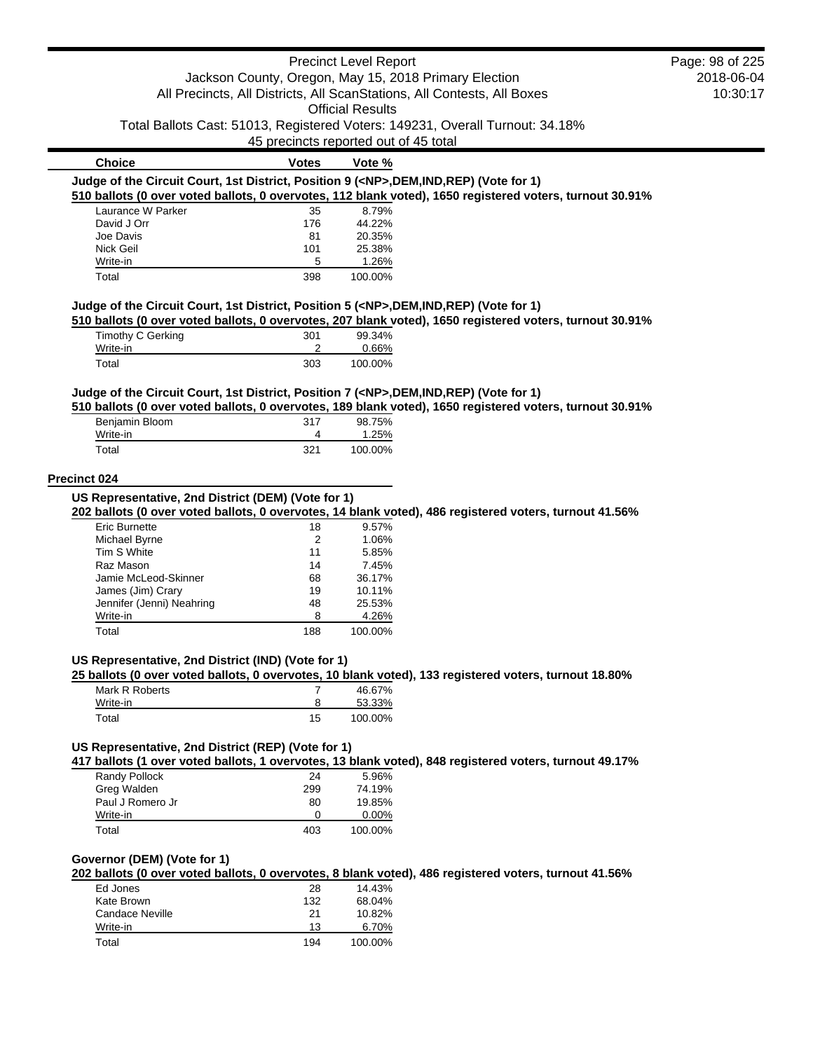| Choice | Votes | Vote % |
|---|---|---|

**Judge of the Circuit Court, 1st District, Position 9 (<NP>,DEM,IND,REP) (Vote for 1)**

**510 ballots (0 over voted ballots, 0 overvotes, 112 blank voted), 1650 registered voters, turnout 30.91%**

| Choice | Votes | Vote % |
|---|---|---|
| Laurance W Parker | 35 | 8.79% |
| David J Orr | 176 | 44.22% |
| Joe Davis | 81 | 20.35% |
| Nick Geil | 101 | 25.38% |
| Write-in | 5 | 1.26% |
| Total | 398 | 100.00% |

**Judge of the Circuit Court, 1st District, Position 5 (<NP>,DEM,IND,REP) (Vote for 1)**

**510 ballots (0 over voted ballots, 0 overvotes, 207 blank voted), 1650 registered voters, turnout 30.91%**

| Choice | Votes | Vote % |
|---|---|---|
| Timothy C Gerking | 301 | 99.34% |
| Write-in | 2 | 0.66% |
| Total | 303 | 100.00% |

**Judge of the Circuit Court, 1st District, Position 7 (<NP>,DEM,IND,REP) (Vote for 1)**

**510 ballots (0 over voted ballots, 0 overvotes, 189 blank voted), 1650 registered voters, turnout 30.91%**

| Choice | Votes | Vote % |
|---|---|---|
| Benjamin Bloom | 317 | 98.75% |
| Write-in | 4 | 1.25% |
| Total | 321 | 100.00% |

## Precinct 024

**US Representative, 2nd District (DEM) (Vote for 1)**

**202 ballots (0 over voted ballots, 0 overvotes, 14 blank voted), 486 registered voters, turnout 41.56%**

| Choice | Votes | Vote % |
|---|---|---|
| Eric Burnette | 18 | 9.57% |
| Michael Byrne | 2 | 1.06% |
| Tim S White | 11 | 5.85% |
| Raz Mason | 14 | 7.45% |
| Jamie McLeod-Skinner | 68 | 36.17% |
| James (Jim) Crary | 19 | 10.11% |
| Jennifer (Jenni) Neahring | 48 | 25.53% |
| Write-in | 8 | 4.26% |
| Total | 188 | 100.00% |

**US Representative, 2nd District (IND) (Vote for 1)**

**25 ballots (0 over voted ballots, 0 overvotes, 10 blank voted), 133 registered voters, turnout 18.80%**

| Choice | Votes | Vote % |
|---|---|---|
| Mark R Roberts | 7 | 46.67% |
| Write-in | 8 | 53.33% |
| Total | 15 | 100.00% |

**US Representative, 2nd District (REP) (Vote for 1)**

**417 ballots (1 over voted ballots, 1 overvotes, 13 blank voted), 848 registered voters, turnout 49.17%**

| Choice | Votes | Vote % |
|---|---|---|
| Randy Pollock | 24 | 5.96% |
| Greg Walden | 299 | 74.19% |
| Paul J Romero Jr | 80 | 19.85% |
| Write-in | 0 | 0.00% |
| Total | 403 | 100.00% |

**Governor (DEM) (Vote for 1)**

**202 ballots (0 over voted ballots, 0 overvotes, 8 blank voted), 486 registered voters, turnout 41.56%**

| Choice | Votes | Vote % |
|---|---|---|
| Ed Jones | 28 | 14.43% |
| Kate Brown | 132 | 68.04% |
| Candace Neville | 21 | 10.82% |
| Write-in | 13 | 6.70% |
| Total | 194 | 100.00% |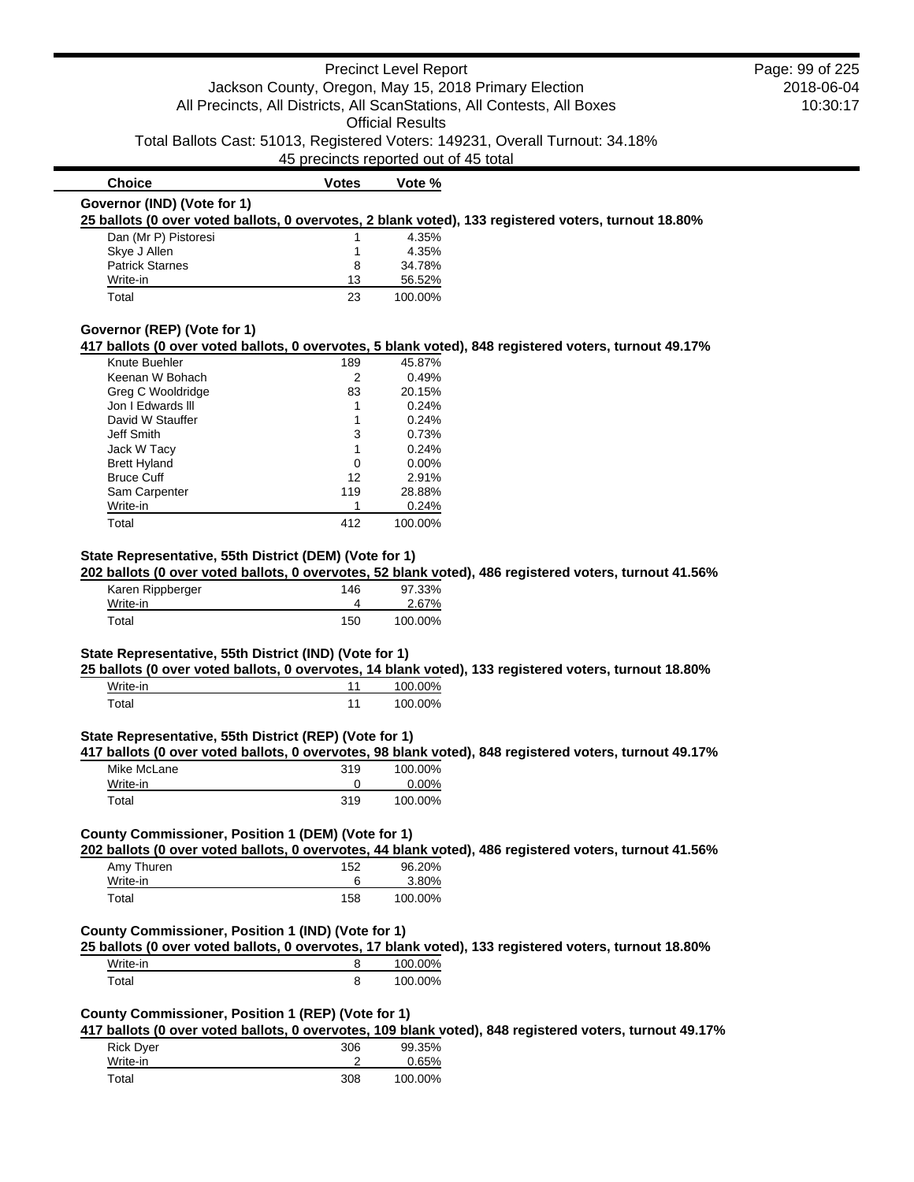| Choice | Votes | Vote % |
|---|---|---|

**Governor (IND) (Vote for 1)**

**25 ballots (0 over voted ballots, 0 overvotes, 2 blank voted), 133 registered voters, turnout 18.80%**

| Choice | Votes | Vote % |
|---|---|---|
| Dan (Mr P) Pistoresi | 1 | 4.35% |
| Skye J Allen | 1 | 4.35% |
| Patrick Starnes | 8 | 34.78% |
| Write-in | 13 | 56.52% |
| Total | 23 | 100.00% |

**Governor (REP) (Vote for 1)**

**417 ballots (0 over voted ballots, 0 overvotes, 5 blank voted), 848 registered voters, turnout 49.17%**

| Choice | Votes | Vote % |
|---|---|---|
| Knute Buehler | 189 | 45.87% |
| Keenan W Bohach | 2 | 0.49% |
| Greg C Wooldridge | 83 | 20.15% |
| Jon I Edwards lll | 1 | 0.24% |
| David W Stauffer | 1 | 0.24% |
| Jeff Smith | 3 | 0.73% |
| Jack W Tacy | 1 | 0.24% |
| Brett Hyland | 0 | 0.00% |
| Bruce Cuff | 12 | 2.91% |
| Sam Carpenter | 119 | 28.88% |
| Write-in | 1 | 0.24% |
| Total | 412 | 100.00% |

**State Representative, 55th District (DEM) (Vote for 1)**

**202 ballots (0 over voted ballots, 0 overvotes, 52 blank voted), 486 registered voters, turnout 41.56%**

| Choice | Votes | Vote % |
|---|---|---|
| Karen Rippberger | 146 | 97.33% |
| Write-in | 4 | 2.67% |
| Total | 150 | 100.00% |

**State Representative, 55th District (IND) (Vote for 1)**

**25 ballots (0 over voted ballots, 0 overvotes, 14 blank voted), 133 registered voters, turnout 18.80%**

| Choice | Votes | Vote % |
|---|---|---|
| Write-in | 11 | 100.00% |
| Total | 11 | 100.00% |

**State Representative, 55th District (REP) (Vote for 1)**

**417 ballots (0 over voted ballots, 0 overvotes, 98 blank voted), 848 registered voters, turnout 49.17%**

| Choice | Votes | Vote % |
|---|---|---|
| Mike McLane | 319 | 100.00% |
| Write-in | 0 | 0.00% |
| Total | 319 | 100.00% |

**County Commissioner, Position 1 (DEM) (Vote for 1)**

**202 ballots (0 over voted ballots, 0 overvotes, 44 blank voted), 486 registered voters, turnout 41.56%**

| Choice | Votes | Vote % |
|---|---|---|
| Amy Thuren | 152 | 96.20% |
| Write-in | 6 | 3.80% |
| Total | 158 | 100.00% |

**County Commissioner, Position 1 (IND) (Vote for 1)**

**25 ballots (0 over voted ballots, 0 overvotes, 17 blank voted), 133 registered voters, turnout 18.80%**

| Choice | Votes | Vote % |
|---|---|---|
| Write-in | 8 | 100.00% |
| Total | 8 | 100.00% |

**County Commissioner, Position 1 (REP) (Vote for 1)**

**417 ballots (0 over voted ballots, 0 overvotes, 109 blank voted), 848 registered voters, turnout 49.17%**

| Choice | Votes | Vote % |
|---|---|---|
| Rick Dyer | 306 | 99.35% |
| Write-in | 2 | 0.65% |
| Total | 308 | 100.00% |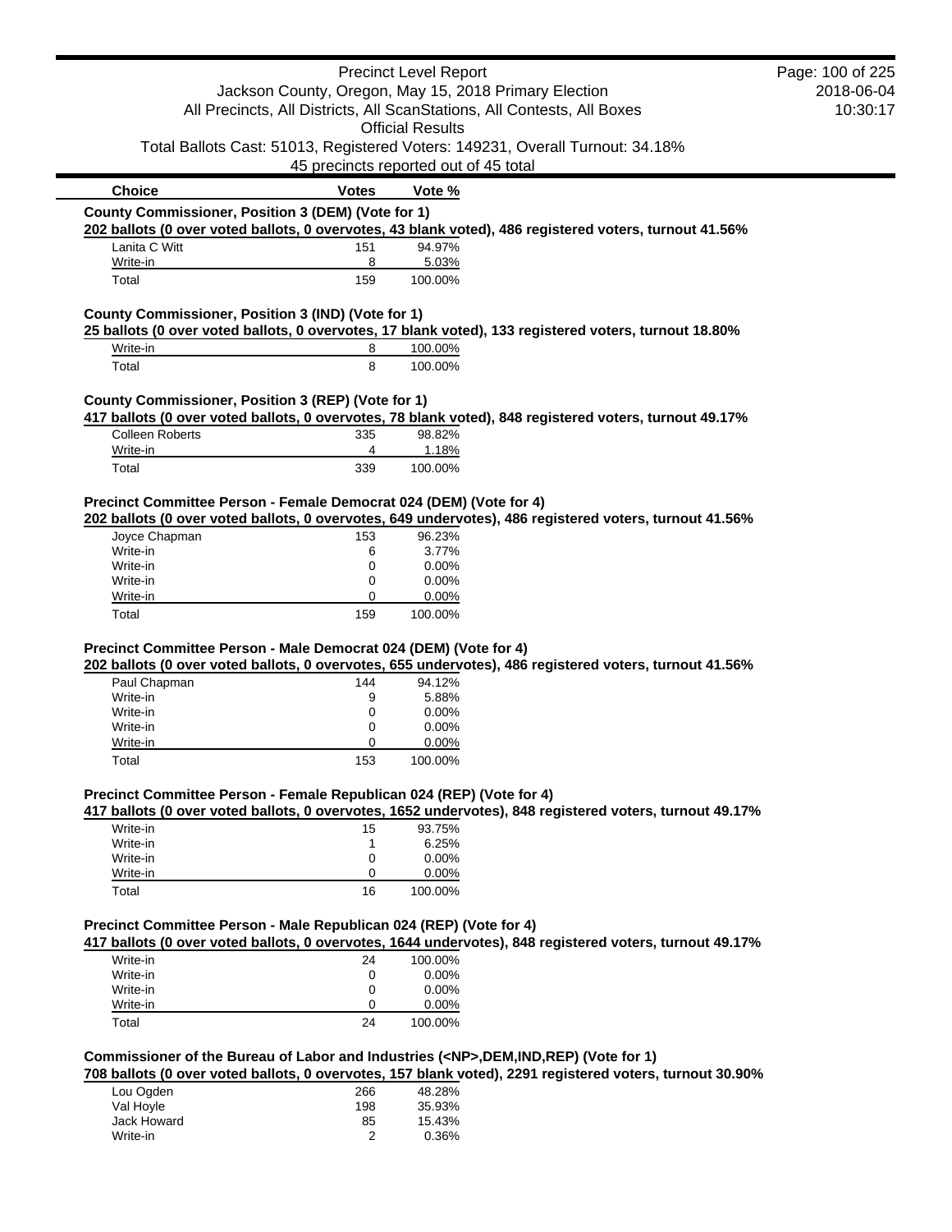| Choice | Votes | Vote % |
|---|---|---|

**County Commissioner, Position 3 (DEM) (Vote for 1)**

**202 ballots (0 over voted ballots, 0 overvotes, 43 blank voted), 486 registered voters, turnout 41.56%**

| Choice | Votes | Vote % |
|---|---|---|
| Lanita C Witt | 151 | 94.97% |
| Write-in | 8 | 5.03% |
| Total | 159 | 100.00% |

**County Commissioner, Position 3 (IND) (Vote for 1)**

**25 ballots (0 over voted ballots, 0 overvotes, 17 blank voted), 133 registered voters, turnout 18.80%**

| Choice | Votes | Vote % |
|---|---|---|
| Write-in | 8 | 100.00% |
| Total | 8 | 100.00% |

**County Commissioner, Position 3 (REP) (Vote for 1)**

**417 ballots (0 over voted ballots, 0 overvotes, 78 blank voted), 848 registered voters, turnout 49.17%**

| Choice | Votes | Vote % |
|---|---|---|
| Colleen Roberts | 335 | 98.82% |
| Write-in | 4 | 1.18% |
| Total | 339 | 100.00% |

**Precinct Committee Person - Female Democrat 024 (DEM) (Vote for 4)**

**202 ballots (0 over voted ballots, 0 overvotes, 649 undervotes), 486 registered voters, turnout 41.56%**

| Choice | Votes | Vote % |
|---|---|---|
| Joyce Chapman | 153 | 96.23% |
| Write-in | 6 | 3.77% |
| Write-in | 0 | 0.00% |
| Write-in | 0 | 0.00% |
| Write-in | 0 | 0.00% |
| Total | 159 | 100.00% |

**Precinct Committee Person - Male Democrat 024 (DEM) (Vote for 4)**

**202 ballots (0 over voted ballots, 0 overvotes, 655 undervotes), 486 registered voters, turnout 41.56%**

| Choice | Votes | Vote % |
|---|---|---|
| Paul Chapman | 144 | 94.12% |
| Write-in | 9 | 5.88% |
| Write-in | 0 | 0.00% |
| Write-in | 0 | 0.00% |
| Write-in | 0 | 0.00% |
| Total | 153 | 100.00% |

**Precinct Committee Person - Female Republican 024 (REP) (Vote for 4)**

**417 ballots (0 over voted ballots, 0 overvotes, 1652 undervotes), 848 registered voters, turnout 49.17%**

| Choice | Votes | Vote % |
|---|---|---|
| Write-in | 15 | 93.75% |
| Write-in | 1 | 6.25% |
| Write-in | 0 | 0.00% |
| Write-in | 0 | 0.00% |
| Total | 16 | 100.00% |

**Precinct Committee Person - Male Republican 024 (REP) (Vote for 4)**

**417 ballots (0 over voted ballots, 0 overvotes, 1644 undervotes), 848 registered voters, turnout 49.17%**

| Choice | Votes | Vote % |
|---|---|---|
| Write-in | 24 | 100.00% |
| Write-in | 0 | 0.00% |
| Write-in | 0 | 0.00% |
| Write-in | 0 | 0.00% |
| Total | 24 | 100.00% |

**Commissioner of the Bureau of Labor and Industries (<NP>,DEM,IND,REP) (Vote for 1)**

**708 ballots (0 over voted ballots, 0 overvotes, 157 blank voted), 2291 registered voters, turnout 30.90%**

| Choice | Votes | Vote % |
|---|---|---|
| Lou Ogden | 266 | 48.28% |
| Val Hoyle | 198 | 35.93% |
| Jack Howard | 85 | 15.43% |
| Write-in | 2 | 0.36% |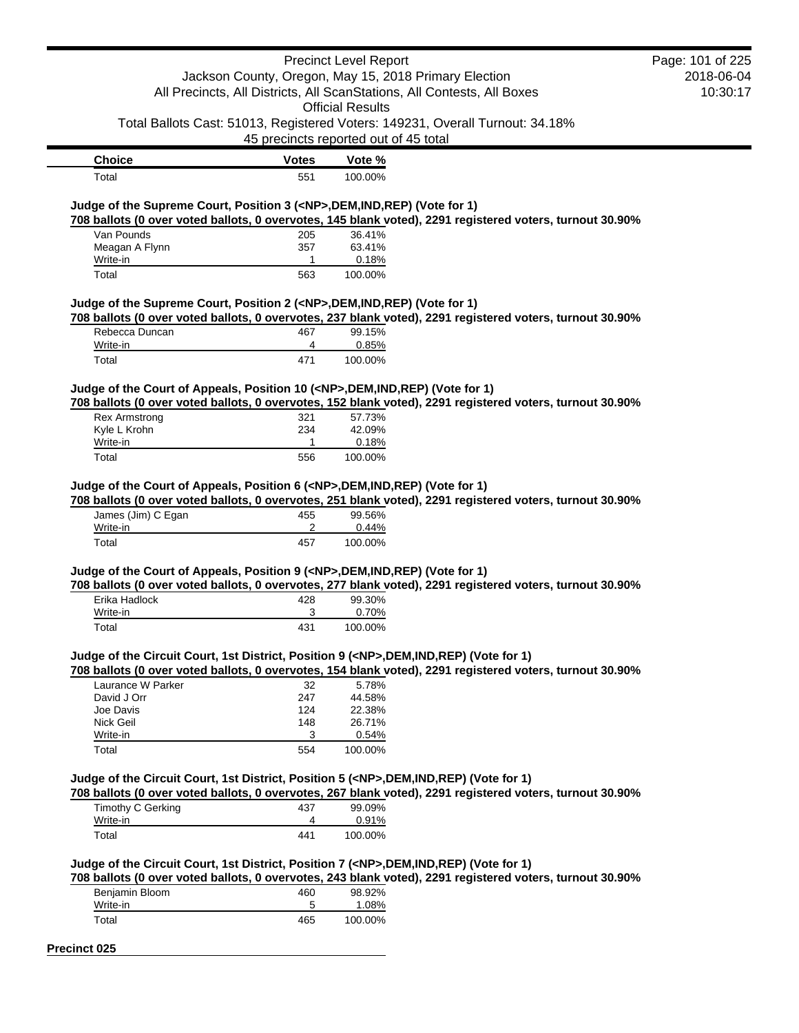| Choice | Votes | Vote % |
|---|---|---|
| Total | 551 | 100.00% |

**Judge of the Supreme Court, Position 3 (<NP>,DEM,IND,REP) (Vote for 1)**

**708 ballots (0 over voted ballots, 0 overvotes, 145 blank voted), 2291 registered voters, turnout 30.90%**

| Choice | Votes | Vote % |
|---|---|---|
| Van Pounds | 205 | 36.41% |
| Meagan A Flynn | 357 | 63.41% |
| Write-in | 1 | 0.18% |
| Total | 563 | 100.00% |

**Judge of the Supreme Court, Position 2 (<NP>,DEM,IND,REP) (Vote for 1)**

**708 ballots (0 over voted ballots, 0 overvotes, 237 blank voted), 2291 registered voters, turnout 30.90%**

| Choice | Votes | Vote % |
|---|---|---|
| Rebecca Duncan | 467 | 99.15% |
| Write-in | 4 | 0.85% |
| Total | 471 | 100.00% |

**Judge of the Court of Appeals, Position 10 (<NP>,DEM,IND,REP) (Vote for 1)**

**708 ballots (0 over voted ballots, 0 overvotes, 152 blank voted), 2291 registered voters, turnout 30.90%**

| Choice | Votes | Vote % |
|---|---|---|
| Rex Armstrong | 321 | 57.73% |
| Kyle L Krohn | 234 | 42.09% |
| Write-in | 1 | 0.18% |
| Total | 556 | 100.00% |

**Judge of the Court of Appeals, Position 6 (<NP>,DEM,IND,REP) (Vote for 1)**

**708 ballots (0 over voted ballots, 0 overvotes, 251 blank voted), 2291 registered voters, turnout 30.90%**

| Choice | Votes | Vote % |
|---|---|---|
| James (Jim) C Egan | 455 | 99.56% |
| Write-in | 2 | 0.44% |
| Total | 457 | 100.00% |

**Judge of the Court of Appeals, Position 9 (<NP>,DEM,IND,REP) (Vote for 1)**

**708 ballots (0 over voted ballots, 0 overvotes, 277 blank voted), 2291 registered voters, turnout 30.90%**

| Choice | Votes | Vote % |
|---|---|---|
| Erika Hadlock | 428 | 99.30% |
| Write-in | 3 | 0.70% |
| Total | 431 | 100.00% |

**Judge of the Circuit Court, 1st District, Position 9 (<NP>,DEM,IND,REP) (Vote for 1)**

**708 ballots (0 over voted ballots, 0 overvotes, 154 blank voted), 2291 registered voters, turnout 30.90%**

| Choice | Votes | Vote % |
|---|---|---|
| Laurance W Parker | 32 | 5.78% |
| David J Orr | 247 | 44.58% |
| Joe Davis | 124 | 22.38% |
| Nick Geil | 148 | 26.71% |
| Write-in | 3 | 0.54% |
| Total | 554 | 100.00% |

**Judge of the Circuit Court, 1st District, Position 5 (<NP>,DEM,IND,REP) (Vote for 1)**

**708 ballots (0 over voted ballots, 0 overvotes, 267 blank voted), 2291 registered voters, turnout 30.90%**

| Choice | Votes | Vote % |
|---|---|---|
| Timothy C Gerking | 437 | 99.09% |
| Write-in | 4 | 0.91% |
| Total | 441 | 100.00% |

**Judge of the Circuit Court, 1st District, Position 7 (<NP>,DEM,IND,REP) (Vote for 1)**

**708 ballots (0 over voted ballots, 0 overvotes, 243 blank voted), 2291 registered voters, turnout 30.90%**

| Choice | Votes | Vote % |
|---|---|---|
| Benjamin Bloom | 460 | 98.92% |
| Write-in | 5 | 1.08% |
| Total | 465 | 100.00% |

## Precinct 025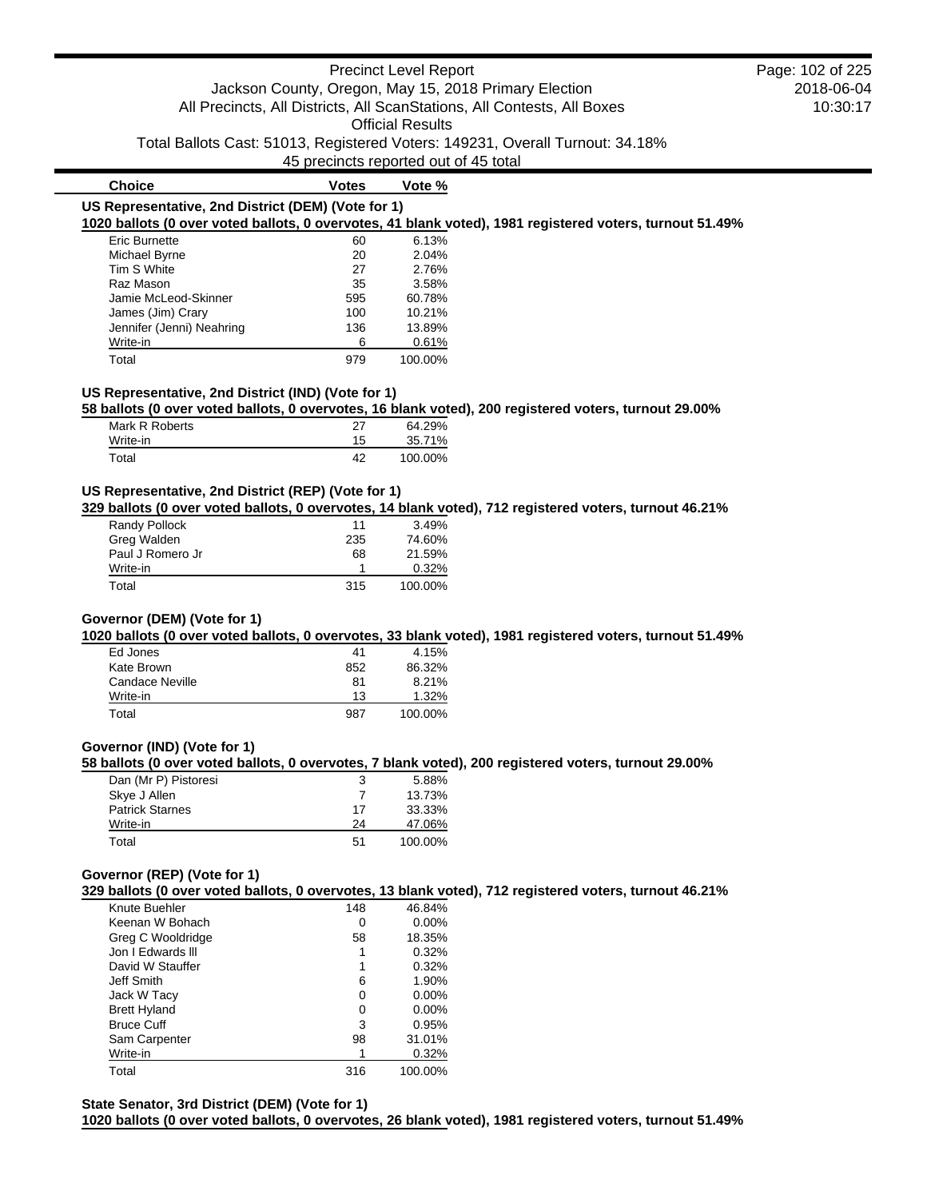| Choice | Votes | Vote % |
|---|---|---|

**US Representative, 2nd District (DEM) (Vote for 1)**

**1020 ballots (0 over voted ballots, 0 overvotes, 41 blank voted), 1981 registered voters, turnout 51.49%**

| Choice | Votes | Vote % |
|---|---|---|
| Eric Burnette | 60 | 6.13% |
| Michael Byrne | 20 | 2.04% |
| Tim S White | 27 | 2.76% |
| Raz Mason | 35 | 3.58% |
| Jamie McLeod-Skinner | 595 | 60.78% |
| James (Jim) Crary | 100 | 10.21% |
| Jennifer (Jenni) Neahring | 136 | 13.89% |
| Write-in | 6 | 0.61% |
| Total | 979 | 100.00% |

**US Representative, 2nd District (IND) (Vote for 1)**

**58 ballots (0 over voted ballots, 0 overvotes, 16 blank voted), 200 registered voters, turnout 29.00%**

| Choice | Votes | Vote % |
|---|---|---|
| Mark R Roberts | 27 | 64.29% |
| Write-in | 15 | 35.71% |
| Total | 42 | 100.00% |

**US Representative, 2nd District (REP) (Vote for 1)**

**329 ballots (0 over voted ballots, 0 overvotes, 14 blank voted), 712 registered voters, turnout 46.21%**

| Choice | Votes | Vote % |
|---|---|---|
| Randy Pollock | 11 | 3.49% |
| Greg Walden | 235 | 74.60% |
| Paul J Romero Jr | 68 | 21.59% |
| Write-in | 1 | 0.32% |
| Total | 315 | 100.00% |

**Governor (DEM) (Vote for 1)**

**1020 ballots (0 over voted ballots, 0 overvotes, 33 blank voted), 1981 registered voters, turnout 51.49%**

| Choice | Votes | Vote % |
|---|---|---|
| Ed Jones | 41 | 4.15% |
| Kate Brown | 852 | 86.32% |
| Candace Neville | 81 | 8.21% |
| Write-in | 13 | 1.32% |
| Total | 987 | 100.00% |

**Governor (IND) (Vote for 1)**

**58 ballots (0 over voted ballots, 0 overvotes, 7 blank voted), 200 registered voters, turnout 29.00%**

| Choice | Votes | Vote % |
|---|---|---|
| Dan (Mr P) Pistoresi | 3 | 5.88% |
| Skye J Allen | 7 | 13.73% |
| Patrick Starnes | 17 | 33.33% |
| Write-in | 24 | 47.06% |
| Total | 51 | 100.00% |

**Governor (REP) (Vote for 1)**

**329 ballots (0 over voted ballots, 0 overvotes, 13 blank voted), 712 registered voters, turnout 46.21%**

| Choice | Votes | Vote % |
|---|---|---|
| Knute Buehler | 148 | 46.84% |
| Keenan W Bohach | 0 | 0.00% |
| Greg C Wooldridge | 58 | 18.35% |
| Jon I Edwards lll | 1 | 0.32% |
| David W Stauffer | 1 | 0.32% |
| Jeff Smith | 6 | 1.90% |
| Jack W Tacy | 0 | 0.00% |
| Brett Hyland | 0 | 0.00% |
| Bruce Cuff | 3 | 0.95% |
| Sam Carpenter | 98 | 31.01% |
| Write-in | 1 | 0.32% |
| Total | 316 | 100.00% |

**State Senator, 3rd District (DEM) (Vote for 1)**

**1020 ballots (0 over voted ballots, 0 overvotes, 26 blank voted), 1981 registered voters, turnout 51.49%**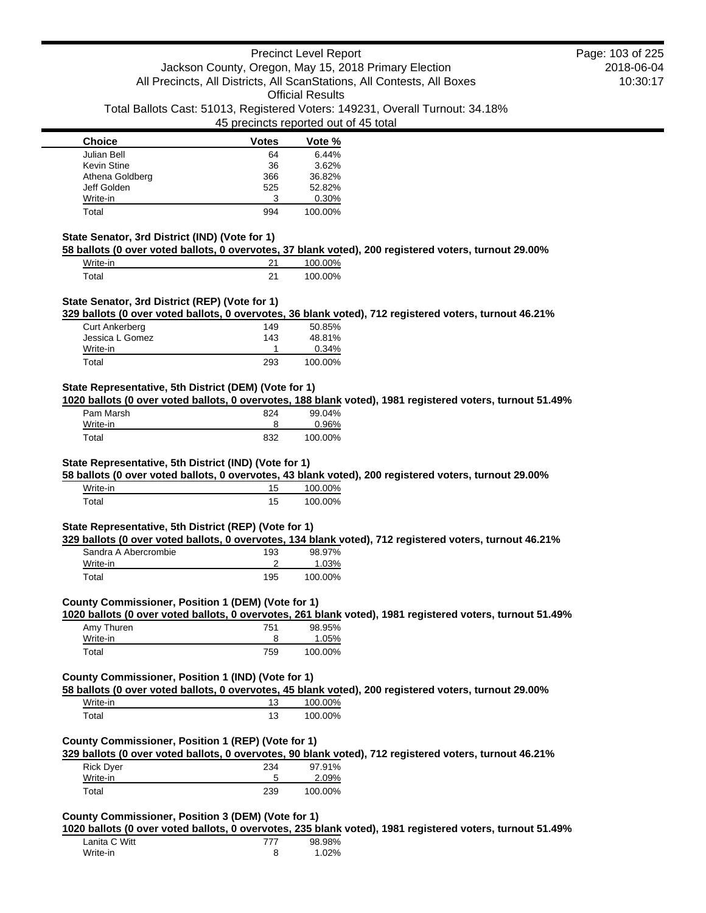| Choice | Votes | Vote % |
|---|---|---|
| Julian Bell | 64 | 6.44% |
| Kevin Stine | 36 | 3.62% |
| Athena Goldberg | 366 | 36.82% |
| Jeff Golden | 525 | 52.82% |
| Write-in | 3 | 0.30% |
| Total | 994 | 100.00% |

### State Senator, 3rd District (IND) (Vote for 1)

**58 ballots (0 over voted ballots, 0 overvotes, 37 blank voted), 200 registered voters, turnout 29.00%**

| Choice | Votes | Vote % |
|---|---|---|
| Write-in | 21 | 100.00% |
| Total | 21 | 100.00% |

### State Senator, 3rd District (REP) (Vote for 1)

**329 ballots (0 over voted ballots, 0 overvotes, 36 blank voted), 712 registered voters, turnout 46.21%**

| Choice | Votes | Vote % |
|---|---|---|
| Curt Ankerberg | 149 | 50.85% |
| Jessica L Gomez | 143 | 48.81% |
| Write-in | 1 | 0.34% |
| Total | 293 | 100.00% |

### State Representative, 5th District (DEM) (Vote for 1)

**1020 ballots (0 over voted ballots, 0 overvotes, 188 blank voted), 1981 registered voters, turnout 51.49%**

| Choice | Votes | Vote % |
|---|---|---|
| Pam Marsh | 824 | 99.04% |
| Write-in | 8 | 0.96% |
| Total | 832 | 100.00% |

### State Representative, 5th District (IND) (Vote for 1)

**58 ballots (0 over voted ballots, 0 overvotes, 43 blank voted), 200 registered voters, turnout 29.00%**

| Choice | Votes | Vote % |
|---|---|---|
| Write-in | 15 | 100.00% |
| Total | 15 | 100.00% |

### State Representative, 5th District (REP) (Vote for 1)

**329 ballots (0 over voted ballots, 0 overvotes, 134 blank voted), 712 registered voters, turnout 46.21%**

| Choice | Votes | Vote % |
|---|---|---|
| Sandra A Abercrombie | 193 | 98.97% |
| Write-in | 2 | 1.03% |
| Total | 195 | 100.00% |

### County Commissioner, Position 1 (DEM) (Vote for 1)

**1020 ballots (0 over voted ballots, 0 overvotes, 261 blank voted), 1981 registered voters, turnout 51.49%**

| Choice | Votes | Vote % |
|---|---|---|
| Amy Thuren | 751 | 98.95% |
| Write-in | 8 | 1.05% |
| Total | 759 | 100.00% |

### County Commissioner, Position 1 (IND) (Vote for 1)

**58 ballots (0 over voted ballots, 0 overvotes, 45 blank voted), 200 registered voters, turnout 29.00%**

| Choice | Votes | Vote % |
|---|---|---|
| Write-in | 13 | 100.00% |
| Total | 13 | 100.00% |

### County Commissioner, Position 1 (REP) (Vote for 1)

**329 ballots (0 over voted ballots, 0 overvotes, 90 blank voted), 712 registered voters, turnout 46.21%**

| Choice | Votes | Vote % |
|---|---|---|
| Rick Dyer | 234 | 97.91% |
| Write-in | 5 | 2.09% |
| Total | 239 | 100.00% |

### County Commissioner, Position 3 (DEM) (Vote for 1)

**1020 ballots (0 over voted ballots, 0 overvotes, 235 blank voted), 1981 registered voters, turnout 51.49%**

| Choice | Votes | Vote % |
|---|---|---|
| Lanita C Witt | 777 | 98.98% |
| Write-in | 8 | 1.02% |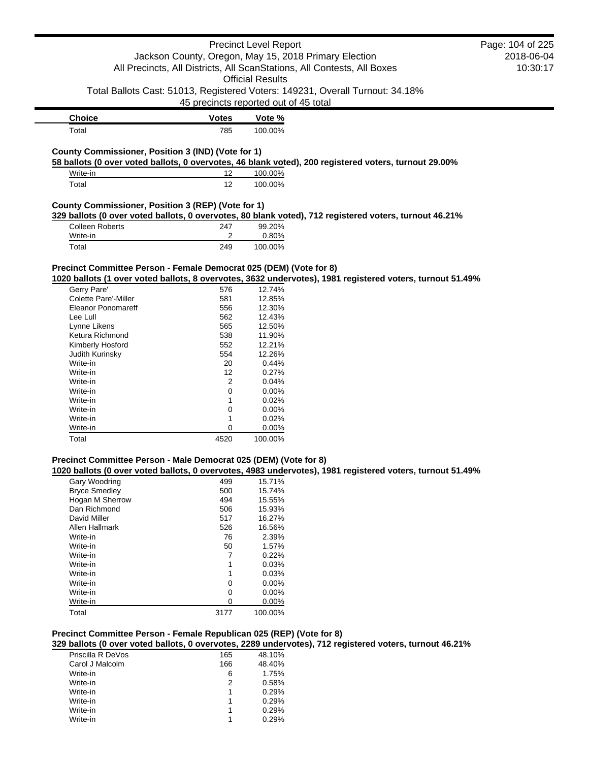| Choice | Votes | Vote % |
| --- | --- | --- |
| Total | 785 | 100.00% |

**County Commissioner, Position 3 (IND) (Vote for 1)**

**58 ballots (0 over voted ballots, 0 overvotes, 46 blank voted), 200 registered voters, turnout 29.00%**

| Choice | Votes | Vote % |
| --- | --- | --- |
| Write-in | 12 | 100.00% |
| Total | 12 | 100.00% |

**County Commissioner, Position 3 (REP) (Vote for 1)**

**329 ballots (0 over voted ballots, 0 overvotes, 80 blank voted), 712 registered voters, turnout 46.21%**

| Choice | Votes | Vote % |
| --- | --- | --- |
| Colleen Roberts | 247 | 99.20% |
| Write-in | 2 | 0.80% |
| Total | 249 | 100.00% |

**Precinct Committee Person - Female Democrat 025 (DEM) (Vote for 8)**

**1020 ballots (1 over voted ballots, 8 overvotes, 3632 undervotes), 1981 registered voters, turnout 51.49%**

| Choice | Votes | Vote % |
| --- | --- | --- |
| Gerry Pare' | 576 | 12.74% |
| Colette Pare'-Miller | 581 | 12.85% |
| Eleanor Ponomareff | 556 | 12.30% |
| Lee Lull | 562 | 12.43% |
| Lynne Likens | 565 | 12.50% |
| Ketura Richmond | 538 | 11.90% |
| Kimberly Hosford | 552 | 12.21% |
| Judith Kurinsky | 554 | 12.26% |
| Write-in | 20 | 0.44% |
| Write-in | 12 | 0.27% |
| Write-in | 2 | 0.04% |
| Write-in | 0 | 0.00% |
| Write-in | 1 | 0.02% |
| Write-in | 0 | 0.00% |
| Write-in | 1 | 0.02% |
| Write-in | 0 | 0.00% |
| Total | 4520 | 100.00% |

**Precinct Committee Person - Male Democrat 025 (DEM) (Vote for 8)**

**1020 ballots (0 over voted ballots, 0 overvotes, 4983 undervotes), 1981 registered voters, turnout 51.49%**

| Choice | Votes | Vote % |
| --- | --- | --- |
| Gary Woodring | 499 | 15.71% |
| Bryce Smedley | 500 | 15.74% |
| Hogan M Sherrow | 494 | 15.55% |
| Dan Richmond | 506 | 15.93% |
| David Miller | 517 | 16.27% |
| Allen Hallmark | 526 | 16.56% |
| Write-in | 76 | 2.39% |
| Write-in | 50 | 1.57% |
| Write-in | 7 | 0.22% |
| Write-in | 1 | 0.03% |
| Write-in | 1 | 0.03% |
| Write-in | 0 | 0.00% |
| Write-in | 0 | 0.00% |
| Write-in | 0 | 0.00% |
| Total | 3177 | 100.00% |

**Precinct Committee Person - Female Republican 025 (REP) (Vote for 8)**

**329 ballots (0 over voted ballots, 0 overvotes, 2289 undervotes), 712 registered voters, turnout 46.21%**

| Choice | Votes | Vote % |
| --- | --- | --- |
| Priscilla R DeVos | 165 | 48.10% |
| Carol J Malcolm | 166 | 48.40% |
| Write-in | 6 | 1.75% |
| Write-in | 2 | 0.58% |
| Write-in | 1 | 0.29% |
| Write-in | 1 | 0.29% |
| Write-in | 1 | 0.29% |
| Write-in | 1 | 0.29% |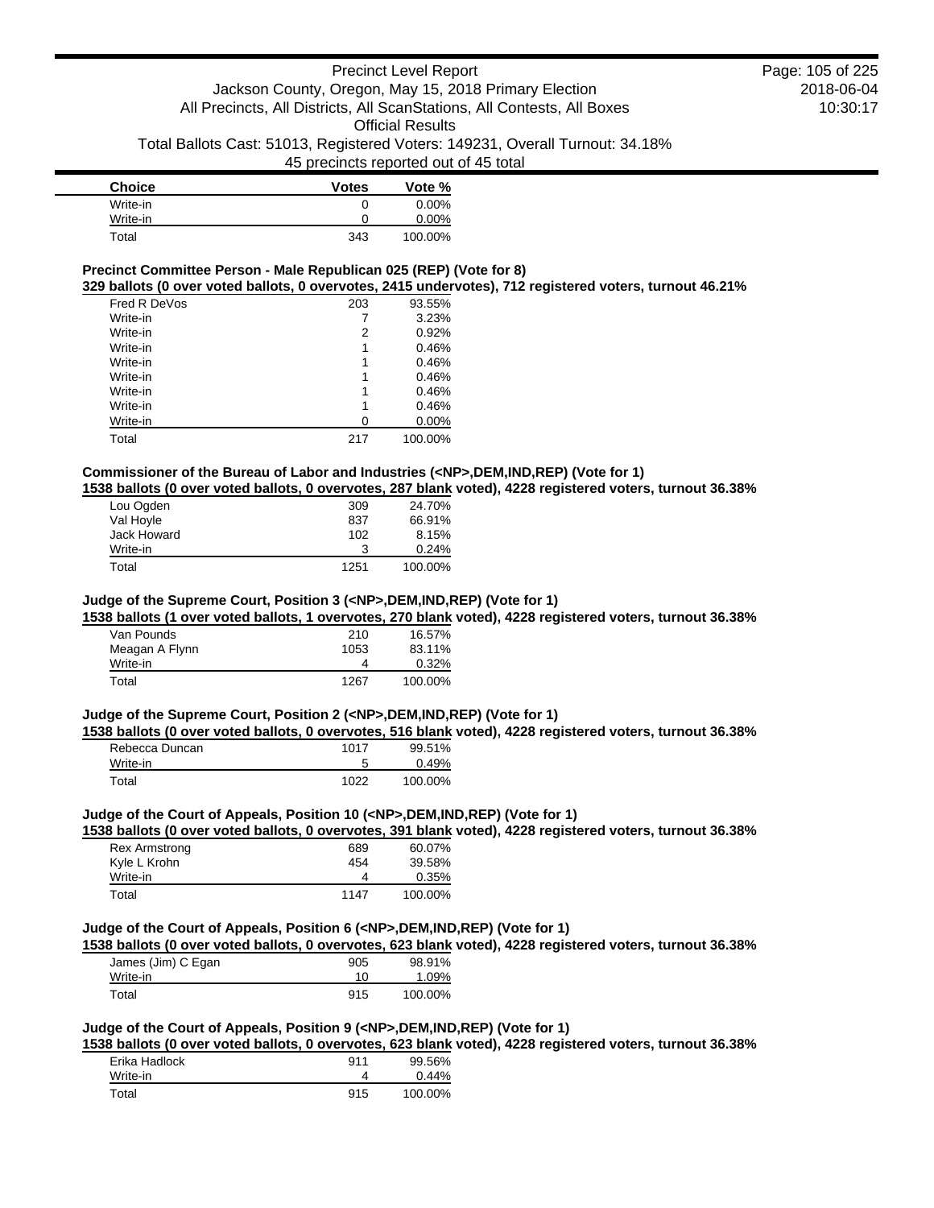| Choice | Votes | Vote % |
| --- | --- | --- |
| Write-in | 0 | 0.00% |
| Write-in | 0 | 0.00% |
| Total | 343 | 100.00% |

**Precinct Committee Person - Male Republican 025 (REP) (Vote for 8)**

**329 ballots (0 over voted ballots, 0 overvotes, 2415 undervotes), 712 registered voters, turnout 46.21%**

| Choice | Votes | Vote % |
| --- | --- | --- |
| Fred R DeVos | 203 | 93.55% |
| Write-in | 7 | 3.23% |
| Write-in | 2 | 0.92% |
| Write-in | 1 | 0.46% |
| Write-in | 1 | 0.46% |
| Write-in | 1 | 0.46% |
| Write-in | 1 | 0.46% |
| Write-in | 1 | 0.46% |
| Write-in | 0 | 0.00% |
| Total | 217 | 100.00% |

**Commissioner of the Bureau of Labor and Industries (<NP>,DEM,IND,REP) (Vote for 1)**

**1538 ballots (0 over voted ballots, 0 overvotes, 287 blank voted), 4228 registered voters, turnout 36.38%**

| Choice | Votes | Vote % |
| --- | --- | --- |
| Lou Ogden | 309 | 24.70% |
| Val Hoyle | 837 | 66.91% |
| Jack Howard | 102 | 8.15% |
| Write-in | 3 | 0.24% |
| Total | 1251 | 100.00% |

**Judge of the Supreme Court, Position 3 (<NP>,DEM,IND,REP) (Vote for 1)**

**1538 ballots (1 over voted ballots, 1 overvotes, 270 blank voted), 4228 registered voters, turnout 36.38%**

| Choice | Votes | Vote % |
| --- | --- | --- |
| Van Pounds | 210 | 16.57% |
| Meagan A Flynn | 1053 | 83.11% |
| Write-in | 4 | 0.32% |
| Total | 1267 | 100.00% |

**Judge of the Supreme Court, Position 2 (<NP>,DEM,IND,REP) (Vote for 1)**

**1538 ballots (0 over voted ballots, 0 overvotes, 516 blank voted), 4228 registered voters, turnout 36.38%**

| Choice | Votes | Vote % |
| --- | --- | --- |
| Rebecca Duncan | 1017 | 99.51% |
| Write-in | 5 | 0.49% |
| Total | 1022 | 100.00% |

**Judge of the Court of Appeals, Position 10 (<NP>,DEM,IND,REP) (Vote for 1)**

**1538 ballots (0 over voted ballots, 0 overvotes, 391 blank voted), 4228 registered voters, turnout 36.38%**

| Choice | Votes | Vote % |
| --- | --- | --- |
| Rex Armstrong | 689 | 60.07% |
| Kyle L Krohn | 454 | 39.58% |
| Write-in | 4 | 0.35% |
| Total | 1147 | 100.00% |

**Judge of the Court of Appeals, Position 6 (<NP>,DEM,IND,REP) (Vote for 1)**

**1538 ballots (0 over voted ballots, 0 overvotes, 623 blank voted), 4228 registered voters, turnout 36.38%**

| Choice | Votes | Vote % |
| --- | --- | --- |
| James (Jim) C Egan | 905 | 98.91% |
| Write-in | 10 | 1.09% |
| Total | 915 | 100.00% |

**Judge of the Court of Appeals, Position 9 (<NP>,DEM,IND,REP) (Vote for 1)**

**1538 ballots (0 over voted ballots, 0 overvotes, 623 blank voted), 4228 registered voters, turnout 36.38%**

| Choice | Votes | Vote % |
| --- | --- | --- |
| Erika Hadlock | 911 | 99.56% |
| Write-in | 4 | 0.44% |
| Total | 915 | 100.00% |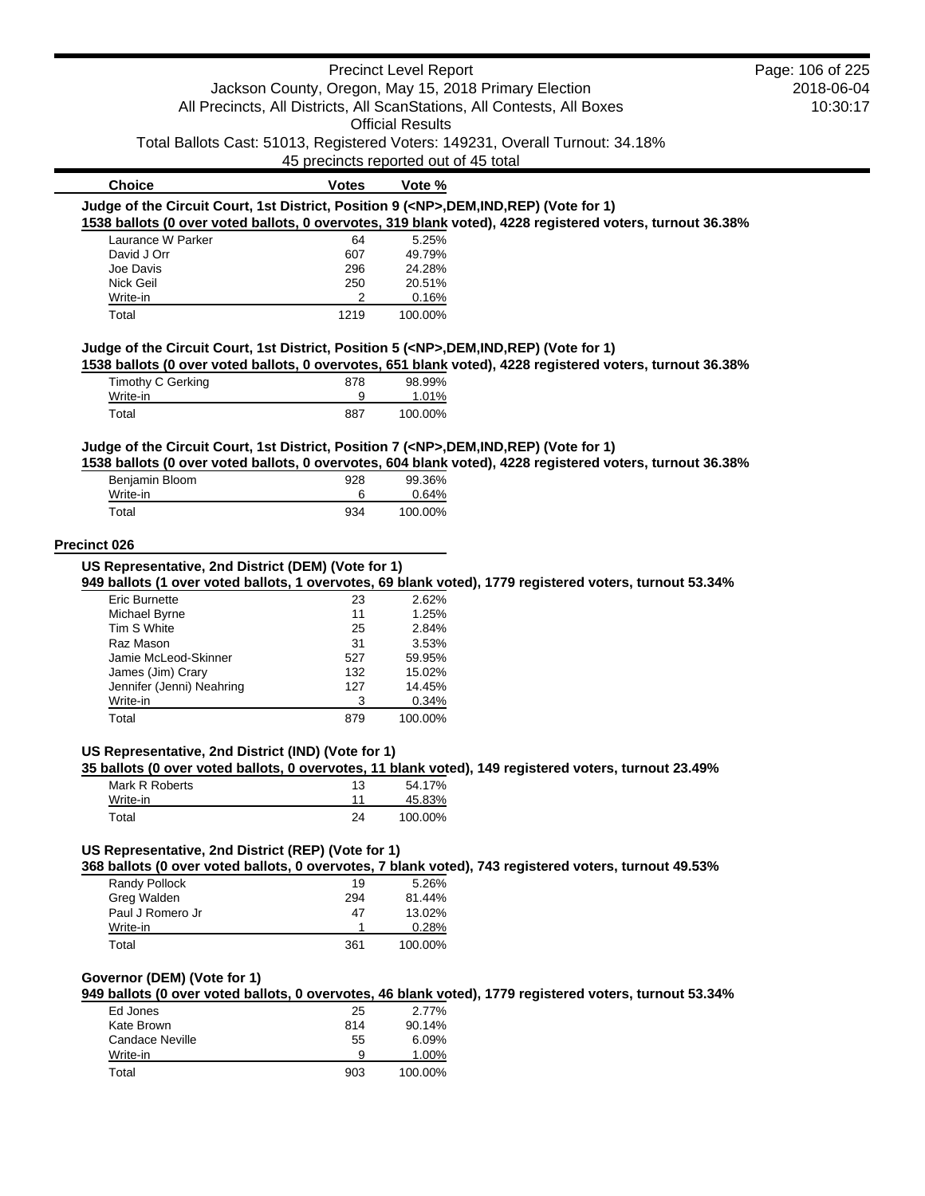| Choice | Votes | Vote % |
|---|---|---|

**Judge of the Circuit Court, 1st District, Position 9 (<NP>,DEM,IND,REP) (Vote for 1)**

**1538 ballots (0 over voted ballots, 0 overvotes, 319 blank voted), 4228 registered voters, turnout 36.38%**

| Choice | Votes | Vote % |
|---|---|---|
| Laurance W Parker | 64 | 5.25% |
| David J Orr | 607 | 49.79% |
| Joe Davis | 296 | 24.28% |
| Nick Geil | 250 | 20.51% |
| Write-in | 2 | 0.16% |
| Total | 1219 | 100.00% |

**Judge of the Circuit Court, 1st District, Position 5 (<NP>,DEM,IND,REP) (Vote for 1)**

**1538 ballots (0 over voted ballots, 0 overvotes, 651 blank voted), 4228 registered voters, turnout 36.38%**

| Choice | Votes | Vote % |
|---|---|---|
| Timothy C Gerking | 878 | 98.99% |
| Write-in | 9 | 1.01% |
| Total | 887 | 100.00% |

**Judge of the Circuit Court, 1st District, Position 7 (<NP>,DEM,IND,REP) (Vote for 1)**

**1538 ballots (0 over voted ballots, 0 overvotes, 604 blank voted), 4228 registered voters, turnout 36.38%**

| Choice | Votes | Vote % |
|---|---|---|
| Benjamin Bloom | 928 | 99.36% |
| Write-in | 6 | 0.64% |
| Total | 934 | 100.00% |

## Precinct 026

**US Representative, 2nd District (DEM) (Vote for 1)**

**949 ballots (1 over voted ballots, 1 overvotes, 69 blank voted), 1779 registered voters, turnout 53.34%**

| Choice | Votes | Vote % |
|---|---|---|
| Eric Burnette | 23 | 2.62% |
| Michael Byrne | 11 | 1.25% |
| Tim S White | 25 | 2.84% |
| Raz Mason | 31 | 3.53% |
| Jamie McLeod-Skinner | 527 | 59.95% |
| James (Jim) Crary | 132 | 15.02% |
| Jennifer (Jenni) Neahring | 127 | 14.45% |
| Write-in | 3 | 0.34% |
| Total | 879 | 100.00% |

**US Representative, 2nd District (IND) (Vote for 1)**

**35 ballots (0 over voted ballots, 0 overvotes, 11 blank voted), 149 registered voters, turnout 23.49%**

| Choice | Votes | Vote % |
|---|---|---|
| Mark R Roberts | 13 | 54.17% |
| Write-in | 11 | 45.83% |
| Total | 24 | 100.00% |

**US Representative, 2nd District (REP) (Vote for 1)**

**368 ballots (0 over voted ballots, 0 overvotes, 7 blank voted), 743 registered voters, turnout 49.53%**

| Choice | Votes | Vote % |
|---|---|---|
| Randy Pollock | 19 | 5.26% |
| Greg Walden | 294 | 81.44% |
| Paul J Romero Jr | 47 | 13.02% |
| Write-in | 1 | 0.28% |
| Total | 361 | 100.00% |

**Governor (DEM) (Vote for 1)**

**949 ballots (0 over voted ballots, 0 overvotes, 46 blank voted), 1779 registered voters, turnout 53.34%**

| Choice | Votes | Vote % |
|---|---|---|
| Ed Jones | 25 | 2.77% |
| Kate Brown | 814 | 90.14% |
| Candace Neville | 55 | 6.09% |
| Write-in | 9 | 1.00% |
| Total | 903 | 100.00% |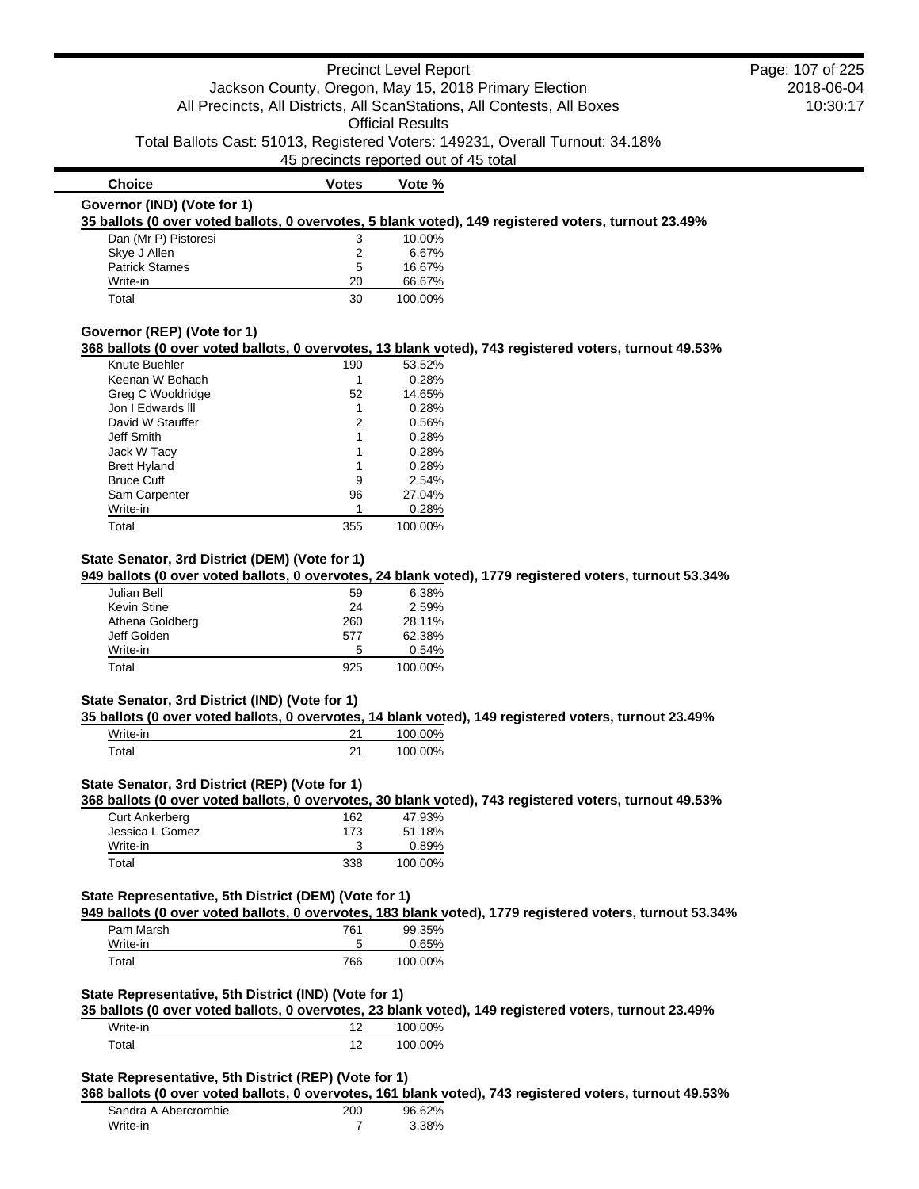| Choice | Votes | Vote % |
|---|---|---|

**Governor (IND) (Vote for 1)**

**35 ballots (0 over voted ballots, 0 overvotes, 5 blank voted), 149 registered voters, turnout 23.49%**

| Choice | Votes | Vote % |
|---|---|---|
| Dan (Mr P) Pistoresi | 3 | 10.00% |
| Skye J Allen | 2 | 6.67% |
| Patrick Starnes | 5 | 16.67% |
| Write-in | 20 | 66.67% |
| Total | 30 | 100.00% |

**Governor (REP) (Vote for 1)**

**368 ballots (0 over voted ballots, 0 overvotes, 13 blank voted), 743 registered voters, turnout 49.53%**

| Choice | Votes | Vote % |
|---|---|---|
| Knute Buehler | 190 | 53.52% |
| Keenan W Bohach | 1 | 0.28% |
| Greg C Wooldridge | 52 | 14.65% |
| Jon I Edwards lll | 1 | 0.28% |
| David W Stauffer | 2 | 0.56% |
| Jeff Smith | 1 | 0.28% |
| Jack W Tacy | 1 | 0.28% |
| Brett Hyland | 1 | 0.28% |
| Bruce Cuff | 9 | 2.54% |
| Sam Carpenter | 96 | 27.04% |
| Write-in | 1 | 0.28% |
| Total | 355 | 100.00% |

**State Senator, 3rd District (DEM) (Vote for 1)**

**949 ballots (0 over voted ballots, 0 overvotes, 24 blank voted), 1779 registered voters, turnout 53.34%**

| Choice | Votes | Vote % |
|---|---|---|
| Julian Bell | 59 | 6.38% |
| Kevin Stine | 24 | 2.59% |
| Athena Goldberg | 260 | 28.11% |
| Jeff Golden | 577 | 62.38% |
| Write-in | 5 | 0.54% |
| Total | 925 | 100.00% |

**State Senator, 3rd District (IND) (Vote for 1)**

**35 ballots (0 over voted ballots, 0 overvotes, 14 blank voted), 149 registered voters, turnout 23.49%**

| Choice | Votes | Vote % |
|---|---|---|
| Write-in | 21 | 100.00% |
| Total | 21 | 100.00% |

**State Senator, 3rd District (REP) (Vote for 1)**

**368 ballots (0 over voted ballots, 0 overvotes, 30 blank voted), 743 registered voters, turnout 49.53%**

| Choice | Votes | Vote % |
|---|---|---|
| Curt Ankerberg | 162 | 47.93% |
| Jessica L Gomez | 173 | 51.18% |
| Write-in | 3 | 0.89% |
| Total | 338 | 100.00% |

**State Representative, 5th District (DEM) (Vote for 1)**

**949 ballots (0 over voted ballots, 0 overvotes, 183 blank voted), 1779 registered voters, turnout 53.34%**

| Choice | Votes | Vote % |
|---|---|---|
| Pam Marsh | 761 | 99.35% |
| Write-in | 5 | 0.65% |
| Total | 766 | 100.00% |

**State Representative, 5th District (IND) (Vote for 1)**

**35 ballots (0 over voted ballots, 0 overvotes, 23 blank voted), 149 registered voters, turnout 23.49%**

| Choice | Votes | Vote % |
|---|---|---|
| Write-in | 12 | 100.00% |
| Total | 12 | 100.00% |

**State Representative, 5th District (REP) (Vote for 1)**

**368 ballots (0 over voted ballots, 0 overvotes, 161 blank voted), 743 registered voters, turnout 49.53%**

| Choice | Votes | Vote % |
|---|---|---|
| Sandra A Abercrombie | 200 | 96.62% |
| Write-in | 7 | 3.38% |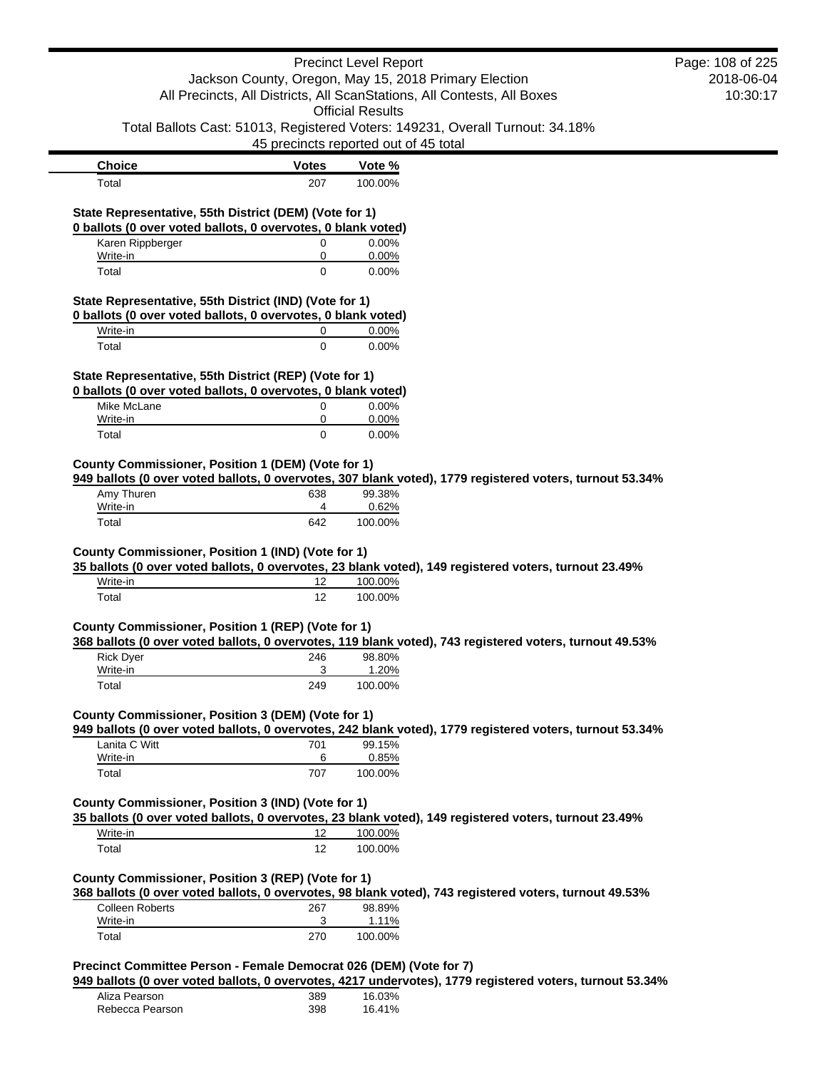| Choice | Votes | Vote % |
|---|---|---|
| Total | 207 | 100.00% |

**State Representative, 55th District (DEM) (Vote for 1)**

**0 ballots (0 over voted ballots, 0 overvotes, 0 blank voted)**

| Choice | Votes | Vote % |
|---|---|---|
| Karen Rippberger | 0 | 0.00% |
| Write-in | 0 | 0.00% |
| Total | 0 | 0.00% |

**State Representative, 55th District (IND) (Vote for 1)**

**0 ballots (0 over voted ballots, 0 overvotes, 0 blank voted)**

| Choice | Votes | Vote % |
|---|---|---|
| Write-in | 0 | 0.00% |
| Total | 0 | 0.00% |

**State Representative, 55th District (REP) (Vote for 1)**

**0 ballots (0 over voted ballots, 0 overvotes, 0 blank voted)**

| Choice | Votes | Vote % |
|---|---|---|
| Mike McLane | 0 | 0.00% |
| Write-in | 0 | 0.00% |
| Total | 0 | 0.00% |

**County Commissioner, Position 1 (DEM) (Vote for 1)**

**949 ballots (0 over voted ballots, 0 overvotes, 307 blank voted), 1779 registered voters, turnout 53.34%**

| Choice | Votes | Vote % |
|---|---|---|
| Amy Thuren | 638 | 99.38% |
| Write-in | 4 | 0.62% |
| Total | 642 | 100.00% |

**County Commissioner, Position 1 (IND) (Vote for 1)**

**35 ballots (0 over voted ballots, 0 overvotes, 23 blank voted), 149 registered voters, turnout 23.49%**

| Choice | Votes | Vote % |
|---|---|---|
| Write-in | 12 | 100.00% |
| Total | 12 | 100.00% |

**County Commissioner, Position 1 (REP) (Vote for 1)**

**368 ballots (0 over voted ballots, 0 overvotes, 119 blank voted), 743 registered voters, turnout 49.53%**

| Choice | Votes | Vote % |
|---|---|---|
| Rick Dyer | 246 | 98.80% |
| Write-in | 3 | 1.20% |
| Total | 249 | 100.00% |

**County Commissioner, Position 3 (DEM) (Vote for 1)**

**949 ballots (0 over voted ballots, 0 overvotes, 242 blank voted), 1779 registered voters, turnout 53.34%**

| Choice | Votes | Vote % |
|---|---|---|
| Lanita C Witt | 701 | 99.15% |
| Write-in | 6 | 0.85% |
| Total | 707 | 100.00% |

**County Commissioner, Position 3 (IND) (Vote for 1)**

**35 ballots (0 over voted ballots, 0 overvotes, 23 blank voted), 149 registered voters, turnout 23.49%**

| Choice | Votes | Vote % |
|---|---|---|
| Write-in | 12 | 100.00% |
| Total | 12 | 100.00% |

**County Commissioner, Position 3 (REP) (Vote for 1)**

**368 ballots (0 over voted ballots, 0 overvotes, 98 blank voted), 743 registered voters, turnout 49.53%**

| Choice | Votes | Vote % |
|---|---|---|
| Colleen Roberts | 267 | 98.89% |
| Write-in | 3 | 1.11% |
| Total | 270 | 100.00% |

**Precinct Committee Person - Female Democrat 026 (DEM) (Vote for 7)**

**949 ballots (0 over voted ballots, 0 overvotes, 4217 undervotes), 1779 registered voters, turnout 53.34%**

| Choice | Votes | Vote % |
|---|---|---|
| Aliza Pearson | 389 | 16.03% |
| Rebecca Pearson | 398 | 16.41% |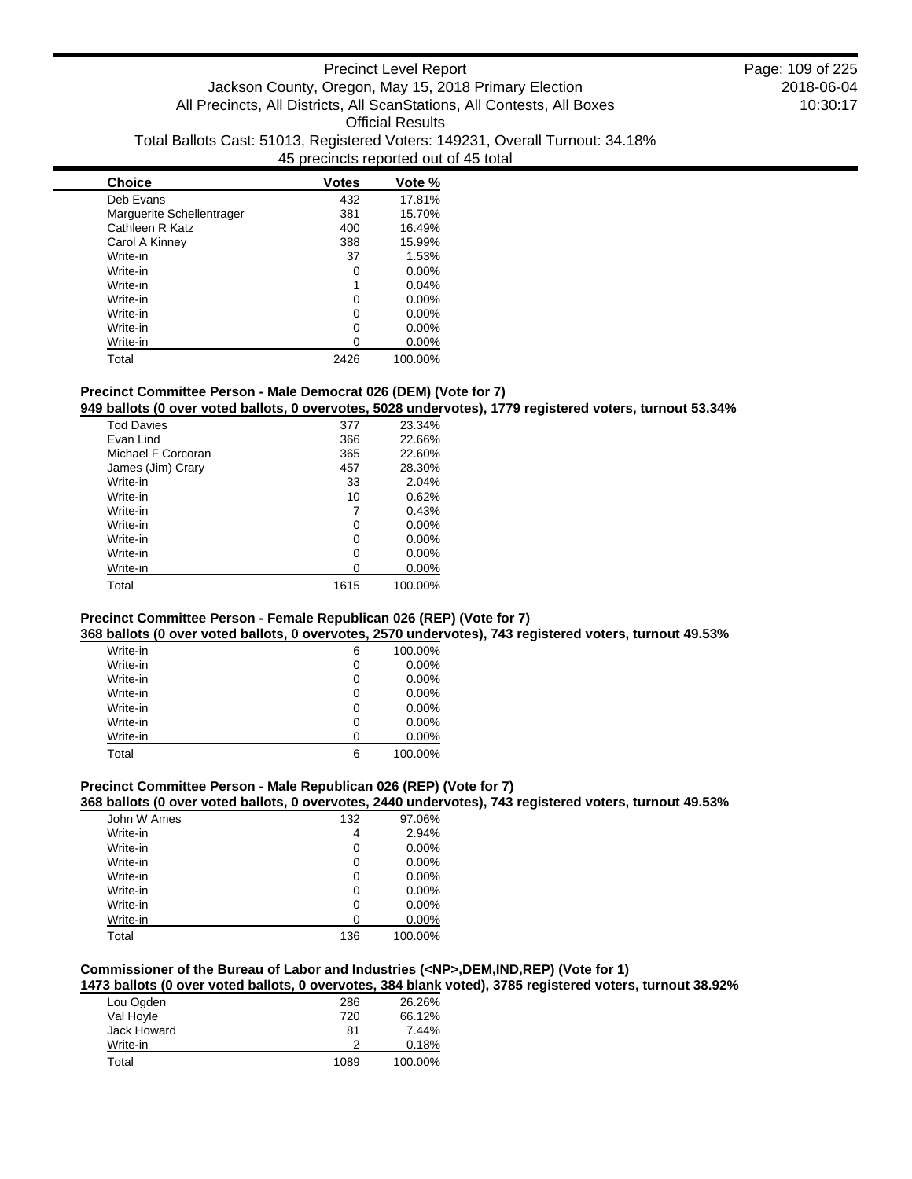| Choice | Votes | Vote % |
|---|---|---|
| Deb Evans | 432 | 17.81% |
| Marguerite Schellentrager | 381 | 15.70% |
| Cathleen R Katz | 400 | 16.49% |
| Carol A Kinney | 388 | 15.99% |
| Write-in | 37 | 1.53% |
| Write-in | 0 | 0.00% |
| Write-in | 1 | 0.04% |
| Write-in | 0 | 0.00% |
| Write-in | 0 | 0.00% |
| Write-in | 0 | 0.00% |
| Write-in | 0 | 0.00% |
| Total | 2426 | 100.00% |

### Precinct Committee Person - Male Democrat 026 (DEM) (Vote for 7)

**949 ballots (0 over voted ballots, 0 overvotes, 5028 undervotes), 1779 registered voters, turnout 53.34%**

| Choice | Votes | Vote % |
|---|---|---|
| Tod Davies | 377 | 23.34% |
| Evan Lind | 366 | 22.66% |
| Michael F Corcoran | 365 | 22.60% |
| James (Jim) Crary | 457 | 28.30% |
| Write-in | 33 | 2.04% |
| Write-in | 10 | 0.62% |
| Write-in | 7 | 0.43% |
| Write-in | 0 | 0.00% |
| Write-in | 0 | 0.00% |
| Write-in | 0 | 0.00% |
| Write-in | 0 | 0.00% |
| Total | 1615 | 100.00% |

### Precinct Committee Person - Female Republican 026 (REP) (Vote for 7)

**368 ballots (0 over voted ballots, 0 overvotes, 2570 undervotes), 743 registered voters, turnout 49.53%**

| Choice | Votes | Vote % |
|---|---|---|
| Write-in | 6 | 100.00% |
| Write-in | 0 | 0.00% |
| Write-in | 0 | 0.00% |
| Write-in | 0 | 0.00% |
| Write-in | 0 | 0.00% |
| Write-in | 0 | 0.00% |
| Write-in | 0 | 0.00% |
| Total | 6 | 100.00% |

### Precinct Committee Person - Male Republican 026 (REP) (Vote for 7)

**368 ballots (0 over voted ballots, 0 overvotes, 2440 undervotes), 743 registered voters, turnout 49.53%**

| Choice | Votes | Vote % |
|---|---|---|
| John W Ames | 132 | 97.06% |
| Write-in | 4 | 2.94% |
| Write-in | 0 | 0.00% |
| Write-in | 0 | 0.00% |
| Write-in | 0 | 0.00% |
| Write-in | 0 | 0.00% |
| Write-in | 0 | 0.00% |
| Write-in | 0 | 0.00% |
| Total | 136 | 100.00% |

### Commissioner of the Bureau of Labor and Industries (<NP>,DEM,IND,REP) (Vote for 1)

**1473 ballots (0 over voted ballots, 0 overvotes, 384 blank voted), 3785 registered voters, turnout 38.92%**

| Choice | Votes | Vote % |
|---|---|---|
| Lou Ogden | 286 | 26.26% |
| Val Hoyle | 720 | 66.12% |
| Jack Howard | 81 | 7.44% |
| Write-in | 2 | 0.18% |
| Total | 1089 | 100.00% |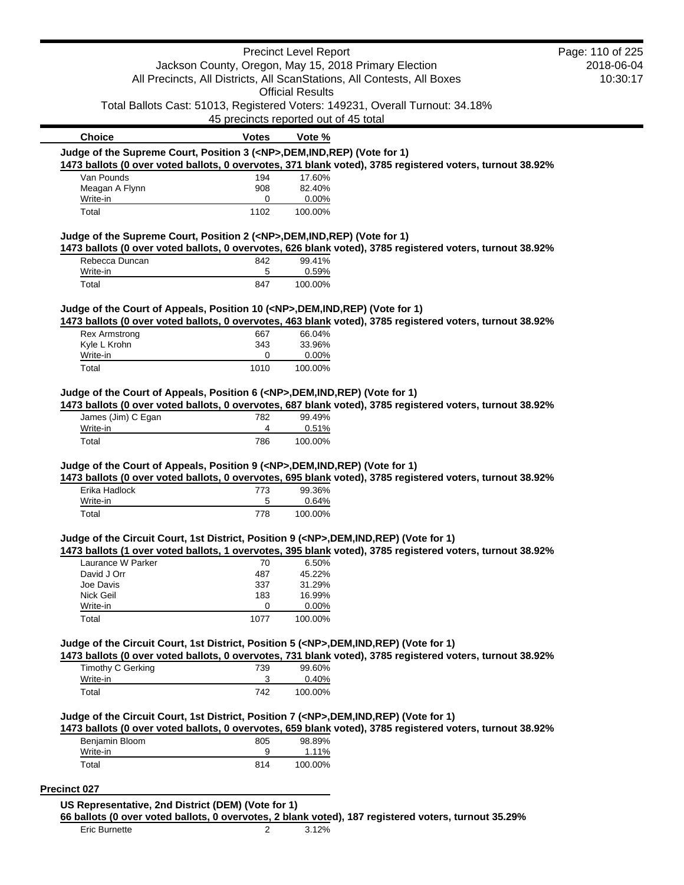| Choice | Votes | Vote % |
|---|---|---|

**Judge of the Supreme Court, Position 3 (<NP>,DEM,IND,REP) (Vote for 1)**

**1473 ballots (0 over voted ballots, 0 overvotes, 371 blank voted), 3785 registered voters, turnout 38.92%**

| Choice | Votes | Vote % |
|---|---|---|
| Van Pounds | 194 | 17.60% |
| Meagan A Flynn | 908 | 82.40% |
| Write-in | 0 | 0.00% |
| Total | 1102 | 100.00% |

**Judge of the Supreme Court, Position 2 (<NP>,DEM,IND,REP) (Vote for 1)**

**1473 ballots (0 over voted ballots, 0 overvotes, 626 blank voted), 3785 registered voters, turnout 38.92%**

| Choice | Votes | Vote % |
|---|---|---|
| Rebecca Duncan | 842 | 99.41% |
| Write-in | 5 | 0.59% |
| Total | 847 | 100.00% |

**Judge of the Court of Appeals, Position 10 (<NP>,DEM,IND,REP) (Vote for 1)**

**1473 ballots (0 over voted ballots, 0 overvotes, 463 blank voted), 3785 registered voters, turnout 38.92%**

| Choice | Votes | Vote % |
|---|---|---|
| Rex Armstrong | 667 | 66.04% |
| Kyle L Krohn | 343 | 33.96% |
| Write-in | 0 | 0.00% |
| Total | 1010 | 100.00% |

**Judge of the Court of Appeals, Position 6 (<NP>,DEM,IND,REP) (Vote for 1)**

**1473 ballots (0 over voted ballots, 0 overvotes, 687 blank voted), 3785 registered voters, turnout 38.92%**

| Choice | Votes | Vote % |
|---|---|---|
| James (Jim) C Egan | 782 | 99.49% |
| Write-in | 4 | 0.51% |
| Total | 786 | 100.00% |

**Judge of the Court of Appeals, Position 9 (<NP>,DEM,IND,REP) (Vote for 1)**

**1473 ballots (0 over voted ballots, 0 overvotes, 695 blank voted), 3785 registered voters, turnout 38.92%**

| Choice | Votes | Vote % |
|---|---|---|
| Erika Hadlock | 773 | 99.36% |
| Write-in | 5 | 0.64% |
| Total | 778 | 100.00% |

**Judge of the Circuit Court, 1st District, Position 9 (<NP>,DEM,IND,REP) (Vote for 1)**

**1473 ballots (1 over voted ballots, 1 overvotes, 395 blank voted), 3785 registered voters, turnout 38.92%**

| Choice | Votes | Vote % |
|---|---|---|
| Laurance W Parker | 70 | 6.50% |
| David J Orr | 487 | 45.22% |
| Joe Davis | 337 | 31.29% |
| Nick Geil | 183 | 16.99% |
| Write-in | 0 | 0.00% |
| Total | 1077 | 100.00% |

**Judge of the Circuit Court, 1st District, Position 5 (<NP>,DEM,IND,REP) (Vote for 1)**

**1473 ballots (0 over voted ballots, 0 overvotes, 731 blank voted), 3785 registered voters, turnout 38.92%**

| Choice | Votes | Vote % |
|---|---|---|
| Timothy C Gerking | 739 | 99.60% |
| Write-in | 3 | 0.40% |
| Total | 742 | 100.00% |

**Judge of the Circuit Court, 1st District, Position 7 (<NP>,DEM,IND,REP) (Vote for 1)**

**1473 ballots (0 over voted ballots, 0 overvotes, 659 blank voted), 3785 registered voters, turnout 38.92%**

| Choice | Votes | Vote % |
|---|---|---|
| Benjamin Bloom | 805 | 98.89% |
| Write-in | 9 | 1.11% |
| Total | 814 | 100.00% |

## Precinct 027

**US Representative, 2nd District (DEM) (Vote for 1)**

**66 ballots (0 over voted ballots, 0 overvotes, 2 blank voted), 187 registered voters, turnout 35.29%**

| Choice | Votes | Vote % |
|---|---|---|
| Eric Burnette | 2 | 3.12% |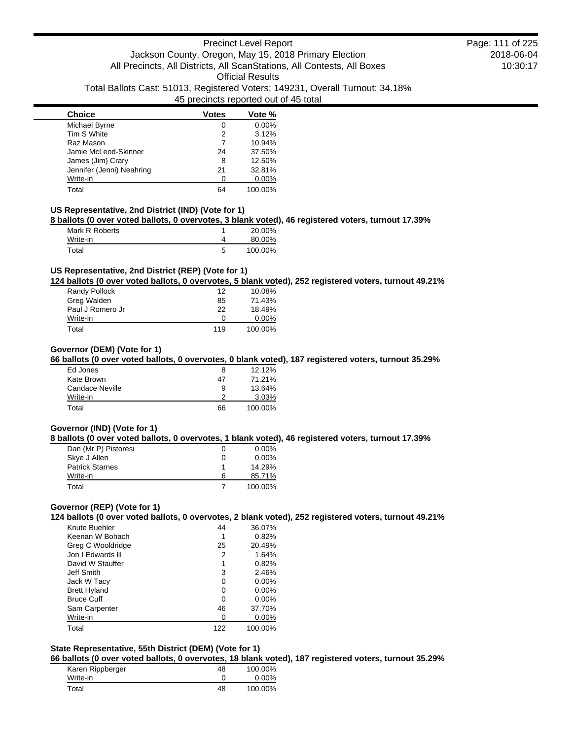| Choice | Votes | Vote % |
|---|---|---|
| Michael Byrne | 0 | 0.00% |
| Tim S White | 2 | 3.12% |
| Raz Mason | 7 | 10.94% |
| Jamie McLeod-Skinner | 24 | 37.50% |
| James (Jim) Crary | 8 | 12.50% |
| Jennifer (Jenni) Neahring | 21 | 32.81% |
| Write-in | 0 | 0.00% |
| Total | 64 | 100.00% |

### US Representative, 2nd District (IND) (Vote for 1)

**8 ballots (0 over voted ballots, 0 overvotes, 3 blank voted), 46 registered voters, turnout 17.39%**

| Choice | Votes | Vote % |
|---|---|---|
| Mark R Roberts | 1 | 20.00% |
| Write-in | 4 | 80.00% |
| Total | 5 | 100.00% |

### US Representative, 2nd District (REP) (Vote for 1)

**124 ballots (0 over voted ballots, 0 overvotes, 5 blank voted), 252 registered voters, turnout 49.21%**

| Choice | Votes | Vote % |
|---|---|---|
| Randy Pollock | 12 | 10.08% |
| Greg Walden | 85 | 71.43% |
| Paul J Romero Jr | 22 | 18.49% |
| Write-in | 0 | 0.00% |
| Total | 119 | 100.00% |

### Governor (DEM) (Vote for 1)

**66 ballots (0 over voted ballots, 0 overvotes, 0 blank voted), 187 registered voters, turnout 35.29%**

| Choice | Votes | Vote % |
|---|---|---|
| Ed Jones | 8 | 12.12% |
| Kate Brown | 47 | 71.21% |
| Candace Neville | 9 | 13.64% |
| Write-in | 2 | 3.03% |
| Total | 66 | 100.00% |

### Governor (IND) (Vote for 1)

**8 ballots (0 over voted ballots, 0 overvotes, 1 blank voted), 46 registered voters, turnout 17.39%**

| Choice | Votes | Vote % |
|---|---|---|
| Dan (Mr P) Pistoresi | 0 | 0.00% |
| Skye J Allen | 0 | 0.00% |
| Patrick Starnes | 1 | 14.29% |
| Write-in | 6 | 85.71% |
| Total | 7 | 100.00% |

### Governor (REP) (Vote for 1)

**124 ballots (0 over voted ballots, 0 overvotes, 2 blank voted), 252 registered voters, turnout 49.21%**

| Choice | Votes | Vote % |
|---|---|---|
| Knute Buehler | 44 | 36.07% |
| Keenan W Bohach | 1 | 0.82% |
| Greg C Wooldridge | 25 | 20.49% |
| Jon I Edwards lll | 2 | 1.64% |
| David W Stauffer | 1 | 0.82% |
| Jeff Smith | 3 | 2.46% |
| Jack W Tacy | 0 | 0.00% |
| Brett Hyland | 0 | 0.00% |
| Bruce Cuff | 0 | 0.00% |
| Sam Carpenter | 46 | 37.70% |
| Write-in | 0 | 0.00% |
| Total | 122 | 100.00% |

### State Representative, 55th District (DEM) (Vote for 1)

**66 ballots (0 over voted ballots, 0 overvotes, 18 blank voted), 187 registered voters, turnout 35.29%**

| Choice | Votes | Vote % |
|---|---|---|
| Karen Rippberger | 48 | 100.00% |
| Write-in | 0 | 0.00% |
| Total | 48 | 100.00% |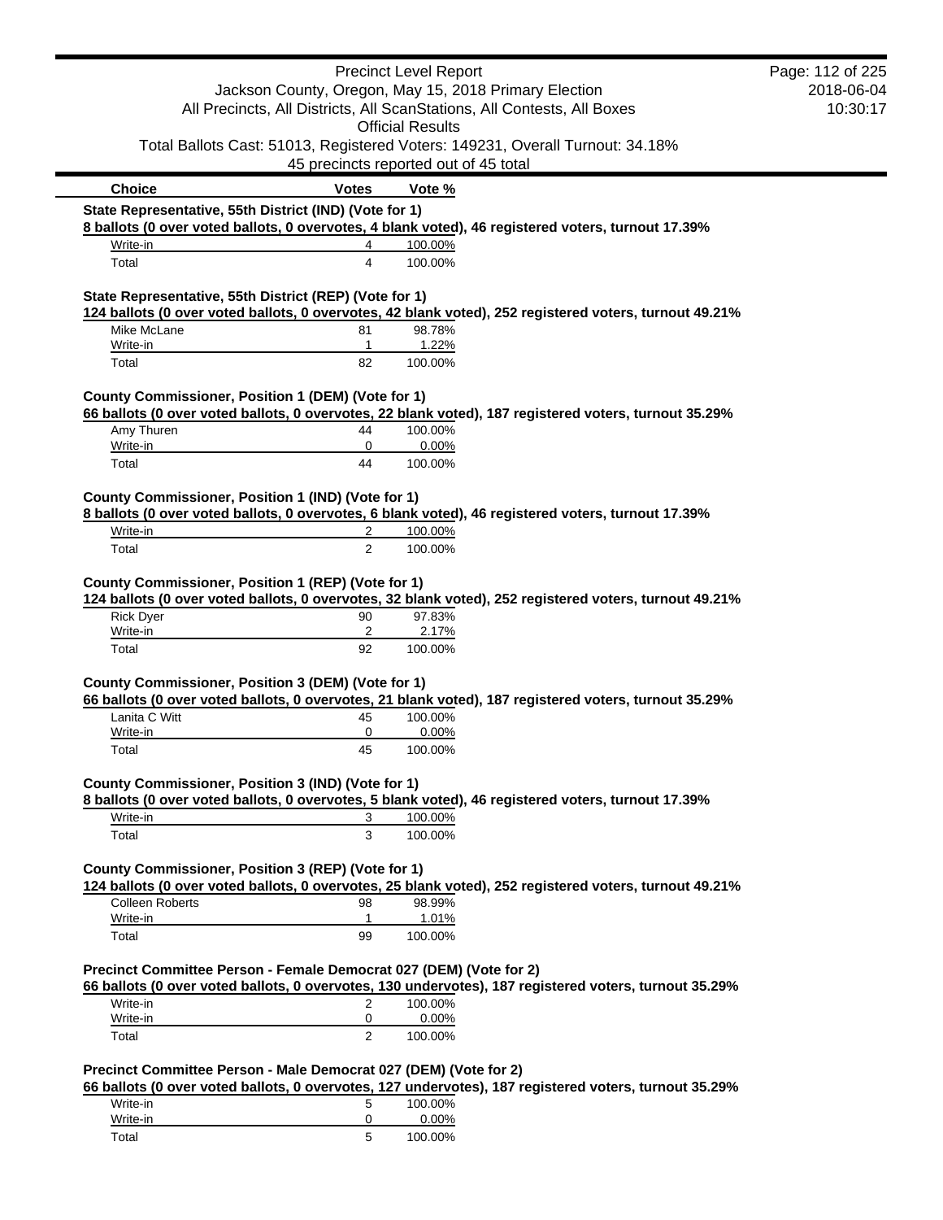| Choice | Votes | Vote % |
| --- | --- | --- |

**State Representative, 55th District (IND) (Vote for 1)**

**8 ballots (0 over voted ballots, 0 overvotes, 4 blank voted), 46 registered voters, turnout 17.39%**

| Choice | Votes | Vote % |
| --- | --- | --- |
| Write-in | 4 | 100.00% |
| Total | 4 | 100.00% |

**State Representative, 55th District (REP) (Vote for 1)**

**124 ballots (0 over voted ballots, 0 overvotes, 42 blank voted), 252 registered voters, turnout 49.21%**

| Choice | Votes | Vote % |
| --- | --- | --- |
| Mike McLane | 81 | 98.78% |
| Write-in | 1 | 1.22% |
| Total | 82 | 100.00% |

**County Commissioner, Position 1 (DEM) (Vote for 1)**

**66 ballots (0 over voted ballots, 0 overvotes, 22 blank voted), 187 registered voters, turnout 35.29%**

| Choice | Votes | Vote % |
| --- | --- | --- |
| Amy Thuren | 44 | 100.00% |
| Write-in | 0 | 0.00% |
| Total | 44 | 100.00% |

**County Commissioner, Position 1 (IND) (Vote for 1)**

**8 ballots (0 over voted ballots, 0 overvotes, 6 blank voted), 46 registered voters, turnout 17.39%**

| Choice | Votes | Vote % |
| --- | --- | --- |
| Write-in | 2 | 100.00% |
| Total | 2 | 100.00% |

**County Commissioner, Position 1 (REP) (Vote for 1)**

**124 ballots (0 over voted ballots, 0 overvotes, 32 blank voted), 252 registered voters, turnout 49.21%**

| Choice | Votes | Vote % |
| --- | --- | --- |
| Rick Dyer | 90 | 97.83% |
| Write-in | 2 | 2.17% |
| Total | 92 | 100.00% |

**County Commissioner, Position 3 (DEM) (Vote for 1)**

**66 ballots (0 over voted ballots, 0 overvotes, 21 blank voted), 187 registered voters, turnout 35.29%**

| Choice | Votes | Vote % |
| --- | --- | --- |
| Lanita C Witt | 45 | 100.00% |
| Write-in | 0 | 0.00% |
| Total | 45 | 100.00% |

**County Commissioner, Position 3 (IND) (Vote for 1)**

**8 ballots (0 over voted ballots, 0 overvotes, 5 blank voted), 46 registered voters, turnout 17.39%**

| Choice | Votes | Vote % |
| --- | --- | --- |
| Write-in | 3 | 100.00% |
| Total | 3 | 100.00% |

**County Commissioner, Position 3 (REP) (Vote for 1)**

**124 ballots (0 over voted ballots, 0 overvotes, 25 blank voted), 252 registered voters, turnout 49.21%**

| Choice | Votes | Vote % |
| --- | --- | --- |
| Colleen Roberts | 98 | 98.99% |
| Write-in | 1 | 1.01% |
| Total | 99 | 100.00% |

**Precinct Committee Person - Female Democrat 027 (DEM) (Vote for 2)**

**66 ballots (0 over voted ballots, 0 overvotes, 130 undervotes), 187 registered voters, turnout 35.29%**

| Choice | Votes | Vote % |
| --- | --- | --- |
| Write-in | 2 | 100.00% |
| Write-in | 0 | 0.00% |
| Total | 2 | 100.00% |

**Precinct Committee Person - Male Democrat 027 (DEM) (Vote for 2)**

**66 ballots (0 over voted ballots, 0 overvotes, 127 undervotes), 187 registered voters, turnout 35.29%**

| Choice | Votes | Vote % |
| --- | --- | --- |
| Write-in | 5 | 100.00% |
| Write-in | 0 | 0.00% |
| Total | 5 | 100.00% |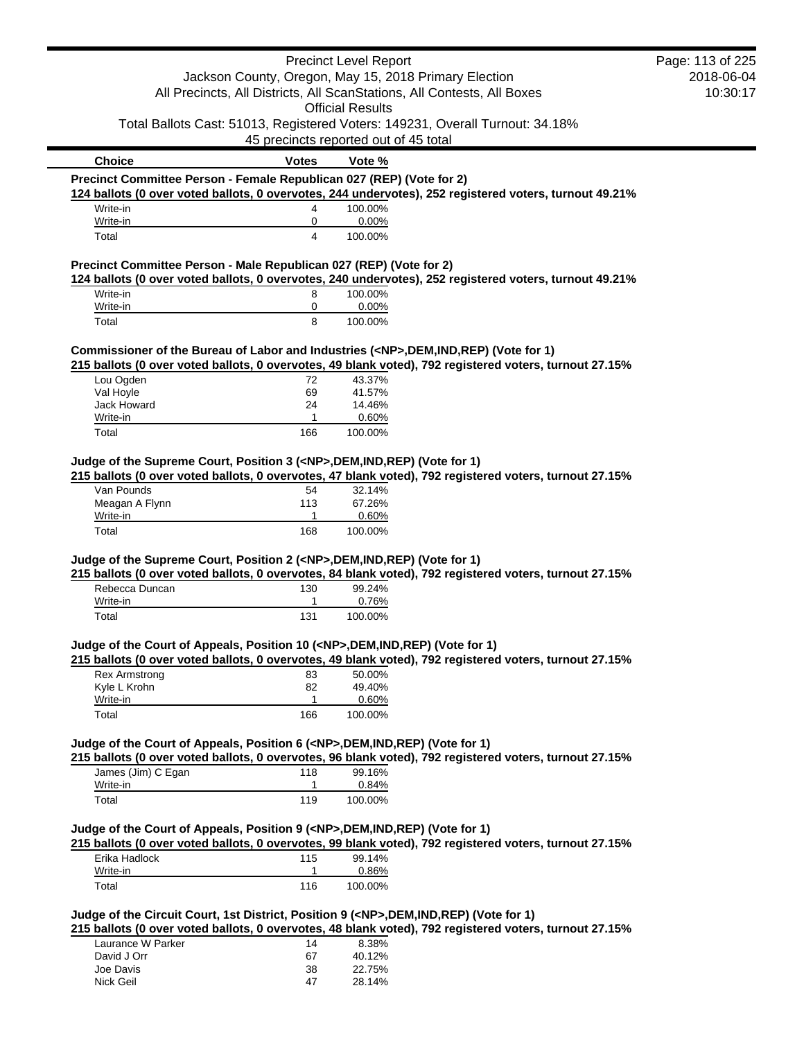| Choice | Votes | Vote % |
|---|---|---|

**Precinct Committee Person - Female Republican 027 (REP) (Vote for 2)**

124 ballots (0 over voted ballots, 0 overvotes, 244 undervotes), 252 registered voters, turnout 49.21%

| Choice | Votes | Vote % |
|---|---|---|
| Write-in | 4 | 100.00% |
| Write-in | 0 | 0.00% |
| Total | 4 | 100.00% |

**Precinct Committee Person - Male Republican 027 (REP) (Vote for 2)**

124 ballots (0 over voted ballots, 0 overvotes, 240 undervotes), 252 registered voters, turnout 49.21%

| Choice | Votes | Vote % |
|---|---|---|
| Write-in | 8 | 100.00% |
| Write-in | 0 | 0.00% |
| Total | 8 | 100.00% |

**Commissioner of the Bureau of Labor and Industries (<NP>,DEM,IND,REP) (Vote for 1)**

215 ballots (0 over voted ballots, 0 overvotes, 49 blank voted), 792 registered voters, turnout 27.15%

| Choice | Votes | Vote % |
|---|---|---|
| Lou Ogden | 72 | 43.37% |
| Val Hoyle | 69 | 41.57% |
| Jack Howard | 24 | 14.46% |
| Write-in | 1 | 0.60% |
| Total | 166 | 100.00% |

**Judge of the Supreme Court, Position 3 (<NP>,DEM,IND,REP) (Vote for 1)**

215 ballots (0 over voted ballots, 0 overvotes, 47 blank voted), 792 registered voters, turnout 27.15%

| Choice | Votes | Vote % |
|---|---|---|
| Van Pounds | 54 | 32.14% |
| Meagan A Flynn | 113 | 67.26% |
| Write-in | 1 | 0.60% |
| Total | 168 | 100.00% |

**Judge of the Supreme Court, Position 2 (<NP>,DEM,IND,REP) (Vote for 1)**

215 ballots (0 over voted ballots, 0 overvotes, 84 blank voted), 792 registered voters, turnout 27.15%

| Choice | Votes | Vote % |
|---|---|---|
| Rebecca Duncan | 130 | 99.24% |
| Write-in | 1 | 0.76% |
| Total | 131 | 100.00% |

**Judge of the Court of Appeals, Position 10 (<NP>,DEM,IND,REP) (Vote for 1)**

215 ballots (0 over voted ballots, 0 overvotes, 49 blank voted), 792 registered voters, turnout 27.15%

| Choice | Votes | Vote % |
|---|---|---|
| Rex Armstrong | 83 | 50.00% |
| Kyle L Krohn | 82 | 49.40% |
| Write-in | 1 | 0.60% |
| Total | 166 | 100.00% |

**Judge of the Court of Appeals, Position 6 (<NP>,DEM,IND,REP) (Vote for 1)**

215 ballots (0 over voted ballots, 0 overvotes, 96 blank voted), 792 registered voters, turnout 27.15%

| Choice | Votes | Vote % |
|---|---|---|
| James (Jim) C Egan | 118 | 99.16% |
| Write-in | 1 | 0.84% |
| Total | 119 | 100.00% |

**Judge of the Court of Appeals, Position 9 (<NP>,DEM,IND,REP) (Vote for 1)**

215 ballots (0 over voted ballots, 0 overvotes, 99 blank voted), 792 registered voters, turnout 27.15%

| Choice | Votes | Vote % |
|---|---|---|
| Erika Hadlock | 115 | 99.14% |
| Write-in | 1 | 0.86% |
| Total | 116 | 100.00% |

**Judge of the Circuit Court, 1st District, Position 9 (<NP>,DEM,IND,REP) (Vote for 1)**

215 ballots (0 over voted ballots, 0 overvotes, 48 blank voted), 792 registered voters, turnout 27.15%

| Choice | Votes | Vote % |
|---|---|---|
| Laurance W Parker | 14 | 8.38% |
| David J Orr | 67 | 40.12% |
| Joe Davis | 38 | 22.75% |
| Nick Geil | 47 | 28.14% |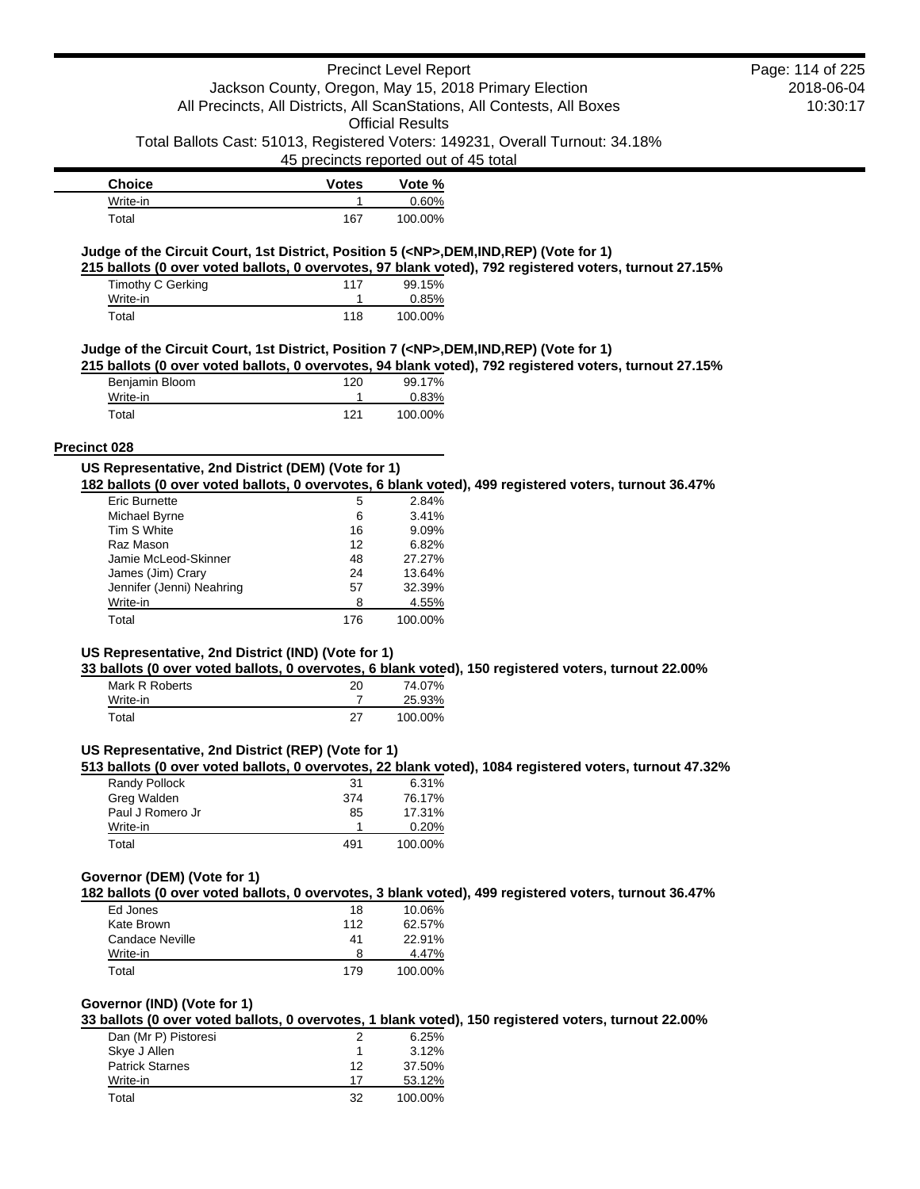| Choice | Votes | Vote % |
|---|---|---|
| Write-in | 1 | 0.60% |
| Total | 167 | 100.00% |

**Judge of the Circuit Court, 1st District, Position 5 (<NP>,DEM,IND,REP) (Vote for 1)**

**215 ballots (0 over voted ballots, 0 overvotes, 97 blank voted), 792 registered voters, turnout 27.15%**

| Choice | Votes | Vote % |
|---|---|---|
| Timothy C Gerking | 117 | 99.15% |
| Write-in | 1 | 0.85% |
| Total | 118 | 100.00% |

**Judge of the Circuit Court, 1st District, Position 7 (<NP>,DEM,IND,REP) (Vote for 1)**

**215 ballots (0 over voted ballots, 0 overvotes, 94 blank voted), 792 registered voters, turnout 27.15%**

| Choice | Votes | Vote % |
|---|---|---|
| Benjamin Bloom | 120 | 99.17% |
| Write-in | 1 | 0.83% |
| Total | 121 | 100.00% |

## Precinct 028

**US Representative, 2nd District (DEM) (Vote for 1)**

**182 ballots (0 over voted ballots, 0 overvotes, 6 blank voted), 499 registered voters, turnout 36.47%**

| Choice | Votes | Vote % |
|---|---|---|
| Eric Burnette | 5 | 2.84% |
| Michael Byrne | 6 | 3.41% |
| Tim S White | 16 | 9.09% |
| Raz Mason | 12 | 6.82% |
| Jamie McLeod-Skinner | 48 | 27.27% |
| James (Jim) Crary | 24 | 13.64% |
| Jennifer (Jenni) Neahring | 57 | 32.39% |
| Write-in | 8 | 4.55% |
| Total | 176 | 100.00% |

**US Representative, 2nd District (IND) (Vote for 1)**

**33 ballots (0 over voted ballots, 0 overvotes, 6 blank voted), 150 registered voters, turnout 22.00%**

| Choice | Votes | Vote % |
|---|---|---|
| Mark R Roberts | 20 | 74.07% |
| Write-in | 7 | 25.93% |
| Total | 27 | 100.00% |

**US Representative, 2nd District (REP) (Vote for 1)**

**513 ballots (0 over voted ballots, 0 overvotes, 22 blank voted), 1084 registered voters, turnout 47.32%**

| Choice | Votes | Vote % |
|---|---|---|
| Randy Pollock | 31 | 6.31% |
| Greg Walden | 374 | 76.17% |
| Paul J Romero Jr | 85 | 17.31% |
| Write-in | 1 | 0.20% |
| Total | 491 | 100.00% |

**Governor (DEM) (Vote for 1)**

**182 ballots (0 over voted ballots, 0 overvotes, 3 blank voted), 499 registered voters, turnout 36.47%**

| Choice | Votes | Vote % |
|---|---|---|
| Ed Jones | 18 | 10.06% |
| Kate Brown | 112 | 62.57% |
| Candace Neville | 41 | 22.91% |
| Write-in | 8 | 4.47% |
| Total | 179 | 100.00% |

**Governor (IND) (Vote for 1)**

**33 ballots (0 over voted ballots, 0 overvotes, 1 blank voted), 150 registered voters, turnout 22.00%**

| Choice | Votes | Vote % |
|---|---|---|
| Dan (Mr P) Pistoresi | 2 | 6.25% |
| Skye J Allen | 1 | 3.12% |
| Patrick Starnes | 12 | 37.50% |
| Write-in | 17 | 53.12% |
| Total | 32 | 100.00% |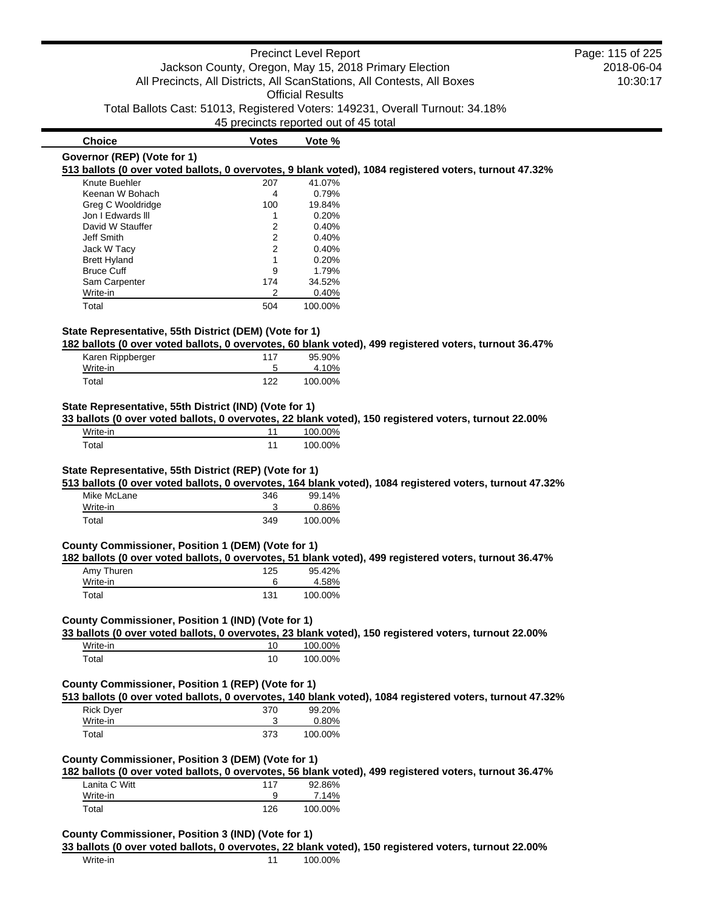| Choice | Votes | Vote % |
|---|---|---|

**Governor (REP) (Vote for 1)**

**513 ballots (0 over voted ballots, 0 overvotes, 9 blank voted), 1084 registered voters, turnout 47.32%**

| Choice | Votes | Vote % |
|---|---|---|
| Knute Buehler | 207 | 41.07% |
| Keenan W Bohach | 4 | 0.79% |
| Greg C Wooldridge | 100 | 19.84% |
| Jon I Edwards lll | 1 | 0.20% |
| David W Stauffer | 2 | 0.40% |
| Jeff Smith | 2 | 0.40% |
| Jack W Tacy | 2 | 0.40% |
| Brett Hyland | 1 | 0.20% |
| Bruce Cuff | 9 | 1.79% |
| Sam Carpenter | 174 | 34.52% |
| Write-in | 2 | 0.40% |
| Total | 504 | 100.00% |

**State Representative, 55th District (DEM) (Vote for 1)**

**182 ballots (0 over voted ballots, 0 overvotes, 60 blank voted), 499 registered voters, turnout 36.47%**

| Choice | Votes | Vote % |
|---|---|---|
| Karen Rippberger | 117 | 95.90% |
| Write-in | 5 | 4.10% |
| Total | 122 | 100.00% |

**State Representative, 55th District (IND) (Vote for 1)**

**33 ballots (0 over voted ballots, 0 overvotes, 22 blank voted), 150 registered voters, turnout 22.00%**

| Choice | Votes | Vote % |
|---|---|---|
| Write-in | 11 | 100.00% |
| Total | 11 | 100.00% |

**State Representative, 55th District (REP) (Vote for 1)**

**513 ballots (0 over voted ballots, 0 overvotes, 164 blank voted), 1084 registered voters, turnout 47.32%**

| Choice | Votes | Vote % |
|---|---|---|
| Mike McLane | 346 | 99.14% |
| Write-in | 3 | 0.86% |
| Total | 349 | 100.00% |

**County Commissioner, Position 1 (DEM) (Vote for 1)**

**182 ballots (0 over voted ballots, 0 overvotes, 51 blank voted), 499 registered voters, turnout 36.47%**

| Choice | Votes | Vote % |
|---|---|---|
| Amy Thuren | 125 | 95.42% |
| Write-in | 6 | 4.58% |
| Total | 131 | 100.00% |

**County Commissioner, Position 1 (IND) (Vote for 1)**

**33 ballots (0 over voted ballots, 0 overvotes, 23 blank voted), 150 registered voters, turnout 22.00%**

| Choice | Votes | Vote % |
|---|---|---|
| Write-in | 10 | 100.00% |
| Total | 10 | 100.00% |

**County Commissioner, Position 1 (REP) (Vote for 1)**

**513 ballots (0 over voted ballots, 0 overvotes, 140 blank voted), 1084 registered voters, turnout 47.32%**

| Choice | Votes | Vote % |
|---|---|---|
| Rick Dyer | 370 | 99.20% |
| Write-in | 3 | 0.80% |
| Total | 373 | 100.00% |

**County Commissioner, Position 3 (DEM) (Vote for 1)**

**182 ballots (0 over voted ballots, 0 overvotes, 56 blank voted), 499 registered voters, turnout 36.47%**

| Choice | Votes | Vote % |
|---|---|---|
| Lanita C Witt | 117 | 92.86% |
| Write-in | 9 | 7.14% |
| Total | 126 | 100.00% |

**County Commissioner, Position 3 (IND) (Vote for 1)**

**33 ballots (0 over voted ballots, 0 overvotes, 22 blank voted), 150 registered voters, turnout 22.00%**

| Choice | Votes | Vote % |
|---|---|---|
| Write-in | 11 | 100.00% |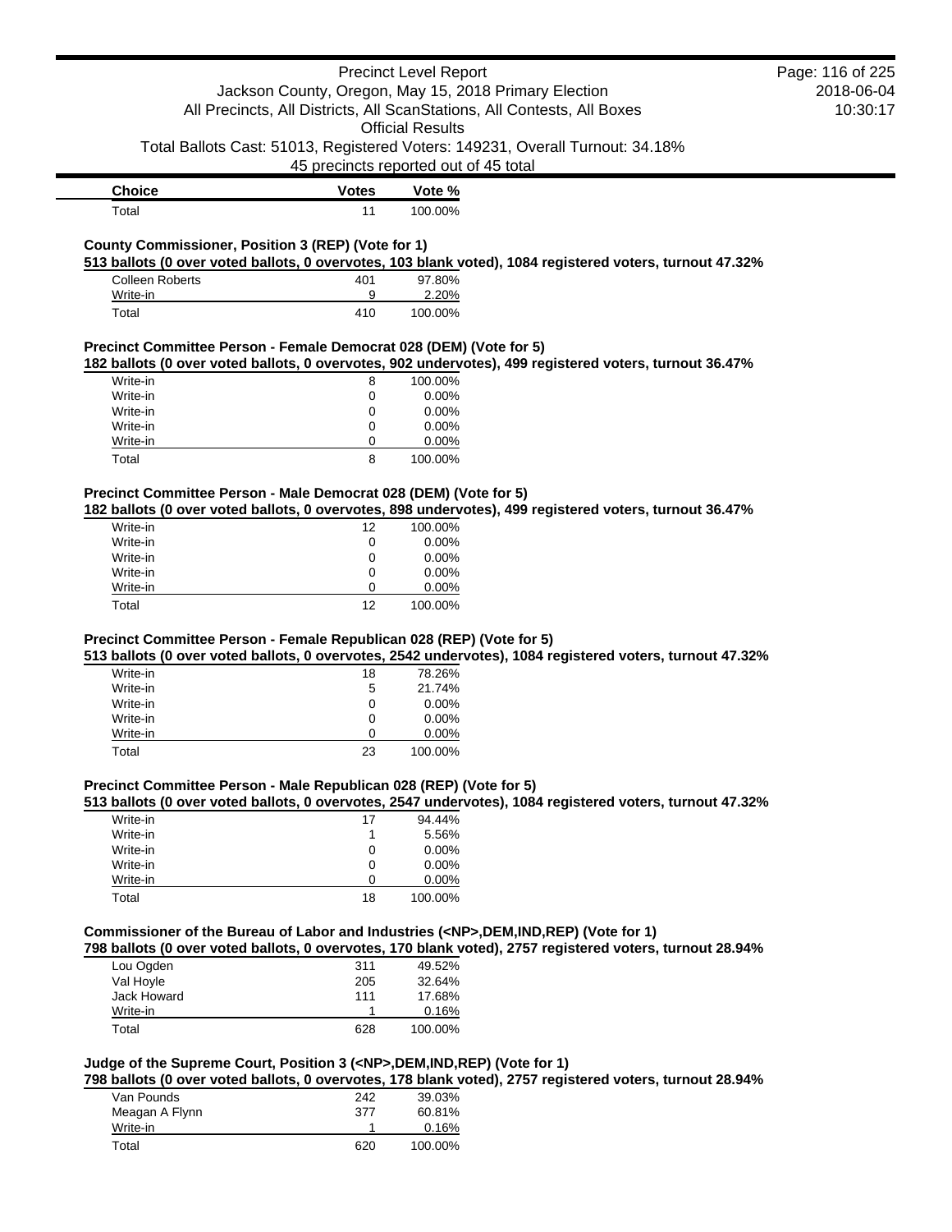| Choice | Votes | Vote % |
| --- | --- | --- |
| Total | 11 | 100.00% |

### County Commissioner, Position 3 (REP) (Vote for 1)

**513 ballots (0 over voted ballots, 0 overvotes, 103 blank voted), 1084 registered voters, turnout 47.32%**

| Choice | Votes | Vote % |
| --- | --- | --- |
| Colleen Roberts | 401 | 97.80% |
| Write-in | 9 | 2.20% |
| Total | 410 | 100.00% |

### Precinct Committee Person - Female Democrat 028 (DEM) (Vote for 5)

**182 ballots (0 over voted ballots, 0 overvotes, 902 undervotes), 499 registered voters, turnout 36.47%**

| Choice | Votes | Vote % |
| --- | --- | --- |
| Write-in | 8 | 100.00% |
| Write-in | 0 | 0.00% |
| Write-in | 0 | 0.00% |
| Write-in | 0 | 0.00% |
| Write-in | 0 | 0.00% |
| Total | 8 | 100.00% |

### Precinct Committee Person - Male Democrat 028 (DEM) (Vote for 5)

**182 ballots (0 over voted ballots, 0 overvotes, 898 undervotes), 499 registered voters, turnout 36.47%**

| Choice | Votes | Vote % |
| --- | --- | --- |
| Write-in | 12 | 100.00% |
| Write-in | 0 | 0.00% |
| Write-in | 0 | 0.00% |
| Write-in | 0 | 0.00% |
| Write-in | 0 | 0.00% |
| Total | 12 | 100.00% |

### Precinct Committee Person - Female Republican 028 (REP) (Vote for 5)

**513 ballots (0 over voted ballots, 0 overvotes, 2542 undervotes), 1084 registered voters, turnout 47.32%**

| Choice | Votes | Vote % |
| --- | --- | --- |
| Write-in | 18 | 78.26% |
| Write-in | 5 | 21.74% |
| Write-in | 0 | 0.00% |
| Write-in | 0 | 0.00% |
| Write-in | 0 | 0.00% |
| Total | 23 | 100.00% |

### Precinct Committee Person - Male Republican 028 (REP) (Vote for 5)

**513 ballots (0 over voted ballots, 0 overvotes, 2547 undervotes), 1084 registered voters, turnout 47.32%**

| Choice | Votes | Vote % |
| --- | --- | --- |
| Write-in | 17 | 94.44% |
| Write-in | 1 | 5.56% |
| Write-in | 0 | 0.00% |
| Write-in | 0 | 0.00% |
| Write-in | 0 | 0.00% |
| Total | 18 | 100.00% |

### Commissioner of the Bureau of Labor and Industries (<NP>,DEM,IND,REP) (Vote for 1)

**798 ballots (0 over voted ballots, 0 overvotes, 170 blank voted), 2757 registered voters, turnout 28.94%**

| Choice | Votes | Vote % |
| --- | --- | --- |
| Lou Ogden | 311 | 49.52% |
| Val Hoyle | 205 | 32.64% |
| Jack Howard | 111 | 17.68% |
| Write-in | 1 | 0.16% |
| Total | 628 | 100.00% |

### Judge of the Supreme Court, Position 3 (<NP>,DEM,IND,REP) (Vote for 1)

**798 ballots (0 over voted ballots, 0 overvotes, 178 blank voted), 2757 registered voters, turnout 28.94%**

| Choice | Votes | Vote % |
| --- | --- | --- |
| Van Pounds | 242 | 39.03% |
| Meagan A Flynn | 377 | 60.81% |
| Write-in | 1 | 0.16% |
| Total | 620 | 100.00% |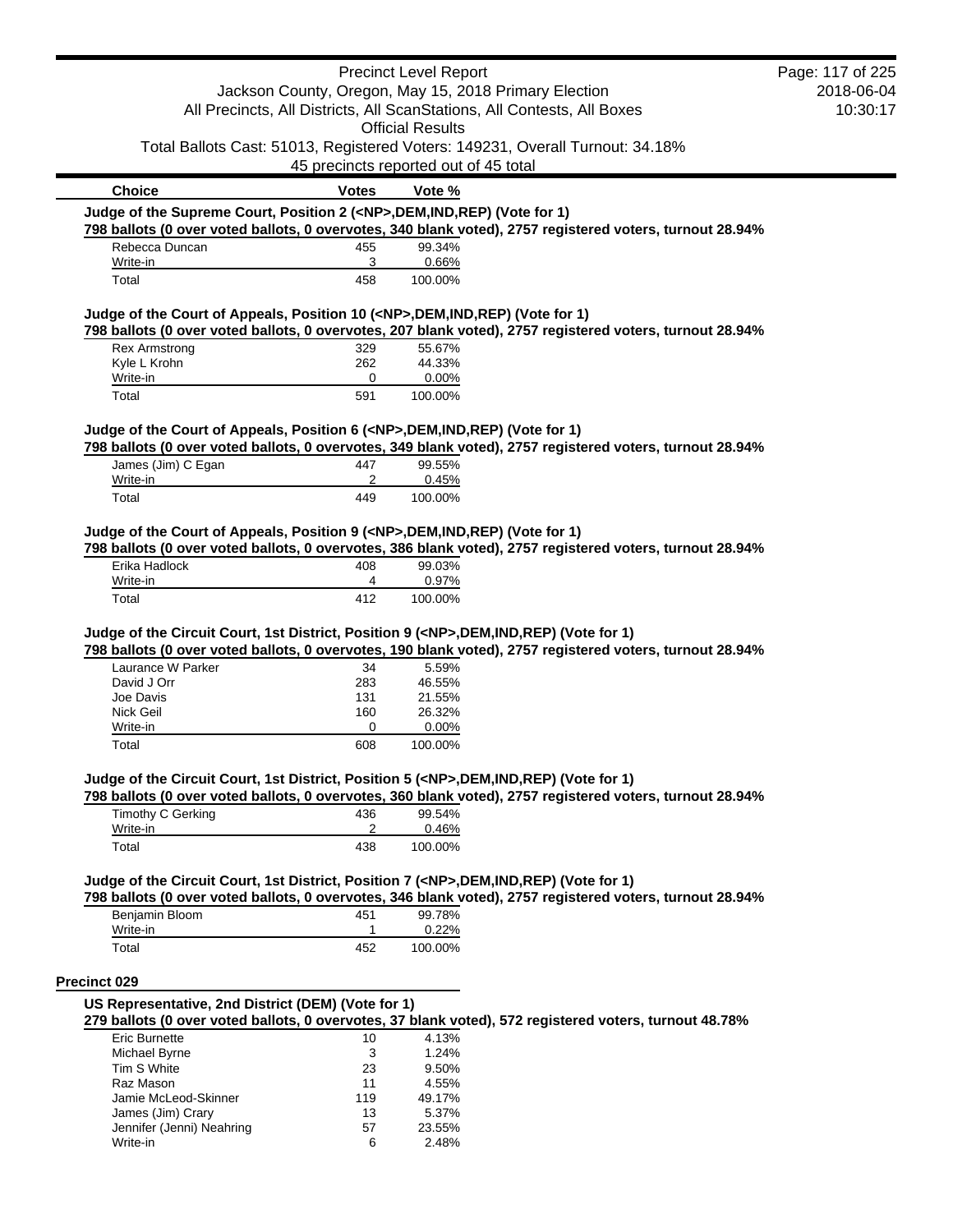| Choice | Votes | Vote % |
|---|---|---|

**Judge of the Supreme Court, Position 2 (<NP>,DEM,IND,REP) (Vote for 1)**

**798 ballots (0 over voted ballots, 0 overvotes, 340 blank voted), 2757 registered voters, turnout 28.94%**

| Choice | Votes | Vote % |
|---|---|---|
| Rebecca Duncan | 455 | 99.34% |
| Write-in | 3 | 0.66% |
| Total | 458 | 100.00% |

**Judge of the Court of Appeals, Position 10 (<NP>,DEM,IND,REP) (Vote for 1)**

**798 ballots (0 over voted ballots, 0 overvotes, 207 blank voted), 2757 registered voters, turnout 28.94%**

| Choice | Votes | Vote % |
|---|---|---|
| Rex Armstrong | 329 | 55.67% |
| Kyle L Krohn | 262 | 44.33% |
| Write-in | 0 | 0.00% |
| Total | 591 | 100.00% |

**Judge of the Court of Appeals, Position 6 (<NP>,DEM,IND,REP) (Vote for 1)**

**798 ballots (0 over voted ballots, 0 overvotes, 349 blank voted), 2757 registered voters, turnout 28.94%**

| Choice | Votes | Vote % |
|---|---|---|
| James (Jim) C Egan | 447 | 99.55% |
| Write-in | 2 | 0.45% |
| Total | 449 | 100.00% |

**Judge of the Court of Appeals, Position 9 (<NP>,DEM,IND,REP) (Vote for 1)**

**798 ballots (0 over voted ballots, 0 overvotes, 386 blank voted), 2757 registered voters, turnout 28.94%**

| Choice | Votes | Vote % |
|---|---|---|
| Erika Hadlock | 408 | 99.03% |
| Write-in | 4 | 0.97% |
| Total | 412 | 100.00% |

**Judge of the Circuit Court, 1st District, Position 9 (<NP>,DEM,IND,REP) (Vote for 1)**

**798 ballots (0 over voted ballots, 0 overvotes, 190 blank voted), 2757 registered voters, turnout 28.94%**

| Choice | Votes | Vote % |
|---|---|---|
| Laurance W Parker | 34 | 5.59% |
| David J Orr | 283 | 46.55% |
| Joe Davis | 131 | 21.55% |
| Nick Geil | 160 | 26.32% |
| Write-in | 0 | 0.00% |
| Total | 608 | 100.00% |

**Judge of the Circuit Court, 1st District, Position 5 (<NP>,DEM,IND,REP) (Vote for 1)**

**798 ballots (0 over voted ballots, 0 overvotes, 360 blank voted), 2757 registered voters, turnout 28.94%**

| Choice | Votes | Vote % |
|---|---|---|
| Timothy C Gerking | 436 | 99.54% |
| Write-in | 2 | 0.46% |
| Total | 438 | 100.00% |

**Judge of the Circuit Court, 1st District, Position 7 (<NP>,DEM,IND,REP) (Vote for 1)**

**798 ballots (0 over voted ballots, 0 overvotes, 346 blank voted), 2757 registered voters, turnout 28.94%**

| Choice | Votes | Vote % |
|---|---|---|
| Benjamin Bloom | 451 | 99.78% |
| Write-in | 1 | 0.22% |
| Total | 452 | 100.00% |

## Precinct 029

**US Representative, 2nd District (DEM) (Vote for 1)**

**279 ballots (0 over voted ballots, 0 overvotes, 37 blank voted), 572 registered voters, turnout 48.78%**

| Choice | Votes | Vote % |
|---|---|---|
| Eric Burnette | 10 | 4.13% |
| Michael Byrne | 3 | 1.24% |
| Tim S White | 23 | 9.50% |
| Raz Mason | 11 | 4.55% |
| Jamie McLeod-Skinner | 119 | 49.17% |
| James (Jim) Crary | 13 | 5.37% |
| Jennifer (Jenni) Neahring | 57 | 23.55% |
| Write-in | 6 | 2.48% |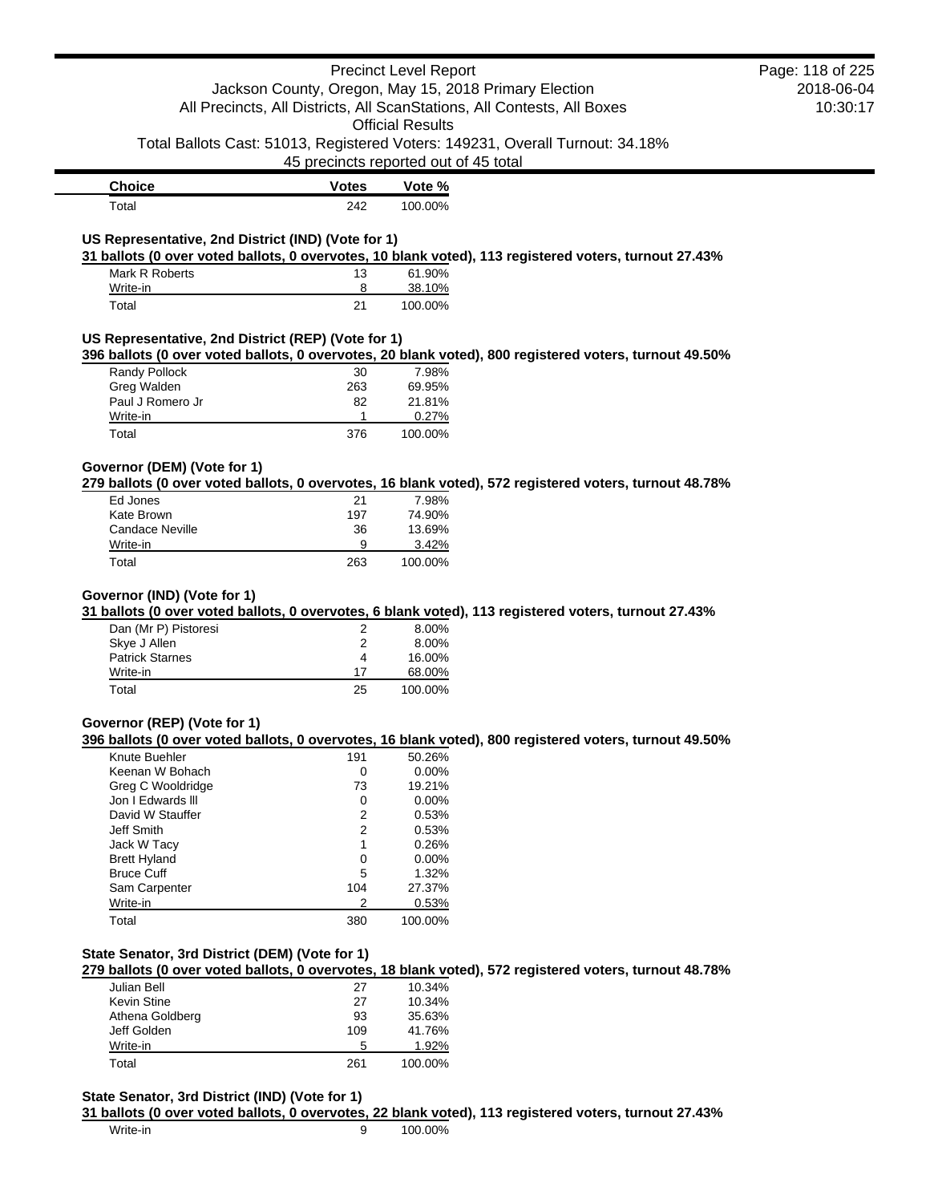| Choice | Votes | Vote % |
|---|---|---|
| Total | 242 | 100.00% |

### US Representative, 2nd District (IND) (Vote for 1)

**31 ballots (0 over voted ballots, 0 overvotes, 10 blank voted), 113 registered voters, turnout 27.43%**

| Choice | Votes | Vote % |
|---|---|---|
| Mark R Roberts | 13 | 61.90% |
| Write-in | 8 | 38.10% |
| Total | 21 | 100.00% |

### US Representative, 2nd District (REP) (Vote for 1)

**396 ballots (0 over voted ballots, 0 overvotes, 20 blank voted), 800 registered voters, turnout 49.50%**

| Choice | Votes | Vote % |
|---|---|---|
| Randy Pollock | 30 | 7.98% |
| Greg Walden | 263 | 69.95% |
| Paul J Romero Jr | 82 | 21.81% |
| Write-in | 1 | 0.27% |
| Total | 376 | 100.00% |

### Governor (DEM) (Vote for 1)

**279 ballots (0 over voted ballots, 0 overvotes, 16 blank voted), 572 registered voters, turnout 48.78%**

| Choice | Votes | Vote % |
|---|---|---|
| Ed Jones | 21 | 7.98% |
| Kate Brown | 197 | 74.90% |
| Candace Neville | 36 | 13.69% |
| Write-in | 9 | 3.42% |
| Total | 263 | 100.00% |

### Governor (IND) (Vote for 1)

**31 ballots (0 over voted ballots, 0 overvotes, 6 blank voted), 113 registered voters, turnout 27.43%**

| Choice | Votes | Vote % |
|---|---|---|
| Dan (Mr P) Pistoresi | 2 | 8.00% |
| Skye J Allen | 2 | 8.00% |
| Patrick Starnes | 4 | 16.00% |
| Write-in | 17 | 68.00% |
| Total | 25 | 100.00% |

### Governor (REP) (Vote for 1)

**396 ballots (0 over voted ballots, 0 overvotes, 16 blank voted), 800 registered voters, turnout 49.50%**

| Choice | Votes | Vote % |
|---|---|---|
| Knute Buehler | 191 | 50.26% |
| Keenan W Bohach | 0 | 0.00% |
| Greg C Wooldridge | 73 | 19.21% |
| Jon I Edwards lll | 0 | 0.00% |
| David W Stauffer | 2 | 0.53% |
| Jeff Smith | 2 | 0.53% |
| Jack W Tacy | 1 | 0.26% |
| Brett Hyland | 0 | 0.00% |
| Bruce Cuff | 5 | 1.32% |
| Sam Carpenter | 104 | 27.37% |
| Write-in | 2 | 0.53% |
| Total | 380 | 100.00% |

### State Senator, 3rd District (DEM) (Vote for 1)

**279 ballots (0 over voted ballots, 0 overvotes, 18 blank voted), 572 registered voters, turnout 48.78%**

| Choice | Votes | Vote % |
|---|---|---|
| Julian Bell | 27 | 10.34% |
| Kevin Stine | 27 | 10.34% |
| Athena Goldberg | 93 | 35.63% |
| Jeff Golden | 109 | 41.76% |
| Write-in | 5 | 1.92% |
| Total | 261 | 100.00% |

### State Senator, 3rd District (IND) (Vote for 1)

**31 ballots (0 over voted ballots, 0 overvotes, 22 blank voted), 113 registered voters, turnout 27.43%**

| Choice | Votes | Vote % |
|---|---|---|
| Write-in | 9 | 100.00% |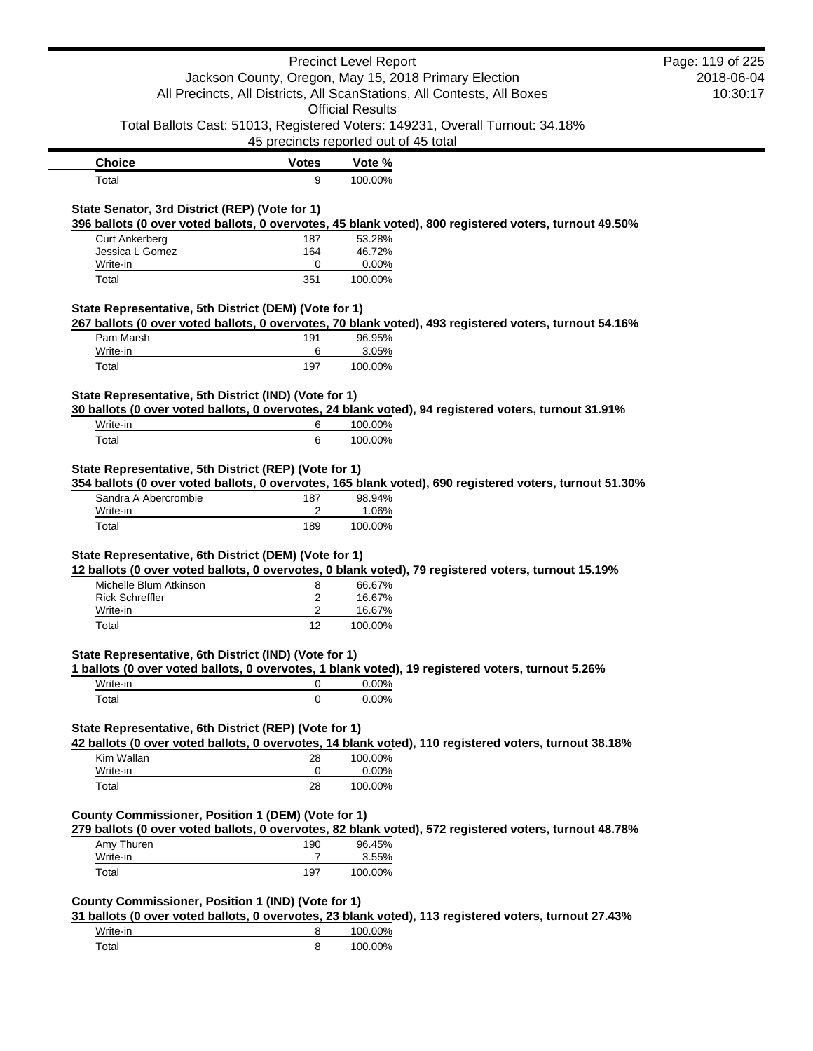| Choice | Votes | Vote % |
| --- | --- | --- |
| Total | 9 | 100.00% |

**State Senator, 3rd District (REP) (Vote for 1)**

**396 ballots (0 over voted ballots, 0 overvotes, 45 blank voted), 800 registered voters, turnout 49.50%**

| Choice | Votes | Vote % |
| --- | --- | --- |
| Curt Ankerberg | 187 | 53.28% |
| Jessica L Gomez | 164 | 46.72% |
| Write-in | 0 | 0.00% |
| Total | 351 | 100.00% |

**State Representative, 5th District (DEM) (Vote for 1)**

**267 ballots (0 over voted ballots, 0 overvotes, 70 blank voted), 493 registered voters, turnout 54.16%**

| Choice | Votes | Vote % |
| --- | --- | --- |
| Pam Marsh | 191 | 96.95% |
| Write-in | 6 | 3.05% |
| Total | 197 | 100.00% |

**State Representative, 5th District (IND) (Vote for 1)**

**30 ballots (0 over voted ballots, 0 overvotes, 24 blank voted), 94 registered voters, turnout 31.91%**

| Choice | Votes | Vote % |
| --- | --- | --- |
| Write-in | 6 | 100.00% |
| Total | 6 | 100.00% |

**State Representative, 5th District (REP) (Vote for 1)**

**354 ballots (0 over voted ballots, 0 overvotes, 165 blank voted), 690 registered voters, turnout 51.30%**

| Choice | Votes | Vote % |
| --- | --- | --- |
| Sandra A Abercrombie | 187 | 98.94% |
| Write-in | 2 | 1.06% |
| Total | 189 | 100.00% |

**State Representative, 6th District (DEM) (Vote for 1)**

**12 ballots (0 over voted ballots, 0 overvotes, 0 blank voted), 79 registered voters, turnout 15.19%**

| Choice | Votes | Vote % |
| --- | --- | --- |
| Michelle Blum Atkinson | 8 | 66.67% |
| Rick Schreffler | 2 | 16.67% |
| Write-in | 2 | 16.67% |
| Total | 12 | 100.00% |

**State Representative, 6th District (IND) (Vote for 1)**

**1 ballots (0 over voted ballots, 0 overvotes, 1 blank voted), 19 registered voters, turnout 5.26%**

| Choice | Votes | Vote % |
| --- | --- | --- |
| Write-in | 0 | 0.00% |
| Total | 0 | 0.00% |

**State Representative, 6th District (REP) (Vote for 1)**

**42 ballots (0 over voted ballots, 0 overvotes, 14 blank voted), 110 registered voters, turnout 38.18%**

| Choice | Votes | Vote % |
| --- | --- | --- |
| Kim Wallan | 28 | 100.00% |
| Write-in | 0 | 0.00% |
| Total | 28 | 100.00% |

**County Commissioner, Position 1 (DEM) (Vote for 1)**

**279 ballots (0 over voted ballots, 0 overvotes, 82 blank voted), 572 registered voters, turnout 48.78%**

| Choice | Votes | Vote % |
| --- | --- | --- |
| Amy Thuren | 190 | 96.45% |
| Write-in | 7 | 3.55% |
| Total | 197 | 100.00% |

**County Commissioner, Position 1 (IND) (Vote for 1)**

**31 ballots (0 over voted ballots, 0 overvotes, 23 blank voted), 113 registered voters, turnout 27.43%**

| Choice | Votes | Vote % |
| --- | --- | --- |
| Write-in | 8 | 100.00% |
| Total | 8 | 100.00% |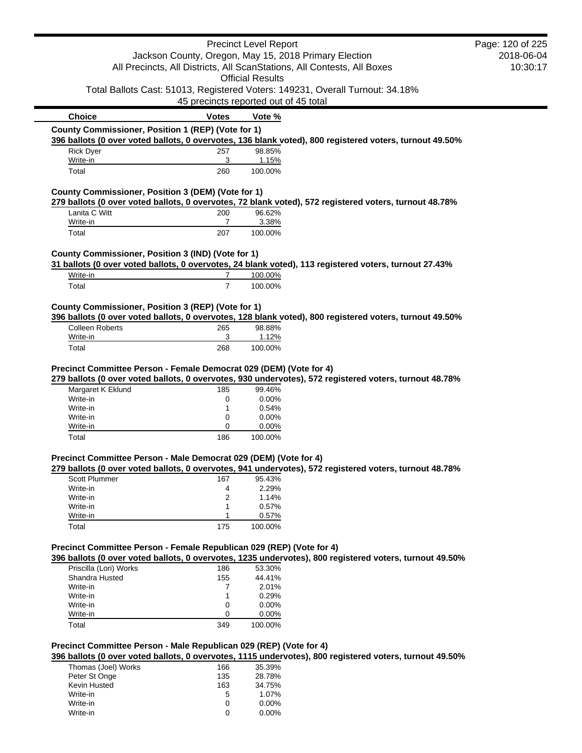| Choice | Votes | Vote % |
|---|---|---|

**County Commissioner, Position 1 (REP) (Vote for 1)**

**396 ballots (0 over voted ballots, 0 overvotes, 136 blank voted), 800 registered voters, turnout 49.50%**

| Choice | Votes | Vote % |
|---|---|---|
| Rick Dyer | 257 | 98.85% |
| Write-in | 3 | 1.15% |
| Total | 260 | 100.00% |

**County Commissioner, Position 3 (DEM) (Vote for 1)**

**279 ballots (0 over voted ballots, 0 overvotes, 72 blank voted), 572 registered voters, turnout 48.78%**

| Choice | Votes | Vote % |
|---|---|---|
| Lanita C Witt | 200 | 96.62% |
| Write-in | 7 | 3.38% |
| Total | 207 | 100.00% |

**County Commissioner, Position 3 (IND) (Vote for 1)**

**31 ballots (0 over voted ballots, 0 overvotes, 24 blank voted), 113 registered voters, turnout 27.43%**

| Choice | Votes | Vote % |
|---|---|---|
| Write-in | 7 | 100.00% |
| Total | 7 | 100.00% |

**County Commissioner, Position 3 (REP) (Vote for 1)**

**396 ballots (0 over voted ballots, 0 overvotes, 128 blank voted), 800 registered voters, turnout 49.50%**

| Choice | Votes | Vote % |
|---|---|---|
| Colleen Roberts | 265 | 98.88% |
| Write-in | 3 | 1.12% |
| Total | 268 | 100.00% |

**Precinct Committee Person - Female Democrat 029 (DEM) (Vote for 4)**

**279 ballots (0 over voted ballots, 0 overvotes, 930 undervotes), 572 registered voters, turnout 48.78%**

| Choice | Votes | Vote % |
|---|---|---|
| Margaret K Eklund | 185 | 99.46% |
| Write-in | 0 | 0.00% |
| Write-in | 1 | 0.54% |
| Write-in | 0 | 0.00% |
| Write-in | 0 | 0.00% |
| Total | 186 | 100.00% |

**Precinct Committee Person - Male Democrat 029 (DEM) (Vote for 4)**

**279 ballots (0 over voted ballots, 0 overvotes, 941 undervotes), 572 registered voters, turnout 48.78%**

| Choice | Votes | Vote % |
|---|---|---|
| Scott Plummer | 167 | 95.43% |
| Write-in | 4 | 2.29% |
| Write-in | 2 | 1.14% |
| Write-in | 1 | 0.57% |
| Write-in | 1 | 0.57% |
| Total | 175 | 100.00% |

**Precinct Committee Person - Female Republican 029 (REP) (Vote for 4)**

**396 ballots (0 over voted ballots, 0 overvotes, 1235 undervotes), 800 registered voters, turnout 49.50%**

| Choice | Votes | Vote % |
|---|---|---|
| Priscilla (Lori) Works | 186 | 53.30% |
| Shandra Husted | 155 | 44.41% |
| Write-in | 7 | 2.01% |
| Write-in | 1 | 0.29% |
| Write-in | 0 | 0.00% |
| Write-in | 0 | 0.00% |
| Total | 349 | 100.00% |

**Precinct Committee Person - Male Republican 029 (REP) (Vote for 4)**

**396 ballots (0 over voted ballots, 0 overvotes, 1115 undervotes), 800 registered voters, turnout 49.50%**

| Choice | Votes | Vote % |
|---|---|---|
| Thomas (Joel) Works | 166 | 35.39% |
| Peter St Onge | 135 | 28.78% |
| Kevin Husted | 163 | 34.75% |
| Write-in | 5 | 1.07% |
| Write-in | 0 | 0.00% |
| Write-in | 0 | 0.00% |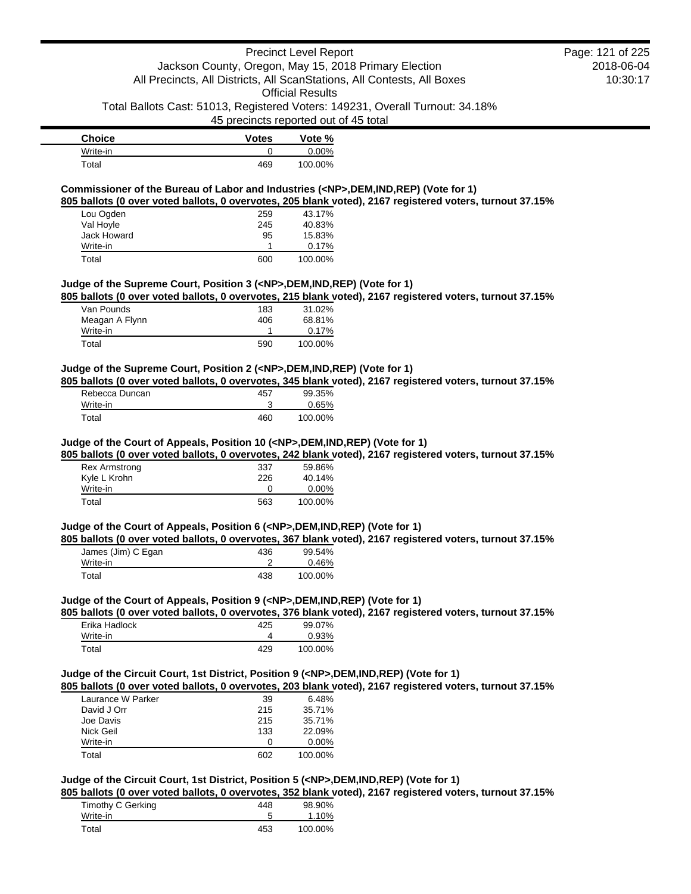| Choice | Votes | Vote % |
| --- | --- | --- |
| Write-in | 0 | 0.00% |
| Total | 469 | 100.00% |

**Commissioner of the Bureau of Labor and Industries (<NP>,DEM,IND,REP) (Vote for 1)**

**805 ballots (0 over voted ballots, 0 overvotes, 205 blank voted), 2167 registered voters, turnout 37.15%**

| Choice | Votes | Vote % |
| --- | --- | --- |
| Lou Ogden | 259 | 43.17% |
| Val Hoyle | 245 | 40.83% |
| Jack Howard | 95 | 15.83% |
| Write-in | 1 | 0.17% |
| Total | 600 | 100.00% |

**Judge of the Supreme Court, Position 3 (<NP>,DEM,IND,REP) (Vote for 1)**

**805 ballots (0 over voted ballots, 0 overvotes, 215 blank voted), 2167 registered voters, turnout 37.15%**

| Choice | Votes | Vote % |
| --- | --- | --- |
| Van Pounds | 183 | 31.02% |
| Meagan A Flynn | 406 | 68.81% |
| Write-in | 1 | 0.17% |
| Total | 590 | 100.00% |

**Judge of the Supreme Court, Position 2 (<NP>,DEM,IND,REP) (Vote for 1)**

**805 ballots (0 over voted ballots, 0 overvotes, 345 blank voted), 2167 registered voters, turnout 37.15%**

| Choice | Votes | Vote % |
| --- | --- | --- |
| Rebecca Duncan | 457 | 99.35% |
| Write-in | 3 | 0.65% |
| Total | 460 | 100.00% |

**Judge of the Court of Appeals, Position 10 (<NP>,DEM,IND,REP) (Vote for 1)**

**805 ballots (0 over voted ballots, 0 overvotes, 242 blank voted), 2167 registered voters, turnout 37.15%**

| Choice | Votes | Vote % |
| --- | --- | --- |
| Rex Armstrong | 337 | 59.86% |
| Kyle L Krohn | 226 | 40.14% |
| Write-in | 0 | 0.00% |
| Total | 563 | 100.00% |

**Judge of the Court of Appeals, Position 6 (<NP>,DEM,IND,REP) (Vote for 1)**

**805 ballots (0 over voted ballots, 0 overvotes, 367 blank voted), 2167 registered voters, turnout 37.15%**

| Choice | Votes | Vote % |
| --- | --- | --- |
| James (Jim) C Egan | 436 | 99.54% |
| Write-in | 2 | 0.46% |
| Total | 438 | 100.00% |

**Judge of the Court of Appeals, Position 9 (<NP>,DEM,IND,REP) (Vote for 1)**

**805 ballots (0 over voted ballots, 0 overvotes, 376 blank voted), 2167 registered voters, turnout 37.15%**

| Choice | Votes | Vote % |
| --- | --- | --- |
| Erika Hadlock | 425 | 99.07% |
| Write-in | 4 | 0.93% |
| Total | 429 | 100.00% |

**Judge of the Circuit Court, 1st District, Position 9 (<NP>,DEM,IND,REP) (Vote for 1)**

**805 ballots (0 over voted ballots, 0 overvotes, 203 blank voted), 2167 registered voters, turnout 37.15%**

| Choice | Votes | Vote % |
| --- | --- | --- |
| Laurance W Parker | 39 | 6.48% |
| David J Orr | 215 | 35.71% |
| Joe Davis | 215 | 35.71% |
| Nick Geil | 133 | 22.09% |
| Write-in | 0 | 0.00% |
| Total | 602 | 100.00% |

**Judge of the Circuit Court, 1st District, Position 5 (<NP>,DEM,IND,REP) (Vote for 1)**

**805 ballots (0 over voted ballots, 0 overvotes, 352 blank voted), 2167 registered voters, turnout 37.15%**

| Choice | Votes | Vote % |
| --- | --- | --- |
| Timothy C Gerking | 448 | 98.90% |
| Write-in | 5 | 1.10% |
| Total | 453 | 100.00% |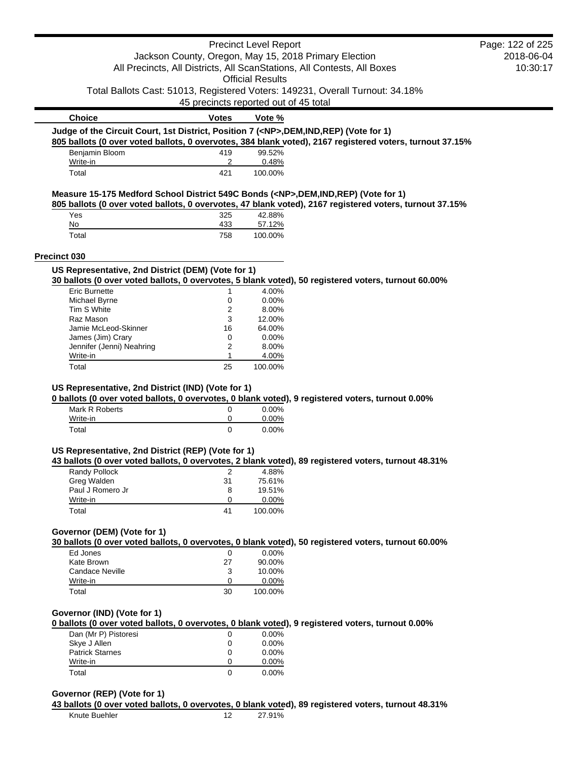| Choice | Votes | Vote % |
|---|---|---|

**Judge of the Circuit Court, 1st District, Position 7 (<NP>,DEM,IND,REP) (Vote for 1)**

**805 ballots (0 over voted ballots, 0 overvotes, 384 blank voted), 2167 registered voters, turnout 37.15%**

| Choice | Votes | Vote % |
|---|---|---|
| Benjamin Bloom | 419 | 99.52% |
| Write-in | 2 | 0.48% |
| Total | 421 | 100.00% |

**Measure 15-175 Medford School District 549C Bonds (<NP>,DEM,IND,REP) (Vote for 1)**

**805 ballots (0 over voted ballots, 0 overvotes, 47 blank voted), 2167 registered voters, turnout 37.15%**

| Choice | Votes | Vote % |
|---|---|---|
| Yes | 325 | 42.88% |
| No | 433 | 57.12% |
| Total | 758 | 100.00% |

## Precinct 030

**US Representative, 2nd District (DEM) (Vote for 1)**

**30 ballots (0 over voted ballots, 0 overvotes, 5 blank voted), 50 registered voters, turnout 60.00%**

| Choice | Votes | Vote % |
|---|---|---|
| Eric Burnette | 1 | 4.00% |
| Michael Byrne | 0 | 0.00% |
| Tim S White | 2 | 8.00% |
| Raz Mason | 3 | 12.00% |
| Jamie McLeod-Skinner | 16 | 64.00% |
| James (Jim) Crary | 0 | 0.00% |
| Jennifer (Jenni) Neahring | 2 | 8.00% |
| Write-in | 1 | 4.00% |
| Total | 25 | 100.00% |

**US Representative, 2nd District (IND) (Vote for 1)**

**0 ballots (0 over voted ballots, 0 overvotes, 0 blank voted), 9 registered voters, turnout 0.00%**

| Choice | Votes | Vote % |
|---|---|---|
| Mark R Roberts | 0 | 0.00% |
| Write-in | 0 | 0.00% |
| Total | 0 | 0.00% |

**US Representative, 2nd District (REP) (Vote for 1)**

**43 ballots (0 over voted ballots, 0 overvotes, 2 blank voted), 89 registered voters, turnout 48.31%**

| Choice | Votes | Vote % |
|---|---|---|
| Randy Pollock | 2 | 4.88% |
| Greg Walden | 31 | 75.61% |
| Paul J Romero Jr | 8 | 19.51% |
| Write-in | 0 | 0.00% |
| Total | 41 | 100.00% |

**Governor (DEM) (Vote for 1)**

**30 ballots (0 over voted ballots, 0 overvotes, 0 blank voted), 50 registered voters, turnout 60.00%**

| Choice | Votes | Vote % |
|---|---|---|
| Ed Jones | 0 | 0.00% |
| Kate Brown | 27 | 90.00% |
| Candace Neville | 3 | 10.00% |
| Write-in | 0 | 0.00% |
| Total | 30 | 100.00% |

**Governor (IND) (Vote for 1)**

**0 ballots (0 over voted ballots, 0 overvotes, 0 blank voted), 9 registered voters, turnout 0.00%**

| Choice | Votes | Vote % |
|---|---|---|
| Dan (Mr P) Pistoresi | 0 | 0.00% |
| Skye J Allen | 0 | 0.00% |
| Patrick Starnes | 0 | 0.00% |
| Write-in | 0 | 0.00% |
| Total | 0 | 0.00% |

**Governor (REP) (Vote for 1)**

**43 ballots (0 over voted ballots, 0 overvotes, 0 blank voted), 89 registered voters, turnout 48.31%**

| Choice | Votes | Vote % |
|---|---|---|
| Knute Buehler | 12 | 27.91% |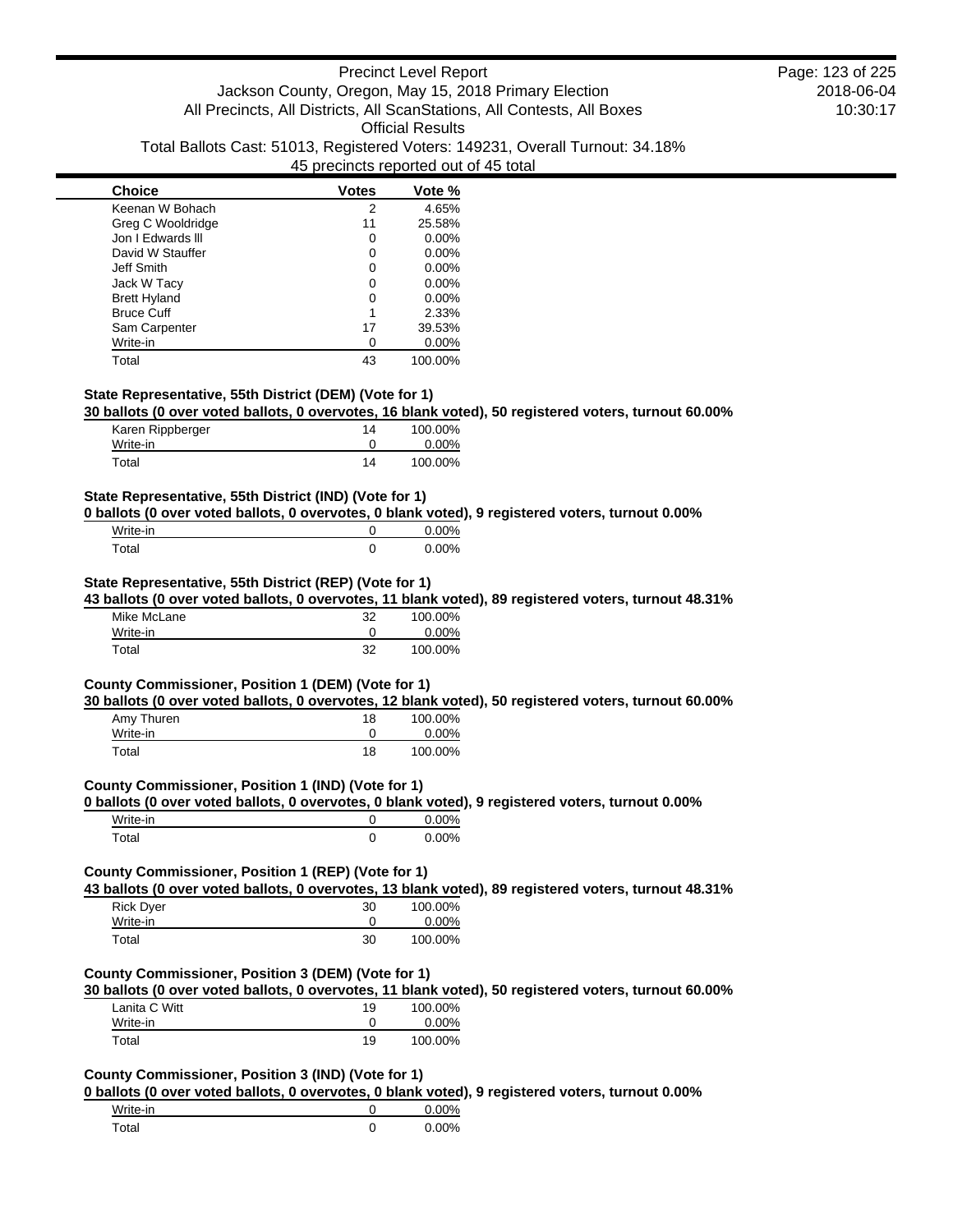| Choice | Votes | Vote % |
| --- | --- | --- |
| Keenan W Bohach | 2 | 4.65% |
| Greg C Wooldridge | 11 | 25.58% |
| Jon I Edwards III | 0 | 0.00% |
| David W Stauffer | 0 | 0.00% |
| Jeff Smith | 0 | 0.00% |
| Jack W Tacy | 0 | 0.00% |
| Brett Hyland | 0 | 0.00% |
| Bruce Cuff | 1 | 2.33% |
| Sam Carpenter | 17 | 39.53% |
| Write-in | 0 | 0.00% |
| Total | 43 | 100.00% |

**State Representative, 55th District (DEM) (Vote for 1)**

**30 ballots (0 over voted ballots, 0 overvotes, 16 blank voted), 50 registered voters, turnout 60.00%**

| Choice | Votes | Vote % |
| --- | --- | --- |
| Karen Rippberger | 14 | 100.00% |
| Write-in | 0 | 0.00% |
| Total | 14 | 100.00% |

**State Representative, 55th District (IND) (Vote for 1)**

**0 ballots (0 over voted ballots, 0 overvotes, 0 blank voted), 9 registered voters, turnout 0.00%**

| Choice | Votes | Vote % |
| --- | --- | --- |
| Write-in | 0 | 0.00% |
| Total | 0 | 0.00% |

**State Representative, 55th District (REP) (Vote for 1)**

**43 ballots (0 over voted ballots, 0 overvotes, 11 blank voted), 89 registered voters, turnout 48.31%**

| Choice | Votes | Vote % |
| --- | --- | --- |
| Mike McLane | 32 | 100.00% |
| Write-in | 0 | 0.00% |
| Total | 32 | 100.00% |

**County Commissioner, Position 1 (DEM) (Vote for 1)**

**30 ballots (0 over voted ballots, 0 overvotes, 12 blank voted), 50 registered voters, turnout 60.00%**

| Choice | Votes | Vote % |
| --- | --- | --- |
| Amy Thuren | 18 | 100.00% |
| Write-in | 0 | 0.00% |
| Total | 18 | 100.00% |

**County Commissioner, Position 1 (IND) (Vote for 1)**

**0 ballots (0 over voted ballots, 0 overvotes, 0 blank voted), 9 registered voters, turnout 0.00%**

| Choice | Votes | Vote % |
| --- | --- | --- |
| Write-in | 0 | 0.00% |
| Total | 0 | 0.00% |

**County Commissioner, Position 1 (REP) (Vote for 1)**

**43 ballots (0 over voted ballots, 0 overvotes, 13 blank voted), 89 registered voters, turnout 48.31%**

| Choice | Votes | Vote % |
| --- | --- | --- |
| Rick Dyer | 30 | 100.00% |
| Write-in | 0 | 0.00% |
| Total | 30 | 100.00% |

**County Commissioner, Position 3 (DEM) (Vote for 1)**

**30 ballots (0 over voted ballots, 0 overvotes, 11 blank voted), 50 registered voters, turnout 60.00%**

| Choice | Votes | Vote % |
| --- | --- | --- |
| Lanita C Witt | 19 | 100.00% |
| Write-in | 0 | 0.00% |
| Total | 19 | 100.00% |

**County Commissioner, Position 3 (IND) (Vote for 1)**

**0 ballots (0 over voted ballots, 0 overvotes, 0 blank voted), 9 registered voters, turnout 0.00%**

| Choice | Votes | Vote % |
| --- | --- | --- |
| Write-in | 0 | 0.00% |
| Total | 0 | 0.00% |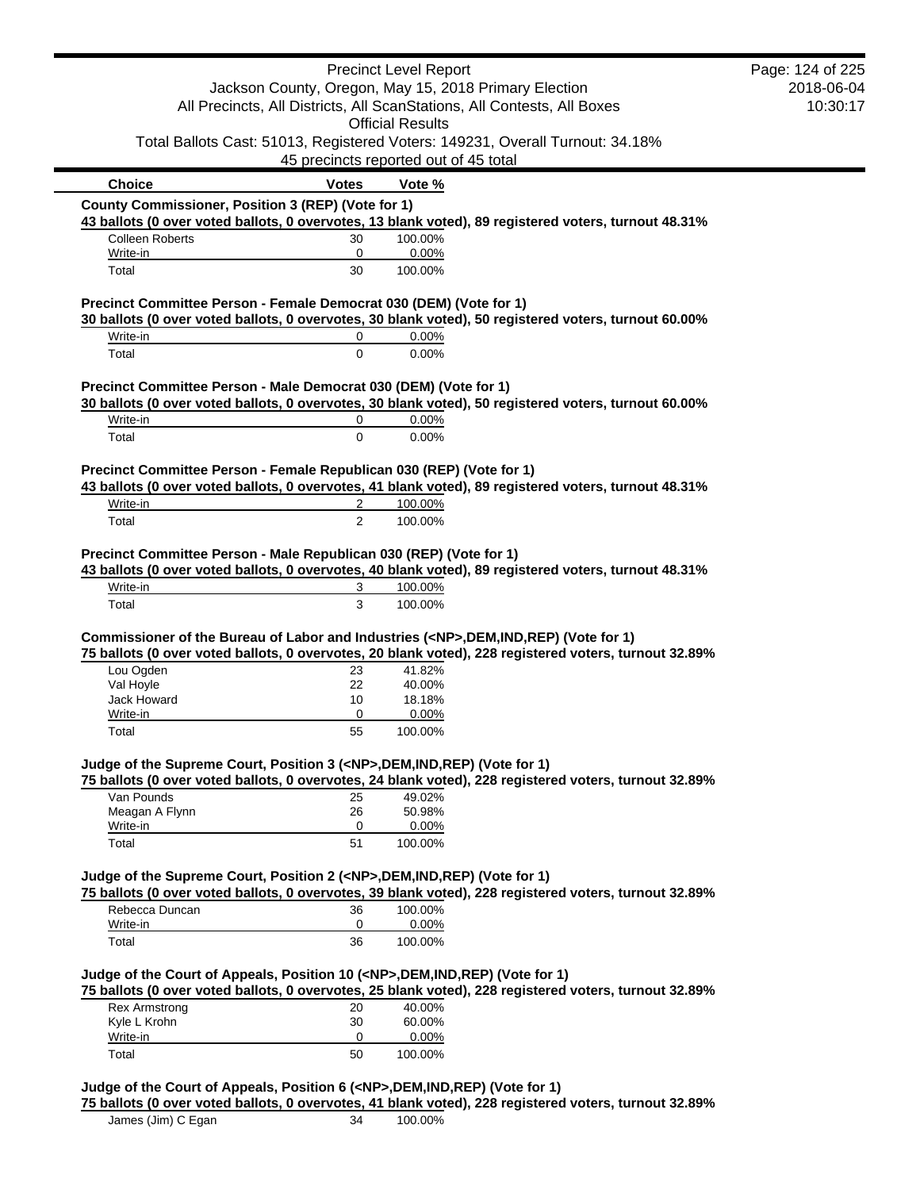| Choice | Votes | Vote % |
|---|---|---|

**County Commissioner, Position 3 (REP) (Vote for 1)**

43 ballots (0 over voted ballots, 0 overvotes, 13 blank voted), 89 registered voters, turnout 48.31%

| Choice | Votes | Vote % |
|---|---|---|
| Colleen Roberts | 30 | 100.00% |
| Write-in | 0 | 0.00% |
| Total | 30 | 100.00% |

**Precinct Committee Person - Female Democrat 030 (DEM) (Vote for 1)**

30 ballots (0 over voted ballots, 0 overvotes, 30 blank voted), 50 registered voters, turnout 60.00%

| Choice | Votes | Vote % |
|---|---|---|
| Write-in | 0 | 0.00% |
| Total | 0 | 0.00% |

**Precinct Committee Person - Male Democrat 030 (DEM) (Vote for 1)**

30 ballots (0 over voted ballots, 0 overvotes, 30 blank voted), 50 registered voters, turnout 60.00%

| Choice | Votes | Vote % |
|---|---|---|
| Write-in | 0 | 0.00% |
| Total | 0 | 0.00% |

**Precinct Committee Person - Female Republican 030 (REP) (Vote for 1)**

43 ballots (0 over voted ballots, 0 overvotes, 41 blank voted), 89 registered voters, turnout 48.31%

| Choice | Votes | Vote % |
|---|---|---|
| Write-in | 2 | 100.00% |
| Total | 2 | 100.00% |

**Precinct Committee Person - Male Republican 030 (REP) (Vote for 1)**

43 ballots (0 over voted ballots, 0 overvotes, 40 blank voted), 89 registered voters, turnout 48.31%

| Choice | Votes | Vote % |
|---|---|---|
| Write-in | 3 | 100.00% |
| Total | 3 | 100.00% |

**Commissioner of the Bureau of Labor and Industries (<NP>,DEM,IND,REP) (Vote for 1)**

75 ballots (0 over voted ballots, 0 overvotes, 20 blank voted), 228 registered voters, turnout 32.89%

| Choice | Votes | Vote % |
|---|---|---|
| Lou Ogden | 23 | 41.82% |
| Val Hoyle | 22 | 40.00% |
| Jack Howard | 10 | 18.18% |
| Write-in | 0 | 0.00% |
| Total | 55 | 100.00% |

**Judge of the Supreme Court, Position 3 (<NP>,DEM,IND,REP) (Vote for 1)**

75 ballots (0 over voted ballots, 0 overvotes, 24 blank voted), 228 registered voters, turnout 32.89%

| Choice | Votes | Vote % |
|---|---|---|
| Van Pounds | 25 | 49.02% |
| Meagan A Flynn | 26 | 50.98% |
| Write-in | 0 | 0.00% |
| Total | 51 | 100.00% |

**Judge of the Supreme Court, Position 2 (<NP>,DEM,IND,REP) (Vote for 1)**

75 ballots (0 over voted ballots, 0 overvotes, 39 blank voted), 228 registered voters, turnout 32.89%

| Choice | Votes | Vote % |
|---|---|---|
| Rebecca Duncan | 36 | 100.00% |
| Write-in | 0 | 0.00% |
| Total | 36 | 100.00% |

**Judge of the Court of Appeals, Position 10 (<NP>,DEM,IND,REP) (Vote for 1)**

75 ballots (0 over voted ballots, 0 overvotes, 25 blank voted), 228 registered voters, turnout 32.89%

| Choice | Votes | Vote % |
|---|---|---|
| Rex Armstrong | 20 | 40.00% |
| Kyle L Krohn | 30 | 60.00% |
| Write-in | 0 | 0.00% |
| Total | 50 | 100.00% |

**Judge of the Court of Appeals, Position 6 (<NP>,DEM,IND,REP) (Vote for 1)**

75 ballots (0 over voted ballots, 0 overvotes, 41 blank voted), 228 registered voters, turnout 32.89%

| Choice | Votes | Vote % |
|---|---|---|
| James (Jim) C Egan | 34 | 100.00% |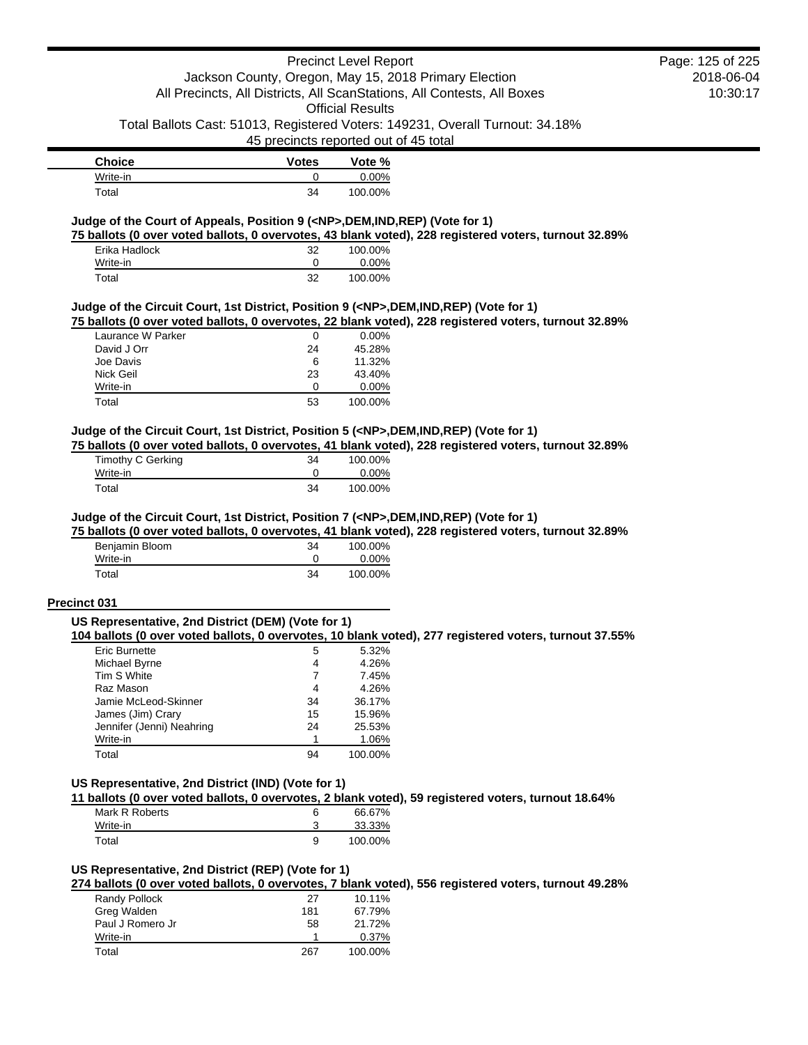| Choice | Votes | Vote % |
|---|---|---|
| Write-in | 0 | 0.00% |
| Total | 34 | 100.00% |

### Judge of the Court of Appeals, Position 9 (<NP>,DEM,IND,REP) (Vote for 1)

**75 ballots (0 over voted ballots, 0 overvotes, 43 blank voted), 228 registered voters, turnout 32.89%**

| Choice | Votes | Vote % |
|---|---|---|
| Erika Hadlock | 32 | 100.00% |
| Write-in | 0 | 0.00% |
| Total | 32 | 100.00% |

### Judge of the Circuit Court, 1st District, Position 9 (<NP>,DEM,IND,REP) (Vote for 1)

**75 ballots (0 over voted ballots, 0 overvotes, 22 blank voted), 228 registered voters, turnout 32.89%**

| Choice | Votes | Vote % |
|---|---|---|
| Laurance W Parker | 0 | 0.00% |
| David J Orr | 24 | 45.28% |
| Joe Davis | 6 | 11.32% |
| Nick Geil | 23 | 43.40% |
| Write-in | 0 | 0.00% |
| Total | 53 | 100.00% |

### Judge of the Circuit Court, 1st District, Position 5 (<NP>,DEM,IND,REP) (Vote for 1)

**75 ballots (0 over voted ballots, 0 overvotes, 41 blank voted), 228 registered voters, turnout 32.89%**

| Choice | Votes | Vote % |
|---|---|---|
| Timothy C Gerking | 34 | 100.00% |
| Write-in | 0 | 0.00% |
| Total | 34 | 100.00% |

### Judge of the Circuit Court, 1st District, Position 7 (<NP>,DEM,IND,REP) (Vote for 1)

**75 ballots (0 over voted ballots, 0 overvotes, 41 blank voted), 228 registered voters, turnout 32.89%**

| Choice | Votes | Vote % |
|---|---|---|
| Benjamin Bloom | 34 | 100.00% |
| Write-in | 0 | 0.00% |
| Total | 34 | 100.00% |

## Precinct 031

### US Representative, 2nd District (DEM) (Vote for 1)

**104 ballots (0 over voted ballots, 0 overvotes, 10 blank voted), 277 registered voters, turnout 37.55%**

| Choice | Votes | Vote % |
|---|---|---|
| Eric Burnette | 5 | 5.32% |
| Michael Byrne | 4 | 4.26% |
| Tim S White | 7 | 7.45% |
| Raz Mason | 4 | 4.26% |
| Jamie McLeod-Skinner | 34 | 36.17% |
| James (Jim) Crary | 15 | 15.96% |
| Jennifer (Jenni) Neahring | 24 | 25.53% |
| Write-in | 1 | 1.06% |
| Total | 94 | 100.00% |

### US Representative, 2nd District (IND) (Vote for 1)

**11 ballots (0 over voted ballots, 0 overvotes, 2 blank voted), 59 registered voters, turnout 18.64%**

| Choice | Votes | Vote % |
|---|---|---|
| Mark R Roberts | 6 | 66.67% |
| Write-in | 3 | 33.33% |
| Total | 9 | 100.00% |

### US Representative, 2nd District (REP) (Vote for 1)

**274 ballots (0 over voted ballots, 0 overvotes, 7 blank voted), 556 registered voters, turnout 49.28%**

| Choice | Votes | Vote % |
|---|---|---|
| Randy Pollock | 27 | 10.11% |
| Greg Walden | 181 | 67.79% |
| Paul J Romero Jr | 58 | 21.72% |
| Write-in | 1 | 0.37% |
| Total | 267 | 100.00% |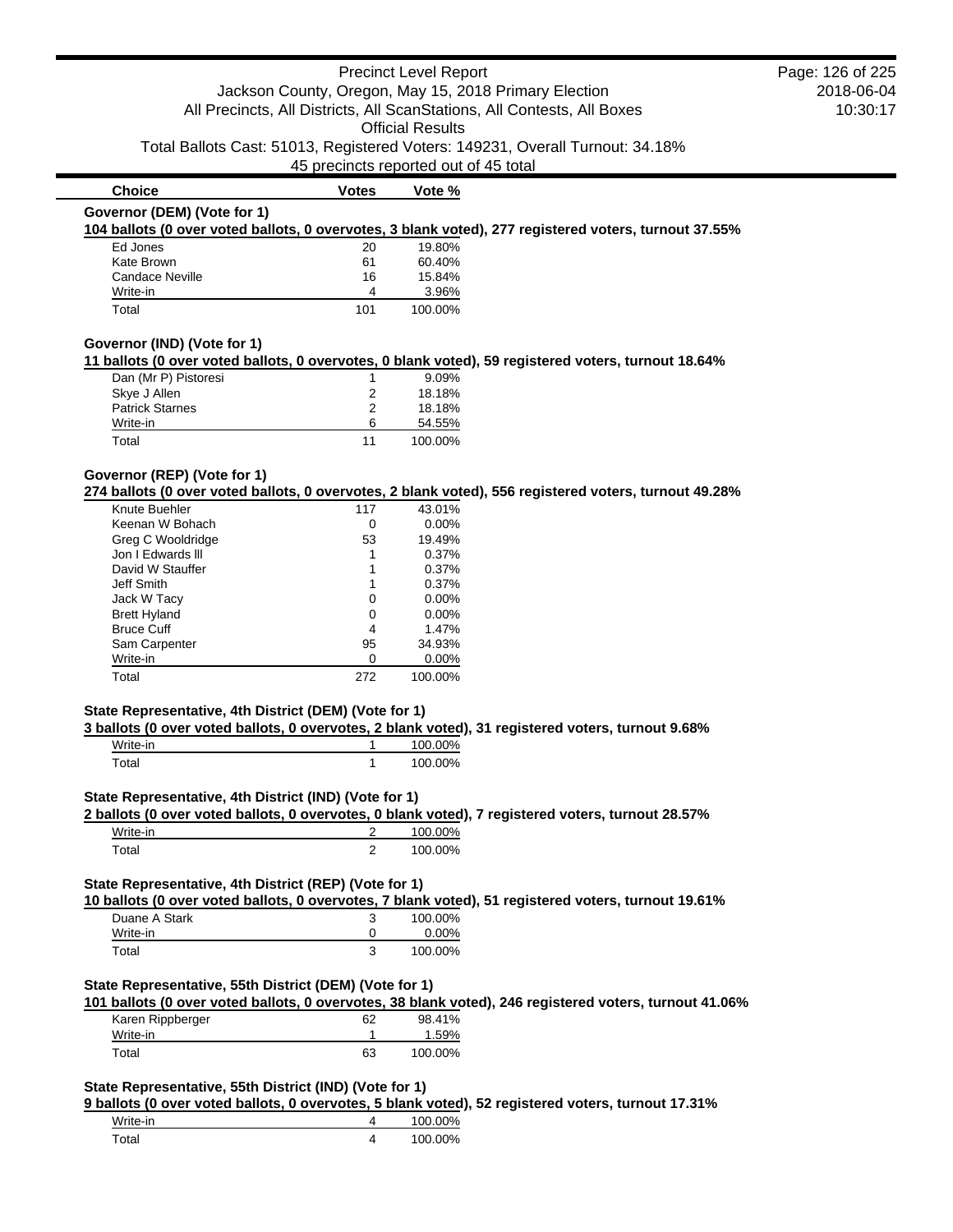| Choice | Votes | Vote % |
|---|---|---|

**Governor (DEM) (Vote for 1)**

**104 ballots (0 over voted ballots, 0 overvotes, 3 blank voted), 277 registered voters, turnout 37.55%**

| Choice | Votes | Vote % |
|---|---|---|
| Ed Jones | 20 | 19.80% |
| Kate Brown | 61 | 60.40% |
| Candace Neville | 16 | 15.84% |
| Write-in | 4 | 3.96% |
| Total | 101 | 100.00% |

**Governor (IND) (Vote for 1)**

**11 ballots (0 over voted ballots, 0 overvotes, 0 blank voted), 59 registered voters, turnout 18.64%**

| Choice | Votes | Vote % |
|---|---|---|
| Dan (Mr P) Pistoresi | 1 | 9.09% |
| Skye J Allen | 2 | 18.18% |
| Patrick Starnes | 2 | 18.18% |
| Write-in | 6 | 54.55% |
| Total | 11 | 100.00% |

**Governor (REP) (Vote for 1)**

**274 ballots (0 over voted ballots, 0 overvotes, 2 blank voted), 556 registered voters, turnout 49.28%**

| Choice | Votes | Vote % |
|---|---|---|
| Knute Buehler | 117 | 43.01% |
| Keenan W Bohach | 0 | 0.00% |
| Greg C Wooldridge | 53 | 19.49% |
| Jon I Edwards lll | 1 | 0.37% |
| David W Stauffer | 1 | 0.37% |
| Jeff Smith | 1 | 0.37% |
| Jack W Tacy | 0 | 0.00% |
| Brett Hyland | 0 | 0.00% |
| Bruce Cuff | 4 | 1.47% |
| Sam Carpenter | 95 | 34.93% |
| Write-in | 0 | 0.00% |
| Total | 272 | 100.00% |

**State Representative, 4th District (DEM) (Vote for 1)**

**3 ballots (0 over voted ballots, 0 overvotes, 2 blank voted), 31 registered voters, turnout 9.68%**

| Choice | Votes | Vote % |
|---|---|---|
| Write-in | 1 | 100.00% |
| Total | 1 | 100.00% |

**State Representative, 4th District (IND) (Vote for 1)**

**2 ballots (0 over voted ballots, 0 overvotes, 0 blank voted), 7 registered voters, turnout 28.57%**

| Choice | Votes | Vote % |
|---|---|---|
| Write-in | 2 | 100.00% |
| Total | 2 | 100.00% |

**State Representative, 4th District (REP) (Vote for 1)**

**10 ballots (0 over voted ballots, 0 overvotes, 7 blank voted), 51 registered voters, turnout 19.61%**

| Choice | Votes | Vote % |
|---|---|---|
| Duane A Stark | 3 | 100.00% |
| Write-in | 0 | 0.00% |
| Total | 3 | 100.00% |

**State Representative, 55th District (DEM) (Vote for 1)**

**101 ballots (0 over voted ballots, 0 overvotes, 38 blank voted), 246 registered voters, turnout 41.06%**

| Choice | Votes | Vote % |
|---|---|---|
| Karen Rippberger | 62 | 98.41% |
| Write-in | 1 | 1.59% |
| Total | 63 | 100.00% |

**State Representative, 55th District (IND) (Vote for 1)**

**9 ballots (0 over voted ballots, 0 overvotes, 5 blank voted), 52 registered voters, turnout 17.31%**

| Choice | Votes | Vote % |
|---|---|---|
| Write-in | 4 | 100.00% |
| Total | 4 | 100.00% |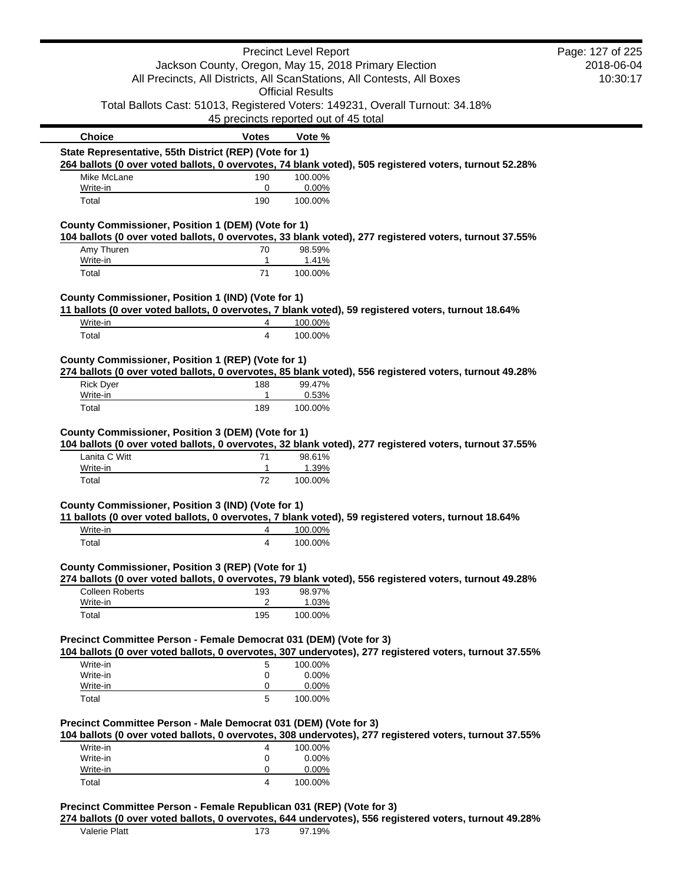| Choice | Votes | Vote % |
|---|---|---|

**State Representative, 55th District (REP) (Vote for 1)**

**264 ballots (0 over voted ballots, 0 overvotes, 74 blank voted), 505 registered voters, turnout 52.28%**

| Choice | Votes | Vote % |
|---|---|---|
| Mike McLane | 190 | 100.00% |
| Write-in | 0 | 0.00% |
| Total | 190 | 100.00% |

**County Commissioner, Position 1 (DEM) (Vote for 1)**

**104 ballots (0 over voted ballots, 0 overvotes, 33 blank voted), 277 registered voters, turnout 37.55%**

| Choice | Votes | Vote % |
|---|---|---|
| Amy Thuren | 70 | 98.59% |
| Write-in | 1 | 1.41% |
| Total | 71 | 100.00% |

**County Commissioner, Position 1 (IND) (Vote for 1)**

**11 ballots (0 over voted ballots, 0 overvotes, 7 blank voted), 59 registered voters, turnout 18.64%**

| Choice | Votes | Vote % |
|---|---|---|
| Write-in | 4 | 100.00% |
| Total | 4 | 100.00% |

**County Commissioner, Position 1 (REP) (Vote for 1)**

**274 ballots (0 over voted ballots, 0 overvotes, 85 blank voted), 556 registered voters, turnout 49.28%**

| Choice | Votes | Vote % |
|---|---|---|
| Rick Dyer | 188 | 99.47% |
| Write-in | 1 | 0.53% |
| Total | 189 | 100.00% |

**County Commissioner, Position 3 (DEM) (Vote for 1)**

**104 ballots (0 over voted ballots, 0 overvotes, 32 blank voted), 277 registered voters, turnout 37.55%**

| Choice | Votes | Vote % |
|---|---|---|
| Lanita C Witt | 71 | 98.61% |
| Write-in | 1 | 1.39% |
| Total | 72 | 100.00% |

**County Commissioner, Position 3 (IND) (Vote for 1)**

**11 ballots (0 over voted ballots, 0 overvotes, 7 blank voted), 59 registered voters, turnout 18.64%**

| Choice | Votes | Vote % |
|---|---|---|
| Write-in | 4 | 100.00% |
| Total | 4 | 100.00% |

**County Commissioner, Position 3 (REP) (Vote for 1)**

**274 ballots (0 over voted ballots, 0 overvotes, 79 blank voted), 556 registered voters, turnout 49.28%**

| Choice | Votes | Vote % |
|---|---|---|
| Colleen Roberts | 193 | 98.97% |
| Write-in | 2 | 1.03% |
| Total | 195 | 100.00% |

**Precinct Committee Person - Female Democrat 031 (DEM) (Vote for 3)**

**104 ballots (0 over voted ballots, 0 overvotes, 307 undervotes), 277 registered voters, turnout 37.55%**

| Choice | Votes | Vote % |
|---|---|---|
| Write-in | 5 | 100.00% |
| Write-in | 0 | 0.00% |
| Write-in | 0 | 0.00% |
| Total | 5 | 100.00% |

**Precinct Committee Person - Male Democrat 031 (DEM) (Vote for 3)**

**104 ballots (0 over voted ballots, 0 overvotes, 308 undervotes), 277 registered voters, turnout 37.55%**

| Choice | Votes | Vote % |
|---|---|---|
| Write-in | 4 | 100.00% |
| Write-in | 0 | 0.00% |
| Write-in | 0 | 0.00% |
| Total | 4 | 100.00% |

**Precinct Committee Person - Female Republican 031 (REP) (Vote for 3)**

**274 ballots (0 over voted ballots, 0 overvotes, 644 undervotes), 556 registered voters, turnout 49.28%**

| Choice | Votes | Vote % |
|---|---|---|
| Valerie Platt | 173 | 97.19% |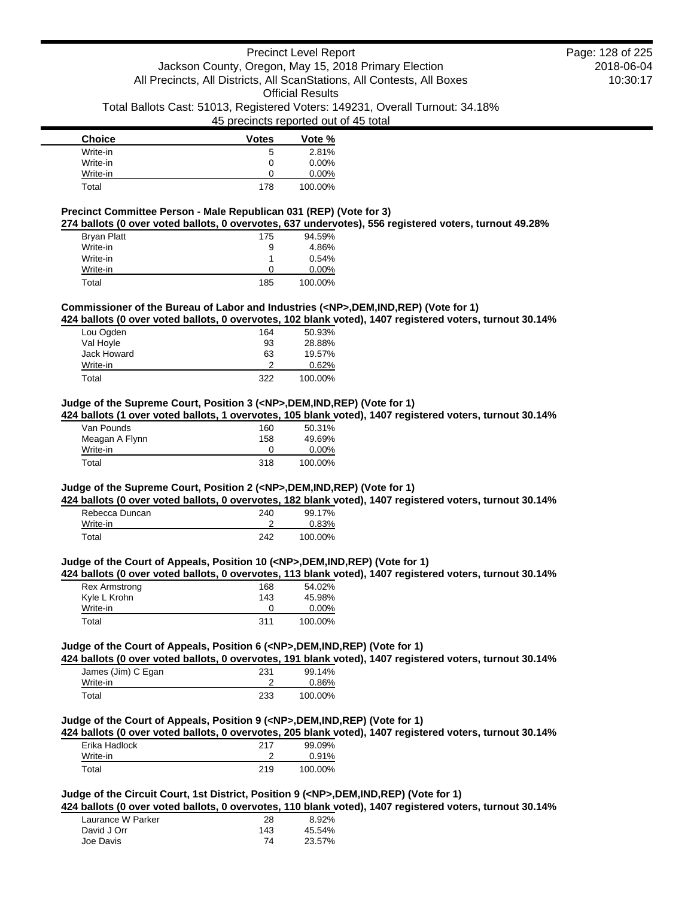| Choice | Votes | Vote % |
| --- | --- | --- |
| Write-in | 5 | 2.81% |
| Write-in | 0 | 0.00% |
| Write-in | 0 | 0.00% |
| Total | 178 | 100.00% |

### Precinct Committee Person - Male Republican 031 (REP) (Vote for 3)

**274 ballots (0 over voted ballots, 0 overvotes, 637 undervotes), 556 registered voters, turnout 49.28%**

| Choice | Votes | Vote % |
| --- | --- | --- |
| Bryan Platt | 175 | 94.59% |
| Write-in | 9 | 4.86% |
| Write-in | 1 | 0.54% |
| Write-in | 0 | 0.00% |
| Total | 185 | 100.00% |

### Commissioner of the Bureau of Labor and Industries (<NP>,DEM,IND,REP) (Vote for 1)

**424 ballots (0 over voted ballots, 0 overvotes, 102 blank voted), 1407 registered voters, turnout 30.14%**

| Choice | Votes | Vote % |
| --- | --- | --- |
| Lou Ogden | 164 | 50.93% |
| Val Hoyle | 93 | 28.88% |
| Jack Howard | 63 | 19.57% |
| Write-in | 2 | 0.62% |
| Total | 322 | 100.00% |

### Judge of the Supreme Court, Position 3 (<NP>,DEM,IND,REP) (Vote for 1)

**424 ballots (1 over voted ballots, 1 overvotes, 105 blank voted), 1407 registered voters, turnout 30.14%**

| Choice | Votes | Vote % |
| --- | --- | --- |
| Van Pounds | 160 | 50.31% |
| Meagan A Flynn | 158 | 49.69% |
| Write-in | 0 | 0.00% |
| Total | 318 | 100.00% |

### Judge of the Supreme Court, Position 2 (<NP>,DEM,IND,REP) (Vote for 1)

**424 ballots (0 over voted ballots, 0 overvotes, 182 blank voted), 1407 registered voters, turnout 30.14%**

| Choice | Votes | Vote % |
| --- | --- | --- |
| Rebecca Duncan | 240 | 99.17% |
| Write-in | 2 | 0.83% |
| Total | 242 | 100.00% |

### Judge of the Court of Appeals, Position 10 (<NP>,DEM,IND,REP) (Vote for 1)

**424 ballots (0 over voted ballots, 0 overvotes, 113 blank voted), 1407 registered voters, turnout 30.14%**

| Choice | Votes | Vote % |
| --- | --- | --- |
| Rex Armstrong | 168 | 54.02% |
| Kyle L Krohn | 143 | 45.98% |
| Write-in | 0 | 0.00% |
| Total | 311 | 100.00% |

### Judge of the Court of Appeals, Position 6 (<NP>,DEM,IND,REP) (Vote for 1)

**424 ballots (0 over voted ballots, 0 overvotes, 191 blank voted), 1407 registered voters, turnout 30.14%**

| Choice | Votes | Vote % |
| --- | --- | --- |
| James (Jim) C Egan | 231 | 99.14% |
| Write-in | 2 | 0.86% |
| Total | 233 | 100.00% |

### Judge of the Court of Appeals, Position 9 (<NP>,DEM,IND,REP) (Vote for 1)

**424 ballots (0 over voted ballots, 0 overvotes, 205 blank voted), 1407 registered voters, turnout 30.14%**

| Choice | Votes | Vote % |
| --- | --- | --- |
| Erika Hadlock | 217 | 99.09% |
| Write-in | 2 | 0.91% |
| Total | 219 | 100.00% |

### Judge of the Circuit Court, 1st District, Position 9 (<NP>,DEM,IND,REP) (Vote for 1)

**424 ballots (0 over voted ballots, 0 overvotes, 110 blank voted), 1407 registered voters, turnout 30.14%**

| Choice | Votes | Vote % |
| --- | --- | --- |
| Laurance W Parker | 28 | 8.92% |
| David J Orr | 143 | 45.54% |
| Joe Davis | 74 | 23.57% |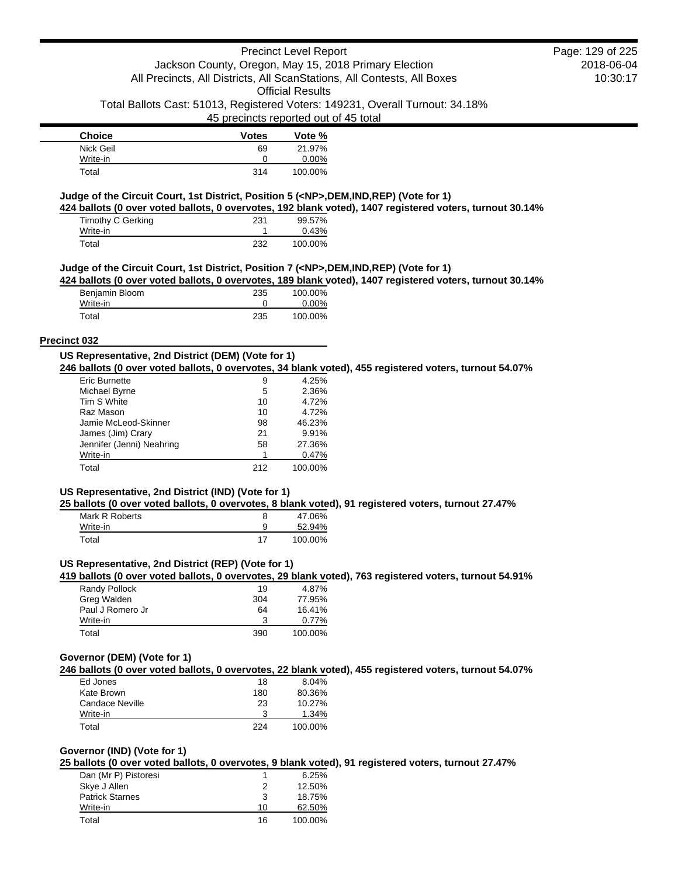| Choice | Votes | Vote % |
| --- | --- | --- |
| Nick Geil | 69 | 21.97% |
| Write-in | 0 | 0.00% |
| Total | 314 | 100.00% |

**Judge of the Circuit Court, 1st District, Position 5 (<NP>,DEM,IND,REP) (Vote for 1)**

**424 ballots (0 over voted ballots, 0 overvotes, 192 blank voted), 1407 registered voters, turnout 30.14%**

| Choice | Votes | Vote % |
| --- | --- | --- |
| Timothy C Gerking | 231 | 99.57% |
| Write-in | 1 | 0.43% |
| Total | 232 | 100.00% |

**Judge of the Circuit Court, 1st District, Position 7 (<NP>,DEM,IND,REP) (Vote for 1)**

**424 ballots (0 over voted ballots, 0 overvotes, 189 blank voted), 1407 registered voters, turnout 30.14%**

| Choice | Votes | Vote % |
| --- | --- | --- |
| Benjamin Bloom | 235 | 100.00% |
| Write-in | 0 | 0.00% |
| Total | 235 | 100.00% |

## Precinct 032

**US Representative, 2nd District (DEM) (Vote for 1)**

**246 ballots (0 over voted ballots, 0 overvotes, 34 blank voted), 455 registered voters, turnout 54.07%**

| Choice | Votes | Vote % |
| --- | --- | --- |
| Eric Burnette | 9 | 4.25% |
| Michael Byrne | 5 | 2.36% |
| Tim S White | 10 | 4.72% |
| Raz Mason | 10 | 4.72% |
| Jamie McLeod-Skinner | 98 | 46.23% |
| James (Jim) Crary | 21 | 9.91% |
| Jennifer (Jenni) Neahring | 58 | 27.36% |
| Write-in | 1 | 0.47% |
| Total | 212 | 100.00% |

**US Representative, 2nd District (IND) (Vote for 1)**

**25 ballots (0 over voted ballots, 0 overvotes, 8 blank voted), 91 registered voters, turnout 27.47%**

| Choice | Votes | Vote % |
| --- | --- | --- |
| Mark R Roberts | 8 | 47.06% |
| Write-in | 9 | 52.94% |
| Total | 17 | 100.00% |

**US Representative, 2nd District (REP) (Vote for 1)**

**419 ballots (0 over voted ballots, 0 overvotes, 29 blank voted), 763 registered voters, turnout 54.91%**

| Choice | Votes | Vote % |
| --- | --- | --- |
| Randy Pollock | 19 | 4.87% |
| Greg Walden | 304 | 77.95% |
| Paul J Romero Jr | 64 | 16.41% |
| Write-in | 3 | 0.77% |
| Total | 390 | 100.00% |

**Governor (DEM) (Vote for 1)**

**246 ballots (0 over voted ballots, 0 overvotes, 22 blank voted), 455 registered voters, turnout 54.07%**

| Choice | Votes | Vote % |
| --- | --- | --- |
| Ed Jones | 18 | 8.04% |
| Kate Brown | 180 | 80.36% |
| Candace Neville | 23 | 10.27% |
| Write-in | 3 | 1.34% |
| Total | 224 | 100.00% |

**Governor (IND) (Vote for 1)**

**25 ballots (0 over voted ballots, 0 overvotes, 9 blank voted), 91 registered voters, turnout 27.47%**

| Choice | Votes | Vote % |
| --- | --- | --- |
| Dan (Mr P) Pistoresi | 1 | 6.25% |
| Skye J Allen | 2 | 12.50% |
| Patrick Starnes | 3 | 18.75% |
| Write-in | 10 | 62.50% |
| Total | 16 | 100.00% |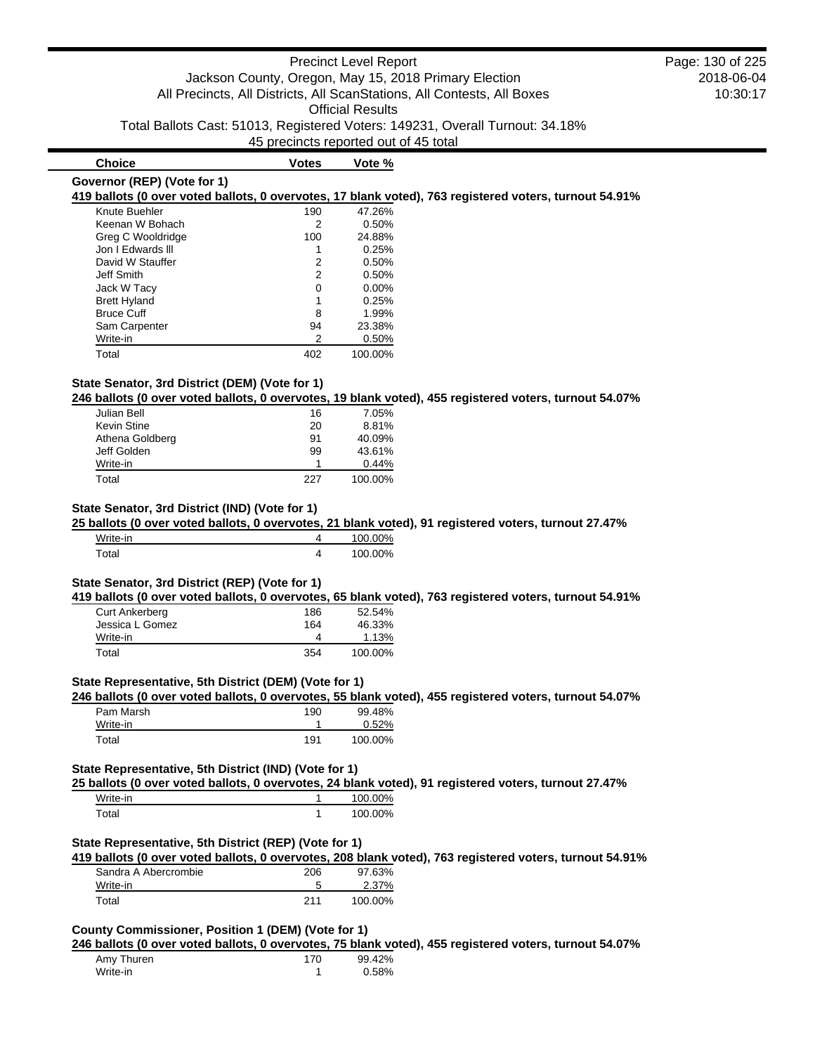Precinct Level Report
Jackson County, Oregon, May 15, 2018 Primary Election
All Precincts, All Districts, All ScanStations, All Contests, All Boxes
Official Results
Total Ballots Cast: 51013, Registered Voters: 149231, Overall Turnout: 34.18%
45 precincts reported out of 45 total

2018-06-04
10:30:17

| Choice | Votes | Vote % |
|---|---|---|

### Governor (REP) (Vote for 1)

**419 ballots (0 over voted ballots, 0 overvotes, 17 blank voted), 763 registered voters, turnout 54.91%**

| Choice | Votes | Vote % |
|---|---|---|
| Knute Buehler | 190 | 47.26% |
| Keenan W Bohach | 2 | 0.50% |
| Greg C Wooldridge | 100 | 24.88% |
| Jon I Edwards lll | 1 | 0.25% |
| David W Stauffer | 2 | 0.50% |
| Jeff Smith | 2 | 0.50% |
| Jack W Tacy | 0 | 0.00% |
| Brett Hyland | 1 | 0.25% |
| Bruce Cuff | 8 | 1.99% |
| Sam Carpenter | 94 | 23.38% |
| Write-in | 2 | 0.50% |
| Total | 402 | 100.00% |

### State Senator, 3rd District (DEM) (Vote for 1)

**246 ballots (0 over voted ballots, 0 overvotes, 19 blank voted), 455 registered voters, turnout 54.07%**

| Choice | Votes | Vote % |
|---|---|---|
| Julian Bell | 16 | 7.05% |
| Kevin Stine | 20 | 8.81% |
| Athena Goldberg | 91 | 40.09% |
| Jeff Golden | 99 | 43.61% |
| Write-in | 1 | 0.44% |
| Total | 227 | 100.00% |

### State Senator, 3rd District (IND) (Vote for 1)

**25 ballots (0 over voted ballots, 0 overvotes, 21 blank voted), 91 registered voters, turnout 27.47%**

| Choice | Votes | Vote % |
|---|---|---|
| Write-in | 4 | 100.00% |
| Total | 4 | 100.00% |

### State Senator, 3rd District (REP) (Vote for 1)

**419 ballots (0 over voted ballots, 0 overvotes, 65 blank voted), 763 registered voters, turnout 54.91%**

| Choice | Votes | Vote % |
|---|---|---|
| Curt Ankerberg | 186 | 52.54% |
| Jessica L Gomez | 164 | 46.33% |
| Write-in | 4 | 1.13% |
| Total | 354 | 100.00% |

### State Representative, 5th District (DEM) (Vote for 1)

**246 ballots (0 over voted ballots, 0 overvotes, 55 blank voted), 455 registered voters, turnout 54.07%**

| Choice | Votes | Vote % |
|---|---|---|
| Pam Marsh | 190 | 99.48% |
| Write-in | 1 | 0.52% |
| Total | 191 | 100.00% |

### State Representative, 5th District (IND) (Vote for 1)

**25 ballots (0 over voted ballots, 0 overvotes, 24 blank voted), 91 registered voters, turnout 27.47%**

| Choice | Votes | Vote % |
|---|---|---|
| Write-in | 1 | 100.00% |
| Total | 1 | 100.00% |

### State Representative, 5th District (REP) (Vote for 1)

**419 ballots (0 over voted ballots, 0 overvotes, 208 blank voted), 763 registered voters, turnout 54.91%**

| Choice | Votes | Vote % |
|---|---|---|
| Sandra A Abercrombie | 206 | 97.63% |
| Write-in | 5 | 2.37% |
| Total | 211 | 100.00% |

### County Commissioner, Position 1 (DEM) (Vote for 1)

**246 ballots (0 over voted ballots, 0 overvotes, 75 blank voted), 455 registered voters, turnout 54.07%**

| Choice | Votes | Vote % |
|---|---|---|
| Amy Thuren | 170 | 99.42% |
| Write-in | 1 | 0.58% |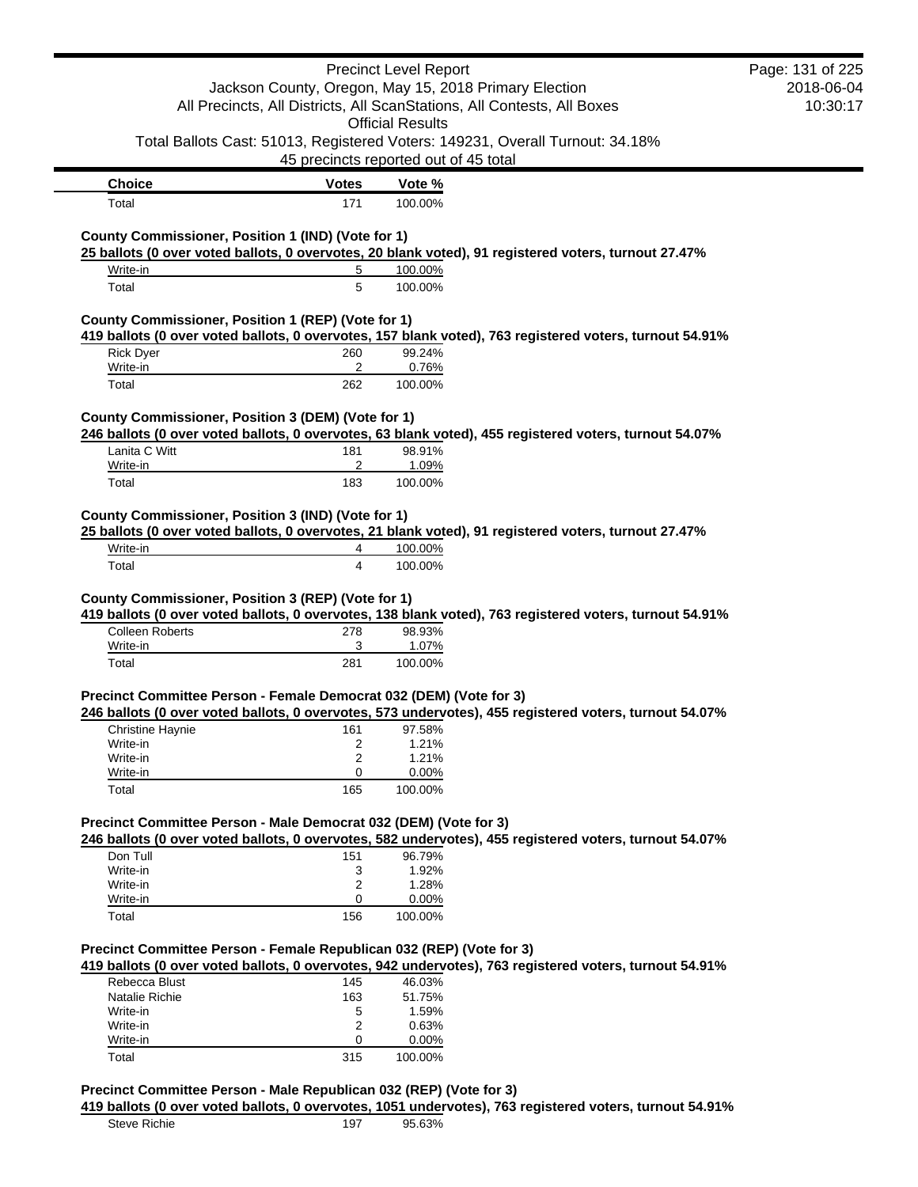| Choice | Votes | Vote % |
|---|---|---|
| Total | 171 | 100.00% |

**County Commissioner, Position 1 (IND) (Vote for 1)**

**25 ballots (0 over voted ballots, 0 overvotes, 20 blank voted), 91 registered voters, turnout 27.47%**

| Choice | Votes | Vote % |
|---|---|---|
| Write-in | 5 | 100.00% |
| Total | 5 | 100.00% |

**County Commissioner, Position 1 (REP) (Vote for 1)**

**419 ballots (0 over voted ballots, 0 overvotes, 157 blank voted), 763 registered voters, turnout 54.91%**

| Choice | Votes | Vote % |
|---|---|---|
| Rick Dyer | 260 | 99.24% |
| Write-in | 2 | 0.76% |
| Total | 262 | 100.00% |

**County Commissioner, Position 3 (DEM) (Vote for 1)**

**246 ballots (0 over voted ballots, 0 overvotes, 63 blank voted), 455 registered voters, turnout 54.07%**

| Choice | Votes | Vote % |
|---|---|---|
| Lanita C Witt | 181 | 98.91% |
| Write-in | 2 | 1.09% |
| Total | 183 | 100.00% |

**County Commissioner, Position 3 (IND) (Vote for 1)**

**25 ballots (0 over voted ballots, 0 overvotes, 21 blank voted), 91 registered voters, turnout 27.47%**

| Choice | Votes | Vote % |
|---|---|---|
| Write-in | 4 | 100.00% |
| Total | 4 | 100.00% |

**County Commissioner, Position 3 (REP) (Vote for 1)**

**419 ballots (0 over voted ballots, 0 overvotes, 138 blank voted), 763 registered voters, turnout 54.91%**

| Choice | Votes | Vote % |
|---|---|---|
| Colleen Roberts | 278 | 98.93% |
| Write-in | 3 | 1.07% |
| Total | 281 | 100.00% |

**Precinct Committee Person - Female Democrat 032 (DEM) (Vote for 3)**

**246 ballots (0 over voted ballots, 0 overvotes, 573 undervotes), 455 registered voters, turnout 54.07%**

| Choice | Votes | Vote % |
|---|---|---|
| Christine Haynie | 161 | 97.58% |
| Write-in | 2 | 1.21% |
| Write-in | 2 | 1.21% |
| Write-in | 0 | 0.00% |
| Total | 165 | 100.00% |

**Precinct Committee Person - Male Democrat 032 (DEM) (Vote for 3)**

**246 ballots (0 over voted ballots, 0 overvotes, 582 undervotes), 455 registered voters, turnout 54.07%**

| Choice | Votes | Vote % |
|---|---|---|
| Don Tull | 151 | 96.79% |
| Write-in | 3 | 1.92% |
| Write-in | 2 | 1.28% |
| Write-in | 0 | 0.00% |
| Total | 156 | 100.00% |

**Precinct Committee Person - Female Republican 032 (REP) (Vote for 3)**

**419 ballots (0 over voted ballots, 0 overvotes, 942 undervotes), 763 registered voters, turnout 54.91%**

| Choice | Votes | Vote % |
|---|---|---|
| Rebecca Blust | 145 | 46.03% |
| Natalie Richie | 163 | 51.75% |
| Write-in | 5 | 1.59% |
| Write-in | 2 | 0.63% |
| Write-in | 0 | 0.00% |
| Total | 315 | 100.00% |

**Precinct Committee Person - Male Republican 032 (REP) (Vote for 3)**

**419 ballots (0 over voted ballots, 0 overvotes, 1051 undervotes), 763 registered voters, turnout 54.91%**

| Choice | Votes | Vote % |
|---|---|---|
| Steve Richie | 197 | 95.63% |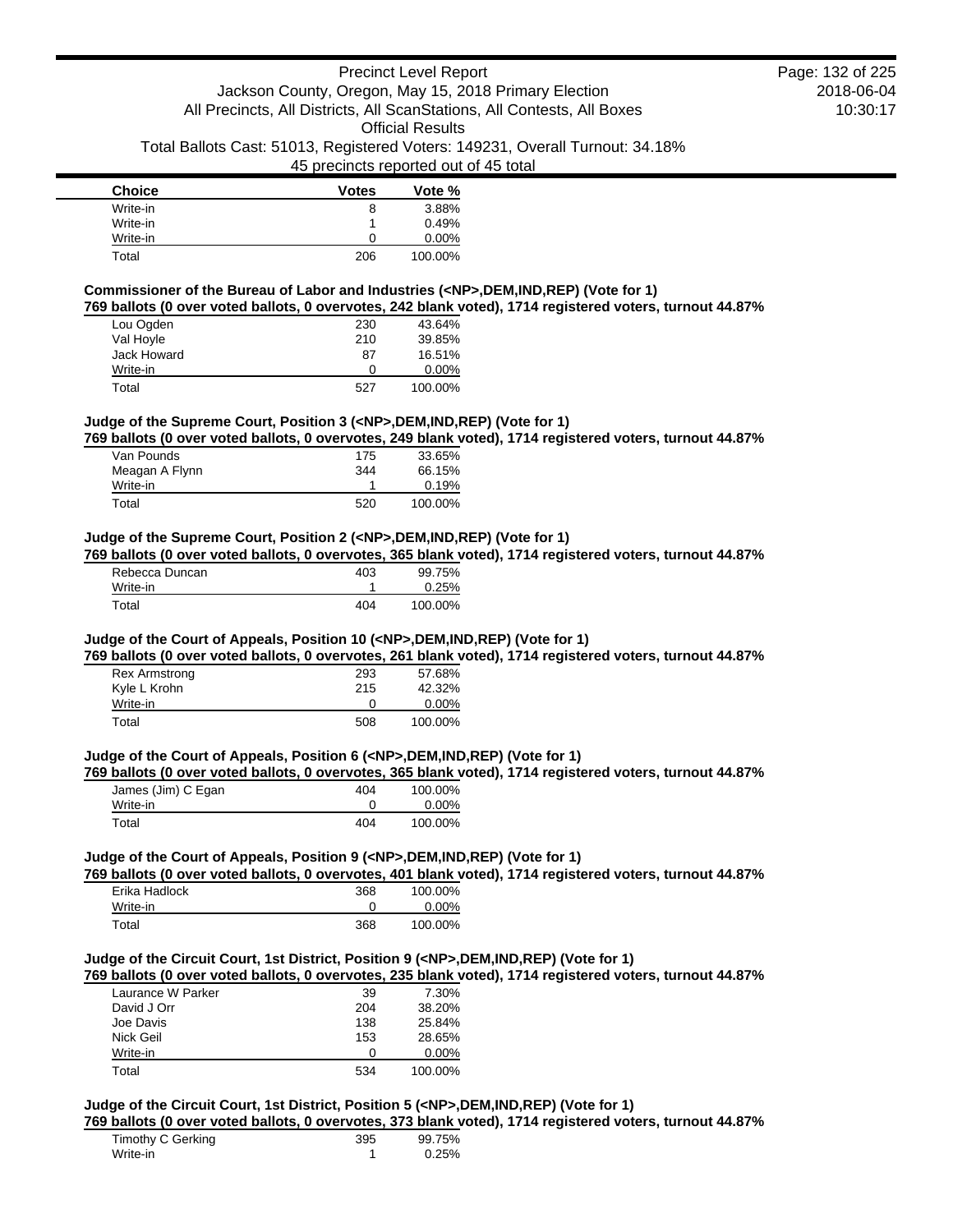| Choice | Votes | Vote % |
|---|---|---|
| Write-in | 8 | 3.88% |
| Write-in | 1 | 0.49% |
| Write-in | 0 | 0.00% |
| Total | 206 | 100.00% |

**Commissioner of the Bureau of Labor and Industries (<NP>,DEM,IND,REP) (Vote for 1)**

**769 ballots (0 over voted ballots, 0 overvotes, 242 blank voted), 1714 registered voters, turnout 44.87%**

| Choice | Votes | Vote % |
|---|---|---|
| Lou Ogden | 230 | 43.64% |
| Val Hoyle | 210 | 39.85% |
| Jack Howard | 87 | 16.51% |
| Write-in | 0 | 0.00% |
| Total | 527 | 100.00% |

**Judge of the Supreme Court, Position 3 (<NP>,DEM,IND,REP) (Vote for 1)**

**769 ballots (0 over voted ballots, 0 overvotes, 249 blank voted), 1714 registered voters, turnout 44.87%**

| Choice | Votes | Vote % |
|---|---|---|
| Van Pounds | 175 | 33.65% |
| Meagan A Flynn | 344 | 66.15% |
| Write-in | 1 | 0.19% |
| Total | 520 | 100.00% |

**Judge of the Supreme Court, Position 2 (<NP>,DEM,IND,REP) (Vote for 1)**

**769 ballots (0 over voted ballots, 0 overvotes, 365 blank voted), 1714 registered voters, turnout 44.87%**

| Choice | Votes | Vote % |
|---|---|---|
| Rebecca Duncan | 403 | 99.75% |
| Write-in | 1 | 0.25% |
| Total | 404 | 100.00% |

**Judge of the Court of Appeals, Position 10 (<NP>,DEM,IND,REP) (Vote for 1)**

**769 ballots (0 over voted ballots, 0 overvotes, 261 blank voted), 1714 registered voters, turnout 44.87%**

| Choice | Votes | Vote % |
|---|---|---|
| Rex Armstrong | 293 | 57.68% |
| Kyle L Krohn | 215 | 42.32% |
| Write-in | 0 | 0.00% |
| Total | 508 | 100.00% |

**Judge of the Court of Appeals, Position 6 (<NP>,DEM,IND,REP) (Vote for 1)**

**769 ballots (0 over voted ballots, 0 overvotes, 365 blank voted), 1714 registered voters, turnout 44.87%**

| Choice | Votes | Vote % |
|---|---|---|
| James (Jim) C Egan | 404 | 100.00% |
| Write-in | 0 | 0.00% |
| Total | 404 | 100.00% |

**Judge of the Court of Appeals, Position 9 (<NP>,DEM,IND,REP) (Vote for 1)**

**769 ballots (0 over voted ballots, 0 overvotes, 401 blank voted), 1714 registered voters, turnout 44.87%**

| Choice | Votes | Vote % |
|---|---|---|
| Erika Hadlock | 368 | 100.00% |
| Write-in | 0 | 0.00% |
| Total | 368 | 100.00% |

**Judge of the Circuit Court, 1st District, Position 9 (<NP>,DEM,IND,REP) (Vote for 1)**

**769 ballots (0 over voted ballots, 0 overvotes, 235 blank voted), 1714 registered voters, turnout 44.87%**

| Choice | Votes | Vote % |
|---|---|---|
| Laurance W Parker | 39 | 7.30% |
| David J Orr | 204 | 38.20% |
| Joe Davis | 138 | 25.84% |
| Nick Geil | 153 | 28.65% |
| Write-in | 0 | 0.00% |
| Total | 534 | 100.00% |

**Judge of the Circuit Court, 1st District, Position 5 (<NP>,DEM,IND,REP) (Vote for 1)**

**769 ballots (0 over voted ballots, 0 overvotes, 373 blank voted), 1714 registered voters, turnout 44.87%**

| Choice | Votes | Vote % |
|---|---|---|
| Timothy C Gerking | 395 | 99.75% |
| Write-in | 1 | 0.25% |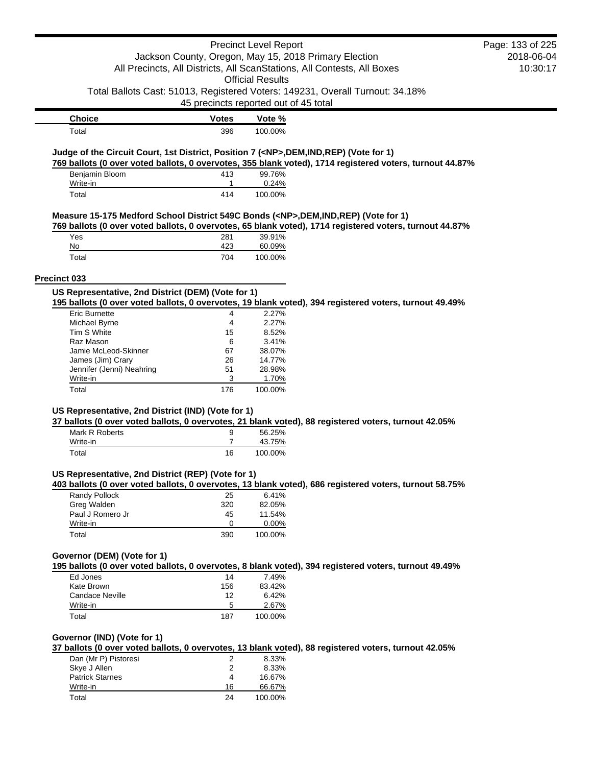| Choice | Votes | Vote % |
| --- | --- | --- |
| Total | 396 | 100.00% |

**Judge of the Circuit Court, 1st District, Position 7 (<NP>,DEM,IND,REP) (Vote for 1)**

**769 ballots (0 over voted ballots, 0 overvotes, 355 blank voted), 1714 registered voters, turnout 44.87%**

| Choice | Votes | Vote % |
| --- | --- | --- |
| Benjamin Bloom | 413 | 99.76% |
| Write-in | 1 | 0.24% |
| Total | 414 | 100.00% |

**Measure 15-175 Medford School District 549C Bonds (<NP>,DEM,IND,REP) (Vote for 1)**

**769 ballots (0 over voted ballots, 0 overvotes, 65 blank voted), 1714 registered voters, turnout 44.87%**

| Choice | Votes | Vote % |
| --- | --- | --- |
| Yes | 281 | 39.91% |
| No | 423 | 60.09% |
| Total | 704 | 100.00% |

## Precinct 033

**US Representative, 2nd District (DEM) (Vote for 1)**

**195 ballots (0 over voted ballots, 0 overvotes, 19 blank voted), 394 registered voters, turnout 49.49%**

| Choice | Votes | Vote % |
| --- | --- | --- |
| Eric Burnette | 4 | 2.27% |
| Michael Byrne | 4 | 2.27% |
| Tim S White | 15 | 8.52% |
| Raz Mason | 6 | 3.41% |
| Jamie McLeod-Skinner | 67 | 38.07% |
| James (Jim) Crary | 26 | 14.77% |
| Jennifer (Jenni) Neahring | 51 | 28.98% |
| Write-in | 3 | 1.70% |
| Total | 176 | 100.00% |

**US Representative, 2nd District (IND) (Vote for 1)**

**37 ballots (0 over voted ballots, 0 overvotes, 21 blank voted), 88 registered voters, turnout 42.05%**

| Choice | Votes | Vote % |
| --- | --- | --- |
| Mark R Roberts | 9 | 56.25% |
| Write-in | 7 | 43.75% |
| Total | 16 | 100.00% |

**US Representative, 2nd District (REP) (Vote for 1)**

**403 ballots (0 over voted ballots, 0 overvotes, 13 blank voted), 686 registered voters, turnout 58.75%**

| Choice | Votes | Vote % |
| --- | --- | --- |
| Randy Pollock | 25 | 6.41% |
| Greg Walden | 320 | 82.05% |
| Paul J Romero Jr | 45 | 11.54% |
| Write-in | 0 | 0.00% |
| Total | 390 | 100.00% |

**Governor (DEM) (Vote for 1)**

**195 ballots (0 over voted ballots, 0 overvotes, 8 blank voted), 394 registered voters, turnout 49.49%**

| Choice | Votes | Vote % |
| --- | --- | --- |
| Ed Jones | 14 | 7.49% |
| Kate Brown | 156 | 83.42% |
| Candace Neville | 12 | 6.42% |
| Write-in | 5 | 2.67% |
| Total | 187 | 100.00% |

**Governor (IND) (Vote for 1)**

**37 ballots (0 over voted ballots, 0 overvotes, 13 blank voted), 88 registered voters, turnout 42.05%**

| Choice | Votes | Vote % |
| --- | --- | --- |
| Dan (Mr P) Pistoresi | 2 | 8.33% |
| Skye J Allen | 2 | 8.33% |
| Patrick Starnes | 4 | 16.67% |
| Write-in | 16 | 66.67% |
| Total | 24 | 100.00% |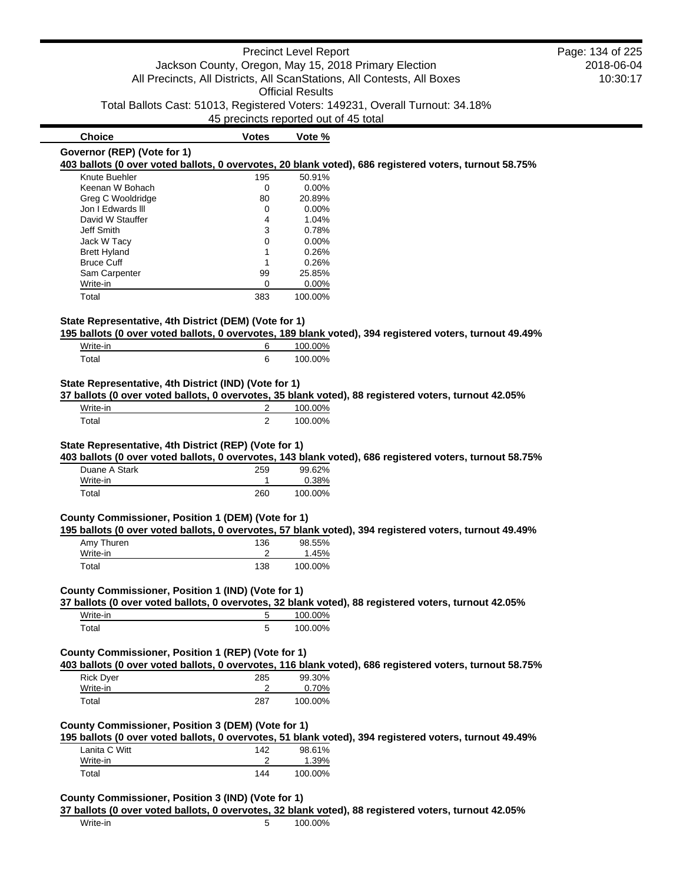Precinct Level Report

Jackson County, Oregon, May 15, 2018 Primary Election

All Precincts, All Districts, All ScanStations, All Contests, All Boxes

Official Results

Total Ballots Cast: 51013, Registered Voters: 149231, Overall Turnout: 34.18%

45 precincts reported out of 45 total

2018-06-04 10:30:17

### Governor (REP) (Vote for 1)

**403 ballots (0 over voted ballots, 0 overvotes, 20 blank voted), 686 registered voters, turnout 58.75%**

| Choice | Votes | Vote % |
|---|---|---|
| Knute Buehler | 195 | 50.91% |
| Keenan W Bohach | 0 | 0.00% |
| Greg C Wooldridge | 80 | 20.89% |
| Jon I Edwards lll | 0 | 0.00% |
| David W Stauffer | 4 | 1.04% |
| Jeff Smith | 3 | 0.78% |
| Jack W Tacy | 0 | 0.00% |
| Brett Hyland | 1 | 0.26% |
| Bruce Cuff | 1 | 0.26% |
| Sam Carpenter | 99 | 25.85% |
| Write-in | 0 | 0.00% |
| Total | 383 | 100.00% |

### State Representative, 4th District (DEM) (Vote for 1)

**195 ballots (0 over voted ballots, 0 overvotes, 189 blank voted), 394 registered voters, turnout 49.49%**

| Choice | Votes | Vote % |
|---|---|---|
| Write-in | 6 | 100.00% |
| Total | 6 | 100.00% |

### State Representative, 4th District (IND) (Vote for 1)

**37 ballots (0 over voted ballots, 0 overvotes, 35 blank voted), 88 registered voters, turnout 42.05%**

| Choice | Votes | Vote % |
|---|---|---|
| Write-in | 2 | 100.00% |
| Total | 2 | 100.00% |

### State Representative, 4th District (REP) (Vote for 1)

**403 ballots (0 over voted ballots, 0 overvotes, 143 blank voted), 686 registered voters, turnout 58.75%**

| Choice | Votes | Vote % |
|---|---|---|
| Duane A Stark | 259 | 99.62% |
| Write-in | 1 | 0.38% |
| Total | 260 | 100.00% |

### County Commissioner, Position 1 (DEM) (Vote for 1)

**195 ballots (0 over voted ballots, 0 overvotes, 57 blank voted), 394 registered voters, turnout 49.49%**

| Choice | Votes | Vote % |
|---|---|---|
| Amy Thuren | 136 | 98.55% |
| Write-in | 2 | 1.45% |
| Total | 138 | 100.00% |

### County Commissioner, Position 1 (IND) (Vote for 1)

**37 ballots (0 over voted ballots, 0 overvotes, 32 blank voted), 88 registered voters, turnout 42.05%**

| Choice | Votes | Vote % |
|---|---|---|
| Write-in | 5 | 100.00% |
| Total | 5 | 100.00% |

### County Commissioner, Position 1 (REP) (Vote for 1)

**403 ballots (0 over voted ballots, 0 overvotes, 116 blank voted), 686 registered voters, turnout 58.75%**

| Choice | Votes | Vote % |
|---|---|---|
| Rick Dyer | 285 | 99.30% |
| Write-in | 2 | 0.70% |
| Total | 287 | 100.00% |

### County Commissioner, Position 3 (DEM) (Vote for 1)

**195 ballots (0 over voted ballots, 0 overvotes, 51 blank voted), 394 registered voters, turnout 49.49%**

| Choice | Votes | Vote % |
|---|---|---|
| Lanita C Witt | 142 | 98.61% |
| Write-in | 2 | 1.39% |
| Total | 144 | 100.00% |

### County Commissioner, Position 3 (IND) (Vote for 1)

**37 ballots (0 over voted ballots, 0 overvotes, 32 blank voted), 88 registered voters, turnout 42.05%**

| Choice | Votes | Vote % |
|---|---|---|
| Write-in | 5 | 100.00% |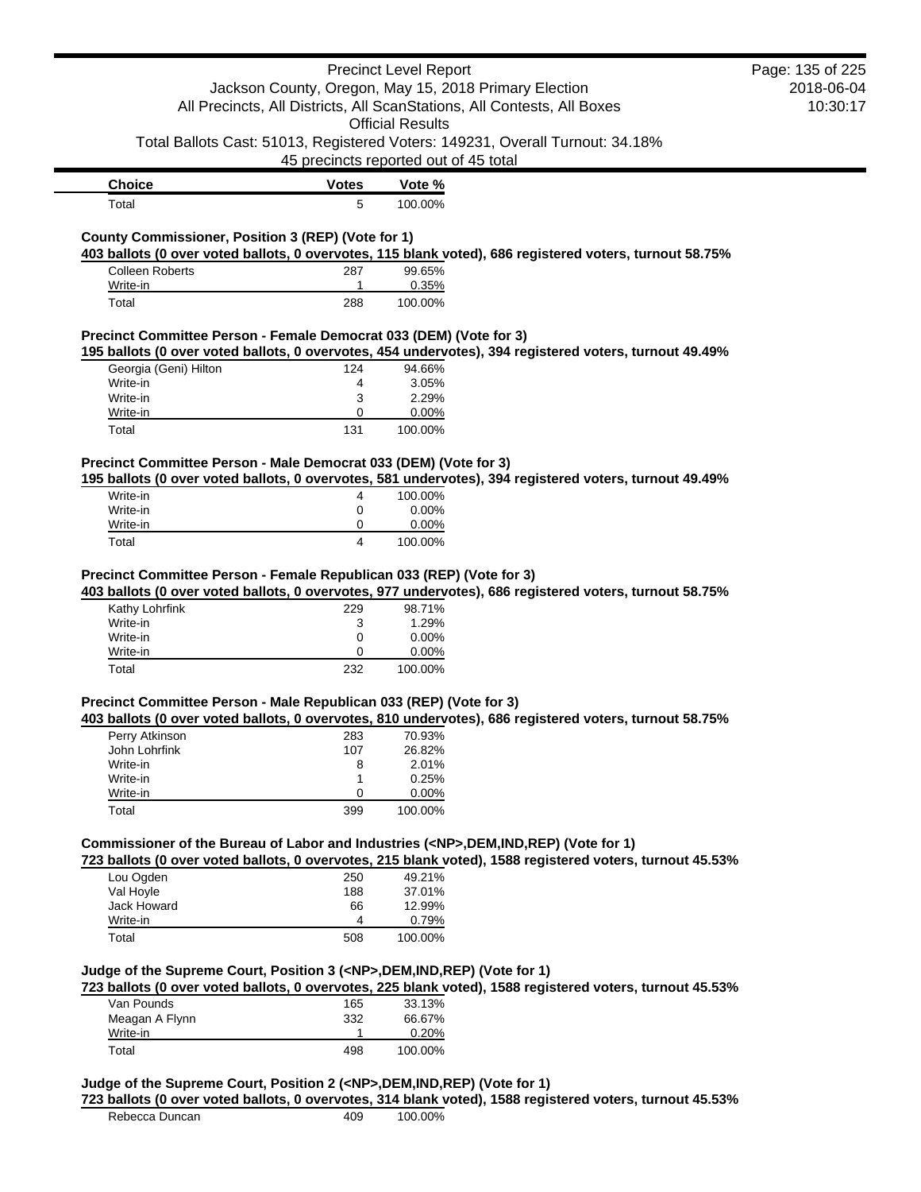| Choice | Votes | Vote % |
|---|---|---|
| Total | 5 | 100.00% |

**County Commissioner, Position 3 (REP) (Vote for 1)**

**403 ballots (0 over voted ballots, 0 overvotes, 115 blank voted), 686 registered voters, turnout 58.75%**

| Choice | Votes | Vote % |
|---|---|---|
| Colleen Roberts | 287 | 99.65% |
| Write-in | 1 | 0.35% |
| Total | 288 | 100.00% |

**Precinct Committee Person - Female Democrat 033 (DEM) (Vote for 3)**

**195 ballots (0 over voted ballots, 0 overvotes, 454 undervotes), 394 registered voters, turnout 49.49%**

| Choice | Votes | Vote % |
|---|---|---|
| Georgia (Geni) Hilton | 124 | 94.66% |
| Write-in | 4 | 3.05% |
| Write-in | 3 | 2.29% |
| Write-in | 0 | 0.00% |
| Total | 131 | 100.00% |

**Precinct Committee Person - Male Democrat 033 (DEM) (Vote for 3)**

**195 ballots (0 over voted ballots, 0 overvotes, 581 undervotes), 394 registered voters, turnout 49.49%**

| Choice | Votes | Vote % |
|---|---|---|
| Write-in | 4 | 100.00% |
| Write-in | 0 | 0.00% |
| Write-in | 0 | 0.00% |
| Total | 4 | 100.00% |

**Precinct Committee Person - Female Republican 033 (REP) (Vote for 3)**

**403 ballots (0 over voted ballots, 0 overvotes, 977 undervotes), 686 registered voters, turnout 58.75%**

| Choice | Votes | Vote % |
|---|---|---|
| Kathy Lohrfink | 229 | 98.71% |
| Write-in | 3 | 1.29% |
| Write-in | 0 | 0.00% |
| Write-in | 0 | 0.00% |
| Total | 232 | 100.00% |

**Precinct Committee Person - Male Republican 033 (REP) (Vote for 3)**

**403 ballots (0 over voted ballots, 0 overvotes, 810 undervotes), 686 registered voters, turnout 58.75%**

| Choice | Votes | Vote % |
|---|---|---|
| Perry Atkinson | 283 | 70.93% |
| John Lohrfink | 107 | 26.82% |
| Write-in | 8 | 2.01% |
| Write-in | 1 | 0.25% |
| Write-in | 0 | 0.00% |
| Total | 399 | 100.00% |

**Commissioner of the Bureau of Labor and Industries (<NP>,DEM,IND,REP) (Vote for 1)**

**723 ballots (0 over voted ballots, 0 overvotes, 215 blank voted), 1588 registered voters, turnout 45.53%**

| Choice | Votes | Vote % |
|---|---|---|
| Lou Ogden | 250 | 49.21% |
| Val Hoyle | 188 | 37.01% |
| Jack Howard | 66 | 12.99% |
| Write-in | 4 | 0.79% |
| Total | 508 | 100.00% |

**Judge of the Supreme Court, Position 3 (<NP>,DEM,IND,REP) (Vote for 1)**

**723 ballots (0 over voted ballots, 0 overvotes, 225 blank voted), 1588 registered voters, turnout 45.53%**

| Choice | Votes | Vote % |
|---|---|---|
| Van Pounds | 165 | 33.13% |
| Meagan A Flynn | 332 | 66.67% |
| Write-in | 1 | 0.20% |
| Total | 498 | 100.00% |

**Judge of the Supreme Court, Position 2 (<NP>,DEM,IND,REP) (Vote for 1)**

**723 ballots (0 over voted ballots, 0 overvotes, 314 blank voted), 1588 registered voters, turnout 45.53%**

| Choice | Votes | Vote % |
|---|---|---|
| Rebecca Duncan | 409 | 100.00% |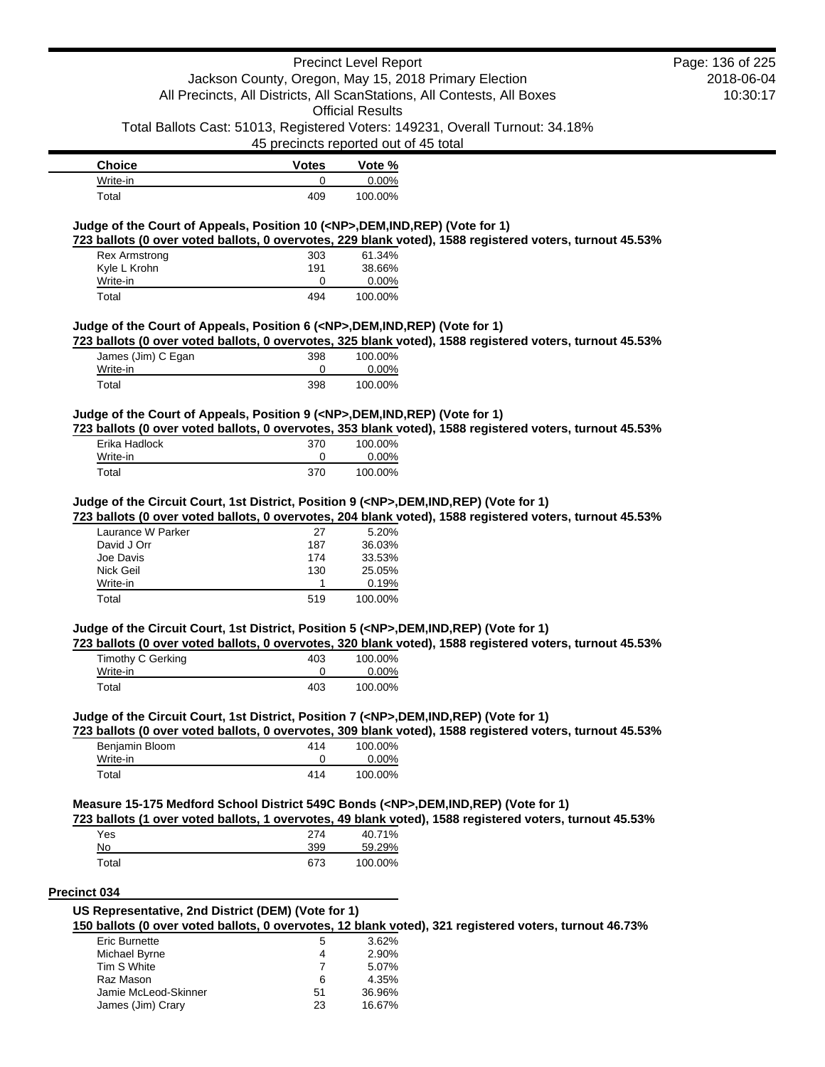| Choice | Votes | Vote % |
|---|---|---|
| Write-in | 0 | 0.00% |
| Total | 409 | 100.00% |

### Judge of the Court of Appeals, Position 10 (<NP>,DEM,IND,REP) (Vote for 1)

**723 ballots (0 over voted ballots, 0 overvotes, 229 blank voted), 1588 registered voters, turnout 45.53%**

| Choice | Votes | Vote % |
|---|---|---|
| Rex Armstrong | 303 | 61.34% |
| Kyle L Krohn | 191 | 38.66% |
| Write-in | 0 | 0.00% |
| Total | 494 | 100.00% |

### Judge of the Court of Appeals, Position 6 (<NP>,DEM,IND,REP) (Vote for 1)

**723 ballots (0 over voted ballots, 0 overvotes, 325 blank voted), 1588 registered voters, turnout 45.53%**

| Choice | Votes | Vote % |
|---|---|---|
| James (Jim) C Egan | 398 | 100.00% |
| Write-in | 0 | 0.00% |
| Total | 398 | 100.00% |

### Judge of the Court of Appeals, Position 9 (<NP>,DEM,IND,REP) (Vote for 1)

**723 ballots (0 over voted ballots, 0 overvotes, 353 blank voted), 1588 registered voters, turnout 45.53%**

| Choice | Votes | Vote % |
|---|---|---|
| Erika Hadlock | 370 | 100.00% |
| Write-in | 0 | 0.00% |
| Total | 370 | 100.00% |

### Judge of the Circuit Court, 1st District, Position 9 (<NP>,DEM,IND,REP) (Vote for 1)

**723 ballots (0 over voted ballots, 0 overvotes, 204 blank voted), 1588 registered voters, turnout 45.53%**

| Choice | Votes | Vote % |
|---|---|---|
| Laurance W Parker | 27 | 5.20% |
| David J Orr | 187 | 36.03% |
| Joe Davis | 174 | 33.53% |
| Nick Geil | 130 | 25.05% |
| Write-in | 1 | 0.19% |
| Total | 519 | 100.00% |

### Judge of the Circuit Court, 1st District, Position 5 (<NP>,DEM,IND,REP) (Vote for 1)

**723 ballots (0 over voted ballots, 0 overvotes, 320 blank voted), 1588 registered voters, turnout 45.53%**

| Choice | Votes | Vote % |
|---|---|---|
| Timothy C Gerking | 403 | 100.00% |
| Write-in | 0 | 0.00% |
| Total | 403 | 100.00% |

### Judge of the Circuit Court, 1st District, Position 7 (<NP>,DEM,IND,REP) (Vote for 1)

**723 ballots (0 over voted ballots, 0 overvotes, 309 blank voted), 1588 registered voters, turnout 45.53%**

| Choice | Votes | Vote % |
|---|---|---|
| Benjamin Bloom | 414 | 100.00% |
| Write-in | 0 | 0.00% |
| Total | 414 | 100.00% |

### Measure 15-175 Medford School District 549C Bonds (<NP>,DEM,IND,REP) (Vote for 1)

**723 ballots (1 over voted ballots, 1 overvotes, 49 blank voted), 1588 registered voters, turnout 45.53%**

| Choice | Votes | Vote % |
|---|---|---|
| Yes | 274 | 40.71% |
| No | 399 | 59.29% |
| Total | 673 | 100.00% |

## Precinct 034

### US Representative, 2nd District (DEM) (Vote for 1)

**150 ballots (0 over voted ballots, 0 overvotes, 12 blank voted), 321 registered voters, turnout 46.73%**

| Choice | Votes | Vote % |
|---|---|---|
| Eric Burnette | 5 | 3.62% |
| Michael Byrne | 4 | 2.90% |
| Tim S White | 7 | 5.07% |
| Raz Mason | 6 | 4.35% |
| Jamie McLeod-Skinner | 51 | 36.96% |
| James (Jim) Crary | 23 | 16.67% |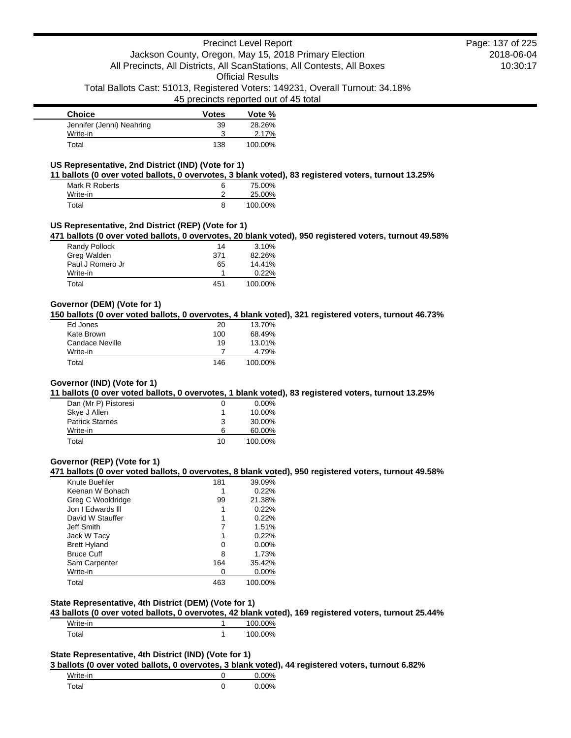| Choice | Votes | Vote % |
|---|---|---|
| Jennifer (Jenni) Neahring | 39 | 28.26% |
| Write-in | 3 | 2.17% |
| Total | 138 | 100.00% |

**US Representative, 2nd District (IND) (Vote for 1)**

**11 ballots (0 over voted ballots, 0 overvotes, 3 blank voted), 83 registered voters, turnout 13.25%**

| Choice | Votes | Vote % |
|---|---|---|
| Mark R Roberts | 6 | 75.00% |
| Write-in | 2 | 25.00% |
| Total | 8 | 100.00% |

**US Representative, 2nd District (REP) (Vote for 1)**

**471 ballots (0 over voted ballots, 0 overvotes, 20 blank voted), 950 registered voters, turnout 49.58%**

| Choice | Votes | Vote % |
|---|---|---|
| Randy Pollock | 14 | 3.10% |
| Greg Walden | 371 | 82.26% |
| Paul J Romero Jr | 65 | 14.41% |
| Write-in | 1 | 0.22% |
| Total | 451 | 100.00% |

**Governor (DEM) (Vote for 1)**

**150 ballots (0 over voted ballots, 0 overvotes, 4 blank voted), 321 registered voters, turnout 46.73%**

| Choice | Votes | Vote % |
|---|---|---|
| Ed Jones | 20 | 13.70% |
| Kate Brown | 100 | 68.49% |
| Candace Neville | 19 | 13.01% |
| Write-in | 7 | 4.79% |
| Total | 146 | 100.00% |

**Governor (IND) (Vote for 1)**

**11 ballots (0 over voted ballots, 0 overvotes, 1 blank voted), 83 registered voters, turnout 13.25%**

| Choice | Votes | Vote % |
|---|---|---|
| Dan (Mr P) Pistoresi | 0 | 0.00% |
| Skye J Allen | 1 | 10.00% |
| Patrick Starnes | 3 | 30.00% |
| Write-in | 6 | 60.00% |
| Total | 10 | 100.00% |

**Governor (REP) (Vote for 1)**

**471 ballots (0 over voted ballots, 0 overvotes, 8 blank voted), 950 registered voters, turnout 49.58%**

| Choice | Votes | Vote % |
|---|---|---|
| Knute Buehler | 181 | 39.09% |
| Keenan W Bohach | 1 | 0.22% |
| Greg C Wooldridge | 99 | 21.38% |
| Jon I Edwards lll | 1 | 0.22% |
| David W Stauffer | 1 | 0.22% |
| Jeff Smith | 7 | 1.51% |
| Jack W Tacy | 1 | 0.22% |
| Brett Hyland | 0 | 0.00% |
| Bruce Cuff | 8 | 1.73% |
| Sam Carpenter | 164 | 35.42% |
| Write-in | 0 | 0.00% |
| Total | 463 | 100.00% |

**State Representative, 4th District (DEM) (Vote for 1)**

**43 ballots (0 over voted ballots, 0 overvotes, 42 blank voted), 169 registered voters, turnout 25.44%**

| Choice | Votes | Vote % |
|---|---|---|
| Write-in | 1 | 100.00% |
| Total | 1 | 100.00% |

**State Representative, 4th District (IND) (Vote for 1)**

**3 ballots (0 over voted ballots, 0 overvotes, 3 blank voted), 44 registered voters, turnout 6.82%**

| Choice | Votes | Vote % |
|---|---|---|
| Write-in | 0 | 0.00% |
| Total | 0 | 0.00% |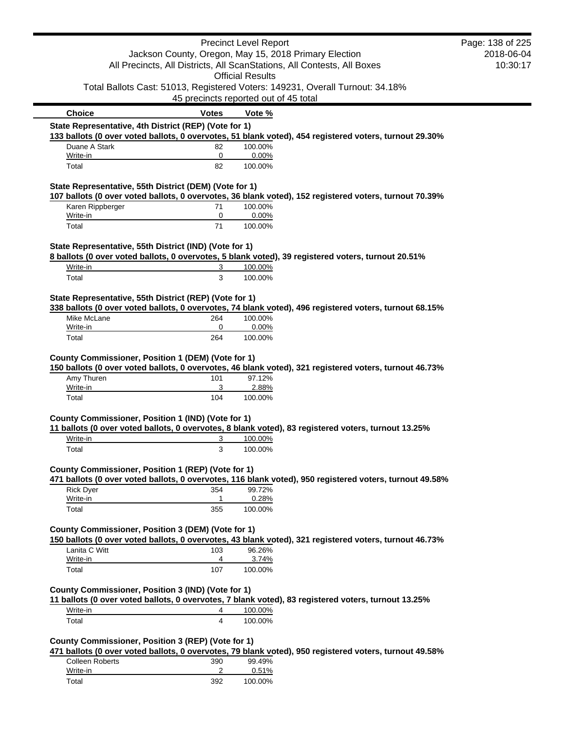| Choice | Votes | Vote % |
|---|---|---|

**State Representative, 4th District (REP) (Vote for 1)**

133 ballots (0 over voted ballots, 0 overvotes, 51 blank voted), 454 registered voters, turnout 29.30%

| Choice | Votes | Vote % |
|---|---|---|
| Duane A Stark | 82 | 100.00% |
| Write-in | 0 | 0.00% |
| Total | 82 | 100.00% |

**State Representative, 55th District (DEM) (Vote for 1)**

107 ballots (0 over voted ballots, 0 overvotes, 36 blank voted), 152 registered voters, turnout 70.39%

| Choice | Votes | Vote % |
|---|---|---|
| Karen Rippberger | 71 | 100.00% |
| Write-in | 0 | 0.00% |
| Total | 71 | 100.00% |

**State Representative, 55th District (IND) (Vote for 1)**

8 ballots (0 over voted ballots, 0 overvotes, 5 blank voted), 39 registered voters, turnout 20.51%

| Choice | Votes | Vote % |
|---|---|---|
| Write-in | 3 | 100.00% |
| Total | 3 | 100.00% |

**State Representative, 55th District (REP) (Vote for 1)**

338 ballots (0 over voted ballots, 0 overvotes, 74 blank voted), 496 registered voters, turnout 68.15%

| Choice | Votes | Vote % |
|---|---|---|
| Mike McLane | 264 | 100.00% |
| Write-in | 0 | 0.00% |
| Total | 264 | 100.00% |

**County Commissioner, Position 1 (DEM) (Vote for 1)**

150 ballots (0 over voted ballots, 0 overvotes, 46 blank voted), 321 registered voters, turnout 46.73%

| Choice | Votes | Vote % |
|---|---|---|
| Amy Thuren | 101 | 97.12% |
| Write-in | 3 | 2.88% |
| Total | 104 | 100.00% |

**County Commissioner, Position 1 (IND) (Vote for 1)**

11 ballots (0 over voted ballots, 0 overvotes, 8 blank voted), 83 registered voters, turnout 13.25%

| Choice | Votes | Vote % |
|---|---|---|
| Write-in | 3 | 100.00% |
| Total | 3 | 100.00% |

**County Commissioner, Position 1 (REP) (Vote for 1)**

471 ballots (0 over voted ballots, 0 overvotes, 116 blank voted), 950 registered voters, turnout 49.58%

| Choice | Votes | Vote % |
|---|---|---|
| Rick Dyer | 354 | 99.72% |
| Write-in | 1 | 0.28% |
| Total | 355 | 100.00% |

**County Commissioner, Position 3 (DEM) (Vote for 1)**

150 ballots (0 over voted ballots, 0 overvotes, 43 blank voted), 321 registered voters, turnout 46.73%

| Choice | Votes | Vote % |
|---|---|---|
| Lanita C Witt | 103 | 96.26% |
| Write-in | 4 | 3.74% |
| Total | 107 | 100.00% |

**County Commissioner, Position 3 (IND) (Vote for 1)**

11 ballots (0 over voted ballots, 0 overvotes, 7 blank voted), 83 registered voters, turnout 13.25%

| Choice | Votes | Vote % |
|---|---|---|
| Write-in | 4 | 100.00% |
| Total | 4 | 100.00% |

**County Commissioner, Position 3 (REP) (Vote for 1)**

471 ballots (0 over voted ballots, 0 overvotes, 79 blank voted), 950 registered voters, turnout 49.58%

| Choice | Votes | Vote % |
|---|---|---|
| Colleen Roberts | 390 | 99.49% |
| Write-in | 2 | 0.51% |
| Total | 392 | 100.00% |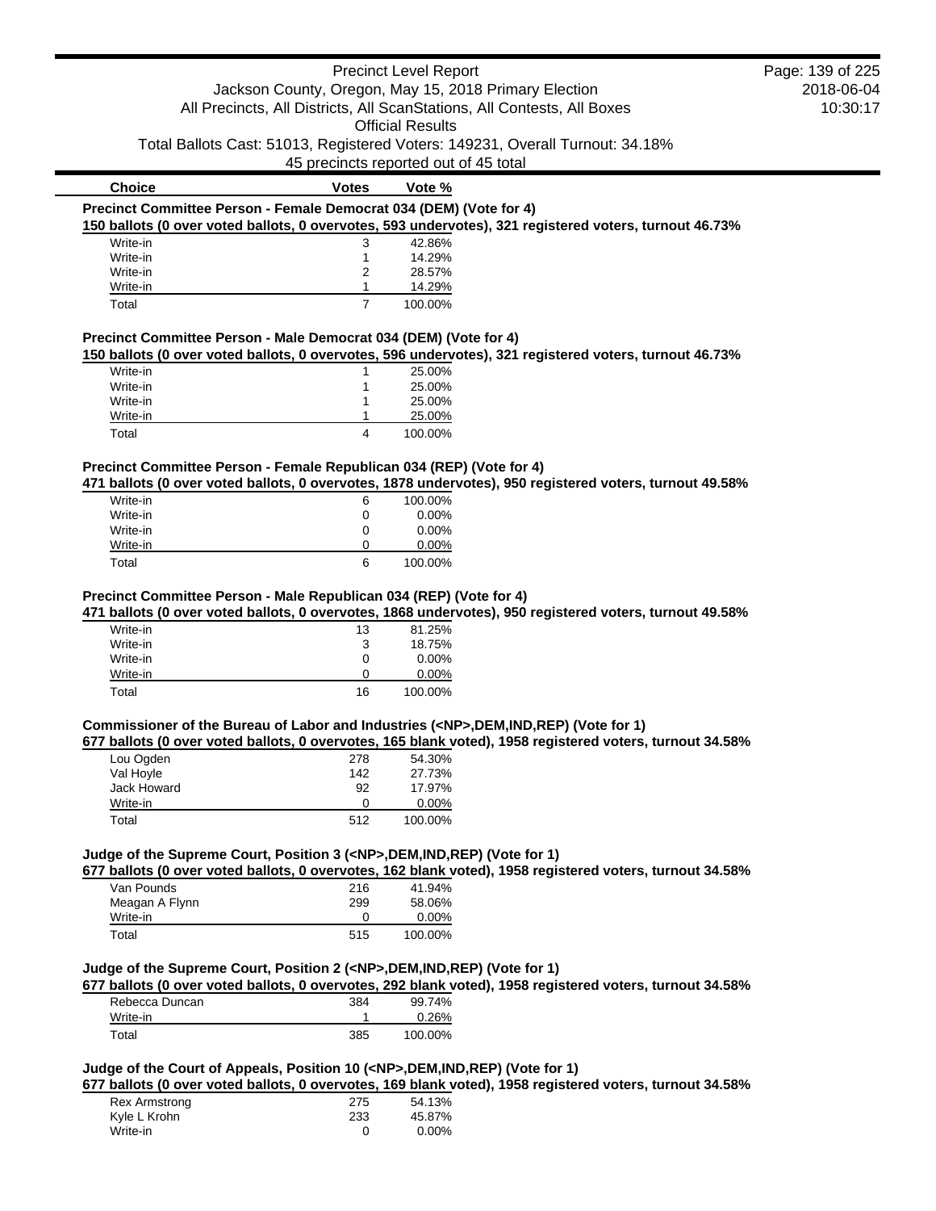| Choice | Votes | Vote % |
| --- | --- | --- |

**Precinct Committee Person - Female Democrat 034 (DEM) (Vote for 4)**

150 ballots (0 over voted ballots, 0 overvotes, 593 undervotes), 321 registered voters, turnout 46.73%

| Choice | Votes | Vote % |
| --- | --- | --- |
| Write-in | 3 | 42.86% |
| Write-in | 1 | 14.29% |
| Write-in | 2 | 28.57% |
| Write-in | 1 | 14.29% |
| Total | 7 | 100.00% |

**Precinct Committee Person - Male Democrat 034 (DEM) (Vote for 4)**

150 ballots (0 over voted ballots, 0 overvotes, 596 undervotes), 321 registered voters, turnout 46.73%

| Choice | Votes | Vote % |
| --- | --- | --- |
| Write-in | 1 | 25.00% |
| Write-in | 1 | 25.00% |
| Write-in | 1 | 25.00% |
| Write-in | 1 | 25.00% |
| Total | 4 | 100.00% |

**Precinct Committee Person - Female Republican 034 (REP) (Vote for 4)**

471 ballots (0 over voted ballots, 0 overvotes, 1878 undervotes), 950 registered voters, turnout 49.58%

| Choice | Votes | Vote % |
| --- | --- | --- |
| Write-in | 6 | 100.00% |
| Write-in | 0 | 0.00% |
| Write-in | 0 | 0.00% |
| Write-in | 0 | 0.00% |
| Total | 6 | 100.00% |

**Precinct Committee Person - Male Republican 034 (REP) (Vote for 4)**

471 ballots (0 over voted ballots, 0 overvotes, 1868 undervotes), 950 registered voters, turnout 49.58%

| Choice | Votes | Vote % |
| --- | --- | --- |
| Write-in | 13 | 81.25% |
| Write-in | 3 | 18.75% |
| Write-in | 0 | 0.00% |
| Write-in | 0 | 0.00% |
| Total | 16 | 100.00% |

**Commissioner of the Bureau of Labor and Industries (<NP>,DEM,IND,REP) (Vote for 1)**

677 ballots (0 over voted ballots, 0 overvotes, 165 blank voted), 1958 registered voters, turnout 34.58%

| Choice | Votes | Vote % |
| --- | --- | --- |
| Lou Ogden | 278 | 54.30% |
| Val Hoyle | 142 | 27.73% |
| Jack Howard | 92 | 17.97% |
| Write-in | 0 | 0.00% |
| Total | 512 | 100.00% |

**Judge of the Supreme Court, Position 3 (<NP>,DEM,IND,REP) (Vote for 1)**

677 ballots (0 over voted ballots, 0 overvotes, 162 blank voted), 1958 registered voters, turnout 34.58%

| Choice | Votes | Vote % |
| --- | --- | --- |
| Van Pounds | 216 | 41.94% |
| Meagan A Flynn | 299 | 58.06% |
| Write-in | 0 | 0.00% |
| Total | 515 | 100.00% |

**Judge of the Supreme Court, Position 2 (<NP>,DEM,IND,REP) (Vote for 1)**

677 ballots (0 over voted ballots, 0 overvotes, 292 blank voted), 1958 registered voters, turnout 34.58%

| Choice | Votes | Vote % |
| --- | --- | --- |
| Rebecca Duncan | 384 | 99.74% |
| Write-in | 1 | 0.26% |
| Total | 385 | 100.00% |

**Judge of the Court of Appeals, Position 10 (<NP>,DEM,IND,REP) (Vote for 1)**

677 ballots (0 over voted ballots, 0 overvotes, 169 blank voted), 1958 registered voters, turnout 34.58%

| Choice | Votes | Vote % |
| --- | --- | --- |
| Rex Armstrong | 275 | 54.13% |
| Kyle L Krohn | 233 | 45.87% |
| Write-in | 0 | 0.00% |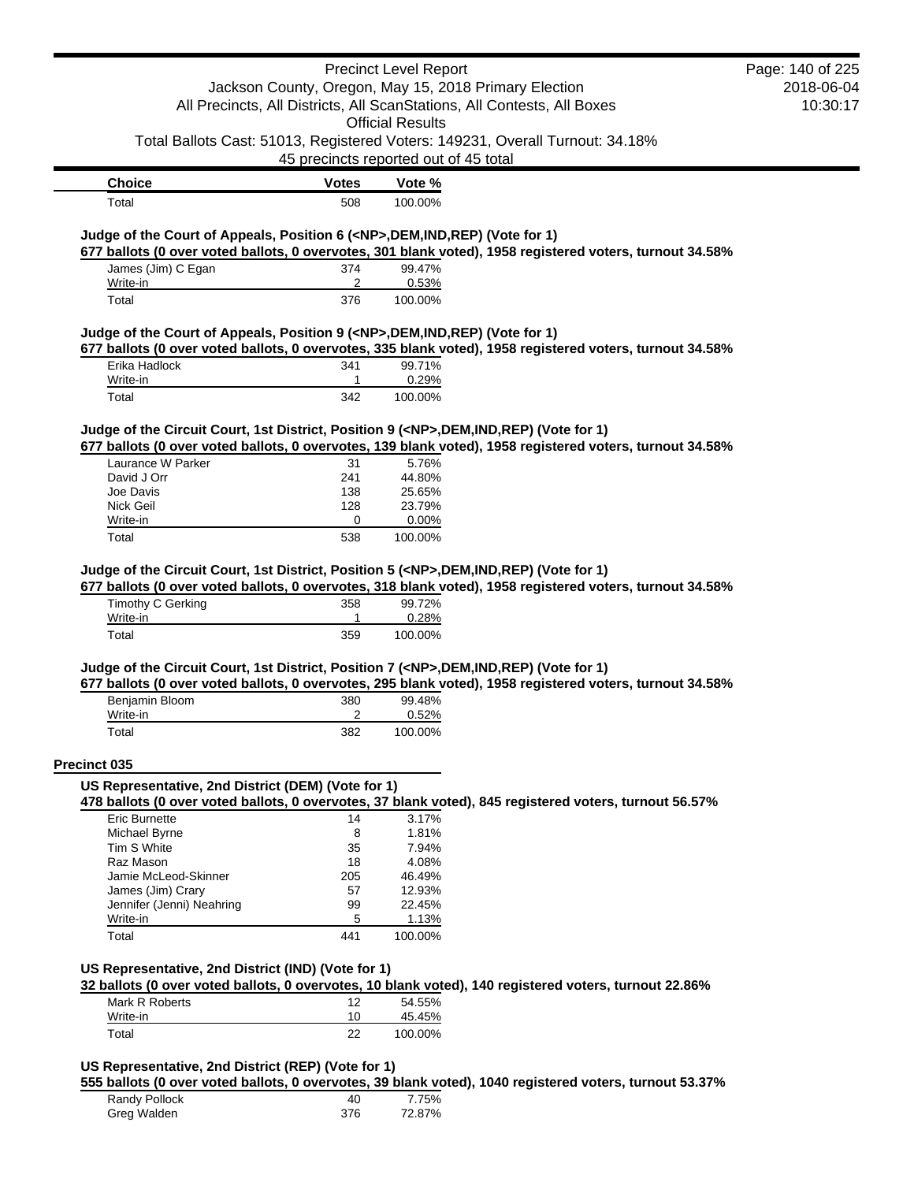| Choice | Votes | Vote % |
|---|---|---|
| Total | 508 | 100.00% |

### Judge of the Court of Appeals, Position 6 (<NP>,DEM,IND,REP) (Vote for 1)

**677 ballots (0 over voted ballots, 0 overvotes, 301 blank voted), 1958 registered voters, turnout 34.58%**

| Choice | Votes | Vote % |
|---|---|---|
| James (Jim) C Egan | 374 | 99.47% |
| Write-in | 2 | 0.53% |
| Total | 376 | 100.00% |

### Judge of the Court of Appeals, Position 9 (<NP>,DEM,IND,REP) (Vote for 1)

**677 ballots (0 over voted ballots, 0 overvotes, 335 blank voted), 1958 registered voters, turnout 34.58%**

| Choice | Votes | Vote % |
|---|---|---|
| Erika Hadlock | 341 | 99.71% |
| Write-in | 1 | 0.29% |
| Total | 342 | 100.00% |

### Judge of the Circuit Court, 1st District, Position 9 (<NP>,DEM,IND,REP) (Vote for 1)

**677 ballots (0 over voted ballots, 0 overvotes, 139 blank voted), 1958 registered voters, turnout 34.58%**

| Choice | Votes | Vote % |
|---|---|---|
| Laurance W Parker | 31 | 5.76% |
| David J Orr | 241 | 44.80% |
| Joe Davis | 138 | 25.65% |
| Nick Geil | 128 | 23.79% |
| Write-in | 0 | 0.00% |
| Total | 538 | 100.00% |

### Judge of the Circuit Court, 1st District, Position 5 (<NP>,DEM,IND,REP) (Vote for 1)

**677 ballots (0 over voted ballots, 0 overvotes, 318 blank voted), 1958 registered voters, turnout 34.58%**

| Choice | Votes | Vote % |
|---|---|---|
| Timothy C Gerking | 358 | 99.72% |
| Write-in | 1 | 0.28% |
| Total | 359 | 100.00% |

### Judge of the Circuit Court, 1st District, Position 7 (<NP>,DEM,IND,REP) (Vote for 1)

**677 ballots (0 over voted ballots, 0 overvotes, 295 blank voted), 1958 registered voters, turnout 34.58%**

| Choice | Votes | Vote % |
|---|---|---|
| Benjamin Bloom | 380 | 99.48% |
| Write-in | 2 | 0.52% |
| Total | 382 | 100.00% |

## Precinct 035

### US Representative, 2nd District (DEM) (Vote for 1)

**478 ballots (0 over voted ballots, 0 overvotes, 37 blank voted), 845 registered voters, turnout 56.57%**

| Choice | Votes | Vote % |
|---|---|---|
| Eric Burnette | 14 | 3.17% |
| Michael Byrne | 8 | 1.81% |
| Tim S White | 35 | 7.94% |
| Raz Mason | 18 | 4.08% |
| Jamie McLeod-Skinner | 205 | 46.49% |
| James (Jim) Crary | 57 | 12.93% |
| Jennifer (Jenni) Neahring | 99 | 22.45% |
| Write-in | 5 | 1.13% |
| Total | 441 | 100.00% |

### US Representative, 2nd District (IND) (Vote for 1)

**32 ballots (0 over voted ballots, 0 overvotes, 10 blank voted), 140 registered voters, turnout 22.86%**

| Choice | Votes | Vote % |
|---|---|---|
| Mark R Roberts | 12 | 54.55% |
| Write-in | 10 | 45.45% |
| Total | 22 | 100.00% |

### US Representative, 2nd District (REP) (Vote for 1)

**555 ballots (0 over voted ballots, 0 overvotes, 39 blank voted), 1040 registered voters, turnout 53.37%**

| Choice | Votes | Vote % |
|---|---|---|
| Randy Pollock | 40 | 7.75% |
| Greg Walden | 376 | 72.87% |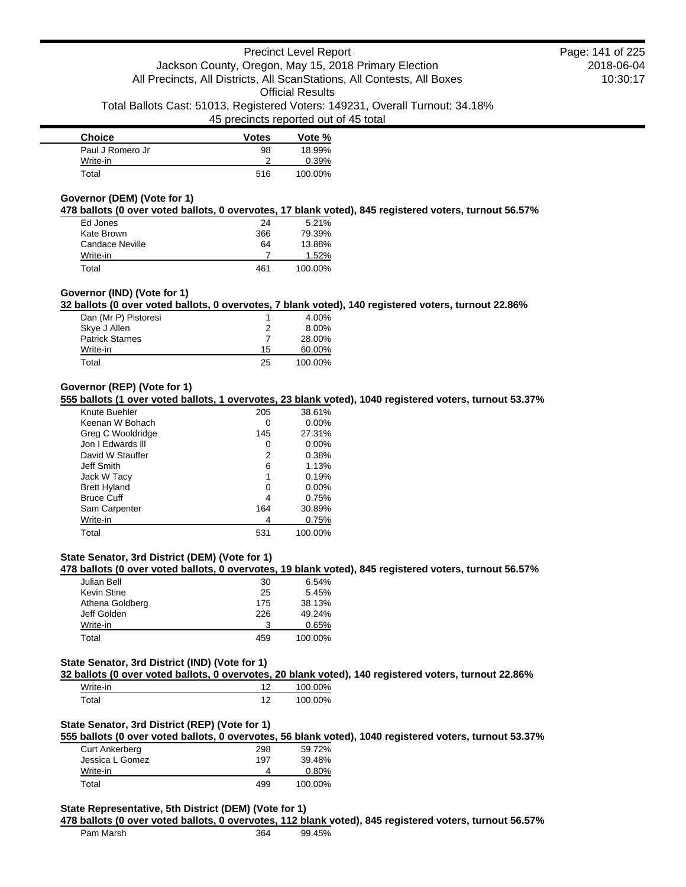| Choice | Votes | Vote % |
| --- | --- | --- |
| Paul J Romero Jr | 98 | 18.99% |
| Write-in | 2 | 0.39% |
| Total | 516 | 100.00% |

### Governor (DEM) (Vote for 1)

**478 ballots (0 over voted ballots, 0 overvotes, 17 blank voted), 845 registered voters, turnout 56.57%**

| Choice | Votes | Vote % |
| --- | --- | --- |
| Ed Jones | 24 | 5.21% |
| Kate Brown | 366 | 79.39% |
| Candace Neville | 64 | 13.88% |
| Write-in | 7 | 1.52% |
| Total | 461 | 100.00% |

### Governor (IND) (Vote for 1)

**32 ballots (0 over voted ballots, 0 overvotes, 7 blank voted), 140 registered voters, turnout 22.86%**

| Choice | Votes | Vote % |
| --- | --- | --- |
| Dan (Mr P) Pistoresi | 1 | 4.00% |
| Skye J Allen | 2 | 8.00% |
| Patrick Starnes | 7 | 28.00% |
| Write-in | 15 | 60.00% |
| Total | 25 | 100.00% |

### Governor (REP) (Vote for 1)

**555 ballots (1 over voted ballots, 1 overvotes, 23 blank voted), 1040 registered voters, turnout 53.37%**

| Choice | Votes | Vote % |
| --- | --- | --- |
| Knute Buehler | 205 | 38.61% |
| Keenan W Bohach | 0 | 0.00% |
| Greg C Wooldridge | 145 | 27.31% |
| Jon I Edwards lll | 0 | 0.00% |
| David W Stauffer | 2 | 0.38% |
| Jeff Smith | 6 | 1.13% |
| Jack W Tacy | 1 | 0.19% |
| Brett Hyland | 0 | 0.00% |
| Bruce Cuff | 4 | 0.75% |
| Sam Carpenter | 164 | 30.89% |
| Write-in | 4 | 0.75% |
| Total | 531 | 100.00% |

### State Senator, 3rd District (DEM) (Vote for 1)

**478 ballots (0 over voted ballots, 0 overvotes, 19 blank voted), 845 registered voters, turnout 56.57%**

| Choice | Votes | Vote % |
| --- | --- | --- |
| Julian Bell | 30 | 6.54% |
| Kevin Stine | 25 | 5.45% |
| Athena Goldberg | 175 | 38.13% |
| Jeff Golden | 226 | 49.24% |
| Write-in | 3 | 0.65% |
| Total | 459 | 100.00% |

### State Senator, 3rd District (IND) (Vote for 1)

**32 ballots (0 over voted ballots, 0 overvotes, 20 blank voted), 140 registered voters, turnout 22.86%**

| Choice | Votes | Vote % |
| --- | --- | --- |
| Write-in | 12 | 100.00% |
| Total | 12 | 100.00% |

### State Senator, 3rd District (REP) (Vote for 1)

**555 ballots (0 over voted ballots, 0 overvotes, 56 blank voted), 1040 registered voters, turnout 53.37%**

| Choice | Votes | Vote % |
| --- | --- | --- |
| Curt Ankerberg | 298 | 59.72% |
| Jessica L Gomez | 197 | 39.48% |
| Write-in | 4 | 0.80% |
| Total | 499 | 100.00% |

### State Representative, 5th District (DEM) (Vote for 1)

**478 ballots (0 over voted ballots, 0 overvotes, 112 blank voted), 845 registered voters, turnout 56.57%**

| Choice | Votes | Vote % |
| --- | --- | --- |
| Pam Marsh | 364 | 99.45% |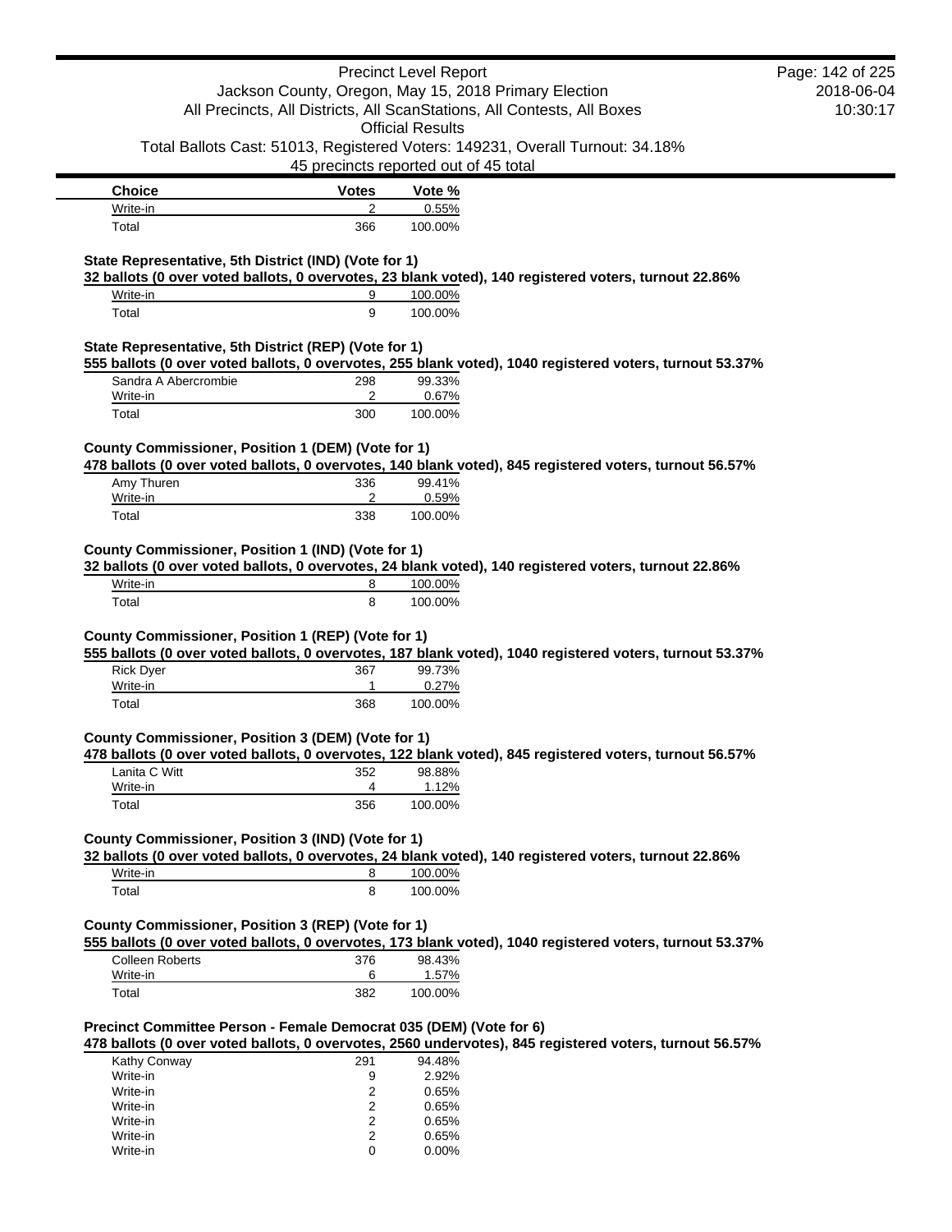| Choice | Votes | Vote % |
| --- | --- | --- |
| Write-in | 2 | 0.55% |
| Total | 366 | 100.00% |

**State Representative, 5th District (IND) (Vote for 1)**

**32 ballots (0 over voted ballots, 0 overvotes, 23 blank voted), 140 registered voters, turnout 22.86%**

| Choice | Votes | Vote % |
| --- | --- | --- |
| Write-in | 9 | 100.00% |
| Total | 9 | 100.00% |

**State Representative, 5th District (REP) (Vote for 1)**

**555 ballots (0 over voted ballots, 0 overvotes, 255 blank voted), 1040 registered voters, turnout 53.37%**

| Choice | Votes | Vote % |
| --- | --- | --- |
| Sandra A Abercrombie | 298 | 99.33% |
| Write-in | 2 | 0.67% |
| Total | 300 | 100.00% |

**County Commissioner, Position 1 (DEM) (Vote for 1)**

**478 ballots (0 over voted ballots, 0 overvotes, 140 blank voted), 845 registered voters, turnout 56.57%**

| Choice | Votes | Vote % |
| --- | --- | --- |
| Amy Thuren | 336 | 99.41% |
| Write-in | 2 | 0.59% |
| Total | 338 | 100.00% |

**County Commissioner, Position 1 (IND) (Vote for 1)**

**32 ballots (0 over voted ballots, 0 overvotes, 24 blank voted), 140 registered voters, turnout 22.86%**

| Choice | Votes | Vote % |
| --- | --- | --- |
| Write-in | 8 | 100.00% |
| Total | 8 | 100.00% |

**County Commissioner, Position 1 (REP) (Vote for 1)**

**555 ballots (0 over voted ballots, 0 overvotes, 187 blank voted), 1040 registered voters, turnout 53.37%**

| Choice | Votes | Vote % |
| --- | --- | --- |
| Rick Dyer | 367 | 99.73% |
| Write-in | 1 | 0.27% |
| Total | 368 | 100.00% |

**County Commissioner, Position 3 (DEM) (Vote for 1)**

**478 ballots (0 over voted ballots, 0 overvotes, 122 blank voted), 845 registered voters, turnout 56.57%**

| Choice | Votes | Vote % |
| --- | --- | --- |
| Lanita C Witt | 352 | 98.88% |
| Write-in | 4 | 1.12% |
| Total | 356 | 100.00% |

**County Commissioner, Position 3 (IND) (Vote for 1)**

**32 ballots (0 over voted ballots, 0 overvotes, 24 blank voted), 140 registered voters, turnout 22.86%**

| Choice | Votes | Vote % |
| --- | --- | --- |
| Write-in | 8 | 100.00% |
| Total | 8 | 100.00% |

**County Commissioner, Position 3 (REP) (Vote for 1)**

**555 ballots (0 over voted ballots, 0 overvotes, 173 blank voted), 1040 registered voters, turnout 53.37%**

| Choice | Votes | Vote % |
| --- | --- | --- |
| Colleen Roberts | 376 | 98.43% |
| Write-in | 6 | 1.57% |
| Total | 382 | 100.00% |

**Precinct Committee Person - Female Democrat 035 (DEM) (Vote for 6)**

**478 ballots (0 over voted ballots, 0 overvotes, 2560 undervotes), 845 registered voters, turnout 56.57%**

| Choice | Votes | Vote % |
| --- | --- | --- |
| Kathy Conway | 291 | 94.48% |
| Write-in | 9 | 2.92% |
| Write-in | 2 | 0.65% |
| Write-in | 2 | 0.65% |
| Write-in | 2 | 0.65% |
| Write-in | 2 | 0.65% |
| Write-in | 0 | 0.00% |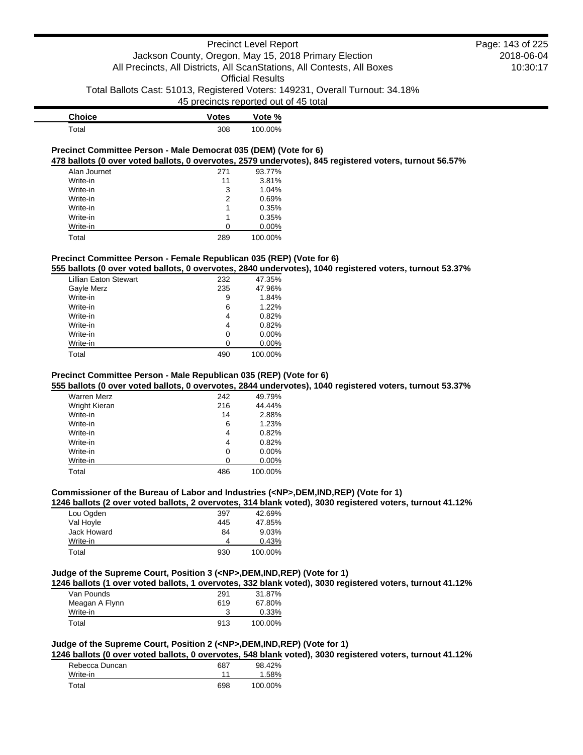| Choice | Votes | Vote % |
| --- | --- | --- |
| Total | 308 | 100.00% |

### Precinct Committee Person - Male Democrat 035 (DEM) (Vote for 6)

**478 ballots (0 over voted ballots, 0 overvotes, 2579 undervotes), 845 registered voters, turnout 56.57%**

| Choice | Votes | Vote % |
| --- | --- | --- |
| Alan Journet | 271 | 93.77% |
| Write-in | 11 | 3.81% |
| Write-in | 3 | 1.04% |
| Write-in | 2 | 0.69% |
| Write-in | 1 | 0.35% |
| Write-in | 1 | 0.35% |
| Write-in | 0 | 0.00% |
| Total | 289 | 100.00% |

### Precinct Committee Person - Female Republican 035 (REP) (Vote for 6)

**555 ballots (0 over voted ballots, 0 overvotes, 2840 undervotes), 1040 registered voters, turnout 53.37%**

| Choice | Votes | Vote % |
| --- | --- | --- |
| Lillian Eaton Stewart | 232 | 47.35% |
| Gayle Merz | 235 | 47.96% |
| Write-in | 9 | 1.84% |
| Write-in | 6 | 1.22% |
| Write-in | 4 | 0.82% |
| Write-in | 4 | 0.82% |
| Write-in | 0 | 0.00% |
| Write-in | 0 | 0.00% |
| Total | 490 | 100.00% |

### Precinct Committee Person - Male Republican 035 (REP) (Vote for 6)

**555 ballots (0 over voted ballots, 0 overvotes, 2844 undervotes), 1040 registered voters, turnout 53.37%**

| Choice | Votes | Vote % |
| --- | --- | --- |
| Warren Merz | 242 | 49.79% |
| Wright Kieran | 216 | 44.44% |
| Write-in | 14 | 2.88% |
| Write-in | 6 | 1.23% |
| Write-in | 4 | 0.82% |
| Write-in | 4 | 0.82% |
| Write-in | 0 | 0.00% |
| Write-in | 0 | 0.00% |
| Total | 486 | 100.00% |

### Commissioner of the Bureau of Labor and Industries (<NP>,DEM,IND,REP) (Vote for 1)

**1246 ballots (2 over voted ballots, 2 overvotes, 314 blank voted), 3030 registered voters, turnout 41.12%**

| Choice | Votes | Vote % |
| --- | --- | --- |
| Lou Ogden | 397 | 42.69% |
| Val Hoyle | 445 | 47.85% |
| Jack Howard | 84 | 9.03% |
| Write-in | 4 | 0.43% |
| Total | 930 | 100.00% |

### Judge of the Supreme Court, Position 3 (<NP>,DEM,IND,REP) (Vote for 1)

**1246 ballots (1 over voted ballots, 1 overvotes, 332 blank voted), 3030 registered voters, turnout 41.12%**

| Choice | Votes | Vote % |
| --- | --- | --- |
| Van Pounds | 291 | 31.87% |
| Meagan A Flynn | 619 | 67.80% |
| Write-in | 3 | 0.33% |
| Total | 913 | 100.00% |

### Judge of the Supreme Court, Position 2 (<NP>,DEM,IND,REP) (Vote for 1)

**1246 ballots (0 over voted ballots, 0 overvotes, 548 blank voted), 3030 registered voters, turnout 41.12%**

| Choice | Votes | Vote % |
| --- | --- | --- |
| Rebecca Duncan | 687 | 98.42% |
| Write-in | 11 | 1.58% |
| Total | 698 | 100.00% |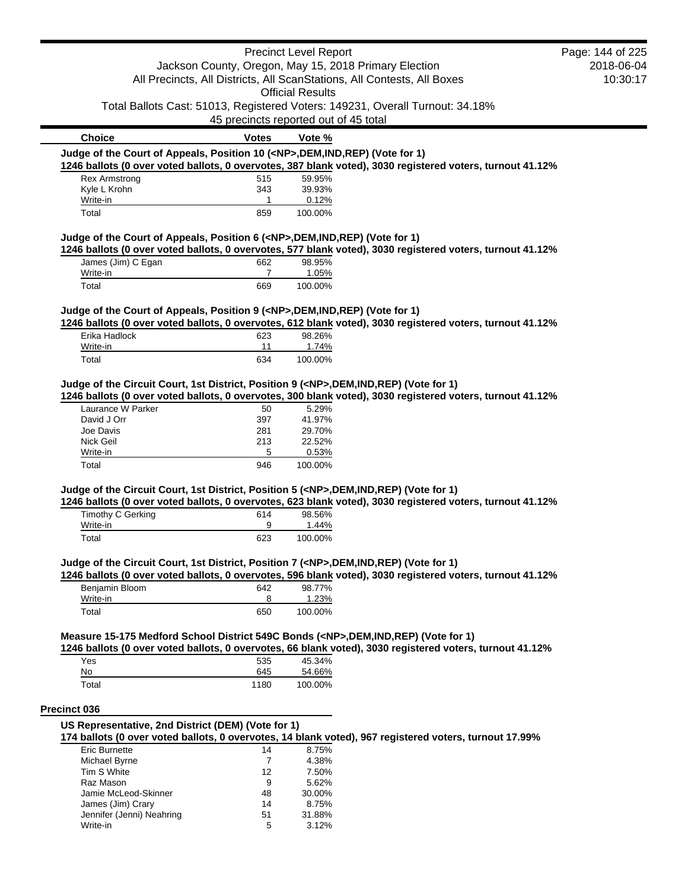| Choice | Votes | Vote % |
|---|---|---|

**Judge of the Court of Appeals, Position 10 (<NP>,DEM,IND,REP) (Vote for 1)**

**1246 ballots (0 over voted ballots, 0 overvotes, 387 blank voted), 3030 registered voters, turnout 41.12%**

| Choice | Votes | Vote % |
|---|---|---|
| Rex Armstrong | 515 | 59.95% |
| Kyle L Krohn | 343 | 39.93% |
| Write-in | 1 | 0.12% |
| Total | 859 | 100.00% |

**Judge of the Court of Appeals, Position 6 (<NP>,DEM,IND,REP) (Vote for 1)**

**1246 ballots (0 over voted ballots, 0 overvotes, 577 blank voted), 3030 registered voters, turnout 41.12%**

| Choice | Votes | Vote % |
|---|---|---|
| James (Jim) C Egan | 662 | 98.95% |
| Write-in | 7 | 1.05% |
| Total | 669 | 100.00% |

**Judge of the Court of Appeals, Position 9 (<NP>,DEM,IND,REP) (Vote for 1)**

**1246 ballots (0 over voted ballots, 0 overvotes, 612 blank voted), 3030 registered voters, turnout 41.12%**

| Choice | Votes | Vote % |
|---|---|---|
| Erika Hadlock | 623 | 98.26% |
| Write-in | 11 | 1.74% |
| Total | 634 | 100.00% |

**Judge of the Circuit Court, 1st District, Position 9 (<NP>,DEM,IND,REP) (Vote for 1)**

**1246 ballots (0 over voted ballots, 0 overvotes, 300 blank voted), 3030 registered voters, turnout 41.12%**

| Choice | Votes | Vote % |
|---|---|---|
| Laurance W Parker | 50 | 5.29% |
| David J Orr | 397 | 41.97% |
| Joe Davis | 281 | 29.70% |
| Nick Geil | 213 | 22.52% |
| Write-in | 5 | 0.53% |
| Total | 946 | 100.00% |

**Judge of the Circuit Court, 1st District, Position 5 (<NP>,DEM,IND,REP) (Vote for 1)**

**1246 ballots (0 over voted ballots, 0 overvotes, 623 blank voted), 3030 registered voters, turnout 41.12%**

| Choice | Votes | Vote % |
|---|---|---|
| Timothy C Gerking | 614 | 98.56% |
| Write-in | 9 | 1.44% |
| Total | 623 | 100.00% |

**Judge of the Circuit Court, 1st District, Position 7 (<NP>,DEM,IND,REP) (Vote for 1)**

**1246 ballots (0 over voted ballots, 0 overvotes, 596 blank voted), 3030 registered voters, turnout 41.12%**

| Choice | Votes | Vote % |
|---|---|---|
| Benjamin Bloom | 642 | 98.77% |
| Write-in | 8 | 1.23% |
| Total | 650 | 100.00% |

**Measure 15-175 Medford School District 549C Bonds (<NP>,DEM,IND,REP) (Vote for 1)**

**1246 ballots (0 over voted ballots, 0 overvotes, 66 blank voted), 3030 registered voters, turnout 41.12%**

| Choice | Votes | Vote % |
|---|---|---|
| Yes | 535 | 45.34% |
| No | 645 | 54.66% |
| Total | 1180 | 100.00% |

## Precinct 036

**US Representative, 2nd District (DEM) (Vote for 1)**

**174 ballots (0 over voted ballots, 0 overvotes, 14 blank voted), 967 registered voters, turnout 17.99%**

| Choice | Votes | Vote % |
|---|---|---|
| Eric Burnette | 14 | 8.75% |
| Michael Byrne | 7 | 4.38% |
| Tim S White | 12 | 7.50% |
| Raz Mason | 9 | 5.62% |
| Jamie McLeod-Skinner | 48 | 30.00% |
| James (Jim) Crary | 14 | 8.75% |
| Jennifer (Jenni) Neahring | 51 | 31.88% |
| Write-in | 5 | 3.12% |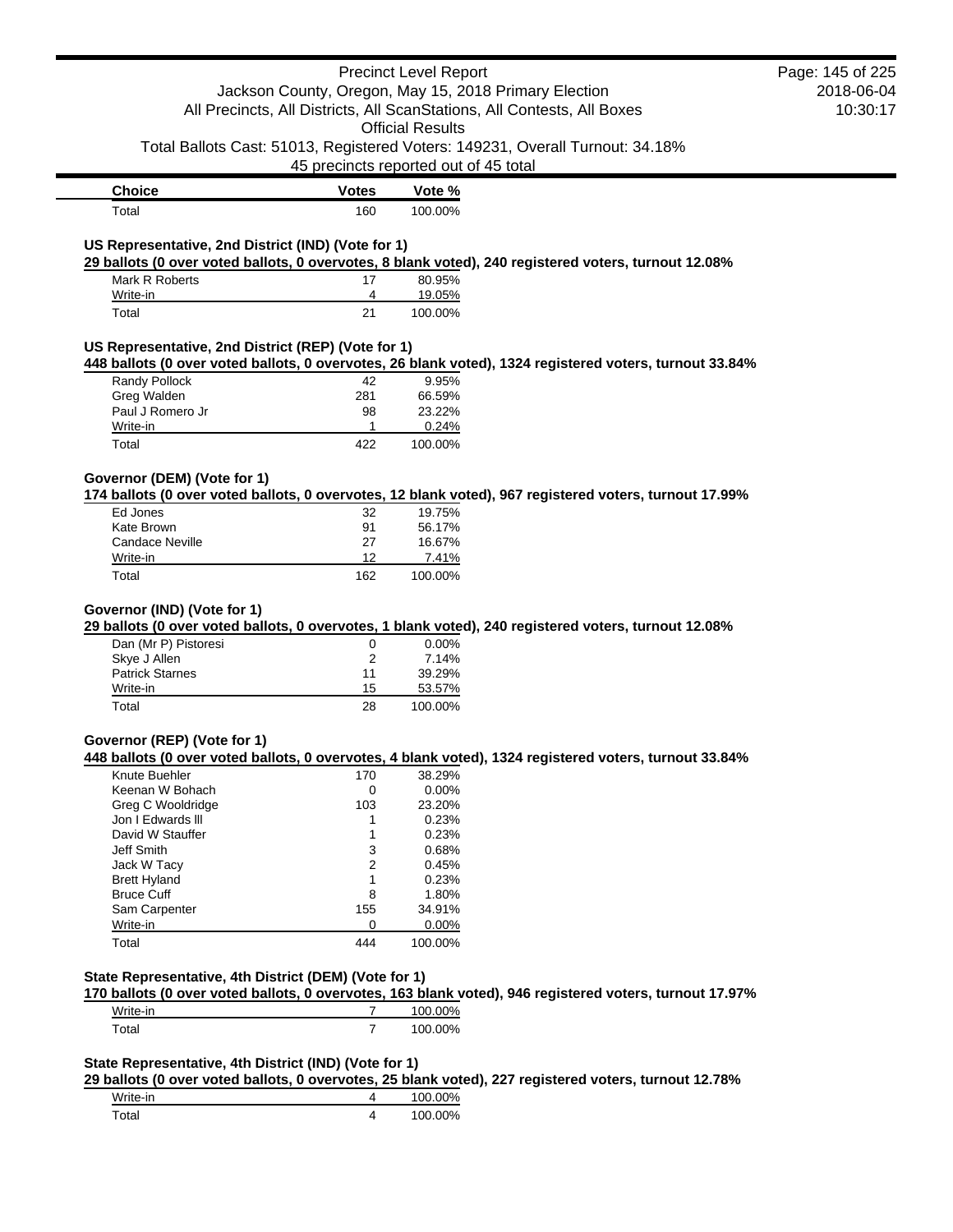| Choice | Votes | Vote % |
|---|---|---|
| Total | 160 | 100.00% |

**US Representative, 2nd District (IND) (Vote for 1)**

**29 ballots (0 over voted ballots, 0 overvotes, 8 blank voted), 240 registered voters, turnout 12.08%**

| Choice | Votes | Vote % |
|---|---|---|
| Mark R Roberts | 17 | 80.95% |
| Write-in | 4 | 19.05% |
| Total | 21 | 100.00% |

**US Representative, 2nd District (REP) (Vote for 1)**

**448 ballots (0 over voted ballots, 0 overvotes, 26 blank voted), 1324 registered voters, turnout 33.84%**

| Choice | Votes | Vote % |
|---|---|---|
| Randy Pollock | 42 | 9.95% |
| Greg Walden | 281 | 66.59% |
| Paul J Romero Jr | 98 | 23.22% |
| Write-in | 1 | 0.24% |
| Total | 422 | 100.00% |

**Governor (DEM) (Vote for 1)**

**174 ballots (0 over voted ballots, 0 overvotes, 12 blank voted), 967 registered voters, turnout 17.99%**

| Choice | Votes | Vote % |
|---|---|---|
| Ed Jones | 32 | 19.75% |
| Kate Brown | 91 | 56.17% |
| Candace Neville | 27 | 16.67% |
| Write-in | 12 | 7.41% |
| Total | 162 | 100.00% |

**Governor (IND) (Vote for 1)**

**29 ballots (0 over voted ballots, 0 overvotes, 1 blank voted), 240 registered voters, turnout 12.08%**

| Choice | Votes | Vote % |
|---|---|---|
| Dan (Mr P) Pistoresi | 0 | 0.00% |
| Skye J Allen | 2 | 7.14% |
| Patrick Starnes | 11 | 39.29% |
| Write-in | 15 | 53.57% |
| Total | 28 | 100.00% |

**Governor (REP) (Vote for 1)**

**448 ballots (0 over voted ballots, 0 overvotes, 4 blank voted), 1324 registered voters, turnout 33.84%**

| Choice | Votes | Vote % |
|---|---|---|
| Knute Buehler | 170 | 38.29% |
| Keenan W Bohach | 0 | 0.00% |
| Greg C Wooldridge | 103 | 23.20% |
| Jon I Edwards lll | 1 | 0.23% |
| David W Stauffer | 1 | 0.23% |
| Jeff Smith | 3 | 0.68% |
| Jack W Tacy | 2 | 0.45% |
| Brett Hyland | 1 | 0.23% |
| Bruce Cuff | 8 | 1.80% |
| Sam Carpenter | 155 | 34.91% |
| Write-in | 0 | 0.00% |
| Total | 444 | 100.00% |

**State Representative, 4th District (DEM) (Vote for 1)**

**170 ballots (0 over voted ballots, 0 overvotes, 163 blank voted), 946 registered voters, turnout 17.97%**

| Choice | Votes | Vote % |
|---|---|---|
| Write-in | 7 | 100.00% |
| Total | 7 | 100.00% |

**State Representative, 4th District (IND) (Vote for 1)**

**29 ballots (0 over voted ballots, 0 overvotes, 25 blank voted), 227 registered voters, turnout 12.78%**

| Choice | Votes | Vote % |
|---|---|---|
| Write-in | 4 | 100.00% |
| Total | 4 | 100.00% |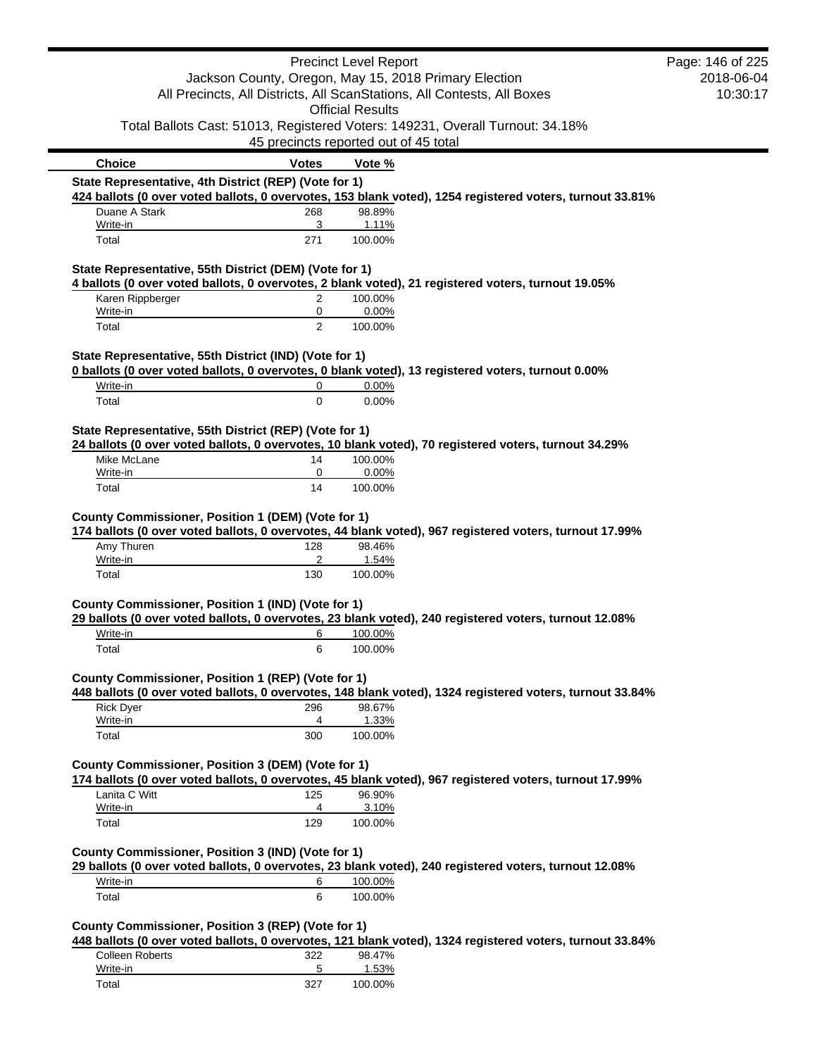Precinct Level Report

Jackson County, Oregon, May 15, 2018 Primary Election

All Precincts, All Districts, All ScanStations, All Contests, All Boxes

Official Results

Total Ballots Cast: 51013, Registered Voters: 149231, Overall Turnout: 34.18%

45 precincts reported out of 45 total

**State Representative, 4th District (REP) (Vote for 1)**

**424 ballots (0 over voted ballots, 0 overvotes, 153 blank voted), 1254 registered voters, turnout 33.81%**

| Choice | Votes | Vote % |
|---|---|---|
| Duane A Stark | 268 | 98.89% |
| Write-in | 3 | 1.11% |
| Total | 271 | 100.00% |

**State Representative, 55th District (DEM) (Vote for 1)**

**4 ballots (0 over voted ballots, 0 overvotes, 2 blank voted), 21 registered voters, turnout 19.05%**

| Choice | Votes | Vote % |
|---|---|---|
| Karen Rippberger | 2 | 100.00% |
| Write-in | 0 | 0.00% |
| Total | 2 | 100.00% |

**State Representative, 55th District (IND) (Vote for 1)**

**0 ballots (0 over voted ballots, 0 overvotes, 0 blank voted), 13 registered voters, turnout 0.00%**

| Choice | Votes | Vote % |
|---|---|---|
| Write-in | 0 | 0.00% |
| Total | 0 | 0.00% |

**State Representative, 55th District (REP) (Vote for 1)**

**24 ballots (0 over voted ballots, 0 overvotes, 10 blank voted), 70 registered voters, turnout 34.29%**

| Choice | Votes | Vote % |
|---|---|---|
| Mike McLane | 14 | 100.00% |
| Write-in | 0 | 0.00% |
| Total | 14 | 100.00% |

**County Commissioner, Position 1 (DEM) (Vote for 1)**

**174 ballots (0 over voted ballots, 0 overvotes, 44 blank voted), 967 registered voters, turnout 17.99%**

| Choice | Votes | Vote % |
|---|---|---|
| Amy Thuren | 128 | 98.46% |
| Write-in | 2 | 1.54% |
| Total | 130 | 100.00% |

**County Commissioner, Position 1 (IND) (Vote for 1)**

**29 ballots (0 over voted ballots, 0 overvotes, 23 blank voted), 240 registered voters, turnout 12.08%**

| Choice | Votes | Vote % |
|---|---|---|
| Write-in | 6 | 100.00% |
| Total | 6 | 100.00% |

**County Commissioner, Position 1 (REP) (Vote for 1)**

**448 ballots (0 over voted ballots, 0 overvotes, 148 blank voted), 1324 registered voters, turnout 33.84%**

| Choice | Votes | Vote % |
|---|---|---|
| Rick Dyer | 296 | 98.67% |
| Write-in | 4 | 1.33% |
| Total | 300 | 100.00% |

**County Commissioner, Position 3 (DEM) (Vote for 1)**

**174 ballots (0 over voted ballots, 0 overvotes, 45 blank voted), 967 registered voters, turnout 17.99%**

| Choice | Votes | Vote % |
|---|---|---|
| Lanita C Witt | 125 | 96.90% |
| Write-in | 4 | 3.10% |
| Total | 129 | 100.00% |

**County Commissioner, Position 3 (IND) (Vote for 1)**

**29 ballots (0 over voted ballots, 0 overvotes, 23 blank voted), 240 registered voters, turnout 12.08%**

| Choice | Votes | Vote % |
|---|---|---|
| Write-in | 6 | 100.00% |
| Total | 6 | 100.00% |

**County Commissioner, Position 3 (REP) (Vote for 1)**

**448 ballots (0 over voted ballots, 0 overvotes, 121 blank voted), 1324 registered voters, turnout 33.84%**

| Choice | Votes | Vote % |
|---|---|---|
| Colleen Roberts | 322 | 98.47% |
| Write-in | 5 | 1.53% |
| Total | 327 | 100.00% |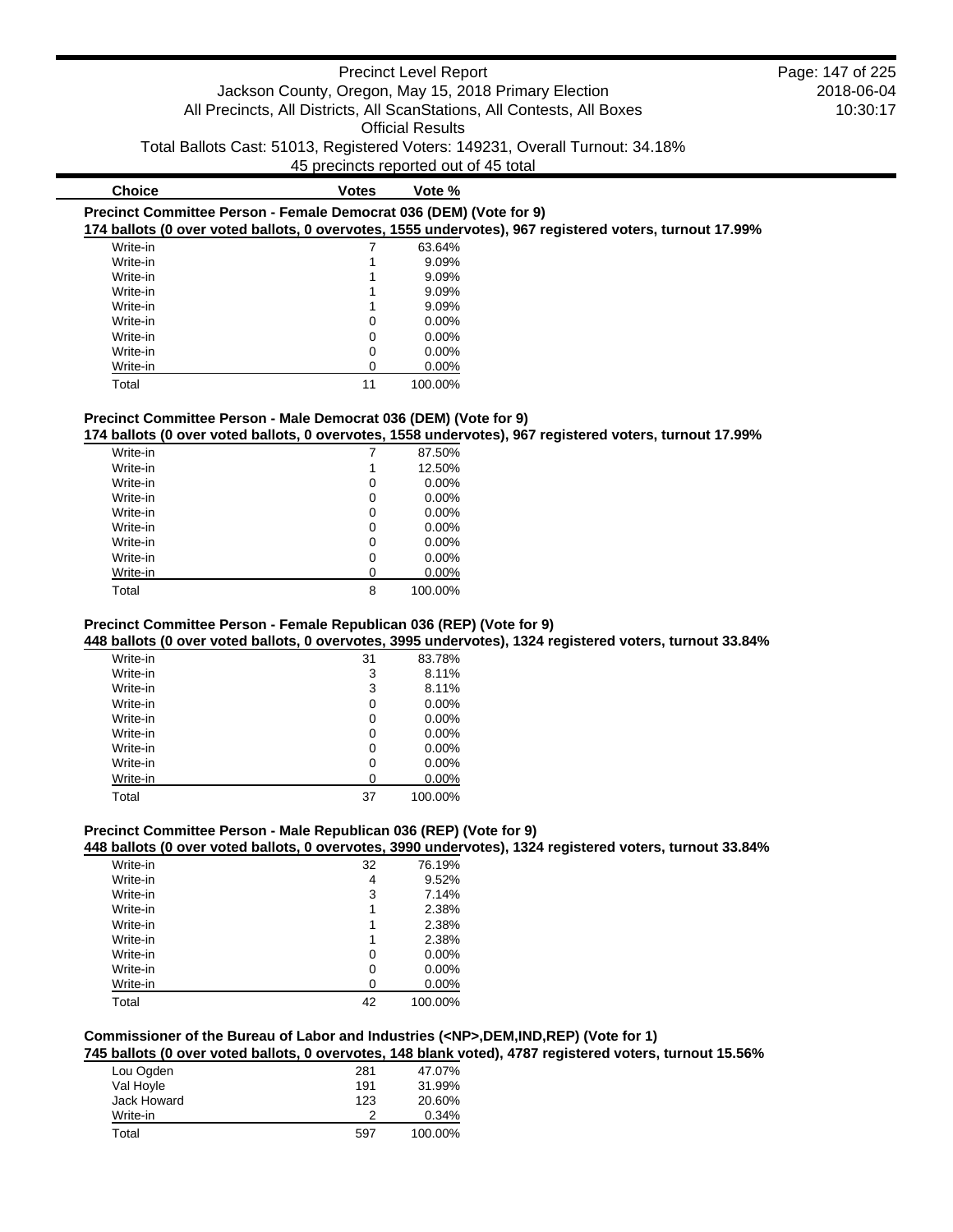| Choice | Votes | Vote % |
|---|---|---|

### Precinct Committee Person - Female Democrat 036 (DEM) (Vote for 9)

**174 ballots (0 over voted ballots, 0 overvotes, 1555 undervotes), 967 registered voters, turnout 17.99%**

| Choice | Votes | Vote % |
|---|---|---|
| Write-in | 7 | 63.64% |
| Write-in | 1 | 9.09% |
| Write-in | 1 | 9.09% |
| Write-in | 1 | 9.09% |
| Write-in | 1 | 9.09% |
| Write-in | 0 | 0.00% |
| Write-in | 0 | 0.00% |
| Write-in | 0 | 0.00% |
| Write-in | 0 | 0.00% |
| Total | 11 | 100.00% |

### Precinct Committee Person - Male Democrat 036 (DEM) (Vote for 9)

**174 ballots (0 over voted ballots, 0 overvotes, 1558 undervotes), 967 registered voters, turnout 17.99%**

| Choice | Votes | Vote % |
|---|---|---|
| Write-in | 7 | 87.50% |
| Write-in | 1 | 12.50% |
| Write-in | 0 | 0.00% |
| Write-in | 0 | 0.00% |
| Write-in | 0 | 0.00% |
| Write-in | 0 | 0.00% |
| Write-in | 0 | 0.00% |
| Write-in | 0 | 0.00% |
| Write-in | 0 | 0.00% |
| Total | 8 | 100.00% |

### Precinct Committee Person - Female Republican 036 (REP) (Vote for 9)

**448 ballots (0 over voted ballots, 0 overvotes, 3995 undervotes), 1324 registered voters, turnout 33.84%**

| Choice | Votes | Vote % |
|---|---|---|
| Write-in | 31 | 83.78% |
| Write-in | 3 | 8.11% |
| Write-in | 3 | 8.11% |
| Write-in | 0 | 0.00% |
| Write-in | 0 | 0.00% |
| Write-in | 0 | 0.00% |
| Write-in | 0 | 0.00% |
| Write-in | 0 | 0.00% |
| Write-in | 0 | 0.00% |
| Total | 37 | 100.00% |

### Precinct Committee Person - Male Republican 036 (REP) (Vote for 9)

**448 ballots (0 over voted ballots, 0 overvotes, 3990 undervotes), 1324 registered voters, turnout 33.84%**

| Choice | Votes | Vote % |
|---|---|---|
| Write-in | 32 | 76.19% |
| Write-in | 4 | 9.52% |
| Write-in | 3 | 7.14% |
| Write-in | 1 | 2.38% |
| Write-in | 1 | 2.38% |
| Write-in | 1 | 2.38% |
| Write-in | 0 | 0.00% |
| Write-in | 0 | 0.00% |
| Write-in | 0 | 0.00% |
| Total | 42 | 100.00% |

### Commissioner of the Bureau of Labor and Industries (<NP>,DEM,IND,REP) (Vote for 1)

**745 ballots (0 over voted ballots, 0 overvotes, 148 blank voted), 4787 registered voters, turnout 15.56%**

| Choice | Votes | Vote % |
|---|---|---|
| Lou Ogden | 281 | 47.07% |
| Val Hoyle | 191 | 31.99% |
| Jack Howard | 123 | 20.60% |
| Write-in | 2 | 0.34% |
| Total | 597 | 100.00% |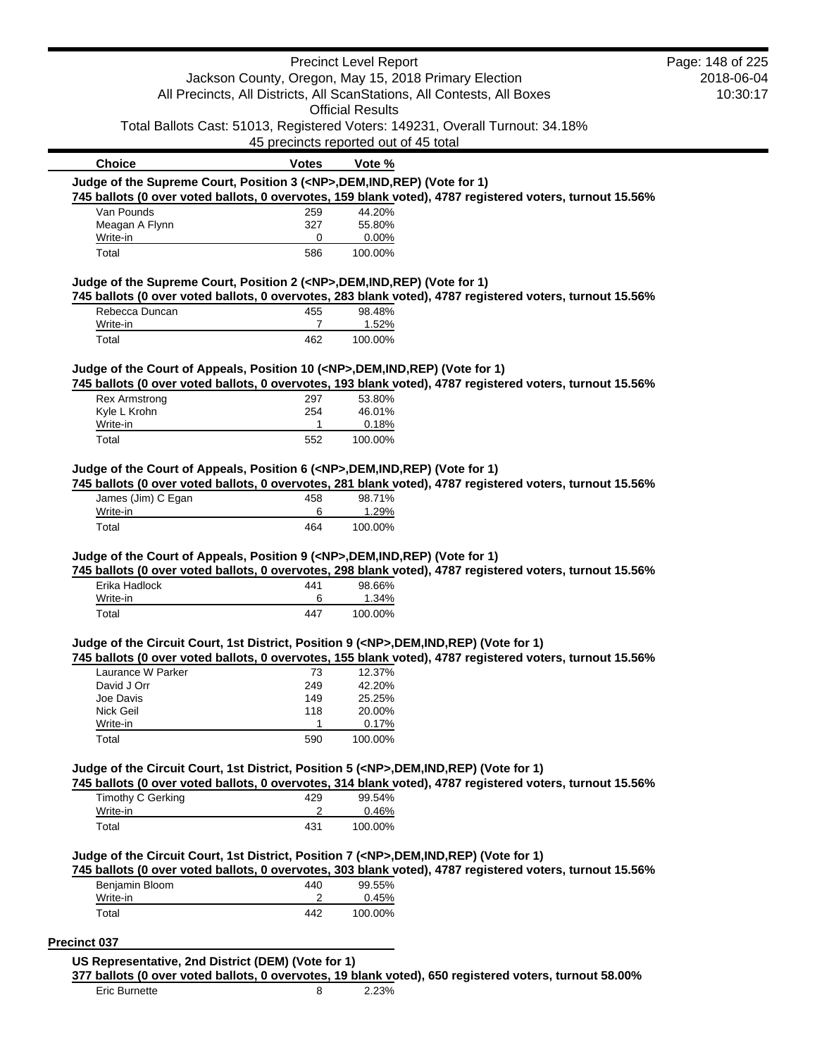| Choice | Votes | Vote % |
|---|---|---|

**Judge of the Supreme Court, Position 3 (<NP>,DEM,IND,REP) (Vote for 1)**

**745 ballots (0 over voted ballots, 0 overvotes, 159 blank voted), 4787 registered voters, turnout 15.56%**

| Choice | Votes | Vote % |
|---|---|---|
| Van Pounds | 259 | 44.20% |
| Meagan A Flynn | 327 | 55.80% |
| Write-in | 0 | 0.00% |
| Total | 586 | 100.00% |

**Judge of the Supreme Court, Position 2 (<NP>,DEM,IND,REP) (Vote for 1)**

**745 ballots (0 over voted ballots, 0 overvotes, 283 blank voted), 4787 registered voters, turnout 15.56%**

| Choice | Votes | Vote % |
|---|---|---|
| Rebecca Duncan | 455 | 98.48% |
| Write-in | 7 | 1.52% |
| Total | 462 | 100.00% |

**Judge of the Court of Appeals, Position 10 (<NP>,DEM,IND,REP) (Vote for 1)**

**745 ballots (0 over voted ballots, 0 overvotes, 193 blank voted), 4787 registered voters, turnout 15.56%**

| Choice | Votes | Vote % |
|---|---|---|
| Rex Armstrong | 297 | 53.80% |
| Kyle L Krohn | 254 | 46.01% |
| Write-in | 1 | 0.18% |
| Total | 552 | 100.00% |

**Judge of the Court of Appeals, Position 6 (<NP>,DEM,IND,REP) (Vote for 1)**

**745 ballots (0 over voted ballots, 0 overvotes, 281 blank voted), 4787 registered voters, turnout 15.56%**

| Choice | Votes | Vote % |
|---|---|---|
| James (Jim) C Egan | 458 | 98.71% |
| Write-in | 6 | 1.29% |
| Total | 464 | 100.00% |

**Judge of the Court of Appeals, Position 9 (<NP>,DEM,IND,REP) (Vote for 1)**

**745 ballots (0 over voted ballots, 0 overvotes, 298 blank voted), 4787 registered voters, turnout 15.56%**

| Choice | Votes | Vote % |
|---|---|---|
| Erika Hadlock | 441 | 98.66% |
| Write-in | 6 | 1.34% |
| Total | 447 | 100.00% |

**Judge of the Circuit Court, 1st District, Position 9 (<NP>,DEM,IND,REP) (Vote for 1)**

**745 ballots (0 over voted ballots, 0 overvotes, 155 blank voted), 4787 registered voters, turnout 15.56%**

| Choice | Votes | Vote % |
|---|---|---|
| Laurance W Parker | 73 | 12.37% |
| David J Orr | 249 | 42.20% |
| Joe Davis | 149 | 25.25% |
| Nick Geil | 118 | 20.00% |
| Write-in | 1 | 0.17% |
| Total | 590 | 100.00% |

**Judge of the Circuit Court, 1st District, Position 5 (<NP>,DEM,IND,REP) (Vote for 1)**

**745 ballots (0 over voted ballots, 0 overvotes, 314 blank voted), 4787 registered voters, turnout 15.56%**

| Choice | Votes | Vote % |
|---|---|---|
| Timothy C Gerking | 429 | 99.54% |
| Write-in | 2 | 0.46% |
| Total | 431 | 100.00% |

**Judge of the Circuit Court, 1st District, Position 7 (<NP>,DEM,IND,REP) (Vote for 1)**

**745 ballots (0 over voted ballots, 0 overvotes, 303 blank voted), 4787 registered voters, turnout 15.56%**

| Choice | Votes | Vote % |
|---|---|---|
| Benjamin Bloom | 440 | 99.55% |
| Write-in | 2 | 0.45% |
| Total | 442 | 100.00% |

## Precinct 037

**US Representative, 2nd District (DEM) (Vote for 1)**

**377 ballots (0 over voted ballots, 0 overvotes, 19 blank voted), 650 registered voters, turnout 58.00%**

| Choice | Votes | Vote % |
|---|---|---|
| Eric Burnette | 8 | 2.23% |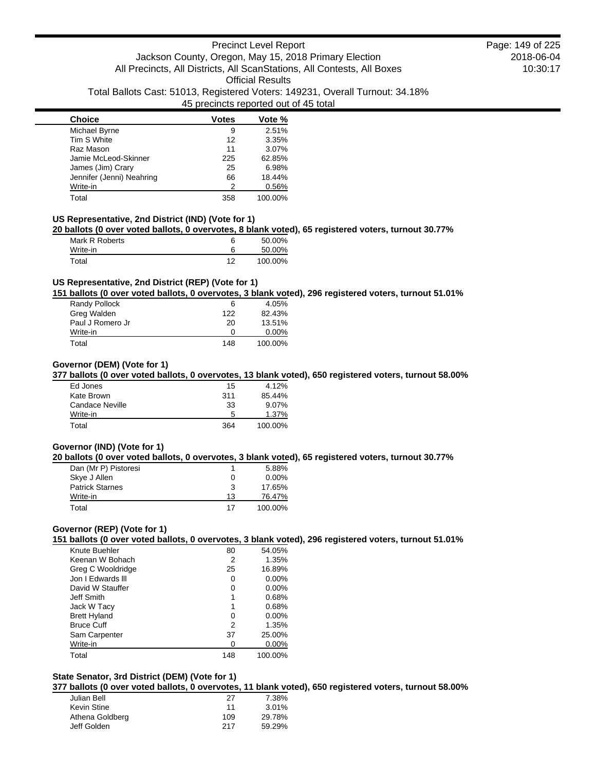| Choice | Votes | Vote % |
|---|---|---|
| Michael Byrne | 9 | 2.51% |
| Tim S White | 12 | 3.35% |
| Raz Mason | 11 | 3.07% |
| Jamie McLeod-Skinner | 225 | 62.85% |
| James (Jim) Crary | 25 | 6.98% |
| Jennifer (Jenni) Neahring | 66 | 18.44% |
| Write-in | 2 | 0.56% |
| Total | 358 | 100.00% |

### US Representative, 2nd District (IND) (Vote for 1)

**20 ballots (0 over voted ballots, 0 overvotes, 8 blank voted), 65 registered voters, turnout 30.77%**

| Choice | Votes | Vote % |
|---|---|---|
| Mark R Roberts | 6 | 50.00% |
| Write-in | 6 | 50.00% |
| Total | 12 | 100.00% |

### US Representative, 2nd District (REP) (Vote for 1)

**151 ballots (0 over voted ballots, 0 overvotes, 3 blank voted), 296 registered voters, turnout 51.01%**

| Choice | Votes | Vote % |
|---|---|---|
| Randy Pollock | 6 | 4.05% |
| Greg Walden | 122 | 82.43% |
| Paul J Romero Jr | 20 | 13.51% |
| Write-in | 0 | 0.00% |
| Total | 148 | 100.00% |

### Governor (DEM) (Vote for 1)

**377 ballots (0 over voted ballots, 0 overvotes, 13 blank voted), 650 registered voters, turnout 58.00%**

| Choice | Votes | Vote % |
|---|---|---|
| Ed Jones | 15 | 4.12% |
| Kate Brown | 311 | 85.44% |
| Candace Neville | 33 | 9.07% |
| Write-in | 5 | 1.37% |
| Total | 364 | 100.00% |

### Governor (IND) (Vote for 1)

**20 ballots (0 over voted ballots, 0 overvotes, 3 blank voted), 65 registered voters, turnout 30.77%**

| Choice | Votes | Vote % |
|---|---|---|
| Dan (Mr P) Pistoresi | 1 | 5.88% |
| Skye J Allen | 0 | 0.00% |
| Patrick Starnes | 3 | 17.65% |
| Write-in | 13 | 76.47% |
| Total | 17 | 100.00% |

### Governor (REP) (Vote for 1)

**151 ballots (0 over voted ballots, 0 overvotes, 3 blank voted), 296 registered voters, turnout 51.01%**

| Choice | Votes | Vote % |
|---|---|---|
| Knute Buehler | 80 | 54.05% |
| Keenan W Bohach | 2 | 1.35% |
| Greg C Wooldridge | 25 | 16.89% |
| Jon I Edwards lll | 0 | 0.00% |
| David W Stauffer | 0 | 0.00% |
| Jeff Smith | 1 | 0.68% |
| Jack W Tacy | 1 | 0.68% |
| Brett Hyland | 0 | 0.00% |
| Bruce Cuff | 2 | 1.35% |
| Sam Carpenter | 37 | 25.00% |
| Write-in | 0 | 0.00% |
| Total | 148 | 100.00% |

### State Senator, 3rd District (DEM) (Vote for 1)

**377 ballots (0 over voted ballots, 0 overvotes, 11 blank voted), 650 registered voters, turnout 58.00%**

| Choice | Votes | Vote % |
|---|---|---|
| Julian Bell | 27 | 7.38% |
| Kevin Stine | 11 | 3.01% |
| Athena Goldberg | 109 | 29.78% |
| Jeff Golden | 217 | 59.29% |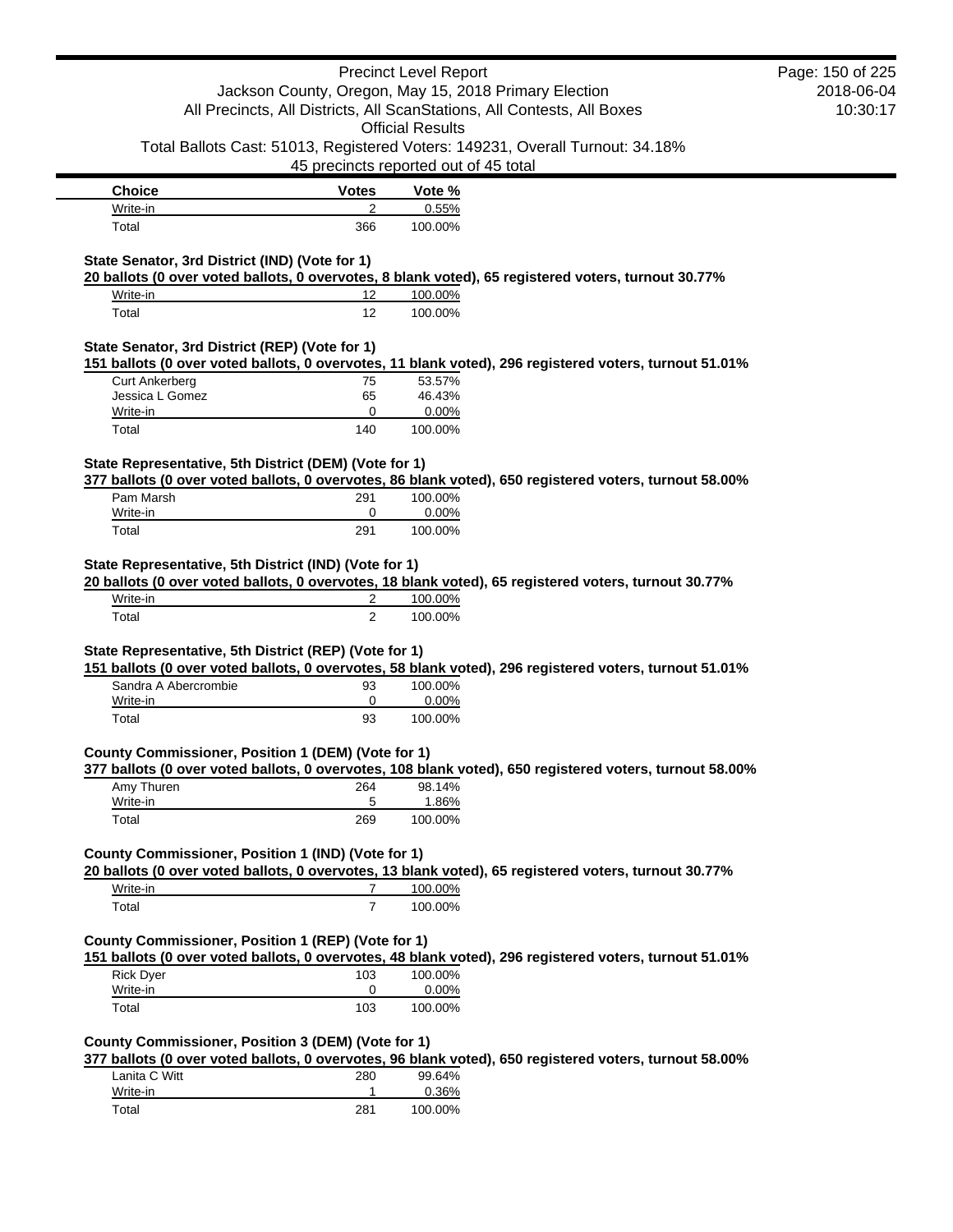| Choice | Votes | Vote % |
|---|---|---|
| Write-in | 2 | 0.55% |
| Total | 366 | 100.00% |

**State Senator, 3rd District (IND) (Vote for 1)**

**20 ballots (0 over voted ballots, 0 overvotes, 8 blank voted), 65 registered voters, turnout 30.77%**

| Choice | Votes | Vote % |
|---|---|---|
| Write-in | 12 | 100.00% |
| Total | 12 | 100.00% |

**State Senator, 3rd District (REP) (Vote for 1)**

**151 ballots (0 over voted ballots, 0 overvotes, 11 blank voted), 296 registered voters, turnout 51.01%**

| Choice | Votes | Vote % |
|---|---|---|
| Curt Ankerberg | 75 | 53.57% |
| Jessica L Gomez | 65 | 46.43% |
| Write-in | 0 | 0.00% |
| Total | 140 | 100.00% |

**State Representative, 5th District (DEM) (Vote for 1)**

**377 ballots (0 over voted ballots, 0 overvotes, 86 blank voted), 650 registered voters, turnout 58.00%**

| Choice | Votes | Vote % |
|---|---|---|
| Pam Marsh | 291 | 100.00% |
| Write-in | 0 | 0.00% |
| Total | 291 | 100.00% |

**State Representative, 5th District (IND) (Vote for 1)**

**20 ballots (0 over voted ballots, 0 overvotes, 18 blank voted), 65 registered voters, turnout 30.77%**

| Choice | Votes | Vote % |
|---|---|---|
| Write-in | 2 | 100.00% |
| Total | 2 | 100.00% |

**State Representative, 5th District (REP) (Vote for 1)**

**151 ballots (0 over voted ballots, 0 overvotes, 58 blank voted), 296 registered voters, turnout 51.01%**

| Choice | Votes | Vote % |
|---|---|---|
| Sandra A Abercrombie | 93 | 100.00% |
| Write-in | 0 | 0.00% |
| Total | 93 | 100.00% |

**County Commissioner, Position 1 (DEM) (Vote for 1)**

**377 ballots (0 over voted ballots, 0 overvotes, 108 blank voted), 650 registered voters, turnout 58.00%**

| Choice | Votes | Vote % |
|---|---|---|
| Amy Thuren | 264 | 98.14% |
| Write-in | 5 | 1.86% |
| Total | 269 | 100.00% |

**County Commissioner, Position 1 (IND) (Vote for 1)**

**20 ballots (0 over voted ballots, 0 overvotes, 13 blank voted), 65 registered voters, turnout 30.77%**

| Choice | Votes | Vote % |
|---|---|---|
| Write-in | 7 | 100.00% |
| Total | 7 | 100.00% |

**County Commissioner, Position 1 (REP) (Vote for 1)**

**151 ballots (0 over voted ballots, 0 overvotes, 48 blank voted), 296 registered voters, turnout 51.01%**

| Choice | Votes | Vote % |
|---|---|---|
| Rick Dyer | 103 | 100.00% |
| Write-in | 0 | 0.00% |
| Total | 103 | 100.00% |

**County Commissioner, Position 3 (DEM) (Vote for 1)**

**377 ballots (0 over voted ballots, 0 overvotes, 96 blank voted), 650 registered voters, turnout 58.00%**

| Choice | Votes | Vote % |
|---|---|---|
| Lanita C Witt | 280 | 99.64% |
| Write-in | 1 | 0.36% |
| Total | 281 | 100.00% |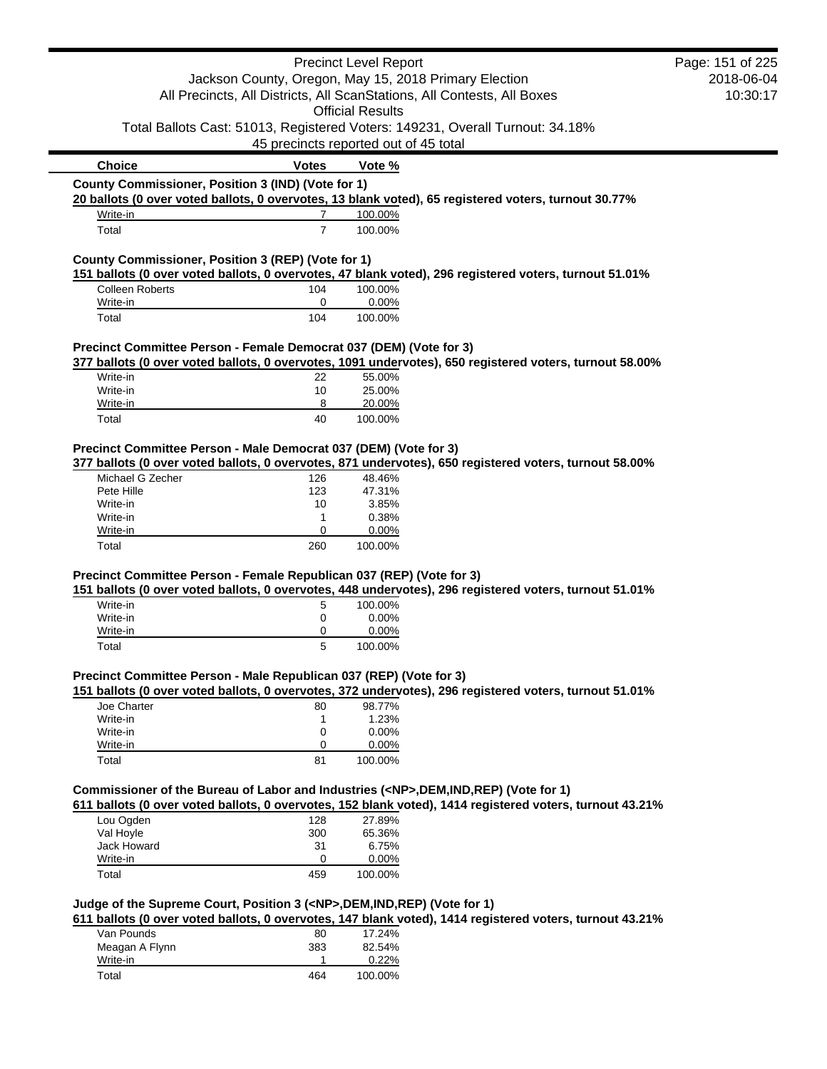| Choice | Votes | Vote % |
|---|---|---|

**County Commissioner, Position 3 (IND) (Vote for 1)**

**20 ballots (0 over voted ballots, 0 overvotes, 13 blank voted), 65 registered voters, turnout 30.77%**

| Choice | Votes | Vote % |
|---|---|---|
| Write-in | 7 | 100.00% |
| Total | 7 | 100.00% |

**County Commissioner, Position 3 (REP) (Vote for 1)**

**151 ballots (0 over voted ballots, 0 overvotes, 47 blank voted), 296 registered voters, turnout 51.01%**

| Choice | Votes | Vote % |
|---|---|---|
| Colleen Roberts | 104 | 100.00% |
| Write-in | 0 | 0.00% |
| Total | 104 | 100.00% |

**Precinct Committee Person - Female Democrat 037 (DEM) (Vote for 3)**

**377 ballots (0 over voted ballots, 0 overvotes, 1091 undervotes), 650 registered voters, turnout 58.00%**

| Choice | Votes | Vote % |
|---|---|---|
| Write-in | 22 | 55.00% |
| Write-in | 10 | 25.00% |
| Write-in | 8 | 20.00% |
| Total | 40 | 100.00% |

**Precinct Committee Person - Male Democrat 037 (DEM) (Vote for 3)**

**377 ballots (0 over voted ballots, 0 overvotes, 871 undervotes), 650 registered voters, turnout 58.00%**

| Choice | Votes | Vote % |
|---|---|---|
| Michael G Zecher | 126 | 48.46% |
| Pete Hille | 123 | 47.31% |
| Write-in | 10 | 3.85% |
| Write-in | 1 | 0.38% |
| Write-in | 0 | 0.00% |
| Total | 260 | 100.00% |

**Precinct Committee Person - Female Republican 037 (REP) (Vote for 3)**

**151 ballots (0 over voted ballots, 0 overvotes, 448 undervotes), 296 registered voters, turnout 51.01%**

| Choice | Votes | Vote % |
|---|---|---|
| Write-in | 5 | 100.00% |
| Write-in | 0 | 0.00% |
| Write-in | 0 | 0.00% |
| Total | 5 | 100.00% |

**Precinct Committee Person - Male Republican 037 (REP) (Vote for 3)**

**151 ballots (0 over voted ballots, 0 overvotes, 372 undervotes), 296 registered voters, turnout 51.01%**

| Choice | Votes | Vote % |
|---|---|---|
| Joe Charter | 80 | 98.77% |
| Write-in | 1 | 1.23% |
| Write-in | 0 | 0.00% |
| Write-in | 0 | 0.00% |
| Total | 81 | 100.00% |

**Commissioner of the Bureau of Labor and Industries (<NP>,DEM,IND,REP) (Vote for 1)**

**611 ballots (0 over voted ballots, 0 overvotes, 152 blank voted), 1414 registered voters, turnout 43.21%**

| Choice | Votes | Vote % |
|---|---|---|
| Lou Ogden | 128 | 27.89% |
| Val Hoyle | 300 | 65.36% |
| Jack Howard | 31 | 6.75% |
| Write-in | 0 | 0.00% |
| Total | 459 | 100.00% |

**Judge of the Supreme Court, Position 3 (<NP>,DEM,IND,REP) (Vote for 1)**

**611 ballots (0 over voted ballots, 0 overvotes, 147 blank voted), 1414 registered voters, turnout 43.21%**

| Choice | Votes | Vote % |
|---|---|---|
| Van Pounds | 80 | 17.24% |
| Meagan A Flynn | 383 | 82.54% |
| Write-in | 1 | 0.22% |
| Total | 464 | 100.00% |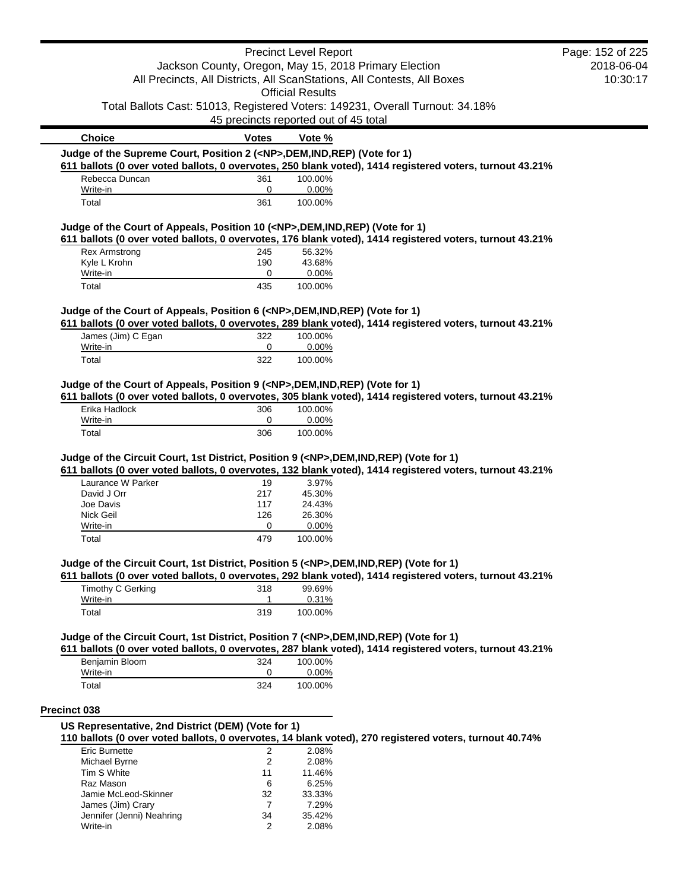| Choice | Votes | Vote % |
|---|---|---|

**Judge of the Supreme Court, Position 2 (<NP>,DEM,IND,REP) (Vote for 1)**

**611 ballots (0 over voted ballots, 0 overvotes, 250 blank voted), 1414 registered voters, turnout 43.21%**

| Choice | Votes | Vote % |
|---|---|---|
| Rebecca Duncan | 361 | 100.00% |
| Write-in | 0 | 0.00% |
| Total | 361 | 100.00% |

**Judge of the Court of Appeals, Position 10 (<NP>,DEM,IND,REP) (Vote for 1)**

**611 ballots (0 over voted ballots, 0 overvotes, 176 blank voted), 1414 registered voters, turnout 43.21%**

| Choice | Votes | Vote % |
|---|---|---|
| Rex Armstrong | 245 | 56.32% |
| Kyle L Krohn | 190 | 43.68% |
| Write-in | 0 | 0.00% |
| Total | 435 | 100.00% |

**Judge of the Court of Appeals, Position 6 (<NP>,DEM,IND,REP) (Vote for 1)**

**611 ballots (0 over voted ballots, 0 overvotes, 289 blank voted), 1414 registered voters, turnout 43.21%**

| Choice | Votes | Vote % |
|---|---|---|
| James (Jim) C Egan | 322 | 100.00% |
| Write-in | 0 | 0.00% |
| Total | 322 | 100.00% |

**Judge of the Court of Appeals, Position 9 (<NP>,DEM,IND,REP) (Vote for 1)**

**611 ballots (0 over voted ballots, 0 overvotes, 305 blank voted), 1414 registered voters, turnout 43.21%**

| Choice | Votes | Vote % |
|---|---|---|
| Erika Hadlock | 306 | 100.00% |
| Write-in | 0 | 0.00% |
| Total | 306 | 100.00% |

**Judge of the Circuit Court, 1st District, Position 9 (<NP>,DEM,IND,REP) (Vote for 1)**

**611 ballots (0 over voted ballots, 0 overvotes, 132 blank voted), 1414 registered voters, turnout 43.21%**

| Choice | Votes | Vote % |
|---|---|---|
| Laurance W Parker | 19 | 3.97% |
| David J Orr | 217 | 45.30% |
| Joe Davis | 117 | 24.43% |
| Nick Geil | 126 | 26.30% |
| Write-in | 0 | 0.00% |
| Total | 479 | 100.00% |

**Judge of the Circuit Court, 1st District, Position 5 (<NP>,DEM,IND,REP) (Vote for 1)**

**611 ballots (0 over voted ballots, 0 overvotes, 292 blank voted), 1414 registered voters, turnout 43.21%**

| Choice | Votes | Vote % |
|---|---|---|
| Timothy C Gerking | 318 | 99.69% |
| Write-in | 1 | 0.31% |
| Total | 319 | 100.00% |

**Judge of the Circuit Court, 1st District, Position 7 (<NP>,DEM,IND,REP) (Vote for 1)**

**611 ballots (0 over voted ballots, 0 overvotes, 287 blank voted), 1414 registered voters, turnout 43.21%**

| Choice | Votes | Vote % |
|---|---|---|
| Benjamin Bloom | 324 | 100.00% |
| Write-in | 0 | 0.00% |
| Total | 324 | 100.00% |

## Precinct 038

**US Representative, 2nd District (DEM) (Vote for 1)**

**110 ballots (0 over voted ballots, 0 overvotes, 14 blank voted), 270 registered voters, turnout 40.74%**

| Choice | Votes | Vote % |
|---|---|---|
| Eric Burnette | 2 | 2.08% |
| Michael Byrne | 2 | 2.08% |
| Tim S White | 11 | 11.46% |
| Raz Mason | 6 | 6.25% |
| Jamie McLeod-Skinner | 32 | 33.33% |
| James (Jim) Crary | 7 | 7.29% |
| Jennifer (Jenni) Neahring | 34 | 35.42% |
| Write-in | 2 | 2.08% |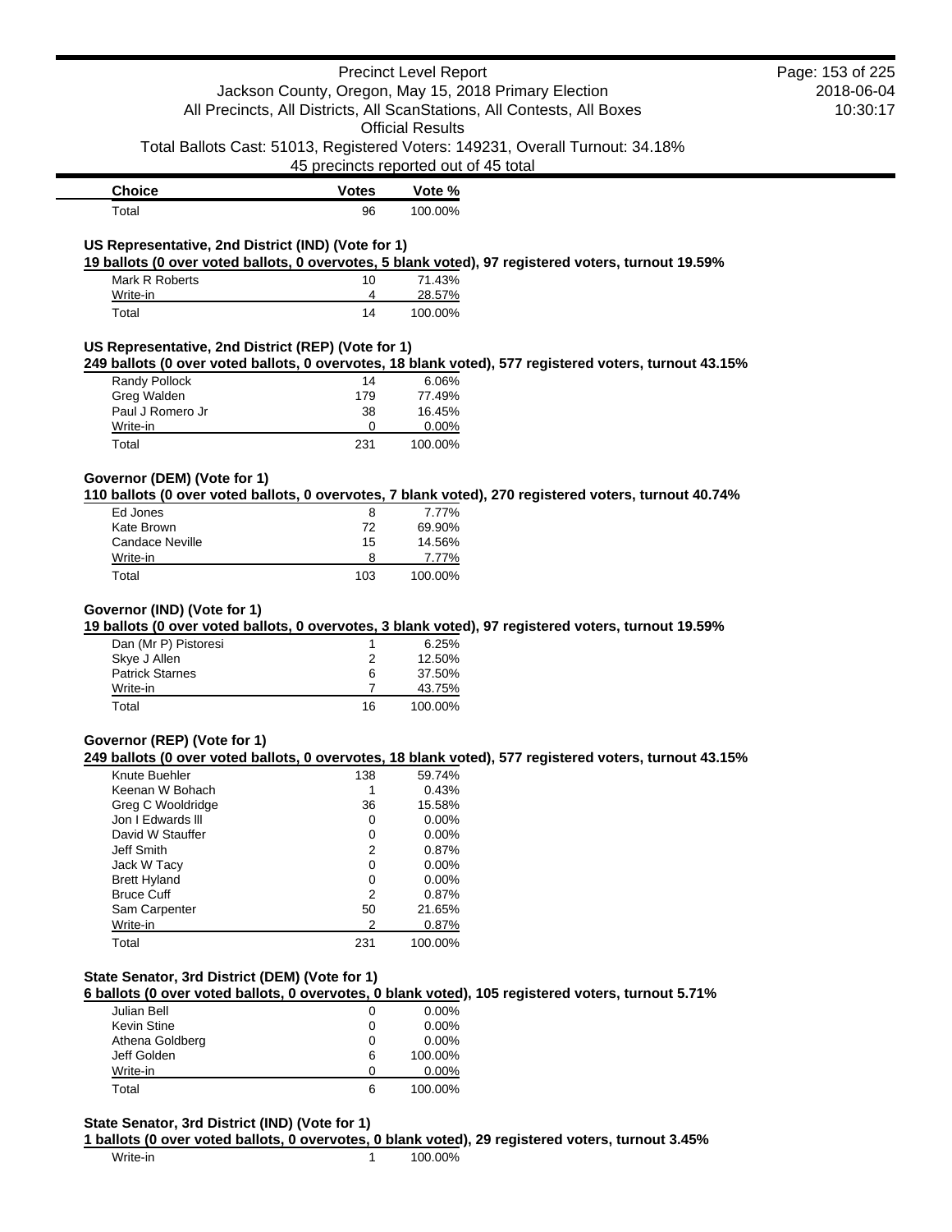| Choice | Votes | Vote % |
|---|---|---|
| Total | 96 | 100.00% |

### US Representative, 2nd District (IND) (Vote for 1)

**19 ballots (0 over voted ballots, 0 overvotes, 5 blank voted), 97 registered voters, turnout 19.59%**

| Choice | Votes | Vote % |
|---|---|---|
| Mark R Roberts | 10 | 71.43% |
| Write-in | 4 | 28.57% |
| Total | 14 | 100.00% |

### US Representative, 2nd District (REP) (Vote for 1)

**249 ballots (0 over voted ballots, 0 overvotes, 18 blank voted), 577 registered voters, turnout 43.15%**

| Choice | Votes | Vote % |
|---|---|---|
| Randy Pollock | 14 | 6.06% |
| Greg Walden | 179 | 77.49% |
| Paul J Romero Jr | 38 | 16.45% |
| Write-in | 0 | 0.00% |
| Total | 231 | 100.00% |

### Governor (DEM) (Vote for 1)

**110 ballots (0 over voted ballots, 0 overvotes, 7 blank voted), 270 registered voters, turnout 40.74%**

| Choice | Votes | Vote % |
|---|---|---|
| Ed Jones | 8 | 7.77% |
| Kate Brown | 72 | 69.90% |
| Candace Neville | 15 | 14.56% |
| Write-in | 8 | 7.77% |
| Total | 103 | 100.00% |

### Governor (IND) (Vote for 1)

**19 ballots (0 over voted ballots, 0 overvotes, 3 blank voted), 97 registered voters, turnout 19.59%**

| Choice | Votes | Vote % |
|---|---|---|
| Dan (Mr P) Pistoresi | 1 | 6.25% |
| Skye J Allen | 2 | 12.50% |
| Patrick Starnes | 6 | 37.50% |
| Write-in | 7 | 43.75% |
| Total | 16 | 100.00% |

### Governor (REP) (Vote for 1)

**249 ballots (0 over voted ballots, 0 overvotes, 18 blank voted), 577 registered voters, turnout 43.15%**

| Choice | Votes | Vote % |
|---|---|---|
| Knute Buehler | 138 | 59.74% |
| Keenan W Bohach | 1 | 0.43% |
| Greg C Wooldridge | 36 | 15.58% |
| Jon I Edwards lll | 0 | 0.00% |
| David W Stauffer | 0 | 0.00% |
| Jeff Smith | 2 | 0.87% |
| Jack W Tacy | 0 | 0.00% |
| Brett Hyland | 0 | 0.00% |
| Bruce Cuff | 2 | 0.87% |
| Sam Carpenter | 50 | 21.65% |
| Write-in | 2 | 0.87% |
| Total | 231 | 100.00% |

### State Senator, 3rd District (DEM) (Vote for 1)

**6 ballots (0 over voted ballots, 0 overvotes, 0 blank voted), 105 registered voters, turnout 5.71%**

| Choice | Votes | Vote % |
|---|---|---|
| Julian Bell | 0 | 0.00% |
| Kevin Stine | 0 | 0.00% |
| Athena Goldberg | 0 | 0.00% |
| Jeff Golden | 6 | 100.00% |
| Write-in | 0 | 0.00% |
| Total | 6 | 100.00% |

### State Senator, 3rd District (IND) (Vote for 1)

**1 ballots (0 over voted ballots, 0 overvotes, 0 blank voted), 29 registered voters, turnout 3.45%**

| Choice | Votes | Vote % |
|---|---|---|
| Write-in | 1 | 100.00% |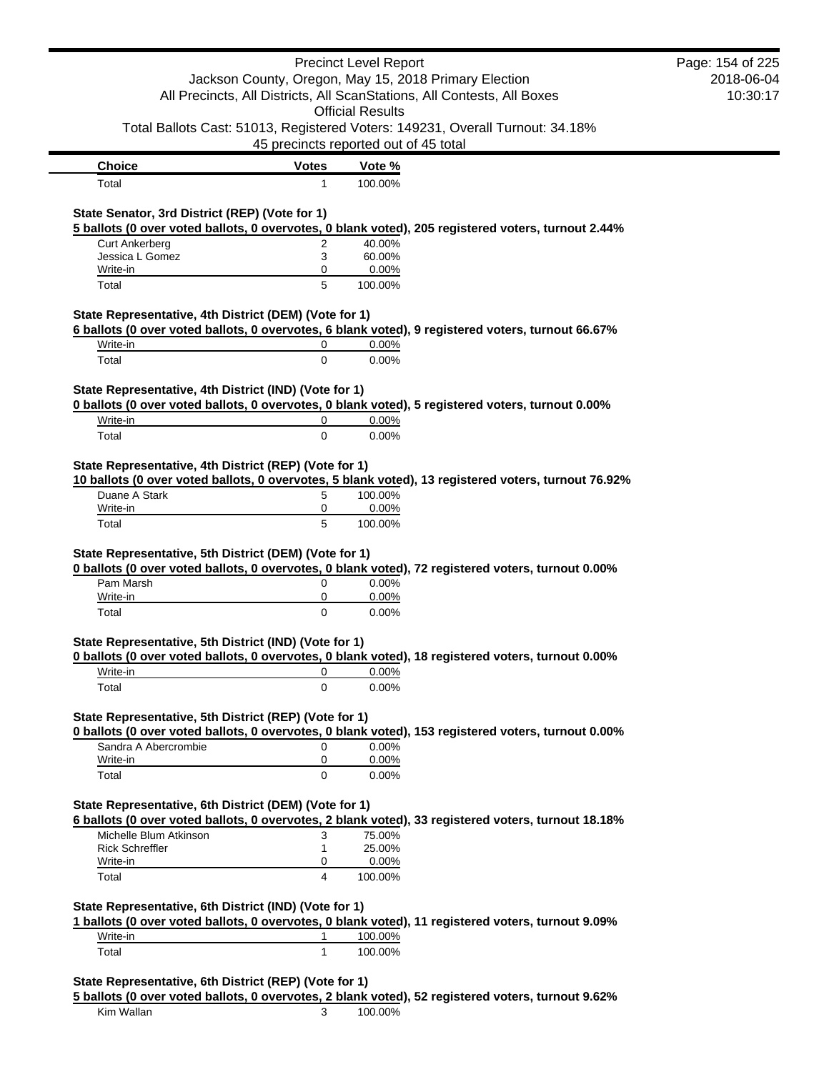| Choice | Votes | Vote % |
| --- | --- | --- |
| Total | 1 | 100.00% |

**State Senator, 3rd District (REP) (Vote for 1)**

**5 ballots (0 over voted ballots, 0 overvotes, 0 blank voted), 205 registered voters, turnout 2.44%**

| Choice | Votes | Vote % |
| --- | --- | --- |
| Curt Ankerberg | 2 | 40.00% |
| Jessica L Gomez | 3 | 60.00% |
| Write-in | 0 | 0.00% |
| Total | 5 | 100.00% |

**State Representative, 4th District (DEM) (Vote for 1)**

**6 ballots (0 over voted ballots, 0 overvotes, 6 blank voted), 9 registered voters, turnout 66.67%**

| Choice | Votes | Vote % |
| --- | --- | --- |
| Write-in | 0 | 0.00% |
| Total | 0 | 0.00% |

**State Representative, 4th District (IND) (Vote for 1)**

**0 ballots (0 over voted ballots, 0 overvotes, 0 blank voted), 5 registered voters, turnout 0.00%**

| Choice | Votes | Vote % |
| --- | --- | --- |
| Write-in | 0 | 0.00% |
| Total | 0 | 0.00% |

**State Representative, 4th District (REP) (Vote for 1)**

**10 ballots (0 over voted ballots, 0 overvotes, 5 blank voted), 13 registered voters, turnout 76.92%**

| Choice | Votes | Vote % |
| --- | --- | --- |
| Duane A Stark | 5 | 100.00% |
| Write-in | 0 | 0.00% |
| Total | 5 | 100.00% |

**State Representative, 5th District (DEM) (Vote for 1)**

**0 ballots (0 over voted ballots, 0 overvotes, 0 blank voted), 72 registered voters, turnout 0.00%**

| Choice | Votes | Vote % |
| --- | --- | --- |
| Pam Marsh | 0 | 0.00% |
| Write-in | 0 | 0.00% |
| Total | 0 | 0.00% |

**State Representative, 5th District (IND) (Vote for 1)**

**0 ballots (0 over voted ballots, 0 overvotes, 0 blank voted), 18 registered voters, turnout 0.00%**

| Choice | Votes | Vote % |
| --- | --- | --- |
| Write-in | 0 | 0.00% |
| Total | 0 | 0.00% |

**State Representative, 5th District (REP) (Vote for 1)**

**0 ballots (0 over voted ballots, 0 overvotes, 0 blank voted), 153 registered voters, turnout 0.00%**

| Choice | Votes | Vote % |
| --- | --- | --- |
| Sandra A Abercrombie | 0 | 0.00% |
| Write-in | 0 | 0.00% |
| Total | 0 | 0.00% |

**State Representative, 6th District (DEM) (Vote for 1)**

**6 ballots (0 over voted ballots, 0 overvotes, 2 blank voted), 33 registered voters, turnout 18.18%**

| Choice | Votes | Vote % |
| --- | --- | --- |
| Michelle Blum Atkinson | 3 | 75.00% |
| Rick Schreffler | 1 | 25.00% |
| Write-in | 0 | 0.00% |
| Total | 4 | 100.00% |

**State Representative, 6th District (IND) (Vote for 1)**

**1 ballots (0 over voted ballots, 0 overvotes, 0 blank voted), 11 registered voters, turnout 9.09%**

| Choice | Votes | Vote % |
| --- | --- | --- |
| Write-in | 1 | 100.00% |
| Total | 1 | 100.00% |

**State Representative, 6th District (REP) (Vote for 1)**

**5 ballots (0 over voted ballots, 0 overvotes, 2 blank voted), 52 registered voters, turnout 9.62%**

| Choice | Votes | Vote % |
| --- | --- | --- |
| Kim Wallan | 3 | 100.00% |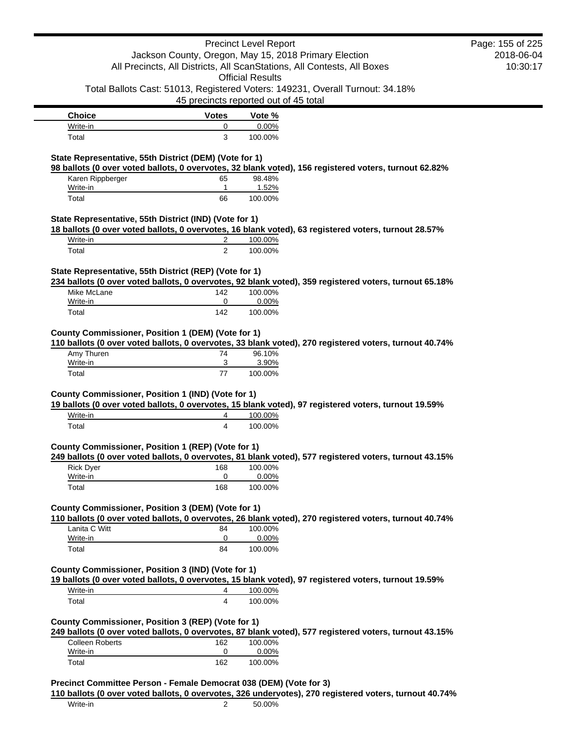| Choice | Votes | Vote % |
| --- | --- | --- |
| Write-in | 0 | 0.00% |
| Total | 3 | 100.00% |

**State Representative, 55th District (DEM) (Vote for 1)**

**98 ballots (0 over voted ballots, 0 overvotes, 32 blank voted), 156 registered voters, turnout 62.82%**

| Choice | Votes | Vote % |
| --- | --- | --- |
| Karen Rippberger | 65 | 98.48% |
| Write-in | 1 | 1.52% |
| Total | 66 | 100.00% |

**State Representative, 55th District (IND) (Vote for 1)**

**18 ballots (0 over voted ballots, 0 overvotes, 16 blank voted), 63 registered voters, turnout 28.57%**

| Choice | Votes | Vote % |
| --- | --- | --- |
| Write-in | 2 | 100.00% |
| Total | 2 | 100.00% |

**State Representative, 55th District (REP) (Vote for 1)**

**234 ballots (0 over voted ballots, 0 overvotes, 92 blank voted), 359 registered voters, turnout 65.18%**

| Choice | Votes | Vote % |
| --- | --- | --- |
| Mike McLane | 142 | 100.00% |
| Write-in | 0 | 0.00% |
| Total | 142 | 100.00% |

**County Commissioner, Position 1 (DEM) (Vote for 1)**

**110 ballots (0 over voted ballots, 0 overvotes, 33 blank voted), 270 registered voters, turnout 40.74%**

| Choice | Votes | Vote % |
| --- | --- | --- |
| Amy Thuren | 74 | 96.10% |
| Write-in | 3 | 3.90% |
| Total | 77 | 100.00% |

**County Commissioner, Position 1 (IND) (Vote for 1)**

**19 ballots (0 over voted ballots, 0 overvotes, 15 blank voted), 97 registered voters, turnout 19.59%**

| Choice | Votes | Vote % |
| --- | --- | --- |
| Write-in | 4 | 100.00% |
| Total | 4 | 100.00% |

**County Commissioner, Position 1 (REP) (Vote for 1)**

**249 ballots (0 over voted ballots, 0 overvotes, 81 blank voted), 577 registered voters, turnout 43.15%**

| Choice | Votes | Vote % |
| --- | --- | --- |
| Rick Dyer | 168 | 100.00% |
| Write-in | 0 | 0.00% |
| Total | 168 | 100.00% |

**County Commissioner, Position 3 (DEM) (Vote for 1)**

**110 ballots (0 over voted ballots, 0 overvotes, 26 blank voted), 270 registered voters, turnout 40.74%**

| Choice | Votes | Vote % |
| --- | --- | --- |
| Lanita C Witt | 84 | 100.00% |
| Write-in | 0 | 0.00% |
| Total | 84 | 100.00% |

**County Commissioner, Position 3 (IND) (Vote for 1)**

**19 ballots (0 over voted ballots, 0 overvotes, 15 blank voted), 97 registered voters, turnout 19.59%**

| Choice | Votes | Vote % |
| --- | --- | --- |
| Write-in | 4 | 100.00% |
| Total | 4 | 100.00% |

**County Commissioner, Position 3 (REP) (Vote for 1)**

**249 ballots (0 over voted ballots, 0 overvotes, 87 blank voted), 577 registered voters, turnout 43.15%**

| Choice | Votes | Vote % |
| --- | --- | --- |
| Colleen Roberts | 162 | 100.00% |
| Write-in | 0 | 0.00% |
| Total | 162 | 100.00% |

**Precinct Committee Person - Female Democrat 038 (DEM) (Vote for 3)**

**110 ballots (0 over voted ballots, 0 overvotes, 326 undervotes), 270 registered voters, turnout 40.74%**

| Choice | Votes | Vote % |
| --- | --- | --- |
| Write-in | 2 | 50.00% |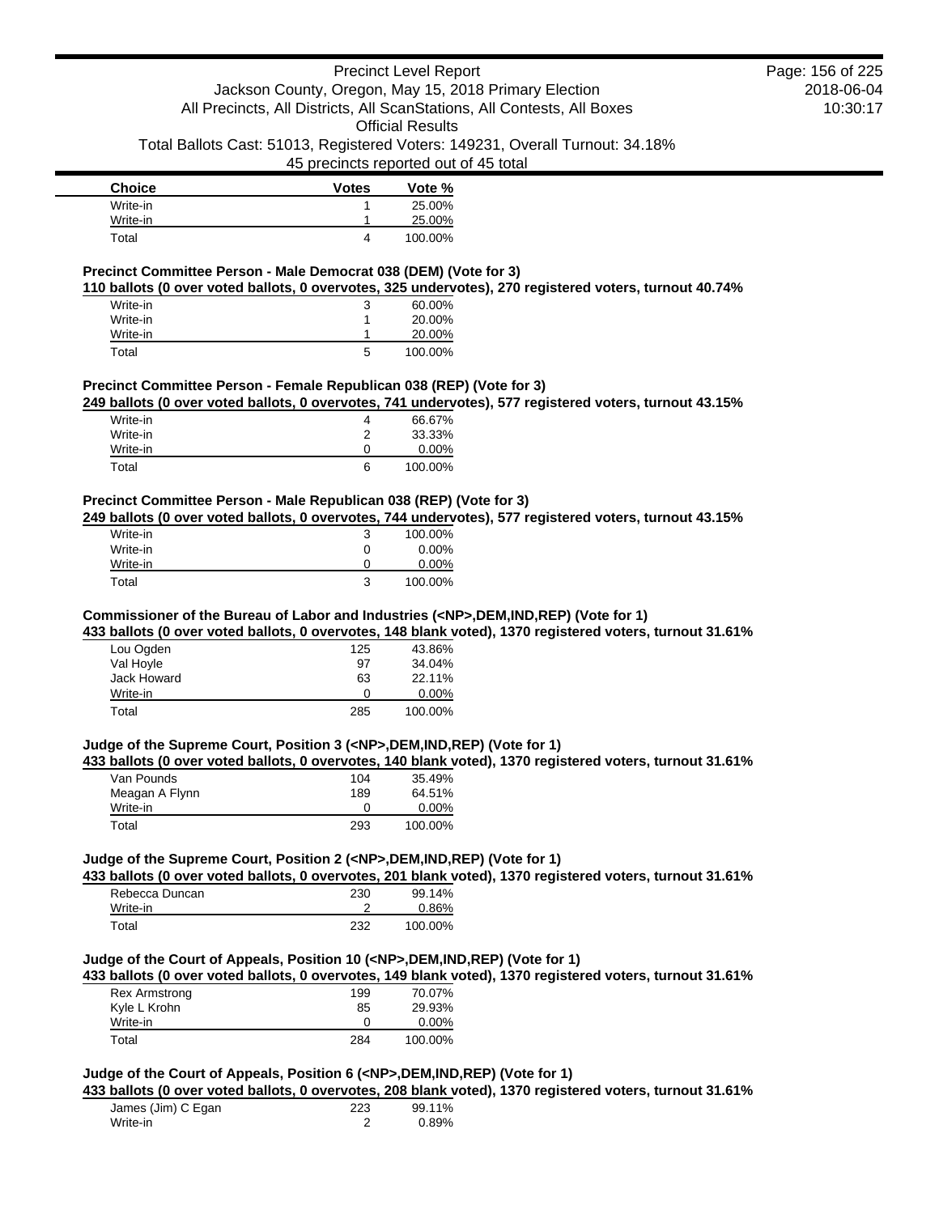| Choice | Votes | Vote % |
|---|---|---|
| Write-in | 1 | 25.00% |
| Write-in | 1 | 25.00% |
| Total | 4 | 100.00% |

**Precinct Committee Person - Male Democrat 038 (DEM) (Vote for 3)**

**110 ballots (0 over voted ballots, 0 overvotes, 325 undervotes), 270 registered voters, turnout 40.74%**

| Choice | Votes | Vote % |
|---|---|---|
| Write-in | 3 | 60.00% |
| Write-in | 1 | 20.00% |
| Write-in | 1 | 20.00% |
| Total | 5 | 100.00% |

**Precinct Committee Person - Female Republican 038 (REP) (Vote for 3)**

**249 ballots (0 over voted ballots, 0 overvotes, 741 undervotes), 577 registered voters, turnout 43.15%**

| Choice | Votes | Vote % |
|---|---|---|
| Write-in | 4 | 66.67% |
| Write-in | 2 | 33.33% |
| Write-in | 0 | 0.00% |
| Total | 6 | 100.00% |

**Precinct Committee Person - Male Republican 038 (REP) (Vote for 3)**

**249 ballots (0 over voted ballots, 0 overvotes, 744 undervotes), 577 registered voters, turnout 43.15%**

| Choice | Votes | Vote % |
|---|---|---|
| Write-in | 3 | 100.00% |
| Write-in | 0 | 0.00% |
| Write-in | 0 | 0.00% |
| Total | 3 | 100.00% |

**Commissioner of the Bureau of Labor and Industries (<NP>,DEM,IND,REP) (Vote for 1)**

**433 ballots (0 over voted ballots, 0 overvotes, 148 blank voted), 1370 registered voters, turnout 31.61%**

| Choice | Votes | Vote % |
|---|---|---|
| Lou Ogden | 125 | 43.86% |
| Val Hoyle | 97 | 34.04% |
| Jack Howard | 63 | 22.11% |
| Write-in | 0 | 0.00% |
| Total | 285 | 100.00% |

**Judge of the Supreme Court, Position 3 (<NP>,DEM,IND,REP) (Vote for 1)**

**433 ballots (0 over voted ballots, 0 overvotes, 140 blank voted), 1370 registered voters, turnout 31.61%**

| Choice | Votes | Vote % |
|---|---|---|
| Van Pounds | 104 | 35.49% |
| Meagan A Flynn | 189 | 64.51% |
| Write-in | 0 | 0.00% |
| Total | 293 | 100.00% |

**Judge of the Supreme Court, Position 2 (<NP>,DEM,IND,REP) (Vote for 1)**

**433 ballots (0 over voted ballots, 0 overvotes, 201 blank voted), 1370 registered voters, turnout 31.61%**

| Choice | Votes | Vote % |
|---|---|---|
| Rebecca Duncan | 230 | 99.14% |
| Write-in | 2 | 0.86% |
| Total | 232 | 100.00% |

**Judge of the Court of Appeals, Position 10 (<NP>,DEM,IND,REP) (Vote for 1)**

**433 ballots (0 over voted ballots, 0 overvotes, 149 blank voted), 1370 registered voters, turnout 31.61%**

| Choice | Votes | Vote % |
|---|---|---|
| Rex Armstrong | 199 | 70.07% |
| Kyle L Krohn | 85 | 29.93% |
| Write-in | 0 | 0.00% |
| Total | 284 | 100.00% |

**Judge of the Court of Appeals, Position 6 (<NP>,DEM,IND,REP) (Vote for 1)**

**433 ballots (0 over voted ballots, 0 overvotes, 208 blank voted), 1370 registered voters, turnout 31.61%**

| Choice | Votes | Vote % |
|---|---|---|
| James (Jim) C Egan | 223 | 99.11% |
| Write-in | 2 | 0.89% |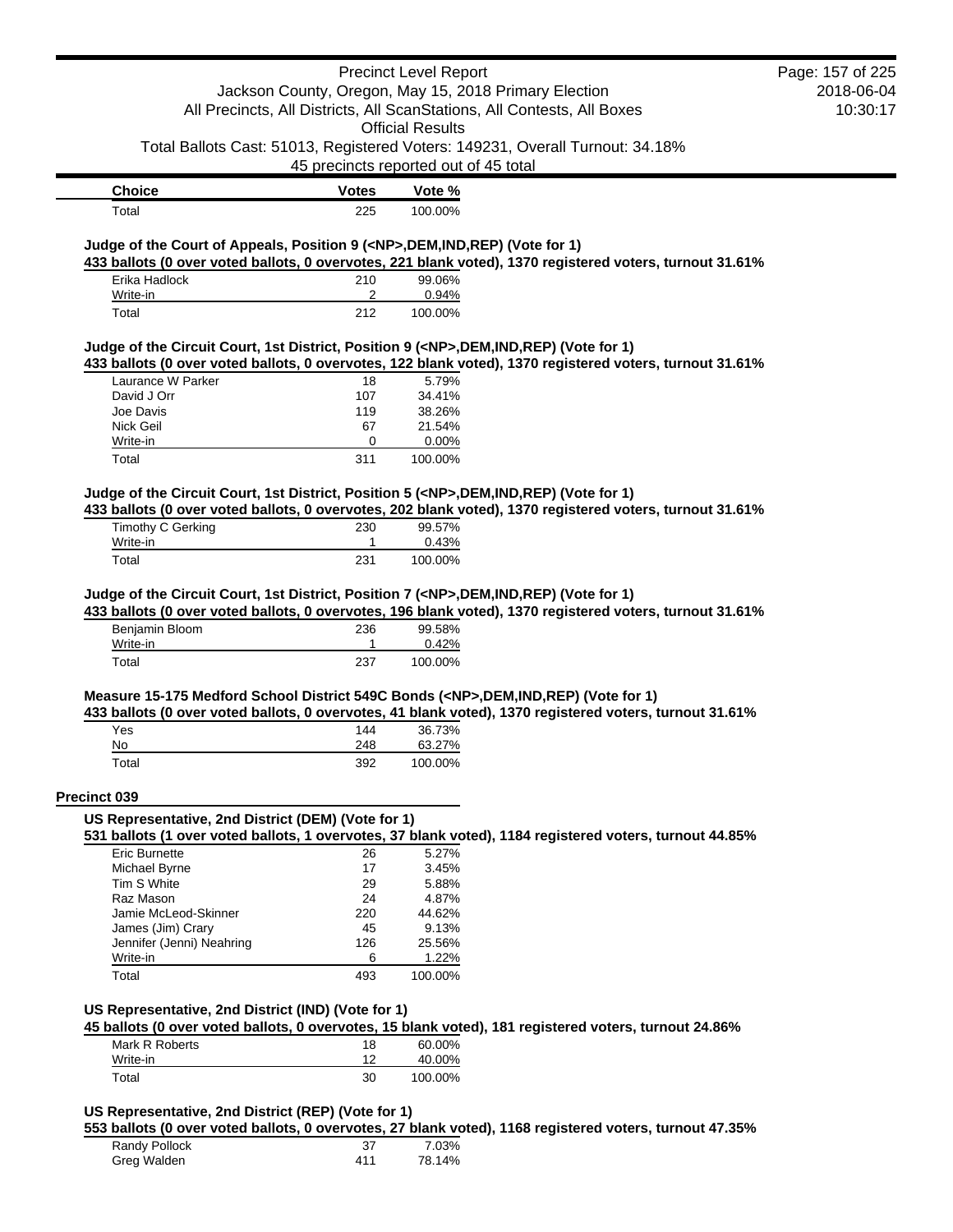| Choice | Votes | Vote % |
| --- | --- | --- |
| Total | 225 | 100.00% |

### Judge of the Court of Appeals, Position 9 (<NP>,DEM,IND,REP) (Vote for 1)

**433 ballots (0 over voted ballots, 0 overvotes, 221 blank voted), 1370 registered voters, turnout 31.61%**

| Choice | Votes | Vote % |
| --- | --- | --- |
| Erika Hadlock | 210 | 99.06% |
| Write-in | 2 | 0.94% |
| Total | 212 | 100.00% |

### Judge of the Circuit Court, 1st District, Position 9 (<NP>,DEM,IND,REP) (Vote for 1)

**433 ballots (0 over voted ballots, 0 overvotes, 122 blank voted), 1370 registered voters, turnout 31.61%**

| Choice | Votes | Vote % |
| --- | --- | --- |
| Laurance W Parker | 18 | 5.79% |
| David J Orr | 107 | 34.41% |
| Joe Davis | 119 | 38.26% |
| Nick Geil | 67 | 21.54% |
| Write-in | 0 | 0.00% |
| Total | 311 | 100.00% |

### Judge of the Circuit Court, 1st District, Position 5 (<NP>,DEM,IND,REP) (Vote for 1)

**433 ballots (0 over voted ballots, 0 overvotes, 202 blank voted), 1370 registered voters, turnout 31.61%**

| Choice | Votes | Vote % |
| --- | --- | --- |
| Timothy C Gerking | 230 | 99.57% |
| Write-in | 1 | 0.43% |
| Total | 231 | 100.00% |

### Judge of the Circuit Court, 1st District, Position 7 (<NP>,DEM,IND,REP) (Vote for 1)

**433 ballots (0 over voted ballots, 0 overvotes, 196 blank voted), 1370 registered voters, turnout 31.61%**

| Choice | Votes | Vote % |
| --- | --- | --- |
| Benjamin Bloom | 236 | 99.58% |
| Write-in | 1 | 0.42% |
| Total | 237 | 100.00% |

### Measure 15-175 Medford School District 549C Bonds (<NP>,DEM,IND,REP) (Vote for 1)

**433 ballots (0 over voted ballots, 0 overvotes, 41 blank voted), 1370 registered voters, turnout 31.61%**

| Choice | Votes | Vote % |
| --- | --- | --- |
| Yes | 144 | 36.73% |
| No | 248 | 63.27% |
| Total | 392 | 100.00% |

## Precinct 039

### US Representative, 2nd District (DEM) (Vote for 1)

**531 ballots (1 over voted ballots, 1 overvotes, 37 blank voted), 1184 registered voters, turnout 44.85%**

| Choice | Votes | Vote % |
| --- | --- | --- |
| Eric Burnette | 26 | 5.27% |
| Michael Byrne | 17 | 3.45% |
| Tim S White | 29 | 5.88% |
| Raz Mason | 24 | 4.87% |
| Jamie McLeod-Skinner | 220 | 44.62% |
| James (Jim) Crary | 45 | 9.13% |
| Jennifer (Jenni) Neahring | 126 | 25.56% |
| Write-in | 6 | 1.22% |
| Total | 493 | 100.00% |

### US Representative, 2nd District (IND) (Vote for 1)

**45 ballots (0 over voted ballots, 0 overvotes, 15 blank voted), 181 registered voters, turnout 24.86%**

| Choice | Votes | Vote % |
| --- | --- | --- |
| Mark R Roberts | 18 | 60.00% |
| Write-in | 12 | 40.00% |
| Total | 30 | 100.00% |

### US Representative, 2nd District (REP) (Vote for 1)

**553 ballots (0 over voted ballots, 0 overvotes, 27 blank voted), 1168 registered voters, turnout 47.35%**

| Choice | Votes | Vote % |
| --- | --- | --- |
| Randy Pollock | 37 | 7.03% |
| Greg Walden | 411 | 78.14% |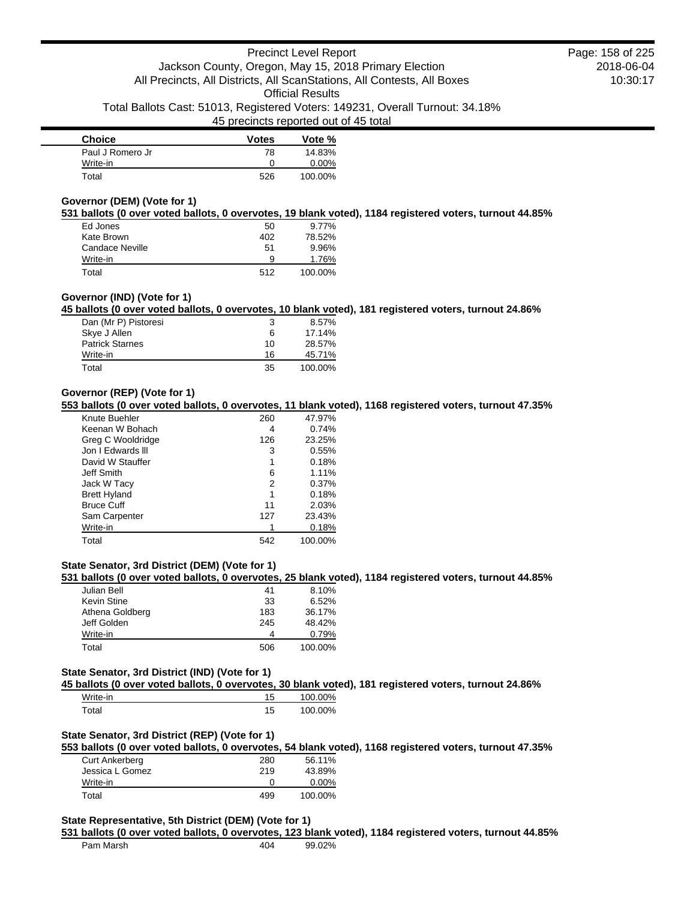| Choice | Votes | Vote % |
| --- | --- | --- |
| Paul J Romero Jr | 78 | 14.83% |
| Write-in | 0 | 0.00% |
| Total | 526 | 100.00% |

### Governor (DEM) (Vote for 1)

**531 ballots (0 over voted ballots, 0 overvotes, 19 blank voted), 1184 registered voters, turnout 44.85%**

| Choice | Votes | Vote % |
| --- | --- | --- |
| Ed Jones | 50 | 9.77% |
| Kate Brown | 402 | 78.52% |
| Candace Neville | 51 | 9.96% |
| Write-in | 9 | 1.76% |
| Total | 512 | 100.00% |

### Governor (IND) (Vote for 1)

**45 ballots (0 over voted ballots, 0 overvotes, 10 blank voted), 181 registered voters, turnout 24.86%**

| Choice | Votes | Vote % |
| --- | --- | --- |
| Dan (Mr P) Pistoresi | 3 | 8.57% |
| Skye J Allen | 6 | 17.14% |
| Patrick Starnes | 10 | 28.57% |
| Write-in | 16 | 45.71% |
| Total | 35 | 100.00% |

### Governor (REP) (Vote for 1)

**553 ballots (0 over voted ballots, 0 overvotes, 11 blank voted), 1168 registered voters, turnout 47.35%**

| Choice | Votes | Vote % |
| --- | --- | --- |
| Knute Buehler | 260 | 47.97% |
| Keenan W Bohach | 4 | 0.74% |
| Greg C Wooldridge | 126 | 23.25% |
| Jon I Edwards lll | 3 | 0.55% |
| David W Stauffer | 1 | 0.18% |
| Jeff Smith | 6 | 1.11% |
| Jack W Tacy | 2 | 0.37% |
| Brett Hyland | 1 | 0.18% |
| Bruce Cuff | 11 | 2.03% |
| Sam Carpenter | 127 | 23.43% |
| Write-in | 1 | 0.18% |
| Total | 542 | 100.00% |

### State Senator, 3rd District (DEM) (Vote for 1)

**531 ballots (0 over voted ballots, 0 overvotes, 25 blank voted), 1184 registered voters, turnout 44.85%**

| Choice | Votes | Vote % |
| --- | --- | --- |
| Julian Bell | 41 | 8.10% |
| Kevin Stine | 33 | 6.52% |
| Athena Goldberg | 183 | 36.17% |
| Jeff Golden | 245 | 48.42% |
| Write-in | 4 | 0.79% |
| Total | 506 | 100.00% |

### State Senator, 3rd District (IND) (Vote for 1)

**45 ballots (0 over voted ballots, 0 overvotes, 30 blank voted), 181 registered voters, turnout 24.86%**

| Choice | Votes | Vote % |
| --- | --- | --- |
| Write-in | 15 | 100.00% |
| Total | 15 | 100.00% |

### State Senator, 3rd District (REP) (Vote for 1)

**553 ballots (0 over voted ballots, 0 overvotes, 54 blank voted), 1168 registered voters, turnout 47.35%**

| Choice | Votes | Vote % |
| --- | --- | --- |
| Curt Ankerberg | 280 | 56.11% |
| Jessica L Gomez | 219 | 43.89% |
| Write-in | 0 | 0.00% |
| Total | 499 | 100.00% |

### State Representative, 5th District (DEM) (Vote for 1)

**531 ballots (0 over voted ballots, 0 overvotes, 123 blank voted), 1184 registered voters, turnout 44.85%**

| Choice | Votes | Vote % |
| --- | --- | --- |
| Pam Marsh | 404 | 99.02% |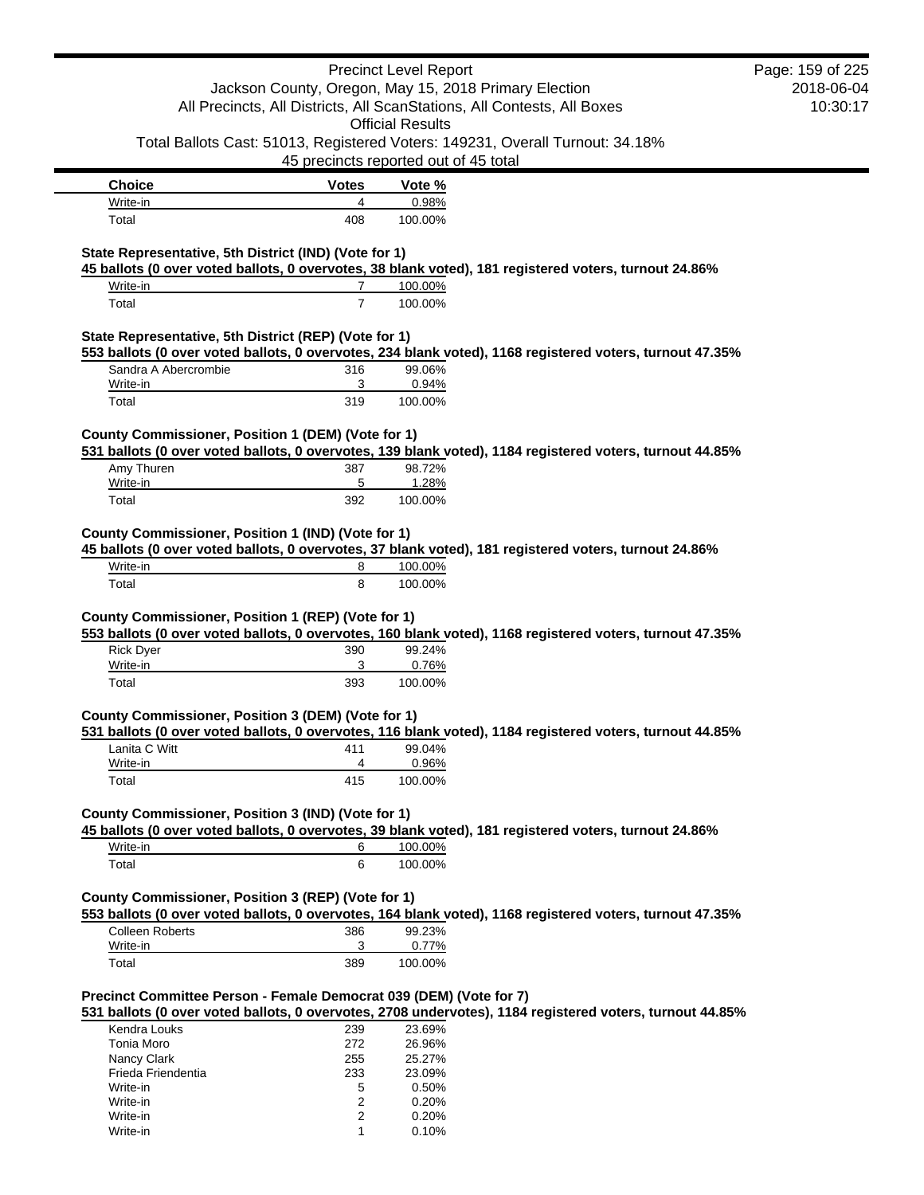| Choice | Votes | Vote % |
| --- | --- | --- |
| Write-in | 4 | 0.98% |
| Total | 408 | 100.00% |

**State Representative, 5th District (IND) (Vote for 1)**

**45 ballots (0 over voted ballots, 0 overvotes, 38 blank voted), 181 registered voters, turnout 24.86%**

| Choice | Votes | Vote % |
| --- | --- | --- |
| Write-in | 7 | 100.00% |
| Total | 7 | 100.00% |

**State Representative, 5th District (REP) (Vote for 1)**

**553 ballots (0 over voted ballots, 0 overvotes, 234 blank voted), 1168 registered voters, turnout 47.35%**

| Choice | Votes | Vote % |
| --- | --- | --- |
| Sandra A Abercrombie | 316 | 99.06% |
| Write-in | 3 | 0.94% |
| Total | 319 | 100.00% |

**County Commissioner, Position 1 (DEM) (Vote for 1)**

**531 ballots (0 over voted ballots, 0 overvotes, 139 blank voted), 1184 registered voters, turnout 44.85%**

| Choice | Votes | Vote % |
| --- | --- | --- |
| Amy Thuren | 387 | 98.72% |
| Write-in | 5 | 1.28% |
| Total | 392 | 100.00% |

**County Commissioner, Position 1 (IND) (Vote for 1)**

**45 ballots (0 over voted ballots, 0 overvotes, 37 blank voted), 181 registered voters, turnout 24.86%**

| Choice | Votes | Vote % |
| --- | --- | --- |
| Write-in | 8 | 100.00% |
| Total | 8 | 100.00% |

**County Commissioner, Position 1 (REP) (Vote for 1)**

**553 ballots (0 over voted ballots, 0 overvotes, 160 blank voted), 1168 registered voters, turnout 47.35%**

| Choice | Votes | Vote % |
| --- | --- | --- |
| Rick Dyer | 390 | 99.24% |
| Write-in | 3 | 0.76% |
| Total | 393 | 100.00% |

**County Commissioner, Position 3 (DEM) (Vote for 1)**

**531 ballots (0 over voted ballots, 0 overvotes, 116 blank voted), 1184 registered voters, turnout 44.85%**

| Choice | Votes | Vote % |
| --- | --- | --- |
| Lanita C Witt | 411 | 99.04% |
| Write-in | 4 | 0.96% |
| Total | 415 | 100.00% |

**County Commissioner, Position 3 (IND) (Vote for 1)**

**45 ballots (0 over voted ballots, 0 overvotes, 39 blank voted), 181 registered voters, turnout 24.86%**

| Choice | Votes | Vote % |
| --- | --- | --- |
| Write-in | 6 | 100.00% |
| Total | 6 | 100.00% |

**County Commissioner, Position 3 (REP) (Vote for 1)**

**553 ballots (0 over voted ballots, 0 overvotes, 164 blank voted), 1168 registered voters, turnout 47.35%**

| Choice | Votes | Vote % |
| --- | --- | --- |
| Colleen Roberts | 386 | 99.23% |
| Write-in | 3 | 0.77% |
| Total | 389 | 100.00% |

**Precinct Committee Person - Female Democrat 039 (DEM) (Vote for 7)**

**531 ballots (0 over voted ballots, 0 overvotes, 2708 undervotes), 1184 registered voters, turnout 44.85%**

| Choice | Votes | Vote % |
| --- | --- | --- |
| Kendra Louks | 239 | 23.69% |
| Tonia Moro | 272 | 26.96% |
| Nancy Clark | 255 | 25.27% |
| Frieda Friendentia | 233 | 23.09% |
| Write-in | 5 | 0.50% |
| Write-in | 2 | 0.20% |
| Write-in | 2 | 0.20% |
| Write-in | 1 | 0.10% |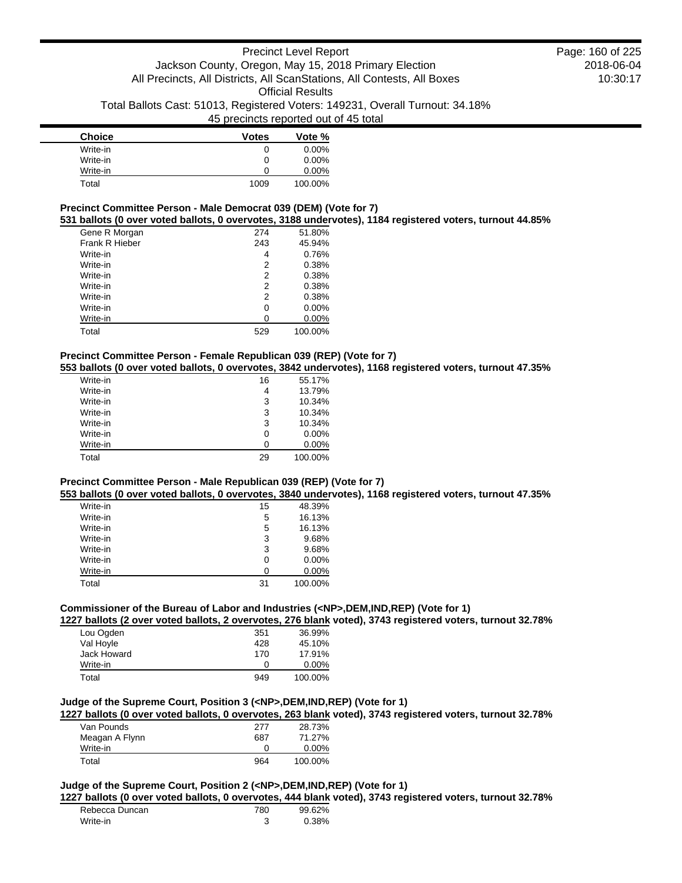| Choice | Votes | Vote % |
| --- | --- | --- |
| Write-in | 0 | 0.00% |
| Write-in | 0 | 0.00% |
| Write-in | 0 | 0.00% |
| Total | 1009 | 100.00% |

**Precinct Committee Person - Male Democrat 039 (DEM) (Vote for 7)**

**531 ballots (0 over voted ballots, 0 overvotes, 3188 undervotes), 1184 registered voters, turnout 44.85%**

| Choice | Votes | Vote % |
| --- | --- | --- |
| Gene R Morgan | 274 | 51.80% |
| Frank R Hieber | 243 | 45.94% |
| Write-in | 4 | 0.76% |
| Write-in | 2 | 0.38% |
| Write-in | 2 | 0.38% |
| Write-in | 2 | 0.38% |
| Write-in | 2 | 0.38% |
| Write-in | 0 | 0.00% |
| Write-in | 0 | 0.00% |
| Total | 529 | 100.00% |

**Precinct Committee Person - Female Republican 039 (REP) (Vote for 7)**

**553 ballots (0 over voted ballots, 0 overvotes, 3842 undervotes), 1168 registered voters, turnout 47.35%**

| Choice | Votes | Vote % |
| --- | --- | --- |
| Write-in | 16 | 55.17% |
| Write-in | 4 | 13.79% |
| Write-in | 3 | 10.34% |
| Write-in | 3 | 10.34% |
| Write-in | 3 | 10.34% |
| Write-in | 0 | 0.00% |
| Write-in | 0 | 0.00% |
| Total | 29 | 100.00% |

**Precinct Committee Person - Male Republican 039 (REP) (Vote for 7)**

**553 ballots (0 over voted ballots, 0 overvotes, 3840 undervotes), 1168 registered voters, turnout 47.35%**

| Choice | Votes | Vote % |
| --- | --- | --- |
| Write-in | 15 | 48.39% |
| Write-in | 5 | 16.13% |
| Write-in | 5 | 16.13% |
| Write-in | 3 | 9.68% |
| Write-in | 3 | 9.68% |
| Write-in | 0 | 0.00% |
| Write-in | 0 | 0.00% |
| Total | 31 | 100.00% |

**Commissioner of the Bureau of Labor and Industries (<NP>,DEM,IND,REP) (Vote for 1)**

**1227 ballots (2 over voted ballots, 2 overvotes, 276 blank voted), 3743 registered voters, turnout 32.78%**

| Choice | Votes | Vote % |
| --- | --- | --- |
| Lou Ogden | 351 | 36.99% |
| Val Hoyle | 428 | 45.10% |
| Jack Howard | 170 | 17.91% |
| Write-in | 0 | 0.00% |
| Total | 949 | 100.00% |

**Judge of the Supreme Court, Position 3 (<NP>,DEM,IND,REP) (Vote for 1)**

**1227 ballots (0 over voted ballots, 0 overvotes, 263 blank voted), 3743 registered voters, turnout 32.78%**

| Choice | Votes | Vote % |
| --- | --- | --- |
| Van Pounds | 277 | 28.73% |
| Meagan A Flynn | 687 | 71.27% |
| Write-in | 0 | 0.00% |
| Total | 964 | 100.00% |

**Judge of the Supreme Court, Position 2 (<NP>,DEM,IND,REP) (Vote for 1)**

**1227 ballots (0 over voted ballots, 0 overvotes, 444 blank voted), 3743 registered voters, turnout 32.78%**

| Choice | Votes | Vote % |
| --- | --- | --- |
| Rebecca Duncan | 780 | 99.62% |
| Write-in | 3 | 0.38% |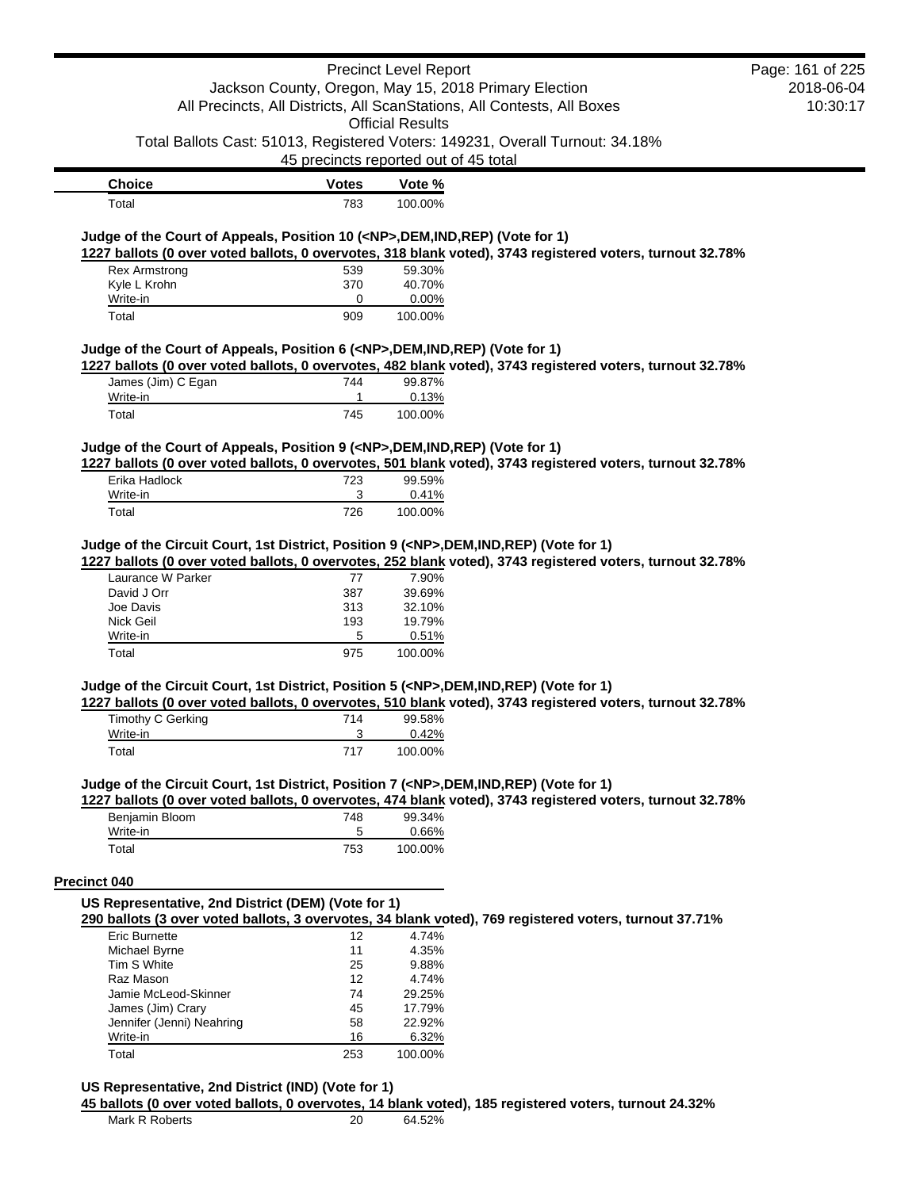| Choice | Votes | Vote % |
|---|---|---|
| Total | 783 | 100.00% |

### Judge of the Court of Appeals, Position 10 (<NP>,DEM,IND,REP) (Vote for 1)

**1227 ballots (0 over voted ballots, 0 overvotes, 318 blank voted), 3743 registered voters, turnout 32.78%**

| Choice | Votes | Vote % |
|---|---|---|
| Rex Armstrong | 539 | 59.30% |
| Kyle L Krohn | 370 | 40.70% |
| Write-in | 0 | 0.00% |
| Total | 909 | 100.00% |

### Judge of the Court of Appeals, Position 6 (<NP>,DEM,IND,REP) (Vote for 1)

**1227 ballots (0 over voted ballots, 0 overvotes, 482 blank voted), 3743 registered voters, turnout 32.78%**

| Choice | Votes | Vote % |
|---|---|---|
| James (Jim) C Egan | 744 | 99.87% |
| Write-in | 1 | 0.13% |
| Total | 745 | 100.00% |

### Judge of the Court of Appeals, Position 9 (<NP>,DEM,IND,REP) (Vote for 1)

**1227 ballots (0 over voted ballots, 0 overvotes, 501 blank voted), 3743 registered voters, turnout 32.78%**

| Choice | Votes | Vote % |
|---|---|---|
| Erika Hadlock | 723 | 99.59% |
| Write-in | 3 | 0.41% |
| Total | 726 | 100.00% |

### Judge of the Circuit Court, 1st District, Position 9 (<NP>,DEM,IND,REP) (Vote for 1)

**1227 ballots (0 over voted ballots, 0 overvotes, 252 blank voted), 3743 registered voters, turnout 32.78%**

| Choice | Votes | Vote % |
|---|---|---|
| Laurance W Parker | 77 | 7.90% |
| David J Orr | 387 | 39.69% |
| Joe Davis | 313 | 32.10% |
| Nick Geil | 193 | 19.79% |
| Write-in | 5 | 0.51% |
| Total | 975 | 100.00% |

### Judge of the Circuit Court, 1st District, Position 5 (<NP>,DEM,IND,REP) (Vote for 1)

**1227 ballots (0 over voted ballots, 0 overvotes, 510 blank voted), 3743 registered voters, turnout 32.78%**

| Choice | Votes | Vote % |
|---|---|---|
| Timothy C Gerking | 714 | 99.58% |
| Write-in | 3 | 0.42% |
| Total | 717 | 100.00% |

### Judge of the Circuit Court, 1st District, Position 7 (<NP>,DEM,IND,REP) (Vote for 1)

**1227 ballots (0 over voted ballots, 0 overvotes, 474 blank voted), 3743 registered voters, turnout 32.78%**

| Choice | Votes | Vote % |
|---|---|---|
| Benjamin Bloom | 748 | 99.34% |
| Write-in | 5 | 0.66% |
| Total | 753 | 100.00% |

## Precinct 040

### US Representative, 2nd District (DEM) (Vote for 1)

**290 ballots (3 over voted ballots, 3 overvotes, 34 blank voted), 769 registered voters, turnout 37.71%**

| Choice | Votes | Vote % |
|---|---|---|
| Eric Burnette | 12 | 4.74% |
| Michael Byrne | 11 | 4.35% |
| Tim S White | 25 | 9.88% |
| Raz Mason | 12 | 4.74% |
| Jamie McLeod-Skinner | 74 | 29.25% |
| James (Jim) Crary | 45 | 17.79% |
| Jennifer (Jenni) Neahring | 58 | 22.92% |
| Write-in | 16 | 6.32% |
| Total | 253 | 100.00% |

### US Representative, 2nd District (IND) (Vote for 1)

**45 ballots (0 over voted ballots, 0 overvotes, 14 blank voted), 185 registered voters, turnout 24.32%**

| Choice | Votes | Vote % |
|---|---|---|
| Mark R Roberts | 20 | 64.52% |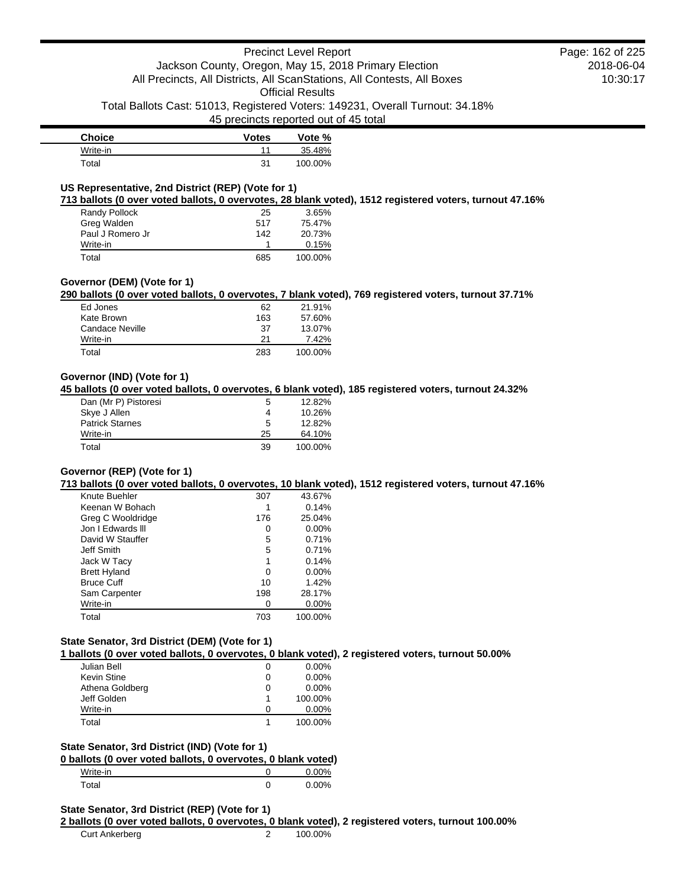| Choice | Votes | Vote % |
|---|---|---|
| Write-in | 11 | 35.48% |
| Total | 31 | 100.00% |

### US Representative, 2nd District (REP) (Vote for 1)

**713 ballots (0 over voted ballots, 0 overvotes, 28 blank voted), 1512 registered voters, turnout 47.16%**

| Choice | Votes | Vote % |
|---|---|---|
| Randy Pollock | 25 | 3.65% |
| Greg Walden | 517 | 75.47% |
| Paul J Romero Jr | 142 | 20.73% |
| Write-in | 1 | 0.15% |
| Total | 685 | 100.00% |

### Governor (DEM) (Vote for 1)

**290 ballots (0 over voted ballots, 0 overvotes, 7 blank voted), 769 registered voters, turnout 37.71%**

| Choice | Votes | Vote % |
|---|---|---|
| Ed Jones | 62 | 21.91% |
| Kate Brown | 163 | 57.60% |
| Candace Neville | 37 | 13.07% |
| Write-in | 21 | 7.42% |
| Total | 283 | 100.00% |

### Governor (IND) (Vote for 1)

**45 ballots (0 over voted ballots, 0 overvotes, 6 blank voted), 185 registered voters, turnout 24.32%**

| Choice | Votes | Vote % |
|---|---|---|
| Dan (Mr P) Pistoresi | 5 | 12.82% |
| Skye J Allen | 4 | 10.26% |
| Patrick Starnes | 5 | 12.82% |
| Write-in | 25 | 64.10% |
| Total | 39 | 100.00% |

### Governor (REP) (Vote for 1)

**713 ballots (0 over voted ballots, 0 overvotes, 10 blank voted), 1512 registered voters, turnout 47.16%**

| Choice | Votes | Vote % |
|---|---|---|
| Knute Buehler | 307 | 43.67% |
| Keenan W Bohach | 1 | 0.14% |
| Greg C Wooldridge | 176 | 25.04% |
| Jon I Edwards lll | 0 | 0.00% |
| David W Stauffer | 5 | 0.71% |
| Jeff Smith | 5 | 0.71% |
| Jack W Tacy | 1 | 0.14% |
| Brett Hyland | 0 | 0.00% |
| Bruce Cuff | 10 | 1.42% |
| Sam Carpenter | 198 | 28.17% |
| Write-in | 0 | 0.00% |
| Total | 703 | 100.00% |

### State Senator, 3rd District (DEM) (Vote for 1)

**1 ballots (0 over voted ballots, 0 overvotes, 0 blank voted), 2 registered voters, turnout 50.00%**

| Choice | Votes | Vote % |
|---|---|---|
| Julian Bell | 0 | 0.00% |
| Kevin Stine | 0 | 0.00% |
| Athena Goldberg | 0 | 0.00% |
| Jeff Golden | 1 | 100.00% |
| Write-in | 0 | 0.00% |
| Total | 1 | 100.00% |

### State Senator, 3rd District (IND) (Vote for 1)

**0 ballots (0 over voted ballots, 0 overvotes, 0 blank voted)**

| Choice | Votes | Vote % |
|---|---|---|
| Write-in | 0 | 0.00% |
| Total | 0 | 0.00% |

### State Senator, 3rd District (REP) (Vote for 1)

**2 ballots (0 over voted ballots, 0 overvotes, 0 blank voted), 2 registered voters, turnout 100.00%**

| Choice | Votes | Vote % |
|---|---|---|
| Curt Ankerberg | 2 | 100.00% |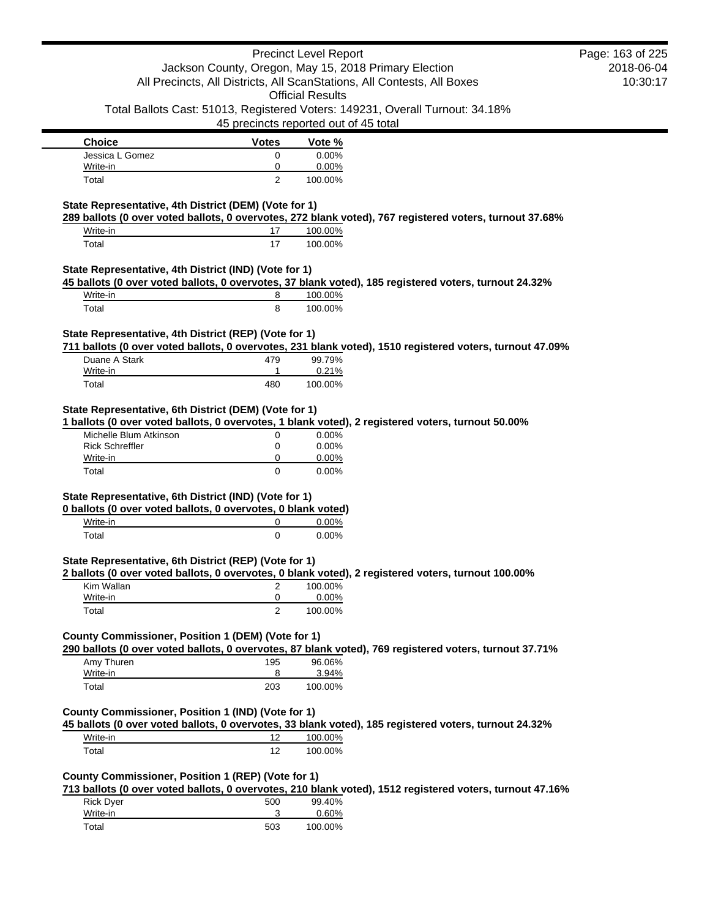| Choice | Votes | Vote % |
| --- | --- | --- |
| Jessica L Gomez | 0 | 0.00% |
| Write-in | 0 | 0.00% |
| Total | 2 | 100.00% |

**State Representative, 4th District (DEM) (Vote for 1)**

**289 ballots (0 over voted ballots, 0 overvotes, 272 blank voted), 767 registered voters, turnout 37.68%**

| Choice | Votes | Vote % |
| --- | --- | --- |
| Write-in | 17 | 100.00% |
| Total | 17 | 100.00% |

**State Representative, 4th District (IND) (Vote for 1)**

**45 ballots (0 over voted ballots, 0 overvotes, 37 blank voted), 185 registered voters, turnout 24.32%**

| Choice | Votes | Vote % |
| --- | --- | --- |
| Write-in | 8 | 100.00% |
| Total | 8 | 100.00% |

**State Representative, 4th District (REP) (Vote for 1)**

**711 ballots (0 over voted ballots, 0 overvotes, 231 blank voted), 1510 registered voters, turnout 47.09%**

| Choice | Votes | Vote % |
| --- | --- | --- |
| Duane A Stark | 479 | 99.79% |
| Write-in | 1 | 0.21% |
| Total | 480 | 100.00% |

**State Representative, 6th District (DEM) (Vote for 1)**

**1 ballots (0 over voted ballots, 0 overvotes, 1 blank voted), 2 registered voters, turnout 50.00%**

| Choice | Votes | Vote % |
| --- | --- | --- |
| Michelle Blum Atkinson | 0 | 0.00% |
| Rick Schreffler | 0 | 0.00% |
| Write-in | 0 | 0.00% |
| Total | 0 | 0.00% |

**State Representative, 6th District (IND) (Vote for 1)**

**0 ballots (0 over voted ballots, 0 overvotes, 0 blank voted)**

| Choice | Votes | Vote % |
| --- | --- | --- |
| Write-in | 0 | 0.00% |
| Total | 0 | 0.00% |

**State Representative, 6th District (REP) (Vote for 1)**

**2 ballots (0 over voted ballots, 0 overvotes, 0 blank voted), 2 registered voters, turnout 100.00%**

| Choice | Votes | Vote % |
| --- | --- | --- |
| Kim Wallan | 2 | 100.00% |
| Write-in | 0 | 0.00% |
| Total | 2 | 100.00% |

**County Commissioner, Position 1 (DEM) (Vote for 1)**

**290 ballots (0 over voted ballots, 0 overvotes, 87 blank voted), 769 registered voters, turnout 37.71%**

| Choice | Votes | Vote % |
| --- | --- | --- |
| Amy Thuren | 195 | 96.06% |
| Write-in | 8 | 3.94% |
| Total | 203 | 100.00% |

**County Commissioner, Position 1 (IND) (Vote for 1)**

**45 ballots (0 over voted ballots, 0 overvotes, 33 blank voted), 185 registered voters, turnout 24.32%**

| Choice | Votes | Vote % |
| --- | --- | --- |
| Write-in | 12 | 100.00% |
| Total | 12 | 100.00% |

**County Commissioner, Position 1 (REP) (Vote for 1)**

**713 ballots (0 over voted ballots, 0 overvotes, 210 blank voted), 1512 registered voters, turnout 47.16%**

| Choice | Votes | Vote % |
| --- | --- | --- |
| Rick Dyer | 500 | 99.40% |
| Write-in | 3 | 0.60% |
| Total | 503 | 100.00% |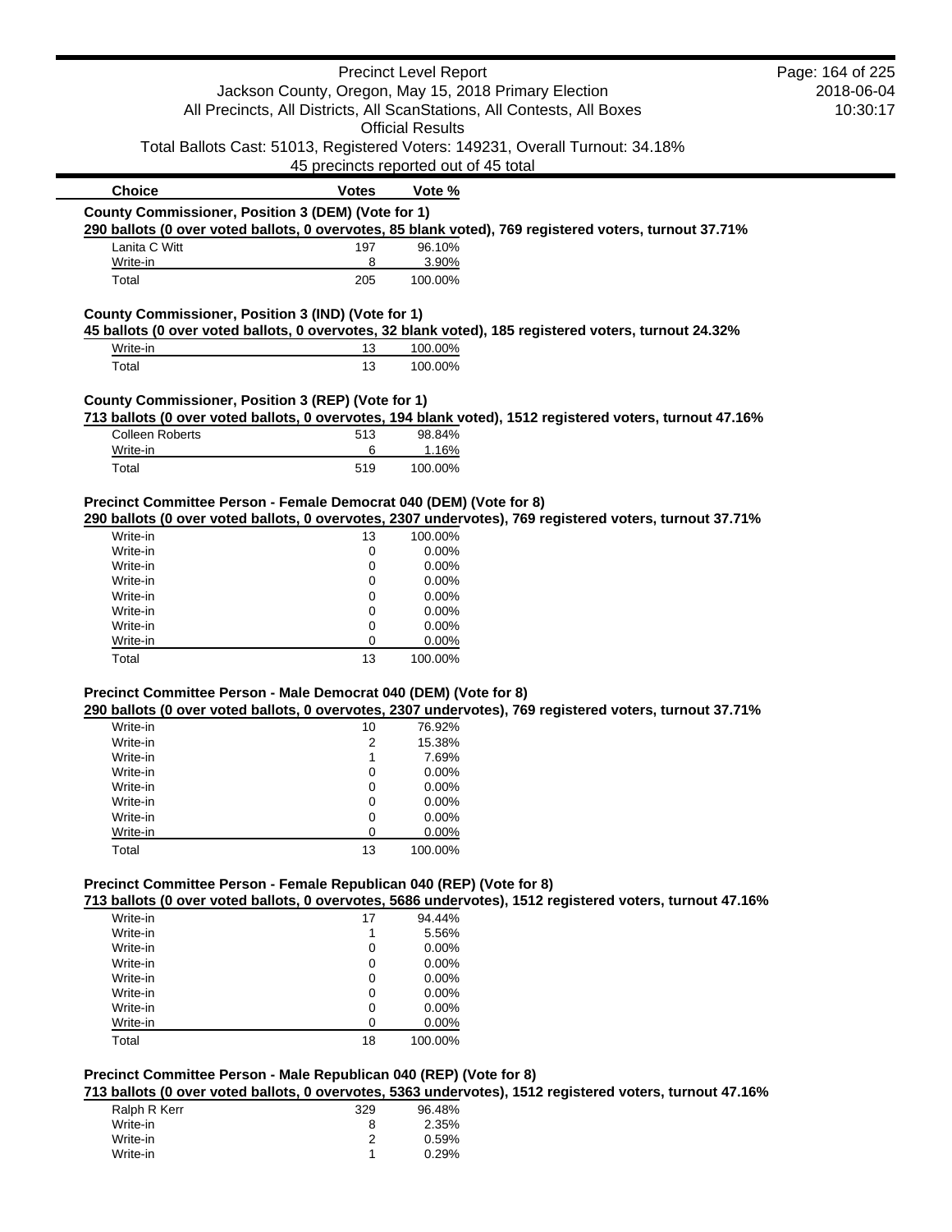| Choice | Votes | Vote % |
|---|---|---|

**County Commissioner, Position 3 (DEM) (Vote for 1)**

**290 ballots (0 over voted ballots, 0 overvotes, 85 blank voted), 769 registered voters, turnout 37.71%**

| Choice | Votes | Vote % |
|---|---|---|
| Lanita C Witt | 197 | 96.10% |
| Write-in | 8 | 3.90% |
| Total | 205 | 100.00% |

**County Commissioner, Position 3 (IND) (Vote for 1)**

**45 ballots (0 over voted ballots, 0 overvotes, 32 blank voted), 185 registered voters, turnout 24.32%**

| Choice | Votes | Vote % |
|---|---|---|
| Write-in | 13 | 100.00% |
| Total | 13 | 100.00% |

**County Commissioner, Position 3 (REP) (Vote for 1)**

**713 ballots (0 over voted ballots, 0 overvotes, 194 blank voted), 1512 registered voters, turnout 47.16%**

| Choice | Votes | Vote % |
|---|---|---|
| Colleen Roberts | 513 | 98.84% |
| Write-in | 6 | 1.16% |
| Total | 519 | 100.00% |

**Precinct Committee Person - Female Democrat 040 (DEM) (Vote for 8)**

**290 ballots (0 over voted ballots, 0 overvotes, 2307 undervotes), 769 registered voters, turnout 37.71%**

| Choice | Votes | Vote % |
|---|---|---|
| Write-in | 13 | 100.00% |
| Write-in | 0 | 0.00% |
| Write-in | 0 | 0.00% |
| Write-in | 0 | 0.00% |
| Write-in | 0 | 0.00% |
| Write-in | 0 | 0.00% |
| Write-in | 0 | 0.00% |
| Write-in | 0 | 0.00% |
| Total | 13 | 100.00% |

**Precinct Committee Person - Male Democrat 040 (DEM) (Vote for 8)**

**290 ballots (0 over voted ballots, 0 overvotes, 2307 undervotes), 769 registered voters, turnout 37.71%**

| Choice | Votes | Vote % |
|---|---|---|
| Write-in | 10 | 76.92% |
| Write-in | 2 | 15.38% |
| Write-in | 1 | 7.69% |
| Write-in | 0 | 0.00% |
| Write-in | 0 | 0.00% |
| Write-in | 0 | 0.00% |
| Write-in | 0 | 0.00% |
| Write-in | 0 | 0.00% |
| Total | 13 | 100.00% |

**Precinct Committee Person - Female Republican 040 (REP) (Vote for 8)**

**713 ballots (0 over voted ballots, 0 overvotes, 5686 undervotes), 1512 registered voters, turnout 47.16%**

| Choice | Votes | Vote % |
|---|---|---|
| Write-in | 17 | 94.44% |
| Write-in | 1 | 5.56% |
| Write-in | 0 | 0.00% |
| Write-in | 0 | 0.00% |
| Write-in | 0 | 0.00% |
| Write-in | 0 | 0.00% |
| Write-in | 0 | 0.00% |
| Write-in | 0 | 0.00% |
| Total | 18 | 100.00% |

**Precinct Committee Person - Male Republican 040 (REP) (Vote for 8)**

**713 ballots (0 over voted ballots, 0 overvotes, 5363 undervotes), 1512 registered voters, turnout 47.16%**

| Choice | Votes | Vote % |
|---|---|---|
| Ralph R Kerr | 329 | 96.48% |
| Write-in | 8 | 2.35% |
| Write-in | 2 | 0.59% |
| Write-in | 1 | 0.29% |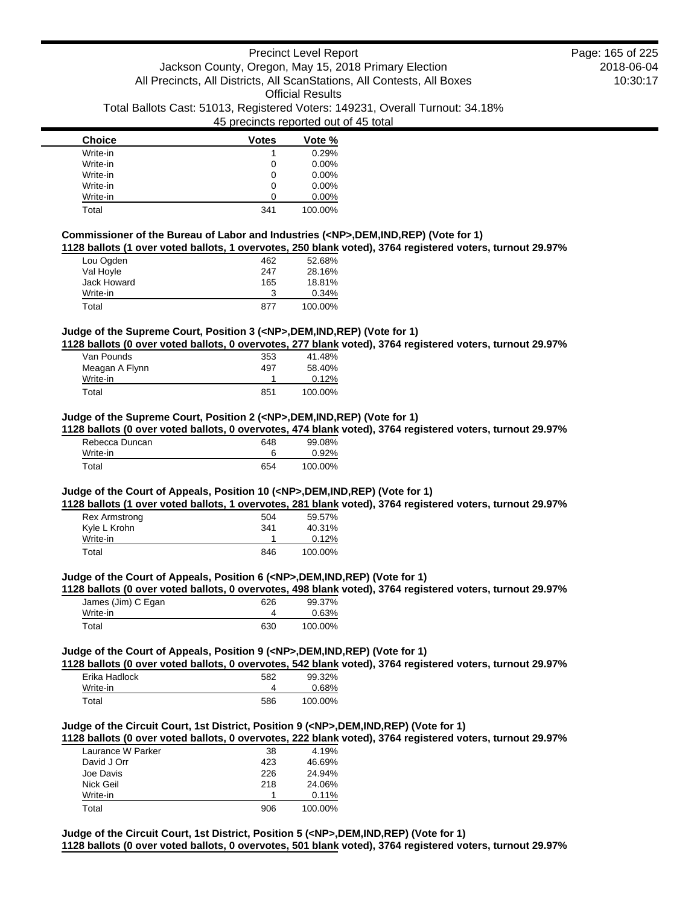| Choice | Votes | Vote % |
| --- | --- | --- |
| Write-in | 1 | 0.29% |
| Write-in | 0 | 0.00% |
| Write-in | 0 | 0.00% |
| Write-in | 0 | 0.00% |
| Write-in | 0 | 0.00% |
| Total | 341 | 100.00% |

**Commissioner of the Bureau of Labor and Industries (<NP>,DEM,IND,REP) (Vote for 1)**

**1128 ballots (1 over voted ballots, 1 overvotes, 250 blank voted), 3764 registered voters, turnout 29.97%**

| Choice | Votes | Vote % |
| --- | --- | --- |
| Lou Ogden | 462 | 52.68% |
| Val Hoyle | 247 | 28.16% |
| Jack Howard | 165 | 18.81% |
| Write-in | 3 | 0.34% |
| Total | 877 | 100.00% |

**Judge of the Supreme Court, Position 3 (<NP>,DEM,IND,REP) (Vote for 1)**

**1128 ballots (0 over voted ballots, 0 overvotes, 277 blank voted), 3764 registered voters, turnout 29.97%**

| Choice | Votes | Vote % |
| --- | --- | --- |
| Van Pounds | 353 | 41.48% |
| Meagan A Flynn | 497 | 58.40% |
| Write-in | 1 | 0.12% |
| Total | 851 | 100.00% |

**Judge of the Supreme Court, Position 2 (<NP>,DEM,IND,REP) (Vote for 1)**

**1128 ballots (0 over voted ballots, 0 overvotes, 474 blank voted), 3764 registered voters, turnout 29.97%**

| Choice | Votes | Vote % |
| --- | --- | --- |
| Rebecca Duncan | 648 | 99.08% |
| Write-in | 6 | 0.92% |
| Total | 654 | 100.00% |

**Judge of the Court of Appeals, Position 10 (<NP>,DEM,IND,REP) (Vote for 1)**

**1128 ballots (1 over voted ballots, 1 overvotes, 281 blank voted), 3764 registered voters, turnout 29.97%**

| Choice | Votes | Vote % |
| --- | --- | --- |
| Rex Armstrong | 504 | 59.57% |
| Kyle L Krohn | 341 | 40.31% |
| Write-in | 1 | 0.12% |
| Total | 846 | 100.00% |

**Judge of the Court of Appeals, Position 6 (<NP>,DEM,IND,REP) (Vote for 1)**

**1128 ballots (0 over voted ballots, 0 overvotes, 498 blank voted), 3764 registered voters, turnout 29.97%**

| Choice | Votes | Vote % |
| --- | --- | --- |
| James (Jim) C Egan | 626 | 99.37% |
| Write-in | 4 | 0.63% |
| Total | 630 | 100.00% |

**Judge of the Court of Appeals, Position 9 (<NP>,DEM,IND,REP) (Vote for 1)**

**1128 ballots (0 over voted ballots, 0 overvotes, 542 blank voted), 3764 registered voters, turnout 29.97%**

| Choice | Votes | Vote % |
| --- | --- | --- |
| Erika Hadlock | 582 | 99.32% |
| Write-in | 4 | 0.68% |
| Total | 586 | 100.00% |

**Judge of the Circuit Court, 1st District, Position 9 (<NP>,DEM,IND,REP) (Vote for 1)**

**1128 ballots (0 over voted ballots, 0 overvotes, 222 blank voted), 3764 registered voters, turnout 29.97%**

| Choice | Votes | Vote % |
| --- | --- | --- |
| Laurance W Parker | 38 | 4.19% |
| David J Orr | 423 | 46.69% |
| Joe Davis | 226 | 24.94% |
| Nick Geil | 218 | 24.06% |
| Write-in | 1 | 0.11% |
| Total | 906 | 100.00% |

**Judge of the Circuit Court, 1st District, Position 5 (<NP>,DEM,IND,REP) (Vote for 1)**

**1128 ballots (0 over voted ballots, 0 overvotes, 501 blank voted), 3764 registered voters, turnout 29.97%**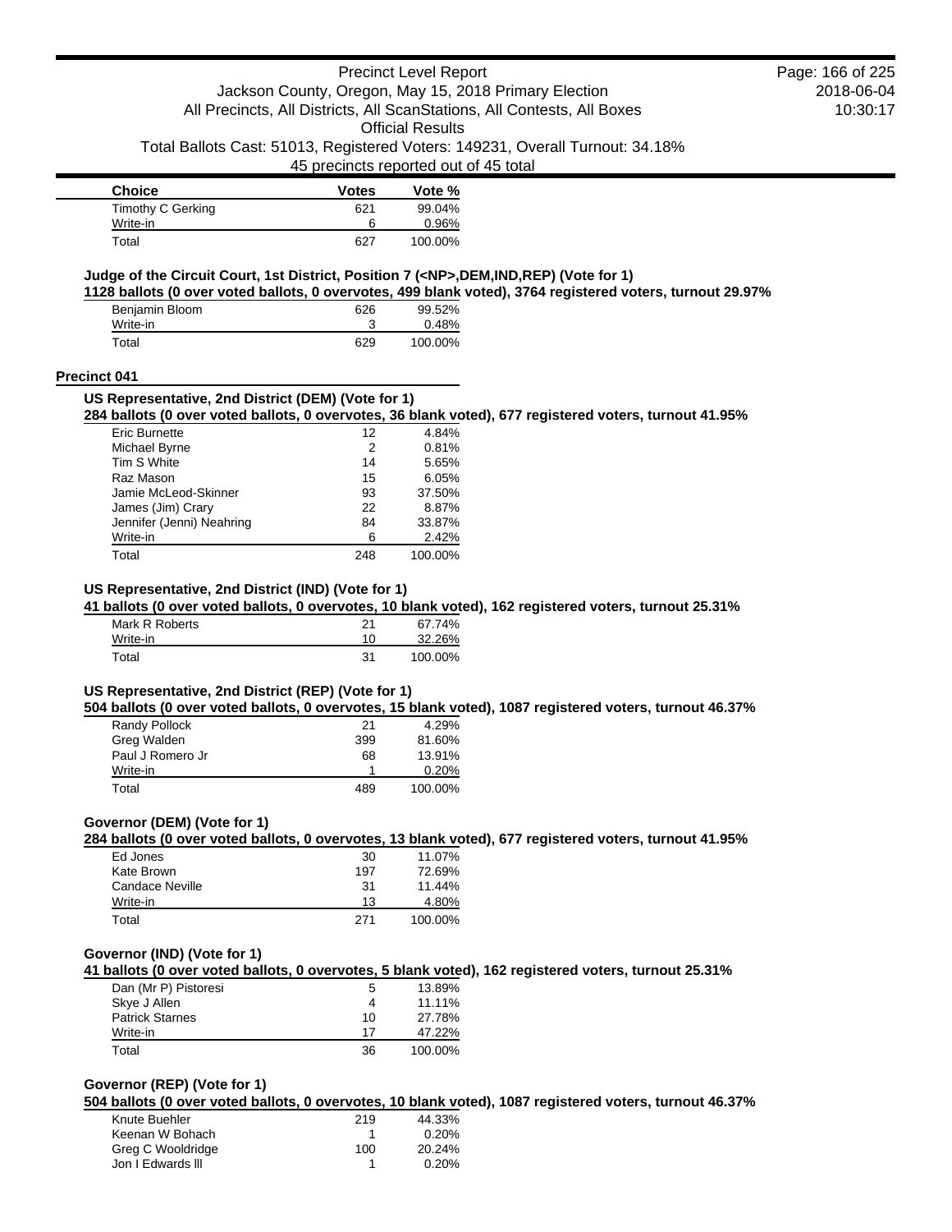| Choice | Votes | Vote % |
|---|---|---|
| Timothy C Gerking | 621 | 99.04% |
| Write-in | 6 | 0.96% |
| Total | 627 | 100.00% |

**Judge of the Circuit Court, 1st District, Position 7 (<NP>,DEM,IND,REP) (Vote for 1)**

**1128 ballots (0 over voted ballots, 0 overvotes, 499 blank voted), 3764 registered voters, turnout 29.97%**

| Choice | Votes | Vote % |
|---|---|---|
| Benjamin Bloom | 626 | 99.52% |
| Write-in | 3 | 0.48% |
| Total | 629 | 100.00% |

## Precinct 041

**US Representative, 2nd District (DEM) (Vote for 1)**

**284 ballots (0 over voted ballots, 0 overvotes, 36 blank voted), 677 registered voters, turnout 41.95%**

| Choice | Votes | Vote % |
|---|---|---|
| Eric Burnette | 12 | 4.84% |
| Michael Byrne | 2 | 0.81% |
| Tim S White | 14 | 5.65% |
| Raz Mason | 15 | 6.05% |
| Jamie McLeod-Skinner | 93 | 37.50% |
| James (Jim) Crary | 22 | 8.87% |
| Jennifer (Jenni) Neahring | 84 | 33.87% |
| Write-in | 6 | 2.42% |
| Total | 248 | 100.00% |

**US Representative, 2nd District (IND) (Vote for 1)**

**41 ballots (0 over voted ballots, 0 overvotes, 10 blank voted), 162 registered voters, turnout 25.31%**

| Choice | Votes | Vote % |
|---|---|---|
| Mark R Roberts | 21 | 67.74% |
| Write-in | 10 | 32.26% |
| Total | 31 | 100.00% |

**US Representative, 2nd District (REP) (Vote for 1)**

**504 ballots (0 over voted ballots, 0 overvotes, 15 blank voted), 1087 registered voters, turnout 46.37%**

| Choice | Votes | Vote % |
|---|---|---|
| Randy Pollock | 21 | 4.29% |
| Greg Walden | 399 | 81.60% |
| Paul J Romero Jr | 68 | 13.91% |
| Write-in | 1 | 0.20% |
| Total | 489 | 100.00% |

**Governor (DEM) (Vote for 1)**

**284 ballots (0 over voted ballots, 0 overvotes, 13 blank voted), 677 registered voters, turnout 41.95%**

| Choice | Votes | Vote % |
|---|---|---|
| Ed Jones | 30 | 11.07% |
| Kate Brown | 197 | 72.69% |
| Candace Neville | 31 | 11.44% |
| Write-in | 13 | 4.80% |
| Total | 271 | 100.00% |

**Governor (IND) (Vote for 1)**

**41 ballots (0 over voted ballots, 0 overvotes, 5 blank voted), 162 registered voters, turnout 25.31%**

| Choice | Votes | Vote % |
|---|---|---|
| Dan (Mr P) Pistoresi | 5 | 13.89% |
| Skye J Allen | 4 | 11.11% |
| Patrick Starnes | 10 | 27.78% |
| Write-in | 17 | 47.22% |
| Total | 36 | 100.00% |

**Governor (REP) (Vote for 1)**

**504 ballots (0 over voted ballots, 0 overvotes, 10 blank voted), 1087 registered voters, turnout 46.37%**

| Choice | Votes | Vote % |
|---|---|---|
| Knute Buehler | 219 | 44.33% |
| Keenan W Bohach | 1 | 0.20% |
| Greg C Wooldridge | 100 | 20.24% |
| Jon I Edwards lll | 1 | 0.20% |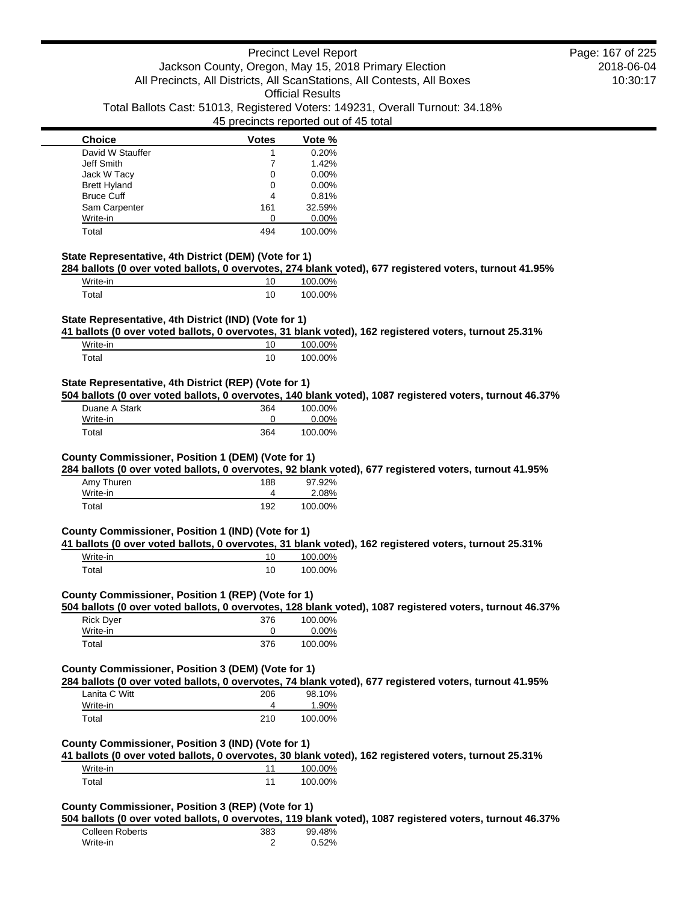| Choice | Votes | Vote % |
|---|---|---|
| David W Stauffer | 1 | 0.20% |
| Jeff Smith | 7 | 1.42% |
| Jack W Tacy | 0 | 0.00% |
| Brett Hyland | 0 | 0.00% |
| Bruce Cuff | 4 | 0.81% |
| Sam Carpenter | 161 | 32.59% |
| Write-in | 0 | 0.00% |
| Total | 494 | 100.00% |

### State Representative, 4th District (DEM) (Vote for 1)

**284 ballots (0 over voted ballots, 0 overvotes, 274 blank voted), 677 registered voters, turnout 41.95%**

| Choice | Votes | Vote % |
|---|---|---|
| Write-in | 10 | 100.00% |
| Total | 10 | 100.00% |

### State Representative, 4th District (IND) (Vote for 1)

**41 ballots (0 over voted ballots, 0 overvotes, 31 blank voted), 162 registered voters, turnout 25.31%**

| Choice | Votes | Vote % |
|---|---|---|
| Write-in | 10 | 100.00% |
| Total | 10 | 100.00% |

### State Representative, 4th District (REP) (Vote for 1)

**504 ballots (0 over voted ballots, 0 overvotes, 140 blank voted), 1087 registered voters, turnout 46.37%**

| Choice | Votes | Vote % |
|---|---|---|
| Duane A Stark | 364 | 100.00% |
| Write-in | 0 | 0.00% |
| Total | 364 | 100.00% |

### County Commissioner, Position 1 (DEM) (Vote for 1)

**284 ballots (0 over voted ballots, 0 overvotes, 92 blank voted), 677 registered voters, turnout 41.95%**

| Choice | Votes | Vote % |
|---|---|---|
| Amy Thuren | 188 | 97.92% |
| Write-in | 4 | 2.08% |
| Total | 192 | 100.00% |

### County Commissioner, Position 1 (IND) (Vote for 1)

**41 ballots (0 over voted ballots, 0 overvotes, 31 blank voted), 162 registered voters, turnout 25.31%**

| Choice | Votes | Vote % |
|---|---|---|
| Write-in | 10 | 100.00% |
| Total | 10 | 100.00% |

### County Commissioner, Position 1 (REP) (Vote for 1)

**504 ballots (0 over voted ballots, 0 overvotes, 128 blank voted), 1087 registered voters, turnout 46.37%**

| Choice | Votes | Vote % |
|---|---|---|
| Rick Dyer | 376 | 100.00% |
| Write-in | 0 | 0.00% |
| Total | 376 | 100.00% |

### County Commissioner, Position 3 (DEM) (Vote for 1)

**284 ballots (0 over voted ballots, 0 overvotes, 74 blank voted), 677 registered voters, turnout 41.95%**

| Choice | Votes | Vote % |
|---|---|---|
| Lanita C Witt | 206 | 98.10% |
| Write-in | 4 | 1.90% |
| Total | 210 | 100.00% |

### County Commissioner, Position 3 (IND) (Vote for 1)

**41 ballots (0 over voted ballots, 0 overvotes, 30 blank voted), 162 registered voters, turnout 25.31%**

| Choice | Votes | Vote % |
|---|---|---|
| Write-in | 11 | 100.00% |
| Total | 11 | 100.00% |

### County Commissioner, Position 3 (REP) (Vote for 1)

**504 ballots (0 over voted ballots, 0 overvotes, 119 blank voted), 1087 registered voters, turnout 46.37%**

| Choice | Votes | Vote % |
|---|---|---|
| Colleen Roberts | 383 | 99.48% |
| Write-in | 2 | 0.52% |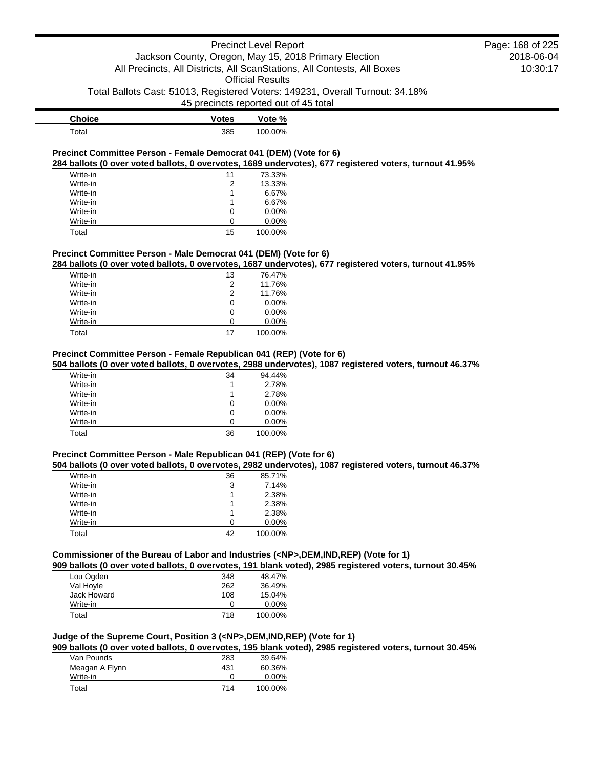| Choice | Votes | Vote % |
| --- | --- | --- |
| Total | 385 | 100.00% |

### Precinct Committee Person - Female Democrat 041 (DEM) (Vote for 6)

**284 ballots (0 over voted ballots, 0 overvotes, 1689 undervotes), 677 registered voters, turnout 41.95%**

| Choice | Votes | Vote % |
| --- | --- | --- |
| Write-in | 11 | 73.33% |
| Write-in | 2 | 13.33% |
| Write-in | 1 | 6.67% |
| Write-in | 1 | 6.67% |
| Write-in | 0 | 0.00% |
| Write-in | 0 | 0.00% |
| Total | 15 | 100.00% |

### Precinct Committee Person - Male Democrat 041 (DEM) (Vote for 6)

**284 ballots (0 over voted ballots, 0 overvotes, 1687 undervotes), 677 registered voters, turnout 41.95%**

| Choice | Votes | Vote % |
| --- | --- | --- |
| Write-in | 13 | 76.47% |
| Write-in | 2 | 11.76% |
| Write-in | 2 | 11.76% |
| Write-in | 0 | 0.00% |
| Write-in | 0 | 0.00% |
| Write-in | 0 | 0.00% |
| Total | 17 | 100.00% |

### Precinct Committee Person - Female Republican 041 (REP) (Vote for 6)

**504 ballots (0 over voted ballots, 0 overvotes, 2988 undervotes), 1087 registered voters, turnout 46.37%**

| Choice | Votes | Vote % |
| --- | --- | --- |
| Write-in | 34 | 94.44% |
| Write-in | 1 | 2.78% |
| Write-in | 1 | 2.78% |
| Write-in | 0 | 0.00% |
| Write-in | 0 | 0.00% |
| Write-in | 0 | 0.00% |
| Total | 36 | 100.00% |

### Precinct Committee Person - Male Republican 041 (REP) (Vote for 6)

**504 ballots (0 over voted ballots, 0 overvotes, 2982 undervotes), 1087 registered voters, turnout 46.37%**

| Choice | Votes | Vote % |
| --- | --- | --- |
| Write-in | 36 | 85.71% |
| Write-in | 3 | 7.14% |
| Write-in | 1 | 2.38% |
| Write-in | 1 | 2.38% |
| Write-in | 1 | 2.38% |
| Write-in | 0 | 0.00% |
| Total | 42 | 100.00% |

### Commissioner of the Bureau of Labor and Industries (<NP>,DEM,IND,REP) (Vote for 1)

**909 ballots (0 over voted ballots, 0 overvotes, 191 blank voted), 2985 registered voters, turnout 30.45%**

| Choice | Votes | Vote % |
| --- | --- | --- |
| Lou Ogden | 348 | 48.47% |
| Val Hoyle | 262 | 36.49% |
| Jack Howard | 108 | 15.04% |
| Write-in | 0 | 0.00% |
| Total | 718 | 100.00% |

### Judge of the Supreme Court, Position 3 (<NP>,DEM,IND,REP) (Vote for 1)

**909 ballots (0 over voted ballots, 0 overvotes, 195 blank voted), 2985 registered voters, turnout 30.45%**

| Choice | Votes | Vote % |
| --- | --- | --- |
| Van Pounds | 283 | 39.64% |
| Meagan A Flynn | 431 | 60.36% |
| Write-in | 0 | 0.00% |
| Total | 714 | 100.00% |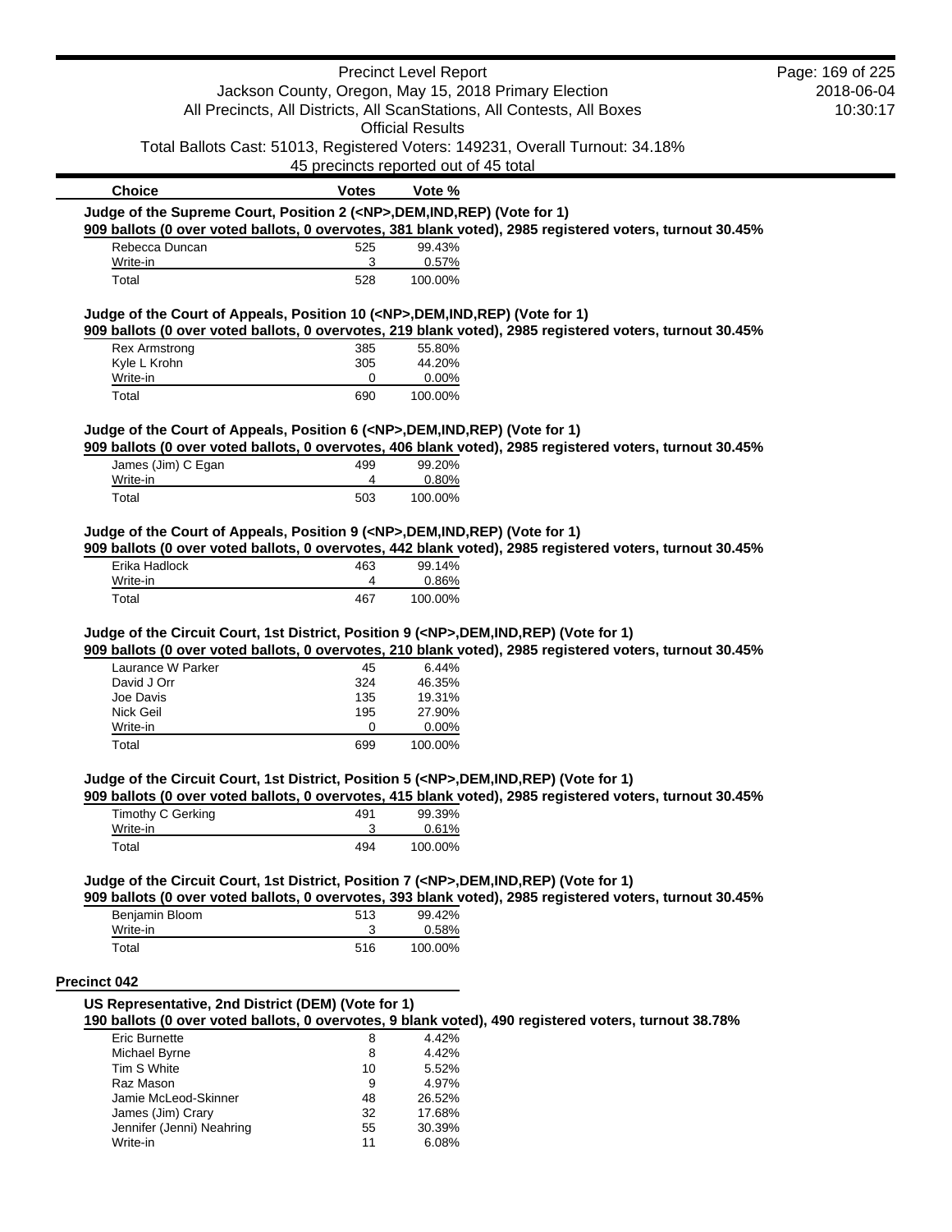| Choice | Votes | Vote % |
|---|---|---|

**Judge of the Supreme Court, Position 2 (<NP>,DEM,IND,REP) (Vote for 1)**

**909 ballots (0 over voted ballots, 0 overvotes, 381 blank voted), 2985 registered voters, turnout 30.45%**

| Choice | Votes | Vote % |
|---|---|---|
| Rebecca Duncan | 525 | 99.43% |
| Write-in | 3 | 0.57% |
| Total | 528 | 100.00% |

**Judge of the Court of Appeals, Position 10 (<NP>,DEM,IND,REP) (Vote for 1)**

**909 ballots (0 over voted ballots, 0 overvotes, 219 blank voted), 2985 registered voters, turnout 30.45%**

| Choice | Votes | Vote % |
|---|---|---|
| Rex Armstrong | 385 | 55.80% |
| Kyle L Krohn | 305 | 44.20% |
| Write-in | 0 | 0.00% |
| Total | 690 | 100.00% |

**Judge of the Court of Appeals, Position 6 (<NP>,DEM,IND,REP) (Vote for 1)**

**909 ballots (0 over voted ballots, 0 overvotes, 406 blank voted), 2985 registered voters, turnout 30.45%**

| Choice | Votes | Vote % |
|---|---|---|
| James (Jim) C Egan | 499 | 99.20% |
| Write-in | 4 | 0.80% |
| Total | 503 | 100.00% |

**Judge of the Court of Appeals, Position 9 (<NP>,DEM,IND,REP) (Vote for 1)**

**909 ballots (0 over voted ballots, 0 overvotes, 442 blank voted), 2985 registered voters, turnout 30.45%**

| Choice | Votes | Vote % |
|---|---|---|
| Erika Hadlock | 463 | 99.14% |
| Write-in | 4 | 0.86% |
| Total | 467 | 100.00% |

**Judge of the Circuit Court, 1st District, Position 9 (<NP>,DEM,IND,REP) (Vote for 1)**

**909 ballots (0 over voted ballots, 0 overvotes, 210 blank voted), 2985 registered voters, turnout 30.45%**

| Choice | Votes | Vote % |
|---|---|---|
| Laurance W Parker | 45 | 6.44% |
| David J Orr | 324 | 46.35% |
| Joe Davis | 135 | 19.31% |
| Nick Geil | 195 | 27.90% |
| Write-in | 0 | 0.00% |
| Total | 699 | 100.00% |

**Judge of the Circuit Court, 1st District, Position 5 (<NP>,DEM,IND,REP) (Vote for 1)**

**909 ballots (0 over voted ballots, 0 overvotes, 415 blank voted), 2985 registered voters, turnout 30.45%**

| Choice | Votes | Vote % |
|---|---|---|
| Timothy C Gerking | 491 | 99.39% |
| Write-in | 3 | 0.61% |
| Total | 494 | 100.00% |

**Judge of the Circuit Court, 1st District, Position 7 (<NP>,DEM,IND,REP) (Vote for 1)**

**909 ballots (0 over voted ballots, 0 overvotes, 393 blank voted), 2985 registered voters, turnout 30.45%**

| Choice | Votes | Vote % |
|---|---|---|
| Benjamin Bloom | 513 | 99.42% |
| Write-in | 3 | 0.58% |
| Total | 516 | 100.00% |

## Precinct 042

**US Representative, 2nd District (DEM) (Vote for 1)**

**190 ballots (0 over voted ballots, 0 overvotes, 9 blank voted), 490 registered voters, turnout 38.78%**

| Choice | Votes | Vote % |
|---|---|---|
| Eric Burnette | 8 | 4.42% |
| Michael Byrne | 8 | 4.42% |
| Tim S White | 10 | 5.52% |
| Raz Mason | 9 | 4.97% |
| Jamie McLeod-Skinner | 48 | 26.52% |
| James (Jim) Crary | 32 | 17.68% |
| Jennifer (Jenni) Neahring | 55 | 30.39% |
| Write-in | 11 | 6.08% |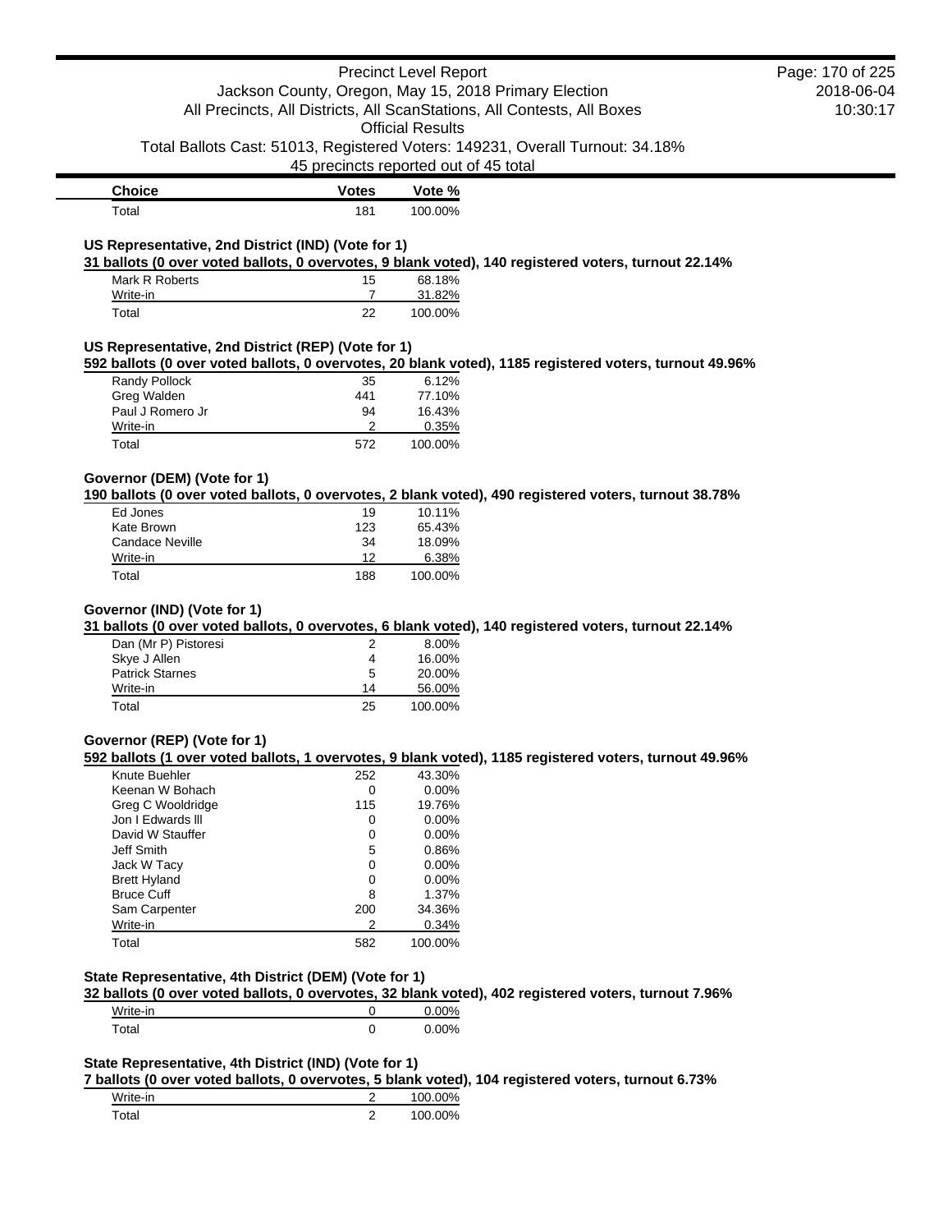| Choice | Votes | Vote % |
| --- | --- | --- |
| Total | 181 | 100.00% |

### US Representative, 2nd District (IND) (Vote for 1)

**31 ballots (0 over voted ballots, 0 overvotes, 9 blank voted), 140 registered voters, turnout 22.14%**

| Choice | Votes | Vote % |
| --- | --- | --- |
| Mark R Roberts | 15 | 68.18% |
| Write-in | 7 | 31.82% |
| Total | 22 | 100.00% |

### US Representative, 2nd District (REP) (Vote for 1)

**592 ballots (0 over voted ballots, 0 overvotes, 20 blank voted), 1185 registered voters, turnout 49.96%**

| Choice | Votes | Vote % |
| --- | --- | --- |
| Randy Pollock | 35 | 6.12% |
| Greg Walden | 441 | 77.10% |
| Paul J Romero Jr | 94 | 16.43% |
| Write-in | 2 | 0.35% |
| Total | 572 | 100.00% |

### Governor (DEM) (Vote for 1)

**190 ballots (0 over voted ballots, 0 overvotes, 2 blank voted), 490 registered voters, turnout 38.78%**

| Choice | Votes | Vote % |
| --- | --- | --- |
| Ed Jones | 19 | 10.11% |
| Kate Brown | 123 | 65.43% |
| Candace Neville | 34 | 18.09% |
| Write-in | 12 | 6.38% |
| Total | 188 | 100.00% |

### Governor (IND) (Vote for 1)

**31 ballots (0 over voted ballots, 0 overvotes, 6 blank voted), 140 registered voters, turnout 22.14%**

| Choice | Votes | Vote % |
| --- | --- | --- |
| Dan (Mr P) Pistoresi | 2 | 8.00% |
| Skye J Allen | 4 | 16.00% |
| Patrick Starnes | 5 | 20.00% |
| Write-in | 14 | 56.00% |
| Total | 25 | 100.00% |

### Governor (REP) (Vote for 1)

**592 ballots (1 over voted ballots, 1 overvotes, 9 blank voted), 1185 registered voters, turnout 49.96%**

| Choice | Votes | Vote % |
| --- | --- | --- |
| Knute Buehler | 252 | 43.30% |
| Keenan W Bohach | 0 | 0.00% |
| Greg C Wooldridge | 115 | 19.76% |
| Jon I Edwards lll | 0 | 0.00% |
| David W Stauffer | 0 | 0.00% |
| Jeff Smith | 5 | 0.86% |
| Jack W Tacy | 0 | 0.00% |
| Brett Hyland | 0 | 0.00% |
| Bruce Cuff | 8 | 1.37% |
| Sam Carpenter | 200 | 34.36% |
| Write-in | 2 | 0.34% |
| Total | 582 | 100.00% |

### State Representative, 4th District (DEM) (Vote for 1)

**32 ballots (0 over voted ballots, 0 overvotes, 32 blank voted), 402 registered voters, turnout 7.96%**

| Choice | Votes | Vote % |
| --- | --- | --- |
| Write-in | 0 | 0.00% |
| Total | 0 | 0.00% |

### State Representative, 4th District (IND) (Vote for 1)

**7 ballots (0 over voted ballots, 0 overvotes, 5 blank voted), 104 registered voters, turnout 6.73%**

| Choice | Votes | Vote % |
| --- | --- | --- |
| Write-in | 2 | 100.00% |
| Total | 2 | 100.00% |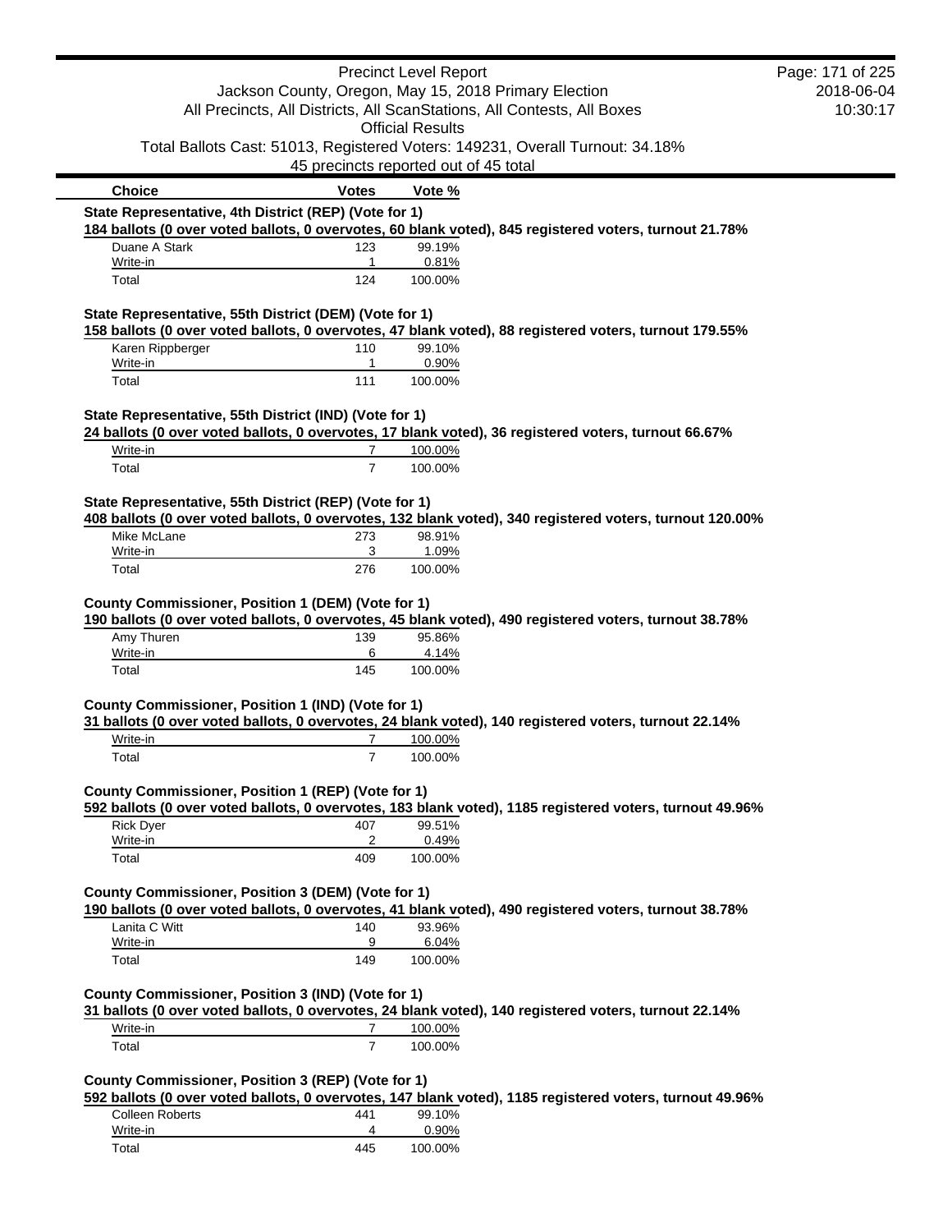| Choice | Votes | Vote % |
|---|---|---|

**State Representative, 4th District (REP) (Vote for 1)**

**184 ballots (0 over voted ballots, 0 overvotes, 60 blank voted), 845 registered voters, turnout 21.78%**

| Choice | Votes | Vote % |
|---|---|---|
| Duane A Stark | 123 | 99.19% |
| Write-in | 1 | 0.81% |
| Total | 124 | 100.00% |

**State Representative, 55th District (DEM) (Vote for 1)**

**158 ballots (0 over voted ballots, 0 overvotes, 47 blank voted), 88 registered voters, turnout 179.55%**

| Choice | Votes | Vote % |
|---|---|---|
| Karen Rippberger | 110 | 99.10% |
| Write-in | 1 | 0.90% |
| Total | 111 | 100.00% |

**State Representative, 55th District (IND) (Vote for 1)**

**24 ballots (0 over voted ballots, 0 overvotes, 17 blank voted), 36 registered voters, turnout 66.67%**

| Choice | Votes | Vote % |
|---|---|---|
| Write-in | 7 | 100.00% |
| Total | 7 | 100.00% |

**State Representative, 55th District (REP) (Vote for 1)**

**408 ballots (0 over voted ballots, 0 overvotes, 132 blank voted), 340 registered voters, turnout 120.00%**

| Choice | Votes | Vote % |
|---|---|---|
| Mike McLane | 273 | 98.91% |
| Write-in | 3 | 1.09% |
| Total | 276 | 100.00% |

**County Commissioner, Position 1 (DEM) (Vote for 1)**

**190 ballots (0 over voted ballots, 0 overvotes, 45 blank voted), 490 registered voters, turnout 38.78%**

| Choice | Votes | Vote % |
|---|---|---|
| Amy Thuren | 139 | 95.86% |
| Write-in | 6 | 4.14% |
| Total | 145 | 100.00% |

**County Commissioner, Position 1 (IND) (Vote for 1)**

**31 ballots (0 over voted ballots, 0 overvotes, 24 blank voted), 140 registered voters, turnout 22.14%**

| Choice | Votes | Vote % |
|---|---|---|
| Write-in | 7 | 100.00% |
| Total | 7 | 100.00% |

**County Commissioner, Position 1 (REP) (Vote for 1)**

**592 ballots (0 over voted ballots, 0 overvotes, 183 blank voted), 1185 registered voters, turnout 49.96%**

| Choice | Votes | Vote % |
|---|---|---|
| Rick Dyer | 407 | 99.51% |
| Write-in | 2 | 0.49% |
| Total | 409 | 100.00% |

**County Commissioner, Position 3 (DEM) (Vote for 1)**

**190 ballots (0 over voted ballots, 0 overvotes, 41 blank voted), 490 registered voters, turnout 38.78%**

| Choice | Votes | Vote % |
|---|---|---|
| Lanita C Witt | 140 | 93.96% |
| Write-in | 9 | 6.04% |
| Total | 149 | 100.00% |

**County Commissioner, Position 3 (IND) (Vote for 1)**

**31 ballots (0 over voted ballots, 0 overvotes, 24 blank voted), 140 registered voters, turnout 22.14%**

| Choice | Votes | Vote % |
|---|---|---|
| Write-in | 7 | 100.00% |
| Total | 7 | 100.00% |

**County Commissioner, Position 3 (REP) (Vote for 1)**

**592 ballots (0 over voted ballots, 0 overvotes, 147 blank voted), 1185 registered voters, turnout 49.96%**

| Choice | Votes | Vote % |
|---|---|---|
| Colleen Roberts | 441 | 99.10% |
| Write-in | 4 | 0.90% |
| Total | 445 | 100.00% |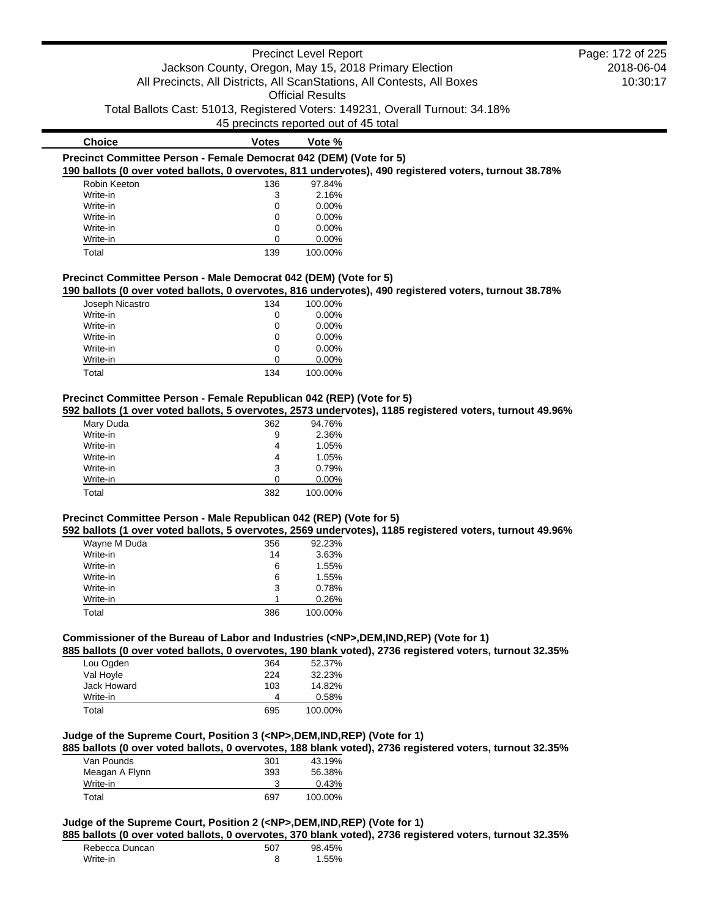| Choice | Votes | Vote % |
|---|---|---|

**Precinct Committee Person - Female Democrat 042 (DEM) (Vote for 5)**

**190 ballots (0 over voted ballots, 0 overvotes, 811 undervotes), 490 registered voters, turnout 38.78%**

| Choice | Votes | Vote % |
|---|---|---|
| Robin Keeton | 136 | 97.84% |
| Write-in | 3 | 2.16% |
| Write-in | 0 | 0.00% |
| Write-in | 0 | 0.00% |
| Write-in | 0 | 0.00% |
| Write-in | 0 | 0.00% |
| Total | 139 | 100.00% |

**Precinct Committee Person - Male Democrat 042 (DEM) (Vote for 5)**

**190 ballots (0 over voted ballots, 0 overvotes, 816 undervotes), 490 registered voters, turnout 38.78%**

| Choice | Votes | Vote % |
|---|---|---|
| Joseph Nicastro | 134 | 100.00% |
| Write-in | 0 | 0.00% |
| Write-in | 0 | 0.00% |
| Write-in | 0 | 0.00% |
| Write-in | 0 | 0.00% |
| Write-in | 0 | 0.00% |
| Total | 134 | 100.00% |

**Precinct Committee Person - Female Republican 042 (REP) (Vote for 5)**

**592 ballots (1 over voted ballots, 5 overvotes, 2573 undervotes), 1185 registered voters, turnout 49.96%**

| Choice | Votes | Vote % |
|---|---|---|
| Mary Duda | 362 | 94.76% |
| Write-in | 9 | 2.36% |
| Write-in | 4 | 1.05% |
| Write-in | 4 | 1.05% |
| Write-in | 3 | 0.79% |
| Write-in | 0 | 0.00% |
| Total | 382 | 100.00% |

**Precinct Committee Person - Male Republican 042 (REP) (Vote for 5)**

**592 ballots (1 over voted ballots, 5 overvotes, 2569 undervotes), 1185 registered voters, turnout 49.96%**

| Choice | Votes | Vote % |
|---|---|---|
| Wayne M Duda | 356 | 92.23% |
| Write-in | 14 | 3.63% |
| Write-in | 6 | 1.55% |
| Write-in | 6 | 1.55% |
| Write-in | 3 | 0.78% |
| Write-in | 1 | 0.26% |
| Total | 386 | 100.00% |

**Commissioner of the Bureau of Labor and Industries (<NP>,DEM,IND,REP) (Vote for 1)**

**885 ballots (0 over voted ballots, 0 overvotes, 190 blank voted), 2736 registered voters, turnout 32.35%**

| Choice | Votes | Vote % |
|---|---|---|
| Lou Ogden | 364 | 52.37% |
| Val Hoyle | 224 | 32.23% |
| Jack Howard | 103 | 14.82% |
| Write-in | 4 | 0.58% |
| Total | 695 | 100.00% |

**Judge of the Supreme Court, Position 3 (<NP>,DEM,IND,REP) (Vote for 1)**

**885 ballots (0 over voted ballots, 0 overvotes, 188 blank voted), 2736 registered voters, turnout 32.35%**

| Choice | Votes | Vote % |
|---|---|---|
| Van Pounds | 301 | 43.19% |
| Meagan A Flynn | 393 | 56.38% |
| Write-in | 3 | 0.43% |
| Total | 697 | 100.00% |

**Judge of the Supreme Court, Position 2 (<NP>,DEM,IND,REP) (Vote for 1)**

**885 ballots (0 over voted ballots, 0 overvotes, 370 blank voted), 2736 registered voters, turnout 32.35%**

| Choice | Votes | Vote % |
|---|---|---|
| Rebecca Duncan | 507 | 98.45% |
| Write-in | 8 | 1.55% |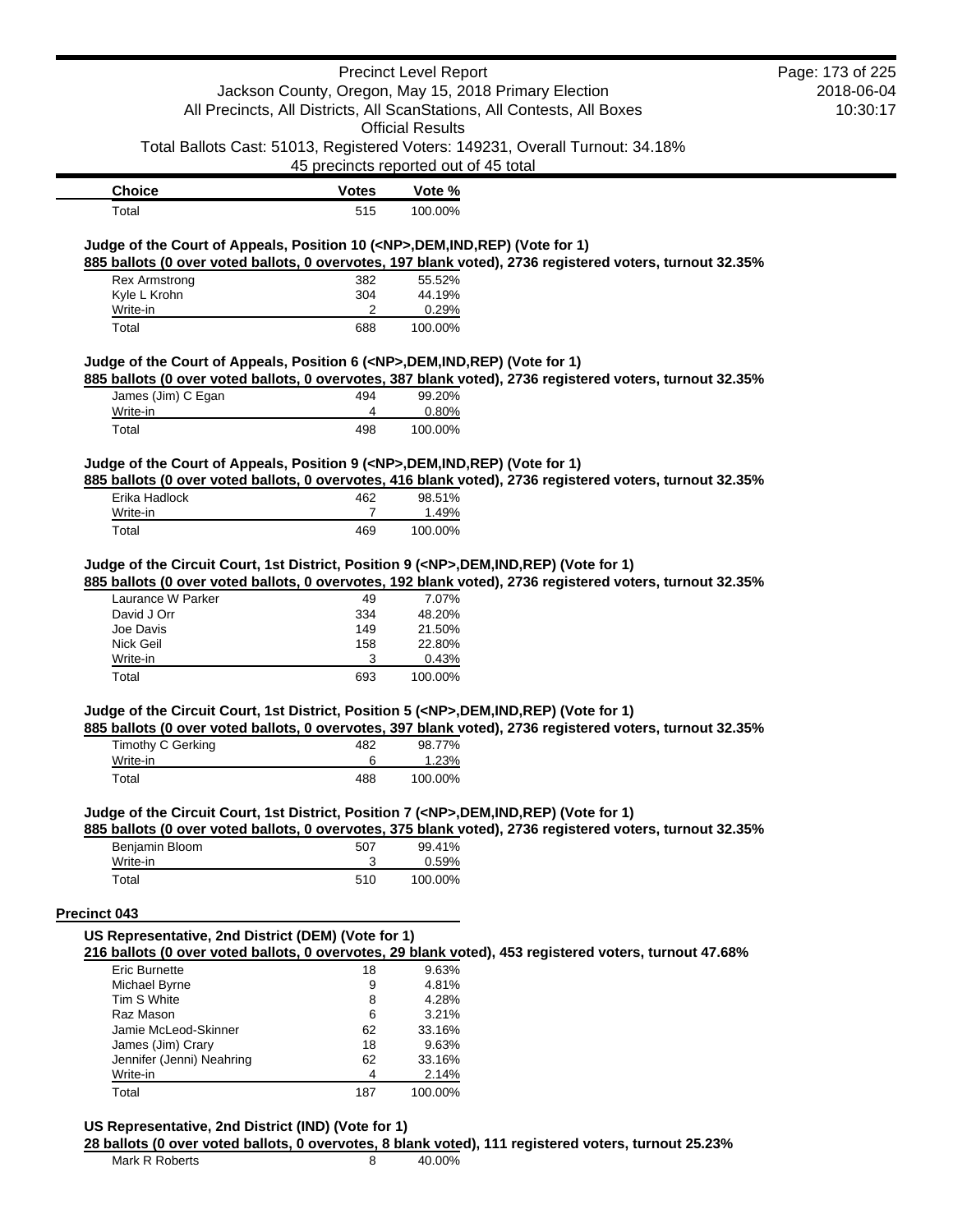| Choice | Votes | Vote % |
|---|---|---|
| Total | 515 | 100.00% |

### Judge of the Court of Appeals, Position 10 (<NP>,DEM,IND,REP) (Vote for 1)

**885 ballots (0 over voted ballots, 0 overvotes, 197 blank voted), 2736 registered voters, turnout 32.35%**

| Choice | Votes | Vote % |
|---|---|---|
| Rex Armstrong | 382 | 55.52% |
| Kyle L Krohn | 304 | 44.19% |
| Write-in | 2 | 0.29% |
| Total | 688 | 100.00% |

### Judge of the Court of Appeals, Position 6 (<NP>,DEM,IND,REP) (Vote for 1)

**885 ballots (0 over voted ballots, 0 overvotes, 387 blank voted), 2736 registered voters, turnout 32.35%**

| Choice | Votes | Vote % |
|---|---|---|
| James (Jim) C Egan | 494 | 99.20% |
| Write-in | 4 | 0.80% |
| Total | 498 | 100.00% |

### Judge of the Court of Appeals, Position 9 (<NP>,DEM,IND,REP) (Vote for 1)

**885 ballots (0 over voted ballots, 0 overvotes, 416 blank voted), 2736 registered voters, turnout 32.35%**

| Choice | Votes | Vote % |
|---|---|---|
| Erika Hadlock | 462 | 98.51% |
| Write-in | 7 | 1.49% |
| Total | 469 | 100.00% |

### Judge of the Circuit Court, 1st District, Position 9 (<NP>,DEM,IND,REP) (Vote for 1)

**885 ballots (0 over voted ballots, 0 overvotes, 192 blank voted), 2736 registered voters, turnout 32.35%**

| Choice | Votes | Vote % |
|---|---|---|
| Laurance W Parker | 49 | 7.07% |
| David J Orr | 334 | 48.20% |
| Joe Davis | 149 | 21.50% |
| Nick Geil | 158 | 22.80% |
| Write-in | 3 | 0.43% |
| Total | 693 | 100.00% |

### Judge of the Circuit Court, 1st District, Position 5 (<NP>,DEM,IND,REP) (Vote for 1)

**885 ballots (0 over voted ballots, 0 overvotes, 397 blank voted), 2736 registered voters, turnout 32.35%**

| Choice | Votes | Vote % |
|---|---|---|
| Timothy C Gerking | 482 | 98.77% |
| Write-in | 6 | 1.23% |
| Total | 488 | 100.00% |

### Judge of the Circuit Court, 1st District, Position 7 (<NP>,DEM,IND,REP) (Vote for 1)

**885 ballots (0 over voted ballots, 0 overvotes, 375 blank voted), 2736 registered voters, turnout 32.35%**

| Choice | Votes | Vote % |
|---|---|---|
| Benjamin Bloom | 507 | 99.41% |
| Write-in | 3 | 0.59% |
| Total | 510 | 100.00% |

## Precinct 043

### US Representative, 2nd District (DEM) (Vote for 1)

**216 ballots (0 over voted ballots, 0 overvotes, 29 blank voted), 453 registered voters, turnout 47.68%**

| Choice | Votes | Vote % |
|---|---|---|
| Eric Burnette | 18 | 9.63% |
| Michael Byrne | 9 | 4.81% |
| Tim S White | 8 | 4.28% |
| Raz Mason | 6 | 3.21% |
| Jamie McLeod-Skinner | 62 | 33.16% |
| James (Jim) Crary | 18 | 9.63% |
| Jennifer (Jenni) Neahring | 62 | 33.16% |
| Write-in | 4 | 2.14% |
| Total | 187 | 100.00% |

### US Representative, 2nd District (IND) (Vote for 1)

**28 ballots (0 over voted ballots, 0 overvotes, 8 blank voted), 111 registered voters, turnout 25.23%**

| Choice | Votes | Vote % |
|---|---|---|
| Mark R Roberts | 8 | 40.00% |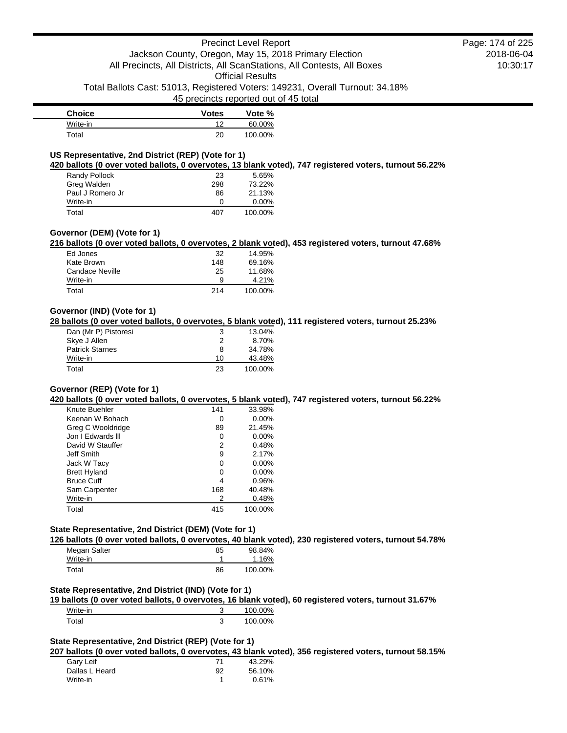| Choice | Votes | Vote % |
| --- | --- | --- |
| Write-in | 12 | 60.00% |
| Total | 20 | 100.00% |

### US Representative, 2nd District (REP) (Vote for 1)

**420 ballots (0 over voted ballots, 0 overvotes, 13 blank voted), 747 registered voters, turnout 56.22%**

| Choice | Votes | Vote % |
| --- | --- | --- |
| Randy Pollock | 23 | 5.65% |
| Greg Walden | 298 | 73.22% |
| Paul J Romero Jr | 86 | 21.13% |
| Write-in | 0 | 0.00% |
| Total | 407 | 100.00% |

### Governor (DEM) (Vote for 1)

**216 ballots (0 over voted ballots, 0 overvotes, 2 blank voted), 453 registered voters, turnout 47.68%**

| Choice | Votes | Vote % |
| --- | --- | --- |
| Ed Jones | 32 | 14.95% |
| Kate Brown | 148 | 69.16% |
| Candace Neville | 25 | 11.68% |
| Write-in | 9 | 4.21% |
| Total | 214 | 100.00% |

### Governor (IND) (Vote for 1)

**28 ballots (0 over voted ballots, 0 overvotes, 5 blank voted), 111 registered voters, turnout 25.23%**

| Choice | Votes | Vote % |
| --- | --- | --- |
| Dan (Mr P) Pistoresi | 3 | 13.04% |
| Skye J Allen | 2 | 8.70% |
| Patrick Starnes | 8 | 34.78% |
| Write-in | 10 | 43.48% |
| Total | 23 | 100.00% |

### Governor (REP) (Vote for 1)

**420 ballots (0 over voted ballots, 0 overvotes, 5 blank voted), 747 registered voters, turnout 56.22%**

| Choice | Votes | Vote % |
| --- | --- | --- |
| Knute Buehler | 141 | 33.98% |
| Keenan W Bohach | 0 | 0.00% |
| Greg C Wooldridge | 89 | 21.45% |
| Jon I Edwards lll | 0 | 0.00% |
| David W Stauffer | 2 | 0.48% |
| Jeff Smith | 9 | 2.17% |
| Jack W Tacy | 0 | 0.00% |
| Brett Hyland | 0 | 0.00% |
| Bruce Cuff | 4 | 0.96% |
| Sam Carpenter | 168 | 40.48% |
| Write-in | 2 | 0.48% |
| Total | 415 | 100.00% |

### State Representative, 2nd District (DEM) (Vote for 1)

**126 ballots (0 over voted ballots, 0 overvotes, 40 blank voted), 230 registered voters, turnout 54.78%**

| Choice | Votes | Vote % |
| --- | --- | --- |
| Megan Salter | 85 | 98.84% |
| Write-in | 1 | 1.16% |
| Total | 86 | 100.00% |

### State Representative, 2nd District (IND) (Vote for 1)

**19 ballots (0 over voted ballots, 0 overvotes, 16 blank voted), 60 registered voters, turnout 31.67%**

| Choice | Votes | Vote % |
| --- | --- | --- |
| Write-in | 3 | 100.00% |
| Total | 3 | 100.00% |

### State Representative, 2nd District (REP) (Vote for 1)

**207 ballots (0 over voted ballots, 0 overvotes, 43 blank voted), 356 registered voters, turnout 58.15%**

| Choice | Votes | Vote % |
| --- | --- | --- |
| Gary Leif | 71 | 43.29% |
| Dallas L Heard | 92 | 56.10% |
| Write-in | 1 | 0.61% |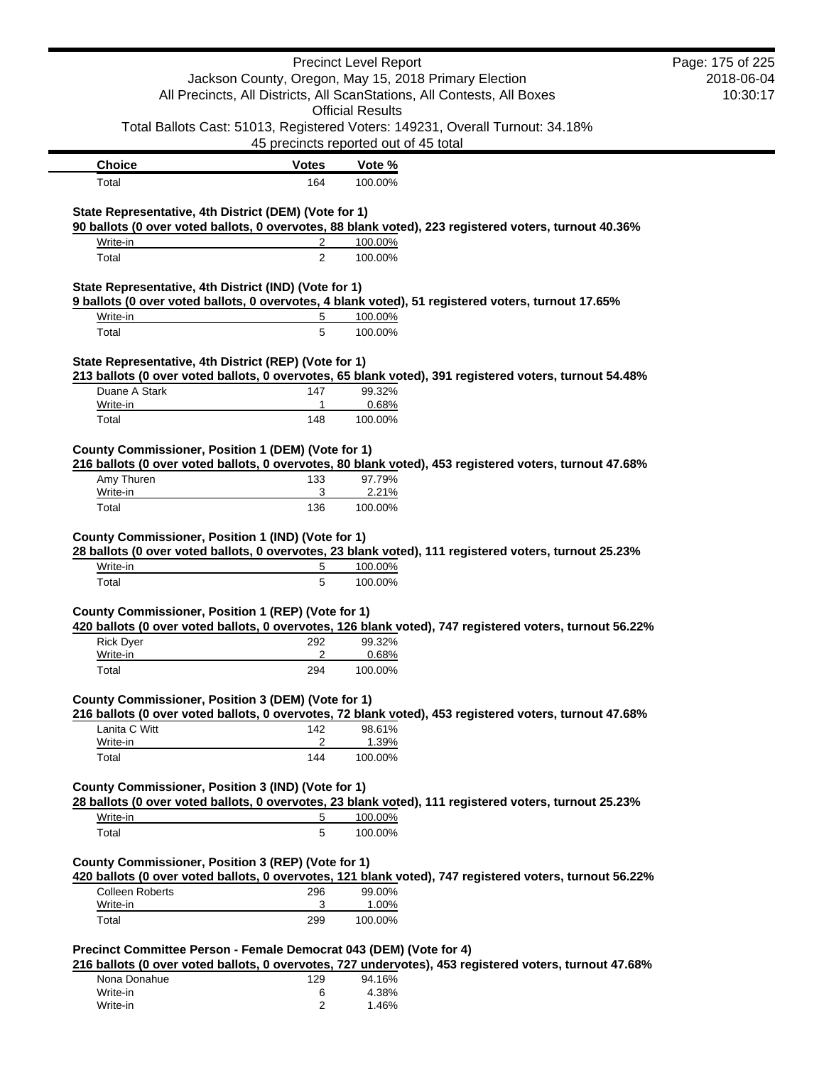| Choice | Votes | Vote % |
|---|---|---|
| Total | 164 | 100.00% |

**State Representative, 4th District (DEM) (Vote for 1)**

**90 ballots (0 over voted ballots, 0 overvotes, 88 blank voted), 223 registered voters, turnout 40.36%**

| Choice | Votes | Vote % |
|---|---|---|
| Write-in | 2 | 100.00% |
| Total | 2 | 100.00% |

**State Representative, 4th District (IND) (Vote for 1)**

**9 ballots (0 over voted ballots, 0 overvotes, 4 blank voted), 51 registered voters, turnout 17.65%**

| Choice | Votes | Vote % |
|---|---|---|
| Write-in | 5 | 100.00% |
| Total | 5 | 100.00% |

**State Representative, 4th District (REP) (Vote for 1)**

**213 ballots (0 over voted ballots, 0 overvotes, 65 blank voted), 391 registered voters, turnout 54.48%**

| Choice | Votes | Vote % |
|---|---|---|
| Duane A Stark | 147 | 99.32% |
| Write-in | 1 | 0.68% |
| Total | 148 | 100.00% |

**County Commissioner, Position 1 (DEM) (Vote for 1)**

**216 ballots (0 over voted ballots, 0 overvotes, 80 blank voted), 453 registered voters, turnout 47.68%**

| Choice | Votes | Vote % |
|---|---|---|
| Amy Thuren | 133 | 97.79% |
| Write-in | 3 | 2.21% |
| Total | 136 | 100.00% |

**County Commissioner, Position 1 (IND) (Vote for 1)**

**28 ballots (0 over voted ballots, 0 overvotes, 23 blank voted), 111 registered voters, turnout 25.23%**

| Choice | Votes | Vote % |
|---|---|---|
| Write-in | 5 | 100.00% |
| Total | 5 | 100.00% |

**County Commissioner, Position 1 (REP) (Vote for 1)**

**420 ballots (0 over voted ballots, 0 overvotes, 126 blank voted), 747 registered voters, turnout 56.22%**

| Choice | Votes | Vote % |
|---|---|---|
| Rick Dyer | 292 | 99.32% |
| Write-in | 2 | 0.68% |
| Total | 294 | 100.00% |

**County Commissioner, Position 3 (DEM) (Vote for 1)**

**216 ballots (0 over voted ballots, 0 overvotes, 72 blank voted), 453 registered voters, turnout 47.68%**

| Choice | Votes | Vote % |
|---|---|---|
| Lanita C Witt | 142 | 98.61% |
| Write-in | 2 | 1.39% |
| Total | 144 | 100.00% |

**County Commissioner, Position 3 (IND) (Vote for 1)**

**28 ballots (0 over voted ballots, 0 overvotes, 23 blank voted), 111 registered voters, turnout 25.23%**

| Choice | Votes | Vote % |
|---|---|---|
| Write-in | 5 | 100.00% |
| Total | 5 | 100.00% |

**County Commissioner, Position 3 (REP) (Vote for 1)**

**420 ballots (0 over voted ballots, 0 overvotes, 121 blank voted), 747 registered voters, turnout 56.22%**

| Choice | Votes | Vote % |
|---|---|---|
| Colleen Roberts | 296 | 99.00% |
| Write-in | 3 | 1.00% |
| Total | 299 | 100.00% |

**Precinct Committee Person - Female Democrat 043 (DEM) (Vote for 4)**

**216 ballots (0 over voted ballots, 0 overvotes, 727 undervotes), 453 registered voters, turnout 47.68%**

| Choice | Votes | Vote % |
|---|---|---|
| Nona Donahue | 129 | 94.16% |
| Write-in | 6 | 4.38% |
| Write-in | 2 | 1.46% |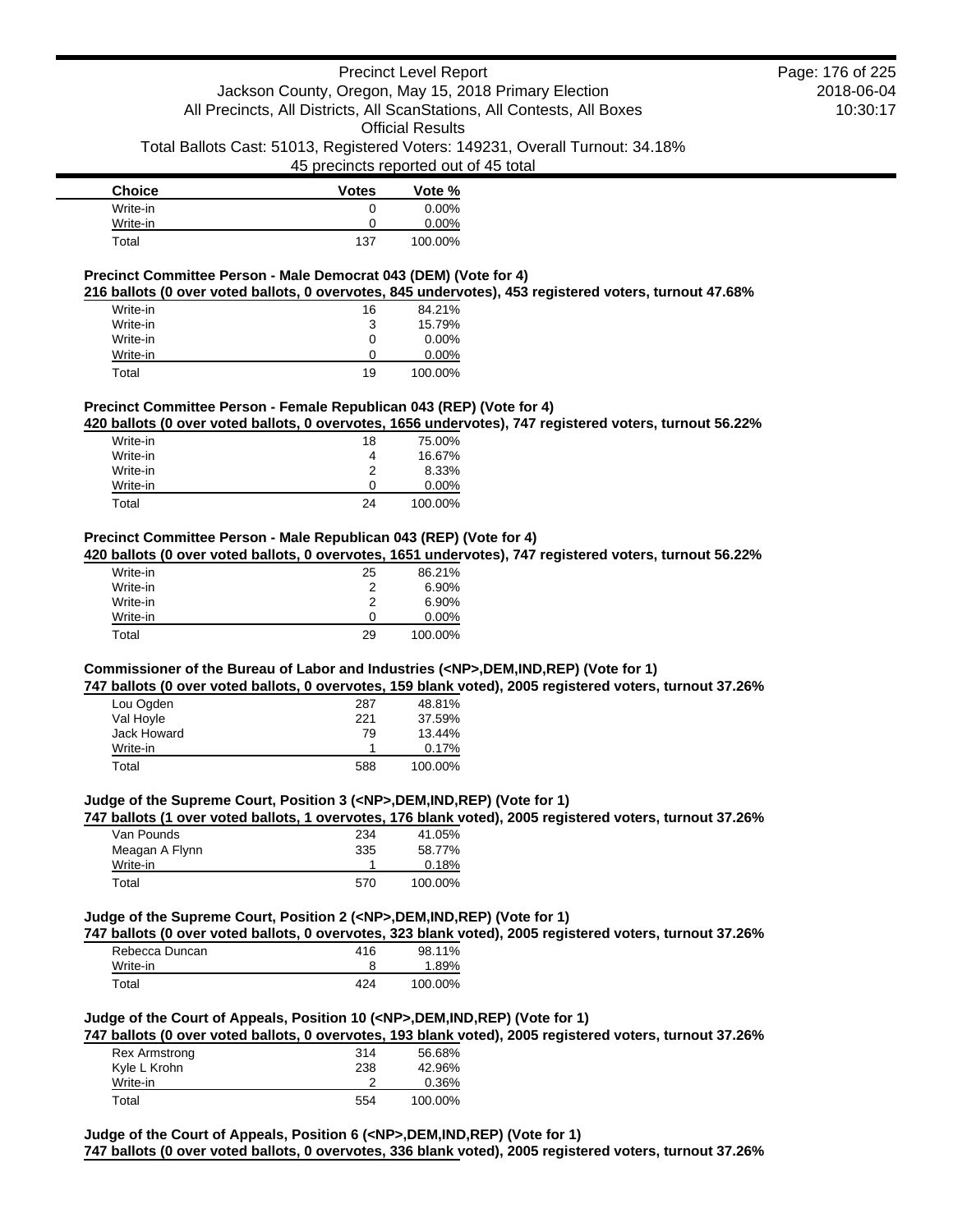| Choice | Votes | Vote % |
| --- | --- | --- |
| Write-in | 0 | 0.00% |
| Write-in | 0 | 0.00% |
| Total | 137 | 100.00% |

**Precinct Committee Person - Male Democrat 043 (DEM) (Vote for 4)**

**216 ballots (0 over voted ballots, 0 overvotes, 845 undervotes), 453 registered voters, turnout 47.68%**

| Choice | Votes | Vote % |
| --- | --- | --- |
| Write-in | 16 | 84.21% |
| Write-in | 3 | 15.79% |
| Write-in | 0 | 0.00% |
| Write-in | 0 | 0.00% |
| Total | 19 | 100.00% |

**Precinct Committee Person - Female Republican 043 (REP) (Vote for 4)**

**420 ballots (0 over voted ballots, 0 overvotes, 1656 undervotes), 747 registered voters, turnout 56.22%**

| Choice | Votes | Vote % |
| --- | --- | --- |
| Write-in | 18 | 75.00% |
| Write-in | 4 | 16.67% |
| Write-in | 2 | 8.33% |
| Write-in | 0 | 0.00% |
| Total | 24 | 100.00% |

**Precinct Committee Person - Male Republican 043 (REP) (Vote for 4)**

**420 ballots (0 over voted ballots, 0 overvotes, 1651 undervotes), 747 registered voters, turnout 56.22%**

| Choice | Votes | Vote % |
| --- | --- | --- |
| Write-in | 25 | 86.21% |
| Write-in | 2 | 6.90% |
| Write-in | 2 | 6.90% |
| Write-in | 0 | 0.00% |
| Total | 29 | 100.00% |

**Commissioner of the Bureau of Labor and Industries (<NP>,DEM,IND,REP) (Vote for 1)**

**747 ballots (0 over voted ballots, 0 overvotes, 159 blank voted), 2005 registered voters, turnout 37.26%**

| Choice | Votes | Vote % |
| --- | --- | --- |
| Lou Ogden | 287 | 48.81% |
| Val Hoyle | 221 | 37.59% |
| Jack Howard | 79 | 13.44% |
| Write-in | 1 | 0.17% |
| Total | 588 | 100.00% |

**Judge of the Supreme Court, Position 3 (<NP>,DEM,IND,REP) (Vote for 1)**

**747 ballots (1 over voted ballots, 1 overvotes, 176 blank voted), 2005 registered voters, turnout 37.26%**

| Choice | Votes | Vote % |
| --- | --- | --- |
| Van Pounds | 234 | 41.05% |
| Meagan A Flynn | 335 | 58.77% |
| Write-in | 1 | 0.18% |
| Total | 570 | 100.00% |

**Judge of the Supreme Court, Position 2 (<NP>,DEM,IND,REP) (Vote for 1)**

**747 ballots (0 over voted ballots, 0 overvotes, 323 blank voted), 2005 registered voters, turnout 37.26%**

| Choice | Votes | Vote % |
| --- | --- | --- |
| Rebecca Duncan | 416 | 98.11% |
| Write-in | 8 | 1.89% |
| Total | 424 | 100.00% |

**Judge of the Court of Appeals, Position 10 (<NP>,DEM,IND,REP) (Vote for 1)**

**747 ballots (0 over voted ballots, 0 overvotes, 193 blank voted), 2005 registered voters, turnout 37.26%**

| Choice | Votes | Vote % |
| --- | --- | --- |
| Rex Armstrong | 314 | 56.68% |
| Kyle L Krohn | 238 | 42.96% |
| Write-in | 2 | 0.36% |
| Total | 554 | 100.00% |

**Judge of the Court of Appeals, Position 6 (<NP>,DEM,IND,REP) (Vote for 1)**

**747 ballots (0 over voted ballots, 0 overvotes, 336 blank voted), 2005 registered voters, turnout 37.26%**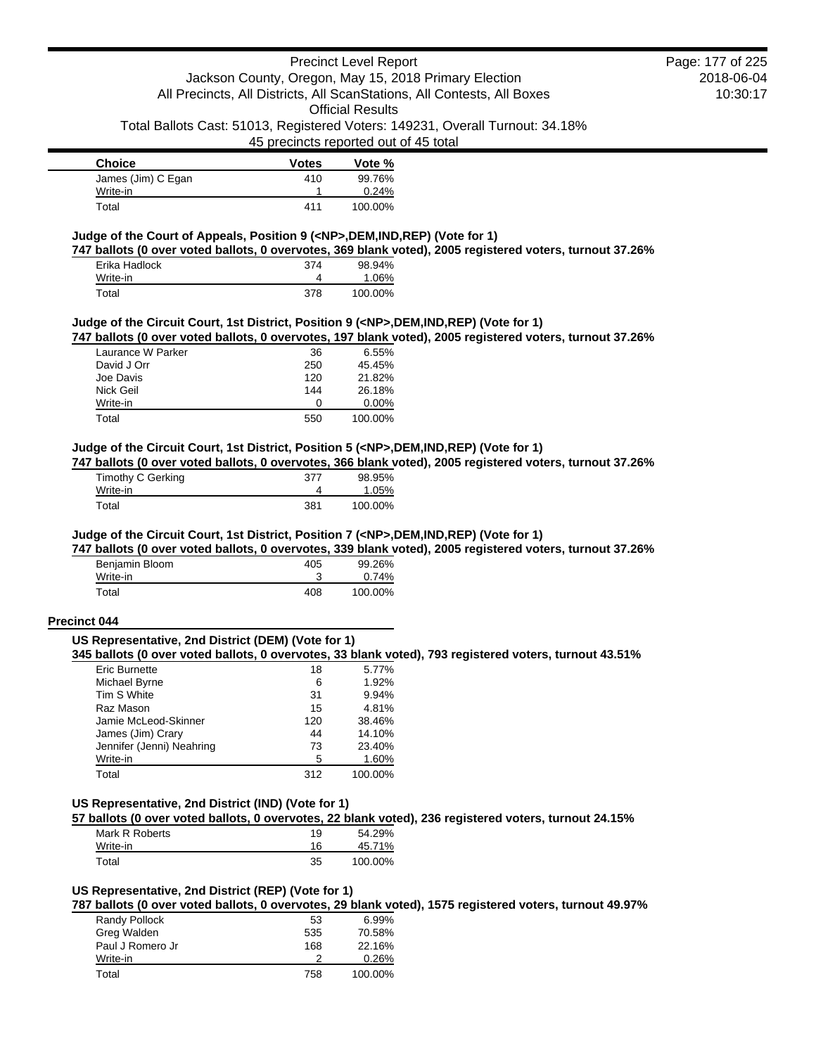| Choice | Votes | Vote % |
| --- | --- | --- |
| James (Jim) C Egan | 410 | 99.76% |
| Write-in | 1 | 0.24% |
| Total | 411 | 100.00% |

**Judge of the Court of Appeals, Position 9 (<NP>,DEM,IND,REP) (Vote for 1)**

**747 ballots (0 over voted ballots, 0 overvotes, 369 blank voted), 2005 registered voters, turnout 37.26%**

| Choice | Votes | Vote % |
| --- | --- | --- |
| Erika Hadlock | 374 | 98.94% |
| Write-in | 4 | 1.06% |
| Total | 378 | 100.00% |

**Judge of the Circuit Court, 1st District, Position 9 (<NP>,DEM,IND,REP) (Vote for 1)**

**747 ballots (0 over voted ballots, 0 overvotes, 197 blank voted), 2005 registered voters, turnout 37.26%**

| Choice | Votes | Vote % |
| --- | --- | --- |
| Laurance W Parker | 36 | 6.55% |
| David J Orr | 250 | 45.45% |
| Joe Davis | 120 | 21.82% |
| Nick Geil | 144 | 26.18% |
| Write-in | 0 | 0.00% |
| Total | 550 | 100.00% |

**Judge of the Circuit Court, 1st District, Position 5 (<NP>,DEM,IND,REP) (Vote for 1)**

**747 ballots (0 over voted ballots, 0 overvotes, 366 blank voted), 2005 registered voters, turnout 37.26%**

| Choice | Votes | Vote % |
| --- | --- | --- |
| Timothy C Gerking | 377 | 98.95% |
| Write-in | 4 | 1.05% |
| Total | 381 | 100.00% |

**Judge of the Circuit Court, 1st District, Position 7 (<NP>,DEM,IND,REP) (Vote for 1)**

**747 ballots (0 over voted ballots, 0 overvotes, 339 blank voted), 2005 registered voters, turnout 37.26%**

| Choice | Votes | Vote % |
| --- | --- | --- |
| Benjamin Bloom | 405 | 99.26% |
| Write-in | 3 | 0.74% |
| Total | 408 | 100.00% |

## Precinct 044

**US Representative, 2nd District (DEM) (Vote for 1)**

**345 ballots (0 over voted ballots, 0 overvotes, 33 blank voted), 793 registered voters, turnout 43.51%**

| Choice | Votes | Vote % |
| --- | --- | --- |
| Eric Burnette | 18 | 5.77% |
| Michael Byrne | 6 | 1.92% |
| Tim S White | 31 | 9.94% |
| Raz Mason | 15 | 4.81% |
| Jamie McLeod-Skinner | 120 | 38.46% |
| James (Jim) Crary | 44 | 14.10% |
| Jennifer (Jenni) Neahring | 73 | 23.40% |
| Write-in | 5 | 1.60% |
| Total | 312 | 100.00% |

**US Representative, 2nd District (IND) (Vote for 1)**

**57 ballots (0 over voted ballots, 0 overvotes, 22 blank voted), 236 registered voters, turnout 24.15%**

| Choice | Votes | Vote % |
| --- | --- | --- |
| Mark R Roberts | 19 | 54.29% |
| Write-in | 16 | 45.71% |
| Total | 35 | 100.00% |

**US Representative, 2nd District (REP) (Vote for 1)**

**787 ballots (0 over voted ballots, 0 overvotes, 29 blank voted), 1575 registered voters, turnout 49.97%**

| Choice | Votes | Vote % |
| --- | --- | --- |
| Randy Pollock | 53 | 6.99% |
| Greg Walden | 535 | 70.58% |
| Paul J Romero Jr | 168 | 22.16% |
| Write-in | 2 | 0.26% |
| Total | 758 | 100.00% |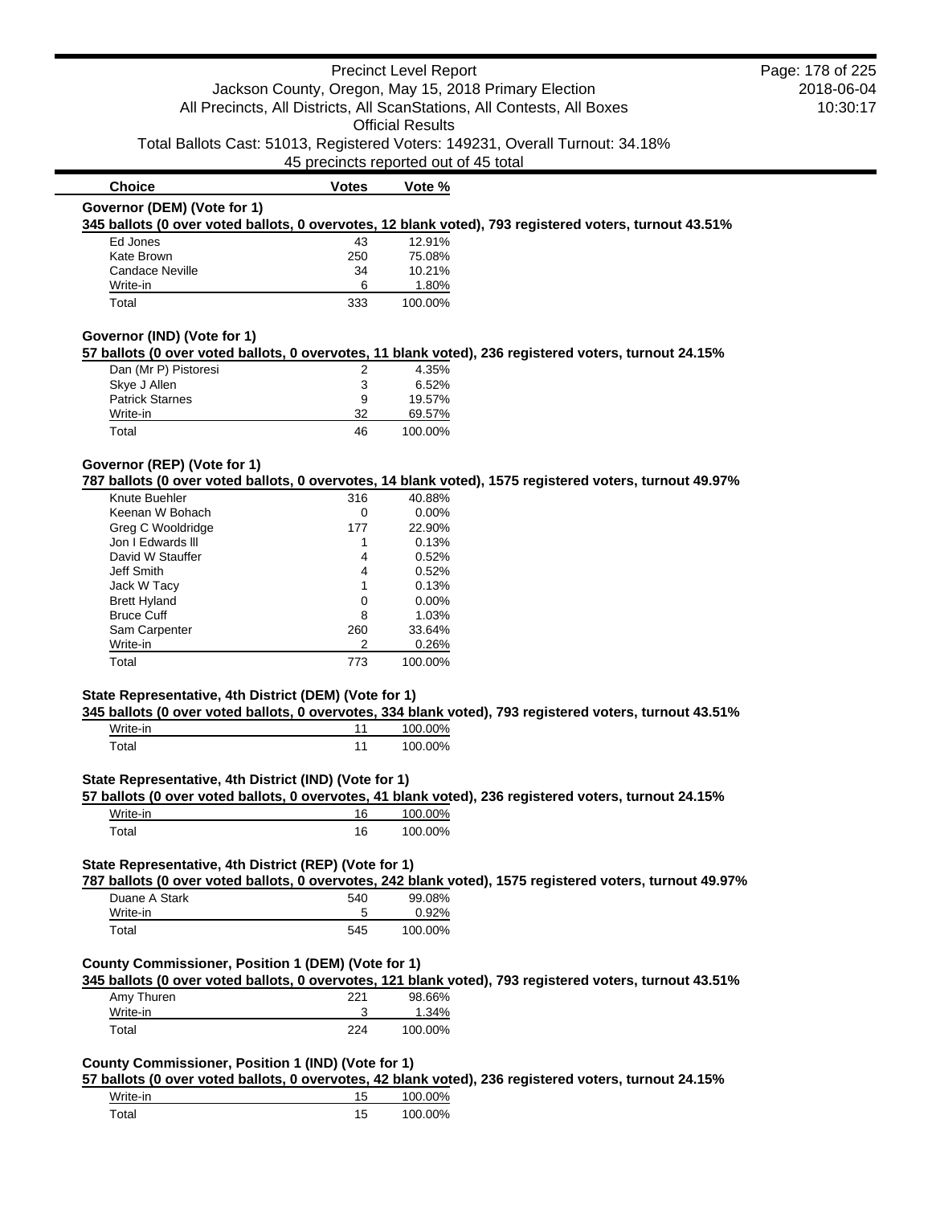| Choice | Votes | Vote % |
|---|---|---|

**Governor (DEM) (Vote for 1)**

**345 ballots (0 over voted ballots, 0 overvotes, 12 blank voted), 793 registered voters, turnout 43.51%**

| Choice | Votes | Vote % |
|---|---|---|
| Ed Jones | 43 | 12.91% |
| Kate Brown | 250 | 75.08% |
| Candace Neville | 34 | 10.21% |
| Write-in | 6 | 1.80% |
| Total | 333 | 100.00% |

**Governor (IND) (Vote for 1)**

**57 ballots (0 over voted ballots, 0 overvotes, 11 blank voted), 236 registered voters, turnout 24.15%**

| Choice | Votes | Vote % |
|---|---|---|
| Dan (Mr P) Pistoresi | 2 | 4.35% |
| Skye J Allen | 3 | 6.52% |
| Patrick Starnes | 9 | 19.57% |
| Write-in | 32 | 69.57% |
| Total | 46 | 100.00% |

**Governor (REP) (Vote for 1)**

**787 ballots (0 over voted ballots, 0 overvotes, 14 blank voted), 1575 registered voters, turnout 49.97%**

| Choice | Votes | Vote % |
|---|---|---|
| Knute Buehler | 316 | 40.88% |
| Keenan W Bohach | 0 | 0.00% |
| Greg C Wooldridge | 177 | 22.90% |
| Jon I Edwards lll | 1 | 0.13% |
| David W Stauffer | 4 | 0.52% |
| Jeff Smith | 4 | 0.52% |
| Jack W Tacy | 1 | 0.13% |
| Brett Hyland | 0 | 0.00% |
| Bruce Cuff | 8 | 1.03% |
| Sam Carpenter | 260 | 33.64% |
| Write-in | 2 | 0.26% |
| Total | 773 | 100.00% |

**State Representative, 4th District (DEM) (Vote for 1)**

**345 ballots (0 over voted ballots, 0 overvotes, 334 blank voted), 793 registered voters, turnout 43.51%**

| Choice | Votes | Vote % |
|---|---|---|
| Write-in | 11 | 100.00% |
| Total | 11 | 100.00% |

**State Representative, 4th District (IND) (Vote for 1)**

**57 ballots (0 over voted ballots, 0 overvotes, 41 blank voted), 236 registered voters, turnout 24.15%**

| Choice | Votes | Vote % |
|---|---|---|
| Write-in | 16 | 100.00% |
| Total | 16 | 100.00% |

**State Representative, 4th District (REP) (Vote for 1)**

**787 ballots (0 over voted ballots, 0 overvotes, 242 blank voted), 1575 registered voters, turnout 49.97%**

| Choice | Votes | Vote % |
|---|---|---|
| Duane A Stark | 540 | 99.08% |
| Write-in | 5 | 0.92% |
| Total | 545 | 100.00% |

**County Commissioner, Position 1 (DEM) (Vote for 1)**

**345 ballots (0 over voted ballots, 0 overvotes, 121 blank voted), 793 registered voters, turnout 43.51%**

| Choice | Votes | Vote % |
|---|---|---|
| Amy Thuren | 221 | 98.66% |
| Write-in | 3 | 1.34% |
| Total | 224 | 100.00% |

**County Commissioner, Position 1 (IND) (Vote for 1)**

**57 ballots (0 over voted ballots, 0 overvotes, 42 blank voted), 236 registered voters, turnout 24.15%**

| Choice | Votes | Vote % |
|---|---|---|
| Write-in | 15 | 100.00% |
| Total | 15 | 100.00% |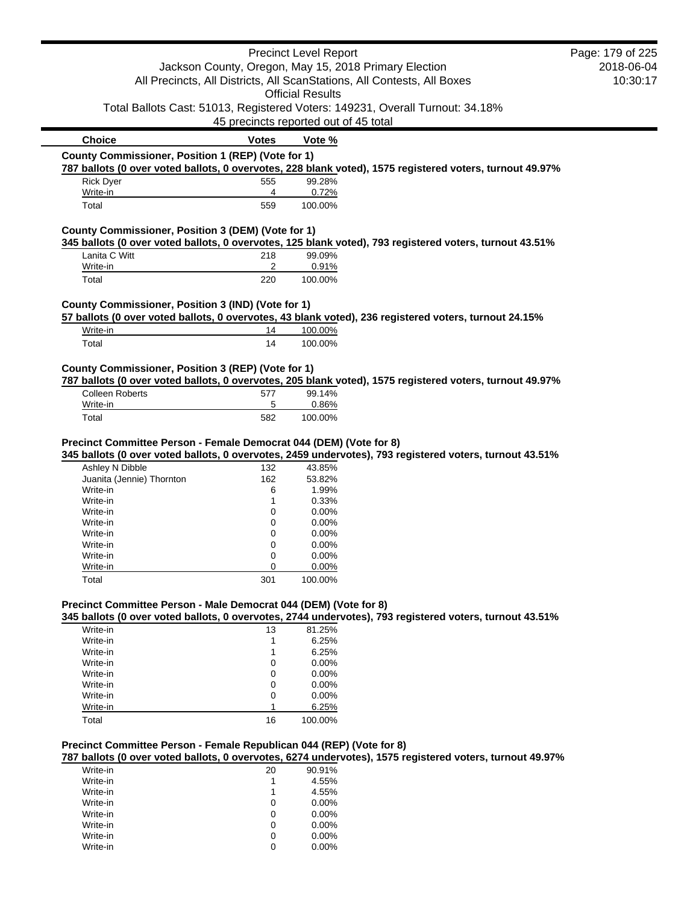| Choice | Votes | Vote % |
|---|---|---|

**County Commissioner, Position 1 (REP) (Vote for 1)**

**787 ballots (0 over voted ballots, 0 overvotes, 228 blank voted), 1575 registered voters, turnout 49.97%**

| Choice | Votes | Vote % |
|---|---|---|
| Rick Dyer | 555 | 99.28% |
| Write-in | 4 | 0.72% |
| Total | 559 | 100.00% |

**County Commissioner, Position 3 (DEM) (Vote for 1)**

**345 ballots (0 over voted ballots, 0 overvotes, 125 blank voted), 793 registered voters, turnout 43.51%**

| Choice | Votes | Vote % |
|---|---|---|
| Lanita C Witt | 218 | 99.09% |
| Write-in | 2 | 0.91% |
| Total | 220 | 100.00% |

**County Commissioner, Position 3 (IND) (Vote for 1)**

**57 ballots (0 over voted ballots, 0 overvotes, 43 blank voted), 236 registered voters, turnout 24.15%**

| Choice | Votes | Vote % |
|---|---|---|
| Write-in | 14 | 100.00% |
| Total | 14 | 100.00% |

**County Commissioner, Position 3 (REP) (Vote for 1)**

**787 ballots (0 over voted ballots, 0 overvotes, 205 blank voted), 1575 registered voters, turnout 49.97%**

| Choice | Votes | Vote % |
|---|---|---|
| Colleen Roberts | 577 | 99.14% |
| Write-in | 5 | 0.86% |
| Total | 582 | 100.00% |

**Precinct Committee Person - Female Democrat 044 (DEM) (Vote for 8)**

**345 ballots (0 over voted ballots, 0 overvotes, 2459 undervotes), 793 registered voters, turnout 43.51%**

| Choice | Votes | Vote % |
|---|---|---|
| Ashley N Dibble | 132 | 43.85% |
| Juanita (Jennie) Thornton | 162 | 53.82% |
| Write-in | 6 | 1.99% |
| Write-in | 1 | 0.33% |
| Write-in | 0 | 0.00% |
| Write-in | 0 | 0.00% |
| Write-in | 0 | 0.00% |
| Write-in | 0 | 0.00% |
| Write-in | 0 | 0.00% |
| Write-in | 0 | 0.00% |
| Total | 301 | 100.00% |

**Precinct Committee Person - Male Democrat 044 (DEM) (Vote for 8)**

**345 ballots (0 over voted ballots, 0 overvotes, 2744 undervotes), 793 registered voters, turnout 43.51%**

| Choice | Votes | Vote % |
|---|---|---|
| Write-in | 13 | 81.25% |
| Write-in | 1 | 6.25% |
| Write-in | 1 | 6.25% |
| Write-in | 0 | 0.00% |
| Write-in | 0 | 0.00% |
| Write-in | 0 | 0.00% |
| Write-in | 0 | 0.00% |
| Write-in | 1 | 6.25% |
| Total | 16 | 100.00% |

**Precinct Committee Person - Female Republican 044 (REP) (Vote for 8)**

**787 ballots (0 over voted ballots, 0 overvotes, 6274 undervotes), 1575 registered voters, turnout 49.97%**

| Choice | Votes | Vote % |
|---|---|---|
| Write-in | 20 | 90.91% |
| Write-in | 1 | 4.55% |
| Write-in | 1 | 4.55% |
| Write-in | 0 | 0.00% |
| Write-in | 0 | 0.00% |
| Write-in | 0 | 0.00% |
| Write-in | 0 | 0.00% |
| Write-in | 0 | 0.00% |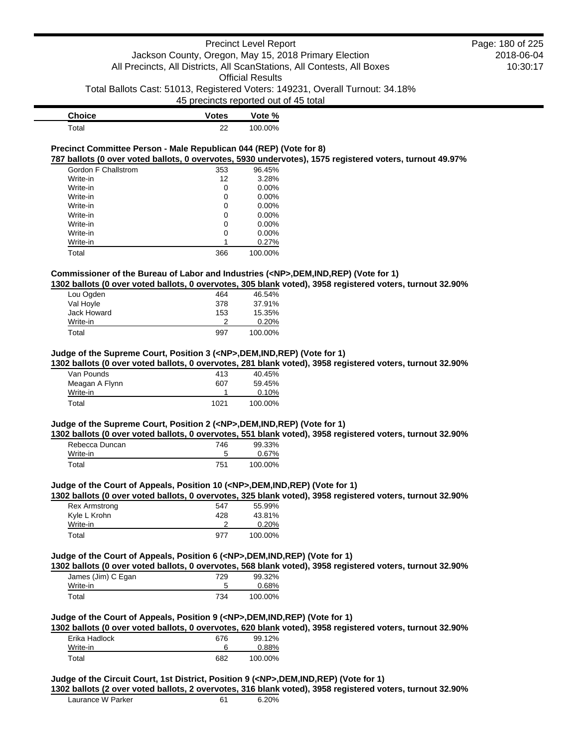| Choice | Votes | Vote % |
| --- | --- | --- |
| Total | 22 | 100.00% |

**Precinct Committee Person - Male Republican 044 (REP) (Vote for 8)**

**787 ballots (0 over voted ballots, 0 overvotes, 5930 undervotes), 1575 registered voters, turnout 49.97%**

| Choice | Votes | Vote % |
| --- | --- | --- |
| Gordon F Challstrom | 353 | 96.45% |
| Write-in | 12 | 3.28% |
| Write-in | 0 | 0.00% |
| Write-in | 0 | 0.00% |
| Write-in | 0 | 0.00% |
| Write-in | 0 | 0.00% |
| Write-in | 0 | 0.00% |
| Write-in | 0 | 0.00% |
| Write-in | 1 | 0.27% |
| Total | 366 | 100.00% |

**Commissioner of the Bureau of Labor and Industries (<NP>,DEM,IND,REP) (Vote for 1)**

**1302 ballots (0 over voted ballots, 0 overvotes, 305 blank voted), 3958 registered voters, turnout 32.90%**

| Choice | Votes | Vote % |
| --- | --- | --- |
| Lou Ogden | 464 | 46.54% |
| Val Hoyle | 378 | 37.91% |
| Jack Howard | 153 | 15.35% |
| Write-in | 2 | 0.20% |
| Total | 997 | 100.00% |

**Judge of the Supreme Court, Position 3 (<NP>,DEM,IND,REP) (Vote for 1)**

**1302 ballots (0 over voted ballots, 0 overvotes, 281 blank voted), 3958 registered voters, turnout 32.90%**

| Choice | Votes | Vote % |
| --- | --- | --- |
| Van Pounds | 413 | 40.45% |
| Meagan A Flynn | 607 | 59.45% |
| Write-in | 1 | 0.10% |
| Total | 1021 | 100.00% |

**Judge of the Supreme Court, Position 2 (<NP>,DEM,IND,REP) (Vote for 1)**

**1302 ballots (0 over voted ballots, 0 overvotes, 551 blank voted), 3958 registered voters, turnout 32.90%**

| Choice | Votes | Vote % |
| --- | --- | --- |
| Rebecca Duncan | 746 | 99.33% |
| Write-in | 5 | 0.67% |
| Total | 751 | 100.00% |

**Judge of the Court of Appeals, Position 10 (<NP>,DEM,IND,REP) (Vote for 1)**

**1302 ballots (0 over voted ballots, 0 overvotes, 325 blank voted), 3958 registered voters, turnout 32.90%**

| Choice | Votes | Vote % |
| --- | --- | --- |
| Rex Armstrong | 547 | 55.99% |
| Kyle L Krohn | 428 | 43.81% |
| Write-in | 2 | 0.20% |
| Total | 977 | 100.00% |

**Judge of the Court of Appeals, Position 6 (<NP>,DEM,IND,REP) (Vote for 1)**

**1302 ballots (0 over voted ballots, 0 overvotes, 568 blank voted), 3958 registered voters, turnout 32.90%**

| Choice | Votes | Vote % |
| --- | --- | --- |
| James (Jim) C Egan | 729 | 99.32% |
| Write-in | 5 | 0.68% |
| Total | 734 | 100.00% |

**Judge of the Court of Appeals, Position 9 (<NP>,DEM,IND,REP) (Vote for 1)**

**1302 ballots (0 over voted ballots, 0 overvotes, 620 blank voted), 3958 registered voters, turnout 32.90%**

| Choice | Votes | Vote % |
| --- | --- | --- |
| Erika Hadlock | 676 | 99.12% |
| Write-in | 6 | 0.88% |
| Total | 682 | 100.00% |

**Judge of the Circuit Court, 1st District, Position 9 (<NP>,DEM,IND,REP) (Vote for 1)**

**1302 ballots (2 over voted ballots, 2 overvotes, 316 blank voted), 3958 registered voters, turnout 32.90%**

| Choice | Votes | Vote % |
| --- | --- | --- |
| Laurance W Parker | 61 | 6.20% |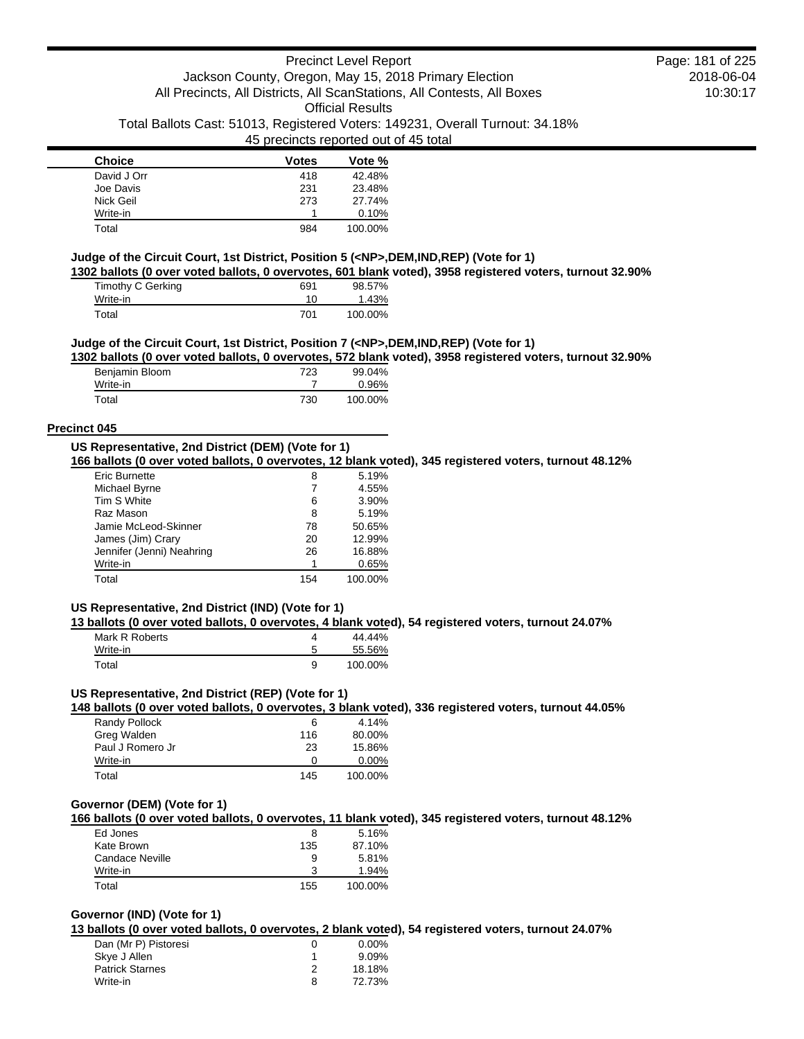| Choice | Votes | Vote % |
|---|---|---|
| David J Orr | 418 | 42.48% |
| Joe Davis | 231 | 23.48% |
| Nick Geil | 273 | 27.74% |
| Write-in | 1 | 0.10% |
| Total | 984 | 100.00% |

**Judge of the Circuit Court, 1st District, Position 5 (<NP>,DEM,IND,REP) (Vote for 1)**

**1302 ballots (0 over voted ballots, 0 overvotes, 601 blank voted), 3958 registered voters, turnout 32.90%**

| Choice | Votes | Vote % |
|---|---|---|
| Timothy C Gerking | 691 | 98.57% |
| Write-in | 10 | 1.43% |
| Total | 701 | 100.00% |

**Judge of the Circuit Court, 1st District, Position 7 (<NP>,DEM,IND,REP) (Vote for 1)**

**1302 ballots (0 over voted ballots, 0 overvotes, 572 blank voted), 3958 registered voters, turnout 32.90%**

| Choice | Votes | Vote % |
|---|---|---|
| Benjamin Bloom | 723 | 99.04% |
| Write-in | 7 | 0.96% |
| Total | 730 | 100.00% |

## Precinct 045

**US Representative, 2nd District (DEM) (Vote for 1)**

**166 ballots (0 over voted ballots, 0 overvotes, 12 blank voted), 345 registered voters, turnout 48.12%**

| Choice | Votes | Vote % |
|---|---|---|
| Eric Burnette | 8 | 5.19% |
| Michael Byrne | 7 | 4.55% |
| Tim S White | 6 | 3.90% |
| Raz Mason | 8 | 5.19% |
| Jamie McLeod-Skinner | 78 | 50.65% |
| James (Jim) Crary | 20 | 12.99% |
| Jennifer (Jenni) Neahring | 26 | 16.88% |
| Write-in | 1 | 0.65% |
| Total | 154 | 100.00% |

**US Representative, 2nd District (IND) (Vote for 1)**

**13 ballots (0 over voted ballots, 0 overvotes, 4 blank voted), 54 registered voters, turnout 24.07%**

| Choice | Votes | Vote % |
|---|---|---|
| Mark R Roberts | 4 | 44.44% |
| Write-in | 5 | 55.56% |
| Total | 9 | 100.00% |

**US Representative, 2nd District (REP) (Vote for 1)**

**148 ballots (0 over voted ballots, 0 overvotes, 3 blank voted), 336 registered voters, turnout 44.05%**

| Choice | Votes | Vote % |
|---|---|---|
| Randy Pollock | 6 | 4.14% |
| Greg Walden | 116 | 80.00% |
| Paul J Romero Jr | 23 | 15.86% |
| Write-in | 0 | 0.00% |
| Total | 145 | 100.00% |

**Governor (DEM) (Vote for 1)**

**166 ballots (0 over voted ballots, 0 overvotes, 11 blank voted), 345 registered voters, turnout 48.12%**

| Choice | Votes | Vote % |
|---|---|---|
| Ed Jones | 8 | 5.16% |
| Kate Brown | 135 | 87.10% |
| Candace Neville | 9 | 5.81% |
| Write-in | 3 | 1.94% |
| Total | 155 | 100.00% |

**Governor (IND) (Vote for 1)**

**13 ballots (0 over voted ballots, 0 overvotes, 2 blank voted), 54 registered voters, turnout 24.07%**

| Choice | Votes | Vote % |
|---|---|---|
| Dan (Mr P) Pistoresi | 0 | 0.00% |
| Skye J Allen | 1 | 9.09% |
| Patrick Starnes | 2 | 18.18% |
| Write-in | 8 | 72.73% |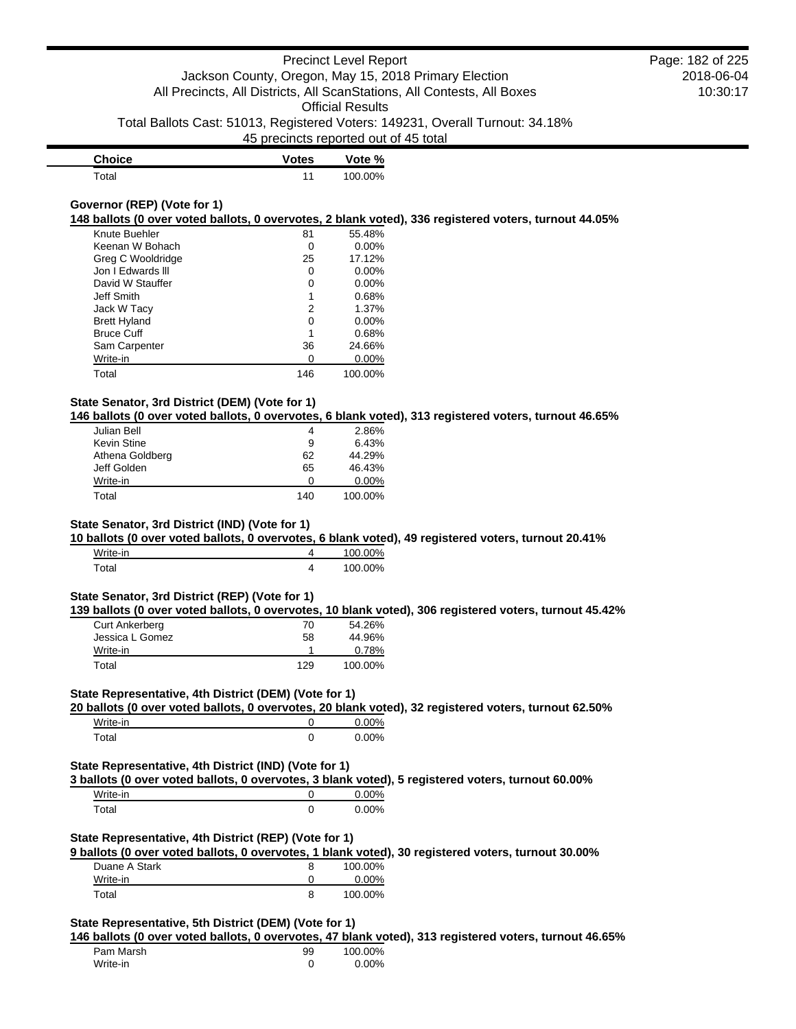| Choice | Votes | Vote % |
|---|---|---|
| Total | 11 | 100.00% |

### Governor (REP) (Vote for 1)

**148 ballots (0 over voted ballots, 0 overvotes, 2 blank voted), 336 registered voters, turnout 44.05%**

| Choice | Votes | Vote % |
|---|---|---|
| Knute Buehler | 81 | 55.48% |
| Keenan W Bohach | 0 | 0.00% |
| Greg C Wooldridge | 25 | 17.12% |
| Jon I Edwards lll | 0 | 0.00% |
| David W Stauffer | 0 | 0.00% |
| Jeff Smith | 1 | 0.68% |
| Jack W Tacy | 2 | 1.37% |
| Brett Hyland | 0 | 0.00% |
| Bruce Cuff | 1 | 0.68% |
| Sam Carpenter | 36 | 24.66% |
| Write-in | 0 | 0.00% |
| Total | 146 | 100.00% |

### State Senator, 3rd District (DEM) (Vote for 1)

**146 ballots (0 over voted ballots, 0 overvotes, 6 blank voted), 313 registered voters, turnout 46.65%**

| Choice | Votes | Vote % |
|---|---|---|
| Julian Bell | 4 | 2.86% |
| Kevin Stine | 9 | 6.43% |
| Athena Goldberg | 62 | 44.29% |
| Jeff Golden | 65 | 46.43% |
| Write-in | 0 | 0.00% |
| Total | 140 | 100.00% |

### State Senator, 3rd District (IND) (Vote for 1)

**10 ballots (0 over voted ballots, 0 overvotes, 6 blank voted), 49 registered voters, turnout 20.41%**

| Choice | Votes | Vote % |
|---|---|---|
| Write-in | 4 | 100.00% |
| Total | 4 | 100.00% |

### State Senator, 3rd District (REP) (Vote for 1)

**139 ballots (0 over voted ballots, 0 overvotes, 10 blank voted), 306 registered voters, turnout 45.42%**

| Choice | Votes | Vote % |
|---|---|---|
| Curt Ankerberg | 70 | 54.26% |
| Jessica L Gomez | 58 | 44.96% |
| Write-in | 1 | 0.78% |
| Total | 129 | 100.00% |

### State Representative, 4th District (DEM) (Vote for 1)

**20 ballots (0 over voted ballots, 0 overvotes, 20 blank voted), 32 registered voters, turnout 62.50%**

| Choice | Votes | Vote % |
|---|---|---|
| Write-in | 0 | 0.00% |
| Total | 0 | 0.00% |

### State Representative, 4th District (IND) (Vote for 1)

**3 ballots (0 over voted ballots, 0 overvotes, 3 blank voted), 5 registered voters, turnout 60.00%**

| Choice | Votes | Vote % |
|---|---|---|
| Write-in | 0 | 0.00% |
| Total | 0 | 0.00% |

### State Representative, 4th District (REP) (Vote for 1)

**9 ballots (0 over voted ballots, 0 overvotes, 1 blank voted), 30 registered voters, turnout 30.00%**

| Choice | Votes | Vote % |
|---|---|---|
| Duane A Stark | 8 | 100.00% |
| Write-in | 0 | 0.00% |
| Total | 8 | 100.00% |

### State Representative, 5th District (DEM) (Vote for 1)

**146 ballots (0 over voted ballots, 0 overvotes, 47 blank voted), 313 registered voters, turnout 46.65%**

| Choice | Votes | Vote % |
|---|---|---|
| Pam Marsh | 99 | 100.00% |
| Write-in | 0 | 0.00% |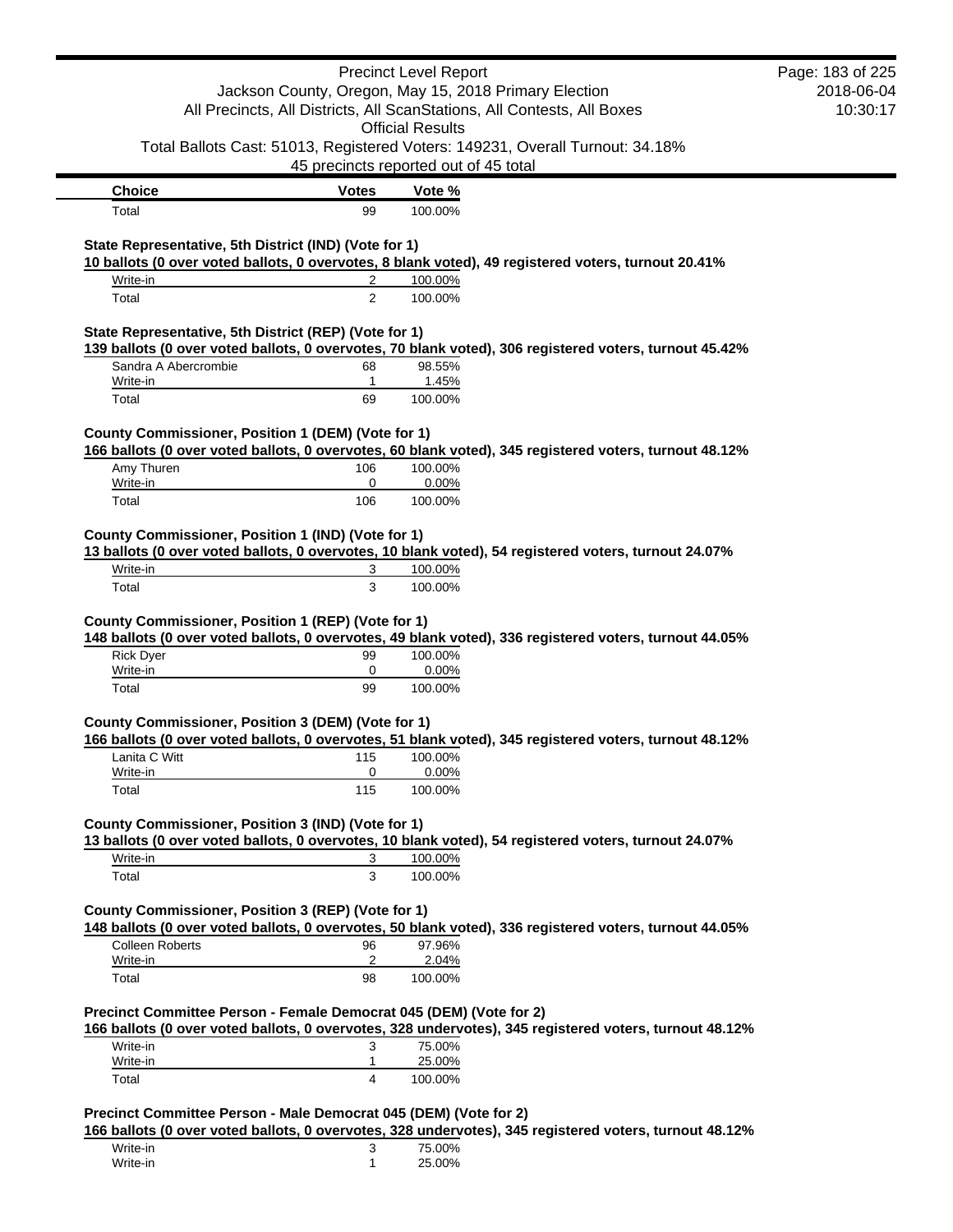| Choice | Votes | Vote % |
| --- | --- | --- |
| Total | 99 | 100.00% |

**State Representative, 5th District (IND) (Vote for 1)**

**10 ballots (0 over voted ballots, 0 overvotes, 8 blank voted), 49 registered voters, turnout 20.41%**

| Choice | Votes | Vote % |
| --- | --- | --- |
| Write-in | 2 | 100.00% |
| Total | 2 | 100.00% |

**State Representative, 5th District (REP) (Vote for 1)**

**139 ballots (0 over voted ballots, 0 overvotes, 70 blank voted), 306 registered voters, turnout 45.42%**

| Choice | Votes | Vote % |
| --- | --- | --- |
| Sandra A Abercrombie | 68 | 98.55% |
| Write-in | 1 | 1.45% |
| Total | 69 | 100.00% |

**County Commissioner, Position 1 (DEM) (Vote for 1)**

**166 ballots (0 over voted ballots, 0 overvotes, 60 blank voted), 345 registered voters, turnout 48.12%**

| Choice | Votes | Vote % |
| --- | --- | --- |
| Amy Thuren | 106 | 100.00% |
| Write-in | 0 | 0.00% |
| Total | 106 | 100.00% |

**County Commissioner, Position 1 (IND) (Vote for 1)**

**13 ballots (0 over voted ballots, 0 overvotes, 10 blank voted), 54 registered voters, turnout 24.07%**

| Choice | Votes | Vote % |
| --- | --- | --- |
| Write-in | 3 | 100.00% |
| Total | 3 | 100.00% |

**County Commissioner, Position 1 (REP) (Vote for 1)**

**148 ballots (0 over voted ballots, 0 overvotes, 49 blank voted), 336 registered voters, turnout 44.05%**

| Choice | Votes | Vote % |
| --- | --- | --- |
| Rick Dyer | 99 | 100.00% |
| Write-in | 0 | 0.00% |
| Total | 99 | 100.00% |

**County Commissioner, Position 3 (DEM) (Vote for 1)**

**166 ballots (0 over voted ballots, 0 overvotes, 51 blank voted), 345 registered voters, turnout 48.12%**

| Choice | Votes | Vote % |
| --- | --- | --- |
| Lanita C Witt | 115 | 100.00% |
| Write-in | 0 | 0.00% |
| Total | 115 | 100.00% |

**County Commissioner, Position 3 (IND) (Vote for 1)**

**13 ballots (0 over voted ballots, 0 overvotes, 10 blank voted), 54 registered voters, turnout 24.07%**

| Choice | Votes | Vote % |
| --- | --- | --- |
| Write-in | 3 | 100.00% |
| Total | 3 | 100.00% |

**County Commissioner, Position 3 (REP) (Vote for 1)**

**148 ballots (0 over voted ballots, 0 overvotes, 50 blank voted), 336 registered voters, turnout 44.05%**

| Choice | Votes | Vote % |
| --- | --- | --- |
| Colleen Roberts | 96 | 97.96% |
| Write-in | 2 | 2.04% |
| Total | 98 | 100.00% |

**Precinct Committee Person - Female Democrat 045 (DEM) (Vote for 2)**

**166 ballots (0 over voted ballots, 0 overvotes, 328 undervotes), 345 registered voters, turnout 48.12%**

| Choice | Votes | Vote % |
| --- | --- | --- |
| Write-in | 3 | 75.00% |
| Write-in | 1 | 25.00% |
| Total | 4 | 100.00% |

**Precinct Committee Person - Male Democrat 045 (DEM) (Vote for 2)**

**166 ballots (0 over voted ballots, 0 overvotes, 328 undervotes), 345 registered voters, turnout 48.12%**

| Choice | Votes | Vote % |
| --- | --- | --- |
| Write-in | 3 | 75.00% |
| Write-in | 1 | 25.00% |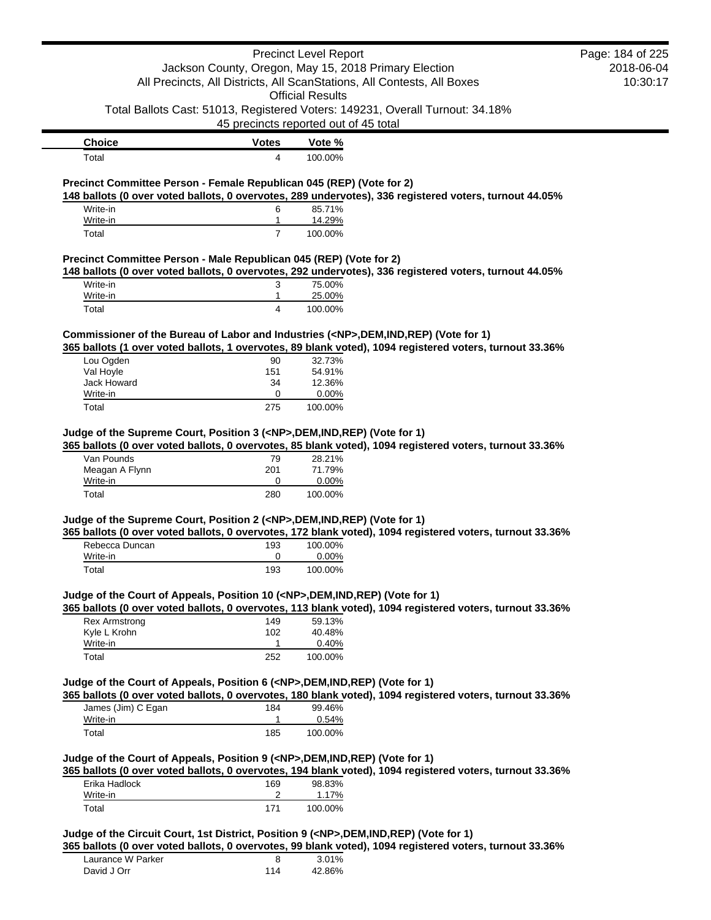| Choice | Votes | Vote % |
| --- | --- | --- |
| Total | 4 | 100.00% |

**Precinct Committee Person - Female Republican 045 (REP) (Vote for 2)**

**148 ballots (0 over voted ballots, 0 overvotes, 289 undervotes), 336 registered voters, turnout 44.05%**

| Choice | Votes | Vote % |
| --- | --- | --- |
| Write-in | 6 | 85.71% |
| Write-in | 1 | 14.29% |
| Total | 7 | 100.00% |

**Precinct Committee Person - Male Republican 045 (REP) (Vote for 2)**

**148 ballots (0 over voted ballots, 0 overvotes, 292 undervotes), 336 registered voters, turnout 44.05%**

| Choice | Votes | Vote % |
| --- | --- | --- |
| Write-in | 3 | 75.00% |
| Write-in | 1 | 25.00% |
| Total | 4 | 100.00% |

**Commissioner of the Bureau of Labor and Industries (<NP>,DEM,IND,REP) (Vote for 1)**

**365 ballots (1 over voted ballots, 1 overvotes, 89 blank voted), 1094 registered voters, turnout 33.36%**

| Choice | Votes | Vote % |
| --- | --- | --- |
| Lou Ogden | 90 | 32.73% |
| Val Hoyle | 151 | 54.91% |
| Jack Howard | 34 | 12.36% |
| Write-in | 0 | 0.00% |
| Total | 275 | 100.00% |

**Judge of the Supreme Court, Position 3 (<NP>,DEM,IND,REP) (Vote for 1)**

**365 ballots (0 over voted ballots, 0 overvotes, 85 blank voted), 1094 registered voters, turnout 33.36%**

| Choice | Votes | Vote % |
| --- | --- | --- |
| Van Pounds | 79 | 28.21% |
| Meagan A Flynn | 201 | 71.79% |
| Write-in | 0 | 0.00% |
| Total | 280 | 100.00% |

**Judge of the Supreme Court, Position 2 (<NP>,DEM,IND,REP) (Vote for 1)**

**365 ballots (0 over voted ballots, 0 overvotes, 172 blank voted), 1094 registered voters, turnout 33.36%**

| Choice | Votes | Vote % |
| --- | --- | --- |
| Rebecca Duncan | 193 | 100.00% |
| Write-in | 0 | 0.00% |
| Total | 193 | 100.00% |

**Judge of the Court of Appeals, Position 10 (<NP>,DEM,IND,REP) (Vote for 1)**

**365 ballots (0 over voted ballots, 0 overvotes, 113 blank voted), 1094 registered voters, turnout 33.36%**

| Choice | Votes | Vote % |
| --- | --- | --- |
| Rex Armstrong | 149 | 59.13% |
| Kyle L Krohn | 102 | 40.48% |
| Write-in | 1 | 0.40% |
| Total | 252 | 100.00% |

**Judge of the Court of Appeals, Position 6 (<NP>,DEM,IND,REP) (Vote for 1)**

**365 ballots (0 over voted ballots, 0 overvotes, 180 blank voted), 1094 registered voters, turnout 33.36%**

| Choice | Votes | Vote % |
| --- | --- | --- |
| James (Jim) C Egan | 184 | 99.46% |
| Write-in | 1 | 0.54% |
| Total | 185 | 100.00% |

**Judge of the Court of Appeals, Position 9 (<NP>,DEM,IND,REP) (Vote for 1)**

**365 ballots (0 over voted ballots, 0 overvotes, 194 blank voted), 1094 registered voters, turnout 33.36%**

| Choice | Votes | Vote % |
| --- | --- | --- |
| Erika Hadlock | 169 | 98.83% |
| Write-in | 2 | 1.17% |
| Total | 171 | 100.00% |

**Judge of the Circuit Court, 1st District, Position 9 (<NP>,DEM,IND,REP) (Vote for 1)**

**365 ballots (0 over voted ballots, 0 overvotes, 99 blank voted), 1094 registered voters, turnout 33.36%**

| Choice | Votes | Vote % |
| --- | --- | --- |
| Laurance W Parker | 8 | 3.01% |
| David J Orr | 114 | 42.86% |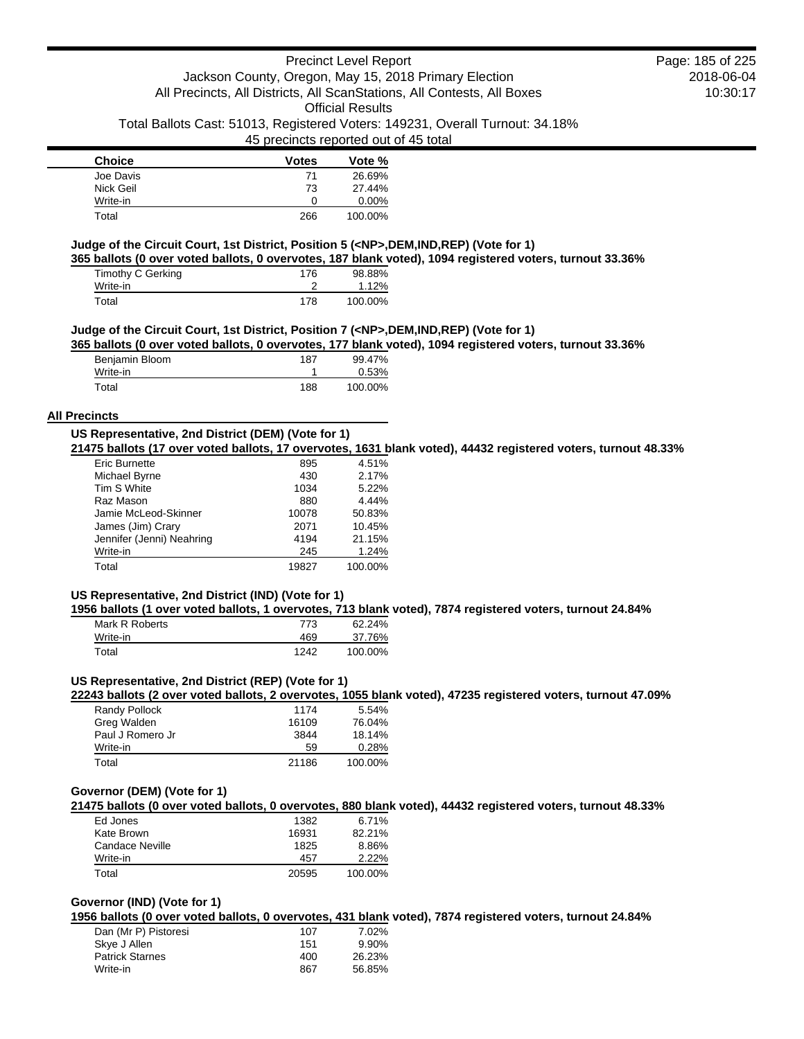| Choice | Votes | Vote % |
|---|---|---|
| Joe Davis | 71 | 26.69% |
| Nick Geil | 73 | 27.44% |
| Write-in | 0 | 0.00% |
| Total | 266 | 100.00% |

### Judge of the Circuit Court, 1st District, Position 5 (<NP>,DEM,IND,REP) (Vote for 1)

**365 ballots (0 over voted ballots, 0 overvotes, 187 blank voted), 1094 registered voters, turnout 33.36%**

| Choice | Votes | Vote % |
|---|---|---|
| Timothy C Gerking | 176 | 98.88% |
| Write-in | 2 | 1.12% |
| Total | 178 | 100.00% |

### Judge of the Circuit Court, 1st District, Position 7 (<NP>,DEM,IND,REP) (Vote for 1)

**365 ballots (0 over voted ballots, 0 overvotes, 177 blank voted), 1094 registered voters, turnout 33.36%**

| Choice | Votes | Vote % |
|---|---|---|
| Benjamin Bloom | 187 | 99.47% |
| Write-in | 1 | 0.53% |
| Total | 188 | 100.00% |

## All Precincts

### US Representative, 2nd District (DEM) (Vote for 1)

**21475 ballots (17 over voted ballots, 17 overvotes, 1631 blank voted), 44432 registered voters, turnout 48.33%**

| Choice | Votes | Vote % |
|---|---|---|
| Eric Burnette | 895 | 4.51% |
| Michael Byrne | 430 | 2.17% |
| Tim S White | 1034 | 5.22% |
| Raz Mason | 880 | 4.44% |
| Jamie McLeod-Skinner | 10078 | 50.83% |
| James (Jim) Crary | 2071 | 10.45% |
| Jennifer (Jenni) Neahring | 4194 | 21.15% |
| Write-in | 245 | 1.24% |
| Total | 19827 | 100.00% |

### US Representative, 2nd District (IND) (Vote for 1)

**1956 ballots (1 over voted ballots, 1 overvotes, 713 blank voted), 7874 registered voters, turnout 24.84%**

| Choice | Votes | Vote % |
|---|---|---|
| Mark R Roberts | 773 | 62.24% |
| Write-in | 469 | 37.76% |
| Total | 1242 | 100.00% |

### US Representative, 2nd District (REP) (Vote for 1)

**22243 ballots (2 over voted ballots, 2 overvotes, 1055 blank voted), 47235 registered voters, turnout 47.09%**

| Choice | Votes | Vote % |
|---|---|---|
| Randy Pollock | 1174 | 5.54% |
| Greg Walden | 16109 | 76.04% |
| Paul J Romero Jr | 3844 | 18.14% |
| Write-in | 59 | 0.28% |
| Total | 21186 | 100.00% |

### Governor (DEM) (Vote for 1)

**21475 ballots (0 over voted ballots, 0 overvotes, 880 blank voted), 44432 registered voters, turnout 48.33%**

| Choice | Votes | Vote % |
|---|---|---|
| Ed Jones | 1382 | 6.71% |
| Kate Brown | 16931 | 82.21% |
| Candace Neville | 1825 | 8.86% |
| Write-in | 457 | 2.22% |
| Total | 20595 | 100.00% |

### Governor (IND) (Vote for 1)

**1956 ballots (0 over voted ballots, 0 overvotes, 431 blank voted), 7874 registered voters, turnout 24.84%**

| Choice | Votes | Vote % |
|---|---|---|
| Dan (Mr P) Pistoresi | 107 | 7.02% |
| Skye J Allen | 151 | 9.90% |
| Patrick Starnes | 400 | 26.23% |
| Write-in | 867 | 56.85% |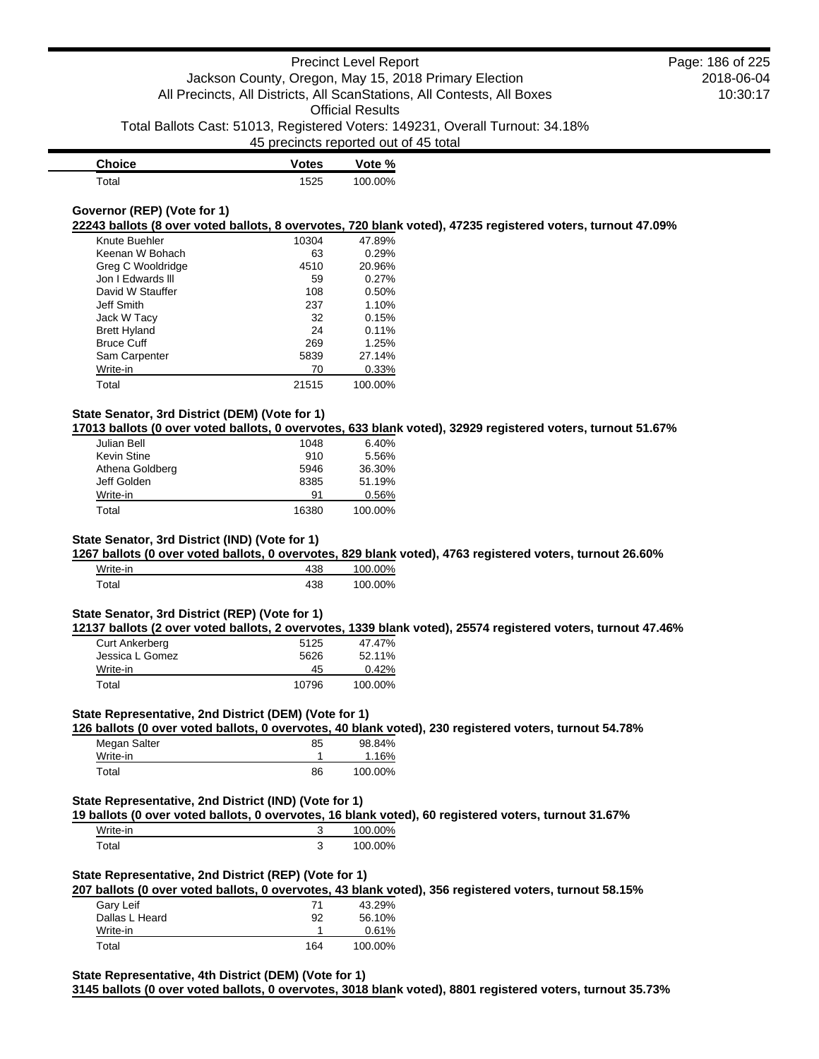| Choice | Votes | Vote % |
|---|---|---|
| Total | 1525 | 100.00% |

**Governor (REP) (Vote for 1)**

**22243 ballots (8 over voted ballots, 8 overvotes, 720 blank voted), 47235 registered voters, turnout 47.09%**

| Choice | Votes | Vote % |
|---|---|---|
| Knute Buehler | 10304 | 47.89% |
| Keenan W Bohach | 63 | 0.29% |
| Greg C Wooldridge | 4510 | 20.96% |
| Jon I Edwards lll | 59 | 0.27% |
| David W Stauffer | 108 | 0.50% |
| Jeff Smith | 237 | 1.10% |
| Jack W Tacy | 32 | 0.15% |
| Brett Hyland | 24 | 0.11% |
| Bruce Cuff | 269 | 1.25% |
| Sam Carpenter | 5839 | 27.14% |
| Write-in | 70 | 0.33% |
| Total | 21515 | 100.00% |

**State Senator, 3rd District (DEM) (Vote for 1)**

**17013 ballots (0 over voted ballots, 0 overvotes, 633 blank voted), 32929 registered voters, turnout 51.67%**

| Choice | Votes | Vote % |
|---|---|---|
| Julian Bell | 1048 | 6.40% |
| Kevin Stine | 910 | 5.56% |
| Athena Goldberg | 5946 | 36.30% |
| Jeff Golden | 8385 | 51.19% |
| Write-in | 91 | 0.56% |
| Total | 16380 | 100.00% |

**State Senator, 3rd District (IND) (Vote for 1)**

**1267 ballots (0 over voted ballots, 0 overvotes, 829 blank voted), 4763 registered voters, turnout 26.60%**

| Choice | Votes | Vote % |
|---|---|---|
| Write-in | 438 | 100.00% |
| Total | 438 | 100.00% |

**State Senator, 3rd District (REP) (Vote for 1)**

**12137 ballots (2 over voted ballots, 2 overvotes, 1339 blank voted), 25574 registered voters, turnout 47.46%**

| Choice | Votes | Vote % |
|---|---|---|
| Curt Ankerberg | 5125 | 47.47% |
| Jessica L Gomez | 5626 | 52.11% |
| Write-in | 45 | 0.42% |
| Total | 10796 | 100.00% |

**State Representative, 2nd District (DEM) (Vote for 1)**

**126 ballots (0 over voted ballots, 0 overvotes, 40 blank voted), 230 registered voters, turnout 54.78%**

| Choice | Votes | Vote % |
|---|---|---|
| Megan Salter | 85 | 98.84% |
| Write-in | 1 | 1.16% |
| Total | 86 | 100.00% |

**State Representative, 2nd District (IND) (Vote for 1)**

**19 ballots (0 over voted ballots, 0 overvotes, 16 blank voted), 60 registered voters, turnout 31.67%**

| Choice | Votes | Vote % |
|---|---|---|
| Write-in | 3 | 100.00% |
| Total | 3 | 100.00% |

**State Representative, 2nd District (REP) (Vote for 1)**

**207 ballots (0 over voted ballots, 0 overvotes, 43 blank voted), 356 registered voters, turnout 58.15%**

| Choice | Votes | Vote % |
|---|---|---|
| Gary Leif | 71 | 43.29% |
| Dallas L Heard | 92 | 56.10% |
| Write-in | 1 | 0.61% |
| Total | 164 | 100.00% |

**State Representative, 4th District (DEM) (Vote for 1)**

**3145 ballots (0 over voted ballots, 0 overvotes, 3018 blank voted), 8801 registered voters, turnout 35.73%**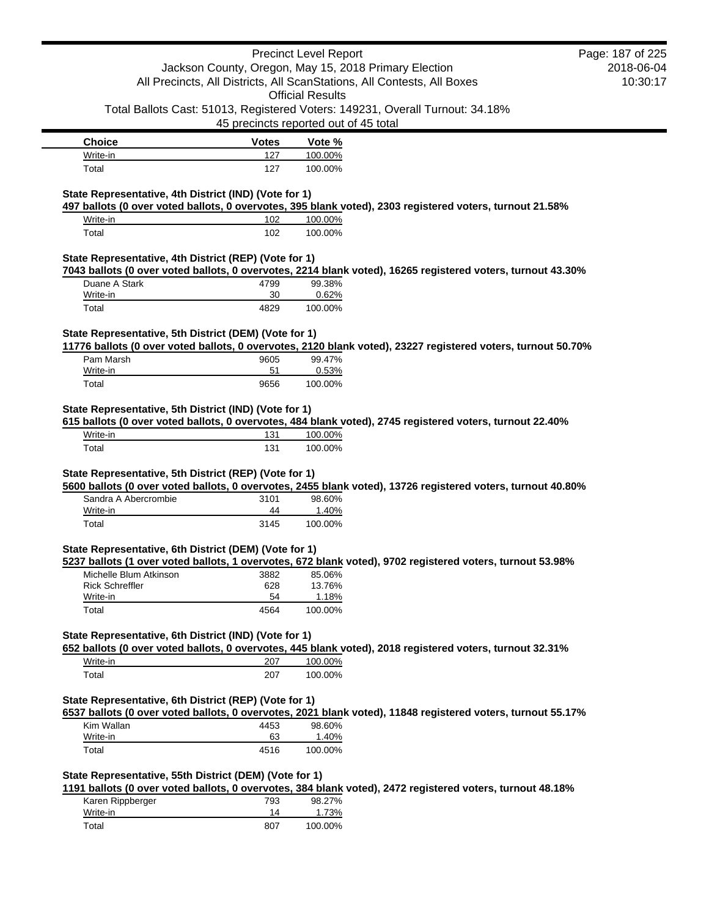| Choice | Votes | Vote % |
|---|---|---|
| Write-in | 127 | 100.00% |
| Total | 127 | 100.00% |

**State Representative, 4th District (IND) (Vote for 1)**

**497 ballots (0 over voted ballots, 0 overvotes, 395 blank voted), 2303 registered voters, turnout 21.58%**

| Choice | Votes | Vote % |
|---|---|---|
| Write-in | 102 | 100.00% |
| Total | 102 | 100.00% |

**State Representative, 4th District (REP) (Vote for 1)**

**7043 ballots (0 over voted ballots, 0 overvotes, 2214 blank voted), 16265 registered voters, turnout 43.30%**

| Choice | Votes | Vote % |
|---|---|---|
| Duane A Stark | 4799 | 99.38% |
| Write-in | 30 | 0.62% |
| Total | 4829 | 100.00% |

**State Representative, 5th District (DEM) (Vote for 1)**

**11776 ballots (0 over voted ballots, 0 overvotes, 2120 blank voted), 23227 registered voters, turnout 50.70%**

| Choice | Votes | Vote % |
|---|---|---|
| Pam Marsh | 9605 | 99.47% |
| Write-in | 51 | 0.53% |
| Total | 9656 | 100.00% |

**State Representative, 5th District (IND) (Vote for 1)**

**615 ballots (0 over voted ballots, 0 overvotes, 484 blank voted), 2745 registered voters, turnout 22.40%**

| Choice | Votes | Vote % |
|---|---|---|
| Write-in | 131 | 100.00% |
| Total | 131 | 100.00% |

**State Representative, 5th District (REP) (Vote for 1)**

**5600 ballots (0 over voted ballots, 0 overvotes, 2455 blank voted), 13726 registered voters, turnout 40.80%**

| Choice | Votes | Vote % |
|---|---|---|
| Sandra A Abercrombie | 3101 | 98.60% |
| Write-in | 44 | 1.40% |
| Total | 3145 | 100.00% |

**State Representative, 6th District (DEM) (Vote for 1)**

**5237 ballots (1 over voted ballots, 1 overvotes, 672 blank voted), 9702 registered voters, turnout 53.98%**

| Choice | Votes | Vote % |
|---|---|---|
| Michelle Blum Atkinson | 3882 | 85.06% |
| Rick Schreffler | 628 | 13.76% |
| Write-in | 54 | 1.18% |
| Total | 4564 | 100.00% |

**State Representative, 6th District (IND) (Vote for 1)**

**652 ballots (0 over voted ballots, 0 overvotes, 445 blank voted), 2018 registered voters, turnout 32.31%**

| Choice | Votes | Vote % |
|---|---|---|
| Write-in | 207 | 100.00% |
| Total | 207 | 100.00% |

**State Representative, 6th District (REP) (Vote for 1)**

**6537 ballots (0 over voted ballots, 0 overvotes, 2021 blank voted), 11848 registered voters, turnout 55.17%**

| Choice | Votes | Vote % |
|---|---|---|
| Kim Wallan | 4453 | 98.60% |
| Write-in | 63 | 1.40% |
| Total | 4516 | 100.00% |

**State Representative, 55th District (DEM) (Vote for 1)**

**1191 ballots (0 over voted ballots, 0 overvotes, 384 blank voted), 2472 registered voters, turnout 48.18%**

| Choice | Votes | Vote % |
|---|---|---|
| Karen Rippberger | 793 | 98.27% |
| Write-in | 14 | 1.73% |
| Total | 807 | 100.00% |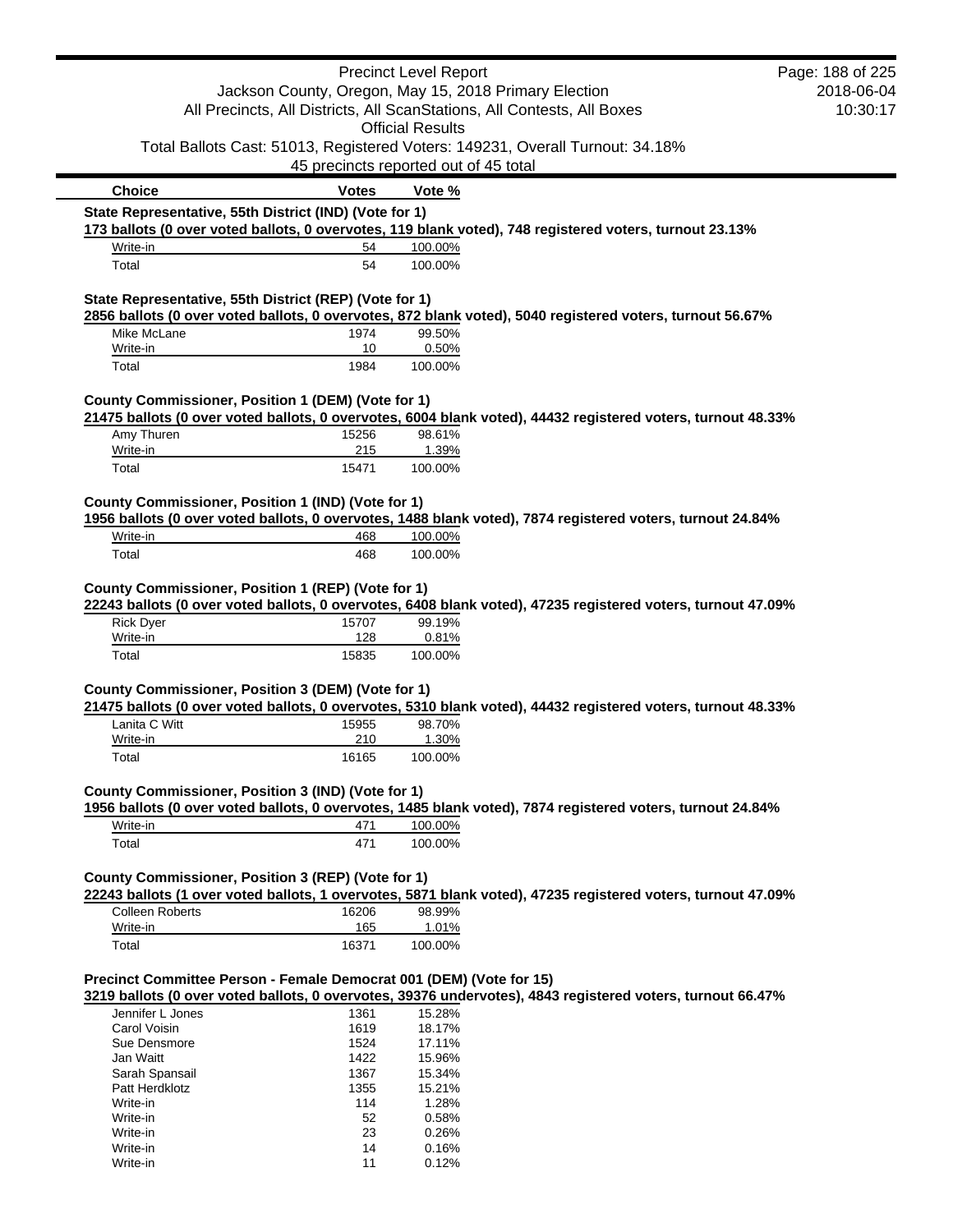| Choice | Votes | Vote % |
|---|---|---|

**State Representative, 55th District (IND) (Vote for 1)**

173 ballots (0 over voted ballots, 0 overvotes, 119 blank voted), 748 registered voters, turnout 23.13%

| Choice | Votes | Vote % |
|---|---|---|
| Write-in | 54 | 100.00% |
| Total | 54 | 100.00% |

**State Representative, 55th District (REP) (Vote for 1)**

2856 ballots (0 over voted ballots, 0 overvotes, 872 blank voted), 5040 registered voters, turnout 56.67%

| Choice | Votes | Vote % |
|---|---|---|
| Mike McLane | 1974 | 99.50% |
| Write-in | 10 | 0.50% |
| Total | 1984 | 100.00% |

**County Commissioner, Position 1 (DEM) (Vote for 1)**

21475 ballots (0 over voted ballots, 0 overvotes, 6004 blank voted), 44432 registered voters, turnout 48.33%

| Choice | Votes | Vote % |
|---|---|---|
| Amy Thuren | 15256 | 98.61% |
| Write-in | 215 | 1.39% |
| Total | 15471 | 100.00% |

**County Commissioner, Position 1 (IND) (Vote for 1)**

1956 ballots (0 over voted ballots, 0 overvotes, 1488 blank voted), 7874 registered voters, turnout 24.84%

| Choice | Votes | Vote % |
|---|---|---|
| Write-in | 468 | 100.00% |
| Total | 468 | 100.00% |

**County Commissioner, Position 1 (REP) (Vote for 1)**

22243 ballots (0 over voted ballots, 0 overvotes, 6408 blank voted), 47235 registered voters, turnout 47.09%

| Choice | Votes | Vote % |
|---|---|---|
| Rick Dyer | 15707 | 99.19% |
| Write-in | 128 | 0.81% |
| Total | 15835 | 100.00% |

**County Commissioner, Position 3 (DEM) (Vote for 1)**

21475 ballots (0 over voted ballots, 0 overvotes, 5310 blank voted), 44432 registered voters, turnout 48.33%

| Choice | Votes | Vote % |
|---|---|---|
| Lanita C Witt | 15955 | 98.70% |
| Write-in | 210 | 1.30% |
| Total | 16165 | 100.00% |

**County Commissioner, Position 3 (IND) (Vote for 1)**

1956 ballots (0 over voted ballots, 0 overvotes, 1485 blank voted), 7874 registered voters, turnout 24.84%

| Choice | Votes | Vote % |
|---|---|---|
| Write-in | 471 | 100.00% |
| Total | 471 | 100.00% |

**County Commissioner, Position 3 (REP) (Vote for 1)**

22243 ballots (1 over voted ballots, 1 overvotes, 5871 blank voted), 47235 registered voters, turnout 47.09%

| Choice | Votes | Vote % |
|---|---|---|
| Colleen Roberts | 16206 | 98.99% |
| Write-in | 165 | 1.01% |
| Total | 16371 | 100.00% |

**Precinct Committee Person - Female Democrat 001 (DEM) (Vote for 15)**

3219 ballots (0 over voted ballots, 0 overvotes, 39376 undervotes), 4843 registered voters, turnout 66.47%

| Choice | Votes | Vote % |
|---|---|---|
| Jennifer L Jones | 1361 | 15.28% |
| Carol Voisin | 1619 | 18.17% |
| Sue Densmore | 1524 | 17.11% |
| Jan Waitt | 1422 | 15.96% |
| Sarah Spansail | 1367 | 15.34% |
| Patt Herdklotz | 1355 | 15.21% |
| Write-in | 114 | 1.28% |
| Write-in | 52 | 0.58% |
| Write-in | 23 | 0.26% |
| Write-in | 14 | 0.16% |
| Write-in | 11 | 0.12% |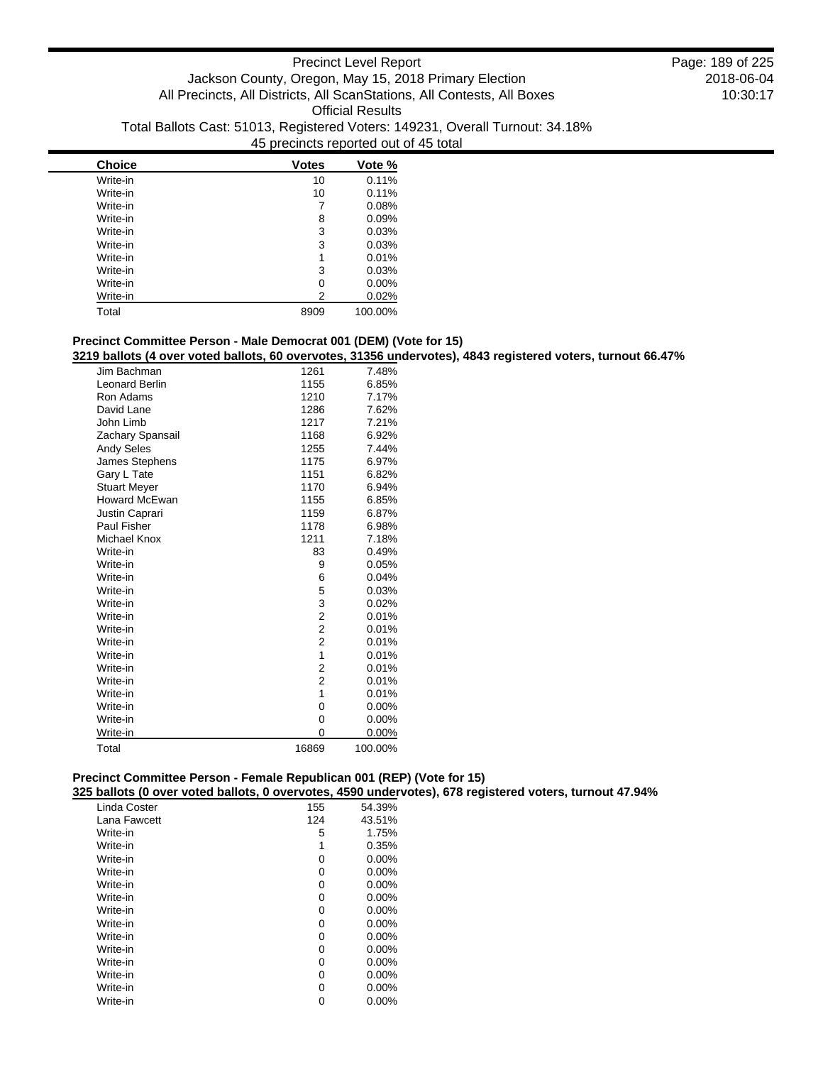| Choice | Votes | Vote % |
|---|---|---|
| Write-in | 10 | 0.11% |
| Write-in | 10 | 0.11% |
| Write-in | 7 | 0.08% |
| Write-in | 8 | 0.09% |
| Write-in | 3 | 0.03% |
| Write-in | 3 | 0.03% |
| Write-in | 1 | 0.01% |
| Write-in | 3 | 0.03% |
| Write-in | 0 | 0.00% |
| Write-in | 2 | 0.02% |
| Total | 8909 | 100.00% |

### Precinct Committee Person - Male Democrat 001 (DEM) (Vote for 15)

**3219 ballots (4 over voted ballots, 60 overvotes, 31356 undervotes), 4843 registered voters, turnout 66.47%**

| Choice | Votes | Vote % |
|---|---|---|
| Jim Bachman | 1261 | 7.48% |
| Leonard Berlin | 1155 | 6.85% |
| Ron Adams | 1210 | 7.17% |
| David Lane | 1286 | 7.62% |
| John Limb | 1217 | 7.21% |
| Zachary Spansail | 1168 | 6.92% |
| Andy Seles | 1255 | 7.44% |
| James Stephens | 1175 | 6.97% |
| Gary L Tate | 1151 | 6.82% |
| Stuart Meyer | 1170 | 6.94% |
| Howard McEwan | 1155 | 6.85% |
| Justin Caprari | 1159 | 6.87% |
| Paul Fisher | 1178 | 6.98% |
| Michael Knox | 1211 | 7.18% |
| Write-in | 83 | 0.49% |
| Write-in | 9 | 0.05% |
| Write-in | 6 | 0.04% |
| Write-in | 5 | 0.03% |
| Write-in | 3 | 0.02% |
| Write-in | 2 | 0.01% |
| Write-in | 2 | 0.01% |
| Write-in | 2 | 0.01% |
| Write-in | 1 | 0.01% |
| Write-in | 2 | 0.01% |
| Write-in | 2 | 0.01% |
| Write-in | 1 | 0.01% |
| Write-in | 0 | 0.00% |
| Write-in | 0 | 0.00% |
| Write-in | 0 | 0.00% |
| Total | 16869 | 100.00% |

### Precinct Committee Person - Female Republican 001 (REP) (Vote for 15)

**325 ballots (0 over voted ballots, 0 overvotes, 4590 undervotes), 678 registered voters, turnout 47.94%**

| Choice | Votes | Vote % |
|---|---|---|
| Linda Coster | 155 | 54.39% |
| Lana Fawcett | 124 | 43.51% |
| Write-in | 5 | 1.75% |
| Write-in | 1 | 0.35% |
| Write-in | 0 | 0.00% |
| Write-in | 0 | 0.00% |
| Write-in | 0 | 0.00% |
| Write-in | 0 | 0.00% |
| Write-in | 0 | 0.00% |
| Write-in | 0 | 0.00% |
| Write-in | 0 | 0.00% |
| Write-in | 0 | 0.00% |
| Write-in | 0 | 0.00% |
| Write-in | 0 | 0.00% |
| Write-in | 0 | 0.00% |
| Write-in | 0 | 0.00% |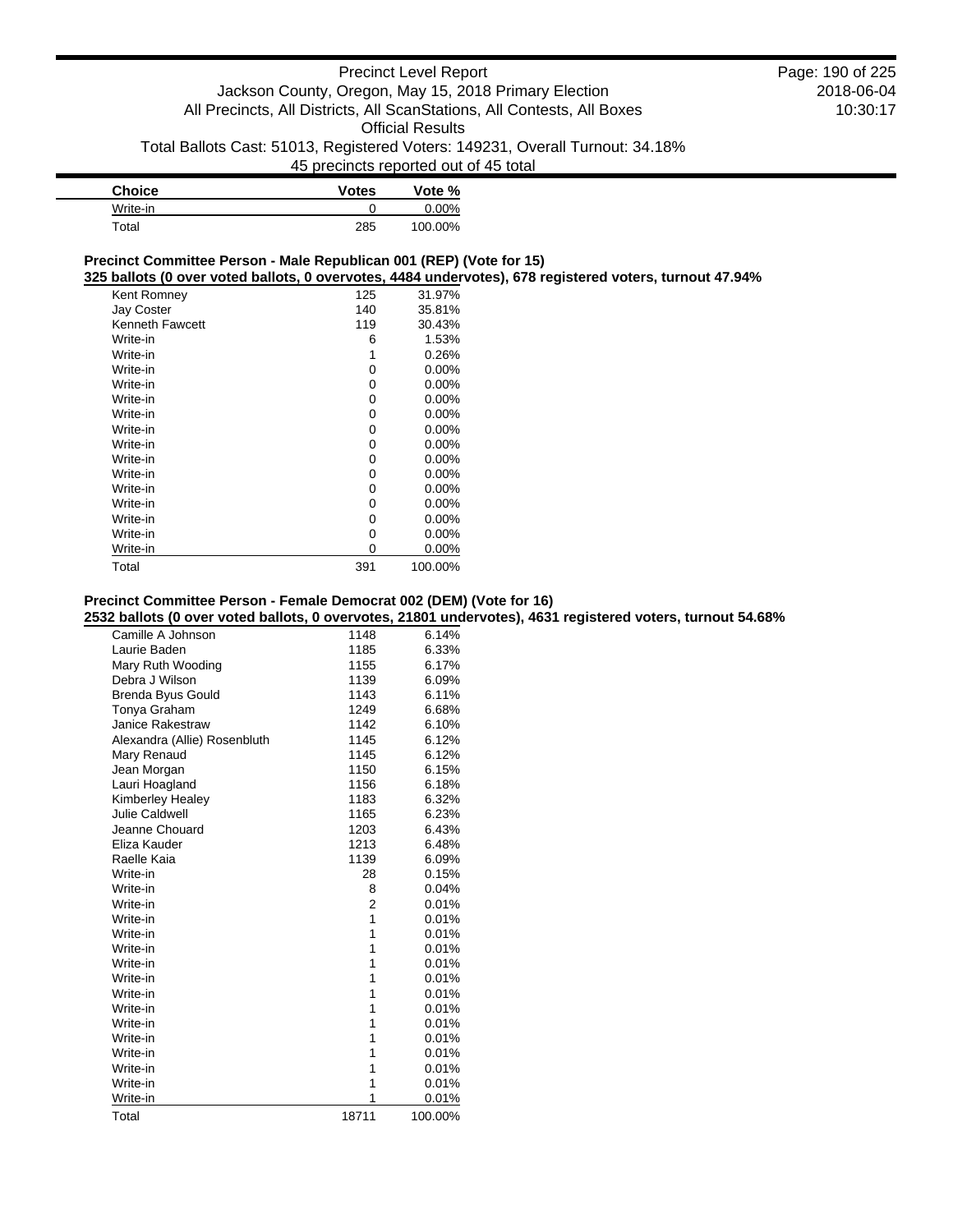| Choice | Votes | Vote % |
|---|---|---|
| Write-in | 0 | 0.00% |
| Total | 285 | 100.00% |

### Precinct Committee Person - Male Republican 001 (REP) (Vote for 15)

**325 ballots (0 over voted ballots, 0 overvotes, 4484 undervotes), 678 registered voters, turnout 47.94%**

| Choice | Votes | Vote % |
|---|---|---|
| Kent Romney | 125 | 31.97% |
| Jay Coster | 140 | 35.81% |
| Kenneth Fawcett | 119 | 30.43% |
| Write-in | 6 | 1.53% |
| Write-in | 1 | 0.26% |
| Write-in | 0 | 0.00% |
| Write-in | 0 | 0.00% |
| Write-in | 0 | 0.00% |
| Write-in | 0 | 0.00% |
| Write-in | 0 | 0.00% |
| Write-in | 0 | 0.00% |
| Write-in | 0 | 0.00% |
| Write-in | 0 | 0.00% |
| Write-in | 0 | 0.00% |
| Write-in | 0 | 0.00% |
| Write-in | 0 | 0.00% |
| Write-in | 0 | 0.00% |
| Write-in | 0 | 0.00% |
| Total | 391 | 100.00% |

### Precinct Committee Person - Female Democrat 002 (DEM) (Vote for 16)

**2532 ballots (0 over voted ballots, 0 overvotes, 21801 undervotes), 4631 registered voters, turnout 54.68%**

| Choice | Votes | Vote % |
|---|---|---|
| Camille A Johnson | 1148 | 6.14% |
| Laurie Baden | 1185 | 6.33% |
| Mary Ruth Wooding | 1155 | 6.17% |
| Debra J Wilson | 1139 | 6.09% |
| Brenda Byus Gould | 1143 | 6.11% |
| Tonya Graham | 1249 | 6.68% |
| Janice Rakestraw | 1142 | 6.10% |
| Alexandra (Allie) Rosenbluth | 1145 | 6.12% |
| Mary Renaud | 1145 | 6.12% |
| Jean Morgan | 1150 | 6.15% |
| Lauri Hoagland | 1156 | 6.18% |
| Kimberley Healey | 1183 | 6.32% |
| Julie Caldwell | 1165 | 6.23% |
| Jeanne Chouard | 1203 | 6.43% |
| Eliza Kauder | 1213 | 6.48% |
| Raelle Kaia | 1139 | 6.09% |
| Write-in | 28 | 0.15% |
| Write-in | 8 | 0.04% |
| Write-in | 2 | 0.01% |
| Write-in | 1 | 0.01% |
| Write-in | 1 | 0.01% |
| Write-in | 1 | 0.01% |
| Write-in | 1 | 0.01% |
| Write-in | 1 | 0.01% |
| Write-in | 1 | 0.01% |
| Write-in | 1 | 0.01% |
| Write-in | 1 | 0.01% |
| Write-in | 1 | 0.01% |
| Write-in | 1 | 0.01% |
| Write-in | 1 | 0.01% |
| Write-in | 1 | 0.01% |
| Write-in | 1 | 0.01% |
| Total | 18711 | 100.00% |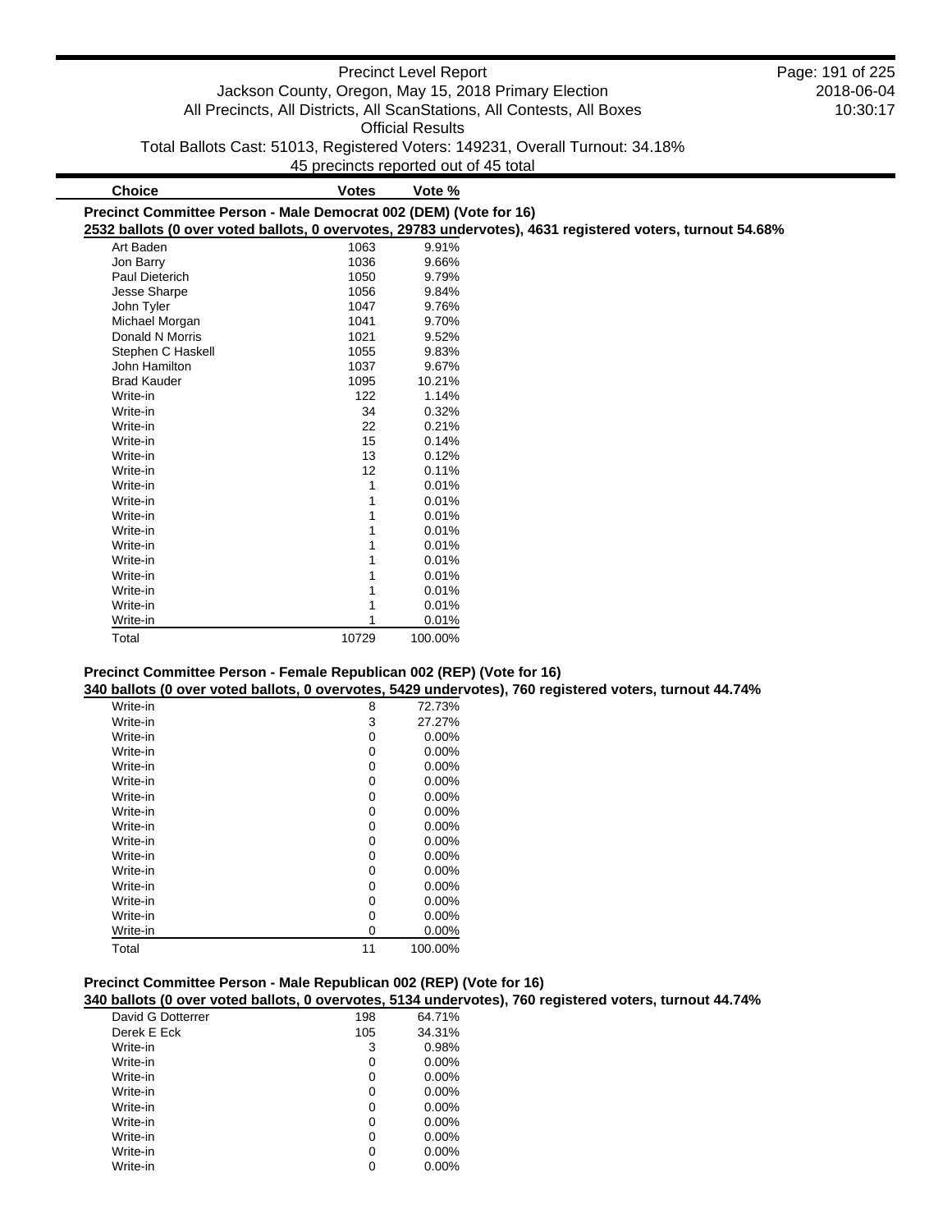| Choice | Votes | Vote % |
|---|---|---|

**Precinct Committee Person - Male Democrat 002 (DEM) (Vote for 16)**

**2532 ballots (0 over voted ballots, 0 overvotes, 29783 undervotes), 4631 registered voters, turnout 54.68%**

| Choice | Votes | Vote % |
|---|---|---|
| Art Baden | 1063 | 9.91% |
| Jon Barry | 1036 | 9.66% |
| Paul Dieterich | 1050 | 9.79% |
| Jesse Sharpe | 1056 | 9.84% |
| John Tyler | 1047 | 9.76% |
| Michael Morgan | 1041 | 9.70% |
| Donald N Morris | 1021 | 9.52% |
| Stephen C Haskell | 1055 | 9.83% |
| John Hamilton | 1037 | 9.67% |
| Brad Kauder | 1095 | 10.21% |
| Write-in | 122 | 1.14% |
| Write-in | 34 | 0.32% |
| Write-in | 22 | 0.21% |
| Write-in | 15 | 0.14% |
| Write-in | 13 | 0.12% |
| Write-in | 12 | 0.11% |
| Write-in | 1 | 0.01% |
| Write-in | 1 | 0.01% |
| Write-in | 1 | 0.01% |
| Write-in | 1 | 0.01% |
| Write-in | 1 | 0.01% |
| Write-in | 1 | 0.01% |
| Write-in | 1 | 0.01% |
| Write-in | 1 | 0.01% |
| Write-in | 1 | 0.01% |
| Write-in | 1 | 0.01% |
| Total | 10729 | 100.00% |

**Precinct Committee Person - Female Republican 002 (REP) (Vote for 16)**

**340 ballots (0 over voted ballots, 0 overvotes, 5429 undervotes), 760 registered voters, turnout 44.74%**

| Choice | Votes | Vote % |
|---|---|---|
| Write-in | 8 | 72.73% |
| Write-in | 3 | 27.27% |
| Write-in | 0 | 0.00% |
| Write-in | 0 | 0.00% |
| Write-in | 0 | 0.00% |
| Write-in | 0 | 0.00% |
| Write-in | 0 | 0.00% |
| Write-in | 0 | 0.00% |
| Write-in | 0 | 0.00% |
| Write-in | 0 | 0.00% |
| Write-in | 0 | 0.00% |
| Write-in | 0 | 0.00% |
| Write-in | 0 | 0.00% |
| Write-in | 0 | 0.00% |
| Write-in | 0 | 0.00% |
| Write-in | 0 | 0.00% |
| Total | 11 | 100.00% |

**Precinct Committee Person - Male Republican 002 (REP) (Vote for 16)**

**340 ballots (0 over voted ballots, 0 overvotes, 5134 undervotes), 760 registered voters, turnout 44.74%**

| Choice | Votes | Vote % |
|---|---|---|
| David G Dotterrer | 198 | 64.71% |
| Derek E Eck | 105 | 34.31% |
| Write-in | 3 | 0.98% |
| Write-in | 0 | 0.00% |
| Write-in | 0 | 0.00% |
| Write-in | 0 | 0.00% |
| Write-in | 0 | 0.00% |
| Write-in | 0 | 0.00% |
| Write-in | 0 | 0.00% |
| Write-in | 0 | 0.00% |
| Write-in | 0 | 0.00% |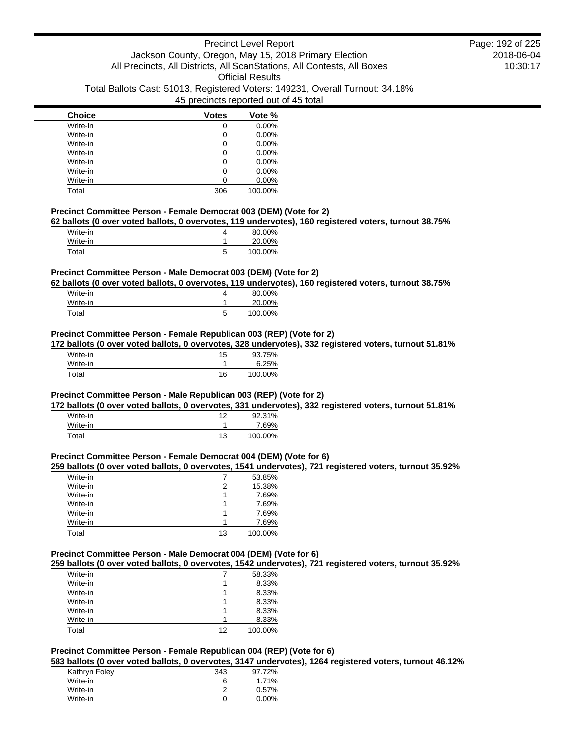| Choice | Votes | Vote % |
|---|---|---|
| Write-in | 0 | 0.00% |
| Write-in | 0 | 0.00% |
| Write-in | 0 | 0.00% |
| Write-in | 0 | 0.00% |
| Write-in | 0 | 0.00% |
| Write-in | 0 | 0.00% |
| Write-in | 0 | 0.00% |
| Total | 306 | 100.00% |

**Precinct Committee Person - Female Democrat 003 (DEM) (Vote for 2)**

**62 ballots (0 over voted ballots, 0 overvotes, 119 undervotes), 160 registered voters, turnout 38.75%**

| Choice | Votes | Vote % |
|---|---|---|
| Write-in | 4 | 80.00% |
| Write-in | 1 | 20.00% |
| Total | 5 | 100.00% |

**Precinct Committee Person - Male Democrat 003 (DEM) (Vote for 2)**

**62 ballots (0 over voted ballots, 0 overvotes, 119 undervotes), 160 registered voters, turnout 38.75%**

| Choice | Votes | Vote % |
|---|---|---|
| Write-in | 4 | 80.00% |
| Write-in | 1 | 20.00% |
| Total | 5 | 100.00% |

**Precinct Committee Person - Female Republican 003 (REP) (Vote for 2)**

**172 ballots (0 over voted ballots, 0 overvotes, 328 undervotes), 332 registered voters, turnout 51.81%**

| Choice | Votes | Vote % |
|---|---|---|
| Write-in | 15 | 93.75% |
| Write-in | 1 | 6.25% |
| Total | 16 | 100.00% |

**Precinct Committee Person - Male Republican 003 (REP) (Vote for 2)**

**172 ballots (0 over voted ballots, 0 overvotes, 331 undervotes), 332 registered voters, turnout 51.81%**

| Choice | Votes | Vote % |
|---|---|---|
| Write-in | 12 | 92.31% |
| Write-in | 1 | 7.69% |
| Total | 13 | 100.00% |

**Precinct Committee Person - Female Democrat 004 (DEM) (Vote for 6)**

**259 ballots (0 over voted ballots, 0 overvotes, 1541 undervotes), 721 registered voters, turnout 35.92%**

| Choice | Votes | Vote % |
|---|---|---|
| Write-in | 7 | 53.85% |
| Write-in | 2 | 15.38% |
| Write-in | 1 | 7.69% |
| Write-in | 1 | 7.69% |
| Write-in | 1 | 7.69% |
| Write-in | 1 | 7.69% |
| Total | 13 | 100.00% |

**Precinct Committee Person - Male Democrat 004 (DEM) (Vote for 6)**

**259 ballots (0 over voted ballots, 0 overvotes, 1542 undervotes), 721 registered voters, turnout 35.92%**

| Choice | Votes | Vote % |
|---|---|---|
| Write-in | 7 | 58.33% |
| Write-in | 1 | 8.33% |
| Write-in | 1 | 8.33% |
| Write-in | 1 | 8.33% |
| Write-in | 1 | 8.33% |
| Write-in | 1 | 8.33% |
| Total | 12 | 100.00% |

**Precinct Committee Person - Female Republican 004 (REP) (Vote for 6)**

**583 ballots (0 over voted ballots, 0 overvotes, 3147 undervotes), 1264 registered voters, turnout 46.12%**

| Choice | Votes | Vote % |
|---|---|---|
| Kathryn Foley | 343 | 97.72% |
| Write-in | 6 | 1.71% |
| Write-in | 2 | 0.57% |
| Write-in | 0 | 0.00% |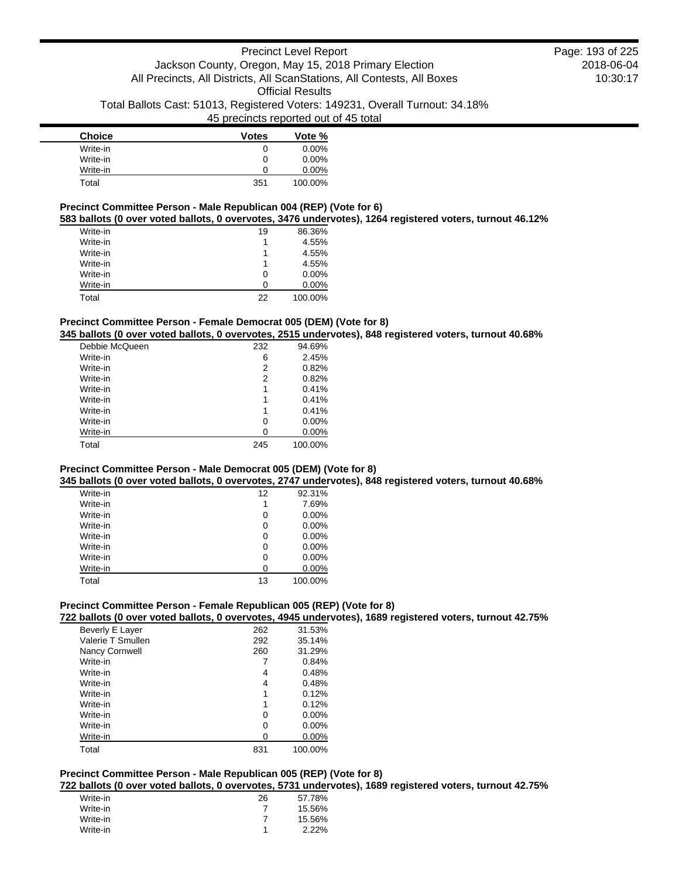| Choice | Votes | Vote % |
|---|---|---|
| Write-in | 0 | 0.00% |
| Write-in | 0 | 0.00% |
| Write-in | 0 | 0.00% |
| Total | 351 | 100.00% |

### Precinct Committee Person - Male Republican 004 (REP) (Vote for 6)

**583 ballots (0 over voted ballots, 0 overvotes, 3476 undervotes), 1264 registered voters, turnout 46.12%**

| Choice | Votes | Vote % |
|---|---|---|
| Write-in | 19 | 86.36% |
| Write-in | 1 | 4.55% |
| Write-in | 1 | 4.55% |
| Write-in | 1 | 4.55% |
| Write-in | 0 | 0.00% |
| Write-in | 0 | 0.00% |
| Total | 22 | 100.00% |

### Precinct Committee Person - Female Democrat 005 (DEM) (Vote for 8)

**345 ballots (0 over voted ballots, 0 overvotes, 2515 undervotes), 848 registered voters, turnout 40.68%**

| Choice | Votes | Vote % |
|---|---|---|
| Debbie McQueen | 232 | 94.69% |
| Write-in | 6 | 2.45% |
| Write-in | 2 | 0.82% |
| Write-in | 2 | 0.82% |
| Write-in | 1 | 0.41% |
| Write-in | 1 | 0.41% |
| Write-in | 1 | 0.41% |
| Write-in | 0 | 0.00% |
| Write-in | 0 | 0.00% |
| Total | 245 | 100.00% |

### Precinct Committee Person - Male Democrat 005 (DEM) (Vote for 8)

**345 ballots (0 over voted ballots, 0 overvotes, 2747 undervotes), 848 registered voters, turnout 40.68%**

| Choice | Votes | Vote % |
|---|---|---|
| Write-in | 12 | 92.31% |
| Write-in | 1 | 7.69% |
| Write-in | 0 | 0.00% |
| Write-in | 0 | 0.00% |
| Write-in | 0 | 0.00% |
| Write-in | 0 | 0.00% |
| Write-in | 0 | 0.00% |
| Write-in | 0 | 0.00% |
| Total | 13 | 100.00% |

### Precinct Committee Person - Female Republican 005 (REP) (Vote for 8)

**722 ballots (0 over voted ballots, 0 overvotes, 4945 undervotes), 1689 registered voters, turnout 42.75%**

| Choice | Votes | Vote % |
|---|---|---|
| Beverly E Layer | 262 | 31.53% |
| Valerie T Smullen | 292 | 35.14% |
| Nancy Cornwell | 260 | 31.29% |
| Write-in | 7 | 0.84% |
| Write-in | 4 | 0.48% |
| Write-in | 4 | 0.48% |
| Write-in | 1 | 0.12% |
| Write-in | 1 | 0.12% |
| Write-in | 0 | 0.00% |
| Write-in | 0 | 0.00% |
| Write-in | 0 | 0.00% |
| Total | 831 | 100.00% |

### Precinct Committee Person - Male Republican 005 (REP) (Vote for 8)

**722 ballots (0 over voted ballots, 0 overvotes, 5731 undervotes), 1689 registered voters, turnout 42.75%**

| Choice | Votes | Vote % |
|---|---|---|
| Write-in | 26 | 57.78% |
| Write-in | 7 | 15.56% |
| Write-in | 7 | 15.56% |
| Write-in | 1 | 2.22% |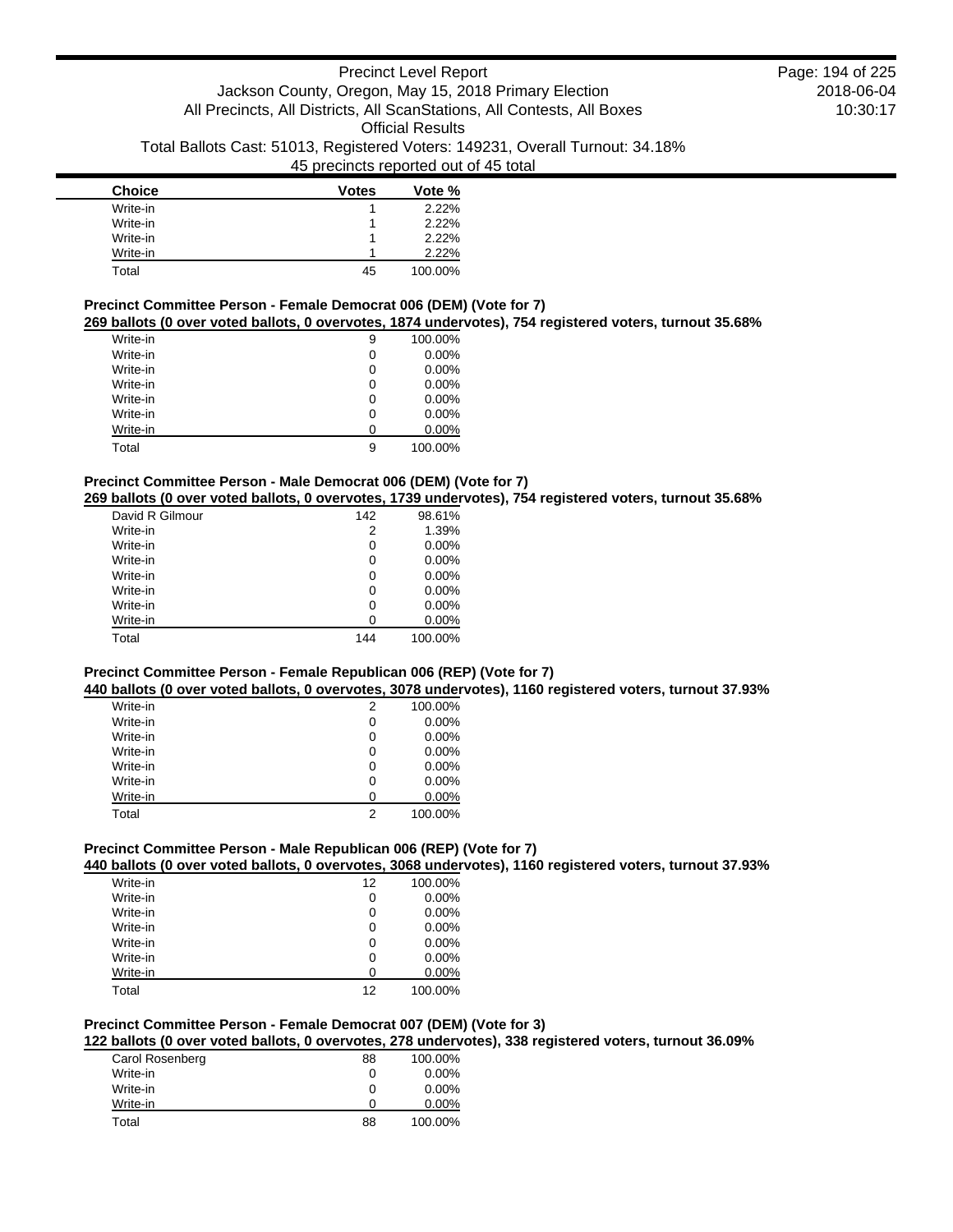| Choice | Votes | Vote % |
|---|---|---|
| Write-in | 1 | 2.22% |
| Write-in | 1 | 2.22% |
| Write-in | 1 | 2.22% |
| Write-in | 1 | 2.22% |
| Total | 45 | 100.00% |

### Precinct Committee Person - Female Democrat 006 (DEM) (Vote for 7)

**269 ballots (0 over voted ballots, 0 overvotes, 1874 undervotes), 754 registered voters, turnout 35.68%**

| Choice | Votes | Vote % |
|---|---|---|
| Write-in | 9 | 100.00% |
| Write-in | 0 | 0.00% |
| Write-in | 0 | 0.00% |
| Write-in | 0 | 0.00% |
| Write-in | 0 | 0.00% |
| Write-in | 0 | 0.00% |
| Write-in | 0 | 0.00% |
| Total | 9 | 100.00% |

### Precinct Committee Person - Male Democrat 006 (DEM) (Vote for 7)

**269 ballots (0 over voted ballots, 0 overvotes, 1739 undervotes), 754 registered voters, turnout 35.68%**

| Choice | Votes | Vote % |
|---|---|---|
| David R Gilmour | 142 | 98.61% |
| Write-in | 2 | 1.39% |
| Write-in | 0 | 0.00% |
| Write-in | 0 | 0.00% |
| Write-in | 0 | 0.00% |
| Write-in | 0 | 0.00% |
| Write-in | 0 | 0.00% |
| Write-in | 0 | 0.00% |
| Total | 144 | 100.00% |

### Precinct Committee Person - Female Republican 006 (REP) (Vote for 7)

**440 ballots (0 over voted ballots, 0 overvotes, 3078 undervotes), 1160 registered voters, turnout 37.93%**

| Choice | Votes | Vote % |
|---|---|---|
| Write-in | 2 | 100.00% |
| Write-in | 0 | 0.00% |
| Write-in | 0 | 0.00% |
| Write-in | 0 | 0.00% |
| Write-in | 0 | 0.00% |
| Write-in | 0 | 0.00% |
| Write-in | 0 | 0.00% |
| Total | 2 | 100.00% |

### Precinct Committee Person - Male Republican 006 (REP) (Vote for 7)

**440 ballots (0 over voted ballots, 0 overvotes, 3068 undervotes), 1160 registered voters, turnout 37.93%**

| Choice | Votes | Vote % |
|---|---|---|
| Write-in | 12 | 100.00% |
| Write-in | 0 | 0.00% |
| Write-in | 0 | 0.00% |
| Write-in | 0 | 0.00% |
| Write-in | 0 | 0.00% |
| Write-in | 0 | 0.00% |
| Write-in | 0 | 0.00% |
| Total | 12 | 100.00% |

### Precinct Committee Person - Female Democrat 007 (DEM) (Vote for 3)

**122 ballots (0 over voted ballots, 0 overvotes, 278 undervotes), 338 registered voters, turnout 36.09%**

| Choice | Votes | Vote % |
|---|---|---|
| Carol Rosenberg | 88 | 100.00% |
| Write-in | 0 | 0.00% |
| Write-in | 0 | 0.00% |
| Write-in | 0 | 0.00% |
| Total | 88 | 100.00% |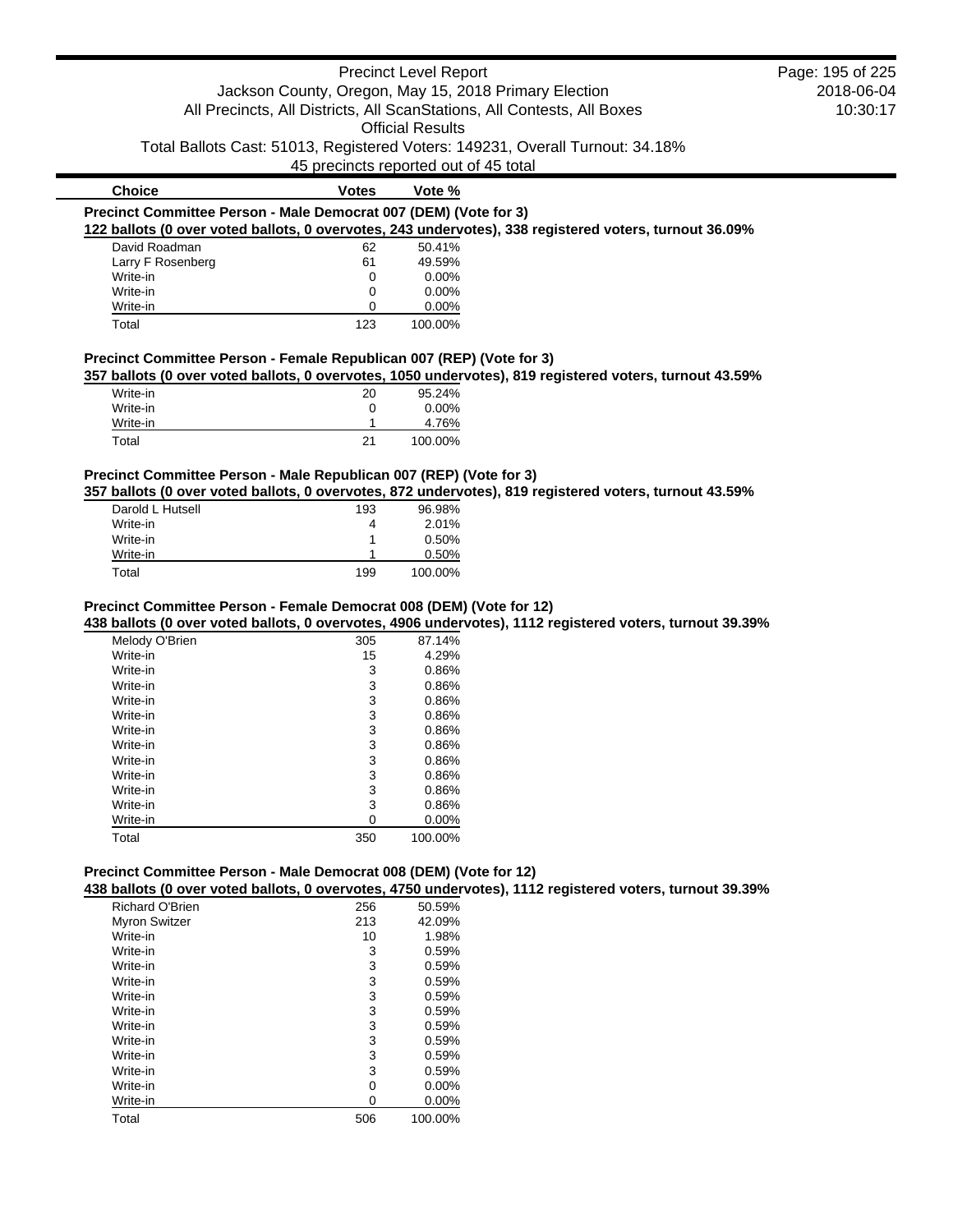| Choice | Votes | Vote % |
|---|---|---|

**Precinct Committee Person - Male Democrat 007 (DEM) (Vote for 3)**

**122 ballots (0 over voted ballots, 0 overvotes, 243 undervotes), 338 registered voters, turnout 36.09%**

| Choice | Votes | Vote % |
|---|---|---|
| David Roadman | 62 | 50.41% |
| Larry F Rosenberg | 61 | 49.59% |
| Write-in | 0 | 0.00% |
| Write-in | 0 | 0.00% |
| Write-in | 0 | 0.00% |
| Total | 123 | 100.00% |

**Precinct Committee Person - Female Republican 007 (REP) (Vote for 3)**

**357 ballots (0 over voted ballots, 0 overvotes, 1050 undervotes), 819 registered voters, turnout 43.59%**

| Choice | Votes | Vote % |
|---|---|---|
| Write-in | 20 | 95.24% |
| Write-in | 0 | 0.00% |
| Write-in | 1 | 4.76% |
| Total | 21 | 100.00% |

**Precinct Committee Person - Male Republican 007 (REP) (Vote for 3)**

**357 ballots (0 over voted ballots, 0 overvotes, 872 undervotes), 819 registered voters, turnout 43.59%**

| Choice | Votes | Vote % |
|---|---|---|
| Darold L Hutsell | 193 | 96.98% |
| Write-in | 4 | 2.01% |
| Write-in | 1 | 0.50% |
| Write-in | 1 | 0.50% |
| Total | 199 | 100.00% |

**Precinct Committee Person - Female Democrat 008 (DEM) (Vote for 12)**

**438 ballots (0 over voted ballots, 0 overvotes, 4906 undervotes), 1112 registered voters, turnout 39.39%**

| Choice | Votes | Vote % |
|---|---|---|
| Melody O'Brien | 305 | 87.14% |
| Write-in | 15 | 4.29% |
| Write-in | 3 | 0.86% |
| Write-in | 3 | 0.86% |
| Write-in | 3 | 0.86% |
| Write-in | 3 | 0.86% |
| Write-in | 3 | 0.86% |
| Write-in | 3 | 0.86% |
| Write-in | 3 | 0.86% |
| Write-in | 3 | 0.86% |
| Write-in | 3 | 0.86% |
| Write-in | 3 | 0.86% |
| Write-in | 0 | 0.00% |
| Total | 350 | 100.00% |

**Precinct Committee Person - Male Democrat 008 (DEM) (Vote for 12)**

**438 ballots (0 over voted ballots, 0 overvotes, 4750 undervotes), 1112 registered voters, turnout 39.39%**

| Choice | Votes | Vote % |
|---|---|---|
| Richard O'Brien | 256 | 50.59% |
| Myron Switzer | 213 | 42.09% |
| Write-in | 10 | 1.98% |
| Write-in | 3 | 0.59% |
| Write-in | 3 | 0.59% |
| Write-in | 3 | 0.59% |
| Write-in | 3 | 0.59% |
| Write-in | 3 | 0.59% |
| Write-in | 3 | 0.59% |
| Write-in | 3 | 0.59% |
| Write-in | 3 | 0.59% |
| Write-in | 3 | 0.59% |
| Write-in | 0 | 0.00% |
| Write-in | 0 | 0.00% |
| Total | 506 | 100.00% |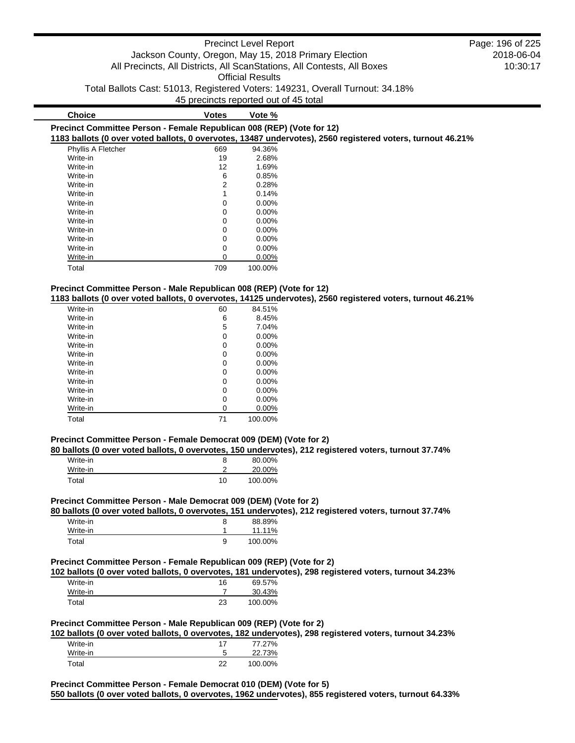| Choice | Votes | Vote % |
|---|---|---|

**Precinct Committee Person - Female Republican 008 (REP) (Vote for 12)**

**1183 ballots (0 over voted ballots, 0 overvotes, 13487 undervotes), 2560 registered voters, turnout 46.21%**

| Choice | Votes | Vote % |
|---|---|---|
| Phyllis A Fletcher | 669 | 94.36% |
| Write-in | 19 | 2.68% |
| Write-in | 12 | 1.69% |
| Write-in | 6 | 0.85% |
| Write-in | 2 | 0.28% |
| Write-in | 1 | 0.14% |
| Write-in | 0 | 0.00% |
| Write-in | 0 | 0.00% |
| Write-in | 0 | 0.00% |
| Write-in | 0 | 0.00% |
| Write-in | 0 | 0.00% |
| Write-in | 0 | 0.00% |
| Write-in | 0 | 0.00% |
| Total | 709 | 100.00% |

**Precinct Committee Person - Male Republican 008 (REP) (Vote for 12)**

**1183 ballots (0 over voted ballots, 0 overvotes, 14125 undervotes), 2560 registered voters, turnout 46.21%**

| Choice | Votes | Vote % |
|---|---|---|
| Write-in | 60 | 84.51% |
| Write-in | 6 | 8.45% |
| Write-in | 5 | 7.04% |
| Write-in | 0 | 0.00% |
| Write-in | 0 | 0.00% |
| Write-in | 0 | 0.00% |
| Write-in | 0 | 0.00% |
| Write-in | 0 | 0.00% |
| Write-in | 0 | 0.00% |
| Write-in | 0 | 0.00% |
| Write-in | 0 | 0.00% |
| Write-in | 0 | 0.00% |
| Total | 71 | 100.00% |

**Precinct Committee Person - Female Democrat 009 (DEM) (Vote for 2)**

**80 ballots (0 over voted ballots, 0 overvotes, 150 undervotes), 212 registered voters, turnout 37.74%**

| Choice | Votes | Vote % |
|---|---|---|
| Write-in | 8 | 80.00% |
| Write-in | 2 | 20.00% |
| Total | 10 | 100.00% |

**Precinct Committee Person - Male Democrat 009 (DEM) (Vote for 2)**

**80 ballots (0 over voted ballots, 0 overvotes, 151 undervotes), 212 registered voters, turnout 37.74%**

| Choice | Votes | Vote % |
|---|---|---|
| Write-in | 8 | 88.89% |
| Write-in | 1 | 11.11% |
| Total | 9 | 100.00% |

**Precinct Committee Person - Female Republican 009 (REP) (Vote for 2)**

**102 ballots (0 over voted ballots, 0 overvotes, 181 undervotes), 298 registered voters, turnout 34.23%**

| Choice | Votes | Vote % |
|---|---|---|
| Write-in | 16 | 69.57% |
| Write-in | 7 | 30.43% |
| Total | 23 | 100.00% |

**Precinct Committee Person - Male Republican 009 (REP) (Vote for 2)**

**102 ballots (0 over voted ballots, 0 overvotes, 182 undervotes), 298 registered voters, turnout 34.23%**

| Choice | Votes | Vote % |
|---|---|---|
| Write-in | 17 | 77.27% |
| Write-in | 5 | 22.73% |
| Total | 22 | 100.00% |

**Precinct Committee Person - Female Democrat 010 (DEM) (Vote for 5)**

**550 ballots (0 over voted ballots, 0 overvotes, 1962 undervotes), 855 registered voters, turnout 64.33%**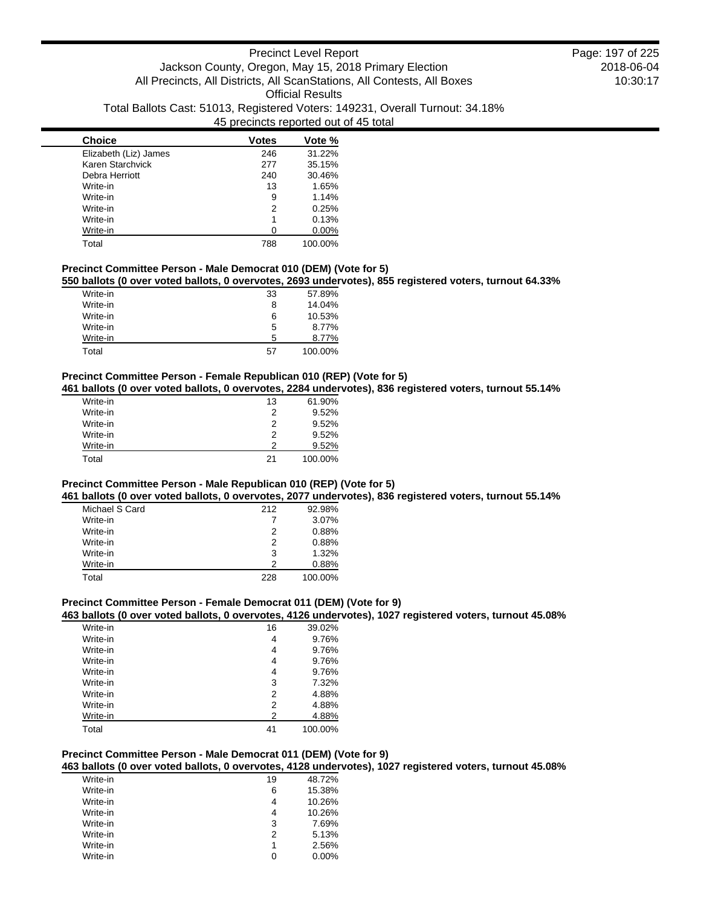| Choice | Votes | Vote % |
| --- | --- | --- |
| Elizabeth (Liz) James | 246 | 31.22% |
| Karen Starchvick | 277 | 35.15% |
| Debra Herriott | 240 | 30.46% |
| Write-in | 13 | 1.65% |
| Write-in | 9 | 1.14% |
| Write-in | 2 | 0.25% |
| Write-in | 1 | 0.13% |
| Write-in | 0 | 0.00% |
| Total | 788 | 100.00% |

### Precinct Committee Person - Male Democrat 010 (DEM) (Vote for 5)

**550 ballots (0 over voted ballots, 0 overvotes, 2693 undervotes), 855 registered voters, turnout 64.33%**

| Choice | Votes | Vote % |
| --- | --- | --- |
| Write-in | 33 | 57.89% |
| Write-in | 8 | 14.04% |
| Write-in | 6 | 10.53% |
| Write-in | 5 | 8.77% |
| Write-in | 5 | 8.77% |
| Total | 57 | 100.00% |

### Precinct Committee Person - Female Republican 010 (REP) (Vote for 5)

**461 ballots (0 over voted ballots, 0 overvotes, 2284 undervotes), 836 registered voters, turnout 55.14%**

| Choice | Votes | Vote % |
| --- | --- | --- |
| Write-in | 13 | 61.90% |
| Write-in | 2 | 9.52% |
| Write-in | 2 | 9.52% |
| Write-in | 2 | 9.52% |
| Write-in | 2 | 9.52% |
| Total | 21 | 100.00% |

### Precinct Committee Person - Male Republican 010 (REP) (Vote for 5)

**461 ballots (0 over voted ballots, 0 overvotes, 2077 undervotes), 836 registered voters, turnout 55.14%**

| Choice | Votes | Vote % |
| --- | --- | --- |
| Michael S Card | 212 | 92.98% |
| Write-in | 7 | 3.07% |
| Write-in | 2 | 0.88% |
| Write-in | 2 | 0.88% |
| Write-in | 3 | 1.32% |
| Write-in | 2 | 0.88% |
| Total | 228 | 100.00% |

### Precinct Committee Person - Female Democrat 011 (DEM) (Vote for 9)

**463 ballots (0 over voted ballots, 0 overvotes, 4126 undervotes), 1027 registered voters, turnout 45.08%**

| Choice | Votes | Vote % |
| --- | --- | --- |
| Write-in | 16 | 39.02% |
| Write-in | 4 | 9.76% |
| Write-in | 4 | 9.76% |
| Write-in | 4 | 9.76% |
| Write-in | 4 | 9.76% |
| Write-in | 3 | 7.32% |
| Write-in | 2 | 4.88% |
| Write-in | 2 | 4.88% |
| Write-in | 2 | 4.88% |
| Total | 41 | 100.00% |

### Precinct Committee Person - Male Democrat 011 (DEM) (Vote for 9)

**463 ballots (0 over voted ballots, 0 overvotes, 4128 undervotes), 1027 registered voters, turnout 45.08%**

| Choice | Votes | Vote % |
| --- | --- | --- |
| Write-in | 19 | 48.72% |
| Write-in | 6 | 15.38% |
| Write-in | 4 | 10.26% |
| Write-in | 4 | 10.26% |
| Write-in | 3 | 7.69% |
| Write-in | 2 | 5.13% |
| Write-in | 1 | 2.56% |
| Write-in | 0 | 0.00% |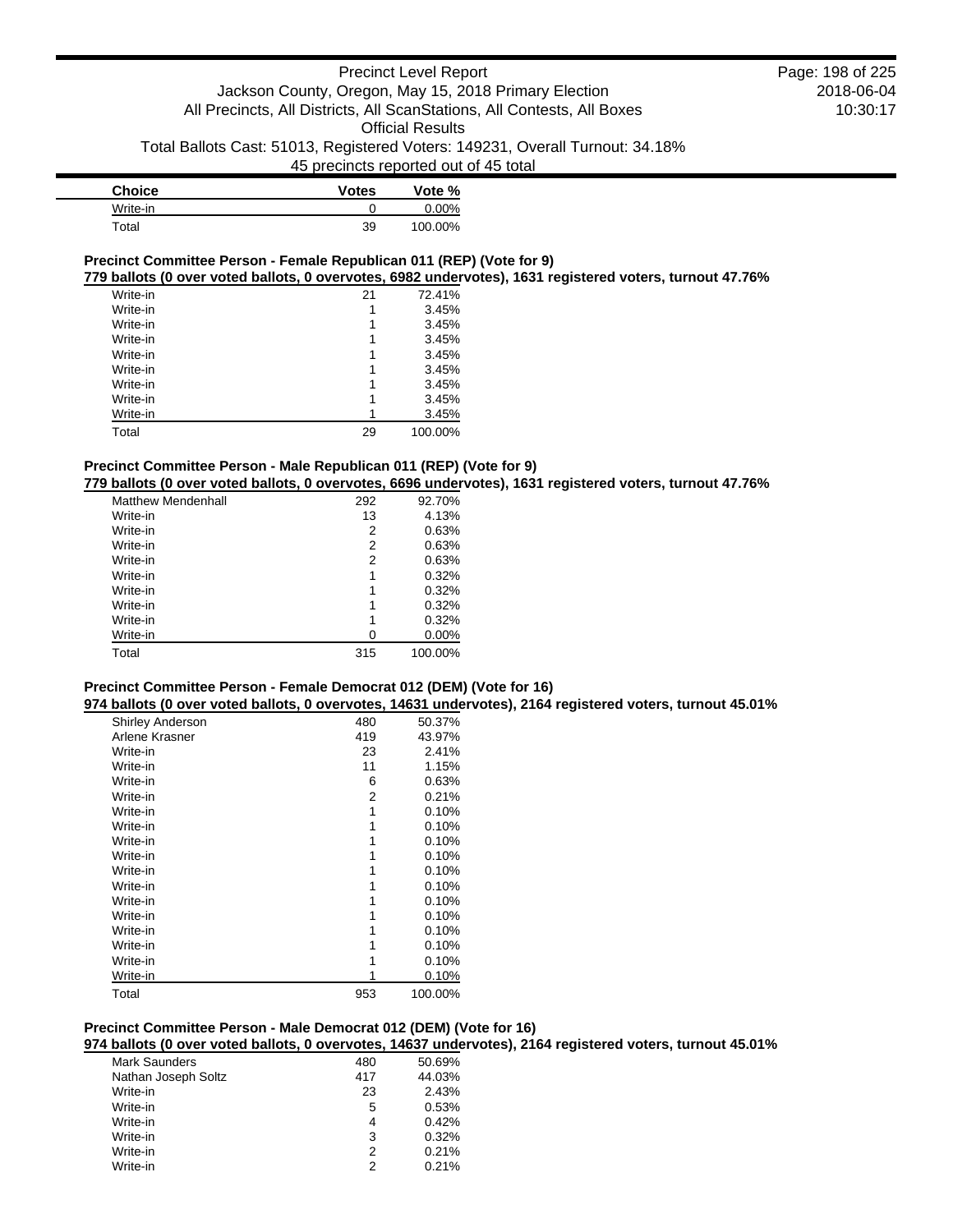| Choice | Votes | Vote % |
|---|---|---|
| Write-in | 0 | 0.00% |
| Total | 39 | 100.00% |

### Precinct Committee Person - Female Republican 011 (REP) (Vote for 9)

**779 ballots (0 over voted ballots, 0 overvotes, 6982 undervotes), 1631 registered voters, turnout 47.76%**

| Choice | Votes | Vote % |
|---|---|---|
| Write-in | 21 | 72.41% |
| Write-in | 1 | 3.45% |
| Write-in | 1 | 3.45% |
| Write-in | 1 | 3.45% |
| Write-in | 1 | 3.45% |
| Write-in | 1 | 3.45% |
| Write-in | 1 | 3.45% |
| Write-in | 1 | 3.45% |
| Write-in | 1 | 3.45% |
| Total | 29 | 100.00% |

### Precinct Committee Person - Male Republican 011 (REP) (Vote for 9)

**779 ballots (0 over voted ballots, 0 overvotes, 6696 undervotes), 1631 registered voters, turnout 47.76%**

| Choice | Votes | Vote % |
|---|---|---|
| Matthew Mendenhall | 292 | 92.70% |
| Write-in | 13 | 4.13% |
| Write-in | 2 | 0.63% |
| Write-in | 2 | 0.63% |
| Write-in | 2 | 0.63% |
| Write-in | 1 | 0.32% |
| Write-in | 1 | 0.32% |
| Write-in | 1 | 0.32% |
| Write-in | 1 | 0.32% |
| Write-in | 0 | 0.00% |
| Total | 315 | 100.00% |

### Precinct Committee Person - Female Democrat 012 (DEM) (Vote for 16)

**974 ballots (0 over voted ballots, 0 overvotes, 14631 undervotes), 2164 registered voters, turnout 45.01%**

| Choice | Votes | Vote % |
|---|---|---|
| Shirley Anderson | 480 | 50.37% |
| Arlene Krasner | 419 | 43.97% |
| Write-in | 23 | 2.41% |
| Write-in | 11 | 1.15% |
| Write-in | 6 | 0.63% |
| Write-in | 2 | 0.21% |
| Write-in | 1 | 0.10% |
| Write-in | 1 | 0.10% |
| Write-in | 1 | 0.10% |
| Write-in | 1 | 0.10% |
| Write-in | 1 | 0.10% |
| Write-in | 1 | 0.10% |
| Write-in | 1 | 0.10% |
| Write-in | 1 | 0.10% |
| Write-in | 1 | 0.10% |
| Write-in | 1 | 0.10% |
| Write-in | 1 | 0.10% |
| Write-in | 1 | 0.10% |
| Total | 953 | 100.00% |

### Precinct Committee Person - Male Democrat 012 (DEM) (Vote for 16)

**974 ballots (0 over voted ballots, 0 overvotes, 14637 undervotes), 2164 registered voters, turnout 45.01%**

| Choice | Votes | Vote % |
|---|---|---|
| Mark Saunders | 480 | 50.69% |
| Nathan Joseph Soltz | 417 | 44.03% |
| Write-in | 23 | 2.43% |
| Write-in | 5 | 0.53% |
| Write-in | 4 | 0.42% |
| Write-in | 3 | 0.32% |
| Write-in | 2 | 0.21% |
| Write-in | 2 | 0.21% |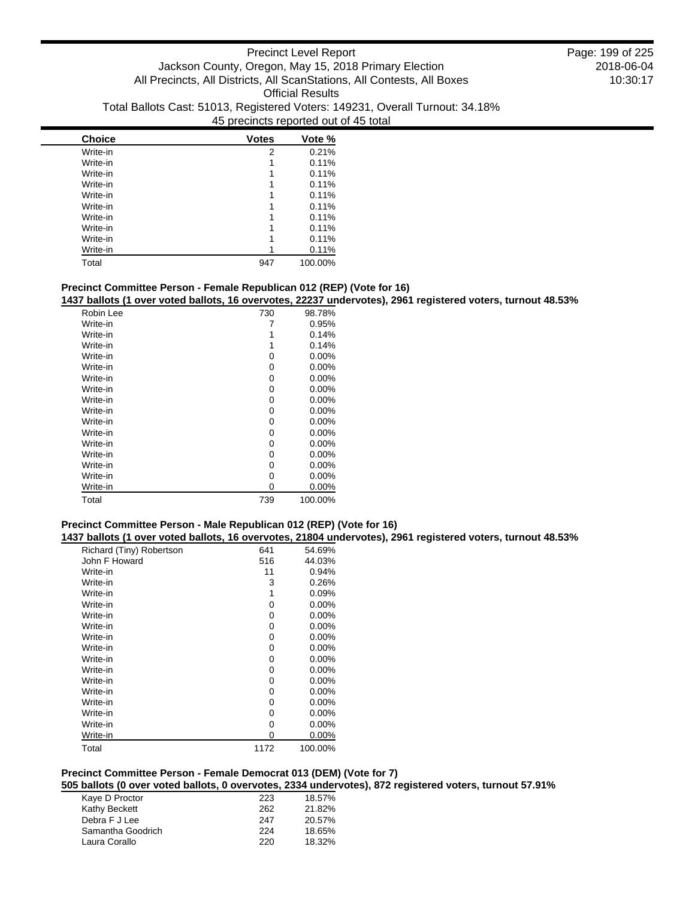| Choice | Votes | Vote % |
|---|---|---|
| Write-in | 2 | 0.21% |
| Write-in | 1 | 0.11% |
| Write-in | 1 | 0.11% |
| Write-in | 1 | 0.11% |
| Write-in | 1 | 0.11% |
| Write-in | 1 | 0.11% |
| Write-in | 1 | 0.11% |
| Write-in | 1 | 0.11% |
| Write-in | 1 | 0.11% |
| Write-in | 1 | 0.11% |
| Total | 947 | 100.00% |

### Precinct Committee Person - Female Republican 012 (REP) (Vote for 16)

**1437 ballots (1 over voted ballots, 16 overvotes, 22237 undervotes), 2961 registered voters, turnout 48.53%**

| Choice | Votes | Vote % |
|---|---|---|
| Robin Lee | 730 | 98.78% |
| Write-in | 7 | 0.95% |
| Write-in | 1 | 0.14% |
| Write-in | 1 | 0.14% |
| Write-in | 0 | 0.00% |
| Write-in | 0 | 0.00% |
| Write-in | 0 | 0.00% |
| Write-in | 0 | 0.00% |
| Write-in | 0 | 0.00% |
| Write-in | 0 | 0.00% |
| Write-in | 0 | 0.00% |
| Write-in | 0 | 0.00% |
| Write-in | 0 | 0.00% |
| Write-in | 0 | 0.00% |
| Write-in | 0 | 0.00% |
| Write-in | 0 | 0.00% |
| Write-in | 0 | 0.00% |
| Total | 739 | 100.00% |

### Precinct Committee Person - Male Republican 012 (REP) (Vote for 16)

**1437 ballots (1 over voted ballots, 16 overvotes, 21804 undervotes), 2961 registered voters, turnout 48.53%**

| Choice | Votes | Vote % |
|---|---|---|
| Richard (Tiny) Robertson | 641 | 54.69% |
| John F Howard | 516 | 44.03% |
| Write-in | 11 | 0.94% |
| Write-in | 3 | 0.26% |
| Write-in | 1 | 0.09% |
| Write-in | 0 | 0.00% |
| Write-in | 0 | 0.00% |
| Write-in | 0 | 0.00% |
| Write-in | 0 | 0.00% |
| Write-in | 0 | 0.00% |
| Write-in | 0 | 0.00% |
| Write-in | 0 | 0.00% |
| Write-in | 0 | 0.00% |
| Write-in | 0 | 0.00% |
| Write-in | 0 | 0.00% |
| Write-in | 0 | 0.00% |
| Write-in | 0 | 0.00% |
| Write-in | 0 | 0.00% |
| Total | 1172 | 100.00% |

### Precinct Committee Person - Female Democrat 013 (DEM) (Vote for 7)

**505 ballots (0 over voted ballots, 0 overvotes, 2334 undervotes), 872 registered voters, turnout 57.91%**

| Choice | Votes | Vote % |
|---|---|---|
| Kaye D Proctor | 223 | 18.57% |
| Kathy Beckett | 262 | 21.82% |
| Debra F J Lee | 247 | 20.57% |
| Samantha Goodrich | 224 | 18.65% |
| Laura Corallo | 220 | 18.32% |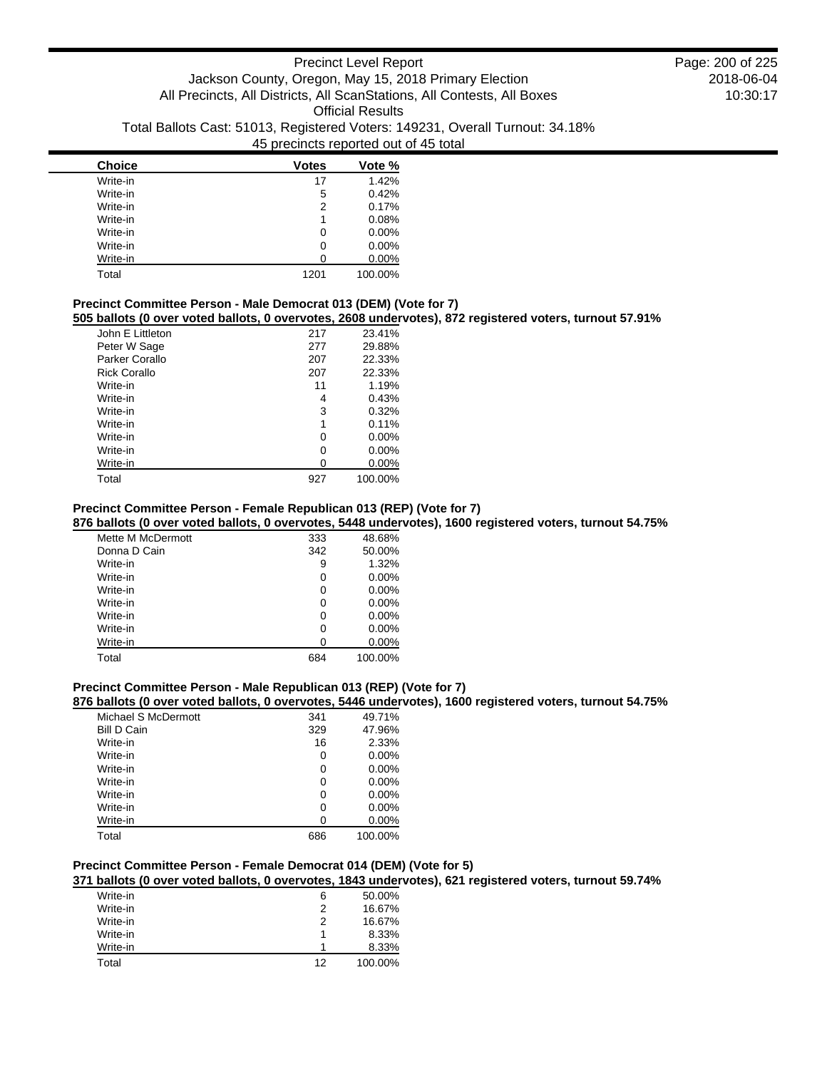| Choice | Votes | Vote % |
|---|---|---|
| Write-in | 17 | 1.42% |
| Write-in | 5 | 0.42% |
| Write-in | 2 | 0.17% |
| Write-in | 1 | 0.08% |
| Write-in | 0 | 0.00% |
| Write-in | 0 | 0.00% |
| Write-in | 0 | 0.00% |
| Total | 1201 | 100.00% |

**Precinct Committee Person - Male Democrat 013 (DEM) (Vote for 7)**

**505 ballots (0 over voted ballots, 0 overvotes, 2608 undervotes), 872 registered voters, turnout 57.91%**

| Choice | Votes | Vote % |
|---|---|---|
| John E Littleton | 217 | 23.41% |
| Peter W Sage | 277 | 29.88% |
| Parker Corallo | 207 | 22.33% |
| Rick Corallo | 207 | 22.33% |
| Write-in | 11 | 1.19% |
| Write-in | 4 | 0.43% |
| Write-in | 3 | 0.32% |
| Write-in | 1 | 0.11% |
| Write-in | 0 | 0.00% |
| Write-in | 0 | 0.00% |
| Write-in | 0 | 0.00% |
| Total | 927 | 100.00% |

**Precinct Committee Person - Female Republican 013 (REP) (Vote for 7)**

**876 ballots (0 over voted ballots, 0 overvotes, 5448 undervotes), 1600 registered voters, turnout 54.75%**

| Choice | Votes | Vote % |
|---|---|---|
| Mette M McDermott | 333 | 48.68% |
| Donna D Cain | 342 | 50.00% |
| Write-in | 9 | 1.32% |
| Write-in | 0 | 0.00% |
| Write-in | 0 | 0.00% |
| Write-in | 0 | 0.00% |
| Write-in | 0 | 0.00% |
| Write-in | 0 | 0.00% |
| Write-in | 0 | 0.00% |
| Total | 684 | 100.00% |

**Precinct Committee Person - Male Republican 013 (REP) (Vote for 7)**

**876 ballots (0 over voted ballots, 0 overvotes, 5446 undervotes), 1600 registered voters, turnout 54.75%**

| Choice | Votes | Vote % |
|---|---|---|
| Michael S McDermott | 341 | 49.71% |
| Bill D Cain | 329 | 47.96% |
| Write-in | 16 | 2.33% |
| Write-in | 0 | 0.00% |
| Write-in | 0 | 0.00% |
| Write-in | 0 | 0.00% |
| Write-in | 0 | 0.00% |
| Write-in | 0 | 0.00% |
| Write-in | 0 | 0.00% |
| Total | 686 | 100.00% |

**Precinct Committee Person - Female Democrat 014 (DEM) (Vote for 5)**

**371 ballots (0 over voted ballots, 0 overvotes, 1843 undervotes), 621 registered voters, turnout 59.74%**

| Choice | Votes | Vote % |
|---|---|---|
| Write-in | 6 | 50.00% |
| Write-in | 2 | 16.67% |
| Write-in | 2 | 16.67% |
| Write-in | 1 | 8.33% |
| Write-in | 1 | 8.33% |
| Total | 12 | 100.00% |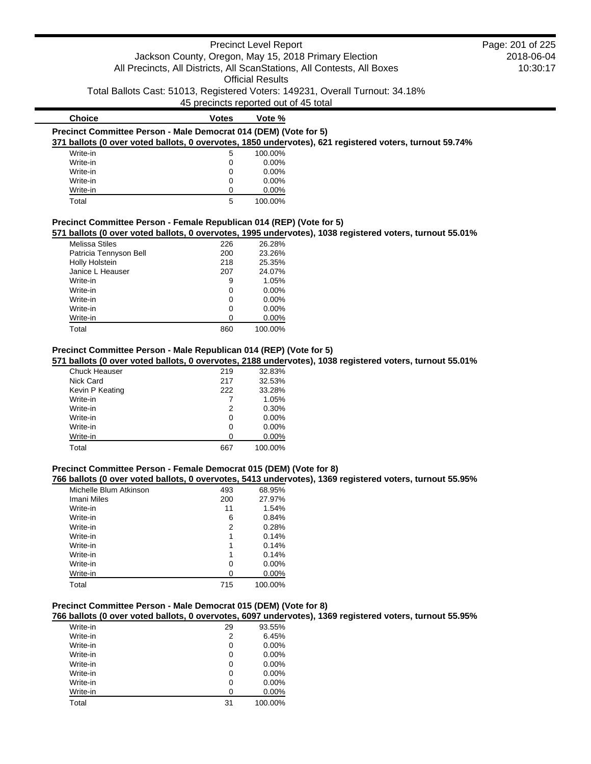| Choice | Votes | Vote % |
|---|---|---|

**Precinct Committee Person - Male Democrat 014 (DEM) (Vote for 5)**

**371 ballots (0 over voted ballots, 0 overvotes, 1850 undervotes), 621 registered voters, turnout 59.74%**

| Choice | Votes | Vote % |
|---|---|---|
| Write-in | 5 | 100.00% |
| Write-in | 0 | 0.00% |
| Write-in | 0 | 0.00% |
| Write-in | 0 | 0.00% |
| Write-in | 0 | 0.00% |
| Total | 5 | 100.00% |

**Precinct Committee Person - Female Republican 014 (REP) (Vote for 5)**

**571 ballots (0 over voted ballots, 0 overvotes, 1995 undervotes), 1038 registered voters, turnout 55.01%**

| Choice | Votes | Vote % |
|---|---|---|
| Melissa Stiles | 226 | 26.28% |
| Patricia Tennyson Bell | 200 | 23.26% |
| Holly Holstein | 218 | 25.35% |
| Janice L Heauser | 207 | 24.07% |
| Write-in | 9 | 1.05% |
| Write-in | 0 | 0.00% |
| Write-in | 0 | 0.00% |
| Write-in | 0 | 0.00% |
| Write-in | 0 | 0.00% |
| Total | 860 | 100.00% |

**Precinct Committee Person - Male Republican 014 (REP) (Vote for 5)**

**571 ballots (0 over voted ballots, 0 overvotes, 2188 undervotes), 1038 registered voters, turnout 55.01%**

| Choice | Votes | Vote % |
|---|---|---|
| Chuck Heauser | 219 | 32.83% |
| Nick Card | 217 | 32.53% |
| Kevin P Keating | 222 | 33.28% |
| Write-in | 7 | 1.05% |
| Write-in | 2 | 0.30% |
| Write-in | 0 | 0.00% |
| Write-in | 0 | 0.00% |
| Write-in | 0 | 0.00% |
| Total | 667 | 100.00% |

**Precinct Committee Person - Female Democrat 015 (DEM) (Vote for 8)**

**766 ballots (0 over voted ballots, 0 overvotes, 5413 undervotes), 1369 registered voters, turnout 55.95%**

| Choice | Votes | Vote % |
|---|---|---|
| Michelle Blum Atkinson | 493 | 68.95% |
| Imani Miles | 200 | 27.97% |
| Write-in | 11 | 1.54% |
| Write-in | 6 | 0.84% |
| Write-in | 2 | 0.28% |
| Write-in | 1 | 0.14% |
| Write-in | 1 | 0.14% |
| Write-in | 1 | 0.14% |
| Write-in | 0 | 0.00% |
| Write-in | 0 | 0.00% |
| Total | 715 | 100.00% |

**Precinct Committee Person - Male Democrat 015 (DEM) (Vote for 8)**

**766 ballots (0 over voted ballots, 0 overvotes, 6097 undervotes), 1369 registered voters, turnout 55.95%**

| Choice | Votes | Vote % |
|---|---|---|
| Write-in | 29 | 93.55% |
| Write-in | 2 | 6.45% |
| Write-in | 0 | 0.00% |
| Write-in | 0 | 0.00% |
| Write-in | 0 | 0.00% |
| Write-in | 0 | 0.00% |
| Write-in | 0 | 0.00% |
| Write-in | 0 | 0.00% |
| Total | 31 | 100.00% |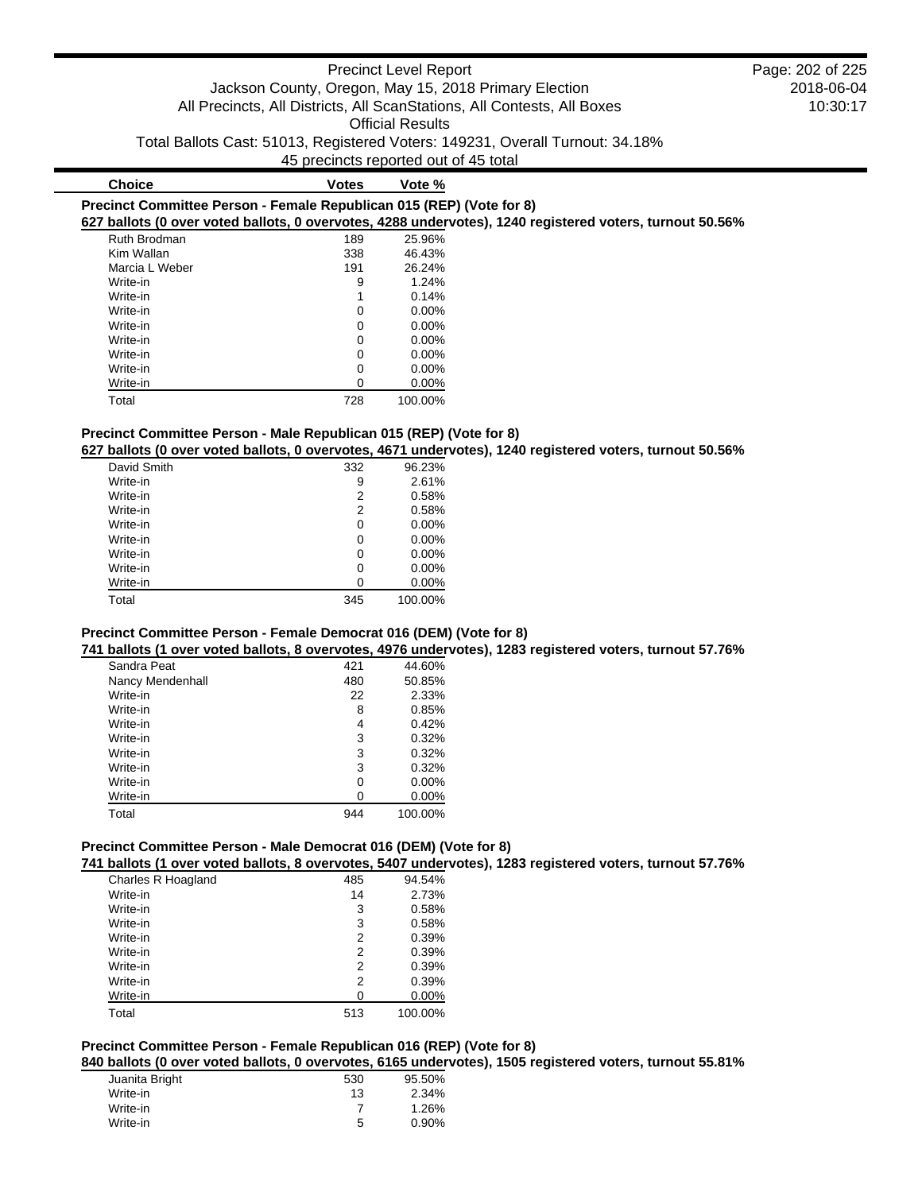| Choice | Votes | Vote % |
|---|---|---|

**Precinct Committee Person - Female Republican 015 (REP) (Vote for 8)**

**627 ballots (0 over voted ballots, 0 overvotes, 4288 undervotes), 1240 registered voters, turnout 50.56%**

| Choice | Votes | Vote % |
|---|---|---|
| Ruth Brodman | 189 | 25.96% |
| Kim Wallan | 338 | 46.43% |
| Marcia L Weber | 191 | 26.24% |
| Write-in | 9 | 1.24% |
| Write-in | 1 | 0.14% |
| Write-in | 0 | 0.00% |
| Write-in | 0 | 0.00% |
| Write-in | 0 | 0.00% |
| Write-in | 0 | 0.00% |
| Write-in | 0 | 0.00% |
| Write-in | 0 | 0.00% |
| Total | 728 | 100.00% |

**Precinct Committee Person - Male Republican 015 (REP) (Vote for 8)**

**627 ballots (0 over voted ballots, 0 overvotes, 4671 undervotes), 1240 registered voters, turnout 50.56%**

| Choice | Votes | Vote % |
|---|---|---|
| David Smith | 332 | 96.23% |
| Write-in | 9 | 2.61% |
| Write-in | 2 | 0.58% |
| Write-in | 2 | 0.58% |
| Write-in | 0 | 0.00% |
| Write-in | 0 | 0.00% |
| Write-in | 0 | 0.00% |
| Write-in | 0 | 0.00% |
| Write-in | 0 | 0.00% |
| Total | 345 | 100.00% |

**Precinct Committee Person - Female Democrat 016 (DEM) (Vote for 8)**

**741 ballots (1 over voted ballots, 8 overvotes, 4976 undervotes), 1283 registered voters, turnout 57.76%**

| Choice | Votes | Vote % |
|---|---|---|
| Sandra Peat | 421 | 44.60% |
| Nancy Mendenhall | 480 | 50.85% |
| Write-in | 22 | 2.33% |
| Write-in | 8 | 0.85% |
| Write-in | 4 | 0.42% |
| Write-in | 3 | 0.32% |
| Write-in | 3 | 0.32% |
| Write-in | 3 | 0.32% |
| Write-in | 0 | 0.00% |
| Write-in | 0 | 0.00% |
| Total | 944 | 100.00% |

**Precinct Committee Person - Male Democrat 016 (DEM) (Vote for 8)**

**741 ballots (1 over voted ballots, 8 overvotes, 5407 undervotes), 1283 registered voters, turnout 57.76%**

| Choice | Votes | Vote % |
|---|---|---|
| Charles R Hoagland | 485 | 94.54% |
| Write-in | 14 | 2.73% |
| Write-in | 3 | 0.58% |
| Write-in | 3 | 0.58% |
| Write-in | 2 | 0.39% |
| Write-in | 2 | 0.39% |
| Write-in | 2 | 0.39% |
| Write-in | 2 | 0.39% |
| Write-in | 0 | 0.00% |
| Total | 513 | 100.00% |

**Precinct Committee Person - Female Republican 016 (REP) (Vote for 8)**

**840 ballots (0 over voted ballots, 0 overvotes, 6165 undervotes), 1505 registered voters, turnout 55.81%**

| Choice | Votes | Vote % |
|---|---|---|
| Juanita Bright | 530 | 95.50% |
| Write-in | 13 | 2.34% |
| Write-in | 7 | 1.26% |
| Write-in | 5 | 0.90% |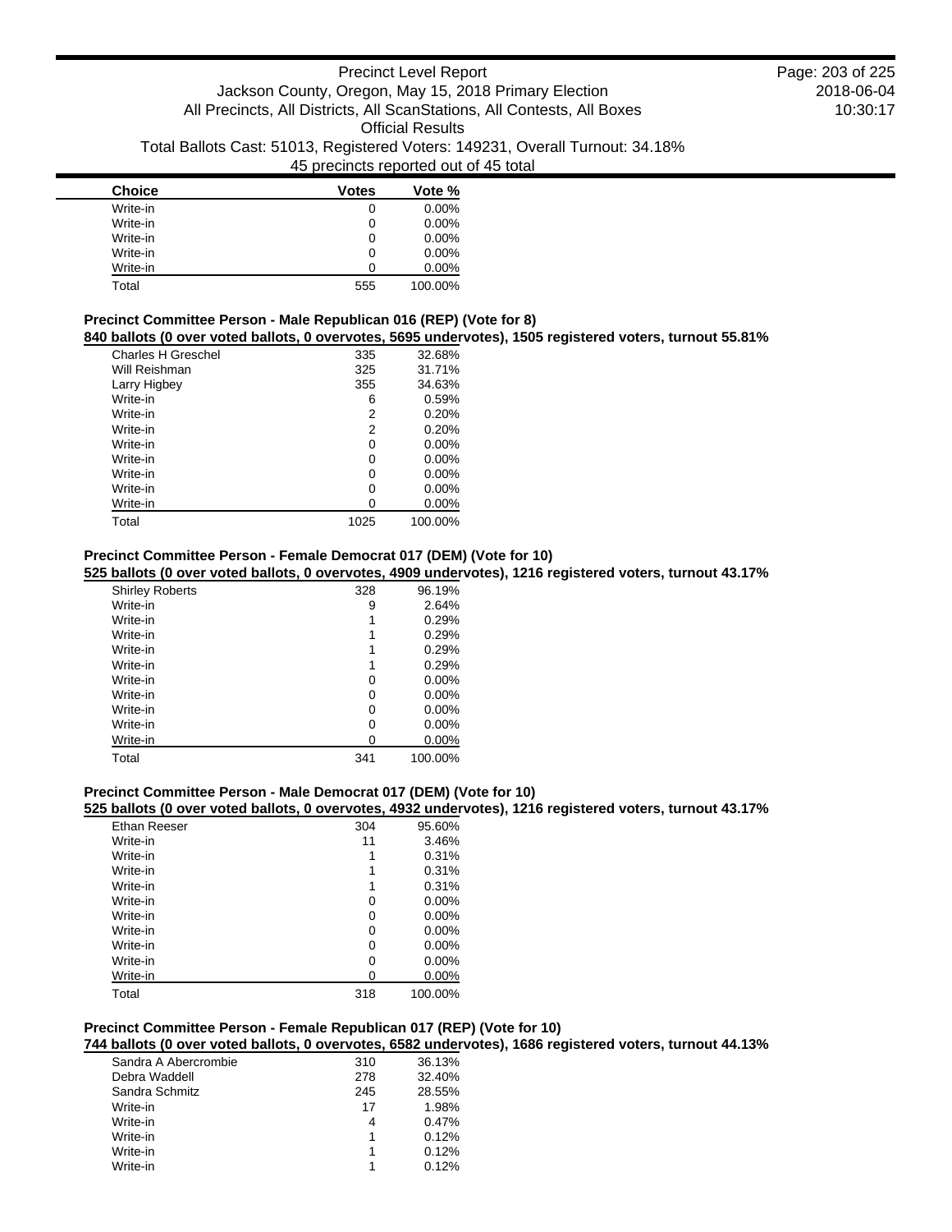| Choice | Votes | Vote % |
|---|---|---|
| Write-in | 0 | 0.00% |
| Write-in | 0 | 0.00% |
| Write-in | 0 | 0.00% |
| Write-in | 0 | 0.00% |
| Write-in | 0 | 0.00% |
| Total | 555 | 100.00% |

### Precinct Committee Person - Male Republican 016 (REP) (Vote for 8)

**840 ballots (0 over voted ballots, 0 overvotes, 5695 undervotes), 1505 registered voters, turnout 55.81%**

| Choice | Votes | Vote % |
|---|---|---|
| Charles H Greschel | 335 | 32.68% |
| Will Reishman | 325 | 31.71% |
| Larry Higbey | 355 | 34.63% |
| Write-in | 6 | 0.59% |
| Write-in | 2 | 0.20% |
| Write-in | 2 | 0.20% |
| Write-in | 0 | 0.00% |
| Write-in | 0 | 0.00% |
| Write-in | 0 | 0.00% |
| Write-in | 0 | 0.00% |
| Write-in | 0 | 0.00% |
| Total | 1025 | 100.00% |

### Precinct Committee Person - Female Democrat 017 (DEM) (Vote for 10)

**525 ballots (0 over voted ballots, 0 overvotes, 4909 undervotes), 1216 registered voters, turnout 43.17%**

| Choice | Votes | Vote % |
|---|---|---|
| Shirley Roberts | 328 | 96.19% |
| Write-in | 9 | 2.64% |
| Write-in | 1 | 0.29% |
| Write-in | 1 | 0.29% |
| Write-in | 1 | 0.29% |
| Write-in | 1 | 0.29% |
| Write-in | 0 | 0.00% |
| Write-in | 0 | 0.00% |
| Write-in | 0 | 0.00% |
| Write-in | 0 | 0.00% |
| Write-in | 0 | 0.00% |
| Total | 341 | 100.00% |

### Precinct Committee Person - Male Democrat 017 (DEM) (Vote for 10)

**525 ballots (0 over voted ballots, 0 overvotes, 4932 undervotes), 1216 registered voters, turnout 43.17%**

| Choice | Votes | Vote % |
|---|---|---|
| Ethan Reeser | 304 | 95.60% |
| Write-in | 11 | 3.46% |
| Write-in | 1 | 0.31% |
| Write-in | 1 | 0.31% |
| Write-in | 1 | 0.31% |
| Write-in | 0 | 0.00% |
| Write-in | 0 | 0.00% |
| Write-in | 0 | 0.00% |
| Write-in | 0 | 0.00% |
| Write-in | 0 | 0.00% |
| Write-in | 0 | 0.00% |
| Total | 318 | 100.00% |

### Precinct Committee Person - Female Republican 017 (REP) (Vote for 10)

**744 ballots (0 over voted ballots, 0 overvotes, 6582 undervotes), 1686 registered voters, turnout 44.13%**

| Choice | Votes | Vote % |
|---|---|---|
| Sandra A Abercrombie | 310 | 36.13% |
| Debra Waddell | 278 | 32.40% |
| Sandra Schmitz | 245 | 28.55% |
| Write-in | 17 | 1.98% |
| Write-in | 4 | 0.47% |
| Write-in | 1 | 0.12% |
| Write-in | 1 | 0.12% |
| Write-in | 1 | 0.12% |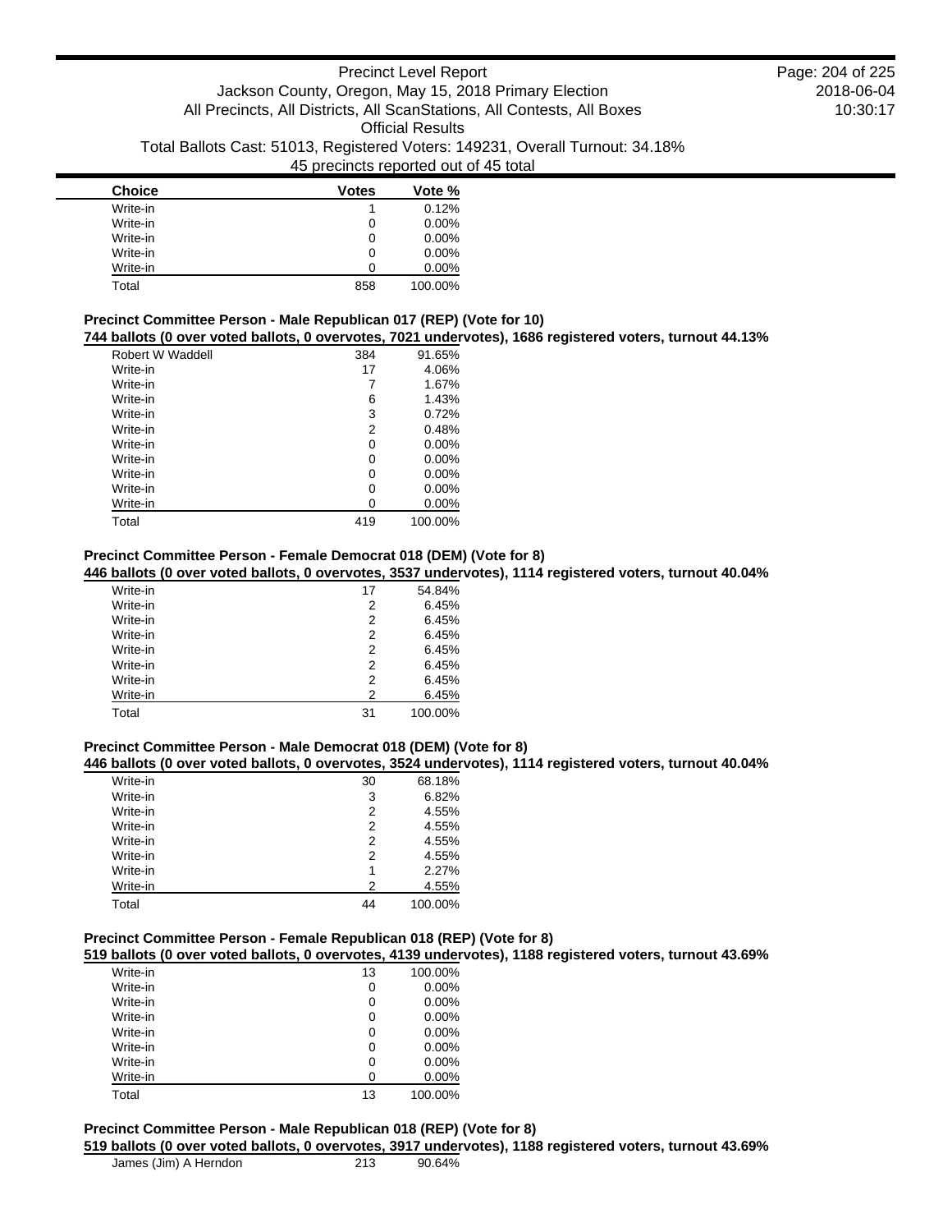| Choice | Votes | Vote % |
|---|---|---|
| Write-in | 1 | 0.12% |
| Write-in | 0 | 0.00% |
| Write-in | 0 | 0.00% |
| Write-in | 0 | 0.00% |
| Write-in | 0 | 0.00% |
| Total | 858 | 100.00% |

### Precinct Committee Person - Male Republican 017 (REP) (Vote for 10)

**744 ballots (0 over voted ballots, 0 overvotes, 7021 undervotes), 1686 registered voters, turnout 44.13%**

| Choice | Votes | Vote % |
|---|---|---|
| Robert W Waddell | 384 | 91.65% |
| Write-in | 17 | 4.06% |
| Write-in | 7 | 1.67% |
| Write-in | 6 | 1.43% |
| Write-in | 3 | 0.72% |
| Write-in | 2 | 0.48% |
| Write-in | 0 | 0.00% |
| Write-in | 0 | 0.00% |
| Write-in | 0 | 0.00% |
| Write-in | 0 | 0.00% |
| Write-in | 0 | 0.00% |
| Total | 419 | 100.00% |

### Precinct Committee Person - Female Democrat 018 (DEM) (Vote for 8)

**446 ballots (0 over voted ballots, 0 overvotes, 3537 undervotes), 1114 registered voters, turnout 40.04%**

| Choice | Votes | Vote % |
|---|---|---|
| Write-in | 17 | 54.84% |
| Write-in | 2 | 6.45% |
| Write-in | 2 | 6.45% |
| Write-in | 2 | 6.45% |
| Write-in | 2 | 6.45% |
| Write-in | 2 | 6.45% |
| Write-in | 2 | 6.45% |
| Write-in | 2 | 6.45% |
| Total | 31 | 100.00% |

### Precinct Committee Person - Male Democrat 018 (DEM) (Vote for 8)

**446 ballots (0 over voted ballots, 0 overvotes, 3524 undervotes), 1114 registered voters, turnout 40.04%**

| Choice | Votes | Vote % |
|---|---|---|
| Write-in | 30 | 68.18% |
| Write-in | 3 | 6.82% |
| Write-in | 2 | 4.55% |
| Write-in | 2 | 4.55% |
| Write-in | 2 | 4.55% |
| Write-in | 2 | 4.55% |
| Write-in | 1 | 2.27% |
| Write-in | 2 | 4.55% |
| Total | 44 | 100.00% |

### Precinct Committee Person - Female Republican 018 (REP) (Vote for 8)

**519 ballots (0 over voted ballots, 0 overvotes, 4139 undervotes), 1188 registered voters, turnout 43.69%**

| Choice | Votes | Vote % |
|---|---|---|
| Write-in | 13 | 100.00% |
| Write-in | 0 | 0.00% |
| Write-in | 0 | 0.00% |
| Write-in | 0 | 0.00% |
| Write-in | 0 | 0.00% |
| Write-in | 0 | 0.00% |
| Write-in | 0 | 0.00% |
| Write-in | 0 | 0.00% |
| Total | 13 | 100.00% |

### Precinct Committee Person - Male Republican 018 (REP) (Vote for 8)

**519 ballots (0 over voted ballots, 0 overvotes, 3917 undervotes), 1188 registered voters, turnout 43.69%**

| Choice | Votes | Vote % |
|---|---|---|
| James (Jim) A Herndon | 213 | 90.64% |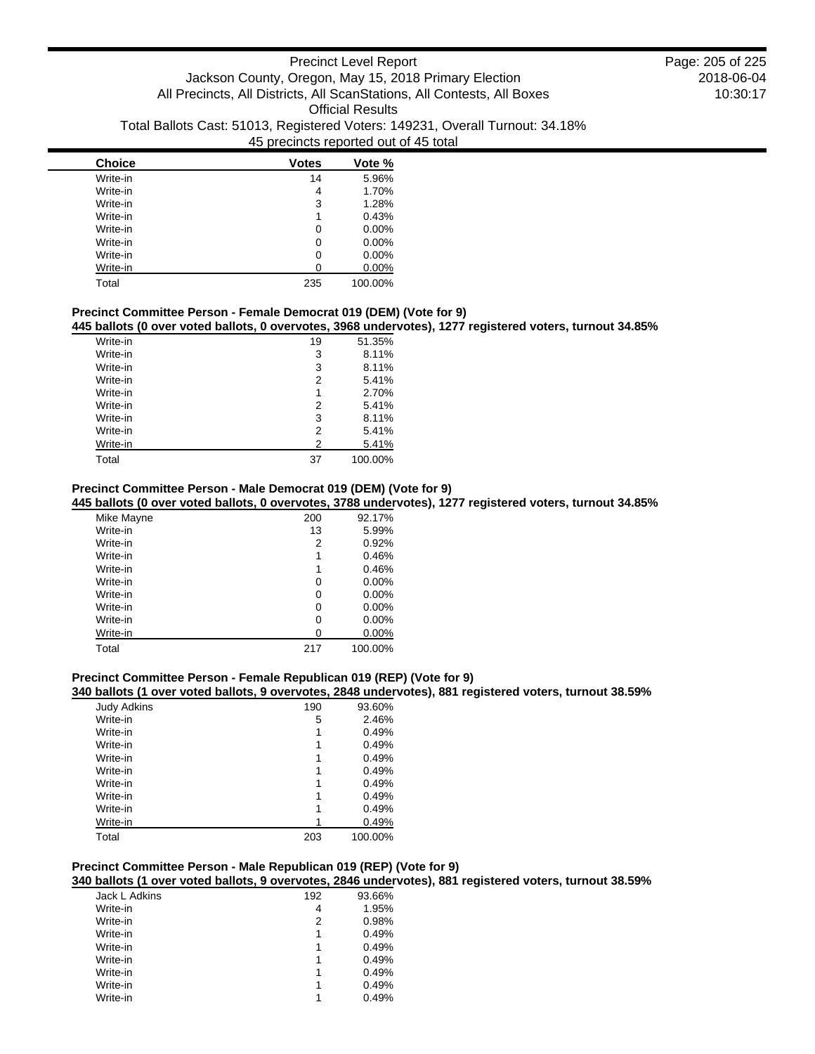| Choice | Votes | Vote % |
|---|---|---|
| Write-in | 14 | 5.96% |
| Write-in | 4 | 1.70% |
| Write-in | 3 | 1.28% |
| Write-in | 1 | 0.43% |
| Write-in | 0 | 0.00% |
| Write-in | 0 | 0.00% |
| Write-in | 0 | 0.00% |
| Write-in | 0 | 0.00% |
| Total | 235 | 100.00% |

### Precinct Committee Person - Female Democrat 019 (DEM) (Vote for 9)

**445 ballots (0 over voted ballots, 0 overvotes, 3968 undervotes), 1277 registered voters, turnout 34.85%**

| Choice | Votes | Vote % |
|---|---|---|
| Write-in | 19 | 51.35% |
| Write-in | 3 | 8.11% |
| Write-in | 3 | 8.11% |
| Write-in | 2 | 5.41% |
| Write-in | 1 | 2.70% |
| Write-in | 2 | 5.41% |
| Write-in | 3 | 8.11% |
| Write-in | 2 | 5.41% |
| Write-in | 2 | 5.41% |
| Total | 37 | 100.00% |

### Precinct Committee Person - Male Democrat 019 (DEM) (Vote for 9)

**445 ballots (0 over voted ballots, 0 overvotes, 3788 undervotes), 1277 registered voters, turnout 34.85%**

| Choice | Votes | Vote % |
|---|---|---|
| Mike Mayne | 200 | 92.17% |
| Write-in | 13 | 5.99% |
| Write-in | 2 | 0.92% |
| Write-in | 1 | 0.46% |
| Write-in | 1 | 0.46% |
| Write-in | 0 | 0.00% |
| Write-in | 0 | 0.00% |
| Write-in | 0 | 0.00% |
| Write-in | 0 | 0.00% |
| Write-in | 0 | 0.00% |
| Total | 217 | 100.00% |

### Precinct Committee Person - Female Republican 019 (REP) (Vote for 9)

**340 ballots (1 over voted ballots, 9 overvotes, 2848 undervotes), 881 registered voters, turnout 38.59%**

| Choice | Votes | Vote % |
|---|---|---|
| Judy Adkins | 190 | 93.60% |
| Write-in | 5 | 2.46% |
| Write-in | 1 | 0.49% |
| Write-in | 1 | 0.49% |
| Write-in | 1 | 0.49% |
| Write-in | 1 | 0.49% |
| Write-in | 1 | 0.49% |
| Write-in | 1 | 0.49% |
| Write-in | 1 | 0.49% |
| Write-in | 1 | 0.49% |
| Total | 203 | 100.00% |

### Precinct Committee Person - Male Republican 019 (REP) (Vote for 9)

**340 ballots (1 over voted ballots, 9 overvotes, 2846 undervotes), 881 registered voters, turnout 38.59%**

| Choice | Votes | Vote % |
|---|---|---|
| Jack L Adkins | 192 | 93.66% |
| Write-in | 4 | 1.95% |
| Write-in | 2 | 0.98% |
| Write-in | 1 | 0.49% |
| Write-in | 1 | 0.49% |
| Write-in | 1 | 0.49% |
| Write-in | 1 | 0.49% |
| Write-in | 1 | 0.49% |
| Write-in | 1 | 0.49% |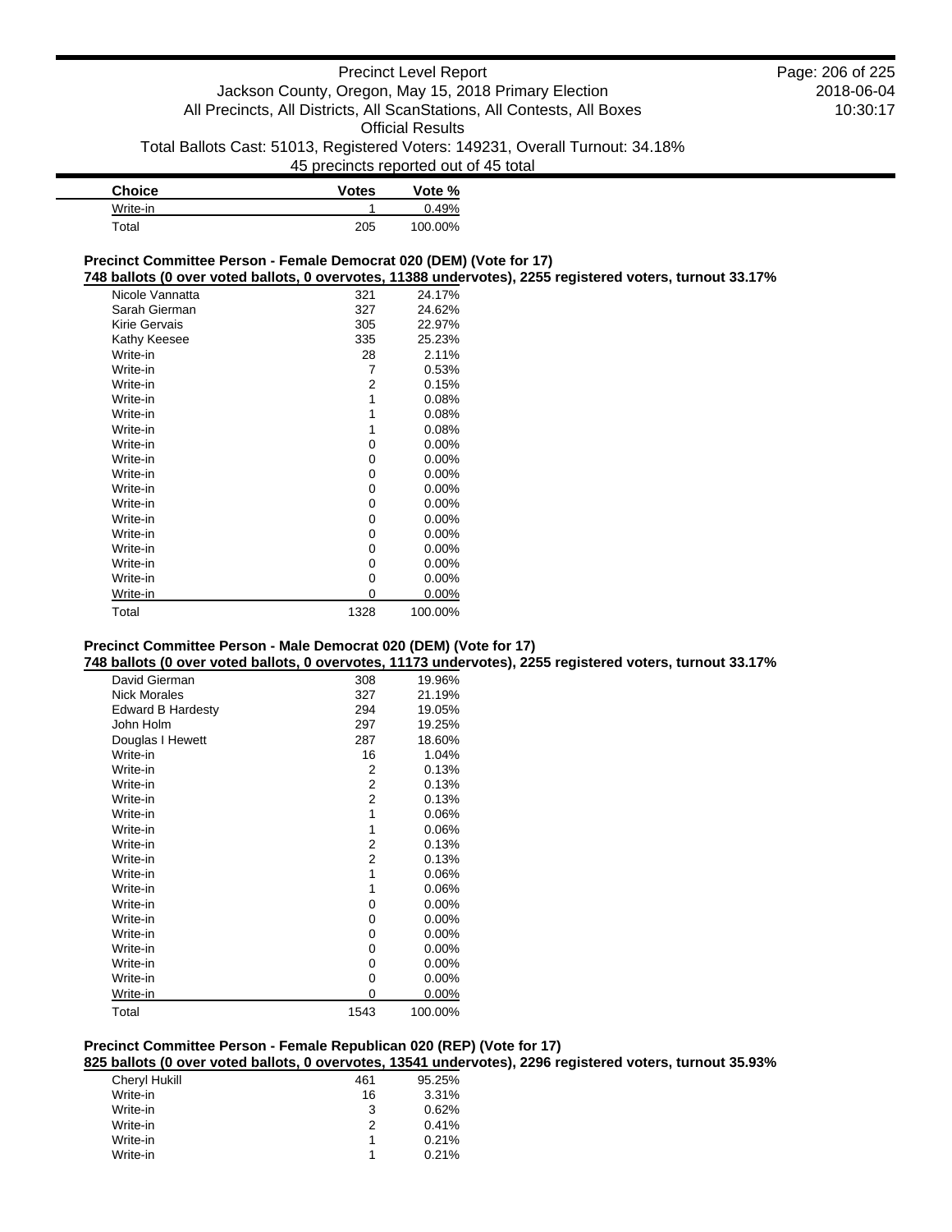| Choice | Votes | Vote % |
|---|---|---|
| Write-in | 1 | 0.49% |
| Total | 205 | 100.00% |

### Precinct Committee Person - Female Democrat 020 (DEM) (Vote for 17)

**748 ballots (0 over voted ballots, 0 overvotes, 11388 undervotes), 2255 registered voters, turnout 33.17%**

| Choice | Votes | Vote % |
|---|---|---|
| Nicole Vannatta | 321 | 24.17% |
| Sarah Gierman | 327 | 24.62% |
| Kirie Gervais | 305 | 22.97% |
| Kathy Keesee | 335 | 25.23% |
| Write-in | 28 | 2.11% |
| Write-in | 7 | 0.53% |
| Write-in | 2 | 0.15% |
| Write-in | 1 | 0.08% |
| Write-in | 1 | 0.08% |
| Write-in | 1 | 0.08% |
| Write-in | 0 | 0.00% |
| Write-in | 0 | 0.00% |
| Write-in | 0 | 0.00% |
| Write-in | 0 | 0.00% |
| Write-in | 0 | 0.00% |
| Write-in | 0 | 0.00% |
| Write-in | 0 | 0.00% |
| Write-in | 0 | 0.00% |
| Write-in | 0 | 0.00% |
| Write-in | 0 | 0.00% |
| Write-in | 0 | 0.00% |
| Total | 1328 | 100.00% |

### Precinct Committee Person - Male Democrat 020 (DEM) (Vote for 17)

**748 ballots (0 over voted ballots, 0 overvotes, 11173 undervotes), 2255 registered voters, turnout 33.17%**

| Choice | Votes | Vote % |
|---|---|---|
| David Gierman | 308 | 19.96% |
| Nick Morales | 327 | 21.19% |
| Edward B Hardesty | 294 | 19.05% |
| John Holm | 297 | 19.25% |
| Douglas I Hewett | 287 | 18.60% |
| Write-in | 16 | 1.04% |
| Write-in | 2 | 0.13% |
| Write-in | 2 | 0.13% |
| Write-in | 2 | 0.13% |
| Write-in | 1 | 0.06% |
| Write-in | 1 | 0.06% |
| Write-in | 2 | 0.13% |
| Write-in | 2 | 0.13% |
| Write-in | 1 | 0.06% |
| Write-in | 1 | 0.06% |
| Write-in | 0 | 0.00% |
| Write-in | 0 | 0.00% |
| Write-in | 0 | 0.00% |
| Write-in | 0 | 0.00% |
| Write-in | 0 | 0.00% |
| Write-in | 0 | 0.00% |
| Write-in | 0 | 0.00% |
| Total | 1543 | 100.00% |

### Precinct Committee Person - Female Republican 020 (REP) (Vote for 17)

**825 ballots (0 over voted ballots, 0 overvotes, 13541 undervotes), 2296 registered voters, turnout 35.93%**

| Choice | Votes | Vote % |
|---|---|---|
| Cheryl Hukill | 461 | 95.25% |
| Write-in | 16 | 3.31% |
| Write-in | 3 | 0.62% |
| Write-in | 2 | 0.41% |
| Write-in | 1 | 0.21% |
| Write-in | 1 | 0.21% |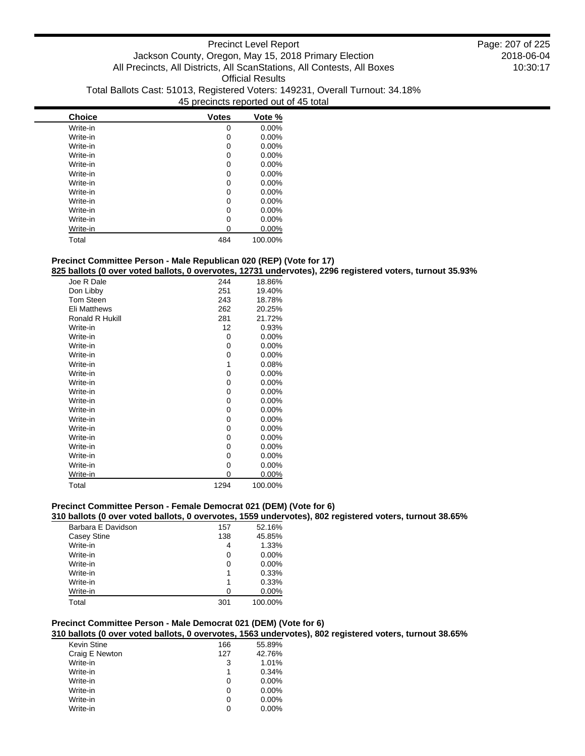| Choice | Votes | Vote % |
|---|---|---|
| Write-in | 0 | 0.00% |
| Write-in | 0 | 0.00% |
| Write-in | 0 | 0.00% |
| Write-in | 0 | 0.00% |
| Write-in | 0 | 0.00% |
| Write-in | 0 | 0.00% |
| Write-in | 0 | 0.00% |
| Write-in | 0 | 0.00% |
| Write-in | 0 | 0.00% |
| Write-in | 0 | 0.00% |
| Write-in | 0 | 0.00% |
| Write-in | 0 | 0.00% |
| Total | 484 | 100.00% |

### Precinct Committee Person - Male Republican 020 (REP) (Vote for 17)

**825 ballots (0 over voted ballots, 0 overvotes, 12731 undervotes), 2296 registered voters, turnout 35.93%**

| Choice | Votes | Vote % |
|---|---|---|
| Joe R Dale | 244 | 18.86% |
| Don Libby | 251 | 19.40% |
| Tom Steen | 243 | 18.78% |
| Eli Matthews | 262 | 20.25% |
| Ronald R Hukill | 281 | 21.72% |
| Write-in | 12 | 0.93% |
| Write-in | 0 | 0.00% |
| Write-in | 0 | 0.00% |
| Write-in | 0 | 0.00% |
| Write-in | 1 | 0.08% |
| Write-in | 0 | 0.00% |
| Write-in | 0 | 0.00% |
| Write-in | 0 | 0.00% |
| Write-in | 0 | 0.00% |
| Write-in | 0 | 0.00% |
| Write-in | 0 | 0.00% |
| Write-in | 0 | 0.00% |
| Write-in | 0 | 0.00% |
| Write-in | 0 | 0.00% |
| Write-in | 0 | 0.00% |
| Write-in | 0 | 0.00% |
| Write-in | 0 | 0.00% |
| Total | 1294 | 100.00% |

### Precinct Committee Person - Female Democrat 021 (DEM) (Vote for 6)

**310 ballots (0 over voted ballots, 0 overvotes, 1559 undervotes), 802 registered voters, turnout 38.65%**

| Choice | Votes | Vote % |
|---|---|---|
| Barbara E Davidson | 157 | 52.16% |
| Casey Stine | 138 | 45.85% |
| Write-in | 4 | 1.33% |
| Write-in | 0 | 0.00% |
| Write-in | 0 | 0.00% |
| Write-in | 1 | 0.33% |
| Write-in | 1 | 0.33% |
| Write-in | 0 | 0.00% |
| Total | 301 | 100.00% |

### Precinct Committee Person - Male Democrat 021 (DEM) (Vote for 6)

**310 ballots (0 over voted ballots, 0 overvotes, 1563 undervotes), 802 registered voters, turnout 38.65%**

| Choice | Votes | Vote % |
|---|---|---|
| Kevin Stine | 166 | 55.89% |
| Craig E Newton | 127 | 42.76% |
| Write-in | 3 | 1.01% |
| Write-in | 1 | 0.34% |
| Write-in | 0 | 0.00% |
| Write-in | 0 | 0.00% |
| Write-in | 0 | 0.00% |
| Write-in | 0 | 0.00% |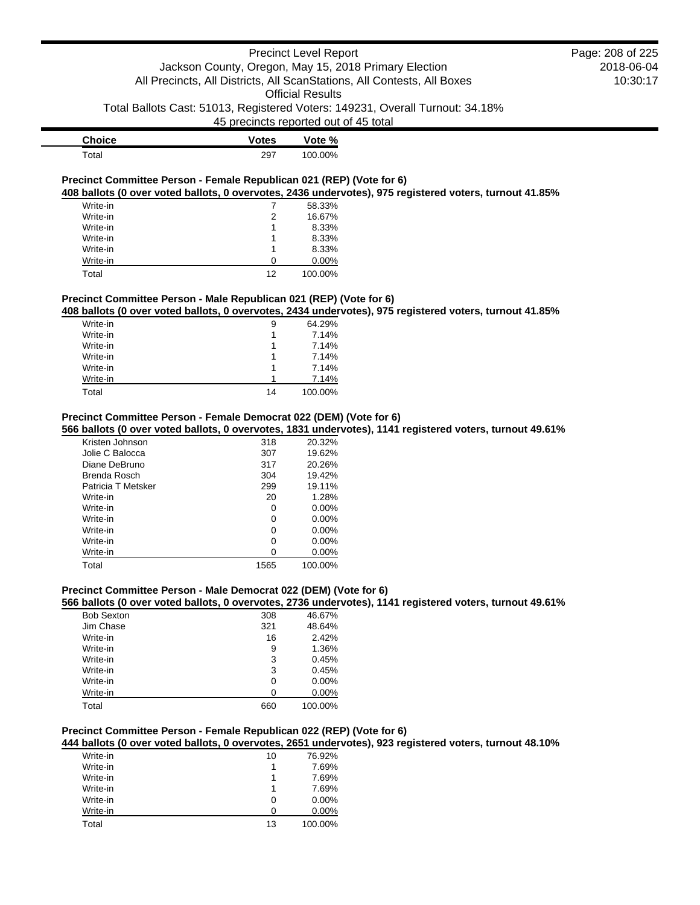| Choice | Votes | Vote % |
|---|---|---|
| Total | 297 | 100.00% |

### Precinct Committee Person - Female Republican 021 (REP) (Vote for 6)

**408 ballots (0 over voted ballots, 0 overvotes, 2436 undervotes), 975 registered voters, turnout 41.85%**

| Choice | Votes | Vote % |
|---|---|---|
| Write-in | 7 | 58.33% |
| Write-in | 2 | 16.67% |
| Write-in | 1 | 8.33% |
| Write-in | 1 | 8.33% |
| Write-in | 1 | 8.33% |
| Write-in | 0 | 0.00% |
| Total | 12 | 100.00% |

### Precinct Committee Person - Male Republican 021 (REP) (Vote for 6)

**408 ballots (0 over voted ballots, 0 overvotes, 2434 undervotes), 975 registered voters, turnout 41.85%**

| Choice | Votes | Vote % |
|---|---|---|
| Write-in | 9 | 64.29% |
| Write-in | 1 | 7.14% |
| Write-in | 1 | 7.14% |
| Write-in | 1 | 7.14% |
| Write-in | 1 | 7.14% |
| Write-in | 1 | 7.14% |
| Total | 14 | 100.00% |

### Precinct Committee Person - Female Democrat 022 (DEM) (Vote for 6)

**566 ballots (0 over voted ballots, 0 overvotes, 1831 undervotes), 1141 registered voters, turnout 49.61%**

| Choice | Votes | Vote % |
|---|---|---|
| Kristen Johnson | 318 | 20.32% |
| Jolie C Balocca | 307 | 19.62% |
| Diane DeBruno | 317 | 20.26% |
| Brenda Rosch | 304 | 19.42% |
| Patricia T Metsker | 299 | 19.11% |
| Write-in | 20 | 1.28% |
| Write-in | 0 | 0.00% |
| Write-in | 0 | 0.00% |
| Write-in | 0 | 0.00% |
| Write-in | 0 | 0.00% |
| Write-in | 0 | 0.00% |
| Total | 1565 | 100.00% |

### Precinct Committee Person - Male Democrat 022 (DEM) (Vote for 6)

**566 ballots (0 over voted ballots, 0 overvotes, 2736 undervotes), 1141 registered voters, turnout 49.61%**

| Choice | Votes | Vote % |
|---|---|---|
| Bob Sexton | 308 | 46.67% |
| Jim Chase | 321 | 48.64% |
| Write-in | 16 | 2.42% |
| Write-in | 9 | 1.36% |
| Write-in | 3 | 0.45% |
| Write-in | 3 | 0.45% |
| Write-in | 0 | 0.00% |
| Write-in | 0 | 0.00% |
| Total | 660 | 100.00% |

### Precinct Committee Person - Female Republican 022 (REP) (Vote for 6)

**444 ballots (0 over voted ballots, 0 overvotes, 2651 undervotes), 923 registered voters, turnout 48.10%**

| Choice | Votes | Vote % |
|---|---|---|
| Write-in | 10 | 76.92% |
| Write-in | 1 | 7.69% |
| Write-in | 1 | 7.69% |
| Write-in | 1 | 7.69% |
| Write-in | 0 | 0.00% |
| Write-in | 0 | 0.00% |
| Total | 13 | 100.00% |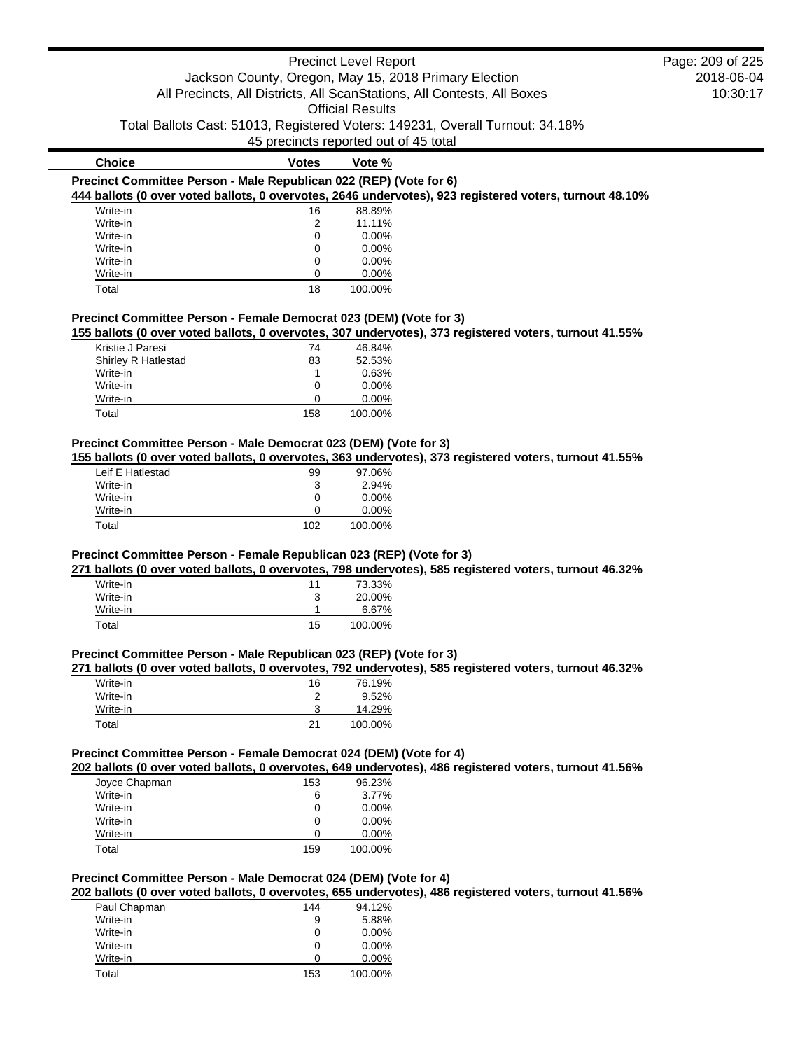| Choice | Votes | Vote % |
|---|---|---|

**Precinct Committee Person - Male Republican 022 (REP) (Vote for 6)**

**444 ballots (0 over voted ballots, 0 overvotes, 2646 undervotes), 923 registered voters, turnout 48.10%**

| Choice | Votes | Vote % |
|---|---|---|
| Write-in | 16 | 88.89% |
| Write-in | 2 | 11.11% |
| Write-in | 0 | 0.00% |
| Write-in | 0 | 0.00% |
| Write-in | 0 | 0.00% |
| Write-in | 0 | 0.00% |
| Total | 18 | 100.00% |

**Precinct Committee Person - Female Democrat 023 (DEM) (Vote for 3)**

**155 ballots (0 over voted ballots, 0 overvotes, 307 undervotes), 373 registered voters, turnout 41.55%**

| Choice | Votes | Vote % |
|---|---|---|
| Kristie J Paresi | 74 | 46.84% |
| Shirley R Hatlestad | 83 | 52.53% |
| Write-in | 1 | 0.63% |
| Write-in | 0 | 0.00% |
| Write-in | 0 | 0.00% |
| Total | 158 | 100.00% |

**Precinct Committee Person - Male Democrat 023 (DEM) (Vote for 3)**

**155 ballots (0 over voted ballots, 0 overvotes, 363 undervotes), 373 registered voters, turnout 41.55%**

| Choice | Votes | Vote % |
|---|---|---|
| Leif E Hatlestad | 99 | 97.06% |
| Write-in | 3 | 2.94% |
| Write-in | 0 | 0.00% |
| Write-in | 0 | 0.00% |
| Total | 102 | 100.00% |

**Precinct Committee Person - Female Republican 023 (REP) (Vote for 3)**

**271 ballots (0 over voted ballots, 0 overvotes, 798 undervotes), 585 registered voters, turnout 46.32%**

| Choice | Votes | Vote % |
|---|---|---|
| Write-in | 11 | 73.33% |
| Write-in | 3 | 20.00% |
| Write-in | 1 | 6.67% |
| Total | 15 | 100.00% |

**Precinct Committee Person - Male Republican 023 (REP) (Vote for 3)**

**271 ballots (0 over voted ballots, 0 overvotes, 792 undervotes), 585 registered voters, turnout 46.32%**

| Choice | Votes | Vote % |
|---|---|---|
| Write-in | 16 | 76.19% |
| Write-in | 2 | 9.52% |
| Write-in | 3 | 14.29% |
| Total | 21 | 100.00% |

**Precinct Committee Person - Female Democrat 024 (DEM) (Vote for 4)**

**202 ballots (0 over voted ballots, 0 overvotes, 649 undervotes), 486 registered voters, turnout 41.56%**

| Choice | Votes | Vote % |
|---|---|---|
| Joyce Chapman | 153 | 96.23% |
| Write-in | 6 | 3.77% |
| Write-in | 0 | 0.00% |
| Write-in | 0 | 0.00% |
| Write-in | 0 | 0.00% |
| Total | 159 | 100.00% |

**Precinct Committee Person - Male Democrat 024 (DEM) (Vote for 4)**

**202 ballots (0 over voted ballots, 0 overvotes, 655 undervotes), 486 registered voters, turnout 41.56%**

| Choice | Votes | Vote % |
|---|---|---|
| Paul Chapman | 144 | 94.12% |
| Write-in | 9 | 5.88% |
| Write-in | 0 | 0.00% |
| Write-in | 0 | 0.00% |
| Write-in | 0 | 0.00% |
| Total | 153 | 100.00% |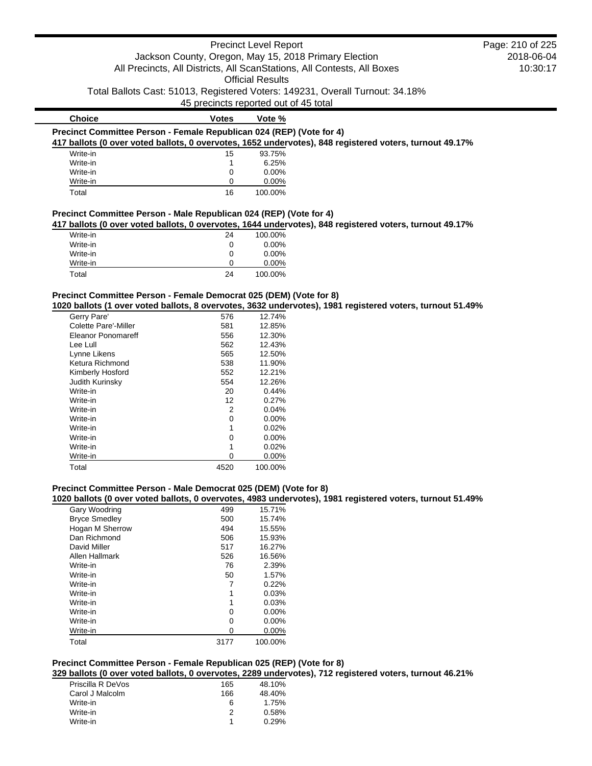| Choice | Votes | Vote % |
|---|---|---|

### Precinct Committee Person - Female Republican 024 (REP) (Vote for 4)

**417 ballots (0 over voted ballots, 0 overvotes, 1652 undervotes), 848 registered voters, turnout 49.17%**

| Choice | Votes | Vote % |
|---|---|---|
| Write-in | 15 | 93.75% |
| Write-in | 1 | 6.25% |
| Write-in | 0 | 0.00% |
| Write-in | 0 | 0.00% |
| Total | 16 | 100.00% |

### Precinct Committee Person - Male Republican 024 (REP) (Vote for 4)

**417 ballots (0 over voted ballots, 0 overvotes, 1644 undervotes), 848 registered voters, turnout 49.17%**

| Choice | Votes | Vote % |
|---|---|---|
| Write-in | 24 | 100.00% |
| Write-in | 0 | 0.00% |
| Write-in | 0 | 0.00% |
| Write-in | 0 | 0.00% |
| Total | 24 | 100.00% |

### Precinct Committee Person - Female Democrat 025 (DEM) (Vote for 8)

**1020 ballots (1 over voted ballots, 8 overvotes, 3632 undervotes), 1981 registered voters, turnout 51.49%**

| Choice | Votes | Vote % |
|---|---|---|
| Gerry Pare' | 576 | 12.74% |
| Colette Pare'-Miller | 581 | 12.85% |
| Eleanor Ponomareff | 556 | 12.30% |
| Lee Lull | 562 | 12.43% |
| Lynne Likens | 565 | 12.50% |
| Ketura Richmond | 538 | 11.90% |
| Kimberly Hosford | 552 | 12.21% |
| Judith Kurinsky | 554 | 12.26% |
| Write-in | 20 | 0.44% |
| Write-in | 12 | 0.27% |
| Write-in | 2 | 0.04% |
| Write-in | 0 | 0.00% |
| Write-in | 1 | 0.02% |
| Write-in | 0 | 0.00% |
| Write-in | 1 | 0.02% |
| Write-in | 0 | 0.00% |
| Total | 4520 | 100.00% |

### Precinct Committee Person - Male Democrat 025 (DEM) (Vote for 8)

**1020 ballots (0 over voted ballots, 0 overvotes, 4983 undervotes), 1981 registered voters, turnout 51.49%**

| Choice | Votes | Vote % |
|---|---|---|
| Gary Woodring | 499 | 15.71% |
| Bryce Smedley | 500 | 15.74% |
| Hogan M Sherrow | 494 | 15.55% |
| Dan Richmond | 506 | 15.93% |
| David Miller | 517 | 16.27% |
| Allen Hallmark | 526 | 16.56% |
| Write-in | 76 | 2.39% |
| Write-in | 50 | 1.57% |
| Write-in | 7 | 0.22% |
| Write-in | 1 | 0.03% |
| Write-in | 1 | 0.03% |
| Write-in | 0 | 0.00% |
| Write-in | 0 | 0.00% |
| Write-in | 0 | 0.00% |
| Total | 3177 | 100.00% |

### Precinct Committee Person - Female Republican 025 (REP) (Vote for 8)

**329 ballots (0 over voted ballots, 0 overvotes, 2289 undervotes), 712 registered voters, turnout 46.21%**

| Choice | Votes | Vote % |
|---|---|---|
| Priscilla R DeVos | 165 | 48.10% |
| Carol J Malcolm | 166 | 48.40% |
| Write-in | 6 | 1.75% |
| Write-in | 2 | 0.58% |
| Write-in | 1 | 0.29% |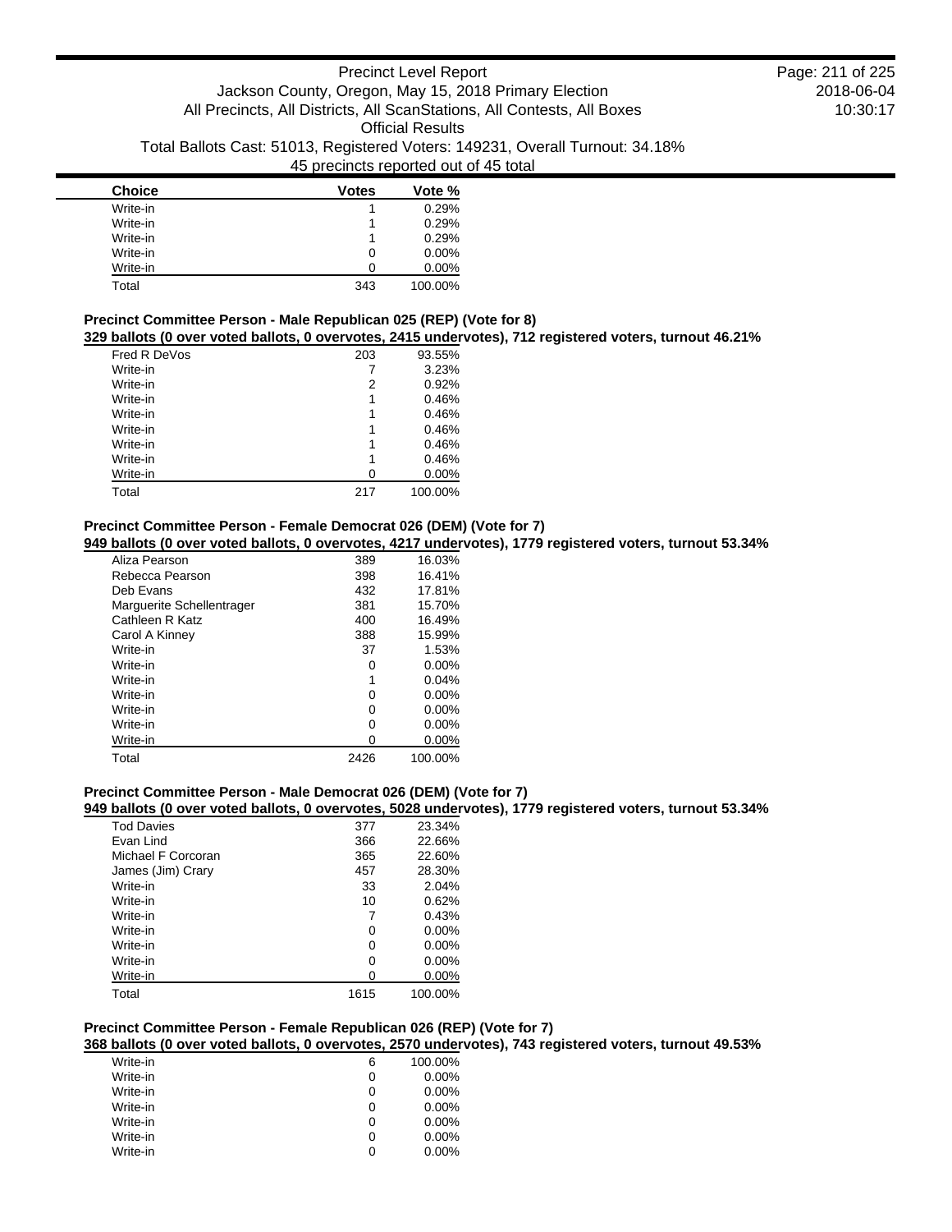| Choice | Votes | Vote % |
|---|---|---|
| Write-in | 1 | 0.29% |
| Write-in | 1 | 0.29% |
| Write-in | 1 | 0.29% |
| Write-in | 0 | 0.00% |
| Write-in | 0 | 0.00% |
| Total | 343 | 100.00% |

**Precinct Committee Person - Male Republican 025 (REP) (Vote for 8)**

**329 ballots (0 over voted ballots, 0 overvotes, 2415 undervotes), 712 registered voters, turnout 46.21%**

| Choice | Votes | Vote % |
|---|---|---|
| Fred R DeVos | 203 | 93.55% |
| Write-in | 7 | 3.23% |
| Write-in | 2 | 0.92% |
| Write-in | 1 | 0.46% |
| Write-in | 1 | 0.46% |
| Write-in | 1 | 0.46% |
| Write-in | 1 | 0.46% |
| Write-in | 1 | 0.46% |
| Write-in | 0 | 0.00% |
| Total | 217 | 100.00% |

**Precinct Committee Person - Female Democrat 026 (DEM) (Vote for 7)**

**949 ballots (0 over voted ballots, 0 overvotes, 4217 undervotes), 1779 registered voters, turnout 53.34%**

| Choice | Votes | Vote % |
|---|---|---|
| Aliza Pearson | 389 | 16.03% |
| Rebecca Pearson | 398 | 16.41% |
| Deb Evans | 432 | 17.81% |
| Marguerite Schellentrager | 381 | 15.70% |
| Cathleen R Katz | 400 | 16.49% |
| Carol A Kinney | 388 | 15.99% |
| Write-in | 37 | 1.53% |
| Write-in | 0 | 0.00% |
| Write-in | 1 | 0.04% |
| Write-in | 0 | 0.00% |
| Write-in | 0 | 0.00% |
| Write-in | 0 | 0.00% |
| Write-in | 0 | 0.00% |
| Total | 2426 | 100.00% |

**Precinct Committee Person - Male Democrat 026 (DEM) (Vote for 7)**

**949 ballots (0 over voted ballots, 0 overvotes, 5028 undervotes), 1779 registered voters, turnout 53.34%**

| Choice | Votes | Vote % |
|---|---|---|
| Tod Davies | 377 | 23.34% |
| Evan Lind | 366 | 22.66% |
| Michael F Corcoran | 365 | 22.60% |
| James (Jim) Crary | 457 | 28.30% |
| Write-in | 33 | 2.04% |
| Write-in | 10 | 0.62% |
| Write-in | 7 | 0.43% |
| Write-in | 0 | 0.00% |
| Write-in | 0 | 0.00% |
| Write-in | 0 | 0.00% |
| Write-in | 0 | 0.00% |
| Total | 1615 | 100.00% |

**Precinct Committee Person - Female Republican 026 (REP) (Vote for 7)**

**368 ballots (0 over voted ballots, 0 overvotes, 2570 undervotes), 743 registered voters, turnout 49.53%**

| Choice | Votes | Vote % |
|---|---|---|
| Write-in | 6 | 100.00% |
| Write-in | 0 | 0.00% |
| Write-in | 0 | 0.00% |
| Write-in | 0 | 0.00% |
| Write-in | 0 | 0.00% |
| Write-in | 0 | 0.00% |
| Write-in | 0 | 0.00% |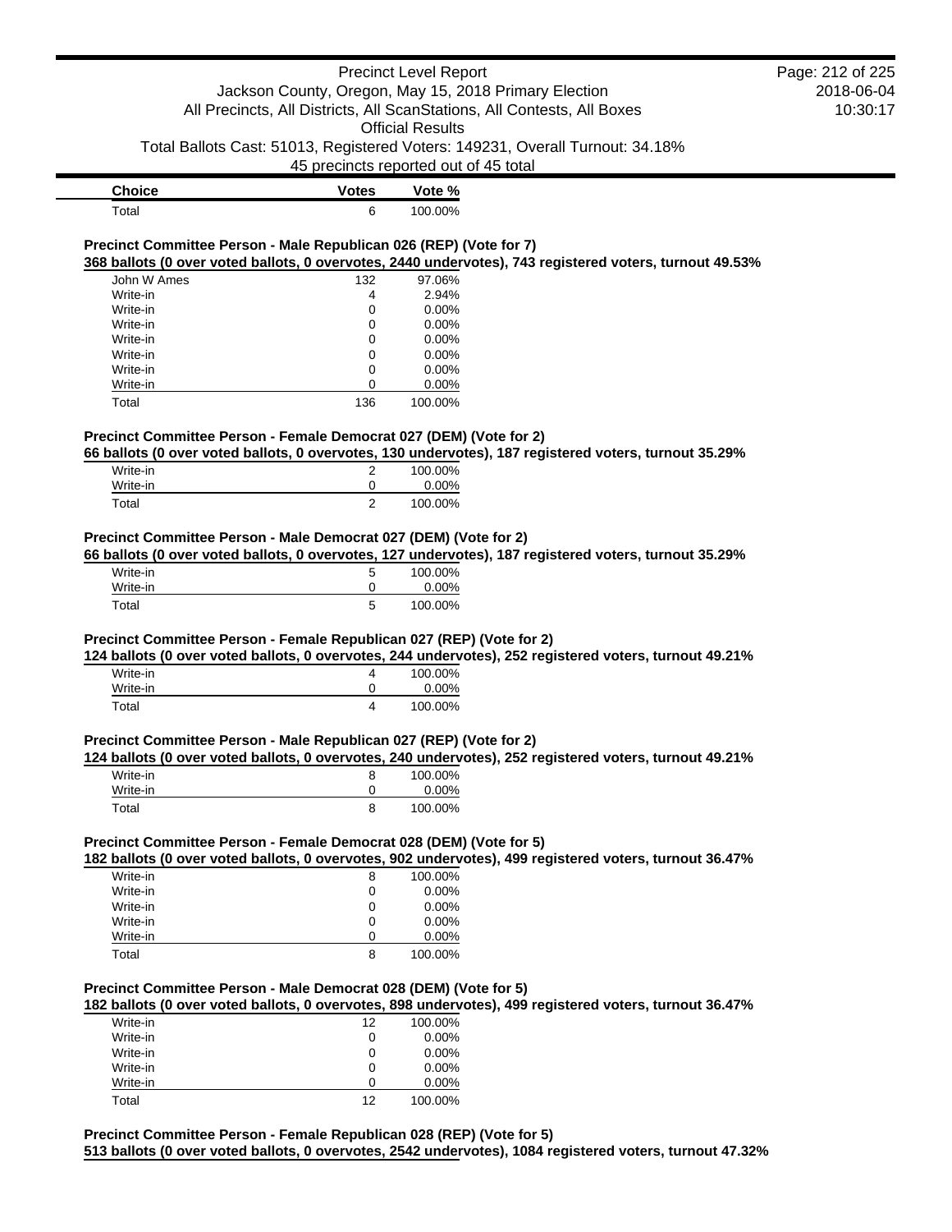| Choice | Votes | Vote % |
| --- | --- | --- |
| Total | 6 | 100.00% |

**Precinct Committee Person - Male Republican 026 (REP) (Vote for 7)**

**368 ballots (0 over voted ballots, 0 overvotes, 2440 undervotes), 743 registered voters, turnout 49.53%**

| Choice | Votes | Vote % |
| --- | --- | --- |
| John W Ames | 132 | 97.06% |
| Write-in | 4 | 2.94% |
| Write-in | 0 | 0.00% |
| Write-in | 0 | 0.00% |
| Write-in | 0 | 0.00% |
| Write-in | 0 | 0.00% |
| Write-in | 0 | 0.00% |
| Write-in | 0 | 0.00% |
| Total | 136 | 100.00% |

**Precinct Committee Person - Female Democrat 027 (DEM) (Vote for 2)**

**66 ballots (0 over voted ballots, 0 overvotes, 130 undervotes), 187 registered voters, turnout 35.29%**

| Choice | Votes | Vote % |
| --- | --- | --- |
| Write-in | 2 | 100.00% |
| Write-in | 0 | 0.00% |
| Total | 2 | 100.00% |

**Precinct Committee Person - Male Democrat 027 (DEM) (Vote for 2)**

**66 ballots (0 over voted ballots, 0 overvotes, 127 undervotes), 187 registered voters, turnout 35.29%**

| Choice | Votes | Vote % |
| --- | --- | --- |
| Write-in | 5 | 100.00% |
| Write-in | 0 | 0.00% |
| Total | 5 | 100.00% |

**Precinct Committee Person - Female Republican 027 (REP) (Vote for 2)**

**124 ballots (0 over voted ballots, 0 overvotes, 244 undervotes), 252 registered voters, turnout 49.21%**

| Choice | Votes | Vote % |
| --- | --- | --- |
| Write-in | 4 | 100.00% |
| Write-in | 0 | 0.00% |
| Total | 4 | 100.00% |

**Precinct Committee Person - Male Republican 027 (REP) (Vote for 2)**

**124 ballots (0 over voted ballots, 0 overvotes, 240 undervotes), 252 registered voters, turnout 49.21%**

| Choice | Votes | Vote % |
| --- | --- | --- |
| Write-in | 8 | 100.00% |
| Write-in | 0 | 0.00% |
| Total | 8 | 100.00% |

**Precinct Committee Person - Female Democrat 028 (DEM) (Vote for 5)**

**182 ballots (0 over voted ballots, 0 overvotes, 902 undervotes), 499 registered voters, turnout 36.47%**

| Choice | Votes | Vote % |
| --- | --- | --- |
| Write-in | 8 | 100.00% |
| Write-in | 0 | 0.00% |
| Write-in | 0 | 0.00% |
| Write-in | 0 | 0.00% |
| Write-in | 0 | 0.00% |
| Total | 8 | 100.00% |

**Precinct Committee Person - Male Democrat 028 (DEM) (Vote for 5)**

**182 ballots (0 over voted ballots, 0 overvotes, 898 undervotes), 499 registered voters, turnout 36.47%**

| Choice | Votes | Vote % |
| --- | --- | --- |
| Write-in | 12 | 100.00% |
| Write-in | 0 | 0.00% |
| Write-in | 0 | 0.00% |
| Write-in | 0 | 0.00% |
| Write-in | 0 | 0.00% |
| Total | 12 | 100.00% |

**Precinct Committee Person - Female Republican 028 (REP) (Vote for 5)**

**513 ballots (0 over voted ballots, 0 overvotes, 2542 undervotes), 1084 registered voters, turnout 47.32%**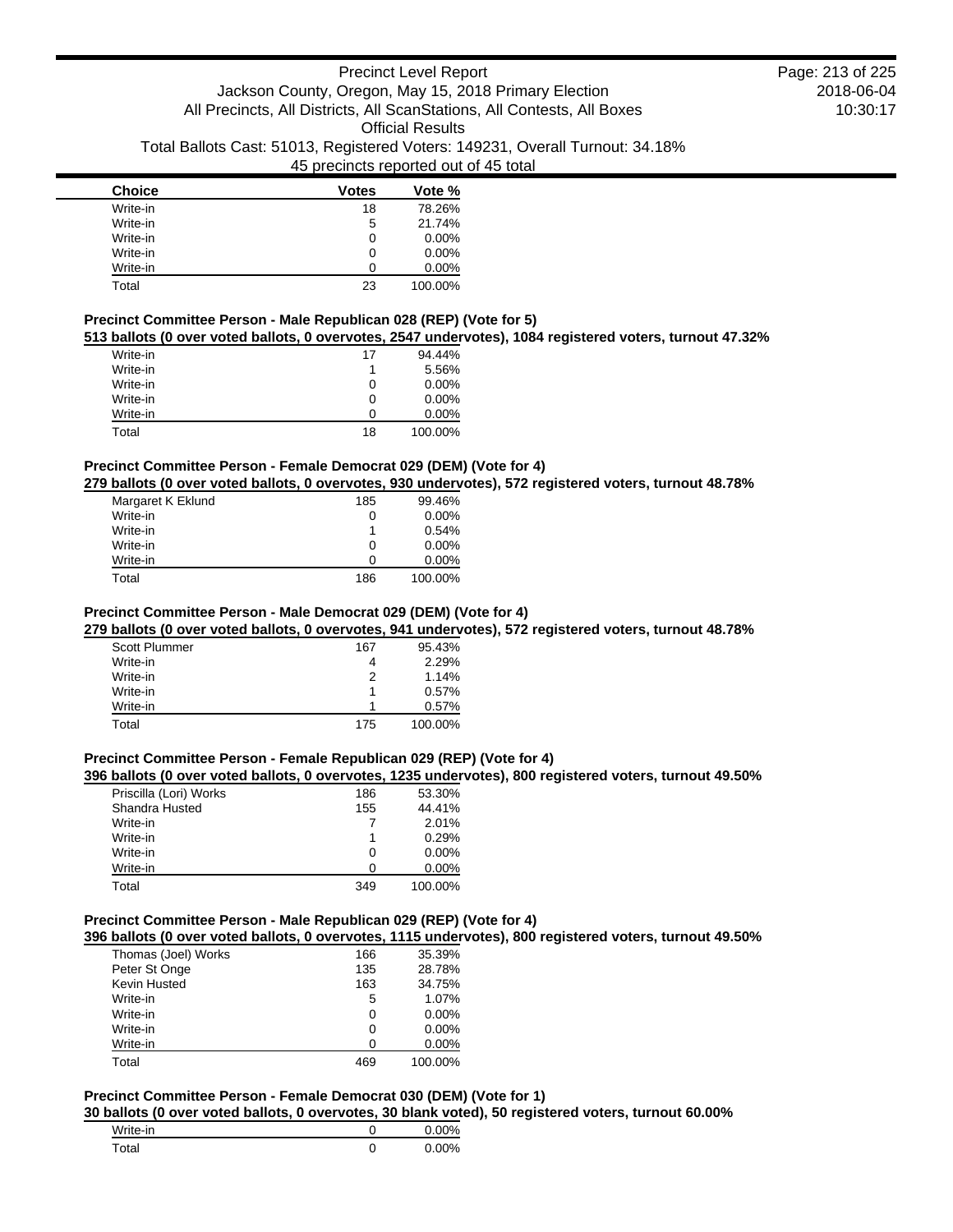| Choice | Votes | Vote % |
|---|---|---|
| Write-in | 18 | 78.26% |
| Write-in | 5 | 21.74% |
| Write-in | 0 | 0.00% |
| Write-in | 0 | 0.00% |
| Write-in | 0 | 0.00% |
| Total | 23 | 100.00% |

### Precinct Committee Person - Male Republican 028 (REP) (Vote for 5)

**513 ballots (0 over voted ballots, 0 overvotes, 2547 undervotes), 1084 registered voters, turnout 47.32%**

| Choice | Votes | Vote % |
|---|---|---|
| Write-in | 17 | 94.44% |
| Write-in | 1 | 5.56% |
| Write-in | 0 | 0.00% |
| Write-in | 0 | 0.00% |
| Write-in | 0 | 0.00% |
| Total | 18 | 100.00% |

### Precinct Committee Person - Female Democrat 029 (DEM) (Vote for 4)

**279 ballots (0 over voted ballots, 0 overvotes, 930 undervotes), 572 registered voters, turnout 48.78%**

| Choice | Votes | Vote % |
|---|---|---|
| Margaret K Eklund | 185 | 99.46% |
| Write-in | 0 | 0.00% |
| Write-in | 1 | 0.54% |
| Write-in | 0 | 0.00% |
| Write-in | 0 | 0.00% |
| Total | 186 | 100.00% |

### Precinct Committee Person - Male Democrat 029 (DEM) (Vote for 4)

**279 ballots (0 over voted ballots, 0 overvotes, 941 undervotes), 572 registered voters, turnout 48.78%**

| Choice | Votes | Vote % |
|---|---|---|
| Scott Plummer | 167 | 95.43% |
| Write-in | 4 | 2.29% |
| Write-in | 2 | 1.14% |
| Write-in | 1 | 0.57% |
| Write-in | 1 | 0.57% |
| Total | 175 | 100.00% |

### Precinct Committee Person - Female Republican 029 (REP) (Vote for 4)

**396 ballots (0 over voted ballots, 0 overvotes, 1235 undervotes), 800 registered voters, turnout 49.50%**

| Choice | Votes | Vote % |
|---|---|---|
| Priscilla (Lori) Works | 186 | 53.30% |
| Shandra Husted | 155 | 44.41% |
| Write-in | 7 | 2.01% |
| Write-in | 1 | 0.29% |
| Write-in | 0 | 0.00% |
| Write-in | 0 | 0.00% |
| Total | 349 | 100.00% |

### Precinct Committee Person - Male Republican 029 (REP) (Vote for 4)

**396 ballots (0 over voted ballots, 0 overvotes, 1115 undervotes), 800 registered voters, turnout 49.50%**

| Choice | Votes | Vote % |
|---|---|---|
| Thomas (Joel) Works | 166 | 35.39% |
| Peter St Onge | 135 | 28.78% |
| Kevin Husted | 163 | 34.75% |
| Write-in | 5 | 1.07% |
| Write-in | 0 | 0.00% |
| Write-in | 0 | 0.00% |
| Write-in | 0 | 0.00% |
| Total | 469 | 100.00% |

### Precinct Committee Person - Female Democrat 030 (DEM) (Vote for 1)

**30 ballots (0 over voted ballots, 0 overvotes, 30 blank voted), 50 registered voters, turnout 60.00%**

| Choice | Votes | Vote % |
|---|---|---|
| Write-in | 0 | 0.00% |
| Total | 0 | 0.00% |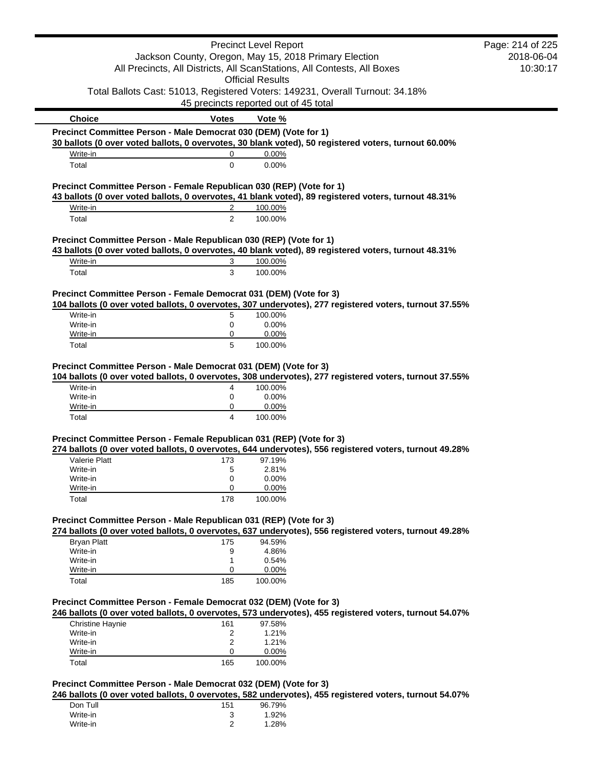| Choice | Votes | Vote % |
|---|---|---|

**Precinct Committee Person - Male Democrat 030 (DEM) (Vote for 1)**

**30 ballots (0 over voted ballots, 0 overvotes, 30 blank voted), 50 registered voters, turnout 60.00%**

| Choice | Votes | Vote % |
|---|---|---|
| Write-in | 0 | 0.00% |
| Total | 0 | 0.00% |

**Precinct Committee Person - Female Republican 030 (REP) (Vote for 1)**

**43 ballots (0 over voted ballots, 0 overvotes, 41 blank voted), 89 registered voters, turnout 48.31%**

| Choice | Votes | Vote % |
|---|---|---|
| Write-in | 2 | 100.00% |
| Total | 2 | 100.00% |

**Precinct Committee Person - Male Republican 030 (REP) (Vote for 1)**

**43 ballots (0 over voted ballots, 0 overvotes, 40 blank voted), 89 registered voters, turnout 48.31%**

| Choice | Votes | Vote % |
|---|---|---|
| Write-in | 3 | 100.00% |
| Total | 3 | 100.00% |

**Precinct Committee Person - Female Democrat 031 (DEM) (Vote for 3)**

**104 ballots (0 over voted ballots, 0 overvotes, 307 undervotes), 277 registered voters, turnout 37.55%**

| Choice | Votes | Vote % |
|---|---|---|
| Write-in | 5 | 100.00% |
| Write-in | 0 | 0.00% |
| Write-in | 0 | 0.00% |
| Total | 5 | 100.00% |

**Precinct Committee Person - Male Democrat 031 (DEM) (Vote for 3)**

**104 ballots (0 over voted ballots, 0 overvotes, 308 undervotes), 277 registered voters, turnout 37.55%**

| Choice | Votes | Vote % |
|---|---|---|
| Write-in | 4 | 100.00% |
| Write-in | 0 | 0.00% |
| Write-in | 0 | 0.00% |
| Total | 4 | 100.00% |

**Precinct Committee Person - Female Republican 031 (REP) (Vote for 3)**

**274 ballots (0 over voted ballots, 0 overvotes, 644 undervotes), 556 registered voters, turnout 49.28%**

| Choice | Votes | Vote % |
|---|---|---|
| Valerie Platt | 173 | 97.19% |
| Write-in | 5 | 2.81% |
| Write-in | 0 | 0.00% |
| Write-in | 0 | 0.00% |
| Total | 178 | 100.00% |

**Precinct Committee Person - Male Republican 031 (REP) (Vote for 3)**

**274 ballots (0 over voted ballots, 0 overvotes, 637 undervotes), 556 registered voters, turnout 49.28%**

| Choice | Votes | Vote % |
|---|---|---|
| Bryan Platt | 175 | 94.59% |
| Write-in | 9 | 4.86% |
| Write-in | 1 | 0.54% |
| Write-in | 0 | 0.00% |
| Total | 185 | 100.00% |

**Precinct Committee Person - Female Democrat 032 (DEM) (Vote for 3)**

**246 ballots (0 over voted ballots, 0 overvotes, 573 undervotes), 455 registered voters, turnout 54.07%**

| Choice | Votes | Vote % |
|---|---|---|
| Christine Haynie | 161 | 97.58% |
| Write-in | 2 | 1.21% |
| Write-in | 2 | 1.21% |
| Write-in | 0 | 0.00% |
| Total | 165 | 100.00% |

**Precinct Committee Person - Male Democrat 032 (DEM) (Vote for 3)**

**246 ballots (0 over voted ballots, 0 overvotes, 582 undervotes), 455 registered voters, turnout 54.07%**

| Choice | Votes | Vote % |
|---|---|---|
| Don Tull | 151 | 96.79% |
| Write-in | 3 | 1.92% |
| Write-in | 2 | 1.28% |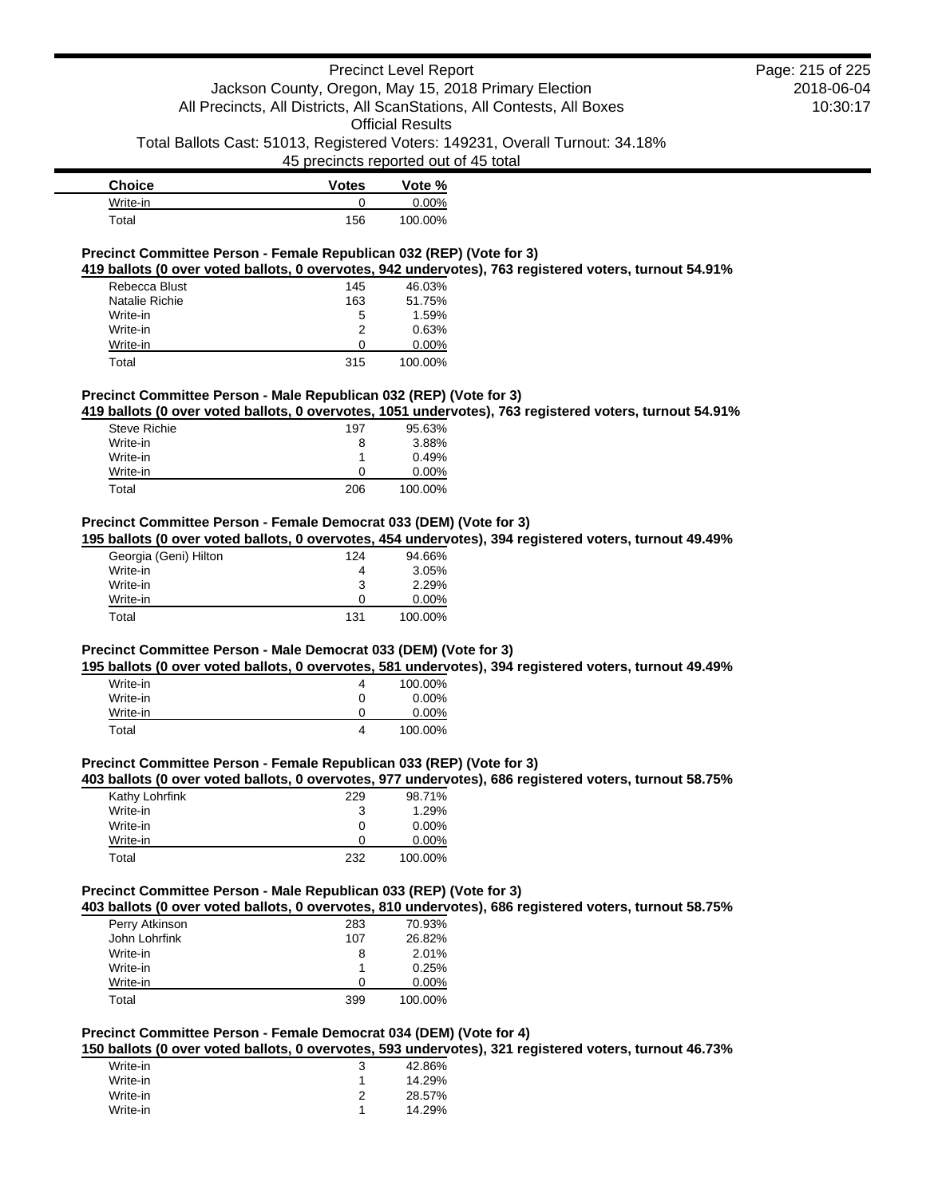| Choice | Votes | Vote % |
|---|---|---|
| Write-in | 0 | 0.00% |
| Total | 156 | 100.00% |

**Precinct Committee Person - Female Republican 032 (REP) (Vote for 3)**

**419 ballots (0 over voted ballots, 0 overvotes, 942 undervotes), 763 registered voters, turnout 54.91%**

| Choice | Votes | Vote % |
|---|---|---|
| Rebecca Blust | 145 | 46.03% |
| Natalie Richie | 163 | 51.75% |
| Write-in | 5 | 1.59% |
| Write-in | 2 | 0.63% |
| Write-in | 0 | 0.00% |
| Total | 315 | 100.00% |

**Precinct Committee Person - Male Republican 032 (REP) (Vote for 3)**

**419 ballots (0 over voted ballots, 0 overvotes, 1051 undervotes), 763 registered voters, turnout 54.91%**

| Choice | Votes | Vote % |
|---|---|---|
| Steve Richie | 197 | 95.63% |
| Write-in | 8 | 3.88% |
| Write-in | 1 | 0.49% |
| Write-in | 0 | 0.00% |
| Total | 206 | 100.00% |

**Precinct Committee Person - Female Democrat 033 (DEM) (Vote for 3)**

**195 ballots (0 over voted ballots, 0 overvotes, 454 undervotes), 394 registered voters, turnout 49.49%**

| Choice | Votes | Vote % |
|---|---|---|
| Georgia (Geni) Hilton | 124 | 94.66% |
| Write-in | 4 | 3.05% |
| Write-in | 3 | 2.29% |
| Write-in | 0 | 0.00% |
| Total | 131 | 100.00% |

**Precinct Committee Person - Male Democrat 033 (DEM) (Vote for 3)**

**195 ballots (0 over voted ballots, 0 overvotes, 581 undervotes), 394 registered voters, turnout 49.49%**

| Choice | Votes | Vote % |
|---|---|---|
| Write-in | 4 | 100.00% |
| Write-in | 0 | 0.00% |
| Write-in | 0 | 0.00% |
| Total | 4 | 100.00% |

**Precinct Committee Person - Female Republican 033 (REP) (Vote for 3)**

**403 ballots (0 over voted ballots, 0 overvotes, 977 undervotes), 686 registered voters, turnout 58.75%**

| Choice | Votes | Vote % |
|---|---|---|
| Kathy Lohrfink | 229 | 98.71% |
| Write-in | 3 | 1.29% |
| Write-in | 0 | 0.00% |
| Write-in | 0 | 0.00% |
| Total | 232 | 100.00% |

**Precinct Committee Person - Male Republican 033 (REP) (Vote for 3)**

**403 ballots (0 over voted ballots, 0 overvotes, 810 undervotes), 686 registered voters, turnout 58.75%**

| Choice | Votes | Vote % |
|---|---|---|
| Perry Atkinson | 283 | 70.93% |
| John Lohrfink | 107 | 26.82% |
| Write-in | 8 | 2.01% |
| Write-in | 1 | 0.25% |
| Write-in | 0 | 0.00% |
| Total | 399 | 100.00% |

**Precinct Committee Person - Female Democrat 034 (DEM) (Vote for 4)**

**150 ballots (0 over voted ballots, 0 overvotes, 593 undervotes), 321 registered voters, turnout 46.73%**

| Choice | Votes | Vote % |
|---|---|---|
| Write-in | 3 | 42.86% |
| Write-in | 1 | 14.29% |
| Write-in | 2 | 28.57% |
| Write-in | 1 | 14.29% |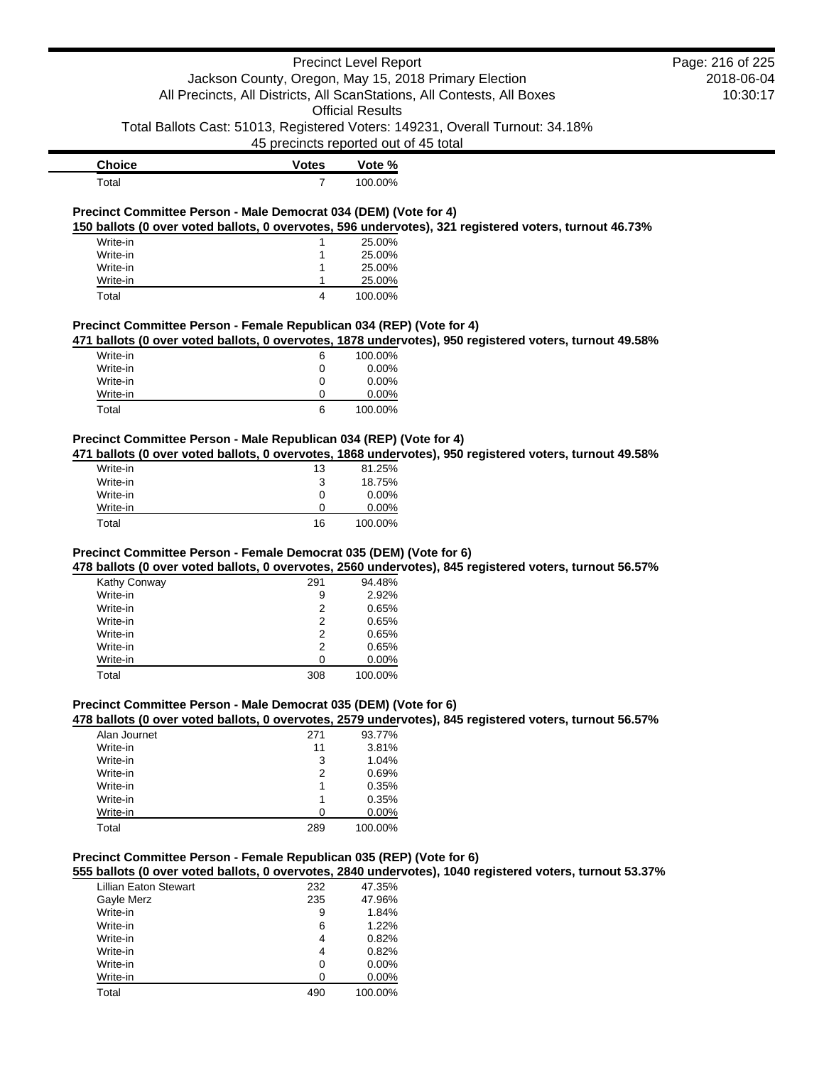| Choice | Votes | Vote % |
|---|---|---|
| Total | 7 | 100.00% |

### Precinct Committee Person - Male Democrat 034 (DEM) (Vote for 4)

**150 ballots (0 over voted ballots, 0 overvotes, 596 undervotes), 321 registered voters, turnout 46.73%**

| Choice | Votes | Vote % |
|---|---|---|
| Write-in | 1 | 25.00% |
| Write-in | 1 | 25.00% |
| Write-in | 1 | 25.00% |
| Write-in | 1 | 25.00% |
| Total | 4 | 100.00% |

### Precinct Committee Person - Female Republican 034 (REP) (Vote for 4)

**471 ballots (0 over voted ballots, 0 overvotes, 1878 undervotes), 950 registered voters, turnout 49.58%**

| Choice | Votes | Vote % |
|---|---|---|
| Write-in | 6 | 100.00% |
| Write-in | 0 | 0.00% |
| Write-in | 0 | 0.00% |
| Write-in | 0 | 0.00% |
| Total | 6 | 100.00% |

### Precinct Committee Person - Male Republican 034 (REP) (Vote for 4)

**471 ballots (0 over voted ballots, 0 overvotes, 1868 undervotes), 950 registered voters, turnout 49.58%**

| Choice | Votes | Vote % |
|---|---|---|
| Write-in | 13 | 81.25% |
| Write-in | 3 | 18.75% |
| Write-in | 0 | 0.00% |
| Write-in | 0 | 0.00% |
| Total | 16 | 100.00% |

### Precinct Committee Person - Female Democrat 035 (DEM) (Vote for 6)

**478 ballots (0 over voted ballots, 0 overvotes, 2560 undervotes), 845 registered voters, turnout 56.57%**

| Choice | Votes | Vote % |
|---|---|---|
| Kathy Conway | 291 | 94.48% |
| Write-in | 9 | 2.92% |
| Write-in | 2 | 0.65% |
| Write-in | 2 | 0.65% |
| Write-in | 2 | 0.65% |
| Write-in | 2 | 0.65% |
| Write-in | 0 | 0.00% |
| Total | 308 | 100.00% |

### Precinct Committee Person - Male Democrat 035 (DEM) (Vote for 6)

**478 ballots (0 over voted ballots, 0 overvotes, 2579 undervotes), 845 registered voters, turnout 56.57%**

| Choice | Votes | Vote % |
|---|---|---|
| Alan Journet | 271 | 93.77% |
| Write-in | 11 | 3.81% |
| Write-in | 3 | 1.04% |
| Write-in | 2 | 0.69% |
| Write-in | 1 | 0.35% |
| Write-in | 1 | 0.35% |
| Write-in | 0 | 0.00% |
| Total | 289 | 100.00% |

### Precinct Committee Person - Female Republican 035 (REP) (Vote for 6)

**555 ballots (0 over voted ballots, 0 overvotes, 2840 undervotes), 1040 registered voters, turnout 53.37%**

| Choice | Votes | Vote % |
|---|---|---|
| Lillian Eaton Stewart | 232 | 47.35% |
| Gayle Merz | 235 | 47.96% |
| Write-in | 9 | 1.84% |
| Write-in | 6 | 1.22% |
| Write-in | 4 | 0.82% |
| Write-in | 4 | 0.82% |
| Write-in | 0 | 0.00% |
| Write-in | 0 | 0.00% |
| Total | 490 | 100.00% |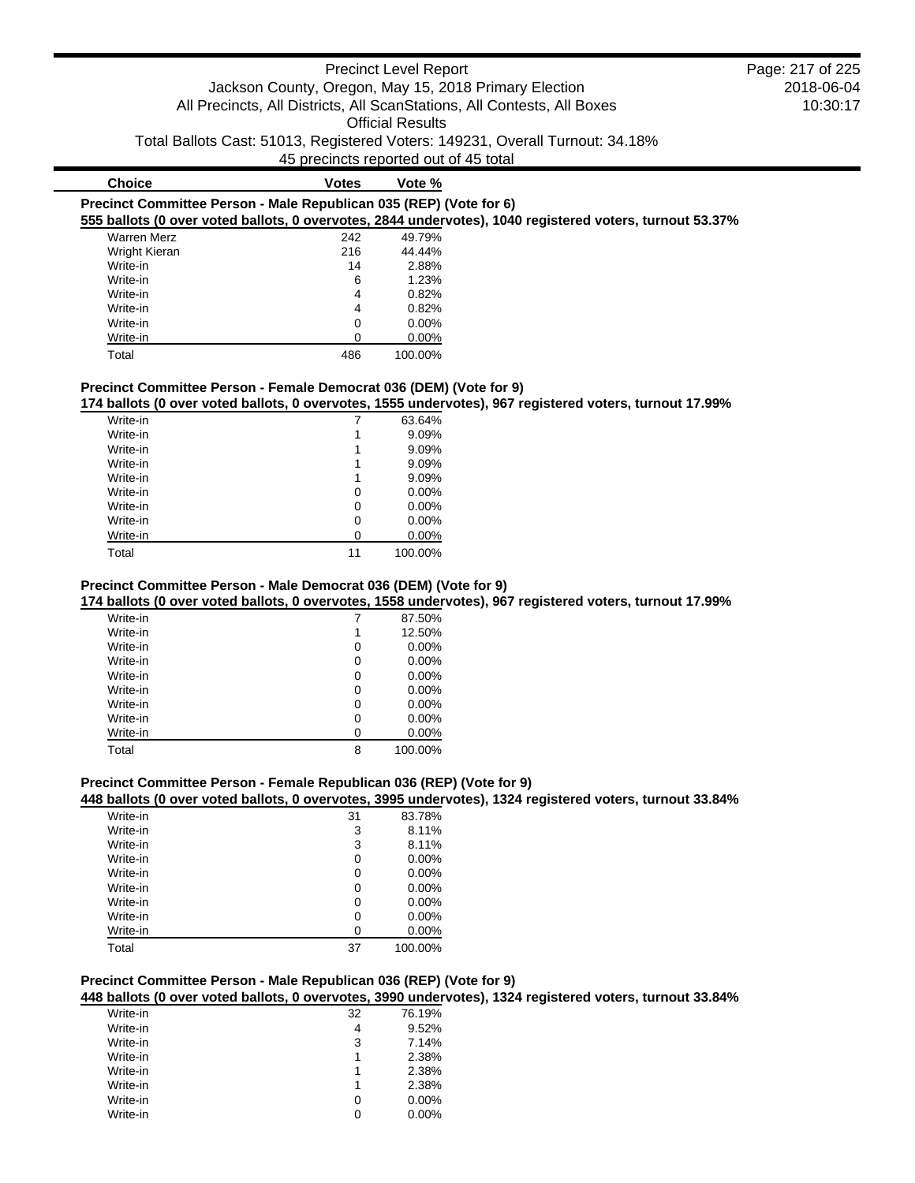| Choice | Votes | Vote % |
|---|---|---|

**Precinct Committee Person - Male Republican 035 (REP) (Vote for 6)**

**555 ballots (0 over voted ballots, 0 overvotes, 2844 undervotes), 1040 registered voters, turnout 53.37%**

| Choice | Votes | Vote % |
|---|---|---|
| Warren Merz | 242 | 49.79% |
| Wright Kieran | 216 | 44.44% |
| Write-in | 14 | 2.88% |
| Write-in | 6 | 1.23% |
| Write-in | 4 | 0.82% |
| Write-in | 4 | 0.82% |
| Write-in | 0 | 0.00% |
| Write-in | 0 | 0.00% |
| Total | 486 | 100.00% |

**Precinct Committee Person - Female Democrat 036 (DEM) (Vote for 9)**

**174 ballots (0 over voted ballots, 0 overvotes, 1555 undervotes), 967 registered voters, turnout 17.99%**

| Choice | Votes | Vote % |
|---|---|---|
| Write-in | 7 | 63.64% |
| Write-in | 1 | 9.09% |
| Write-in | 1 | 9.09% |
| Write-in | 1 | 9.09% |
| Write-in | 1 | 9.09% |
| Write-in | 0 | 0.00% |
| Write-in | 0 | 0.00% |
| Write-in | 0 | 0.00% |
| Write-in | 0 | 0.00% |
| Total | 11 | 100.00% |

**Precinct Committee Person - Male Democrat 036 (DEM) (Vote for 9)**

**174 ballots (0 over voted ballots, 0 overvotes, 1558 undervotes), 967 registered voters, turnout 17.99%**

| Choice | Votes | Vote % |
|---|---|---|
| Write-in | 7 | 87.50% |
| Write-in | 1 | 12.50% |
| Write-in | 0 | 0.00% |
| Write-in | 0 | 0.00% |
| Write-in | 0 | 0.00% |
| Write-in | 0 | 0.00% |
| Write-in | 0 | 0.00% |
| Write-in | 0 | 0.00% |
| Write-in | 0 | 0.00% |
| Total | 8 | 100.00% |

**Precinct Committee Person - Female Republican 036 (REP) (Vote for 9)**

**448 ballots (0 over voted ballots, 0 overvotes, 3995 undervotes), 1324 registered voters, turnout 33.84%**

| Choice | Votes | Vote % |
|---|---|---|
| Write-in | 31 | 83.78% |
| Write-in | 3 | 8.11% |
| Write-in | 3 | 8.11% |
| Write-in | 0 | 0.00% |
| Write-in | 0 | 0.00% |
| Write-in | 0 | 0.00% |
| Write-in | 0 | 0.00% |
| Write-in | 0 | 0.00% |
| Write-in | 0 | 0.00% |
| Total | 37 | 100.00% |

**Precinct Committee Person - Male Republican 036 (REP) (Vote for 9)**

**448 ballots (0 over voted ballots, 0 overvotes, 3990 undervotes), 1324 registered voters, turnout 33.84%**

| Choice | Votes | Vote % |
|---|---|---|
| Write-in | 32 | 76.19% |
| Write-in | 4 | 9.52% |
| Write-in | 3 | 7.14% |
| Write-in | 1 | 2.38% |
| Write-in | 1 | 2.38% |
| Write-in | 1 | 2.38% |
| Write-in | 0 | 0.00% |
| Write-in | 0 | 0.00% |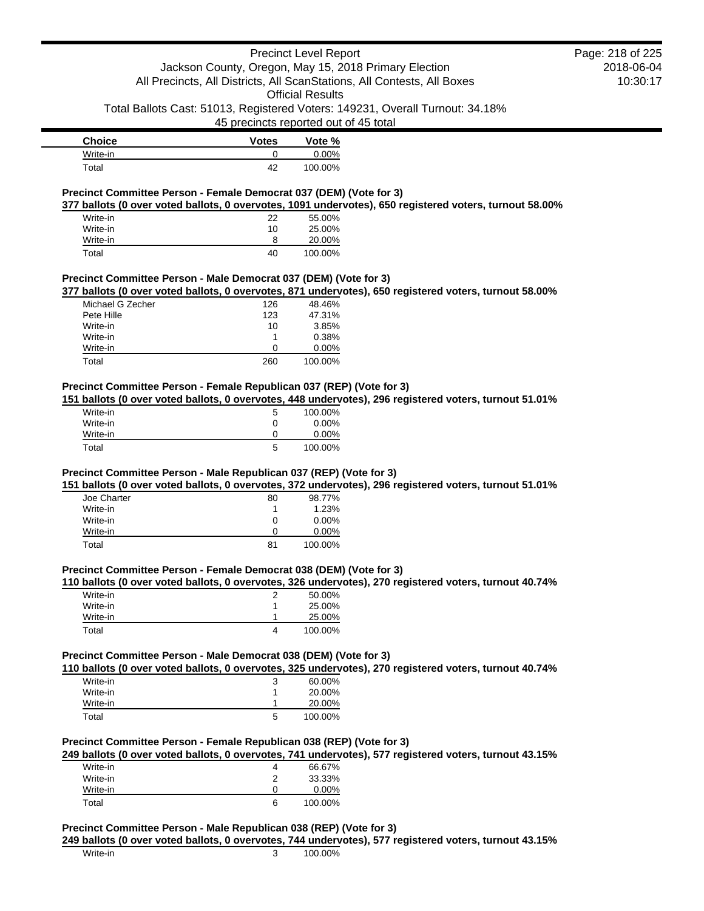| Choice | Votes | Vote % |
| --- | --- | --- |
| Write-in | 0 | 0.00% |
| Total | 42 | 100.00% |

**Precinct Committee Person - Female Democrat 037 (DEM) (Vote for 3)**

**377 ballots (0 over voted ballots, 0 overvotes, 1091 undervotes), 650 registered voters, turnout 58.00%**

| Choice | Votes | Vote % |
| --- | --- | --- |
| Write-in | 22 | 55.00% |
| Write-in | 10 | 25.00% |
| Write-in | 8 | 20.00% |
| Total | 40 | 100.00% |

**Precinct Committee Person - Male Democrat 037 (DEM) (Vote for 3)**

**377 ballots (0 over voted ballots, 0 overvotes, 871 undervotes), 650 registered voters, turnout 58.00%**

| Choice | Votes | Vote % |
| --- | --- | --- |
| Michael G Zecher | 126 | 48.46% |
| Pete Hille | 123 | 47.31% |
| Write-in | 10 | 3.85% |
| Write-in | 1 | 0.38% |
| Write-in | 0 | 0.00% |
| Total | 260 | 100.00% |

**Precinct Committee Person - Female Republican 037 (REP) (Vote for 3)**

**151 ballots (0 over voted ballots, 0 overvotes, 448 undervotes), 296 registered voters, turnout 51.01%**

| Choice | Votes | Vote % |
| --- | --- | --- |
| Write-in | 5 | 100.00% |
| Write-in | 0 | 0.00% |
| Write-in | 0 | 0.00% |
| Total | 5 | 100.00% |

**Precinct Committee Person - Male Republican 037 (REP) (Vote for 3)**

**151 ballots (0 over voted ballots, 0 overvotes, 372 undervotes), 296 registered voters, turnout 51.01%**

| Choice | Votes | Vote % |
| --- | --- | --- |
| Joe Charter | 80 | 98.77% |
| Write-in | 1 | 1.23% |
| Write-in | 0 | 0.00% |
| Write-in | 0 | 0.00% |
| Total | 81 | 100.00% |

**Precinct Committee Person - Female Democrat 038 (DEM) (Vote for 3)**

**110 ballots (0 over voted ballots, 0 overvotes, 326 undervotes), 270 registered voters, turnout 40.74%**

| Choice | Votes | Vote % |
| --- | --- | --- |
| Write-in | 2 | 50.00% |
| Write-in | 1 | 25.00% |
| Write-in | 1 | 25.00% |
| Total | 4 | 100.00% |

**Precinct Committee Person - Male Democrat 038 (DEM) (Vote for 3)**

**110 ballots (0 over voted ballots, 0 overvotes, 325 undervotes), 270 registered voters, turnout 40.74%**

| Choice | Votes | Vote % |
| --- | --- | --- |
| Write-in | 3 | 60.00% |
| Write-in | 1 | 20.00% |
| Write-in | 1 | 20.00% |
| Total | 5 | 100.00% |

**Precinct Committee Person - Female Republican 038 (REP) (Vote for 3)**

**249 ballots (0 over voted ballots, 0 overvotes, 741 undervotes), 577 registered voters, turnout 43.15%**

| Choice | Votes | Vote % |
| --- | --- | --- |
| Write-in | 4 | 66.67% |
| Write-in | 2 | 33.33% |
| Write-in | 0 | 0.00% |
| Total | 6 | 100.00% |

**Precinct Committee Person - Male Republican 038 (REP) (Vote for 3)**

**249 ballots (0 over voted ballots, 0 overvotes, 744 undervotes), 577 registered voters, turnout 43.15%**

| Choice | Votes | Vote % |
| --- | --- | --- |
| Write-in | 3 | 100.00% |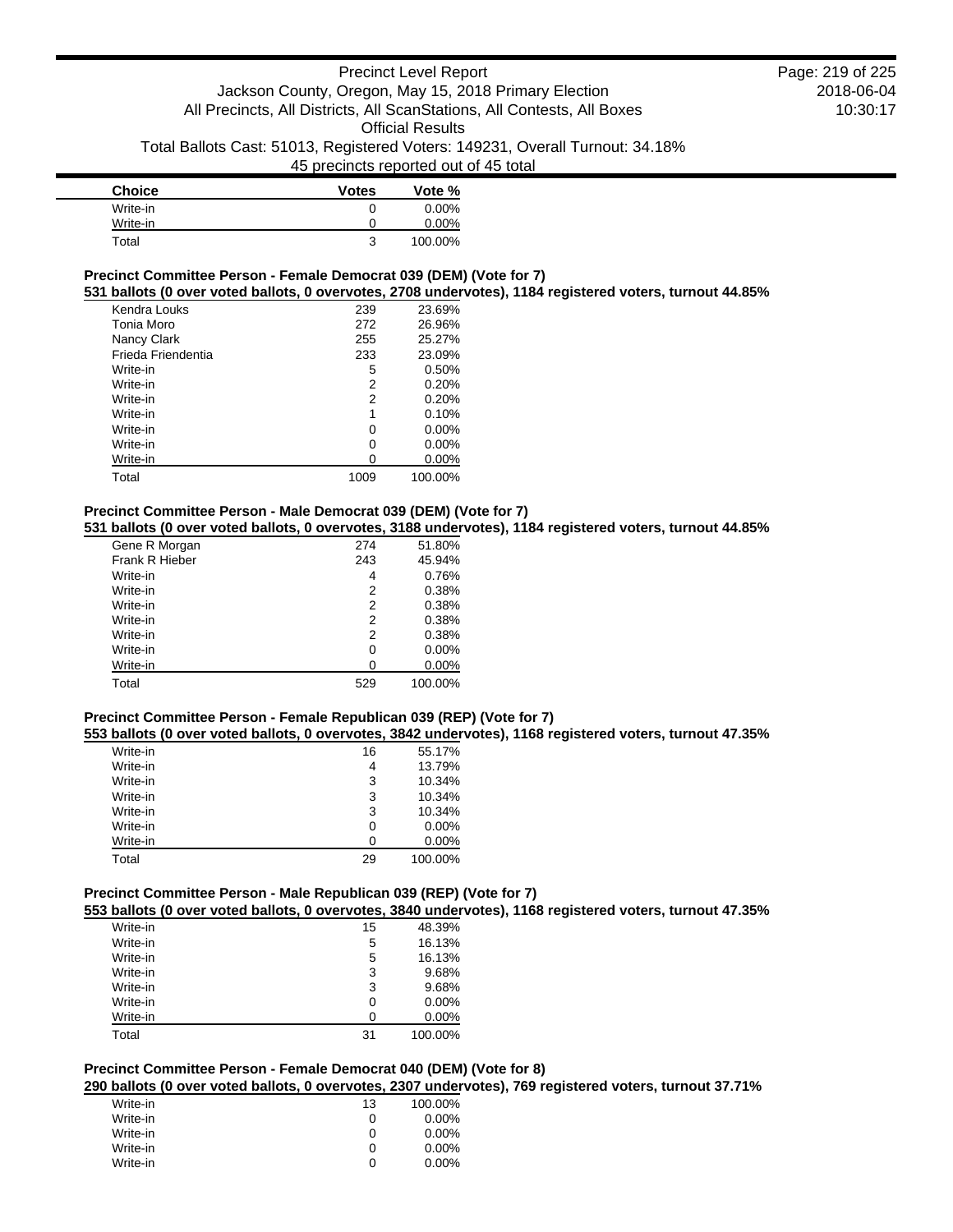| Choice | Votes | Vote % |
|---|---|---|
| Write-in | 0 | 0.00% |
| Write-in | 0 | 0.00% |
| Total | 3 | 100.00% |

**Precinct Committee Person - Female Democrat 039 (DEM) (Vote for 7)**

**531 ballots (0 over voted ballots, 0 overvotes, 2708 undervotes), 1184 registered voters, turnout 44.85%**

| Choice | Votes | Vote % |
|---|---|---|
| Kendra Louks | 239 | 23.69% |
| Tonia Moro | 272 | 26.96% |
| Nancy Clark | 255 | 25.27% |
| Frieda Friendentia | 233 | 23.09% |
| Write-in | 5 | 0.50% |
| Write-in | 2 | 0.20% |
| Write-in | 2 | 0.20% |
| Write-in | 1 | 0.10% |
| Write-in | 0 | 0.00% |
| Write-in | 0 | 0.00% |
| Write-in | 0 | 0.00% |
| Total | 1009 | 100.00% |

**Precinct Committee Person - Male Democrat 039 (DEM) (Vote for 7)**

**531 ballots (0 over voted ballots, 0 overvotes, 3188 undervotes), 1184 registered voters, turnout 44.85%**

| Choice | Votes | Vote % |
|---|---|---|
| Gene R Morgan | 274 | 51.80% |
| Frank R Hieber | 243 | 45.94% |
| Write-in | 4 | 0.76% |
| Write-in | 2 | 0.38% |
| Write-in | 2 | 0.38% |
| Write-in | 2 | 0.38% |
| Write-in | 2 | 0.38% |
| Write-in | 0 | 0.00% |
| Write-in | 0 | 0.00% |
| Total | 529 | 100.00% |

**Precinct Committee Person - Female Republican 039 (REP) (Vote for 7)**

**553 ballots (0 over voted ballots, 0 overvotes, 3842 undervotes), 1168 registered voters, turnout 47.35%**

| Choice | Votes | Vote % |
|---|---|---|
| Write-in | 16 | 55.17% |
| Write-in | 4 | 13.79% |
| Write-in | 3 | 10.34% |
| Write-in | 3 | 10.34% |
| Write-in | 3 | 10.34% |
| Write-in | 0 | 0.00% |
| Write-in | 0 | 0.00% |
| Total | 29 | 100.00% |

**Precinct Committee Person - Male Republican 039 (REP) (Vote for 7)**

**553 ballots (0 over voted ballots, 0 overvotes, 3840 undervotes), 1168 registered voters, turnout 47.35%**

| Choice | Votes | Vote % |
|---|---|---|
| Write-in | 15 | 48.39% |
| Write-in | 5 | 16.13% |
| Write-in | 5 | 16.13% |
| Write-in | 3 | 9.68% |
| Write-in | 3 | 9.68% |
| Write-in | 0 | 0.00% |
| Write-in | 0 | 0.00% |
| Total | 31 | 100.00% |

**Precinct Committee Person - Female Democrat 040 (DEM) (Vote for 8)**

**290 ballots (0 over voted ballots, 0 overvotes, 2307 undervotes), 769 registered voters, turnout 37.71%**

| Choice | Votes | Vote % |
|---|---|---|
| Write-in | 13 | 100.00% |
| Write-in | 0 | 0.00% |
| Write-in | 0 | 0.00% |
| Write-in | 0 | 0.00% |
| Write-in | 0 | 0.00% |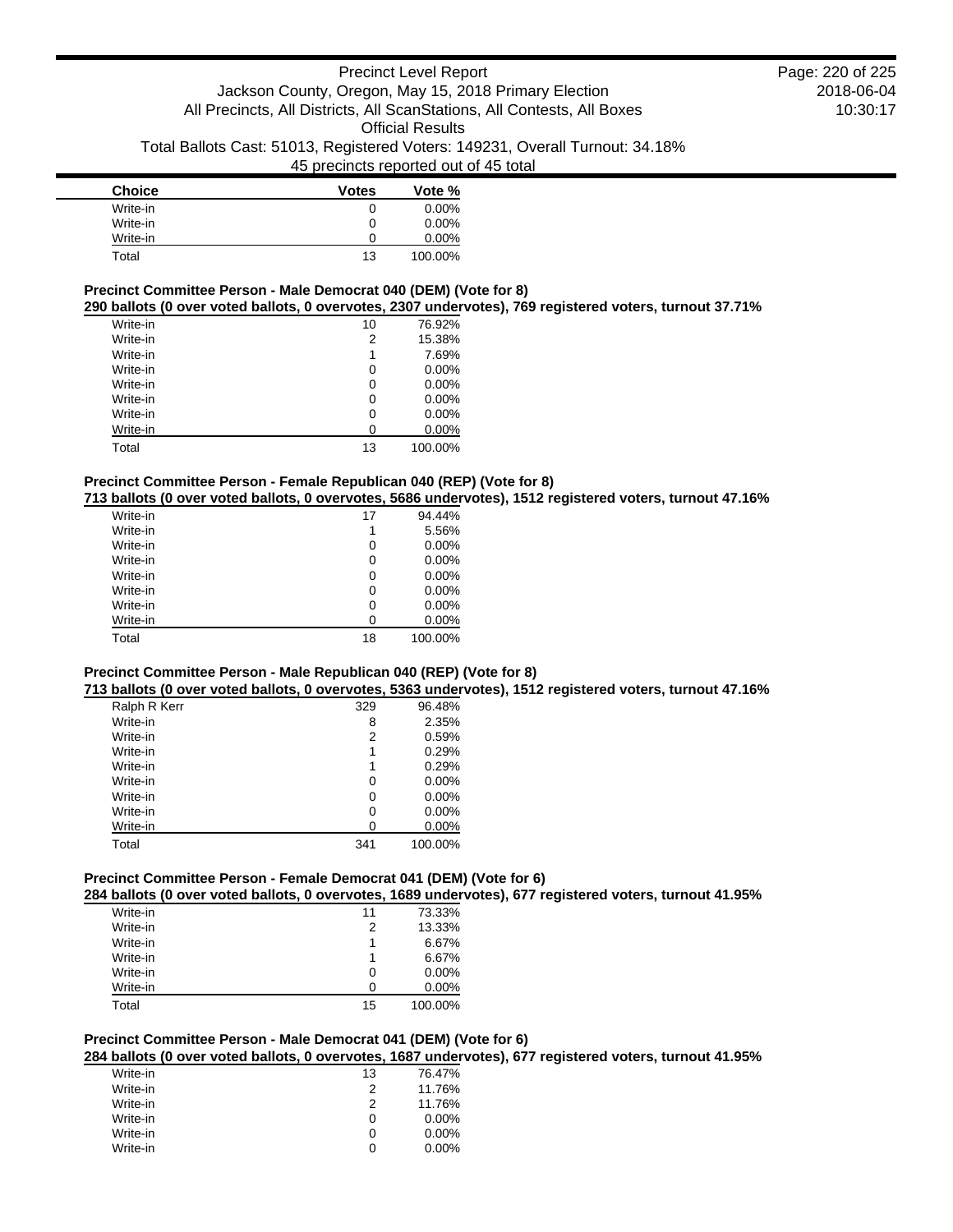| Choice | Votes | Vote % |
| --- | --- | --- |
| Write-in | 0 | 0.00% |
| Write-in | 0 | 0.00% |
| Write-in | 0 | 0.00% |
| Total | 13 | 100.00% |

### Precinct Committee Person - Male Democrat 040 (DEM) (Vote for 8)

**290 ballots (0 over voted ballots, 0 overvotes, 2307 undervotes), 769 registered voters, turnout 37.71%**

| Choice | Votes | Vote % |
| --- | --- | --- |
| Write-in | 10 | 76.92% |
| Write-in | 2 | 15.38% |
| Write-in | 1 | 7.69% |
| Write-in | 0 | 0.00% |
| Write-in | 0 | 0.00% |
| Write-in | 0 | 0.00% |
| Write-in | 0 | 0.00% |
| Write-in | 0 | 0.00% |
| Total | 13 | 100.00% |

### Precinct Committee Person - Female Republican 040 (REP) (Vote for 8)

**713 ballots (0 over voted ballots, 0 overvotes, 5686 undervotes), 1512 registered voters, turnout 47.16%**

| Choice | Votes | Vote % |
| --- | --- | --- |
| Write-in | 17 | 94.44% |
| Write-in | 1 | 5.56% |
| Write-in | 0 | 0.00% |
| Write-in | 0 | 0.00% |
| Write-in | 0 | 0.00% |
| Write-in | 0 | 0.00% |
| Write-in | 0 | 0.00% |
| Write-in | 0 | 0.00% |
| Total | 18 | 100.00% |

### Precinct Committee Person - Male Republican 040 (REP) (Vote for 8)

**713 ballots (0 over voted ballots, 0 overvotes, 5363 undervotes), 1512 registered voters, turnout 47.16%**

| Choice | Votes | Vote % |
| --- | --- | --- |
| Ralph R Kerr | 329 | 96.48% |
| Write-in | 8 | 2.35% |
| Write-in | 2 | 0.59% |
| Write-in | 1 | 0.29% |
| Write-in | 1 | 0.29% |
| Write-in | 0 | 0.00% |
| Write-in | 0 | 0.00% |
| Write-in | 0 | 0.00% |
| Write-in | 0 | 0.00% |
| Total | 341 | 100.00% |

### Precinct Committee Person - Female Democrat 041 (DEM) (Vote for 6)

**284 ballots (0 over voted ballots, 0 overvotes, 1689 undervotes), 677 registered voters, turnout 41.95%**

| Choice | Votes | Vote % |
| --- | --- | --- |
| Write-in | 11 | 73.33% |
| Write-in | 2 | 13.33% |
| Write-in | 1 | 6.67% |
| Write-in | 1 | 6.67% |
| Write-in | 0 | 0.00% |
| Write-in | 0 | 0.00% |
| Total | 15 | 100.00% |

### Precinct Committee Person - Male Democrat 041 (DEM) (Vote for 6)

**284 ballots (0 over voted ballots, 0 overvotes, 1687 undervotes), 677 registered voters, turnout 41.95%**

| Choice | Votes | Vote % |
| --- | --- | --- |
| Write-in | 13 | 76.47% |
| Write-in | 2 | 11.76% |
| Write-in | 2 | 11.76% |
| Write-in | 0 | 0.00% |
| Write-in | 0 | 0.00% |
| Write-in | 0 | 0.00% |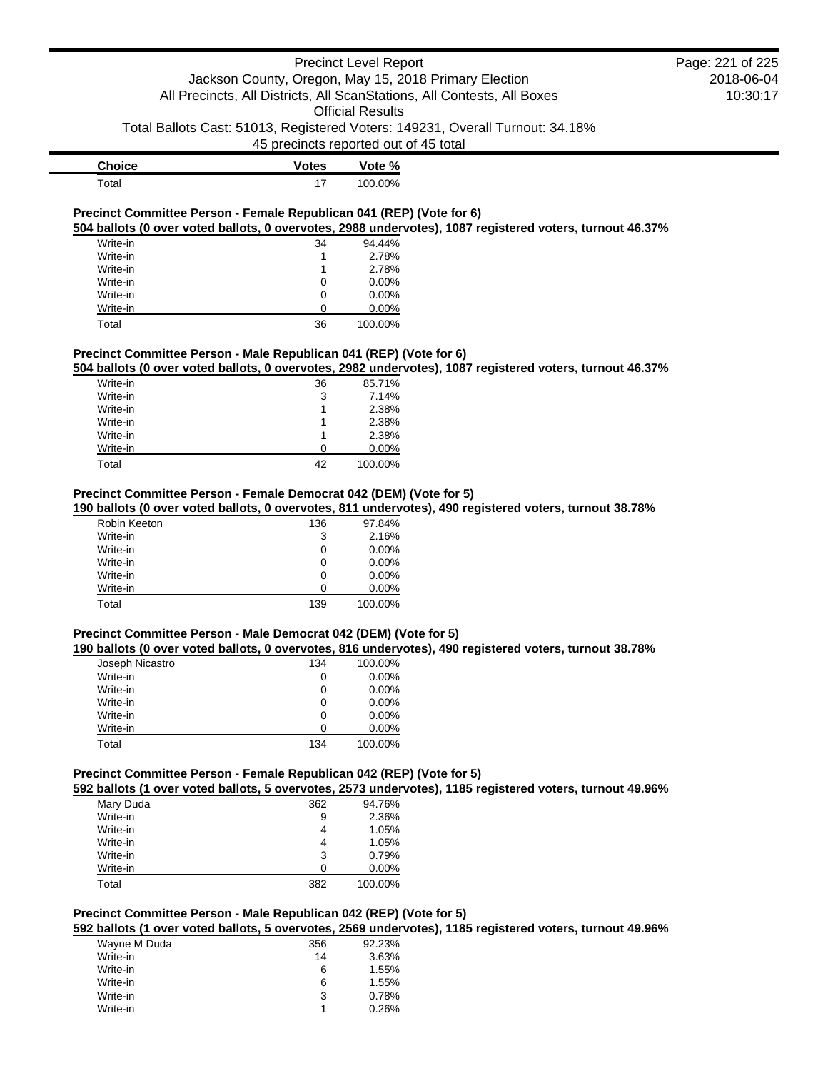| Choice | Votes | Vote % |
|---|---|---|
| Total | 17 | 100.00% |

**Precinct Committee Person - Female Republican 041 (REP) (Vote for 6)**

**504 ballots (0 over voted ballots, 0 overvotes, 2988 undervotes), 1087 registered voters, turnout 46.37%**

| Choice | Votes | Vote % |
|---|---|---|
| Write-in | 34 | 94.44% |
| Write-in | 1 | 2.78% |
| Write-in | 1 | 2.78% |
| Write-in | 0 | 0.00% |
| Write-in | 0 | 0.00% |
| Write-in | 0 | 0.00% |
| Total | 36 | 100.00% |

**Precinct Committee Person - Male Republican 041 (REP) (Vote for 6)**

**504 ballots (0 over voted ballots, 0 overvotes, 2982 undervotes), 1087 registered voters, turnout 46.37%**

| Choice | Votes | Vote % |
|---|---|---|
| Write-in | 36 | 85.71% |
| Write-in | 3 | 7.14% |
| Write-in | 1 | 2.38% |
| Write-in | 1 | 2.38% |
| Write-in | 1 | 2.38% |
| Write-in | 0 | 0.00% |
| Total | 42 | 100.00% |

**Precinct Committee Person - Female Democrat 042 (DEM) (Vote for 5)**

**190 ballots (0 over voted ballots, 0 overvotes, 811 undervotes), 490 registered voters, turnout 38.78%**

| Choice | Votes | Vote % |
|---|---|---|
| Robin Keeton | 136 | 97.84% |
| Write-in | 3 | 2.16% |
| Write-in | 0 | 0.00% |
| Write-in | 0 | 0.00% |
| Write-in | 0 | 0.00% |
| Write-in | 0 | 0.00% |
| Total | 139 | 100.00% |

**Precinct Committee Person - Male Democrat 042 (DEM) (Vote for 5)**

**190 ballots (0 over voted ballots, 0 overvotes, 816 undervotes), 490 registered voters, turnout 38.78%**

| Choice | Votes | Vote % |
|---|---|---|
| Joseph Nicastro | 134 | 100.00% |
| Write-in | 0 | 0.00% |
| Write-in | 0 | 0.00% |
| Write-in | 0 | 0.00% |
| Write-in | 0 | 0.00% |
| Write-in | 0 | 0.00% |
| Total | 134 | 100.00% |

**Precinct Committee Person - Female Republican 042 (REP) (Vote for 5)**

**592 ballots (1 over voted ballots, 5 overvotes, 2573 undervotes), 1185 registered voters, turnout 49.96%**

| Choice | Votes | Vote % |
|---|---|---|
| Mary Duda | 362 | 94.76% |
| Write-in | 9 | 2.36% |
| Write-in | 4 | 1.05% |
| Write-in | 4 | 1.05% |
| Write-in | 3 | 0.79% |
| Write-in | 0 | 0.00% |
| Total | 382 | 100.00% |

**Precinct Committee Person - Male Republican 042 (REP) (Vote for 5)**

**592 ballots (1 over voted ballots, 5 overvotes, 2569 undervotes), 1185 registered voters, turnout 49.96%**

| Choice | Votes | Vote % |
|---|---|---|
| Wayne M Duda | 356 | 92.23% |
| Write-in | 14 | 3.63% |
| Write-in | 6 | 1.55% |
| Write-in | 6 | 1.55% |
| Write-in | 3 | 0.78% |
| Write-in | 1 | 0.26% |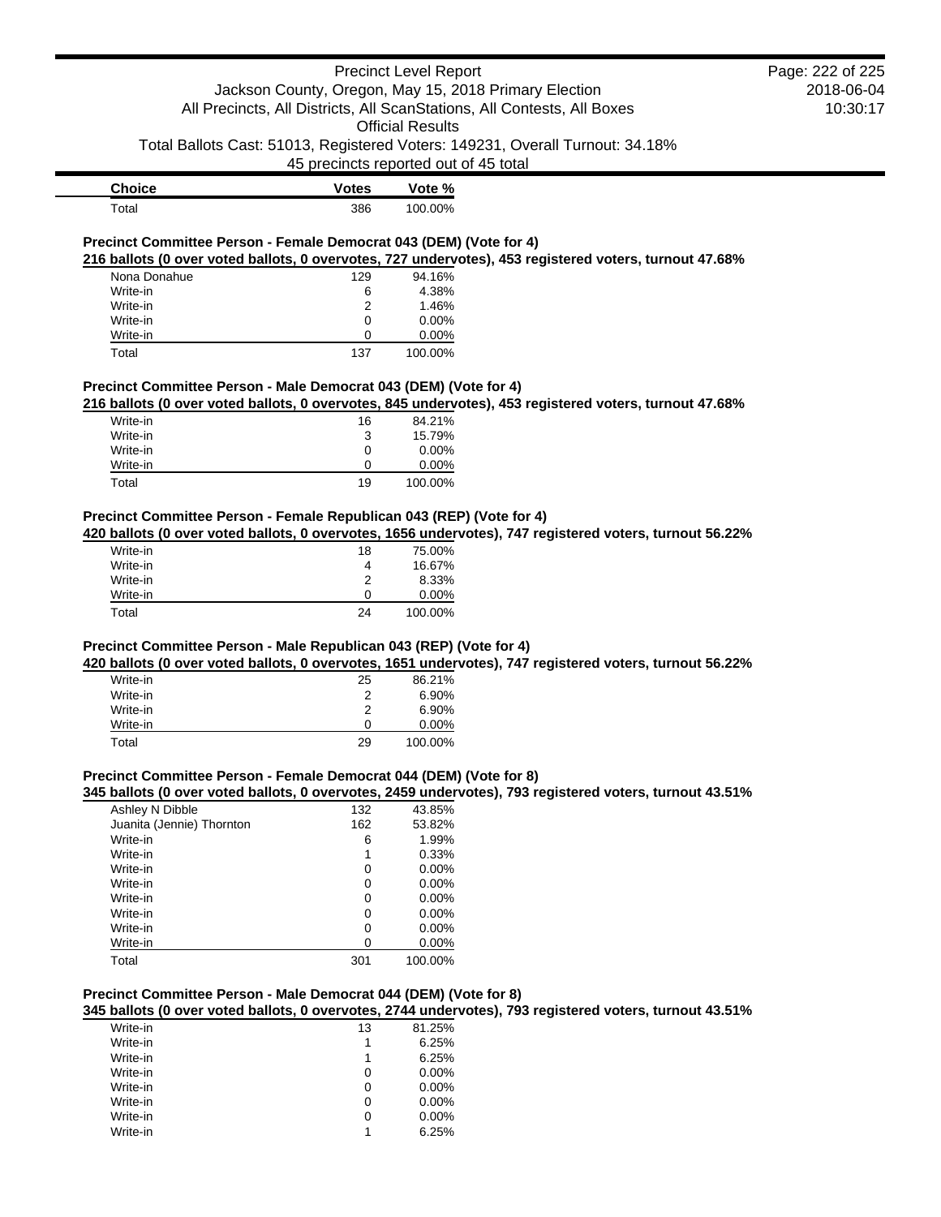| Choice | Votes | Vote % |
|---|---|---|
| Total | 386 | 100.00% |

### Precinct Committee Person - Female Democrat 043 (DEM) (Vote for 4)

**216 ballots (0 over voted ballots, 0 overvotes, 727 undervotes), 453 registered voters, turnout 47.68%**

| Choice | Votes | Vote % |
|---|---|---|
| Nona Donahue | 129 | 94.16% |
| Write-in | 6 | 4.38% |
| Write-in | 2 | 1.46% |
| Write-in | 0 | 0.00% |
| Write-in | 0 | 0.00% |
| Total | 137 | 100.00% |

### Precinct Committee Person - Male Democrat 043 (DEM) (Vote for 4)

**216 ballots (0 over voted ballots, 0 overvotes, 845 undervotes), 453 registered voters, turnout 47.68%**

| Choice | Votes | Vote % |
|---|---|---|
| Write-in | 16 | 84.21% |
| Write-in | 3 | 15.79% |
| Write-in | 0 | 0.00% |
| Write-in | 0 | 0.00% |
| Total | 19 | 100.00% |

### Precinct Committee Person - Female Republican 043 (REP) (Vote for 4)

**420 ballots (0 over voted ballots, 0 overvotes, 1656 undervotes), 747 registered voters, turnout 56.22%**

| Choice | Votes | Vote % |
|---|---|---|
| Write-in | 18 | 75.00% |
| Write-in | 4 | 16.67% |
| Write-in | 2 | 8.33% |
| Write-in | 0 | 0.00% |
| Total | 24 | 100.00% |

### Precinct Committee Person - Male Republican 043 (REP) (Vote for 4)

**420 ballots (0 over voted ballots, 0 overvotes, 1651 undervotes), 747 registered voters, turnout 56.22%**

| Choice | Votes | Vote % |
|---|---|---|
| Write-in | 25 | 86.21% |
| Write-in | 2 | 6.90% |
| Write-in | 2 | 6.90% |
| Write-in | 0 | 0.00% |
| Total | 29 | 100.00% |

### Precinct Committee Person - Female Democrat 044 (DEM) (Vote for 8)

**345 ballots (0 over voted ballots, 0 overvotes, 2459 undervotes), 793 registered voters, turnout 43.51%**

| Choice | Votes | Vote % |
|---|---|---|
| Ashley N Dibble | 132 | 43.85% |
| Juanita (Jennie) Thornton | 162 | 53.82% |
| Write-in | 6 | 1.99% |
| Write-in | 1 | 0.33% |
| Write-in | 0 | 0.00% |
| Write-in | 0 | 0.00% |
| Write-in | 0 | 0.00% |
| Write-in | 0 | 0.00% |
| Write-in | 0 | 0.00% |
| Write-in | 0 | 0.00% |
| Total | 301 | 100.00% |

### Precinct Committee Person - Male Democrat 044 (DEM) (Vote for 8)

**345 ballots (0 over voted ballots, 0 overvotes, 2744 undervotes), 793 registered voters, turnout 43.51%**

| Choice | Votes | Vote % |
|---|---|---|
| Write-in | 13 | 81.25% |
| Write-in | 1 | 6.25% |
| Write-in | 1 | 6.25% |
| Write-in | 0 | 0.00% |
| Write-in | 0 | 0.00% |
| Write-in | 0 | 0.00% |
| Write-in | 0 | 0.00% |
| Write-in | 1 | 6.25% |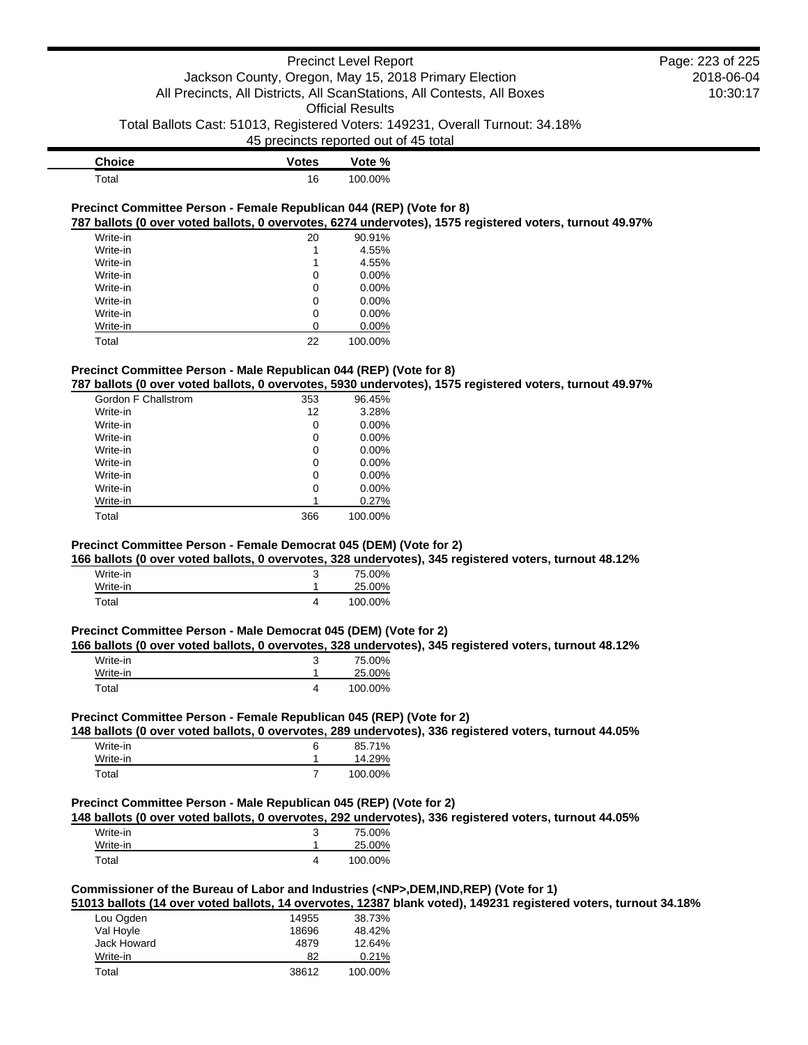| Choice | Votes | Vote % |
|---|---|---|
| Total | 16 | 100.00% |

**Precinct Committee Person - Female Republican 044 (REP) (Vote for 8)**

**787 ballots (0 over voted ballots, 0 overvotes, 6274 undervotes), 1575 registered voters, turnout 49.97%**

| Choice | Votes | Vote % |
|---|---|---|
| Write-in | 20 | 90.91% |
| Write-in | 1 | 4.55% |
| Write-in | 1 | 4.55% |
| Write-in | 0 | 0.00% |
| Write-in | 0 | 0.00% |
| Write-in | 0 | 0.00% |
| Write-in | 0 | 0.00% |
| Write-in | 0 | 0.00% |
| Total | 22 | 100.00% |

**Precinct Committee Person - Male Republican 044 (REP) (Vote for 8)**

**787 ballots (0 over voted ballots, 0 overvotes, 5930 undervotes), 1575 registered voters, turnout 49.97%**

| Choice | Votes | Vote % |
|---|---|---|
| Gordon F Challstrom | 353 | 96.45% |
| Write-in | 12 | 3.28% |
| Write-in | 0 | 0.00% |
| Write-in | 0 | 0.00% |
| Write-in | 0 | 0.00% |
| Write-in | 0 | 0.00% |
| Write-in | 0 | 0.00% |
| Write-in | 0 | 0.00% |
| Write-in | 1 | 0.27% |
| Total | 366 | 100.00% |

**Precinct Committee Person - Female Democrat 045 (DEM) (Vote for 2)**

**166 ballots (0 over voted ballots, 0 overvotes, 328 undervotes), 345 registered voters, turnout 48.12%**

| Choice | Votes | Vote % |
|---|---|---|
| Write-in | 3 | 75.00% |
| Write-in | 1 | 25.00% |
| Total | 4 | 100.00% |

**Precinct Committee Person - Male Democrat 045 (DEM) (Vote for 2)**

**166 ballots (0 over voted ballots, 0 overvotes, 328 undervotes), 345 registered voters, turnout 48.12%**

| Choice | Votes | Vote % |
|---|---|---|
| Write-in | 3 | 75.00% |
| Write-in | 1 | 25.00% |
| Total | 4 | 100.00% |

**Precinct Committee Person - Female Republican 045 (REP) (Vote for 2)**

**148 ballots (0 over voted ballots, 0 overvotes, 289 undervotes), 336 registered voters, turnout 44.05%**

| Choice | Votes | Vote % |
|---|---|---|
| Write-in | 6 | 85.71% |
| Write-in | 1 | 14.29% |
| Total | 7 | 100.00% |

**Precinct Committee Person - Male Republican 045 (REP) (Vote for 2)**

**148 ballots (0 over voted ballots, 0 overvotes, 292 undervotes), 336 registered voters, turnout 44.05%**

| Choice | Votes | Vote % |
|---|---|---|
| Write-in | 3 | 75.00% |
| Write-in | 1 | 25.00% |
| Total | 4 | 100.00% |

**Commissioner of the Bureau of Labor and Industries (<NP>,DEM,IND,REP) (Vote for 1)**

**51013 ballots (14 over voted ballots, 14 overvotes, 12387 blank voted), 149231 registered voters, turnout 34.18%**

| Choice | Votes | Vote % |
|---|---|---|
| Lou Ogden | 14955 | 38.73% |
| Val Hoyle | 18696 | 48.42% |
| Jack Howard | 4879 | 12.64% |
| Write-in | 82 | 0.21% |
| Total | 38612 | 100.00% |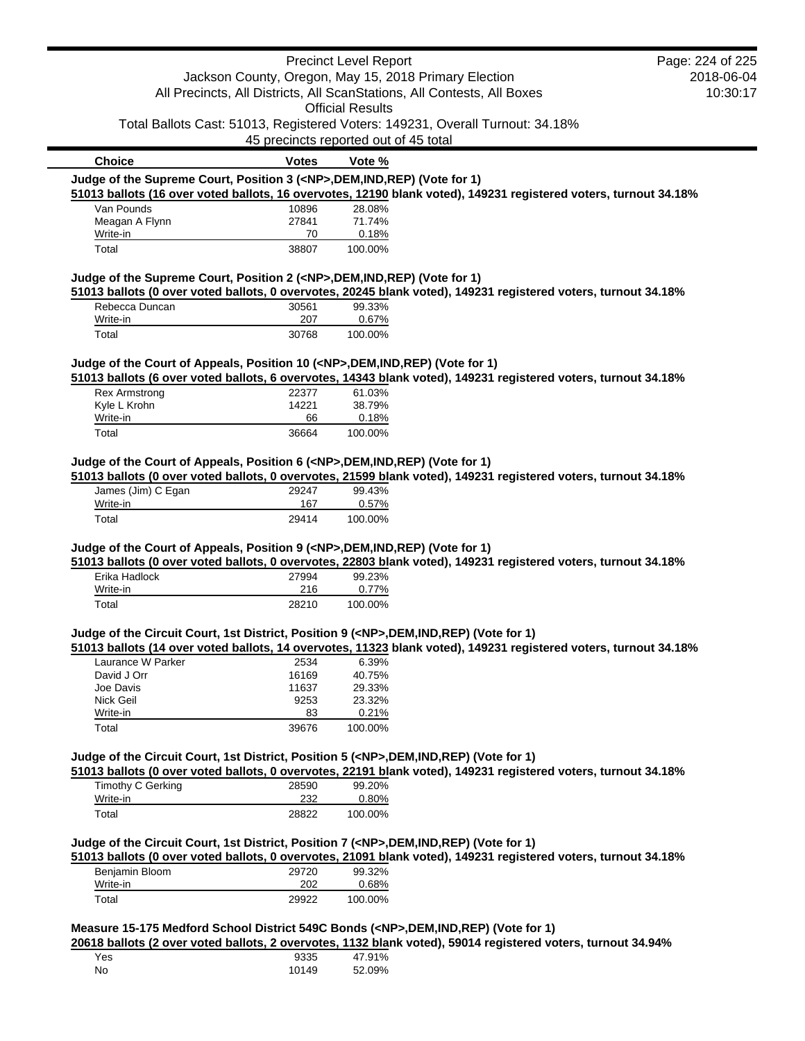| Choice | Votes | Vote % |
|---|---|---|

**Judge of the Supreme Court, Position 3 (<NP>,DEM,IND,REP) (Vote for 1)**

**51013 ballots (16 over voted ballots, 16 overvotes, 12190 blank voted), 149231 registered voters, turnout 34.18%**

| Choice | Votes | Vote % |
|---|---|---|
| Van Pounds | 10896 | 28.08% |
| Meagan A Flynn | 27841 | 71.74% |
| Write-in | 70 | 0.18% |
| Total | 38807 | 100.00% |

**Judge of the Supreme Court, Position 2 (<NP>,DEM,IND,REP) (Vote for 1)**

**51013 ballots (0 over voted ballots, 0 overvotes, 20245 blank voted), 149231 registered voters, turnout 34.18%**

| Choice | Votes | Vote % |
|---|---|---|
| Rebecca Duncan | 30561 | 99.33% |
| Write-in | 207 | 0.67% |
| Total | 30768 | 100.00% |

**Judge of the Court of Appeals, Position 10 (<NP>,DEM,IND,REP) (Vote for 1)**

**51013 ballots (6 over voted ballots, 6 overvotes, 14343 blank voted), 149231 registered voters, turnout 34.18%**

| Choice | Votes | Vote % |
|---|---|---|
| Rex Armstrong | 22377 | 61.03% |
| Kyle L Krohn | 14221 | 38.79% |
| Write-in | 66 | 0.18% |
| Total | 36664 | 100.00% |

**Judge of the Court of Appeals, Position 6 (<NP>,DEM,IND,REP) (Vote for 1)**

**51013 ballots (0 over voted ballots, 0 overvotes, 21599 blank voted), 149231 registered voters, turnout 34.18%**

| Choice | Votes | Vote % |
|---|---|---|
| James (Jim) C Egan | 29247 | 99.43% |
| Write-in | 167 | 0.57% |
| Total | 29414 | 100.00% |

**Judge of the Court of Appeals, Position 9 (<NP>,DEM,IND,REP) (Vote for 1)**

**51013 ballots (0 over voted ballots, 0 overvotes, 22803 blank voted), 149231 registered voters, turnout 34.18%**

| Choice | Votes | Vote % |
|---|---|---|
| Erika Hadlock | 27994 | 99.23% |
| Write-in | 216 | 0.77% |
| Total | 28210 | 100.00% |

**Judge of the Circuit Court, 1st District, Position 9 (<NP>,DEM,IND,REP) (Vote for 1)**

**51013 ballots (14 over voted ballots, 14 overvotes, 11323 blank voted), 149231 registered voters, turnout 34.18%**

| Choice | Votes | Vote % |
|---|---|---|
| Laurance W Parker | 2534 | 6.39% |
| David J Orr | 16169 | 40.75% |
| Joe Davis | 11637 | 29.33% |
| Nick Geil | 9253 | 23.32% |
| Write-in | 83 | 0.21% |
| Total | 39676 | 100.00% |

**Judge of the Circuit Court, 1st District, Position 5 (<NP>,DEM,IND,REP) (Vote for 1)**

**51013 ballots (0 over voted ballots, 0 overvotes, 22191 blank voted), 149231 registered voters, turnout 34.18%**

| Choice | Votes | Vote % |
|---|---|---|
| Timothy C Gerking | 28590 | 99.20% |
| Write-in | 232 | 0.80% |
| Total | 28822 | 100.00% |

**Judge of the Circuit Court, 1st District, Position 7 (<NP>,DEM,IND,REP) (Vote for 1)**

**51013 ballots (0 over voted ballots, 0 overvotes, 21091 blank voted), 149231 registered voters, turnout 34.18%**

| Choice | Votes | Vote % |
|---|---|---|
| Benjamin Bloom | 29720 | 99.32% |
| Write-in | 202 | 0.68% |
| Total | 29922 | 100.00% |

**Measure 15-175 Medford School District 549C Bonds (<NP>,DEM,IND,REP) (Vote for 1)**

**20618 ballots (2 over voted ballots, 2 overvotes, 1132 blank voted), 59014 registered voters, turnout 34.94%**

| Choice | Votes | Vote % |
|---|---|---|
| Yes | 9335 | 47.91% |
| No | 10149 | 52.09% |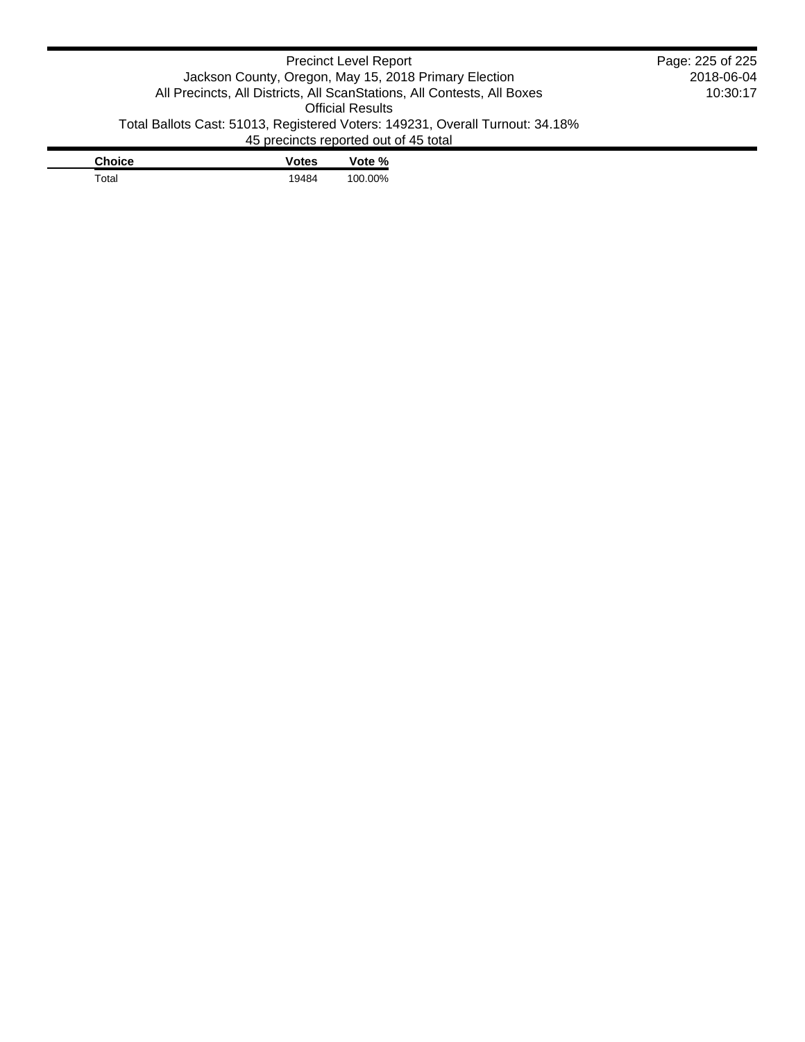| Choice | Votes | Vote % |
| --- | --- | --- |
| Total | 19484 | 100.00% |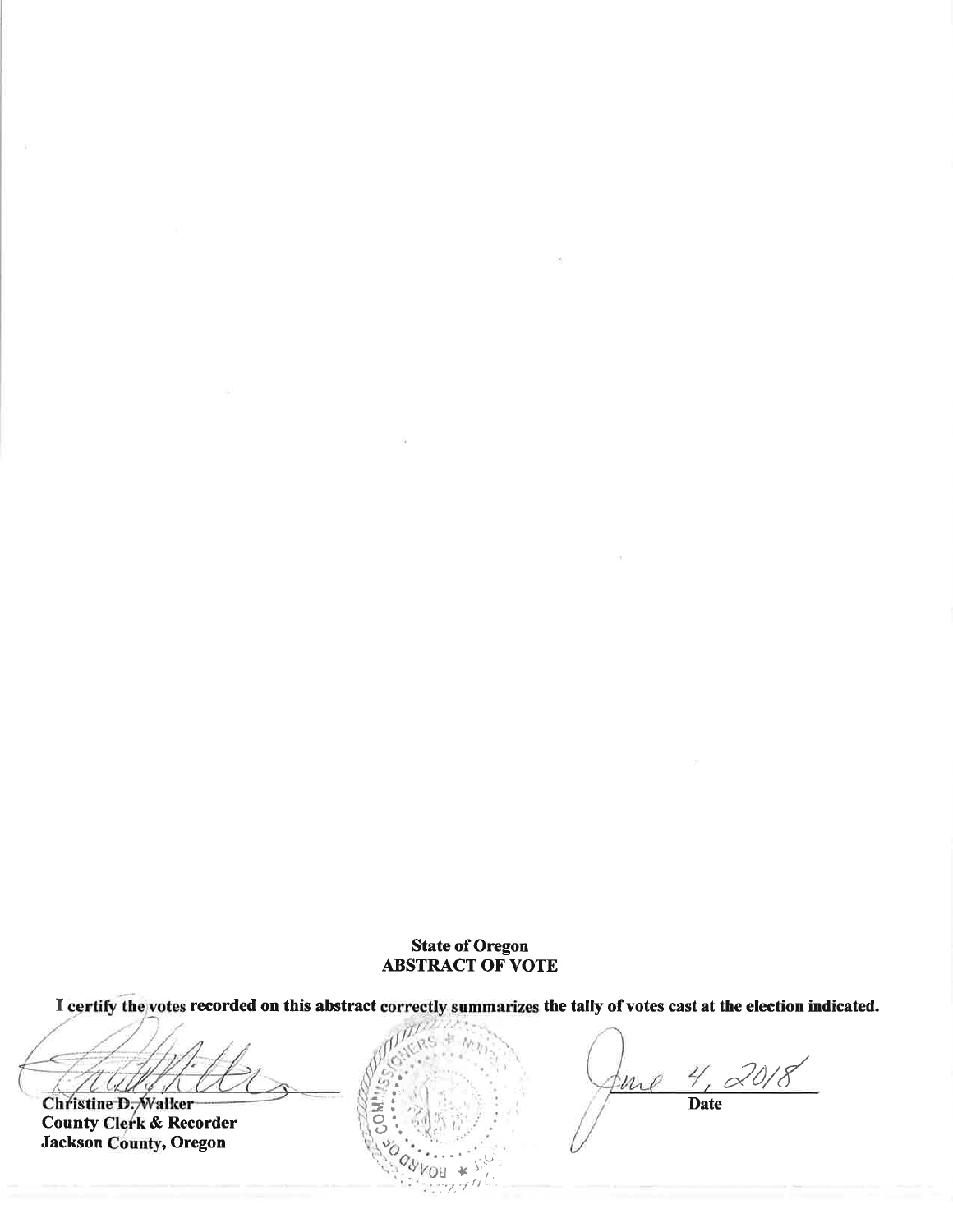**State of Oregon**
**ABSTRACT OF VOTE**

**I certify the votes recorded on this abstract correctly summarizes the tally of votes cast at the election indicated.**

June 4, 2018

**Christine D. Walker**
**County Clerk & Recorder**
**Jackson County, Oregon**

**Date**